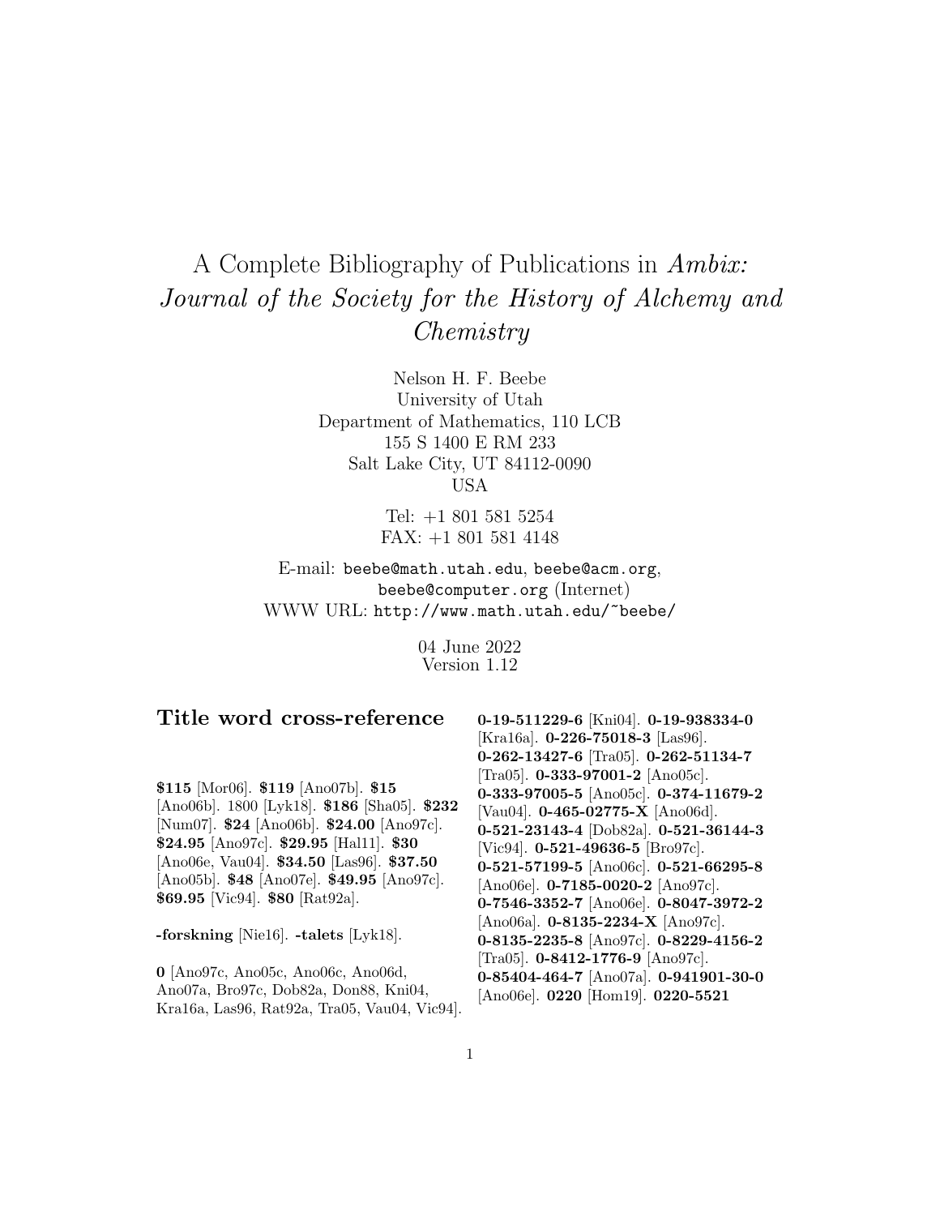# A Complete Bibliography of Publications in *Ambix: Journal of the Society for the History of Alchemy and Chemistry*

Nelson H. F. Beebe
University of Utah
Department of Mathematics, 110 LCB
155 S 1400 E RM 233
Salt Lake City, UT 84112-0090
USA

Tel: +1 801 581 5254
FAX: +1 801 581 4148

E-mail: `beebe@math.utah.edu`, `beebe@acm.org`, `beebe@computer.org` (Internet)
WWW URL: `http://www.math.utah.edu/~beebe/`

04 June 2022
Version 1.12

## Title word cross-reference

**$115** [Mor06]. **$119** [Ano07b]. **$15** [Ano06b]. 1800 [Lyk18]. **$186** [Sha05]. **$232** [Num07]. **$24** [Ano06b]. **$24.00** [Ano97c]. **$24.95** [Ano97c]. **$29.95** [Hal11]. **$30** [Ano06e, Vau04]. **$34.50** [Las96]. **$37.50** [Ano05b]. **$48** [Ano07e]. **$49.95** [Ano97c]. **$69.95** [Vic94]. **$80** [Rat92a].

**-forskning** [Nie16]. **-talets** [Lyk18].

**0** [Ano97c, Ano05c, Ano06c, Ano06d, Ano07a, Bro97c, Dob82a, Don88, Kni04, Kra16a, Las96, Rat92a, Tra05, Vau04, Vic94].

**0-19-511229-6** [Kni04]. **0-19-938334-0** [Kra16a]. **0-226-75018-3** [Las96]. **0-262-13427-6** [Tra05]. **0-262-51134-7** [Tra05]. **0-333-97001-2** [Ano05c]. **0-333-97005-5** [Ano05c]. **0-374-11679-2** [Vau04]. **0-465-02775-X** [Ano06d]. **0-521-23143-4** [Dob82a]. **0-521-36144-3** [Vic94]. **0-521-49636-5** [Bro97c]. **0-521-57199-5** [Ano06c]. **0-521-66295-8** [Ano06e]. **0-7185-0020-2** [Ano97c]. **0-7546-3352-7** [Ano06e]. **0-8047-3972-2** [Ano06a]. **0-8135-2234-X** [Ano97c]. **0-8135-2235-8** [Ano97c]. **0-8229-4156-2** [Tra05]. **0-8412-1776-9** [Ano97c]. **0-85404-464-7** [Ano07a]. **0-941901-30-0** [Ano06e]. **0220** [Hom19]. **0220-5521**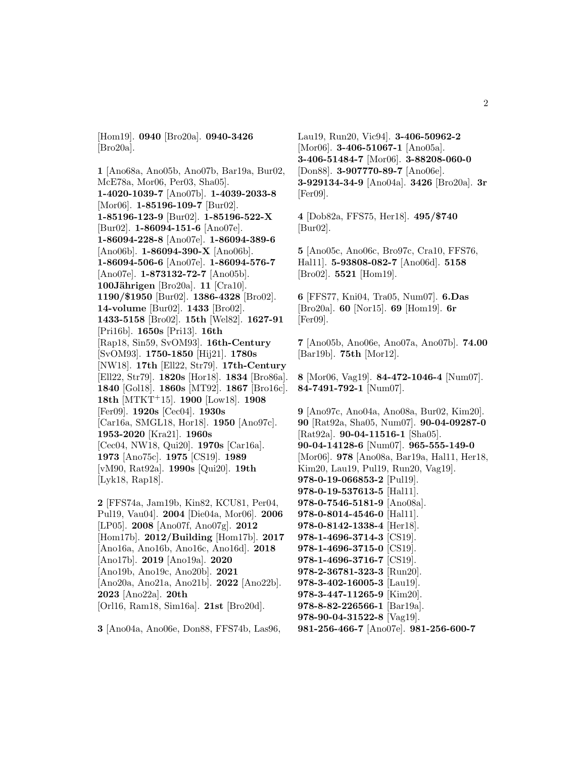[Hom19]. **0940** [Bro20a]. **0940-3426** [Bro20a].

**1** [Ano68a, Ano05b, Ano07b, Bar19a, Bur02, McE78a, Mor06, Per03, Sha05]. **1-4020-1039-7** [Ano07b]. **1-4039-2033-8** [Mor06]. **1-85196-109-7** [Bur02]. **1-85196-123-9** [Bur02]. **1-85196-522-X** [Bur02]. **1-86094-151-6** [Ano07e]. **1-86094-228-8** [Ano07e]. **1-86094-389-6** [Ano06b]. **1-86094-390-X** [Ano06b]. **1-86094-506-6** [Ano07e]. **1-86094-576-7** [Ano07e]. **1-873132-72-7** [Ano05b]. **100Jährigen** [Bro20a]. **11** [Cra10]. **1190/$1950** [Bur02]. **1386-4328** [Bro02]. **14-volume** [Bur02]. **1433** [Bro02]. **1433-5158** [Bro02]. **15th** [Wel82]. **1627-91** [Pri16b]. **1650s** [Pri13]. **16th** [Rap18, Sin59, SvOM93]. **16th-Century** [SvOM93]. **1750-1850** [Hij21]. **1780s** [NW18]. **17th** [Ell22, Str79]. **17th-Century** [Ell22, Str79]. **1820s** [Hor18]. **1834** [Bro86a]. **1840** [Gol18]. **1860s** [MT92]. **1867** [Bro16c]. **18th** [MTKT+15]. **1900** [Low18]. **1908** [Fer09]. **1920s** [Cec04]. **1930s** [Car16a, SMGL18, Hor18]. **1950** [Ano97c]. **1953-2020** [Kra21]. **1960s** [Cec04, NW18, Qui20]. **1970s** [Car16a]. **1973** [Ano75c]. **1975** [CS19]. **1989** [vM90, Rat92a]. **1990s** [Qui20]. **19th** [Lyk18, Rap18].

**2** [FFS74a, Jam19b, Kin82, KCU81, Per04, Pul19, Vau04]. **2004** [Die04a, Mor06]. **2006** [LP05]. **2008** [Ano07f, Ano07g]. **2012** [Hom17b]. **2012/Building** [Hom17b]. **2017** [Ano16a, Ano16b, Ano16c, Ano16d]. **2018** [Ano17b]. **2019** [Ano19a]. **2020** [Ano19b, Ano19c, Ano20b]. **2021** [Ano20a, Ano21a, Ano21b]. **2022** [Ano22b]. **2023** [Ano22a]. **20th** [Orl16, Ram18, Sim16a]. **21st** [Bro20d].

**3** [Ano04a, Ano06e, Don88, FFS74b, Las96, Lau19, Run20, Vic94]. **3-406-50962-2** [Mor06]. **3-406-51067-1** [Ano05a]. **3-406-51484-7** [Mor06]. **3-88208-060-0** [Don88]. **3-907770-89-7** [Ano06e]. **3-929134-34-9** [Ano04a]. **3426** [Bro20a]. **3r** [Fer09].

**4** [Dob82a, FFS75, Her18]. **495/$740** [Bur02].

**5** [Ano05c, Ano06c, Bro97c, Cra10, FFS76, Hal11]. **5-93808-082-7** [Ano06d]. **5158** [Bro02]. **5521** [Hom19].

**6** [FFS77, Kni04, Tra05, Num07]. **6.Das** [Bro20a]. **60** [Nor15]. **69** [Hom19]. **6r** [Fer09].

**7** [Ano05b, Ano06e, Ano07a, Ano07b]. **74.00** [Bar19b]. **75th** [Mor12].

**8** [Mor06, Vag19]. **84-472-1046-4** [Num07]. **84-7491-792-1** [Num07].

**9** [Ano97c, Ano04a, Ano08a, Bur02, Kim20]. **90** [Rat92a, Sha05, Num07]. **90-04-09287-0** [Rat92a]. **90-04-11516-1** [Sha05]. **90-04-14128-6** [Num07]. **965-555-149-0** [Mor06]. **978** [Ano08a, Bar19a, Hal11, Her18, Kim20, Lau19, Pul19, Run20, Vag19]. **978-0-19-066853-2** [Pul19]. **978-0-19-537613-5** [Hal11]. **978-0-7546-5181-9** [Ano08a]. **978-0-8014-4546-0** [Hal11]. **978-0-8142-1338-4** [Her18]. **978-1-4696-3714-3** [CS19]. **978-1-4696-3715-0** [CS19]. **978-1-4696-3716-7** [CS19]. **978-2-36781-323-3** [Run20]. **978-3-402-16005-3** [Lau19]. **978-3-447-11265-9** [Kim20]. **978-8-82-226566-1** [Bar19a]. **978-90-04-31522-8** [Vag19]. **981-256-466-7** [Ano07e]. **981-256-600-7**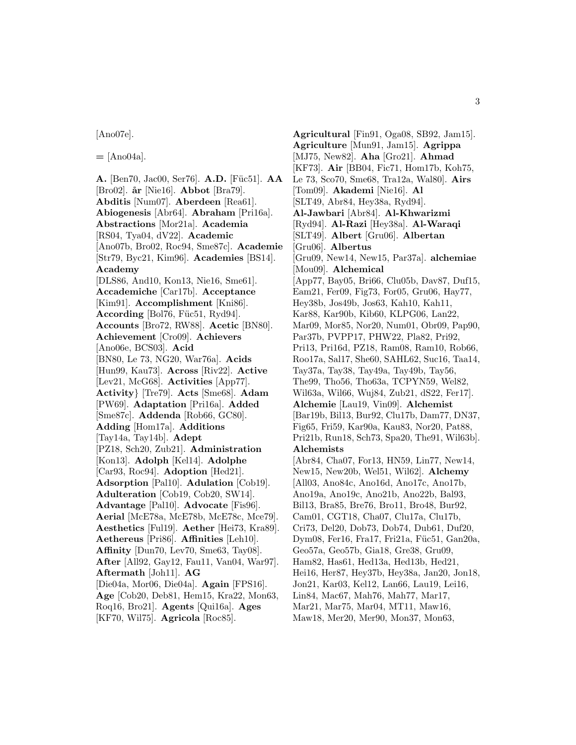[Ano07e].

= [Ano04a].

**A.** [Ben70, Jac00, Ser76]. **A.D.** [Füc51]. **AA** [Bro02]. **år** [Nie16]. **Abbot** [Bra79]. **Abditis** [Num07]. **Aberdeen** [Rea61]. **Abiogenesis** [Abr64]. **Abraham** [Pri16a]. **Abstractions** [Mor21a]. **Academia** [RS04, Tya04, dV22]. **Academic** [Ano07b, Bro02, Roc94, Sme87c]. **Academie** [Str79, Byc21, Kim96]. **Academies** [BS14]. **Academy** [DLS86, And10, Kon13, Nie16, Sme61]. **Accademiche** [Car17b]. **Acceptance** [Kim91]. **Accomplishment** [Kni86]. **According** [Bol76, Füc51, Ryd94]. **Accounts** [Bro72, RW88]. **Acetic** [BN80]. **Achievement** [Cro09]. **Achievers** [Ano06e, BCS03]. **Acid** [BN80, Le 73, NG20, War76a]. **Acids** [Hun99, Kau73]. **Across** [Riv22]. **Active** [Lev21, McG68]. **Activities** [App77]. **Activity}** [Tre79]. **Acts** [Sme68]. **Adam** [PW69]. **Adaptation** [Pri16a]. **Added** [Sme87c]. **Addenda** [Rob66, GC80]. **Adding** [Hom17a]. **Additions** [Tay14a, Tay14b]. **Adept** [PZ18, Sch20, Zub21]. **Administration** [Kon13]. **Adolph** [Kel14]. **Adolphe** [Car93, Roc94]. **Adoption** [Hed21]. **Adsorption** [Pal10]. **Adulation** [Cob19]. **Adulteration** [Cob19, Cob20, SW14]. **Advantage** [Pal10]. **Advocate** [Fis96]. **Aerial** [McE78a, McE78b, McE78c, Mce79]. **Aesthetics** [Ful19]. **Aether** [Hei73, Kra89]. **Aethereus** [Pri86]. **Affinities** [Leh10]. **Affinity** [Dun70, Lev70, Sme63, Tay08]. **After** [All92, Gay12, Fau11, Van04, War97]. **Aftermath** [Joh11]. **AG** [Die04a, Mor06, Die04a]. **Again** [FPS16]. **Age** [Cob20, Deb81, Hem15, Kra22, Mon63, Roq16, Bro21]. **Agents** [Qui16a]. **Ages** [KF70, Wil75]. **Agricola** [Roc85]. **Agricultural** [Fin91, Oga08, SB92, Jam15]. **Agriculture** [Mun91, Jam15]. **Agrippa** [MJ75, New82]. **Aha** [Gro21]. **Ahmad** [KF73]. **Air** [BB04, Fic71, Hom17b, Koh75, Le 73, Sco70, Sme68, Tra12a, Wal80]. **Airs** [Tom09]. **Akademi** [Nie16]. **Al** [SLT49, Abr84, Hey38a, Ryd94]. **Al-Jawbari** [Abr84]. **Al-Khwarizmi** [Ryd94]. **Al-Razi** [Hey38a]. **Al-Waraqi** [SLT49]. **Albert** [Gru06]. **Albertan** [Gru06]. **Albertus** [Gru09, New14, New15, Par37a]. **alchemiae** [Mou09]. **Alchemical** [App77, Bay05, Bri66, Clu05b, Dav87, Duf15, Eam21, Fer09, Fig73, For05, Gru06, Hay77, Hey38b, Jos49b, Jos63, Kah10, Kah11, Kar88, Kar90b, Kib60, KLPG06, Lan22, Mar09, Mor85, Nor20, Num01, Obr09, Pap90, Par37b, PVPP17, PHW22, Pla82, Pri92, Pri13, Pri16d, PZ18, Ram08, Ram10, Rob66, Roo17a, Sal17, She60, SAHL62, Suc16, Taa14, Tay37a, Tay38, Tay49a, Tay49b, Tay56, The99, Tho56, Tho63a, TCPYN59, Wel82, Wil63a, Wil66, Wuj84, Zub21, dS22, Fer17]. **Alchemie** [Lau19, Vin09]. **Alchemist** [Bar19b, Bil13, Bur92, Clu17b, Dam77, DN37, Fig65, Fri59, Kar90a, Kau83, Nor20, Pat88, Pri21b, Run18, Sch73, Spa20, The91, Wil63b]. **Alchemists** [Abr84, Cha07, For13, HN59, Lin77, New14, New15, New20b, Wel51, Wil62]. **Alchemy** [All03, Ano84c, Ano16d, Ano17c, Ano17b, Ano19a, Ano19c, Ano21b, Ano22b, Bal93, Bil13, Bra85, Bre76, Bro11, Bro48, Bur92, Cam01, CGT18, Cha07, Clu17a, Clu17b, Cri73, Del20, Dob73, Dob74, Dub61, Duf20, Dym08, Fer16, Fra17, Fri21a, Füc51, Gan20a, Geo57a, Geo57b, Gia18, Gre38, Gru09, Ham82, Has61, Hed13a, Hed13b, Hed21, Hei16, Her87, Hey37b, Hey38a, Jan20, Jon18, Jon21, Kar03, Kel12, Lan66, Lau19, Lei16, Lin84, Mac67, Mah76, Mah77, Mar17, Mar21, Mar75, Mar04, MT11, Maw16, Maw18, Mer20, Mer90, Mon37, Mon63,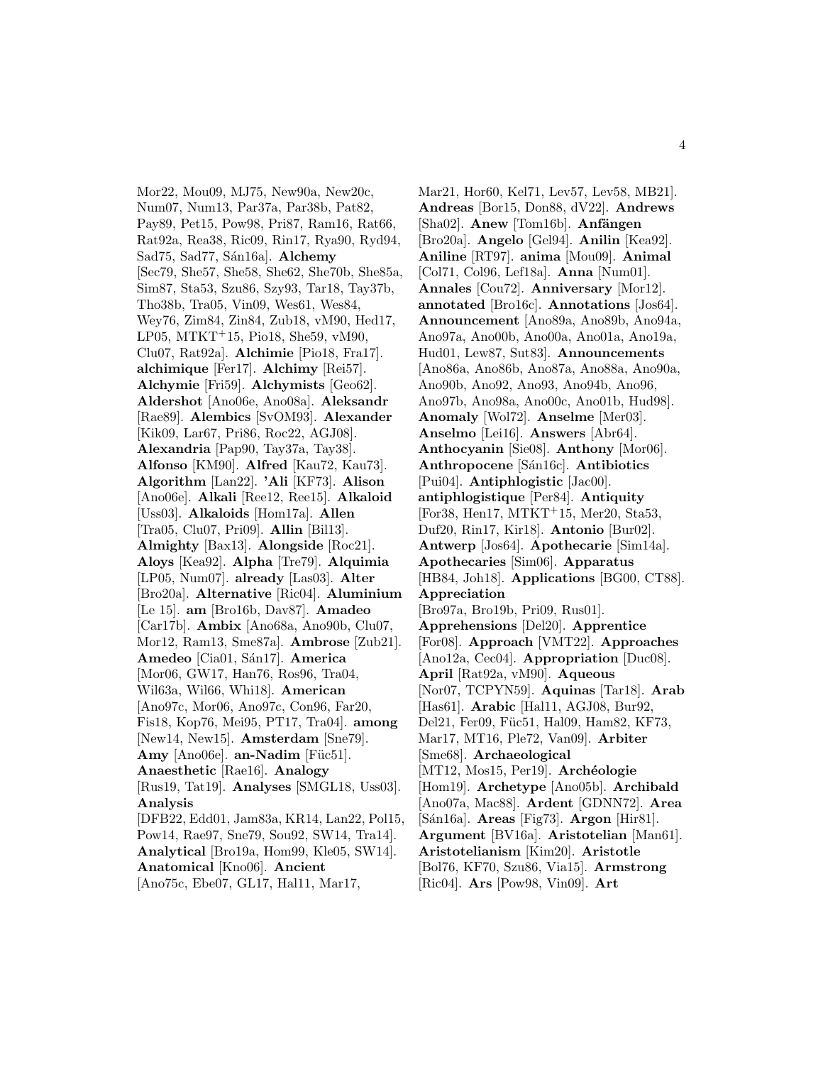Mor22, Mou09, MJ75, New90a, New20c, Num07, Num13, Par37a, Par38b, Pat82, Pay89, Pet15, Pow98, Pri87, Ram16, Rat66, Rat92a, Rea38, Ric09, Rin17, Rya90, Ryd94, Sad75, Sad77, Sán16a]. **Alchemy** [Sec79, She57, She58, She62, She70b, She85a, Sim87, Sta53, Szu86, Szy93, Tar18, Tay37b, Tho38b, Tra05, Vin09, Wes61, Wes84, Wey76, Zim84, Zin84, Zub18, vM90, Hed17, LP05, MTKT+15, Pio18, She59, vM90, Clu07, Rat92a]. **Alchimie** [Pio18, Fra17]. **alchimique** [Fer17]. **Alchimy** [Rei57]. **Alchymie** [Fri59]. **Alchymists** [Geo62]. **Aldershot** [Ano06e, Ano08a]. **Aleksandr** [Rae89]. **Alembics** [SvOM93]. **Alexander** [Kik09, Lar67, Pri86, Roc22, AGJ08]. **Alexandria** [Pap90, Tay37a, Tay38]. **Alfonso** [KM90]. **Alfred** [Kau72, Kau73]. **Algorithm** [Lan22]. **'Ali** [KF73]. **Alison** [Ano06e]. **Alkali** [Ree12, Ree15]. **Alkaloid** [Uss03]. **Alkaloids** [Hom17a]. **Allen** [Tra05, Clu07, Pri09]. **Allin** [Bil13]. **Almighty** [Bax13]. **Alongside** [Roc21]. **Aloys** [Kea92]. **Alpha** [Tre79]. **Alquimia** [LP05, Num07]. **already** [Las03]. **Alter** [Bro20a]. **Alternative** [Ric04]. **Aluminium** [Le 15]. **am** [Bro16b, Dav87]. **Amadeo** [Car17b]. **Ambix** [Ano68a, Ano90b, Clu07, Mor12, Ram13, Sme87a]. **Ambrose** [Zub21]. **Amedeo** [Cia01, Sán17]. **America** [Mor06, GW17, Han76, Ros96, Tra04, Wil63a, Wil66, Whi18]. **American** [Ano97c, Mor06, Ano97c, Con96, Far20, Fis18, Kop76, Mei95, PT17, Tra04]. **among** [New14, New15]. **Amsterdam** [Sne79]. **Amy** [Ano06e]. **an-Nadim** [Füc51]. **Anaesthetic** [Rae16]. **Analogy** [Rus19, Tat19]. **Analyses** [SMGL18, Uss03]. **Analysis** [DFB22, Edd01, Jam83a, KR14, Lan22, Pol15, Pow14, Rae97, Sne79, Sou92, SW14, Tra14]. **Analytical** [Bro19a, Hom99, Kle05, SW14]. **Anatomical** [Kno06]. **Ancient** [Ano75c, Ebe07, GL17, Hal11, Mar17, Mar21, Hor60, Kel71, Lev57, Lev58, MB21]. **Andreas** [Bor15, Don88, dV22]. **Andrews** [Sha02]. **Anew** [Tom16b]. **Anfängen** [Bro20a]. **Angelo** [Gel94]. **Anilin** [Kea92]. **Aniline** [RT97]. **anima** [Mou09]. **Animal** [Col71, Col96, Lef18a]. **Anna** [Num01]. **Annales** [Cou72]. **Anniversary** [Mor12]. **annotated** [Bro16c]. **Annotations** [Jos64]. **Announcement** [Ano89a, Ano89b, Ano94a, Ano97a, Ano00b, Ano00a, Ano01a, Ano19a, Hud01, Lew87, Sut83]. **Announcements** [Ano86a, Ano86b, Ano87a, Ano88a, Ano90a, Ano90b, Ano92, Ano93, Ano94b, Ano96, Ano97b, Ano98a, Ano00c, Ano01b, Hud98]. **Anomaly** [Wol72]. **Anselme** [Mer03]. **Anselmo** [Lei16]. **Answers** [Abr64]. **Anthocyanin** [Sie08]. **Anthony** [Mor06]. **Anthropocene** [Sán16c]. **Antibiotics** [Pui04]. **Antiphlogistic** [Jac00]. **antiphlogistique** [Per84]. **Antiquity** [For38, Hen17, MTKT+15, Mer20, Sta53, Duf20, Rin17, Kir18]. **Antonio** [Bur02]. **Antwerp** [Jos64]. **Apothecarie** [Sim14a]. **Apothecaries** [Sim06]. **Apparatus** [HB84, Joh18]. **Applications** [BG00, CT88]. **Appreciation** [Bro97a, Bro19b, Pri09, Rus01]. **Apprehensions** [Del20]. **Apprentice** [For08]. **Approach** [VMT22]. **Approaches** [Ano12a, Cec04]. **Appropriation** [Duc08]. **April** [Rat92a, vM90]. **Aqueous** [Nor07, TCPYN59]. **Aquinas** [Tar18]. **Arab** [Has61]. **Arabic** [Hal11, AGJ08, Bur92, Del21, Fer09, Füc51, Hal09, Ham82, KF73, Mar17, MT16, Ple72, Van09]. **Arbiter** [Sme68]. **Archaeological** [MT12, Mos15, Per19]. **Archéologie** [Hom19]. **Archetype** [Ano05b]. **Archibald** [Ano07a, Mac88]. **Ardent** [GDNN72]. **Area** [Sán16a]. **Areas** [Fig73]. **Argon** [Hir81]. **Argument** [BV16a]. **Aristotelian** [Man61]. **Aristotelianism** [Kim20]. **Aristotle** [Bol76, KF70, Szu86, Via15]. **Armstrong** [Ric04]. **Ars** [Pow98, Vin09]. **Art**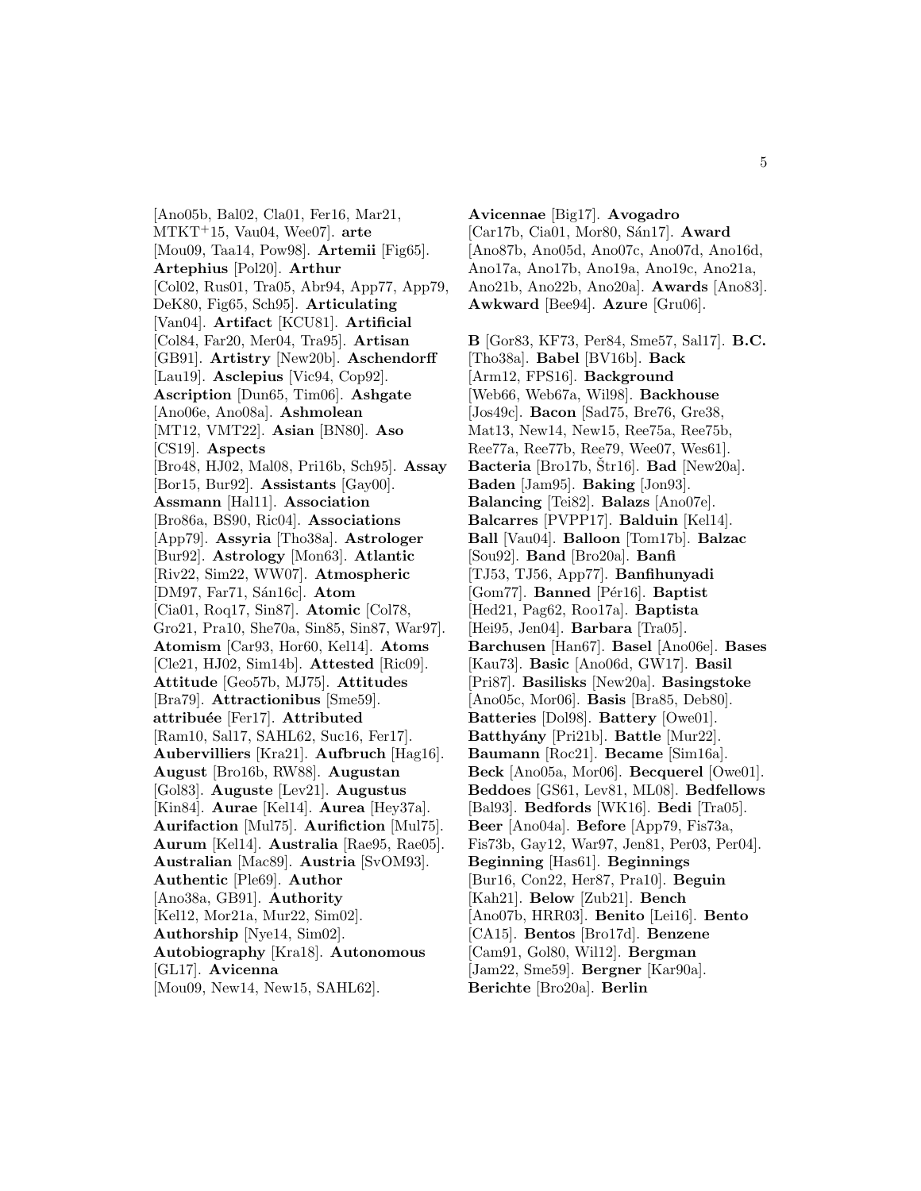[Ano05b, Bal02, Cla01, Fer16, Mar21, MTKT$^{+}$15, Vau04, Wee07]. **arte** [Mou09, Taa14, Pow98]. **Artemii** [Fig65]. **Artephius** [Pol20]. **Arthur** [Col02, Rus01, Tra05, Abr94, App77, App79, DeK80, Fig65, Sch95]. **Articulating** [Van04]. **Artifact** [KCU81]. **Artificial** [Col84, Far20, Mer04, Tra95]. **Artisan** [GB91]. **Artistry** [New20b]. **Aschendorff** [Lau19]. **Asclepius** [Vic94, Cop92]. **Ascription** [Dun65, Tim06]. **Ashgate** [Ano06e, Ano08a]. **Ashmolean** [MT12, VMT22]. **Asian** [BN80]. **Aso** [CS19]. **Aspects** [Bro48, HJ02, Mal08, Pri16b, Sch95]. **Assay** [Bor15, Bur92]. **Assistants** [Gay00]. **Assmann** [Hal11]. **Association** [Bro86a, BS90, Ric04]. **Associations** [App79]. **Assyria** [Tho38a]. **Astrologer** [Bur92]. **Astrology** [Mon63]. **Atlantic** [Riv22, Sim22, WW07]. **Atmospheric** [DM97, Far71, Sán16c]. **Atom** [Cia01, Roq17, Sin87]. **Atomic** [Col78, Gro21, Pra10, She70a, Sin85, Sin87, War97]. **Atomism** [Car93, Hor60, Kel14]. **Atoms** [Cle21, HJ02, Sim14b]. **Attested** [Ric09]. **Attitude** [Geo57b, MJ75]. **Attitudes** [Bra79]. **Attractionibus** [Sme59]. **attribuée** [Fer17]. **Attributed** [Ram10, Sal17, SAHL62, Suc16, Fer17]. **Aubervilliers** [Kra21]. **Aufbruch** [Hag16]. **August** [Bro16b, RW88]. **Augustan** [Gol83]. **Auguste** [Lev21]. **Augustus** [Kin84]. **Aurae** [Kel14]. **Aurea** [Hey37a]. **Aurifaction** [Mul75]. **Aurifiction** [Mul75]. **Aurum** [Kel14]. **Australia** [Rae95, Rae05]. **Australian** [Mac89]. **Austria** [SvOM93]. **Authentic** [Ple69]. **Author** [Ano38a, GB91]. **Authority** [Kel12, Mor21a, Mur22, Sim02]. **Authorship** [Nye14, Sim02]. **Autobiography** [Kra18]. **Autonomous** [GL17]. **Avicenna** [Mou09, New14, New15, SAHL62]. **Avicennae** [Big17]. **Avogadro** [Car17b, Cia01, Mor80, Sán17]. **Award** [Ano87b, Ano05d, Ano07c, Ano07d, Ano16d, Ano17a, Ano17b, Ano19a, Ano19c, Ano21a, Ano21b, Ano22b, Ano20a]. **Awards** [Ano83]. **Awkward** [Bee94]. **Azure** [Gru06].

**B** [Gor83, KF73, Per84, Sme57, Sal17]. **B.C.** [Tho38a]. **Babel** [BV16b]. **Back** [Arm12, FPS16]. **Background** [Web66, Web67a, Wil98]. **Backhouse** [Jos49c]. **Bacon** [Sad75, Bre76, Gre38, Mat13, New14, New15, Ree75a, Ree75b, Ree77a, Ree77b, Ree79, Wee07, Wes61]. **Bacteria** [Bro17b, Štr16]. **Bad** [New20a]. **Baden** [Jam95]. **Baking** [Jon93]. **Balancing** [Tei82]. **Balazs** [Ano07e]. **Balcarres** [PVPP17]. **Balduin** [Kel14]. **Ball** [Vau04]. **Balloon** [Tom17b]. **Balzac** [Sou92]. **Band** [Bro20a]. **Banfi** [TJ53, TJ56, App77]. **Banfihunyadi** [Gom77]. **Banned** [Pér16]. **Baptist** [Hed21, Pag62, Roo17a]. **Baptista** [Hei95, Jen04]. **Barbara** [Tra05]. **Barchusen** [Han67]. **Basel** [Ano06e]. **Bases** [Kau73]. **Basic** [Ano06d, GW17]. **Basil** [Pri87]. **Basilisks** [New20a]. **Basingstoke** [Ano05c, Mor06]. **Basis** [Bra85, Deb80]. **Batteries** [Dol98]. **Battery** [Owe01]. **Batthyány** [Pri21b]. **Battle** [Mur22]. **Baumann** [Roc21]. **Became** [Sim16a]. **Beck** [Ano05a, Mor06]. **Becquerel** [Owe01]. **Beddoes** [GS61, Lev81, ML08]. **Bedfellows** [Bal93]. **Bedfords** [WK16]. **Bedi** [Tra05]. **Beer** [Ano04a]. **Before** [App79, Fis73a, Fis73b, Gay12, War97, Jen81, Per03, Per04]. **Beginning** [Has61]. **Beginnings** [Bur16, Con22, Her87, Pra10]. **Beguin** [Kah21]. **Below** [Zub21]. **Bench** [Ano07b, HRR03]. **Benito** [Lei16]. **Bento** [CA15]. **Bentos** [Bro17d]. **Benzene** [Cam91, Gol80, Wil12]. **Bergman** [Jam22, Sme59]. **Bergner** [Kar90a]. **Berichte** [Bro20a]. **Berlin**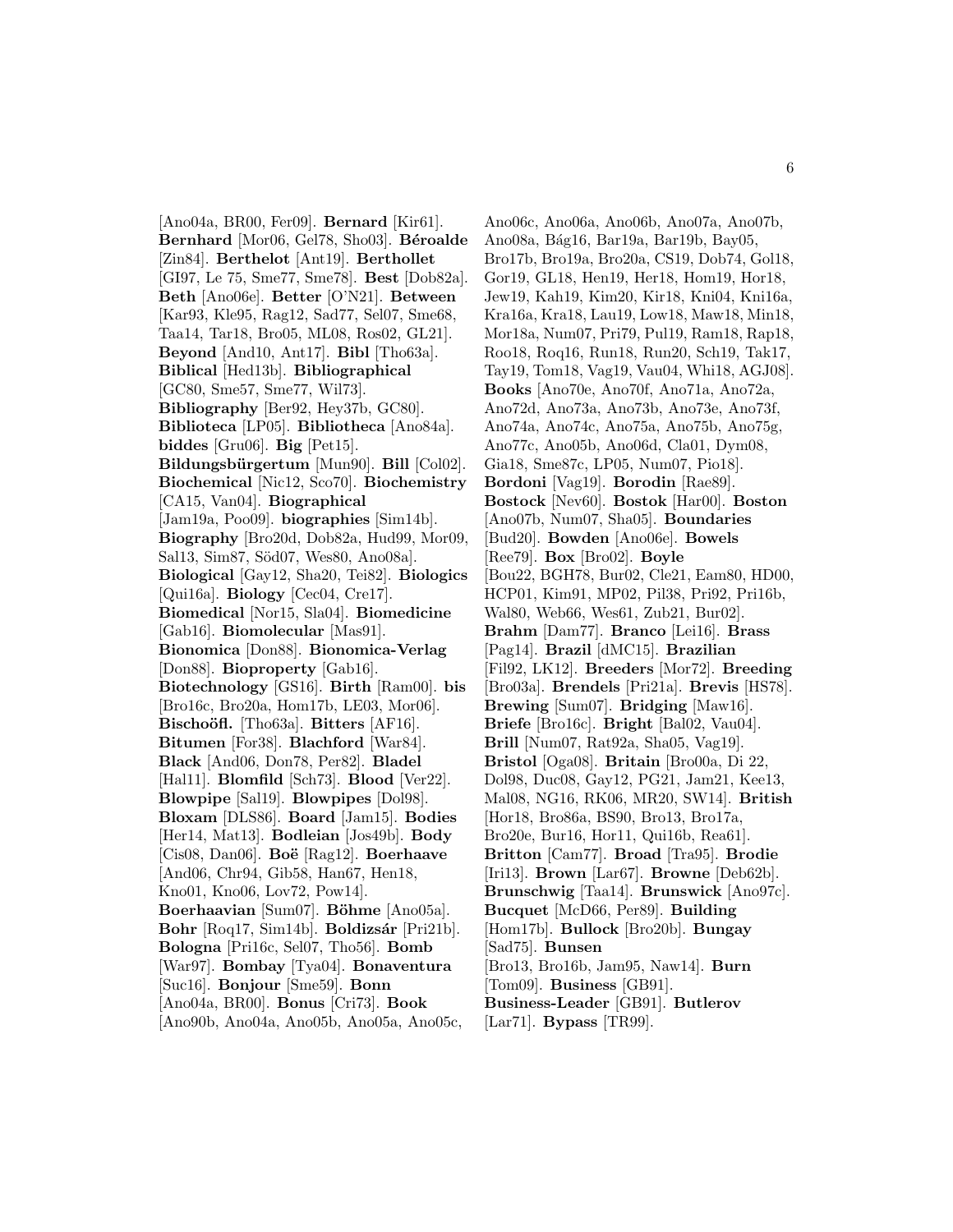[Ano04a, BR00, Fer09]. **Bernard** [Kir61]. **Bernhard** [Mor06, Gel78, Sho03]. **Béroalde** [Zin84]. **Berthelot** [Ant19]. **Berthollet** [GI97, Le 75, Sme77, Sme78]. **Best** [Dob82a]. **Beth** [Ano06e]. **Better** [O'N21]. **Between** [Kar93, Kle95, Rag12, Sad77, Sel07, Sme68, Taa14, Tar18, Bro05, ML08, Ros02, GL21]. **Beyond** [And10, Ant17]. **Bibl** [Tho63a]. **Biblical** [Hed13b]. **Bibliographical** [GC80, Sme57, Sme77, Wil73]. **Bibliography** [Ber92, Hey37b, GC80]. **Biblioteca** [LP05]. **Bibliotheca** [Ano84a]. **biddes** [Gru06]. **Big** [Pet15]. **Bildungsbürgertum** [Mun90]. **Bill** [Col02]. **Biochemical** [Nic12, Sco70]. **Biochemistry** [CA15, Van04]. **Biographical** [Jam19a, Poo09]. **biographies** [Sim14b]. **Biography** [Bro20d, Dob82a, Hud99, Mor09, Sal13, Sim87, Söd07, Wes80, Ano08a]. **Biological** [Gay12, Sha20, Tei82]. **Biologics** [Qui16a]. **Biology** [Cec04, Cre17]. **Biomedical** [Nor15, Sla04]. **Biomedicine** [Gab16]. **Biomolecular** [Mas91]. **Bionomica** [Don88]. **Bionomica-Verlag** [Don88]. **Bioproperty** [Gab16]. **Biotechnology** [GS16]. **Birth** [Ram00]. **bis** [Bro16c, Bro20a, Hom17b, LE03, Mor06]. **Bischoöfl.** [Tho63a]. **Bitters** [AF16]. **Bitumen** [For38]. **Blachford** [War84]. **Black** [And06, Don78, Per82]. **Bladel** [Hal11]. **Blomfild** [Sch73]. **Blood** [Ver22]. **Blowpipe** [Sal19]. **Blowpipes** [Dol98]. **Bloxam** [DLS86]. **Board** [Jam15]. **Bodies** [Her14, Mat13]. **Bodleian** [Jos49b]. **Body** [Cis08, Dan06]. **Boë** [Rag12]. **Boerhaave** [And06, Chr94, Gib58, Han67, Hen18, Kno01, Kno06, Lov72, Pow14]. **Boerhaavian** [Sum07]. **Böhme** [Ano05a]. **Bohr** [Roq17, Sim14b]. **Boldizsár** [Pri21b]. **Bologna** [Pri16c, Sel07, Tho56]. **Bomb** [War97]. **Bombay** [Tya04]. **Bonaventura** [Suc16]. **Bonjour** [Sme59]. **Bonn** [Ano04a, BR00]. **Bonus** [Cri73]. **Book** [Ano90b, Ano04a, Ano05b, Ano05a, Ano05c, Ano06c, Ano06a, Ano06b, Ano07a, Ano07b, Ano08a, Bág16, Bar19a, Bar19b, Bay05, Bro17b, Bro19a, Bro20a, CS19, Dob74, Gol18, Gor19, GL18, Hen19, Her18, Hom19, Hor18, Jew19, Kah19, Kim20, Kir18, Kni04, Kni16a, Kra16a, Kra18, Lau19, Low18, Maw18, Min18, Mor18a, Num07, Pri79, Pul19, Ram18, Rap18, Roo18, Roq16, Run18, Run20, Sch19, Tak17, Tay19, Tom18, Vag19, Vau04, Whi18, AGJ08]. **Books** [Ano70e, Ano70f, Ano71a, Ano72a, Ano72d, Ano73a, Ano73b, Ano73e, Ano73f, Ano74a, Ano74c, Ano75a, Ano75b, Ano75g, Ano77c, Ano05b, Ano06d, Cla01, Dym08, Gia18, Sme87c, LP05, Num07, Pio18]. **Bordoni** [Vag19]. **Borodin** [Rae89]. **Bostock** [Nev60]. **Bostok** [Har00]. **Boston** [Ano07b, Num07, Sha05]. **Boundaries** [Bud20]. **Bowden** [Ano06e]. **Bowels** [Ree79]. **Box** [Bro02]. **Boyle** [Bou22, BGH78, Bur02, Cle21, Eam80, HD00, HCP01, Kim91, MP02, Pil38, Pri92, Pri16b, Wal80, Web66, Wes61, Zub21, Bur02]. **Brahm** [Dam77]. **Branco** [Lei16]. **Brass** [Pag14]. **Brazil** [dMC15]. **Brazilian** [Fil92, LK12]. **Breeders** [Mor72]. **Breeding** [Bro03a]. **Brendels** [Pri21a]. **Brevis** [HS78]. **Brewing** [Sum07]. **Bridging** [Maw16]. **Briefe** [Bro16c]. **Bright** [Bal02, Vau04]. **Brill** [Num07, Rat92a, Sha05, Vag19]. **Bristol** [Oga08]. **Britain** [Bro00a, Di 22, Dol98, Duc08, Gay12, PG21, Jam21, Kee13, Mal08, NG16, RK06, MR20, SW14]. **British** [Hor18, Bro86a, BS90, Bro13, Bro17a, Bro20e, Bur16, Hor11, Qui16b, Rea61]. **Britton** [Cam77]. **Broad** [Tra95]. **Brodie** [Iri13]. **Brown** [Lar67]. **Browne** [Deb62b]. **Brunschwig** [Taa14]. **Brunswick** [Ano97c]. **Bucquet** [McD66, Per89]. **Building** [Hom17b]. **Bullock** [Bro20b]. **Bungay** [Sad75]. **Bunsen** [Bro13, Bro16b, Jam95, Naw14]. **Burn** [Tom09]. **Business** [GB91]. **Business-Leader** [GB91]. **Butlerov** [Lar71]. **Bypass** [TR99].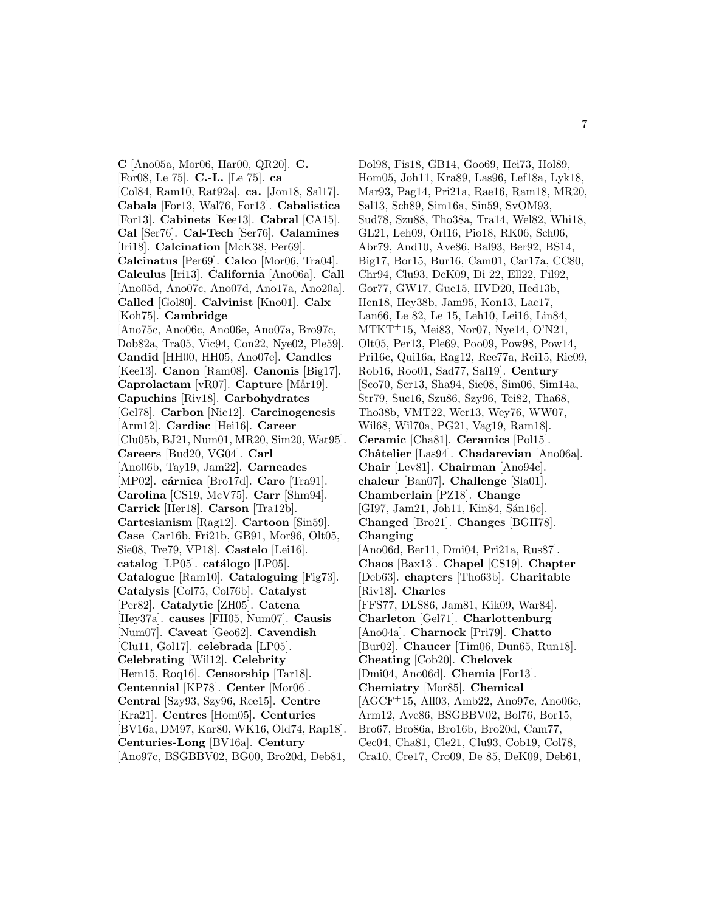**C** [Ano05a, Mor06, Har00, QR20]. **C.** [For08, Le 75]. **C.-L.** [Le 75]. **ca** [Col84, Ram10, Rat92a]. **ca.** [Jon18, Sal17]. **Cabala** [For13, Wal76, For13]. **Cabalistica** [For13]. **Cabinets** [Kee13]. **Cabral** [CA15]. **Cal** [Ser76]. **Cal-Tech** [Ser76]. **Calamines** [Iri18]. **Calcination** [McK38, Per69]. **Calcinatus** [Per69]. **Calco** [Mor06, Tra04]. **Calculus** [Iri13]. **California** [Ano06a]. **Call** [Ano05d, Ano07c, Ano07d, Ano17a, Ano20a]. **Called** [Gol80]. **Calvinist** [Kno01]. **Calx** [Koh75]. **Cambridge** [Ano75c, Ano06c, Ano06e, Ano07a, Bro97c, Dob82a, Tra05, Vic94, Con22, Nye02, Ple59]. **Candid** [HH00, HH05, Ano07e]. **Candles** [Kee13]. **Canon** [Ram08]. **Canonis** [Big17]. **Caprolactam** [vR07]. **Capture** [Mår19]. **Capuchins** [Riv18]. **Carbohydrates** [Gel78]. **Carbon** [Nic12]. **Carcinogenesis** [Arm12]. **Cardiac** [Hei16]. **Career** [Clu05b, BJ21, Num01, MR20, Sim20, Wat95]. **Careers** [Bud20, VG04]. **Carl** [Ano06b, Tay19, Jam22]. **Carneades** [MP02]. **cárnica** [Bro17d]. **Caro** [Tra91]. **Carolina** [CS19, McV75]. **Carr** [Shm94]. **Carrick** [Her18]. **Carson** [Tra12b]. **Cartesianism** [Rag12]. **Cartoon** [Sin59]. **Case** [Car16b, Fri21b, GB91, Mor96, Olt05, Sie08, Tre79, VP18]. **Castelo** [Lei16]. **catalog** [LP05]. **catálogo** [LP05]. **Catalogue** [Ram10]. **Cataloguing** [Fig73]. **Catalysis** [Col75, Col76b]. **Catalyst** [Per82]. **Catalytic** [ZH05]. **Catena** [Hey37a]. **causes** [FH05, Num07]. **Causis** [Num07]. **Caveat** [Geo62]. **Cavendish** [Clu11, Gol17]. **celebrada** [LP05]. **Celebrating** [Wil12]. **Celebrity** [Hem15, Roq16]. **Censorship** [Tar18]. **Centennial** [KP78]. **Center** [Mor06]. **Central** [Szy93, Szy96, Ree15]. **Centre** [Kra21]. **Centres** [Hom05]. **Centuries** [BV16a, DM97, Kar80, WK16, Old74, Rap18]. **Centuries-Long** [BV16a]. **Century** [Ano97c, BSGBBV02, BG00, Bro20d, Deb81, Dol98, Fis18, GB14, Goo69, Hei73, Hol89, Hom05, Joh11, Kra89, Las96, Lef18a, Lyk18, Mar93, Pag14, Pri21a, Rae16, Ram18, MR20, Sal13, Sch89, Sim16a, Sin59, SvOM93, Sud78, Szu88, Tho38a, Tra14, Wel82, Whi18, GL21, Leh09, Orl16, Pio18, RK06, Sch06, Abr79, And10, Ave86, Bal93, Ber92, BS14, Big17, Bor15, Bur16, Cam01, Car17a, CC80, Chr94, Clu93, DeK09, Di 22, Ell22, Fil92, Gor77, GW17, Gue15, HVD20, Hed13b, Hen18, Hey38b, Jam95, Kon13, Lac17, Lan66, Le 82, Le 15, Leh10, Lei16, Lin84, MTKT+15, Mei83, Nor07, Nye14, O'N21, Olt05, Per13, Ple69, Poo09, Pow98, Pow14, Pri16c, Qui16a, Rag12, Ree77a, Rei15, Ric09, Rob16, Roo01, Sad77, Sal19]. **Century** [Sco70, Ser13, Sha94, Sie08, Sim06, Sim14a, Str79, Suc16, Szu86, Szy96, Tei82, Tha68, Tho38b, VMT22, Wer13, Wey76, WW07, Wil68, Wil70a, PG21, Vag19, Ram18]. **Ceramic** [Cha81]. **Ceramics** [Pol15]. **Châtelier** [Las94]. **Chadarevian** [Ano06a]. **Chair** [Lev81]. **Chairman** [Ano94c]. **chaleur** [Ban07]. **Challenge** [Sla01]. **Chamberlain** [PZ18]. **Change** [GI97, Jam21, Joh11, Kin84, Sán16c]. **Changed** [Bro21]. **Changes** [BGH78]. **Changing** [Ano06d, Ber11, Dmi04, Pri21a, Rus87]. **Chaos** [Bax13]. **Chapel** [CS19]. **Chapter** [Deb63]. **chapters** [Tho63b]. **Charitable** [Riv18]. **Charles** [FFS77, DLS86, Jam81, Kik09, War84]. **Charleton** [Gel71]. **Charlottenburg** [Ano04a]. **Charnock** [Pri79]. **Chatto** [Bur02]. **Chaucer** [Tim06, Dun65, Run18]. **Cheating** [Cob20]. **Chelovek** [Dmi04, Ano06d]. **Chemia** [For13]. **Chemiatry** [Mor85]. **Chemical** [AGCF+15, All03, Amb22, Ano97c, Ano06e, Arm12, Ave86, BSGBBV02, Bol76, Bor15, Bro67, Bro86a, Bro16b, Bro20d, Cam77, Cec04, Cha81, Cle21, Clu93, Cob19, Col78, Cra10, Cre17, Cro09, De 85, DeK09, Deb61,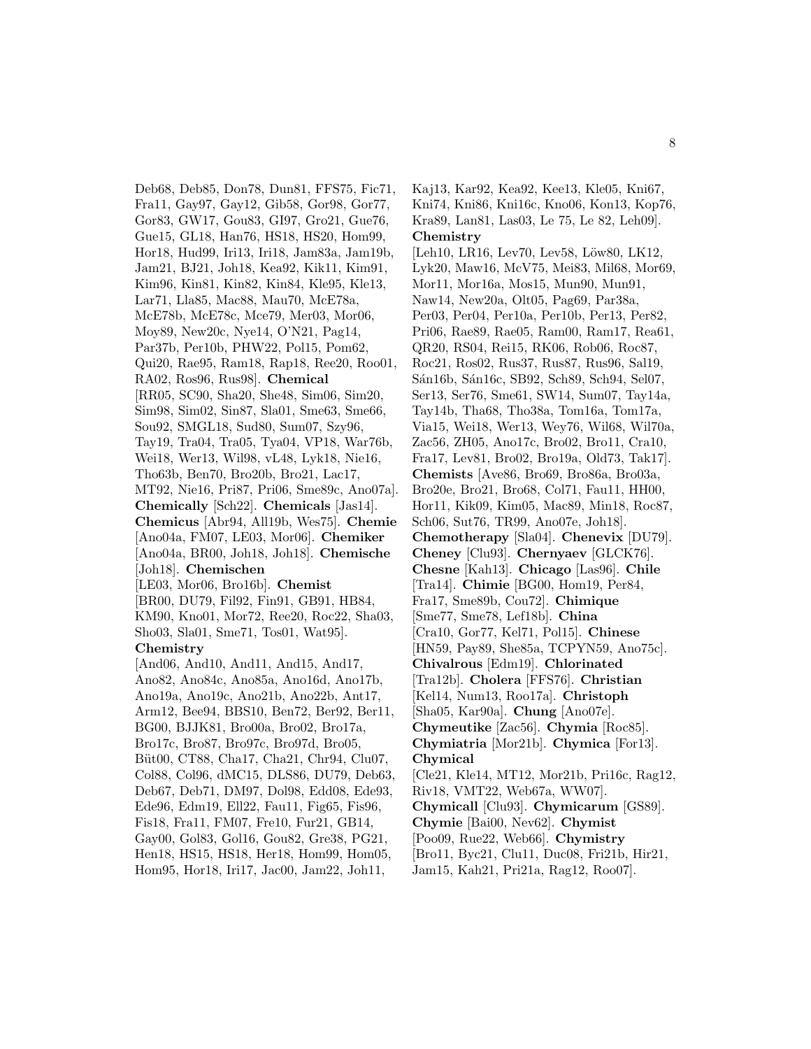Deb68, Deb85, Don78, Dun81, FFS75, Fic71, Fra11, Gay97, Gay12, Gib58, Gor98, Gor77, Gor83, GW17, Gou83, GI97, Gro21, Gue76, Gue15, GL18, Han76, HS18, HS20, Hom99, Hor18, Hud99, Iri13, Iri18, Jam83a, Jam19b, Jam21, BJ21, Joh18, Kea92, Kik11, Kim91, Kim96, Kin81, Kin82, Kin84, Kle95, Kle13, Lar71, Lla85, Mac88, Mau70, McE78a, McE78b, McE78c, Mce79, Mer03, Mor06, Moy89, New20c, Nye14, O'N21, Pag14, Par37b, Per10b, PHW22, Pol15, Pom62, Qui20, Rae95, Ram18, Rap18, Ree20, Roo01, RA02, Ros96, Rus98]. **Chemical** [RR05, SC90, Sha20, She48, Sim06, Sim20, Sim98, Sim02, Sin87, Sla01, Sme63, Sme66, Sou92, SMGL18, Sud80, Sum07, Szy96, Tay19, Tra04, Tra05, Tya04, VP18, War76b, Wei18, Wer13, Wil98, vL48, Lyk18, Nie16, Tho63b, Ben70, Bro20b, Bro21, Lac17, MT92, Nie16, Pri87, Pri06, Sme89c, Ano07a]. **Chemically** [Sch22]. **Chemicals** [Jas14]. **Chemicus** [Abr94, All19b, Wes75]. **Chemie** [Ano04a, FM07, LE03, Mor06]. **Chemiker** [Ano04a, BR00, Joh18, Joh18]. **Chemische** [Joh18]. **Chemischen** [LE03, Mor06, Bro16b]. **Chemist** [BR00, DU79, Fil92, Fin91, GB91, HB84, KM90, Kno01, Mor72, Ree20, Roc22, Sha03, Sho03, Sla01, Sme71, Tos01, Wat95]. **Chemistry** [And06, And10, And11, And15, And17, Ano82, Ano84c, Ano85a, Ano16d, Ano17b, Ano19a, Ano19c, Ano21b, Ano22b, Ant17, Arm12, Bee94, BBS10, Ben72, Ber92, Ber11, BG00, BJJK81, Bro00a, Bro02, Bro17a, Bro17c, Bro87, Bro97c, Bro97d, Bro05, Büt00, CT88, Cha17, Cha21, Chr94, Clu07, Col88, Col96, dMC15, DLS86, DU79, Deb63, Deb67, Deb71, DM97, Dol98, Edd08, Ede93, Ede96, Edm19, Ell22, Fau11, Fig65, Fis96, Fis18, Fra11, FM07, Fre10, Fur21, GB14, Gay00, Gol83, Gol16, Gou82, Gre38, PG21, Hen18, HS15, HS18, Her18, Hom99, Hom05, Hom95, Hor18, Iri17, Jac00, Jam22, Joh11, Kaj13, Kar92, Kea92, Kee13, Kle05, Kni67, Kni74, Kni86, Kni16c, Kno06, Kon13, Kop76, Kra89, Lan81, Las03, Le 75, Le 82, Leh09]. **Chemistry** [Leh10, LR16, Lev70, Lev58, Löw80, LK12, Lyk20, Maw16, McV75, Mei83, Mil68, Mor69, Mor11, Mor16a, Mos15, Mun90, Mun91, Naw14, New20a, Olt05, Pag69, Par38a, Per03, Per04, Per10a, Per10b, Per13, Per82, Pri06, Rae89, Rae05, Ram00, Ram17, Rea61, QR20, RS04, Rei15, RK06, Rob06, Roc87, Roc21, Ros02, Rus37, Rus87, Rus96, Sal19, Sán16b, Sán16c, SB92, Sch89, Sch94, Sel07, Ser13, Ser76, Sme61, SW14, Sum07, Tay14a, Tay14b, Tha68, Tho38a, Tom16a, Tom17a, Via15, Wei18, Wer13, Wey76, Wil68, Wil70a, Zac56, ZH05, Ano17c, Bro02, Bro11, Cra10, Fra17, Lev81, Bro02, Bro19a, Old73, Tak17]. **Chemists** [Ave86, Bro69, Bro86a, Bro03a, Bro20e, Bro21, Bro68, Col71, Fau11, HH00, Hor11, Kik09, Kim05, Mac89, Min18, Roc87, Sch06, Sut76, TR99, Ano07e, Joh18]. **Chemotherapy** [Sla04]. **Chenevix** [DU79]. **Cheney** [Clu93]. **Chernyaev** [GLCK76]. **Chesne** [Kah13]. **Chicago** [Las96]. **Chile** [Tra14]. **Chimie** [BG00, Hom19, Per84, Fra17, Sme89b, Cou72]. **Chimique** [Sme77, Sme78, Lef18b]. **China** [Cra10, Gor77, Kel71, Pol15]. **Chinese** [HN59, Pay89, She85a, TCPYN59, Ano75c]. **Chivalrous** [Edm19]. **Chlorinated** [Tra12b]. **Cholera** [FFS76]. **Christian** [Kel14, Num13, Roo17a]. **Christoph** [Sha05, Kar90a]. **Chung** [Ano07e]. **Chymeutike** [Zac56]. **Chymia** [Roc85]. **Chymiatria** [Mor21b]. **Chymica** [For13]. **Chymical** [Cle21, Kle14, MT12, Mor21b, Pri16c, Rag12, Riv18, VMT22, Web67a, WW07]. **Chymicall** [Clu93]. **Chymicarum** [GS89]. **Chymie** [Bai00, Nev62]. **Chymist** [Poo09, Rue22, Web66]. **Chymistry** [Bro11, Byc21, Clu11, Duc08, Fri21b, Hir21, Jam15, Kah21, Pri21a, Rag12, Roo07].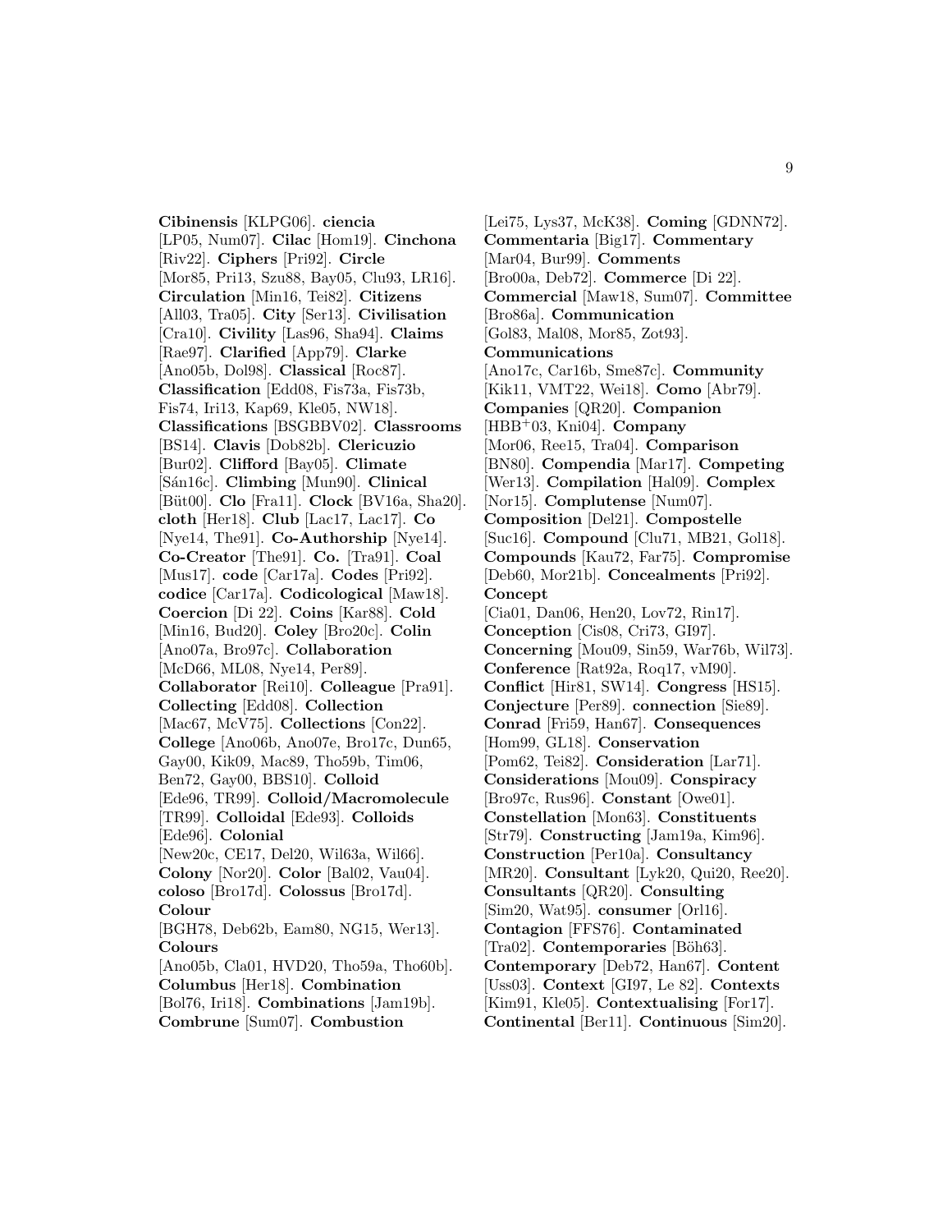**Cibinensis** [KLPG06]. **ciencia** [LP05, Num07]. **Cilac** [Hom19]. **Cinchona** [Riv22]. **Ciphers** [Pri92]. **Circle** [Mor85, Pri13, Szu88, Bay05, Clu93, LR16]. **Circulation** [Min16, Tei82]. **Citizens** [All03, Tra05]. **City** [Ser13]. **Civilisation** [Cra10]. **Civility** [Las96, Sha94]. **Claims** [Rae97]. **Clarified** [App79]. **Clarke** [Ano05b, Dol98]. **Classical** [Roc87]. **Classification** [Edd08, Fis73a, Fis73b, Fis74, Iri13, Kap69, Kle05, NW18]. **Classifications** [BSGBBV02]. **Classrooms** [BS14]. **Clavis** [Dob82b]. **Clericuzio** [Bur02]. **Clifford** [Bay05]. **Climate** [Sán16c]. **Climbing** [Mun90]. **Clinical** [Büt00]. **Clo** [Fra11]. **Clock** [BV16a, Sha20]. **cloth** [Her18]. **Club** [Lac17, Lac17]. **Co** [Nye14, The91]. **Co-Authorship** [Nye14]. **Co-Creator** [The91]. **Co.** [Tra91]. **Coal** [Mus17]. **code** [Car17a]. **Codes** [Pri92]. **codice** [Car17a]. **Codicological** [Maw18]. **Coercion** [Di 22]. **Coins** [Kar88]. **Cold** [Min16, Bud20]. **Coley** [Bro20c]. **Colin** [Ano07a, Bro97c]. **Collaboration** [McD66, ML08, Nye14, Per89]. **Collaborator** [Rei10]. **Colleague** [Pra91]. **Collecting** [Edd08]. **Collection** [Mac67, McV75]. **Collections** [Con22]. **College** [Ano06b, Ano07e, Bro17c, Dun65, Gay00, Kik09, Mac89, Tho59b, Tim06, Ben72, Gay00, BBS10]. **Colloid** [Ede96, TR99]. **Colloid/Macromolecule** [TR99]. **Colloidal** [Ede93]. **Colloids** [Ede96]. **Colonial** [New20c, CE17, Del20, Wil63a, Wil66]. **Colony** [Nor20]. **Color** [Bal02, Vau04]. **coloso** [Bro17d]. **Colossus** [Bro17d]. **Colour** [BGH78, Deb62b, Eam80, NG15, Wer13]. **Colours** [Ano05b, Cla01, HVD20, Tho59a, Tho60b]. **Columbus** [Her18]. **Combination** [Bol76, Iri18]. **Combinations** [Jam19b]. **Combrune** [Sum07]. **Combustion** [Lei75, Lys37, McK38]. **Coming** [GDNN72]. **Commentaria** [Big17]. **Commentary** [Mar04, Bur99]. **Comments** [Bro00a, Deb72]. **Commerce** [Di 22]. **Commercial** [Maw18, Sum07]. **Committee** [Bro86a]. **Communication** [Gol83, Mal08, Mor85, Zot93]. **Communications** [Ano17c, Car16b, Sme87c]. **Community** [Kik11, VMT22, Wei18]. **Como** [Abr79]. **Companies** [QR20]. **Companion** [HBB+03, Kni04]. **Company** [Mor06, Ree15, Tra04]. **Comparison** [BN80]. **Compendia** [Mar17]. **Competing** [Wer13]. **Compilation** [Hal09]. **Complex** [Nor15]. **Complutense** [Num07]. **Composition** [Del21]. **Compostelle** [Suc16]. **Compound** [Clu71, MB21, Gol18]. **Compounds** [Kau72, Far75]. **Compromise** [Deb60, Mor21b]. **Concealments** [Pri92]. **Concept** [Cia01, Dan06, Hen20, Lov72, Rin17]. **Conception** [Cis08, Cri73, GI97]. **Concerning** [Mou09, Sin59, War76b, Wil73]. **Conference** [Rat92a, Roq17, vM90]. **Conflict** [Hir81, SW14]. **Congress** [HS15]. **Conjecture** [Per89]. **connection** [Sie89]. **Conrad** [Fri59, Han67]. **Consequences** [Hom99, GL18]. **Conservation** [Pom62, Tei82]. **Consideration** [Lar71]. **Considerations** [Mou09]. **Conspiracy** [Bro97c, Rus96]. **Constant** [Owe01]. **Constellation** [Mon63]. **Constituents** [Str79]. **Constructing** [Jam19a, Kim96]. **Construction** [Per10a]. **Consultancy** [MR20]. **Consultant** [Lyk20, Qui20, Ree20]. **Consultants** [QR20]. **Consulting** [Sim20, Wat95]. **consumer** [Orl16]. **Contagion** [FFS76]. **Contaminated** [Tra02]. **Contemporaries** [Böh63]. **Contemporary** [Deb72, Han67]. **Content** [Uss03]. **Context** [GI97, Le 82]. **Contexts** [Kim91, Kle05]. **Contextualising** [For17]. **Continental** [Ber11]. **Continuous** [Sim20].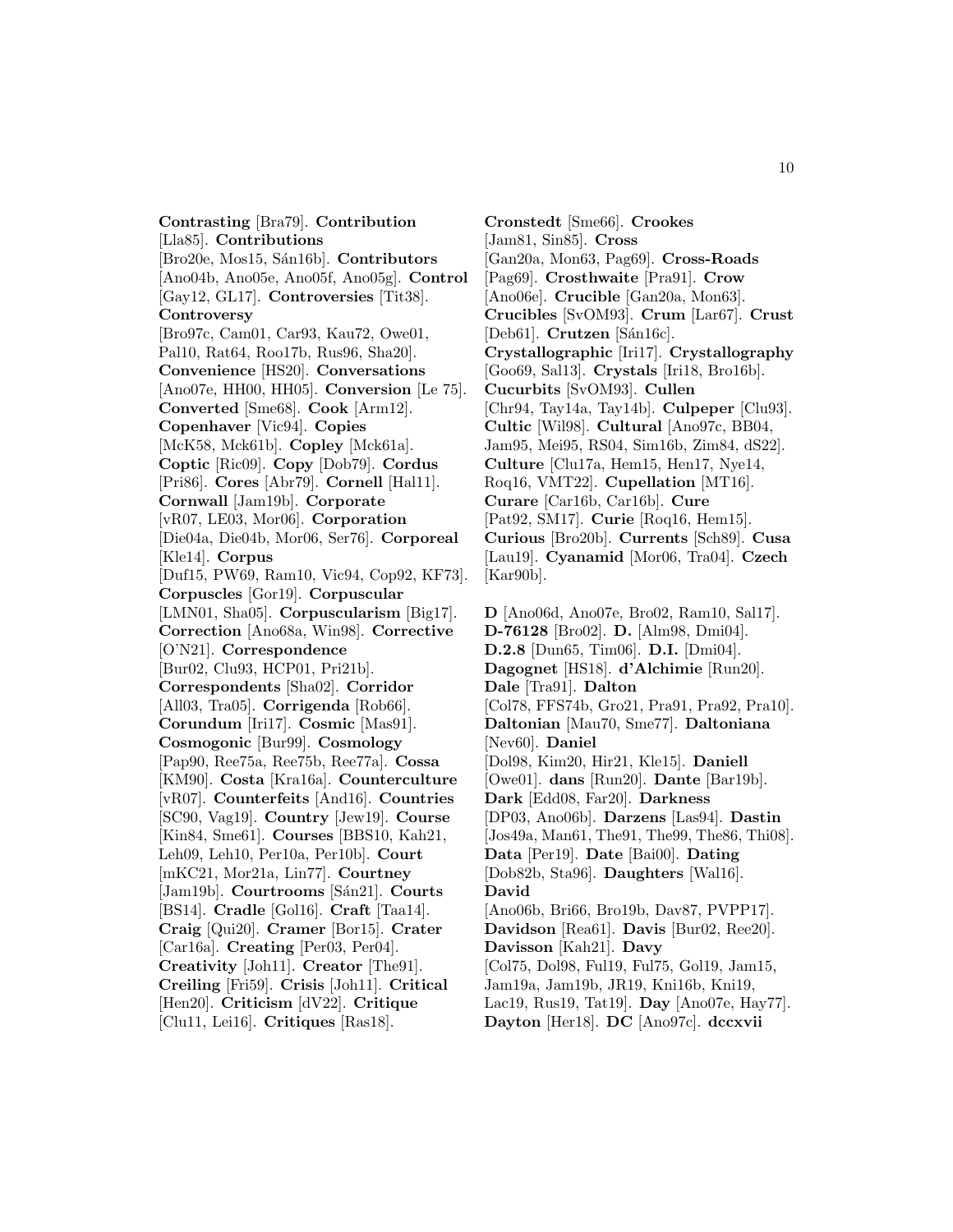**Contrasting** [Bra79]. **Contribution** [Lla85]. **Contributions** [Bro20e, Mos15, Sán16b]. **Contributors** [Ano04b, Ano05e, Ano05f, Ano05g]. **Control** [Gay12, GL17]. **Controversies** [Tit38]. **Controversy** [Bro97c, Cam01, Car93, Kau72, Owe01, Pal10, Rat64, Roo17b, Rus96, Sha20]. **Convenience** [HS20]. **Conversations** [Ano07e, HH00, HH05]. **Conversion** [Le 75]. **Converted** [Sme68]. **Cook** [Arm12]. **Copenhaver** [Vic94]. **Copies** [McK58, Mck61b]. **Copley** [Mck61a]. **Coptic** [Ric09]. **Copy** [Dob79]. **Cordus** [Pri86]. **Cores** [Abr79]. **Cornell** [Hal11]. **Cornwall** [Jam19b]. **Corporate** [vR07, LE03, Mor06]. **Corporation** [Die04a, Die04b, Mor06, Ser76]. **Corporeal** [Kle14]. **Corpus** [Duf15, PW69, Ram10, Vic94, Cop92, KF73]. **Corpuscles** [Gor19]. **Corpuscular** [LMN01, Sha05]. **Corpuscularism** [Big17]. **Correction** [Ano68a, Win98]. **Corrective** [O'N21]. **Correspondence** [Bur02, Clu93, HCP01, Pri21b]. **Correspondents** [Sha02]. **Corridor** [All03, Tra05]. **Corrigenda** [Rob66]. **Corundum** [Iri17]. **Cosmic** [Mas91]. **Cosmogonic** [Bur99]. **Cosmology** [Pap90, Ree75a, Ree75b, Ree77a]. **Cossa** [KM90]. **Costa** [Kra16a]. **Counterculture** [vR07]. **Counterfeits** [And16]. **Countries** [SC90, Vag19]. **Country** [Jew19]. **Course** [Kin84, Sme61]. **Courses** [BBS10, Kah21, Leh09, Leh10, Per10a, Per10b]. **Court** [mKC21, Mor21a, Lin77]. **Courtney** [Jam19b]. **Courtrooms** [Sán21]. **Courts** [BS14]. **Cradle** [Gol16]. **Craft** [Taa14]. **Craig** [Qui20]. **Cramer** [Bor15]. **Crater** [Car16a]. **Creating** [Per03, Per04]. **Creativity** [Joh11]. **Creator** [The91]. **Creiling** [Fri59]. **Crisis** [Joh11]. **Critical** [Hen20]. **Criticism** [dV22]. **Critique** [Clu11, Lei16]. **Critiques** [Ras18].

**Cronstedt** [Sme66]. **Crookes** [Jam81, Sin85]. **Cross** [Gan20a, Mon63, Pag69]. **Cross-Roads** [Pag69]. **Crosthwaite** [Pra91]. **Crow** [Ano06e]. **Crucible** [Gan20a, Mon63]. **Crucibles** [SvOM93]. **Crum** [Lar67]. **Crust** [Deb61]. **Crutzen** [Sán16c]. **Crystallographic** [Iri17]. **Crystallography** [Goo69, Sal13]. **Crystals** [Iri18, Bro16b]. **Cucurbits** [SvOM93]. **Cullen** [Chr94, Tay14a, Tay14b]. **Culpeper** [Clu93]. **Cultic** [Wil98]. **Cultural** [Ano97c, BB04, Jam95, Mei95, RS04, Sim16b, Zim84, dS22]. **Culture** [Clu17a, Hem15, Hen17, Nye14, Roq16, VMT22]. **Cupellation** [MT16]. **Curare** [Car16b, Car16b]. **Cure** [Pat92, SM17]. **Curie** [Roq16, Hem15]. **Curious** [Bro20b]. **Currents** [Sch89]. **Cusa** [Lau19]. **Cyanamid** [Mor06, Tra04]. **Czech** [Kar90b].

**D** [Ano06d, Ano07e, Bro02, Ram10, Sal17]. **D-76128** [Bro02]. **D.** [Alm98, Dmi04]. **D.2.8** [Dun65, Tim06]. **D.I.** [Dmi04]. **Dagognet** [HS18]. **d'Alchimie** [Run20]. **Dale** [Tra91]. **Dalton** [Col78, FFS74b, Gro21, Pra91, Pra92, Pra10]. **Daltonian** [Mau70, Sme77]. **Daltoniana** [Nev60]. **Daniel** [Dol98, Kim20, Hir21, Kle15]. **Daniell** [Owe01]. **dans** [Run20]. **Dante** [Bar19b]. **Dark** [Edd08, Far20]. **Darkness** [DP03, Ano06b]. **Darzens** [Las94]. **Dastin** [Jos49a, Man61, The91, The99, The86, Thi08]. **Data** [Per19]. **Date** [Bai00]. **Dating** [Dob82b, Sta96]. **Daughters** [Wal16]. **David** [Ano06b, Bri66, Bro19b, Dav87, PVPP17]. **Davidson** [Rea61]. **Davis** [Bur02, Ree20]. **Davisson** [Kah21]. **Davy** [Col75, Dol98, Ful19, Ful75, Gol19, Jam15, Jam19a, Jam19b, JR19, Kni16b, Kni19, Lac19, Rus19, Tat19]. **Day** [Ano07e, Hay77]. **Dayton** [Her18]. **DC** [Ano97c]. **dccxvii**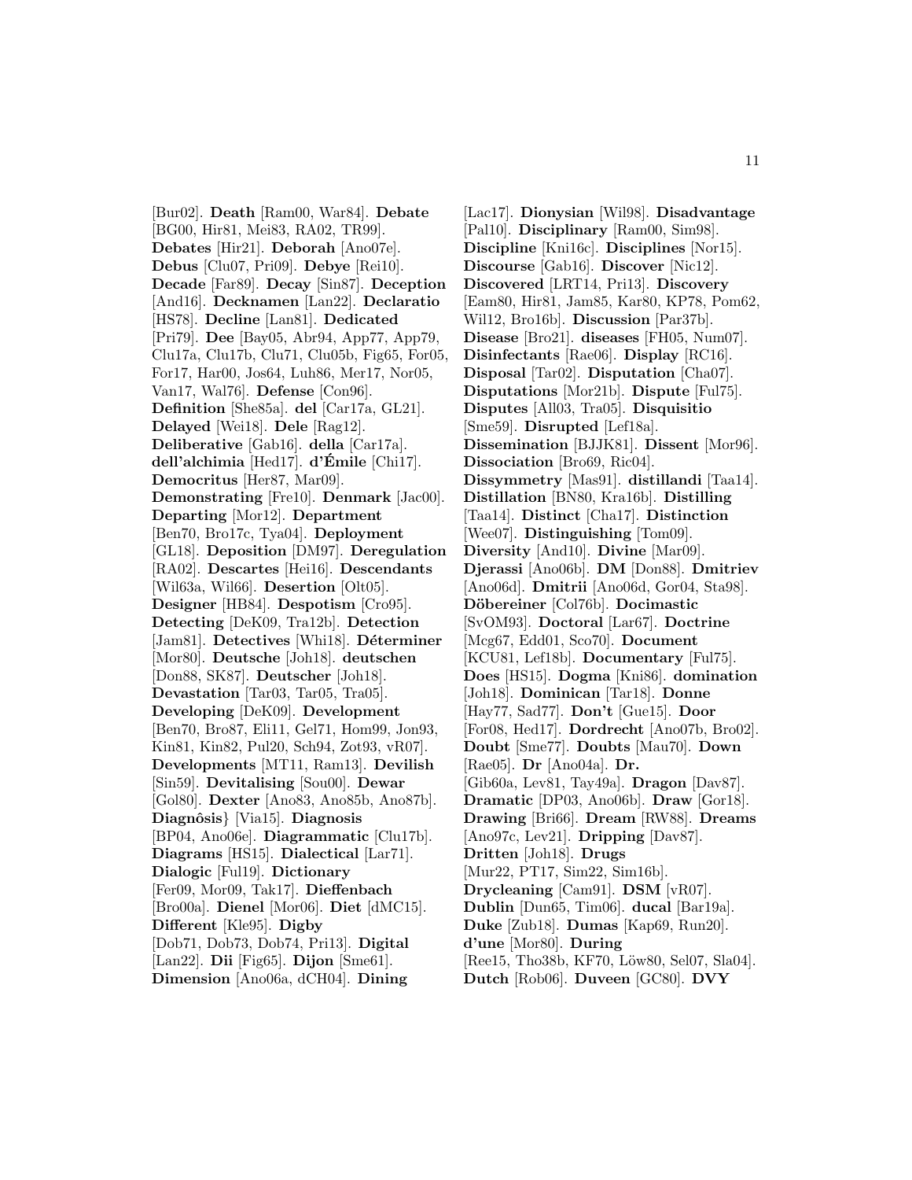[Bur02]. **Death** [Ram00, War84]. **Debate** [BG00, Hir81, Mei83, RA02, TR99]. **Debates** [Hir21]. **Deborah** [Ano07e]. **Debus** [Clu07, Pri09]. **Debye** [Rei10]. **Decade** [Far89]. **Decay** [Sin87]. **Deception** [And16]. **Decknamen** [Lan22]. **Declaratio** [HS78]. **Decline** [Lan81]. **Dedicated** [Pri79]. **Dee** [Bay05, Abr94, App77, App79, Clu17a, Clu17b, Clu71, Clu05b, Fig65, For05, For17, Har00, Jos64, Luh86, Mer17, Nor05, Van17, Wal76]. **Defense** [Con96]. **Definition** [She85a]. **del** [Car17a, GL21]. **Delayed** [Wei18]. **Dele** [Rag12]. **Deliberative** [Gab16]. **della** [Car17a]. **dell'alchimia** [Hed17]. **d'Émile** [Chi17]. **Democritus** [Her87, Mar09]. **Demonstrating** [Fre10]. **Denmark** [Jac00]. **Departing** [Mor12]. **Department** [Ben70, Bro17c, Tya04]. **Deployment** [GL18]. **Deposition** [DM97]. **Deregulation** [RA02]. **Descartes** [Hei16]. **Descendants** [Wil63a, Wil66]. **Desertion** [Olt05]. **Designer** [HB84]. **Despotism** [Cro95]. **Detecting** [DeK09, Tra12b]. **Detection** [Jam81]. **Detectives** [Whi18]. **Déterminer** [Mor80]. **Deutsche** [Joh18]. **deutschen** [Don88, SK87]. **Deutscher** [Joh18]. **Devastation** [Tar03, Tar05, Tra05]. **Developing** [DeK09]. **Development** [Ben70, Bro87, Eli11, Gel71, Hom99, Jon93, Kin81, Kin82, Pul20, Sch94, Zot93, vR07]. **Developments** [MT11, Ram13]. **Devilish** [Sin59]. **Devitalising** [Sou00]. **Dewar** [Gol80]. **Dexter** [Ano83, Ano85b, Ano87b]. **Diagnôsis**} [Via15]. **Diagnosis** [BP04, Ano06e]. **Diagrammatic** [Clu17b]. **Diagrams** [HS15]. **Dialectical** [Lar71]. **Dialogic** [Ful19]. **Dictionary** [Fer09, Mor09, Tak17]. **Dieffenbach** [Bro00a]. **Dienel** [Mor06]. **Diet** [dMC15]. **Different** [Kle95]. **Digby** [Dob71, Dob73, Dob74, Pri13]. **Digital** [Lan22]. **Dii** [Fig65]. **Dijon** [Sme61]. **Dimension** [Ano06a, dCH04]. **Dining** [Lac17]. **Dionysian** [Wil98]. **Disadvantage** [Pal10]. **Disciplinary** [Ram00, Sim98]. **Discipline** [Kni16c]. **Disciplines** [Nor15]. **Discourse** [Gab16]. **Discover** [Nic12]. **Discovered** [LRT14, Pri13]. **Discovery** [Eam80, Hir81, Jam85, Kar80, KP78, Pom62, Wil12, Bro16b]. **Discussion** [Par37b]. **Disease** [Bro21]. **diseases** [FH05, Num07]. **Disinfectants** [Rae06]. **Display** [RC16]. **Disposal** [Tar02]. **Disputation** [Cha07]. **Disputations** [Mor21b]. **Dispute** [Ful75]. **Disputes** [All03, Tra05]. **Disquisitio** [Sme59]. **Disrupted** [Lef18a]. **Dissemination** [BJJK81]. **Dissent** [Mor96]. **Dissociation** [Bro69, Ric04]. **Dissymmetry** [Mas91]. **distillandi** [Taa14]. **Distillation** [BN80, Kra16b]. **Distilling** [Taa14]. **Distinct** [Cha17]. **Distinction** [Wee07]. **Distinguishing** [Tom09]. **Diversity** [And10]. **Divine** [Mar09]. **Djerassi** [Ano06b]. **DM** [Don88]. **Dmitriev** [Ano06d]. **Dmitrii** [Ano06d, Gor04, Sta98]. **Döbereiner** [Col76b]. **Docimastic** [SvOM93]. **Doctoral** [Lar67]. **Doctrine** [Mcg67, Edd01, Sco70]. **Document** [KCU81, Lef18b]. **Documentary** [Ful75]. **Does** [HS15]. **Dogma** [Kni86]. **domination** [Joh18]. **Dominican** [Tar18]. **Donne** [Hay77, Sad77]. **Don't** [Gue15]. **Door** [For08, Hed17]. **Dordrecht** [Ano07b, Bro02]. **Doubt** [Sme77]. **Doubts** [Mau70]. **Down** [Rae05]. **Dr** [Ano04a]. **Dr.** [Gib60a, Lev81, Tay49a]. **Dragon** [Dav87]. **Dramatic** [DP03, Ano06b]. **Draw** [Gor18]. **Drawing** [Bri66]. **Dream** [RW88]. **Dreams** [Ano97c, Lev21]. **Dripping** [Dav87]. **Dritten** [Joh18]. **Drugs** [Mur22, PT17, Sim22, Sim16b]. **Drycleaning** [Cam91]. **DSM** [vR07]. **Dublin** [Dun65, Tim06]. **ducal** [Bar19a]. **Duke** [Zub18]. **Dumas** [Kap69, Run20]. **d'une** [Mor80]. **During** [Ree15, Tho38b, KF70, Löw80, Sel07, Sla04]. **Dutch** [Rob06]. **Duveen** [GC80]. **DVY**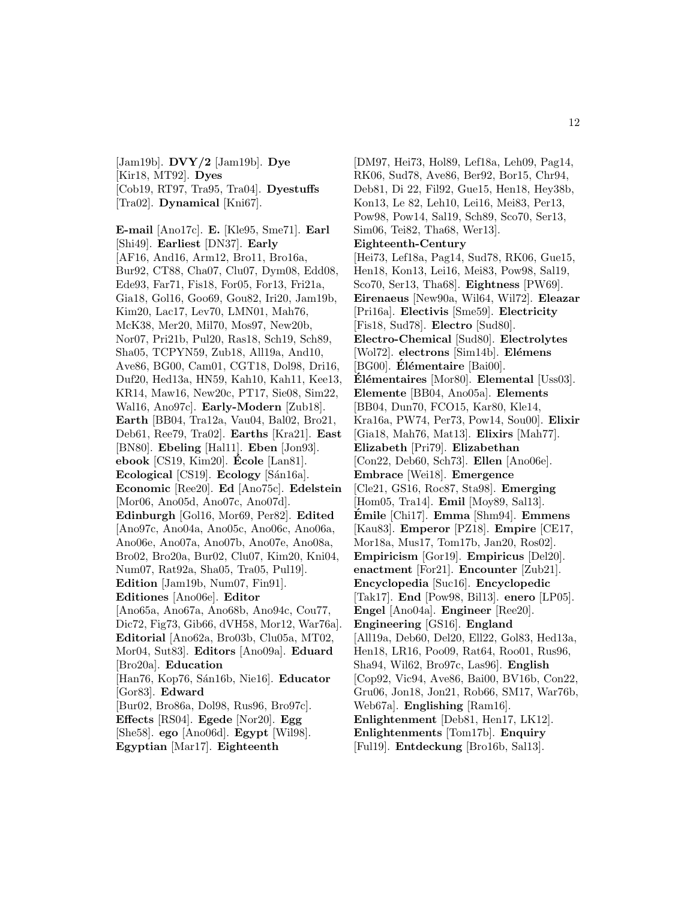[Jam19b]. **DVY/2** [Jam19b]. **Dye** [Kir18, MT92]. **Dyes** [Cob19, RT97, Tra95, Tra04]. **Dyestuffs** [Tra02]. **Dynamical** [Kni67].

**E-mail** [Ano17c]. **E.** [Kle95, Sme71]. **Earl** [Shi49]. **Earliest** [DN37]. **Early** [AF16, And16, Arm12, Bro11, Bro16a, Bur92, CT88, Cha07, Clu07, Dym08, Edd08, Ede93, Far71, Fis18, For05, For13, Fri21a, Gia18, Gol16, Goo69, Gou82, Iri20, Jam19b, Kim20, Lac17, Lev70, LMN01, Mah76, McK38, Mer20, Mil70, Mos97, New20b, Nor07, Pri21b, Pul20, Ras18, Sch19, Sch89, Sha05, TCPYN59, Zub18, All19a, And10, Ave86, BG00, Cam01, CGT18, Dol98, Dri16, Duf20, Hed13a, HN59, Kah10, Kah11, Kee13, KR14, Maw16, New20c, PT17, Sie08, Sim22, Wal16, Ano97c]. **Early-Modern** [Zub18]. **Earth** [BB04, Tra12a, Vau04, Bal02, Bro21, Deb61, Ree79, Tra02]. **Earths** [Kra21]. **East** [BN80]. **Ebeling** [Hal11]. **Eben** [Jon93]. **ebook** [CS19, Kim20]. **École** [Lan81]. **Ecological** [CS19]. **Ecology** [Sán16a]. **Economic** [Ree20]. **Ed** [Ano75c]. **Edelstein** [Mor06, Ano05d, Ano07c, Ano07d]. **Edinburgh** [Gol16, Mor69, Per82]. **Edited** [Ano97c, Ano04a, Ano05c, Ano06c, Ano06a, Ano06e, Ano07a, Ano07b, Ano07e, Ano08a, Bro02, Bro20a, Bur02, Clu07, Kim20, Kni04, Num07, Rat92a, Sha05, Tra05, Pul19]. **Edition** [Jam19b, Num07, Fin91]. **Editiones** [Ano06e]. **Editor** [Ano65a, Ano67a, Ano68b, Ano94c, Cou77, Dic72, Fig73, Gib66, dVH58, Mor12, War76a]. **Editorial** [Ano62a, Bro03b, Clu05a, MT02, Mor04, Sut83]. **Editors** [Ano09a]. **Eduard** [Bro20a]. **Education** [Han76, Kop76, Sán16b, Nie16]. **Educator** [Gor83]. **Edward** [Bur02, Bro86a, Dol98, Rus96, Bro97c]. **Effects** [RS04]. **Egede** [Nor20]. **Egg** [She58]. **ego** [Ano06d]. **Egypt** [Wil98]. **Egyptian** [Mar17]. **Eighteenth** [DM97, Hei73, Hol89, Lef18a, Leh09, Pag14, RK06, Sud78, Ave86, Ber92, Bor15, Chr94, Deb81, Di 22, Fil92, Gue15, Hen18, Hey38b, Kon13, Le 82, Leh10, Lei16, Mei83, Per13, Pow98, Pow14, Sal19, Sch89, Sco70, Ser13, Sim06, Tei82, Tha68, Wer13]. **Eighteenth-Century** [Hei73, Lef18a, Pag14, Sud78, RK06, Gue15, Hen18, Kon13, Lei16, Mei83, Pow98, Sal19, Sco70, Ser13, Tha68]. **Eightness** [PW69]. **Eirenaeus** [New90a, Wil64, Wil72]. **Eleazar** [Pri16a]. **Electivis** [Sme59]. **Electricity** [Fis18, Sud78]. **Electro** [Sud80]. **Electro-Chemical** [Sud80]. **Electrolytes** [Wol72]. **electrons** [Sim14b]. **Elémens** [BG00]. **Élémentaire** [Bai00]. **Élémentaires** [Mor80]. **Elemental** [Uss03]. **Elemente** [BB04, Ano05a]. **Elements** [BB04, Dun70, FCO15, Kar80, Kle14, Kra16a, PW74, Per73, Pow14, Sou00]. **Elixir** [Gia18, Mah76, Mat13]. **Elixirs** [Mah77]. **Elizabeth** [Pri79]. **Elizabethan** [Con22, Deb60, Sch73]. **Ellen** [Ano06e]. **Embrace** [Wei18]. **Emergence** [Cle21, GS16, Roc87, Sta98]. **Emerging** [Hom05, Tra14]. **Emil** [Moy89, Sal13]. **Émile** [Chi17]. **Emma** [Shm94]. **Emmens** [Kau83]. **Emperor** [PZ18]. **Empire** [CE17, Mor18a, Mus17, Tom17b, Jan20, Ros02]. **Empiricism** [Gor19]. **Empiricus** [Del20]. **enactment** [For21]. **Encounter** [Zub21]. **Encyclopedia** [Suc16]. **Encyclopedic** [Tak17]. **End** [Pow98, Bil13]. **enero** [LP05]. **Engel** [Ano04a]. **Engineer** [Ree20]. **Engineering** [GS16]. **England** [All19a, Deb60, Del20, Ell22, Gol83, Hed13a, Hen18, LR16, Poo09, Rat64, Roo01, Rus96, Sha94, Wil62, Bro97c, Las96]. **English** [Cop92, Vic94, Ave86, Bai00, BV16b, Con22, Gru06, Jon18, Jon21, Rob66, SM17, War76b, Web67a]. **Englishing** [Ram16]. **Enlightenment** [Deb81, Hen17, LK12]. **Enlightenments** [Tom17b]. **Enquiry** [Ful19]. **Entdeckung** [Bro16b, Sal13].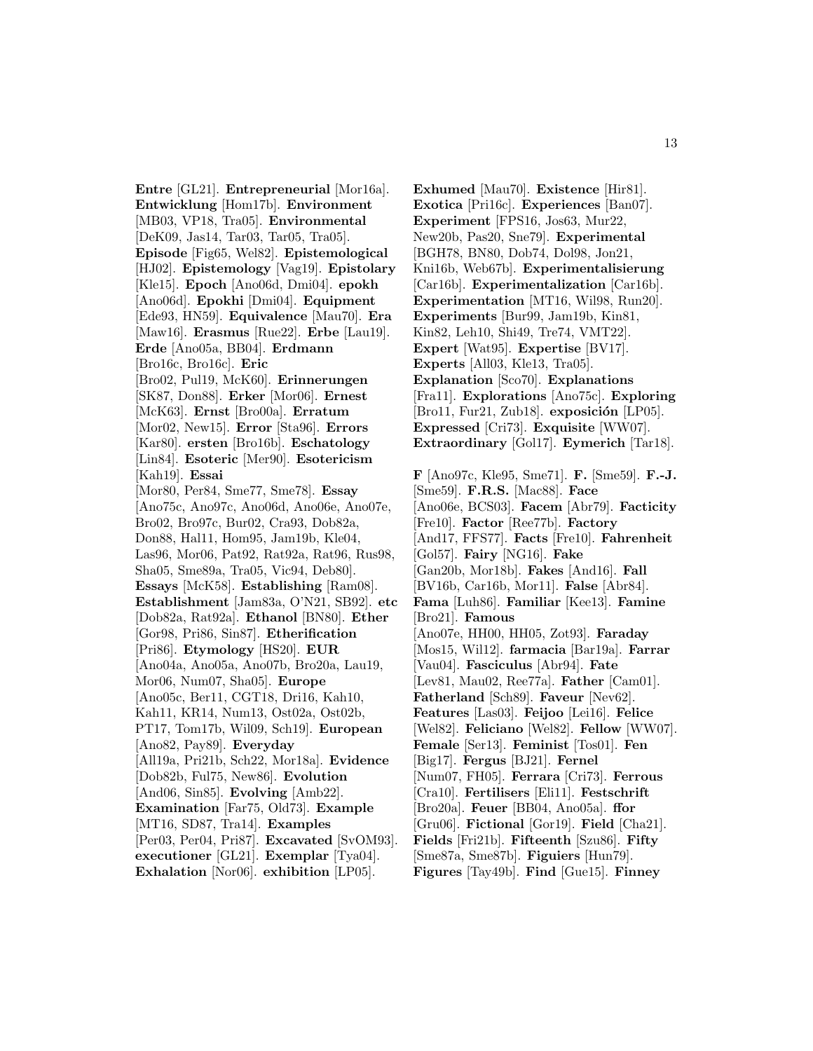**Entre** [GL21]. **Entrepreneurial** [Mor16a]. **Entwicklung** [Hom17b]. **Environment** [MB03, VP18, Tra05]. **Environmental** [DeK09, Jas14, Tar03, Tar05, Tra05]. **Episode** [Fig65, Wel82]. **Epistemological** [HJ02]. **Epistemology** [Vag19]. **Epistolary** [Kle15]. **Epoch** [Ano06d, Dmi04]. **epokh** [Ano06d]. **Epokhi** [Dmi04]. **Equipment** [Ede93, HN59]. **Equivalence** [Mau70]. **Era** [Maw16]. **Erasmus** [Rue22]. **Erbe** [Lau19]. **Erde** [Ano05a, BB04]. **Erdmann** [Bro16c, Bro16c]. **Eric** [Bro02, Pul19, McK60]. **Erinnerungen** [SK87, Don88]. **Erker** [Mor06]. **Ernest** [McK63]. **Ernst** [Bro00a]. **Erratum** [Mor02, New15]. **Error** [Sta96]. **Errors** [Kar80]. **ersten** [Bro16b]. **Eschatology** [Lin84]. **Esoteric** [Mer90]. **Esotericism** [Kah19]. **Essai** [Mor80, Per84, Sme77, Sme78]. **Essay** [Ano75c, Ano97c, Ano06d, Ano06e, Ano07e, Bro02, Bro97c, Bur02, Cra93, Dob82a, Don88, Hal11, Hom95, Jam19b, Kle04, Las96, Mor06, Pat92, Rat92a, Rat96, Rus98, Sha05, Sme89a, Tra05, Vic94, Deb80]. **Essays** [McK58]. **Establishing** [Ram08]. **Establishment** [Jam83a, O'N21, SB92]. **etc** [Dob82a, Rat92a]. **Ethanol** [BN80]. **Ether** [Gor98, Pri86, Sin87]. **Etherification** [Pri86]. **Etymology** [HS20]. **EUR** [Ano04a, Ano05a, Ano07b, Bro20a, Lau19, Mor06, Num07, Sha05]. **Europe** [Ano05c, Ber11, CGT18, Dri16, Kah10, Kah11, KR14, Num13, Ost02a, Ost02b, PT17, Tom17b, Wil09, Sch19]. **European** [Ano82, Pay89]. **Everyday** [All19a, Pri21b, Sch22, Mor18a]. **Evidence** [Dob82b, Ful75, New86]. **Evolution** [And06, Sin85]. **Evolving** [Amb22]. **Examination** [Far75, Old73]. **Example** [MT16, SD87, Tra14]. **Examples** [Per03, Per04, Pri87]. **Excavated** [SvOM93]. **executioner** [GL21]. **Exemplar** [Tya04]. **Exhalation** [Nor06]. **exhibition** [LP05]. **Exhumed** [Mau70]. **Existence** [Hir81]. **Exotica** [Pri16c]. **Experiences** [Ban07]. **Experiment** [FPS16, Jos63, Mur22, New20b, Pas20, Sne79]. **Experimental** [BGH78, BN80, Dob74, Dol98, Jon21, Kni16b, Web67b]. **Experimentalisierung** [Car16b]. **Experimentalization** [Car16b]. **Experimentation** [MT16, Wil98, Run20]. **Experiments** [Bur99, Jam19b, Kin81, Kin82, Leh10, Shi49, Tre74, VMT22]. **Expert** [Wat95]. **Expertise** [BV17]. **Experts** [All03, Kle13, Tra05]. **Explanation** [Sco70]. **Explanations** [Fra11]. **Explorations** [Ano75c]. **Exploring** [Bro11, Fur21, Zub18]. **exposición** [LP05]. **Expressed** [Cri73]. **Exquisite** [WW07]. **Extraordinary** [Gol17]. **Eymerich** [Tar18].

**F** [Ano97c, Kle95, Sme71]. **F.** [Sme59]. **F.-J.** [Sme59]. **F.R.S.** [Mac88]. **Face** [Ano06e, BCS03]. **Facem** [Abr79]. **Facticity** [Fre10]. **Factor** [Ree77b]. **Factory** [And17, FFS77]. **Facts** [Fre10]. **Fahrenheit** [Gol57]. **Fairy** [NG16]. **Fake** [Gan20b, Mor18b]. **Fakes** [And16]. **Fall** [BV16b, Car16b, Mor11]. **False** [Abr84]. **Fama** [Luh86]. **Familiar** [Kee13]. **Famine** [Bro21]. **Famous** [Ano07e, HH00, HH05, Zot93]. **Faraday** [Mos15, Wil12]. **farmacia** [Bar19a]. **Farrar** [Vau04]. **Fasciculus** [Abr94]. **Fate** [Lev81, Mau02, Ree77a]. **Father** [Cam01]. **Fatherland** [Sch89]. **Faveur** [Nev62]. **Features** [Las03]. **Feijoo** [Lei16]. **Felice** [Wel82]. **Feliciano** [Wel82]. **Fellow** [WW07]. **Female** [Ser13]. **Feminist** [Tos01]. **Fen** [Big17]. **Fergus** [BJ21]. **Fernel** [Num07, FH05]. **Ferrara** [Cri73]. **Ferrous** [Cra10]. **Fertilisers** [Eli11]. **Festschrift** [Bro20a]. **Feuer** [BB04, Ano05a]. **ffor** [Gru06]. **Fictional** [Gor19]. **Field** [Cha21]. **Fields** [Fri21b]. **Fifteenth** [Szu86]. **Fifty** [Sme87a, Sme87b]. **Figuiers** [Hun79]. **Figures** [Tay49b]. **Find** [Gue15]. **Finney**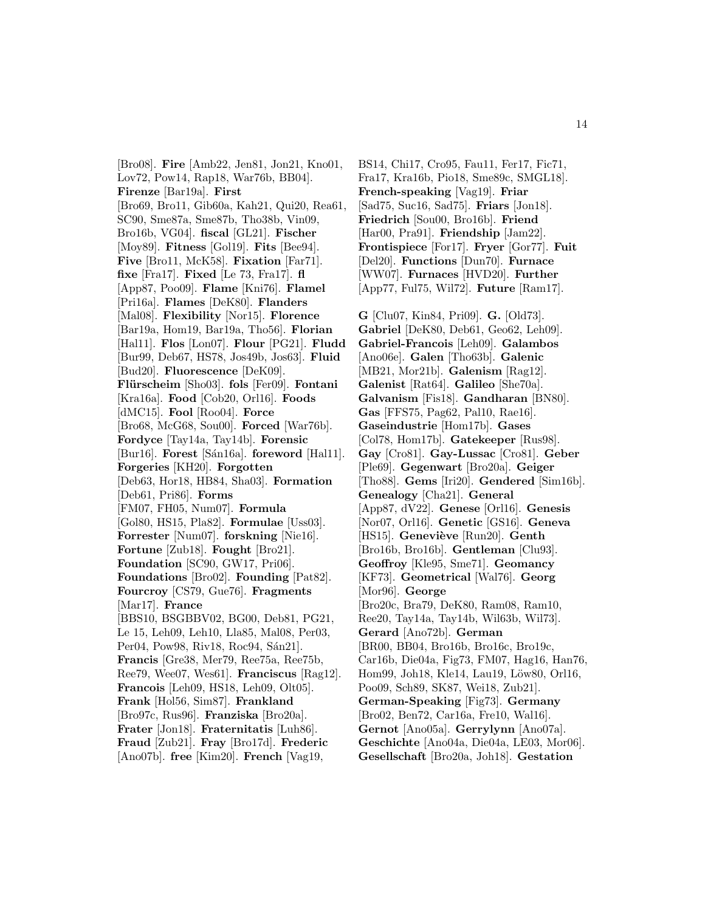[Bro08]. **Fire** [Amb22, Jen81, Jon21, Kno01, Lov72, Pow14, Rap18, War76b, BB04]. **Firenze** [Bar19a]. **First** [Bro69, Bro11, Gib60a, Kah21, Qui20, Rea61, SC90, Sme87a, Sme87b, Tho38b, Vin09, Bro16b, VG04]. **fiscal** [GL21]. **Fischer** [Moy89]. **Fitness** [Gol19]. **Fits** [Bee94]. **Five** [Bro11, McK58]. **Fixation** [Far71]. **fixe** [Fra17]. **Fixed** [Le 73, Fra17]. **fl** [App87, Poo09]. **Flame** [Kni76]. **Flamel** [Pri16a]. **Flames** [DeK80]. **Flanders** [Mal08]. **Flexibility** [Nor15]. **Florence** [Bar19a, Hom19, Bar19a, Tho56]. **Florian** [Hal11]. **Flos** [Lon07]. **Flour** [PG21]. **Fludd** [Bur99, Deb67, HS78, Jos49b, Jos63]. **Fluid** [Bud20]. **Fluorescence** [DeK09]. **Flürscheim** [Sho03]. **fols** [Fer09]. **Fontani** [Kra16a]. **Food** [Cob20, Orl16]. **Foods** [dMC15]. **Fool** [Roo04]. **Force** [Bro68, McG68, Sou00]. **Forced** [War76b]. **Fordyce** [Tay14a, Tay14b]. **Forensic** [Bur16]. **Forest** [Sán16a]. **foreword** [Hal11]. **Forgeries** [KH20]. **Forgotten** [Deb63, Hor18, HB84, Sha03]. **Formation** [Deb61, Pri86]. **Forms** [FM07, FH05, Num07]. **Formula** [Gol80, HS15, Pla82]. **Formulae** [Uss03]. **Forrester** [Num07]. **forskning** [Nie16]. **Fortune** [Zub18]. **Fought** [Bro21]. **Foundation** [SC90, GW17, Pri06]. **Foundations** [Bro02]. **Founding** [Pat82]. **Fourcroy** [CS79, Gue76]. **Fragments** [Mar17]. **France** [BBS10, BSGBBV02, BG00, Deb81, PG21, Le 15, Leh09, Leh10, Lla85, Mal08, Per03, Per04, Pow98, Riv18, Roc94, Sán21]. **Francis** [Gre38, Mer79, Ree75a, Ree75b, Ree79, Wee07, Wes61]. **Franciscus** [Rag12]. **Francois** [Leh09, HS18, Leh09, Olt05]. **Frank** [Hol56, Sim87]. **Frankland** [Bro97c, Rus96]. **Franziska** [Bro20a]. **Frater** [Jon18]. **Fraternitatis** [Luh86]. **Fraud** [Zub21]. **Fray** [Bro17d]. **Frederic** [Ano07b]. **free** [Kim20]. **French** [Vag19, BS14, Chi17, Cro95, Fau11, Fer17, Fic71, Fra17, Kra16b, Pio18, Sme89c, SMGL18]. **French-speaking** [Vag19]. **Friar** [Sad75, Suc16, Sad75]. **Friars** [Jon18]. **Friedrich** [Sou00, Bro16b]. **Friend** [Har00, Pra91]. **Friendship** [Jam22]. **Frontispiece** [For17]. **Fryer** [Gor77]. **Fuit** [Del20]. **Functions** [Dun70]. **Furnace** [WW07]. **Furnaces** [HVD20]. **Further** [App77, Ful75, Wil72]. **Future** [Ram17].

**G** [Clu07, Kin84, Pri09]. **G.** [Old73]. **Gabriel** [DeK80, Deb61, Geo62, Leh09]. **Gabriel-Francois** [Leh09]. **Galambos** [Ano06e]. **Galen** [Tho63b]. **Galenic** [MB21, Mor21b]. **Galenism** [Rag12]. **Galenist** [Rat64]. **Galileo** [She70a]. **Galvanism** [Fis18]. **Gandharan** [BN80]. **Gas** [FFS75, Pag62, Pal10, Rae16]. **Gaseindustrie** [Hom17b]. **Gases** [Col78, Hom17b]. **Gatekeeper** [Rus98]. **Gay** [Cro81]. **Gay-Lussac** [Cro81]. **Geber** [Ple69]. **Gegenwart** [Bro20a]. **Geiger** [Tho88]. **Gems** [Iri20]. **Gendered** [Sim16b]. **Genealogy** [Cha21]. **General** [App87, dV22]. **Genese** [Orl16]. **Genesis** [Nor07, Orl16]. **Genetic** [GS16]. **Geneva** [HS15]. **Geneviève** [Run20]. **Genth** [Bro16b, Bro16b]. **Gentleman** [Clu93]. **Geoffroy** [Kle95, Sme71]. **Geomancy** [KF73]. **Geometrical** [Wal76]. **Georg** [Mor96]. **George** [Bro20c, Bra79, DeK80, Ram08, Ram10, Ree20, Tay14a, Tay14b, Wil63b, Wil73]. **Gerard** [Ano72b]. **German** [BR00, BB04, Bro16b, Bro16c, Bro19c, Car16b, Die04a, Fig73, FM07, Hag16, Han76, Hom99, Joh18, Kle14, Lau19, Löw80, Orl16, Poo09, Sch89, SK87, Wei18, Zub21]. **German-Speaking** [Fig73]. **Germany** [Bro02, Ben72, Car16a, Fre10, Wal16]. **Gernot** [Ano05a]. **Gerrylynn** [Ano07a]. **Geschichte** [Ano04a, Die04a, LE03, Mor06]. **Gesellschaft** [Bro20a, Joh18]. **Gestation**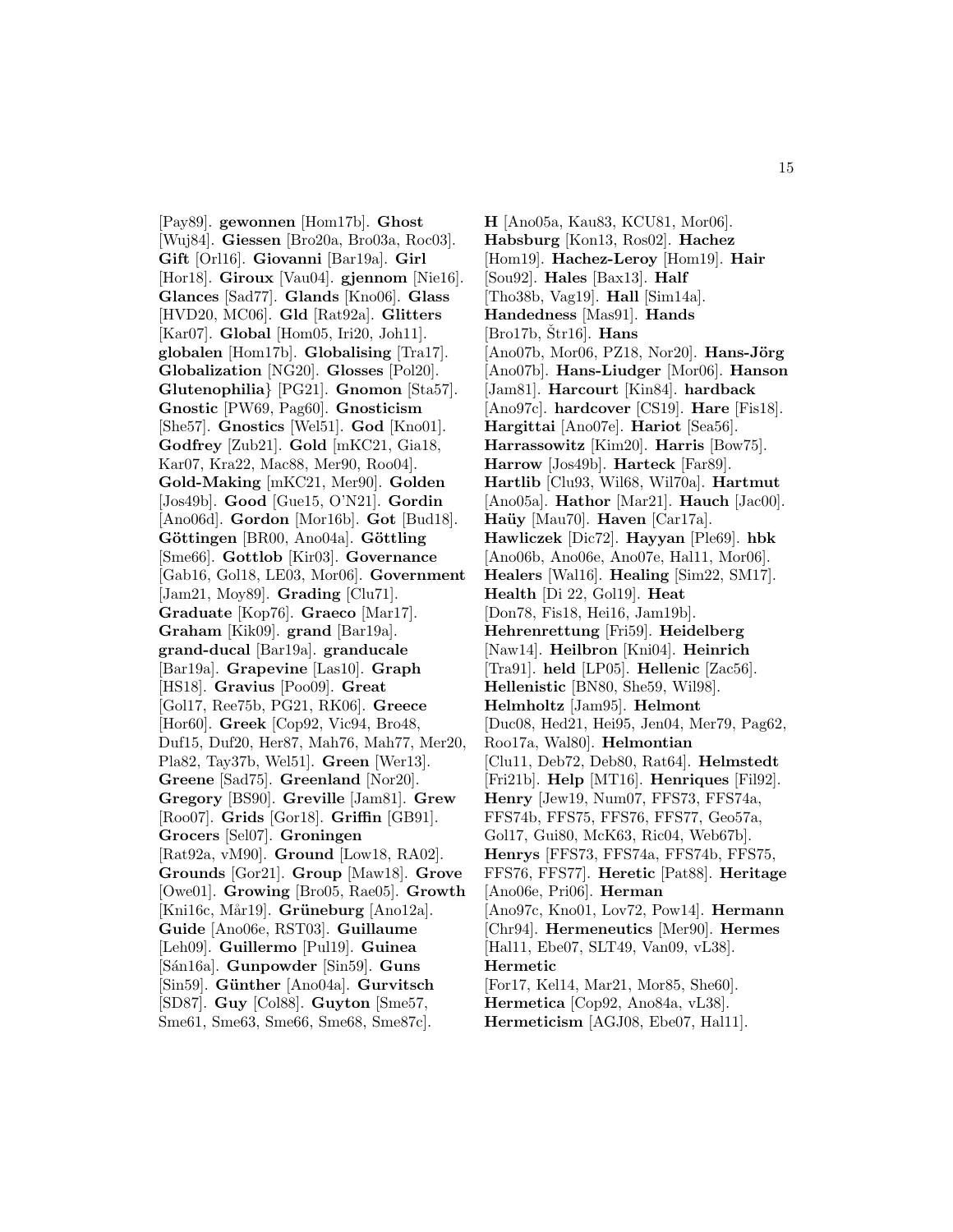[Pay89]. **gewonnen** [Hom17b]. **Ghost** [Wuj84]. **Giessen** [Bro20a, Bro03a, Roc03]. **Gift** [Orl16]. **Giovanni** [Bar19a]. **Girl** [Hor18]. **Giroux** [Vau04]. **gjennom** [Nie16]. **Glances** [Sad77]. **Glands** [Kno06]. **Glass** [HVD20, MC06]. **Gld** [Rat92a]. **Glitters** [Kar07]. **Global** [Hom05, Iri20, Joh11]. **globalen** [Hom17b]. **Globalising** [Tra17]. **Globalization** [NG20]. **Glosses** [Pol20]. **Glutenophilia}** [PG21]. **Gnomon** [Sta57]. **Gnostic** [PW69, Pag60]. **Gnosticism** [She57]. **Gnostics** [Wel51]. **God** [Kno01]. **Godfrey** [Zub21]. **Gold** [mKC21, Gia18, Kar07, Kra22, Mac88, Mer90, Roo04]. **Gold-Making** [mKC21, Mer90]. **Golden** [Jos49b]. **Good** [Gue15, O'N21]. **Gordin** [Ano06d]. **Gordon** [Mor16b]. **Got** [Bud18]. **Göttingen** [BR00, Ano04a]. **Göttling** [Sme66]. **Gottlob** [Kir03]. **Governance** [Gab16, Gol18, LE03, Mor06]. **Government** [Jam21, Moy89]. **Grading** [Clu71]. **Graduate** [Kop76]. **Graeco** [Mar17]. **Graham** [Kik09]. **grand** [Bar19a]. **grand-ducal** [Bar19a]. **granducale** [Bar19a]. **Grapevine** [Las10]. **Graph** [HS18]. **Gravius** [Poo09]. **Great** [Gol17, Ree75b, PG21, RK06]. **Greece** [Hor60]. **Greek** [Cop92, Vic94, Bro48, Duf15, Duf20, Her87, Mah76, Mah77, Mer20, Pla82, Tay37b, Wel51]. **Green** [Wer13]. **Greene** [Sad75]. **Greenland** [Nor20]. **Gregory** [BS90]. **Greville** [Jam81]. **Grew** [Roo07]. **Grids** [Gor18]. **Griffin** [GB91]. **Grocers** [Sel07]. **Groningen** [Rat92a, vM90]. **Ground** [Low18, RA02]. **Grounds** [Gor21]. **Group** [Maw18]. **Grove** [Owe01]. **Growing** [Bro05, Rae05]. **Growth** [Kni16c, Mår19]. **Grüneburg** [Ano12a]. **Guide** [Ano06e, RST03]. **Guillaume** [Leh09]. **Guillermo** [Pul19]. **Guinea** [Sán16a]. **Gunpowder** [Sin59]. **Guns** [Sin59]. **Günther** [Ano04a]. **Gurvitsch** [SD87]. **Guy** [Col88]. **Guyton** [Sme57, Sme61, Sme63, Sme66, Sme68, Sme87c].

**H** [Ano05a, Kau83, KCU81, Mor06]. **Habsburg** [Kon13, Ros02]. **Hachez** [Hom19]. **Hachez-Leroy** [Hom19]. **Hair** [Sou92]. **Hales** [Bax13]. **Half** [Tho38b, Vag19]. **Hall** [Sim14a]. **Handedness** [Mas91]. **Hands** [Bro17b, Štr16]. **Hans** [Ano07b, Mor06, PZ18, Nor20]. **Hans-Jörg** [Ano07b]. **Hans-Liudger** [Mor06]. **Hanson** [Jam81]. **Harcourt** [Kin84]. **hardback** [Ano97c]. **hardcover** [CS19]. **Hare** [Fis18]. **Hargittai** [Ano07e]. **Hariot** [Sea56]. **Harrassowitz** [Kim20]. **Harris** [Bow75]. **Harrow** [Jos49b]. **Harteck** [Far89]. **Hartlib** [Clu93, Wil68, Wil70a]. **Hartmut** [Ano05a]. **Hathor** [Mar21]. **Hauch** [Jac00]. **Haüy** [Mau70]. **Haven** [Car17a]. **Hawliczek** [Dic72]. **Hayyan** [Ple69]. **hbk** [Ano06b, Ano06e, Ano07e, Hal11, Mor06]. **Healers** [Wal16]. **Healing** [Sim22, SM17]. **Health** [Di 22, Gol19]. **Heat** [Don78, Fis18, Hei16, Jam19b]. **Hehrenrettung** [Fri59]. **Heidelberg** [Naw14]. **Heilbron** [Kni04]. **Heinrich** [Tra91]. **held** [LP05]. **Hellenic** [Zac56]. **Hellenistic** [BN80, She59, Wil98]. **Helmholtz** [Jam95]. **Helmont** [Duc08, Hed21, Hei95, Jen04, Mer79, Pag62, Roo17a, Wal80]. **Helmontian** [Clu11, Deb72, Deb80, Rat64]. **Helmstedt** [Fri21b]. **Help** [MT16]. **Henriques** [Fil92]. **Henry** [Jew19, Num07, FFS73, FFS74a, FFS74b, FFS75, FFS76, FFS77, Geo57a, Gol17, Gui80, McK63, Ric04, Web67b]. **Henrys** [FFS73, FFS74a, FFS74b, FFS75, FFS76, FFS77]. **Heretic** [Pat88]. **Heritage** [Ano06e, Pri06]. **Herman** [Ano97c, Kno01, Lov72, Pow14]. **Hermann** [Chr94]. **Hermeneutics** [Mer90]. **Hermes** [Hal11, Ebe07, SLT49, Van09, vL38]. **Hermetic** [For17, Kel14, Mar21, Mor85, She60]. **Hermetica** [Cop92, Ano84a, vL38]. **Hermeticism** [AGJ08, Ebe07, Hal11].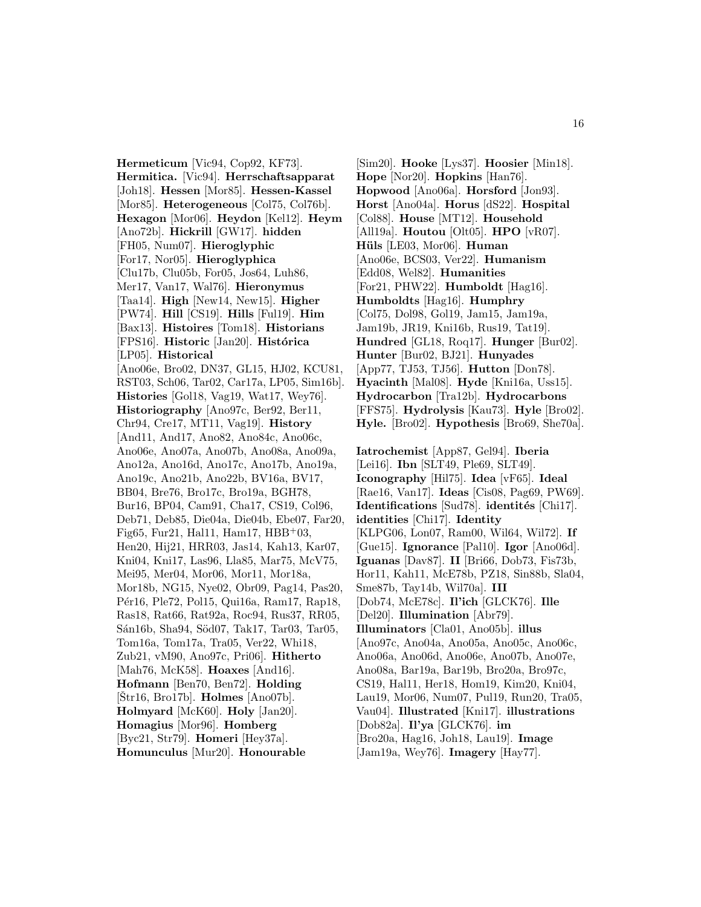**Hermeticum** [Vic94, Cop92, KF73]. **Hermitica.** [Vic94]. **Herrschaftsapparat** [Joh18]. **Hessen** [Mor85]. **Hessen-Kassel** [Mor85]. **Heterogeneous** [Col75, Col76b]. **Hexagon** [Mor06]. **Heydon** [Kel12]. **Heym** [Ano72b]. **Hickrill** [GW17]. **hidden** [FH05, Num07]. **Hieroglyphic** [For17, Nor05]. **Hieroglyphica** [Clu17b, Clu05b, For05, Jos64, Luh86, Mer17, Van17, Wal76]. **Hieronymus** [Taa14]. **High** [New14, New15]. **Higher** [PW74]. **Hill** [CS19]. **Hills** [Ful19]. **Him** [Bax13]. **Histoires** [Tom18]. **Historians** [FPS16]. **Historic** [Jan20]. **Histórica** [LP05]. **Historical** [Ano06e, Bro02, DN37, GL15, HJ02, KCU81, RST03, Sch06, Tar02, Car17a, LP05, Sim16b]. **Histories** [Gol18, Vag19, Wat17, Wey76]. **Historiography** [Ano97c, Ber92, Ber11, Chr94, Cre17, MT11, Vag19]. **History** [And11, And17, Ano82, Ano84c, Ano06c, Ano06e, Ano07a, Ano07b, Ano08a, Ano09a, Ano12a, Ano16d, Ano17c, Ano17b, Ano19a, Ano19c, Ano21b, Ano22b, BV16a, BV17, BB04, Bre76, Bro17c, Bro19a, BGH78, Bur16, BP04, Cam91, Cha17, CS19, Col96, Deb71, Deb85, Die04a, Die04b, Ebe07, Far20, Fig65, Fur21, Hal11, Ham17, HBB+03, Hen20, Hij21, HRR03, Jas14, Kah13, Kar07, Kni04, Kni17, Las96, Lla85, Mar75, McV75, Mei95, Mer04, Mor06, Mor11, Mor18a, Mor18b, NG15, Nye02, Obr09, Pag14, Pas20, Pér16, Ple72, Pol15, Qui16a, Ram17, Rap18, Ras18, Rat66, Rat92a, Roc94, Rus37, RR05, Sán16b, Sha94, Söd07, Tak17, Tar03, Tar05, Tom16a, Tom17a, Tra05, Ver22, Whi18, Zub21, vM90, Ano97c, Pri06]. **Hitherto** [Mah76, McK58]. **Hoaxes** [And16]. **Hofmann** [Ben70, Ben72]. **Holding** [Štr16, Bro17b]. **Holmes** [Ano07b]. **Holmyard** [McK60]. **Holy** [Jan20]. **Homagius** [Mor96]. **Homberg** [Byc21, Str79]. **Homeri** [Hey37a]. **Homunculus** [Mur20]. **Honourable** [Sim20]. **Hooke** [Lys37]. **Hoosier** [Min18]. **Hope** [Nor20]. **Hopkins** [Han76]. **Hopwood** [Ano06a]. **Horsford** [Jon93]. **Horst** [Ano04a]. **Horus** [dS22]. **Hospital** [Col88]. **House** [MT12]. **Household** [All19a]. **Houtou** [Olt05]. **HPO** [vR07]. **Hüls** [LE03, Mor06]. **Human** [Ano06e, BCS03, Ver22]. **Humanism** [Edd08, Wel82]. **Humanities** [For21, PHW22]. **Humboldt** [Hag16]. **Humboldts** [Hag16]. **Humphry** [Col75, Dol98, Gol19, Jam15, Jam19a, Jam19b, JR19, Kni16b, Rus19, Tat19]. **Hundred** [GL18, Roq17]. **Hunger** [Bur02]. **Hunter** [Bur02, BJ21]. **Hunyades** [App77, TJ53, TJ56]. **Hutton** [Don78]. **Hyacinth** [Mal08]. **Hyde** [Kni16a, Uss15]. **Hydrocarbon** [Tra12b]. **Hydrocarbons** [FFS75]. **Hydrolysis** [Kau73]. **Hyle** [Bro02]. **Hyle.** [Bro02]. **Hypothesis** [Bro69, She70a].

**Iatrochemist** [App87, Gel94]. **Iberia** [Lei16]. **Ibn** [SLT49, Ple69, SLT49]. **Iconography** [Hil75]. **Idea** [vF65]. **Ideal** [Rae16, Van17]. **Ideas** [Cis08, Pag69, PW69]. **Identifications** [Sud78]. **identités** [Chi17]. **identities** [Chi17]. **Identity** [KLPG06, Lon07, Ram00, Wil64, Wil72]. **If** [Gue15]. **Ignorance** [Pal10]. **Igor** [Ano06d]. **Iguanas** [Dav87]. **II** [Bri66, Dob73, Fis73b, Hor11, Kah11, McE78b, PZ18, Sin88b, Sla04, Sme87b, Tay14b, Wil70a]. **III** [Dob74, McE78c]. **Il'ich** [GLCK76]. **Ille** [Del20]. **Illumination** [Abr79]. **Illuminators** [Cla01, Ano05b]. **illus** [Ano97c, Ano04a, Ano05a, Ano05c, Ano06c, Ano06a, Ano06d, Ano06e, Ano07b, Ano07e, Ano08a, Bar19a, Bar19b, Bro20a, Bro97c, CS19, Hal11, Her18, Hom19, Kim20, Kni04, Lau19, Mor06, Num07, Pul19, Run20, Tra05, Vau04]. **Illustrated** [Kni17]. **illustrations** [Dob82a]. **Il'ya** [GLCK76]. **im** [Bro20a, Hag16, Joh18, Lau19]. **Image** [Jam19a, Wey76]. **Imagery** [Hay77].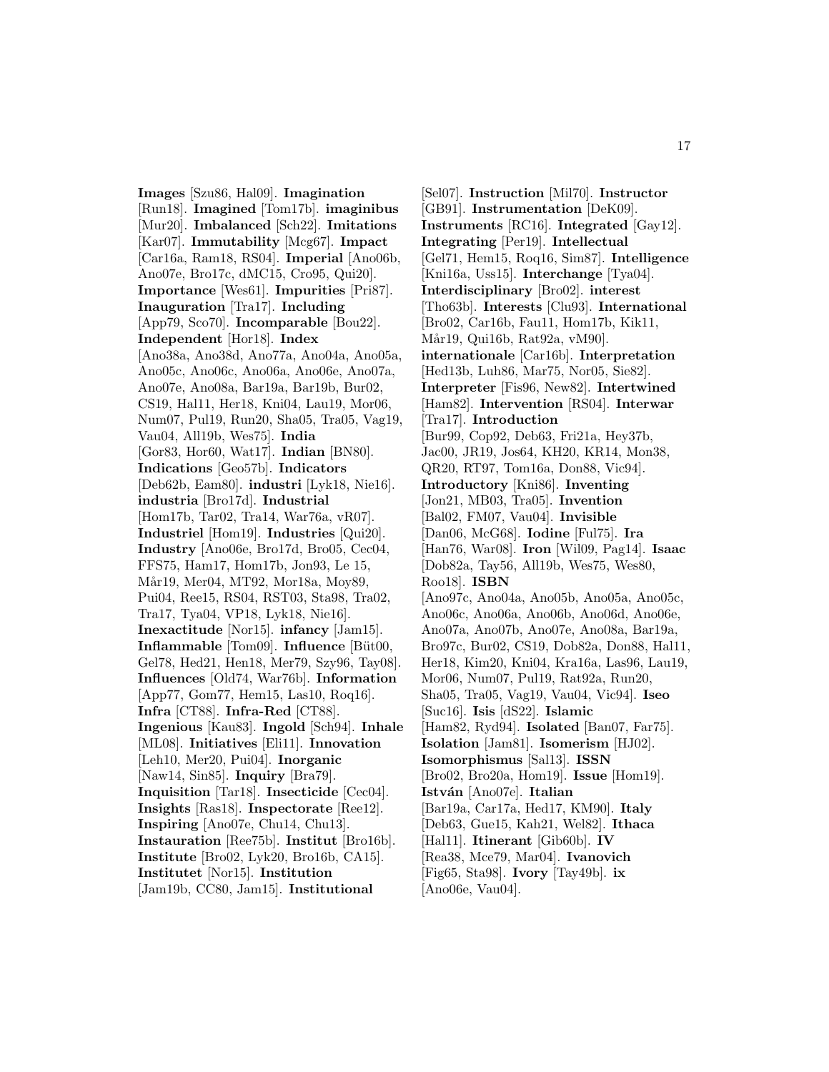**Images** [Szu86, Hal09]. **Imagination** [Run18]. **Imagined** [Tom17b]. **imaginibus** [Mur20]. **Imbalanced** [Sch22]. **Imitations** [Kar07]. **Immutability** [Mcg67]. **Impact** [Car16a, Ram18, RS04]. **Imperial** [Ano06b, Ano07e, Bro17c, dMC15, Cro95, Qui20]. **Importance** [Wes61]. **Impurities** [Pri87]. **Inauguration** [Tra17]. **Including** [App79, Sco70]. **Incomparable** [Bou22]. **Independent** [Hor18]. **Index** [Ano38a, Ano38d, Ano77a, Ano04a, Ano05a, Ano05c, Ano06c, Ano06a, Ano06e, Ano07a, Ano07e, Ano08a, Bar19a, Bar19b, Bur02, CS19, Hal11, Her18, Kni04, Lau19, Mor06, Num07, Pul19, Run20, Sha05, Tra05, Vag19, Vau04, All19b, Wes75]. **India** [Gor83, Hor60, Wat17]. **Indian** [BN80]. **Indications** [Geo57b]. **Indicators** [Deb62b, Eam80]. **industri** [Lyk18, Nie16]. **industria** [Bro17d]. **Industrial** [Hom17b, Tar02, Tra14, War76a, vR07]. **Industriel** [Hom19]. **Industries** [Qui20]. **Industry** [Ano06e, Bro17d, Bro05, Cec04, FFS75, Ham17, Hom17b, Jon93, Le 15, Mår19, Mer04, MT92, Mor18a, Moy89, Pui04, Ree15, RS04, RST03, Sta98, Tra02, Tra17, Tya04, VP18, Lyk18, Nie16]. **Inexactitude** [Nor15]. **infancy** [Jam15]. **Inflammable** [Tom09]. **Influence** [Büt00, Gel78, Hed21, Hen18, Mer79, Szy96, Tay08]. **Influences** [Old74, War76b]. **Information** [App77, Gom77, Hem15, Las10, Roq16]. **Infra** [CT88]. **Infra-Red** [CT88]. **Ingenious** [Kau83]. **Ingold** [Sch94]. **Inhale** [ML08]. **Initiatives** [Eli11]. **Innovation** [Leh10, Mer20, Pui04]. **Inorganic** [Naw14, Sin85]. **Inquiry** [Bra79]. **Inquisition** [Tar18]. **Insecticide** [Cec04]. **Insights** [Ras18]. **Inspectorate** [Ree12]. **Inspiring** [Ano07e, Chu14, Chu13]. **Instauration** [Ree75b]. **Institut** [Bro16b]. **Institute** [Bro02, Lyk20, Bro16b, CA15]. **Institutet** [Nor15]. **Institution** [Jam19b, CC80, Jam15]. **Institutional** [Sel07]. **Instruction** [Mil70]. **Instructor** [GB91]. **Instrumentation** [DeK09]. **Instruments** [RC16]. **Integrated** [Gay12]. **Integrating** [Per19]. **Intellectual** [Gel71, Hem15, Roq16, Sim87]. **Intelligence** [Kni16a, Uss15]. **Interchange** [Tya04]. **Interdisciplinary** [Bro02]. **interest** [Tho63b]. **Interests** [Clu93]. **International** [Bro02, Car16b, Fau11, Hom17b, Kik11, Mår19, Qui16b, Rat92a, vM90]. **internationale** [Car16b]. **Interpretation** [Hed13b, Luh86, Mar75, Nor05, Sie82]. **Interpreter** [Fis96, New82]. **Intertwined** [Ham82]. **Intervention** [RS04]. **Interwar** [Tra17]. **Introduction** [Bur99, Cop92, Deb63, Fri21a, Hey37b, Jac00, JR19, Jos64, KH20, KR14, Mon38, QR20, RT97, Tom16a, Don88, Vic94]. **Introductory** [Kni86]. **Inventing** [Jon21, MB03, Tra05]. **Invention** [Bal02, FM07, Vau04]. **Invisible** [Dan06, McG68]. **Iodine** [Ful75]. **Ira** [Han76, War08]. **Iron** [Wil09, Pag14]. **Isaac** [Dob82a, Tay56, All19b, Wes75, Wes80, Roo18]. **ISBN** [Ano97c, Ano04a, Ano05b, Ano05a, Ano05c, Ano06c, Ano06a, Ano06b, Ano06d, Ano06e, Ano07a, Ano07b, Ano07e, Ano08a, Bar19a, Bro97c, Bur02, CS19, Dob82a, Don88, Hal11, Her18, Kim20, Kni04, Kra16a, Las96, Lau19, Mor06, Num07, Pul19, Rat92a, Run20, Sha05, Tra05, Vag19, Vau04, Vic94]. **Iseo** [Suc16]. **Isis** [dS22]. **Islamic** [Ham82, Ryd94]. **Isolated** [Ban07, Far75]. **Isolation** [Jam81]. **Isomerism** [HJ02]. **Isomorphismus** [Sal13]. **ISSN** [Bro02, Bro20a, Hom19]. **Issue** [Hom19]. **István** [Ano07e]. **Italian** [Bar19a, Car17a, Hed17, KM90]. **Italy** [Deb63, Gue15, Kah21, Wel82]. **Ithaca** [Hal11]. **Itinerant** [Gib60b]. **IV** [Rea38, Mce79, Mar04]. **Ivanovich** [Fig65, Sta98]. **Ivory** [Tay49b]. **ix** [Ano06e, Vau04].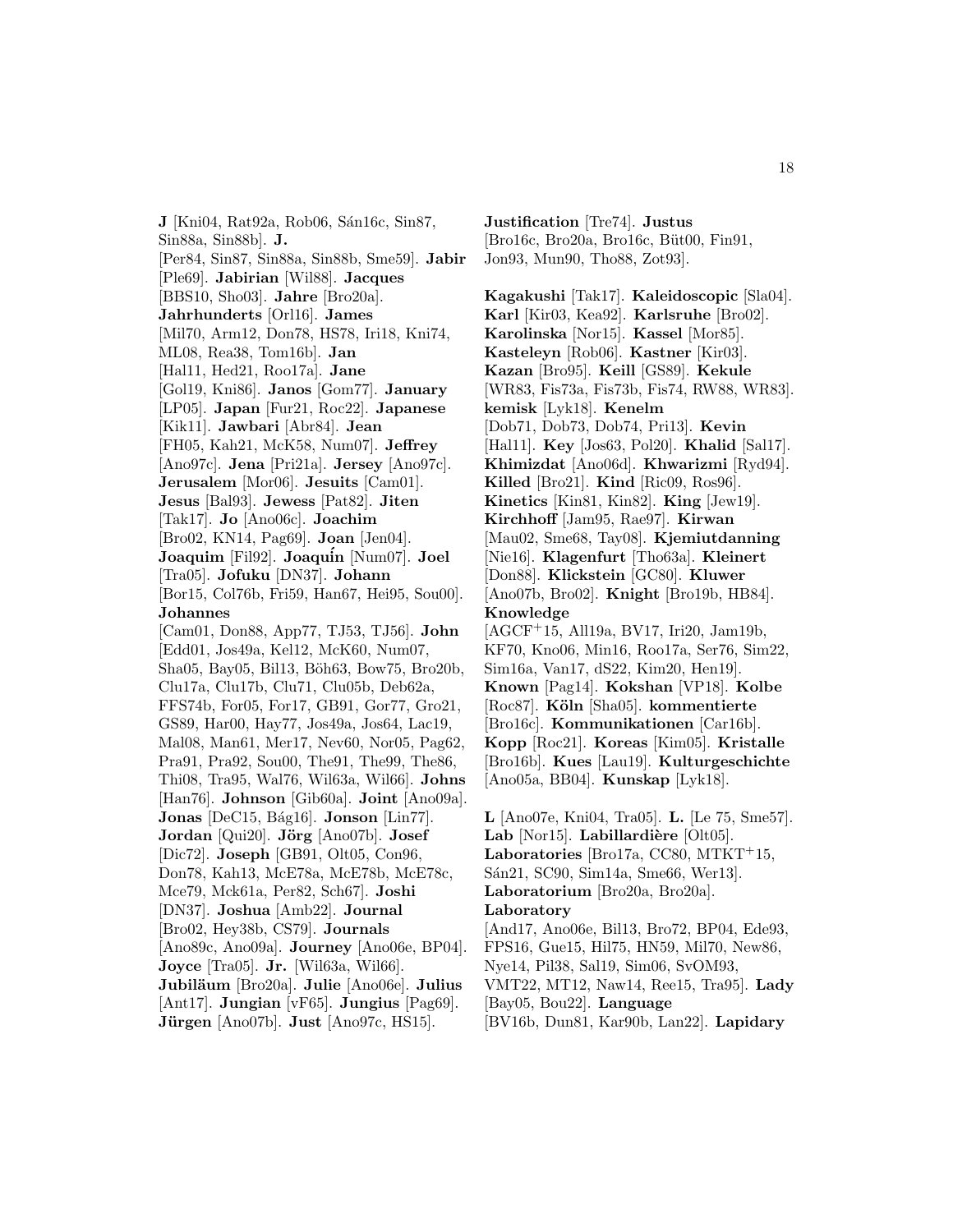**J** [Kni04, Rat92a, Rob06, Sán16c, Sin87, Sin88a, Sin88b]. **J.** [Per84, Sin87, Sin88a, Sin88b, Sme59]. **Jabir** [Ple69]. **Jabirian** [Wil88]. **Jacques** [BBS10, Sho03]. **Jahre** [Bro20a]. **Jahrhunderts** [Orl16]. **James** [Mil70, Arm12, Don78, HS78, Iri18, Kni74, ML08, Rea38, Tom16b]. **Jan** [Hal11, Hed21, Roo17a]. **Jane** [Gol19, Kni86]. **Janos** [Gom77]. **January** [LP05]. **Japan** [Fur21, Roc22]. **Japanese** [Kik11]. **Jawbari** [Abr84]. **Jean** [FH05, Kah21, McK58, Num07]. **Jeffrey** [Ano97c]. **Jena** [Pri21a]. **Jersey** [Ano97c]. **Jerusalem** [Mor06]. **Jesuits** [Cam01]. **Jesus** [Bal93]. **Jewess** [Pat82]. **Jiten** [Tak17]. **Jo** [Ano06c]. **Joachim** [Bro02, KN14, Pag69]. **Joan** [Jen04]. **Joaquín** [Num07]. **Joel** [Tra05]. **Jofuku** [DN37]. **Johann** [Bor15, Col76b, Fri59, Han67, Hei95, Sou00]. **Johannes** [Cam01, Don88, App77, TJ53, TJ56]. **John** [Edd01, Jos49a, Kel12, McK60, Num07, Sha05, Bay05, Bil13, Böh63, Bow75, Bro20b, Clu17a, Clu17b, Clu71, Clu05b, Deb62a, FFS74b, For05, For17, GB91, Gor77, Gro21, GS89, Har00, Hay77, Jos49a, Jos64, Lac19, Mal08, Man61, Mer17, Nev60, Nor05, Pag62, Pra91, Pra92, Sou00, The91, The99, The86, Thi08, Tra95, Wal76, Wil63a, Wil66]. **Johns** [Han76]. **Johnson** [Gib60a]. **Joint** [Ano09a]. **Jonas** [DeC15, Bág16]. **Jonson** [Lin77]. **Jordan** [Qui20]. **Jörg** [Ano07b]. **Josef** [Dic72]. **Joseph** [GB91, Olt05, Con96, Don78, Kah13, McE78a, McE78b, McE78c, Mce79, Mck61a, Per82, Sch67]. **Joshi** [DN37]. **Joshua** [Amb22]. **Journal** [Bro02, Hey38b, CS79]. **Journals** [Ano89c, Ano09a]. **Journey** [Ano06e, BP04]. **Joyce** [Tra05]. **Jr.** [Wil63a, Wil66]. **Jubiläum** [Bro20a]. **Julie** [Ano06e]. **Julius** [Ant17]. **Jungian** [vF65]. **Jungius** [Pag69]. **Jürgen** [Ano07b]. **Just** [Ano97c, HS15]. **Justification** [Tre74]. **Justus** [Bro16c, Bro20a, Bro16c, Büt00, Fin91, Jon93, Mun90, Tho88, Zot93].

**Kagakushi** [Tak17]. **Kaleidoscopic** [Sla04]. **Karl** [Kir03, Kea92]. **Karlsruhe** [Bro02]. **Karolinska** [Nor15]. **Kassel** [Mor85]. **Kasteleyn** [Rob06]. **Kastner** [Kir03]. **Kazan** [Bro95]. **Keill** [GS89]. **Kekule** [WR83, Fis73a, Fis73b, Fis74, RW88, WR83]. **kemisk** [Lyk18]. **Kenelm** [Dob71, Dob73, Dob74, Pri13]. **Kevin** [Hal11]. **Key** [Jos63, Pol20]. **Khalid** [Sal17]. **Khimizdat** [Ano06d]. **Khwarizmi** [Ryd94]. **Killed** [Bro21]. **Kind** [Ric09, Ros96]. **Kinetics** [Kin81, Kin82]. **King** [Jew19]. **Kirchhoff** [Jam95, Rae97]. **Kirwan** [Mau02, Sme68, Tay08]. **Kjemiutdanning** [Nie16]. **Klagenfurt** [Tho63a]. **Kleinert** [Don88]. **Klickstein** [GC80]. **Kluwer** [Ano07b, Bro02]. **Knight** [Bro19b, HB84]. **Knowledge** [AGCF$^{+}$15, All19a, BV17, Iri20, Jam19b, KF70, Kno06, Min16, Roo17a, Ser76, Sim22, Sim16a, Van17, dS22, Kim20, Hen19]. **Known** [Pag14]. **Kokshan** [VP18]. **Kolbe** [Roc87]. **Köln** [Sha05]. **kommentierte** [Bro16c]. **Kommunikationen** [Car16b]. **Kopp** [Roc21]. **Koreas** [Kim05]. **Kristalle** [Bro16b]. **Kues** [Lau19]. **Kulturgeschichte** [Ano05a, BB04]. **Kunskap** [Lyk18].

**L** [Ano07e, Kni04, Tra05]. **L.** [Le 75, Sme57]. **Lab** [Nor15]. **Labillardière** [Olt05]. **Laboratories** [Bro17a, CC80, MTKT$^{+}$15, Sán21, SC90, Sim14a, Sme66, Wer13]. **Laboratorium** [Bro20a, Bro20a]. **Laboratory** [And17, Ano06e, Bil13, Bro72, BP04, Ede93, FPS16, Gue15, Hil75, HN59, Mil70, New86, Nye14, Pil38, Sal19, Sim06, SvOM93, VMT22, MT12, Naw14, Ree15, Tra95]. **Lady** [Bay05, Bou22]. **Language** [BV16b, Dun81, Kar90b, Lan22]. **Lapidary**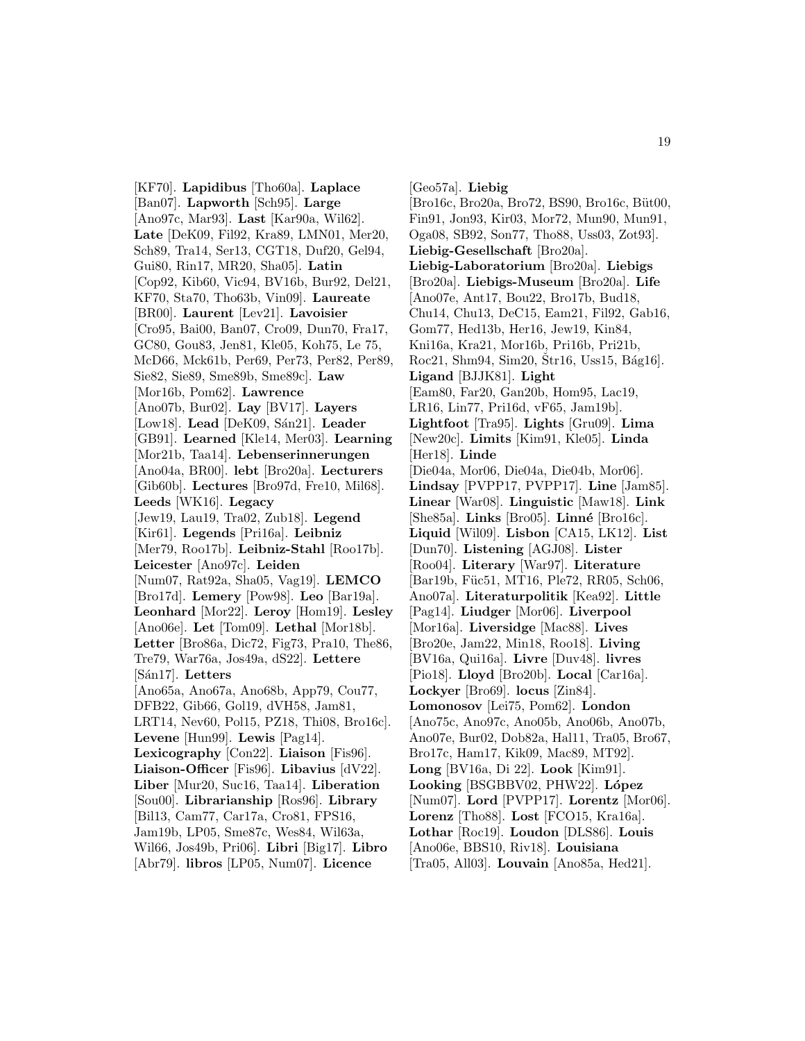[KF70]. **Lapidibus** [Tho60a]. **Laplace** [Ban07]. **Lapworth** [Sch95]. **Large** [Ano97c, Mar93]. **Last** [Kar90a, Wil62]. **Late** [DeK09, Fil92, Kra89, LMN01, Mer20, Sch89, Tra14, Ser13, CGT18, Duf20, Gel94, Gui80, Rin17, MR20, Sha05]. **Latin** [Cop92, Kib60, Vic94, BV16b, Bur92, Del21, KF70, Sta70, Tho63b, Vin09]. **Laureate** [BR00]. **Laurent** [Lev21]. **Lavoisier** [Cro95, Bai00, Ban07, Cro09, Dun70, Fra17, GC80, Gou83, Jen81, Kle05, Koh75, Le 75, McD66, Mck61b, Per69, Per73, Per82, Per89, Sie82, Sie89, Sme89b, Sme89c]. **Law** [Mor16b, Pom62]. **Lawrence** [Ano07b, Bur02]. **Lay** [BV17]. **Layers** [Low18]. **Lead** [DeK09, Sán21]. **Leader** [GB91]. **Learned** [Kle14, Mer03]. **Learning** [Mor21b, Taa14]. **Lebenserinnerungen** [Ano04a, BR00]. **lebt** [Bro20a]. **Lecturers** [Gib60b]. **Lectures** [Bro97d, Fre10, Mil68]. **Leeds** [WK16]. **Legacy** [Jew19, Lau19, Tra02, Zub18]. **Legend** [Kir61]. **Legends** [Pri16a]. **Leibniz** [Mer79, Roo17b]. **Leibniz-Stahl** [Roo17b]. **Leicester** [Ano97c]. **Leiden** [Num07, Rat92a, Sha05, Vag19]. **LEMCO** [Bro17d]. **Lemery** [Pow98]. **Leo** [Bar19a]. **Leonhard** [Mor22]. **Leroy** [Hom19]. **Lesley** [Ano06e]. **Let** [Tom09]. **Lethal** [Mor18b]. **Letter** [Bro86a, Dic72, Fig73, Pra10, The86, Tre79, War76a, Jos49a, dS22]. **Lettere** [Sán17]. **Letters** [Ano65a, Ano67a, Ano68b, App79, Cou77, DFB22, Gib66, Gol19, dVH58, Jam81, LRT14, Nev60, Pol15, PZ18, Thi08, Bro16c]. **Levene** [Hun99]. **Lewis** [Pag14]. **Lexicography** [Con22]. **Liaison** [Fis96]. **Liaison-Officer** [Fis96]. **Libavius** [dV22]. **Liber** [Mur20, Suc16, Taa14]. **Liberation** [Sou00]. **Librarianship** [Ros96]. **Library** [Bil13, Cam77, Car17a, Cro81, FPS16, Jam19b, LP05, Sme87c, Wes84, Wil63a, Wil66, Jos49b, Pri06]. **Libri** [Big17]. **Libro** [Abr79]. **libros** [LP05, Num07]. **Licence** [Geo57a]. **Liebig** [Bro16c, Bro20a, Bro72, BS90, Bro16c, Büt00, Fin91, Jon93, Kir03, Mor72, Mun90, Mun91, Oga08, SB92, Son77, Tho88, Uss03, Zot93]. **Liebig-Gesellschaft** [Bro20a]. **Liebig-Laboratorium** [Bro20a]. **Liebigs** [Bro20a]. **Liebigs-Museum** [Bro20a]. **Life** [Ano07e, Ant17, Bou22, Bro17b, Bud18, Chu14, Chu13, DeC15, Eam21, Fil92, Gab16, Gom77, Hed13b, Her16, Jew19, Kin84, Kni16a, Kra21, Mor16b, Pri16b, Pri21b, Roc21, Shm94, Sim20, Štr16, Uss15, Bág16]. **Ligand** [BJJK81]. **Light** [Eam80, Far20, Gan20b, Hom95, Lac19, LR16, Lin77, Pri16d, vF65, Jam19b]. **Lightfoot** [Tra95]. **Lights** [Gru09]. **Lima** [New20c]. **Limits** [Kim91, Kle05]. **Linda** [Her18]. **Linde** [Die04a, Mor06, Die04a, Die04b, Mor06]. **Lindsay** [PVPP17, PVPP17]. **Line** [Jam85]. **Linear** [War08]. **Linguistic** [Maw18]. **Link** [She85a]. **Links** [Bro05]. **Linné** [Bro16c]. **Liquid** [Wil09]. **Lisbon** [CA15, LK12]. **List** [Dun70]. **Listening** [AGJ08]. **Lister** [Roo04]. **Literary** [War97]. **Literature** [Bar19b, Füc51, MT16, Ple72, RR05, Sch06, Ano07a]. **Literaturpolitik** [Kea92]. **Little** [Pag14]. **Liudger** [Mor06]. **Liverpool** [Mor16a]. **Liversidge** [Mac88]. **Lives** [Bro20e, Jam22, Min18, Roo18]. **Living** [BV16a, Qui16a]. **Livre** [Duv48]. **livres** [Pio18]. **Lloyd** [Bro20b]. **Local** [Car16a]. **Lockyer** [Bro69]. **locus** [Zin84]. **Lomonosov** [Lei75, Pom62]. **London** [Ano75c, Ano97c, Ano05b, Ano06b, Ano07b, Ano07e, Bur02, Dob82a, Hal11, Tra05, Bro67, Bro17c, Ham17, Kik09, Mac89, MT92]. **Long** [BV16a, Di 22]. **Look** [Kim91]. **Looking** [BSGBBV02, PHW22]. **López** [Num07]. **Lord** [PVPP17]. **Lorentz** [Mor06]. **Lorenz** [Tho88]. **Lost** [FCO15, Kra16a]. **Lothar** [Roc19]. **Loudon** [DLS86]. **Louis** [Ano06e, BBS10, Riv18]. **Louisiana** [Tra05, All03]. **Louvain** [Ano85a, Hed21].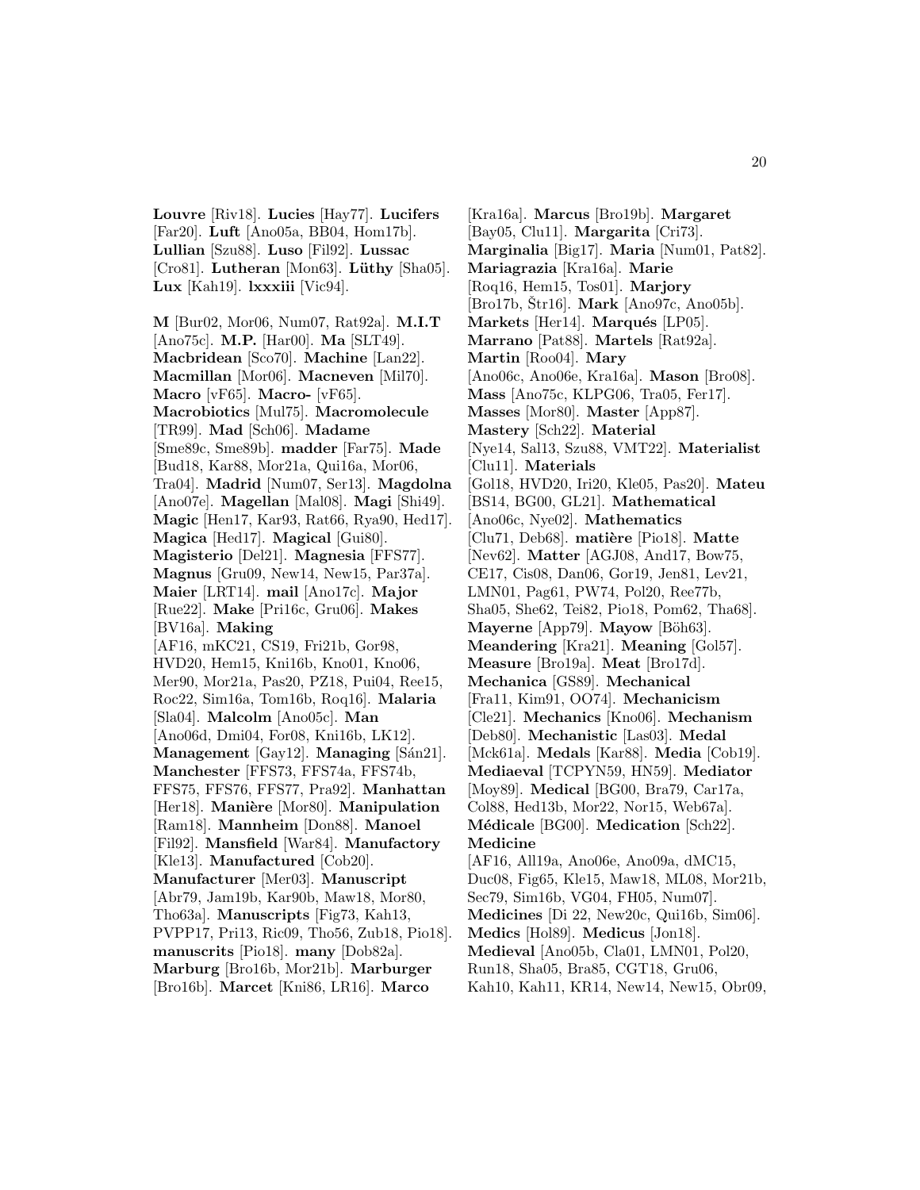**Louvre** [Riv18]. **Lucies** [Hay77]. **Lucifers** [Far20]. **Luft** [Ano05a, BB04, Hom17b]. **Lullian** [Szu88]. **Luso** [Fil92]. **Lussac** [Cro81]. **Lutheran** [Mon63]. **Lüthy** [Sha05]. **Lux** [Kah19]. **lxxxiii** [Vic94].

**M** [Bur02, Mor06, Num07, Rat92a]. **M.I.T** [Ano75c]. **M.P.** [Har00]. **Ma** [SLT49]. **Macbridean** [Sco70]. **Machine** [Lan22]. **Macmillan** [Mor06]. **Macneven** [Mil70]. **Macro** [vF65]. **Macro-** [vF65]. **Macrobiotics** [Mul75]. **Macromolecule** [TR99]. **Mad** [Sch06]. **Madame** [Sme89c, Sme89b]. **madder** [Far75]. **Made** [Bud18, Kar88, Mor21a, Qui16a, Mor06, Tra04]. **Madrid** [Num07, Ser13]. **Magdolna** [Ano07e]. **Magellan** [Mal08]. **Magi** [Shi49]. **Magic** [Hen17, Kar93, Rat66, Rya90, Hed17]. **Magica** [Hed17]. **Magical** [Gui80]. **Magisterio** [Del21]. **Magnesia** [FFS77]. **Magnus** [Gru09, New14, New15, Par37a]. **Maier** [LRT14]. **mail** [Ano17c]. **Major** [Rue22]. **Make** [Pri16c, Gru06]. **Makes** [BV16a]. **Making** [AF16, mKC21, CS19, Fri21b, Gor98, HVD20, Hem15, Kni16b, Kno01, Kno06, Mer90, Mor21a, Pas20, PZ18, Pui04, Ree15, Roc22, Sim16a, Tom16b, Roq16]. **Malaria** [Sla04]. **Malcolm** [Ano05c]. **Man** [Ano06d, Dmi04, For08, Kni16b, LK12]. **Management** [Gay12]. **Managing** [Sán21]. **Manchester** [FFS73, FFS74a, FFS74b, FFS75, FFS76, FFS77, Pra92]. **Manhattan** [Her18]. **Manière** [Mor80]. **Manipulation** [Ram18]. **Mannheim** [Don88]. **Manoel** [Fil92]. **Mansfield** [War84]. **Manufactory** [Kle13]. **Manufactured** [Cob20]. **Manufacturer** [Mer03]. **Manuscript** [Abr79, Jam19b, Kar90b, Maw18, Mor80, Tho63a]. **Manuscripts** [Fig73, Kah13, PVPP17, Pri13, Ric09, Tho56, Zub18, Pio18]. **manuscrits** [Pio18]. **many** [Dob82a]. **Marburg** [Bro16b, Mor21b]. **Marburger** [Bro16b]. **Marcet** [Kni86, LR16]. **Marco** [Kra16a]. **Marcus** [Bro19b]. **Margaret** [Bay05, Clu11]. **Margarita** [Cri73]. **Marginalia** [Big17]. **Maria** [Num01, Pat82]. **Mariagrazia** [Kra16a]. **Marie** [Roq16, Hem15, Tos01]. **Marjory** [Bro17b, Štr16]. **Mark** [Ano97c, Ano05b]. **Markets** [Her14]. **Marqués** [LP05]. **Marrano** [Pat88]. **Martels** [Rat92a]. **Martin** [Roo04]. **Mary** [Ano06c, Ano06e, Kra16a]. **Mason** [Bro08]. **Mass** [Ano75c, KLPG06, Tra05, Fer17]. **Masses** [Mor80]. **Master** [App87]. **Mastery** [Sch22]. **Material** [Nye14, Sal13, Szu88, VMT22]. **Materialist** [Clu11]. **Materials** [Gol18, HVD20, Iri20, Kle05, Pas20]. **Mateu** [BS14, BG00, GL21]. **Mathematical** [Ano06c, Nye02]. **Mathematics** [Clu71, Deb68]. **matière** [Pio18]. **Matte** [Nev62]. **Matter** [AGJ08, And17, Bow75, CE17, Cis08, Dan06, Gor19, Jen81, Lev21, LMN01, Pag61, PW74, Pol20, Ree77b, Sha05, She62, Tei82, Pio18, Pom62, Tha68]. **Mayerne** [App79]. **Mayow** [Böh63]. **Meandering** [Kra21]. **Meaning** [Gol57]. **Measure** [Bro19a]. **Meat** [Bro17d]. **Mechanica** [GS89]. **Mechanical** [Fra11, Kim91, OO74]. **Mechanicism** [Cle21]. **Mechanics** [Kno06]. **Mechanism** [Deb80]. **Mechanistic** [Las03]. **Medal** [Mck61a]. **Medals** [Kar88]. **Media** [Cob19]. **Mediaeval** [TCPYN59, HN59]. **Mediator** [Moy89]. **Medical** [BG00, Bra79, Car17a, Col88, Hed13b, Mor22, Nor15, Web67a]. **Médicale** [BG00]. **Medication** [Sch22]. **Medicine** [AF16, All19a, Ano06e, Ano09a, dMC15, Duc08, Fig65, Kle15, Maw18, ML08, Mor21b, Sec79, Sim16b, VG04, FH05, Num07]. **Medicines** [Di 22, New20c, Qui16b, Sim06]. **Medics** [Hol89]. **Medicus** [Jon18]. **Medieval** [Ano05b, Cla01, LMN01, Pol20, Run18, Sha05, Bra85, CGT18, Gru06, Kah10, Kah11, KR14, New14, New15, Obr09,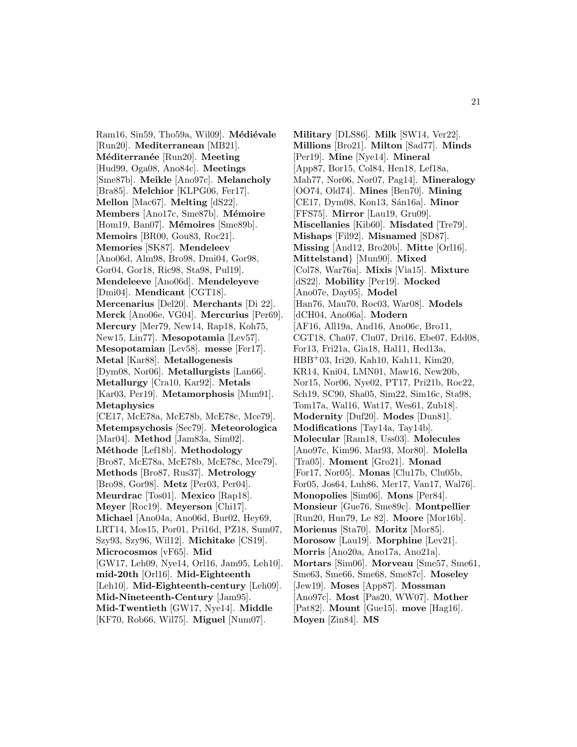Ram16, Sin59, Tho59a, Wil09]. **Médiévale** [Run20]. **Mediterranean** [MB21]. **Méditerranée** [Run20]. **Meeting** [Hud99, Oga08, Ano84c]. **Meetings** [Sme87b]. **Meikle** [Ano97c]. **Melancholy** [Bra85]. **Melchior** [KLPG06, Fer17]. **Mellon** [Mac67]. **Melting** [dS22]. **Members** [Ano17c, Sme87b]. **Mémoire** [Hom19, Ban07]. **Mémoires** [Sme89b]. **Memoirs** [BR00, Gou83, Roc21]. **Memories** [SK87]. **Mendeleev** [Ano06d, Alm98, Bro98, Dmi04, Gor98, Gor04, Gor18, Ric98, Sta98, Pul19]. **Mendeleeve** [Ano06d]. **Mendeleyeve** [Dmi04]. **Mendicant** [CGT18]. **Mercenarius** [Del20]. **Merchants** [Di 22]. **Merck** [Ano06e, VG04]. **Mercurius** [Per69]. **Mercury** [Mer79, New14, Rap18, Koh75, New15, Lin77]. **Mesopotamia** [Lev57]. **Mesopotamian** [Lev58]. **messe** [Fer17]. **Metal** [Kar88]. **Metallogenesis** [Dym08, Nor06]. **Metallurgists** [Lan66]. **Metallurgy** [Cra10, Kar92]. **Metals** [Kar03, Per19]. **Metamorphosis** [Mun91]. **Metaphysics** [CE17, McE78a, McE78b, McE78c, Mce79]. **Metempsychosis** [Sec79]. **Meteorologica** [Mar04]. **Method** [Jam83a, Sim02]. **Méthode** [Lef18b]. **Methodology** [Bro87, McE78a, McE78b, McE78c, Mce79]. **Methods** [Bro87, Rus37]. **Metrology** [Bro98, Gor98]. **Metz** [Per03, Per04]. **Meurdrac** [Tos01]. **Mexico** [Rap18]. **Meyer** [Roc19]. **Meyerson** [Chi17]. **Michael** [Ano04a, Ano06d, Bur02, Hey69, LRT14, Mos15, Por01, Pri16d, PZ18, Sum07, Szy93, Szy96, Wil12]. **Michitake** [CS19]. **Microcosmos** [vF65]. **Mid** [GW17, Leh09, Nye14, Orl16, Jam95, Leh10]. **mid-20th** [Orl16]. **Mid-Eighteenth** [Leh10]. **Mid-Eighteenth-century** [Leh09]. **Mid-Nineteenth-Century** [Jam95]. **Mid-Twentieth** [GW17, Nye14]. **Middle** [KF70, Rob66, Wil75]. **Miguel** [Num07].

**Military** [DLS86]. **Milk** [SW14, Ver22]. **Millions** [Bro21]. **Milton** [Sad77]. **Minds** [Per19]. **Mine** [Nye14]. **Mineral** [App87, Bor15, Col84, Hen18, Lef18a, Mah77, Nor06, Nor07, Pag14]. **Mineralogy** [OO74, Old74]. **Mines** [Ben70]. **Mining** [CE17, Dym08, Kon13, Sán16a]. **Minor** [FFS75]. **Mirror** [Lau19, Gru09]. **Miscellanies** [Kib60]. **Misdated** [Tre79]. **Mishaps** [Fil92]. **Misnamed** [SD87]. **Missing** [And12, Bro20b]. **Mitte** [Orl16]. **Mittelstand**} [Mun90]. **Mixed** [Col78, War76a]. **Mixis** [Via15]. **Mixture** [dS22]. **Mobility** [Per19]. **Mocked** [Ano07e, Day05]. **Model** [Han76, Mau70, Roc03, War08]. **Models** [dCH04, Ano06a]. **Modern** [AF16, All19a, And16, Ano06c, Bro11, CGT18, Cha07, Clu07, Dri16, Ebe07, Edd08, For13, Fri21a, Gia18, Hal11, Hed13a, HBB$^{+}$03, Iri20, Kah10, Kah11, Kim20, KR14, Kni04, LMN01, Maw16, New20b, Nor15, Nor06, Nye02, PT17, Pri21b, Roc22, Sch19, SC90, Sha05, Sim22, Sim16c, Sta98, Tom17a, Wal16, Wat17, Wes61, Zub18]. **Modernity** [Duf20]. **Modes** [Dun81]. **Modifications** [Tay14a, Tay14b]. **Molecular** [Ram18, Uss03]. **Molecules** [Ano97c, Kim96, Mar93, Mor80]. **Molella** [Tra05]. **Moment** [Gro21]. **Monad** [For17, Nor05]. **Monas** [Clu17b, Clu05b, For05, Jos64, Luh86, Mer17, Van17, Wal76]. **Monopolies** [Sim06]. **Mons** [Per84]. **Monsieur** [Gue76, Sme89c]. **Montpellier** [Run20, Hun79, Le 82]. **Moore** [Mor16b]. **Morienus** [Sta70]. **Moritz** [Mor85]. **Morosow** [Lau19]. **Morphine** [Lev21]. **Morris** [Ano20a, Ano17a, Ano21a]. **Mortars** [Sim06]. **Morveau** [Sme57, Sme61, Sme63, Sme66, Sme68, Sme87c]. **Moseley** [Jew19]. **Moses** [App87]. **Mossman** [Ano97c]. **Most** [Pas20, WW07]. **Mother** [Pat82]. **Mount** [Gue15]. **move** [Hag16]. **Moyen** [Zin84]. **MS**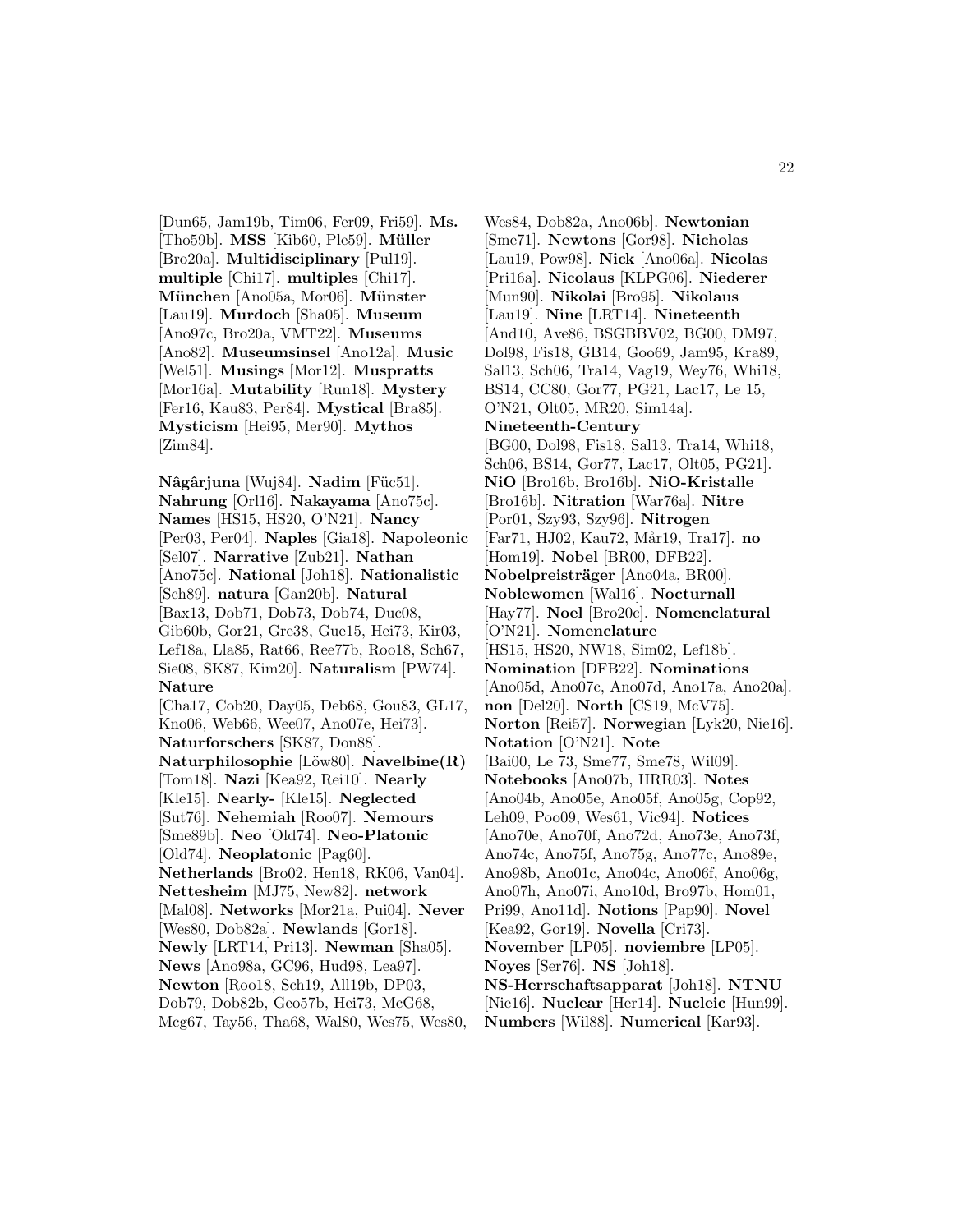[Dun65, Jam19b, Tim06, Fer09, Fri59]. **Ms.** [Tho59b]. **MSS** [Kib60, Ple59]. **Müller** [Bro20a]. **Multidisciplinary** [Pul19]. **multiple** [Chi17]. **multiples** [Chi17]. **München** [Ano05a, Mor06]. **Münster** [Lau19]. **Murdoch** [Sha05]. **Museum** [Ano97c, Bro20a, VMT22]. **Museums** [Ano82]. **Museumsinsel** [Ano12a]. **Music** [Wel51]. **Musings** [Mor12]. **Muspratts** [Mor16a]. **Mutability** [Run18]. **Mystery** [Fer16, Kau83, Per84]. **Mystical** [Bra85]. **Mysticism** [Hei95, Mer90]. **Mythos** [Zim84].

**Nâgârjuna** [Wuj84]. **Nadim** [Füc51]. **Nahrung** [Orl16]. **Nakayama** [Ano75c]. **Names** [HS15, HS20, O'N21]. **Nancy** [Per03, Per04]. **Naples** [Gia18]. **Napoleonic** [Sel07]. **Narrative** [Zub21]. **Nathan** [Ano75c]. **National** [Joh18]. **Nationalistic** [Sch89]. **natura** [Gan20b]. **Natural** [Bax13, Dob71, Dob73, Dob74, Duc08, Gib60b, Gor21, Gre38, Gue15, Hei73, Kir03, Lef18a, Lla85, Rat66, Ree77b, Roo18, Sch67, Sie08, SK87, Kim20]. **Naturalism** [PW74]. **Nature** [Cha17, Cob20, Day05, Deb68, Gou83, GL17, Kno06, Web66, Wee07, Ano07e, Hei73]. **Naturforschers** [SK87, Don88]. **Naturphilosophie** [Löw80]. **Navelbine(R)** [Tom18]. **Nazi** [Kea92, Rei10]. **Nearly** [Kle15]. **Nearly-** [Kle15]. **Neglected** [Sut76]. **Nehemiah** [Roo07]. **Nemours** [Sme89b]. **Neo** [Old74]. **Neo-Platonic** [Old74]. **Neoplatonic** [Pag60]. **Netherlands** [Bro02, Hen18, RK06, Van04]. **Nettesheim** [MJ75, New82]. **network** [Mal08]. **Networks** [Mor21a, Pui04]. **Never** [Wes80, Dob82a]. **Newlands** [Gor18]. **Newly** [LRT14, Pri13]. **Newman** [Sha05]. **News** [Ano98a, GC96, Hud98, Lea97]. **Newton** [Roo18, Sch19, All19b, DP03, Dob79, Dob82b, Geo57b, Hei73, McG68, Mcg67, Tay56, Tha68, Wal80, Wes75, Wes80, Wes84, Dob82a, Ano06b]. **Newtonian** [Sme71]. **Newtons** [Gor98]. **Nicholas** [Lau19, Pow98]. **Nick** [Ano06a]. **Nicolas** [Pri16a]. **Nicolaus** [KLPG06]. **Niederer** [Mun90]. **Nikolai** [Bro95]. **Nikolaus** [Lau19]. **Nine** [LRT14]. **Nineteenth** [And10, Ave86, BSGBBV02, BG00, DM97, Dol98, Fis18, GB14, Goo69, Jam95, Kra89, Sal13, Sch06, Tra14, Vag19, Wey76, Whi18, BS14, CC80, Gor77, PG21, Lac17, Le 15, O'N21, Olt05, MR20, Sim14a]. **Nineteenth-Century** [BG00, Dol98, Fis18, Sal13, Tra14, Whi18, Sch06, BS14, Gor77, Lac17, Olt05, PG21]. **NiO** [Bro16b, Bro16b]. **NiO-Kristalle** [Bro16b]. **Nitration** [War76a]. **Nitre** [Por01, Szy93, Szy96]. **Nitrogen** [Far71, HJ02, Kau72, Mår19, Tra17]. **no** [Hom19]. **Nobel** [BR00, DFB22]. **Nobelpreisträger** [Ano04a, BR00]. **Noblewomen** [Wal16]. **Nocturnall** [Hay77]. **Noel** [Bro20c]. **Nomenclatural** [O'N21]. **Nomenclature** [HS15, HS20, NW18, Sim02, Lef18b]. **Nomination** [DFB22]. **Nominations** [Ano05d, Ano07c, Ano07d, Ano17a, Ano20a]. **non** [Del20]. **North** [CS19, McV75]. **Norton** [Rei57]. **Norwegian** [Lyk20, Nie16]. **Notation** [O'N21]. **Note** [Bai00, Le 73, Sme77, Sme78, Wil09]. **Notebooks** [Ano07b, HRR03]. **Notes** [Ano04b, Ano05e, Ano05f, Ano05g, Cop92, Leh09, Poo09, Wes61, Vic94]. **Notices** [Ano70e, Ano70f, Ano72d, Ano73e, Ano73f, Ano74c, Ano75f, Ano75g, Ano77c, Ano89e, Ano98b, Ano01c, Ano04c, Ano06f, Ano06g, Ano07h, Ano07i, Ano10d, Bro97b, Hom01, Pri99, Ano11d]. **Notions** [Pap90]. **Novel** [Kea92, Gor19]. **Novella** [Cri73]. **November** [LP05]. **noviembre** [LP05]. **Noyes** [Ser76]. **NS** [Joh18]. **NS-Herrschaftsapparat** [Joh18]. **NTNU** [Nie16]. **Nuclear** [Her14]. **Nucleic** [Hun99]. **Numbers** [Wil88]. **Numerical** [Kar93].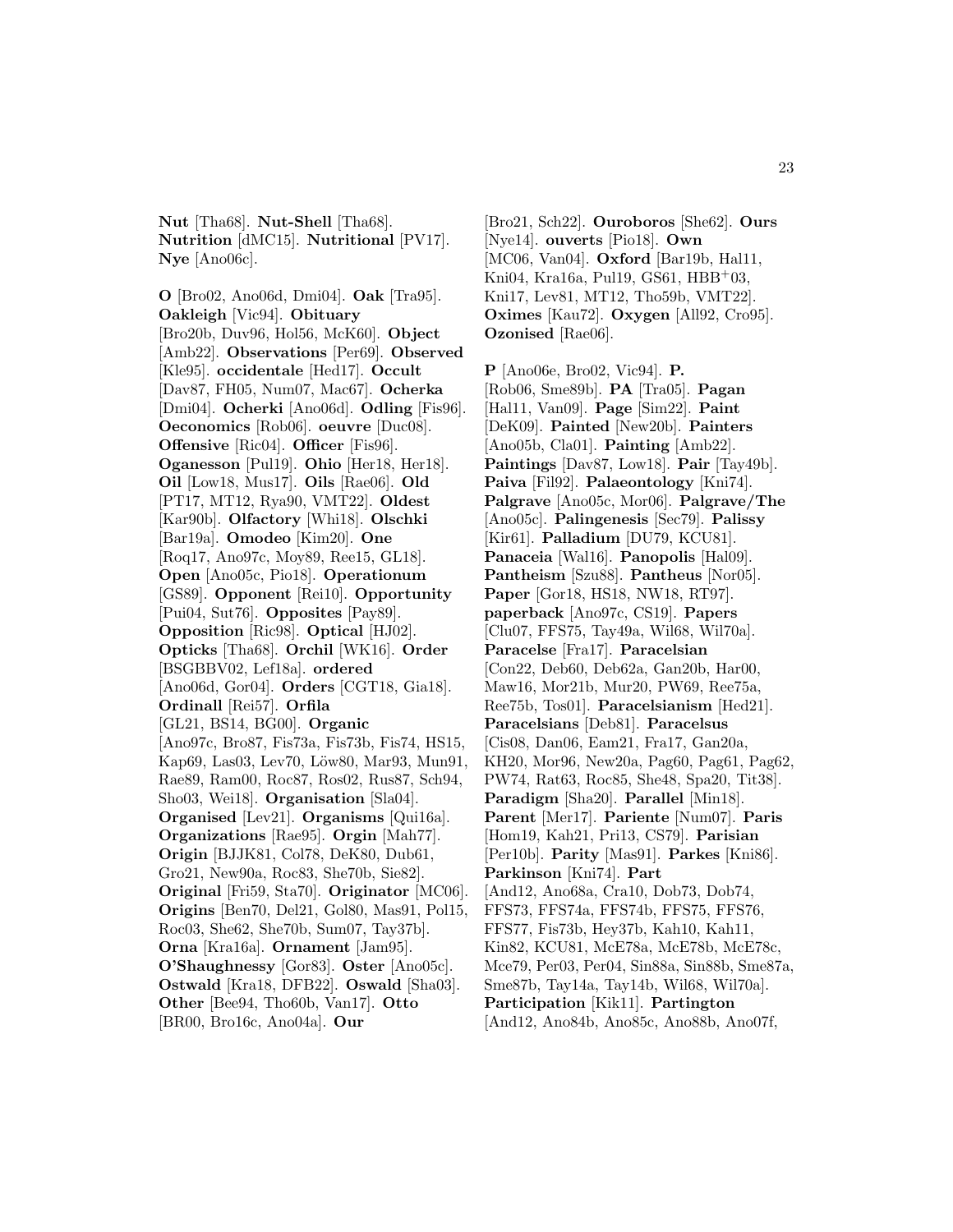**Nut** [Tha68]. **Nut-Shell** [Tha68]. **Nutrition** [dMC15]. **Nutritional** [PV17]. **Nye** [Ano06c].

**O** [Bro02, Ano06d, Dmi04]. **Oak** [Tra95]. **Oakleigh** [Vic94]. **Obituary** [Bro20b, Duv96, Hol56, McK60]. **Object** [Amb22]. **Observations** [Per69]. **Observed** [Kle95]. **occidentale** [Hed17]. **Occult** [Dav87, FH05, Num07, Mac67]. **Ocherka** [Dmi04]. **Ocherki** [Ano06d]. **Odling** [Fis96]. **Oeconomics** [Rob06]. **oeuvre** [Duc08]. **Offensive** [Ric04]. **Officer** [Fis96]. **Oganesson** [Pul19]. **Ohio** [Her18, Her18]. **Oil** [Low18, Mus17]. **Oils** [Rae06]. **Old** [PT17, MT12, Rya90, VMT22]. **Oldest** [Kar90b]. **Olfactory** [Whi18]. **Olschki** [Bar19a]. **Omodeo** [Kim20]. **One** [Roq17, Ano97c, Moy89, Ree15, GL18]. **Open** [Ano05c, Pio18]. **Operationum** [GS89]. **Opponent** [Rei10]. **Opportunity** [Pui04, Sut76]. **Opposites** [Pay89]. **Opposition** [Ric98]. **Optical** [HJ02]. **Opticks** [Tha68]. **Orchil** [WK16]. **Order** [BSGBBV02, Lef18a]. **ordered** [Ano06d, Gor04]. **Orders** [CGT18, Gia18]. **Ordinall** [Rei57]. **Orfila** [GL21, BS14, BG00]. **Organic** [Ano97c, Bro87, Fis73a, Fis73b, Fis74, HS15, Kap69, Las03, Lev70, Löw80, Mar93, Mun91, Rae89, Ram00, Roc87, Ros02, Rus87, Sch94, Sho03, Wei18]. **Organisation** [Sla04]. **Organised** [Lev21]. **Organisms** [Qui16a]. **Organizations** [Rae95]. **Orgin** [Mah77]. **Origin** [BJJK81, Col78, DeK80, Dub61, Gro21, New90a, Roc83, She70b, Sie82]. **Original** [Fri59, Sta70]. **Originator** [MC06]. **Origins** [Ben70, Del21, Gol80, Mas91, Pol15, Roc03, She62, She70b, Sum07, Tay37b]. **Orna** [Kra16a]. **Ornament** [Jam95]. **O'Shaughnessy** [Gor83]. **Oster** [Ano05c]. **Ostwald** [Kra18, DFB22]. **Oswald** [Sha03]. **Other** [Bee94, Tho60b, Van17]. **Otto** [BR00, Bro16c, Ano04a]. **Our** [Bro21, Sch22]. **Ouroboros** [She62]. **Ours** [Nye14]. **ouverts** [Pio18]. **Own** [MC06, Van04]. **Oxford** [Bar19b, Hal11, Kni04, Kra16a, Pul19, GS61, HBB+03, Kni17, Lev81, MT12, Tho59b, VMT22]. **Oximes** [Kau72]. **Oxygen** [All92, Cro95]. **Ozonised** [Rae06].

**P** [Ano06e, Bro02, Vic94]. **P.** [Rob06, Sme89b]. **PA** [Tra05]. **Pagan** [Hal11, Van09]. **Page** [Sim22]. **Paint** [DeK09]. **Painted** [New20b]. **Painters** [Ano05b, Cla01]. **Painting** [Amb22]. **Paintings** [Dav87, Low18]. **Pair** [Tay49b]. **Paiva** [Fil92]. **Palaeontology** [Kni74]. **Palgrave** [Ano05c, Mor06]. **Palgrave/The** [Ano05c]. **Palingenesis** [Sec79]. **Palissy** [Kir61]. **Palladium** [DU79, KCU81]. **Panaceia** [Wal16]. **Panopolis** [Hal09]. **Pantheism** [Szu88]. **Pantheus** [Nor05]. **Paper** [Gor18, HS18, NW18, RT97]. **paperback** [Ano97c, CS19]. **Papers** [Clu07, FFS75, Tay49a, Wil68, Wil70a]. **Paracelse** [Fra17]. **Paracelsian** [Con22, Deb60, Deb62a, Gan20b, Har00, Maw16, Mor21b, Mur20, PW69, Ree75a, Ree75b, Tos01]. **Paracelsianism** [Hed21]. **Paracelsians** [Deb81]. **Paracelsus** [Cis08, Dan06, Eam21, Fra17, Gan20a, KH20, Mor96, New20a, Pag60, Pag61, Pag62, PW74, Rat63, Roc85, She48, Spa20, Tit38]. **Paradigm** [Sha20]. **Parallel** [Min18]. **Parent** [Mer17]. **Pariente** [Num07]. **Paris** [Hom19, Kah21, Pri13, CS19]. **Parisian** [Per10b]. **Parity** [Mas91]. **Parkes** [Kni86]. **Parkinson** [Kni74]. **Part** [And12, Ano68a, Cra10, Dob73, Dob74, FFS73, FFS74a, FFS74b, FFS75, FFS76, FFS77, Fis73b, Hey37b, Kah10, Kah11, Kin82, KCU81, McE78a, McE78b, McE78c, Mce79, Per03, Per04, Sin88a, Sin88b, Sme87a, Sme87b, Tay14a, Tay14b, Wil68, Wil70a]. **Participation** [Kik11]. **Partington** [And12, Ano84b, Ano85c, Ano88b, Ano07f,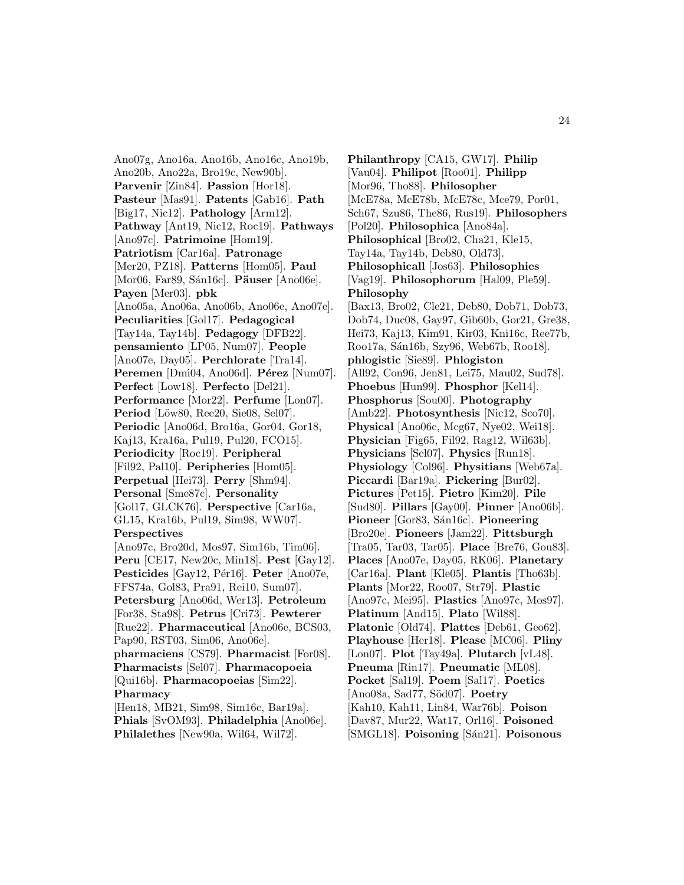Ano07g, Ano16a, Ano16b, Ano16c, Ano19b, Ano20b, Ano22a, Bro19c, New90b]. **Parvenir** [Zin84]. **Passion** [Hor18]. **Pasteur** [Mas91]. **Patents** [Gab16]. **Path** [Big17, Nic12]. **Pathology** [Arm12]. **Pathway** [Ant19, Nic12, Roc19]. **Pathways** [Ano97c]. **Patrimoine** [Hom19]. **Patriotism** [Car16a]. **Patronage** [Mer20, PZ18]. **Patterns** [Hom05]. **Paul** [Mor06, Far89, Sán16c]. **Päuser** [Ano06e]. **Payen** [Mer03]. **pbk** [Ano05a, Ano06a, Ano06b, Ano06e, Ano07e]. **Peculiarities** [Gol17]. **Pedagogical** [Tay14a, Tay14b]. **Pedagogy** [DFB22]. **pensamiento** [LP05, Num07]. **People** [Ano07e, Day05]. **Perchlorate** [Tra14]. **Peremen** [Dmi04, Ano06d]. **Pérez** [Num07]. **Perfect** [Low18]. **Perfecto** [Del21]. **Performance** [Mor22]. **Perfume** [Lon07]. **Period** [Löw80, Ree20, Sie08, Sel07]. **Periodic** [Ano06d, Bro16a, Gor04, Gor18, Kaj13, Kra16a, Pul19, Pul20, FCO15]. **Periodicity** [Roc19]. **Peripheral** [Fil92, Pal10]. **Peripheries** [Hom05]. **Perpetual** [Hei73]. **Perry** [Shm94]. **Personal** [Sme87c]. **Personality** [Gol17, GLCK76]. **Perspective** [Car16a, GL15, Kra16b, Pul19, Sim98, WW07]. **Perspectives** [Ano97c, Bro20d, Mos97, Sim16b, Tim06]. **Peru** [CE17, New20c, Min18]. **Pest** [Gay12]. **Pesticides** [Gay12, Pér16]. **Peter** [Ano07e, FFS74a, Gol83, Pra91, Rei10, Sum07]. **Petersburg** [Ano06d, Wer13]. **Petroleum** [For38, Sta98]. **Petrus** [Cri73]. **Pewterer** [Rue22]. **Pharmaceutical** [Ano06e, BCS03, Pap90, RST03, Sim06, Ano06e]. **pharmaciens** [CS79]. **Pharmacist** [For08]. **Pharmacists** [Sel07]. **Pharmacopoeia** [Qui16b]. **Pharmacopoeias** [Sim22]. **Pharmacy** [Hen18, MB21, Sim98, Sim16c, Bar19a]. **Phials** [SvOM93]. **Philadelphia** [Ano06e]. **Philalethes** [New90a, Wil64, Wil72]. **Philanthropy** [CA15, GW17]. **Philip** [Vau04]. **Philipot** [Roo01]. **Philipp** [Mor96, Tho88]. **Philosopher** [McE78a, McE78b, McE78c, Mce79, Por01, Sch67, Szu86, The86, Rus19]. **Philosophers** [Pol20]. **Philosophica** [Ano84a]. **Philosophical** [Bro02, Cha21, Kle15, Tay14a, Tay14b, Deb80, Old73]. **Philosophicall** [Jos63]. **Philosophies** [Vag19]. **Philosophorum** [Hal09, Ple59]. **Philosophy** [Bax13, Bro02, Cle21, Deb80, Dob71, Dob73, Dob74, Duc08, Gay97, Gib60b, Gor21, Gre38, Hei73, Kaj13, Kim91, Kir03, Kni16c, Ree77b, Roo17a, Sán16b, Szy96, Web67b, Roo18]. **phlogistic** [Sie89]. **Phlogiston** [All92, Con96, Jen81, Lei75, Mau02, Sud78]. **Phoebus** [Hun99]. **Phosphor** [Kel14]. **Phosphorus** [Sou00]. **Photography** [Amb22]. **Photosynthesis** [Nic12, Sco70]. **Physical** [Ano06c, Mcg67, Nye02, Wei18]. **Physician** [Fig65, Fil92, Rag12, Wil63b]. **Physicians** [Sel07]. **Physics** [Run18]. **Physiology** [Col96]. **Physitians** [Web67a]. **Piccardi** [Bar19a]. **Pickering** [Bur02]. **Pictures** [Pet15]. **Pietro** [Kim20]. **Pile** [Sud80]. **Pillars** [Gay00]. **Pinner** [Ano06b]. **Pioneer** [Gor83, Sán16c]. **Pioneering** [Bro20e]. **Pioneers** [Jam22]. **Pittsburgh** [Tra05, Tar03, Tar05]. **Place** [Bre76, Gou83]. **Places** [Ano07e, Day05, RK06]. **Planetary** [Car16a]. **Plant** [Kle05]. **Plantis** [Tho63b]. **Plants** [Mor22, Roo07, Str79]. **Plastic** [Ano97c, Mei95]. **Plastics** [Ano97c, Mos97]. **Platinum** [And15]. **Plato** [Wil88]. **Platonic** [Old74]. **Plattes** [Deb61, Geo62]. **Playhouse** [Her18]. **Please** [MC06]. **Pliny** [Lon07]. **Plot** [Tay49a]. **Plutarch** [vL48]. **Pneuma** [Rin17]. **Pneumatic** [ML08]. **Pocket** [Sal19]. **Poem** [Sal17]. **Poetics** [Ano08a, Sad77, Söd07]. **Poetry** [Kah10, Kah11, Lin84, War76b]. **Poison** [Dav87, Mur22, Wat17, Orl16]. **Poisoned** [SMGL18]. **Poisoning** [Sán21]. **Poisonous**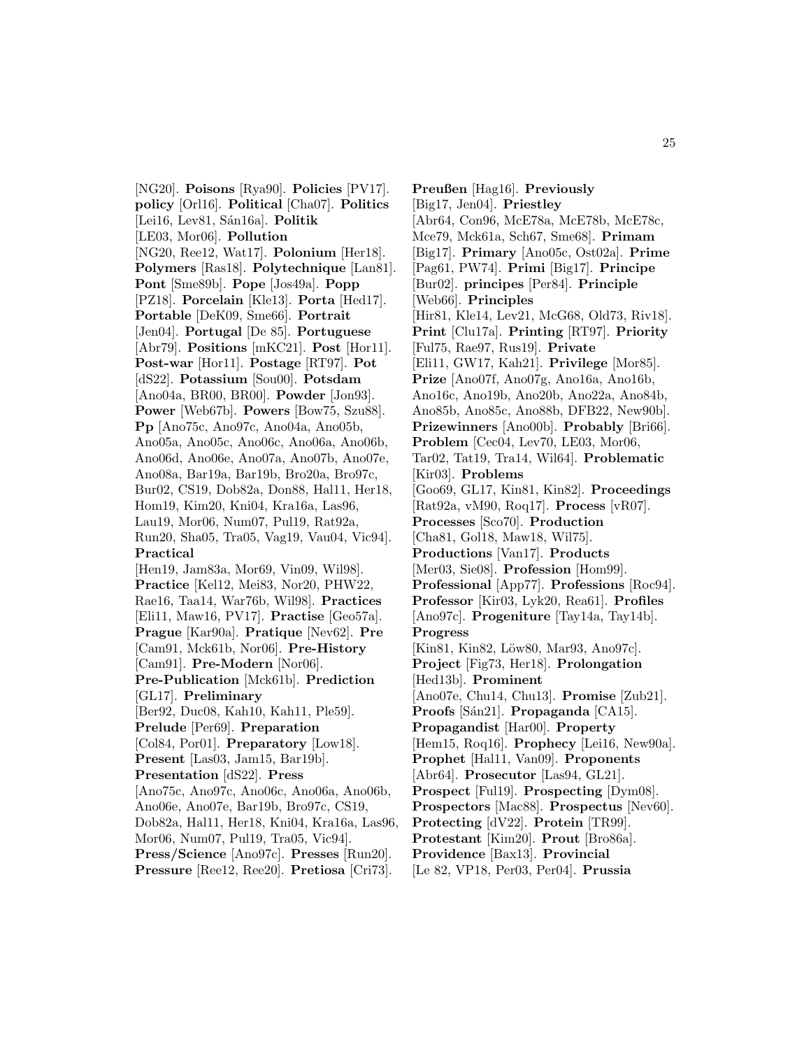[NG20]. **Poisons** [Rya90]. **Policies** [PV17]. **policy** [Orl16]. **Political** [Cha07]. **Politics** [Lei16, Lev81, Sán16a]. **Politik** [LE03, Mor06]. **Pollution** [NG20, Ree12, Wat17]. **Polonium** [Her18]. **Polymers** [Ras18]. **Polytechnique** [Lan81]. **Pont** [Sme89b]. **Pope** [Jos49a]. **Popp** [PZ18]. **Porcelain** [Kle13]. **Porta** [Hed17]. **Portable** [DeK09, Sme66]. **Portrait** [Jen04]. **Portugal** [De 85]. **Portuguese** [Abr79]. **Positions** [mKC21]. **Post** [Hor11]. **Post-war** [Hor11]. **Postage** [RT97]. **Pot** [dS22]. **Potassium** [Sou00]. **Potsdam** [Ano04a, BR00, BR00]. **Powder** [Jon93]. **Power** [Web67b]. **Powers** [Bow75, Szu88]. **Pp** [Ano75c, Ano97c, Ano04a, Ano05b, Ano05a, Ano05c, Ano06c, Ano06a, Ano06b, Ano06d, Ano06e, Ano07a, Ano07b, Ano07e, Ano08a, Bar19a, Bar19b, Bro20a, Bro97c, Bur02, CS19, Dob82a, Don88, Hal11, Her18, Hom19, Kim20, Kni04, Kra16a, Las96, Lau19, Mor06, Num07, Pul19, Rat92a, Run20, Sha05, Tra05, Vag19, Vau04, Vic94]. **Practical** [Hen19, Jam83a, Mor69, Vin09, Wil98]. **Practice** [Kel12, Mei83, Nor20, PHW22, Rae16, Taa14, War76b, Wil98]. **Practices** [Eli11, Maw16, PV17]. **Practise** [Geo57a]. **Prague** [Kar90a]. **Pratique** [Nev62]. **Pre** [Cam91, Mck61b, Nor06]. **Pre-History** [Cam91]. **Pre-Modern** [Nor06]. **Pre-Publication** [Mck61b]. **Prediction** [GL17]. **Preliminary** [Ber92, Duc08, Kah10, Kah11, Ple59]. **Prelude** [Per69]. **Preparation** [Col84, Por01]. **Preparatory** [Low18]. **Present** [Las03, Jam15, Bar19b]. **Presentation** [dS22]. **Press** [Ano75c, Ano97c, Ano06c, Ano06a, Ano06b, Ano06e, Ano07e, Bar19b, Bro97c, CS19, Dob82a, Hal11, Her18, Kni04, Kra16a, Las96, Mor06, Num07, Pul19, Tra05, Vic94]. **Press/Science** [Ano97c]. **Presses** [Run20]. **Pressure** [Ree12, Ree20]. **Pretiosa** [Cri73].

**Preußen** [Hag16]. **Previously** [Big17, Jen04]. **Priestley** [Abr64, Con96, McE78a, McE78b, McE78c, Mce79, Mck61a, Sch67, Sme68]. **Primam** [Big17]. **Primary** [Ano05c, Ost02a]. **Prime** [Pag61, PW74]. **Primi** [Big17]. **Principe** [Bur02]. **principes** [Per84]. **Principle** [Web66]. **Principles** [Hir81, Kle14, Lev21, McG68, Old73, Riv18]. **Print** [Clu17a]. **Printing** [RT97]. **Priority** [Ful75, Rae97, Rus19]. **Private** [Eli11, GW17, Kah21]. **Privilege** [Mor85]. **Prize** [Ano07f, Ano07g, Ano16a, Ano16b, Ano16c, Ano19b, Ano20b, Ano22a, Ano84b, Ano85b, Ano85c, Ano88b, DFB22, New90b]. **Prizewinners** [Ano00b]. **Probably** [Bri66]. **Problem** [Cec04, Lev70, LE03, Mor06, Tar02, Tat19, Tra14, Wil64]. **Problematic** [Kir03]. **Problems** [Goo69, GL17, Kin81, Kin82]. **Proceedings** [Rat92a, vM90, Roq17]. **Process** [vR07]. **Processes** [Sco70]. **Production** [Cha81, Gol18, Maw18, Wil75]. **Productions** [Van17]. **Products** [Mer03, Sie08]. **Profession** [Hom99]. **Professional** [App77]. **Professions** [Roc94]. **Professor** [Kir03, Lyk20, Rea61]. **Profiles** [Ano97c]. **Progeniture** [Tay14a, Tay14b]. **Progress** [Kin81, Kin82, Löw80, Mar93, Ano97c]. **Project** [Fig73, Her18]. **Prolongation** [Hed13b]. **Prominent** [Ano07e, Chu14, Chu13]. **Promise** [Zub21]. **Proofs** [Sán21]. **Propaganda** [CA15]. **Propagandist** [Har00]. **Property** [Hem15, Roq16]. **Prophecy** [Lei16, New90a]. **Prophet** [Hal11, Van09]. **Proponents** [Abr64]. **Prosecutor** [Las94, GL21]. **Prospect** [Ful19]. **Prospecting** [Dym08]. **Prospectors** [Mac88]. **Prospectus** [Nev60]. **Protecting** [dV22]. **Protein** [TR99]. **Protestant** [Kim20]. **Prout** [Bro86a]. **Providence** [Bax13]. **Provincial** [Le 82, VP18, Per03, Per04]. **Prussia**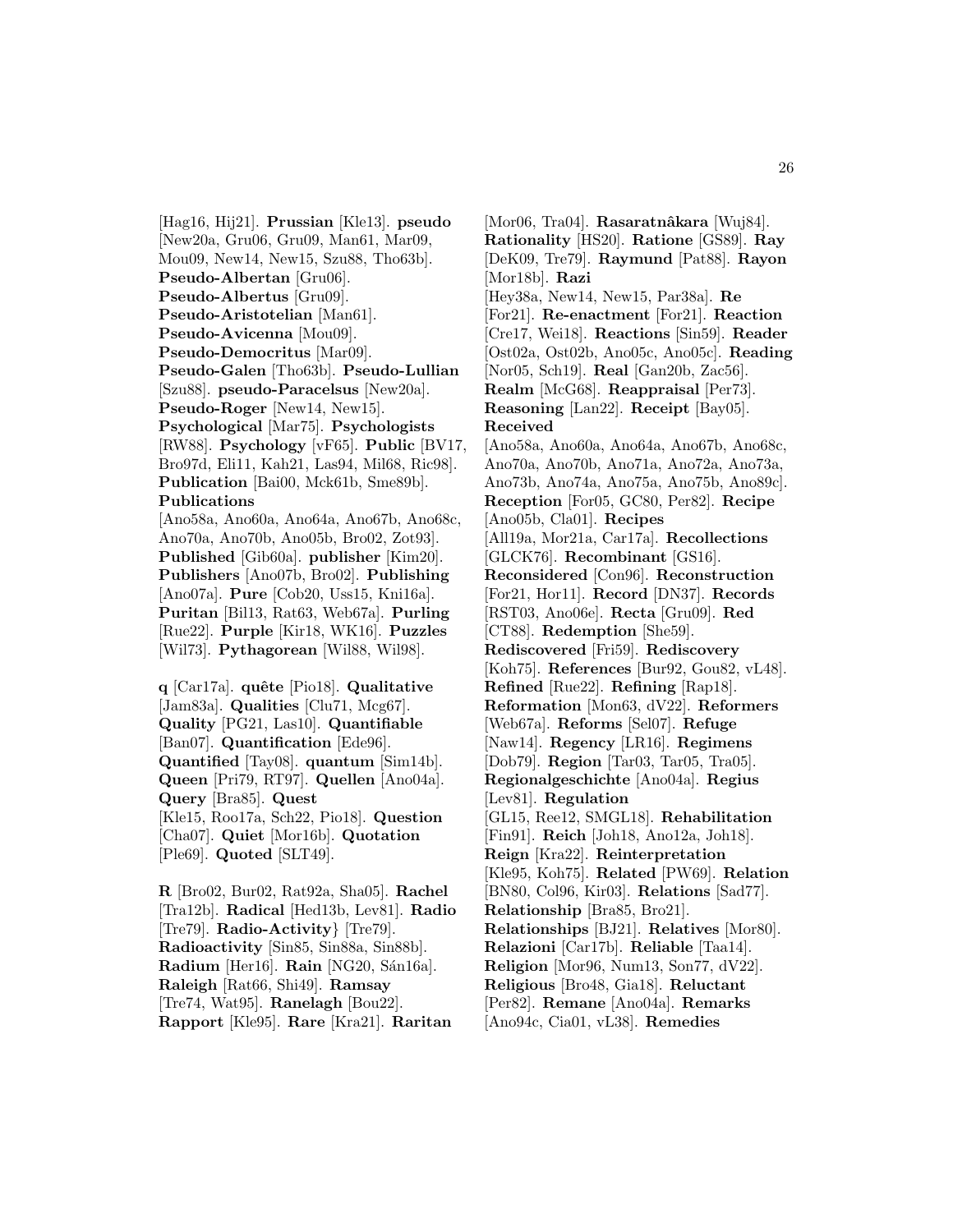[Hag16, Hij21]. **Prussian** [Kle13]. **pseudo** [New20a, Gru06, Gru09, Man61, Mar09, Mou09, New14, New15, Szu88, Tho63b]. **Pseudo-Albertan** [Gru06]. **Pseudo-Albertus** [Gru09]. **Pseudo-Aristotelian** [Man61]. **Pseudo-Avicenna** [Mou09]. **Pseudo-Democritus** [Mar09]. **Pseudo-Galen** [Tho63b]. **Pseudo-Lullian** [Szu88]. **pseudo-Paracelsus** [New20a]. **Pseudo-Roger** [New14, New15]. **Psychological** [Mar75]. **Psychologists** [RW88]. **Psychology** [vF65]. **Public** [BV17, Bro97d, Eli11, Kah21, Las94, Mil68, Ric98]. **Publication** [Bai00, Mck61b, Sme89b]. **Publications** [Ano58a, Ano60a, Ano64a, Ano67b, Ano68c, Ano70a, Ano70b, Ano05b, Bro02, Zot93]. **Published** [Gib60a]. **publisher** [Kim20]. **Publishers** [Ano07b, Bro02]. **Publishing** [Ano07a]. **Pure** [Cob20, Uss15, Kni16a]. **Puritan** [Bil13, Rat63, Web67a]. **Purling** [Rue22]. **Purple** [Kir18, WK16]. **Puzzles** [Wil73]. **Pythagorean** [Wil88, Wil98].

**q** [Car17a]. **quête** [Pio18]. **Qualitative** [Jam83a]. **Qualities** [Clu71, Mcg67]. **Quality** [PG21, Las10]. **Quantifiable** [Ban07]. **Quantification** [Ede96]. **Quantified** [Tay08]. **quantum** [Sim14b]. **Queen** [Pri79, RT97]. **Quellen** [Ano04a]. **Query** [Bra85]. **Quest** [Kle15, Roo17a, Sch22, Pio18]. **Question** [Cha07]. **Quiet** [Mor16b]. **Quotation** [Ple69]. **Quoted** [SLT49].

**R** [Bro02, Bur02, Rat92a, Sha05]. **Rachel** [Tra12b]. **Radical** [Hed13b, Lev81]. **Radio** [Tre79]. **Radio-Activity**} [Tre79]. **Radioactivity** [Sin85, Sin88a, Sin88b]. **Radium** [Her16]. **Rain** [NG20, Sán16a]. **Raleigh** [Rat66, Shi49]. **Ramsay** [Tre74, Wat95]. **Ranelagh** [Bou22]. **Rapport** [Kle95]. **Rare** [Kra21]. **Raritan** [Mor06, Tra04]. **Rasaratnâkara** [Wuj84]. **Rationality** [HS20]. **Ratione** [GS89]. **Ray** [DeK09, Tre79]. **Raymund** [Pat88]. **Rayon** [Mor18b]. **Razi** [Hey38a, New14, New15, Par38a]. **Re** [For21]. **Re-enactment** [For21]. **Reaction** [Cre17, Wei18]. **Reactions** [Sin59]. **Reader** [Ost02a, Ost02b, Ano05c, Ano05c]. **Reading** [Nor05, Sch19]. **Real** [Gan20b, Zac56]. **Realm** [McG68]. **Reappraisal** [Per73]. **Reasoning** [Lan22]. **Receipt** [Bay05]. **Received** [Ano58a, Ano60a, Ano64a, Ano67b, Ano68c, Ano70a, Ano70b, Ano71a, Ano72a, Ano73a, Ano73b, Ano74a, Ano75a, Ano75b, Ano89c]. **Reception** [For05, GC80, Per82]. **Recipe** [Ano05b, Cla01]. **Recipes** [All19a, Mor21a, Car17a]. **Recollections** [GLCK76]. **Recombinant** [GS16]. **Reconsidered** [Con96]. **Reconstruction** [For21, Hor11]. **Record** [DN37]. **Records** [RST03, Ano06e]. **Recta** [Gru09]. **Red** [CT88]. **Redemption** [She59]. **Rediscovered** [Fri59]. **Rediscovery** [Koh75]. **References** [Bur92, Gou82, vL48]. **Refined** [Rue22]. **Refining** [Rap18]. **Reformation** [Mon63, dV22]. **Reformers** [Web67a]. **Reforms** [Sel07]. **Refuge** [Naw14]. **Regency** [LR16]. **Regimens** [Dob79]. **Region** [Tar03, Tar05, Tra05]. **Regionalgeschichte** [Ano04a]. **Regius** [Lev81]. **Regulation** [GL15, Ree12, SMGL18]. **Rehabilitation** [Fin91]. **Reich** [Joh18, Ano12a, Joh18]. **Reign** [Kra22]. **Reinterpretation** [Kle95, Koh75]. **Related** [PW69]. **Relation** [BN80, Col96, Kir03]. **Relations** [Sad77]. **Relationship** [Bra85, Bro21]. **Relationships** [BJ21]. **Relatives** [Mor80]. **Relazioni** [Car17b]. **Reliable** [Taa14]. **Religion** [Mor96, Num13, Son77, dV22]. **Religious** [Bro48, Gia18]. **Reluctant** [Per82]. **Remane** [Ano04a]. **Remarks** [Ano94c, Cia01, vL38]. **Remedies**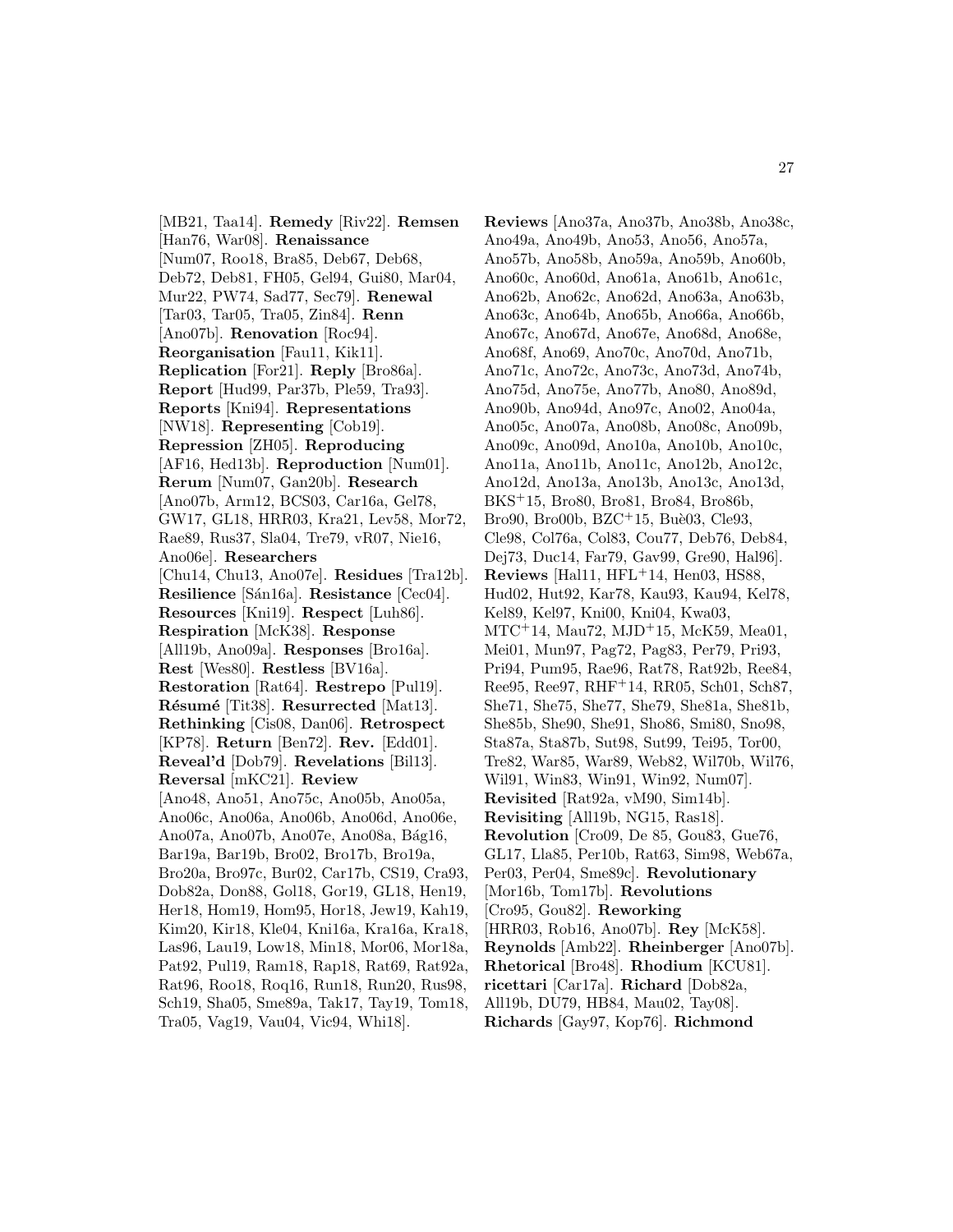[MB21, Taa14]. **Remedy** [Riv22]. **Remsen** [Han76, War08]. **Renaissance** [Num07, Roo18, Bra85, Deb67, Deb68, Deb72, Deb81, FH05, Gel94, Gui80, Mar04, Mur22, PW74, Sad77, Sec79]. **Renewal** [Tar03, Tar05, Tra05, Zin84]. **Renn** [Ano07b]. **Renovation** [Roc94]. **Reorganisation** [Fau11, Kik11]. **Replication** [For21]. **Reply** [Bro86a]. **Report** [Hud99, Par37b, Ple59, Tra93]. **Reports** [Kni94]. **Representations** [NW18]. **Representing** [Cob19]. **Repression** [ZH05]. **Reproducing** [AF16, Hed13b]. **Reproduction** [Num01]. **Rerum** [Num07, Gan20b]. **Research** [Ano07b, Arm12, BCS03, Car16a, Gel78, GW17, GL18, HRR03, Kra21, Lev58, Mor72, Rae89, Rus37, Sla04, Tre79, vR07, Nie16, Ano06e]. **Researchers** [Chu14, Chu13, Ano07e]. **Residues** [Tra12b]. **Resilience** [Sán16a]. **Resistance** [Cec04]. **Resources** [Kni19]. **Respect** [Luh86]. **Respiration** [McK38]. **Response** [All19b, Ano09a]. **Responses** [Bro16a]. **Rest** [Wes80]. **Restless** [BV16a]. **Restoration** [Rat64]. **Restrepo** [Pul19]. **Résumé** [Tit38]. **Resurrected** [Mat13]. **Rethinking** [Cis08, Dan06]. **Retrospect** [KP78]. **Return** [Ben72]. **Rev.** [Edd01]. **Reveal'd** [Dob79]. **Revelations** [Bil13]. **Reversal** [mKC21]. **Review** [Ano48, Ano51, Ano75c, Ano05b, Ano05a, Ano06c, Ano06a, Ano06b, Ano06d, Ano06e, Ano07a, Ano07b, Ano07e, Ano08a, Bág16, Bar19a, Bar19b, Bro02, Bro17b, Bro19a, Bro20a, Bro97c, Bur02, Car17b, CS19, Cra93, Dob82a, Don88, Gol18, Gor19, GL18, Hen19, Her18, Hom19, Hom95, Hor18, Jew19, Kah19, Kim20, Kir18, Kle04, Kni16a, Kra16a, Kra18, Las96, Lau19, Low18, Min18, Mor06, Mor18a, Pat92, Pul19, Ram18, Rap18, Rat69, Rat92a, Rat96, Roo18, Roq16, Run18, Run20, Rus98, Sch19, Sha05, Sme89a, Tak17, Tay19, Tom18, Tra05, Vag19, Vau04, Vic94, Whi18].

**Reviews** [Ano37a, Ano37b, Ano38b, Ano38c, Ano49a, Ano49b, Ano53, Ano56, Ano57a, Ano57b, Ano58b, Ano59a, Ano59b, Ano60b, Ano60c, Ano60d, Ano61a, Ano61b, Ano61c, Ano62b, Ano62c, Ano62d, Ano63a, Ano63b, Ano63c, Ano64b, Ano65b, Ano66a, Ano66b, Ano67c, Ano67d, Ano67e, Ano68d, Ano68e, Ano68f, Ano69, Ano70c, Ano70d, Ano71b, Ano71c, Ano72c, Ano73c, Ano73d, Ano74b, Ano75d, Ano75e, Ano77b, Ano80, Ano89d, Ano90b, Ano94d, Ano97c, Ano02, Ano04a, Ano05c, Ano07a, Ano08b, Ano08c, Ano09b, Ano09c, Ano09d, Ano10a, Ano10b, Ano10c, Ano11a, Ano11b, Ano11c, Ano12b, Ano12c, Ano12d, Ano13a, Ano13b, Ano13c, Ano13d, BKS+15, Bro80, Bro81, Bro84, Bro86b, Bro90, Bro00b, BZC+15, Buè03, Cle93, Cle98, Col76a, Col83, Cou77, Deb76, Deb84, Dej73, Duc14, Far79, Gav99, Gre90, Hal96]. **Reviews** [Hal11, HFL+14, Hen03, HS88, Hud02, Hut92, Kar78, Kau93, Kau94, Kel78, Kel89, Kel97, Kni00, Kni04, Kwa03, MTC+14, Mau72, MJD+15, McK59, Mea01, Mei01, Mun97, Pag72, Pag83, Per79, Pri93, Pri94, Pum95, Rae96, Rat78, Rat92b, Ree84, Ree95, Ree97, RHF+14, RR05, Sch01, Sch87, She71, She75, She77, She79, She81a, She81b, She85b, She90, She91, Sho86, Smi80, Sno98, Sta87a, Sta87b, Sut98, Sut99, Tei95, Tor00, Tre82, War85, War89, Web82, Wil70b, Wil76, Wil91, Win83, Win91, Win92, Num07]. **Revisited** [Rat92a, vM90, Sim14b]. **Revisiting** [All19b, NG15, Ras18]. **Revolution** [Cro09, De 85, Gou83, Gue76, GL17, Lla85, Per10b, Rat63, Sim98, Web67a, Per03, Per04, Sme89c]. **Revolutionary** [Mor16b, Tom17b]. **Revolutions** [Cro95, Gou82]. **Reworking** [HRR03, Rob16, Ano07b]. **Rey** [McK58]. **Reynolds** [Amb22]. **Rheinberger** [Ano07b]. **Rhetorical** [Bro48]. **Rhodium** [KCU81]. **ricettari** [Car17a]. **Richard** [Dob82a, All19b, DU79, HB84, Mau02, Tay08]. **Richards** [Gay97, Kop76]. **Richmond**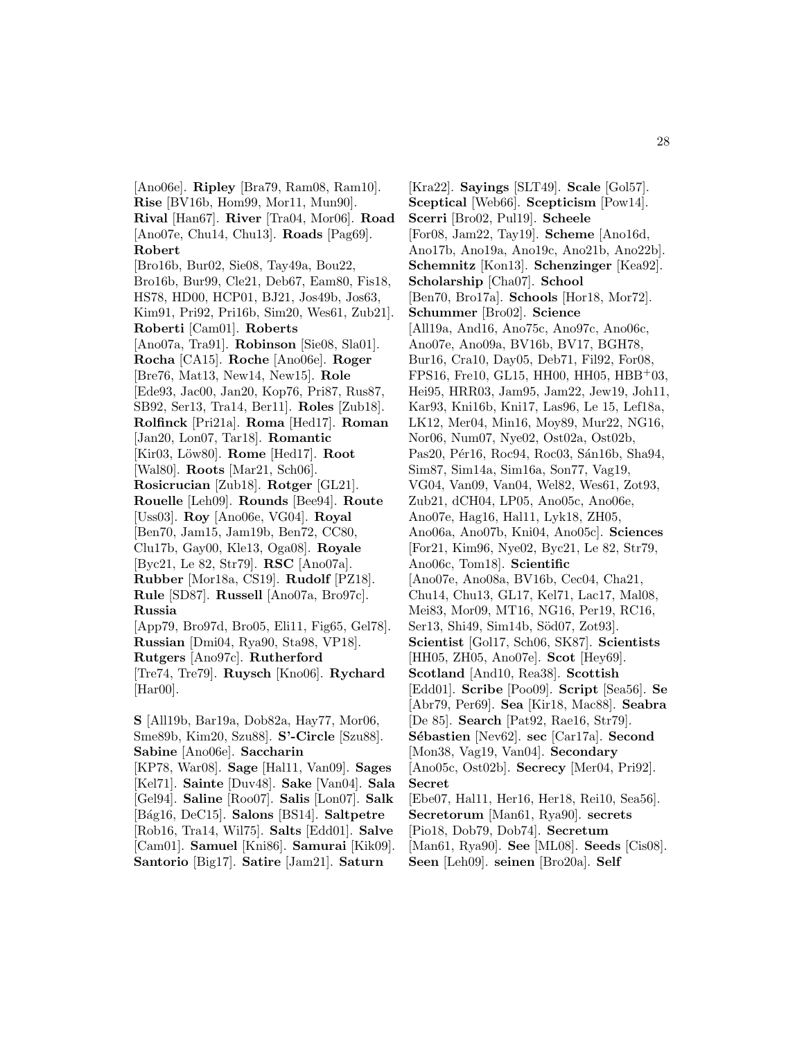[Ano06e]. **Ripley** [Bra79, Ram08, Ram10]. **Rise** [BV16b, Hom99, Mor11, Mun90]. **Rival** [Han67]. **River** [Tra04, Mor06]. **Road** [Ano07e, Chu14, Chu13]. **Roads** [Pag69]. **Robert** [Bro16b, Bur02, Sie08, Tay49a, Bou22, Bro16b, Bur99, Cle21, Deb67, Eam80, Fis18, HS78, HD00, HCP01, BJ21, Jos49b, Jos63, Kim91, Pri92, Pri16b, Sim20, Wes61, Zub21]. **Roberti** [Cam01]. **Roberts** [Ano07a, Tra91]. **Robinson** [Sie08, Sla01]. **Rocha** [CA15]. **Roche** [Ano06e]. **Roger** [Bre76, Mat13, New14, New15]. **Role** [Ede93, Jac00, Jan20, Kop76, Pri87, Rus87, SB92, Ser13, Tra14, Ber11]. **Roles** [Zub18]. **Rolfinck** [Pri21a]. **Roma** [Hed17]. **Roman** [Jan20, Lon07, Tar18]. **Romantic** [Kir03, Löw80]. **Rome** [Hed17]. **Root** [Wal80]. **Roots** [Mar21, Sch06]. **Rosicrucian** [Zub18]. **Rotger** [GL21]. **Rouelle** [Leh09]. **Rounds** [Bee94]. **Route** [Uss03]. **Roy** [Ano06e, VG04]. **Royal** [Ben70, Jam15, Jam19b, Ben72, CC80, Clu17b, Gay00, Kle13, Oga08]. **Royale** [Byc21, Le 82, Str79]. **RSC** [Ano07a]. **Rubber** [Mor18a, CS19]. **Rudolf** [PZ18]. **Rule** [SD87]. **Russell** [Ano07a, Bro97c]. **Russia** [App79, Bro97d, Bro05, Eli11, Fig65, Gel78]. **Russian** [Dmi04, Rya90, Sta98, VP18]. **Rutgers** [Ano97c]. **Rutherford** [Tre74, Tre79]. **Ruysch** [Kno06]. **Rychard** [Har00].

**S** [All19b, Bar19a, Dob82a, Hay77, Mor06, Sme89b, Kim20, Szu88]. **S'-Circle** [Szu88]. **Sabine** [Ano06e]. **Saccharin** [KP78, War08]. **Sage** [Hal11, Van09]. **Sages** [Kel71]. **Sainte** [Duv48]. **Sake** [Van04]. **Sala** [Gel94]. **Saline** [Roo07]. **Salis** [Lon07]. **Salk** [Bág16, DeC15]. **Salons** [BS14]. **Saltpetre** [Rob16, Tra14, Wil75]. **Salts** [Edd01]. **Salve** [Cam01]. **Samuel** [Kni86]. **Samurai** [Kik09]. **Santorio** [Big17]. **Satire** [Jam21]. **Saturn** [Kra22]. **Sayings** [SLT49]. **Scale** [Gol57]. **Sceptical** [Web66]. **Scepticism** [Pow14]. **Scerri** [Bro02, Pul19]. **Scheele** [For08, Jam22, Tay19]. **Scheme** [Ano16d, Ano17b, Ano19a, Ano19c, Ano21b, Ano22b]. **Schemnitz** [Kon13]. **Schenzinger** [Kea92]. **Scholarship** [Cha07]. **School** [Ben70, Bro17a]. **Schools** [Hor18, Mor72]. **Schummer** [Bro02]. **Science** [All19a, And16, Ano75c, Ano97c, Ano06c, Ano07e, Ano09a, BV16b, BV17, BGH78, Bur16, Cra10, Day05, Deb71, Fil92, For08, FPS16, Fre10, GL15, HH00, HH05, HBB+03, Hei95, HRR03, Jam95, Jam22, Jew19, Joh11, Kar93, Kni16b, Kni17, Las96, Le 15, Lef18a, LK12, Mer04, Min16, Moy89, Mur22, NG16, Nor06, Num07, Nye02, Ost02a, Ost02b, Pas20, Pér16, Roc94, Roc03, Sán16b, Sha94, Sim87, Sim14a, Sim16a, Son77, Vag19, VG04, Van09, Van04, Wel82, Wes61, Zot93, Zub21, dCH04, LP05, Ano05c, Ano06e, Ano07e, Hag16, Hal11, Lyk18, ZH05, Ano06a, Ano07b, Kni04, Ano05c]. **Sciences** [For21, Kim96, Nye02, Byc21, Le 82, Str79, Ano06c, Tom18]. **Scientific** [Ano07e, Ano08a, BV16b, Cec04, Cha21, Chu14, Chu13, GL17, Kel71, Lac17, Mal08, Mei83, Mor09, MT16, NG16, Per19, RC16, Ser13, Shi49, Sim14b, Söd07, Zot93]. **Scientist** [Gol17, Sch06, SK87]. **Scientists** [HH05, ZH05, Ano07e]. **Scot** [Hey69]. **Scotland** [And10, Rea38]. **Scottish** [Edd01]. **Scribe** [Poo09]. **Script** [Sea56]. **Se** [Abr79, Per69]. **Sea** [Kir18, Mac88]. **Seabra** [De 85]. **Search** [Pat92, Rae16, Str79]. **Sébastien** [Nev62]. **sec** [Car17a]. **Second** [Mon38, Vag19, Van04]. **Secondary** [Ano05c, Ost02b]. **Secrecy** [Mer04, Pri92]. **Secret** [Ebe07, Hal11, Her16, Her18, Rei10, Sea56]. **Secretorum** [Man61, Rya90]. **secrets** [Pio18, Dob79, Dob74]. **Secretum** [Man61, Rya90]. **See** [ML08]. **Seeds** [Cis08]. **Seen** [Leh09]. **seinen** [Bro20a]. **Self**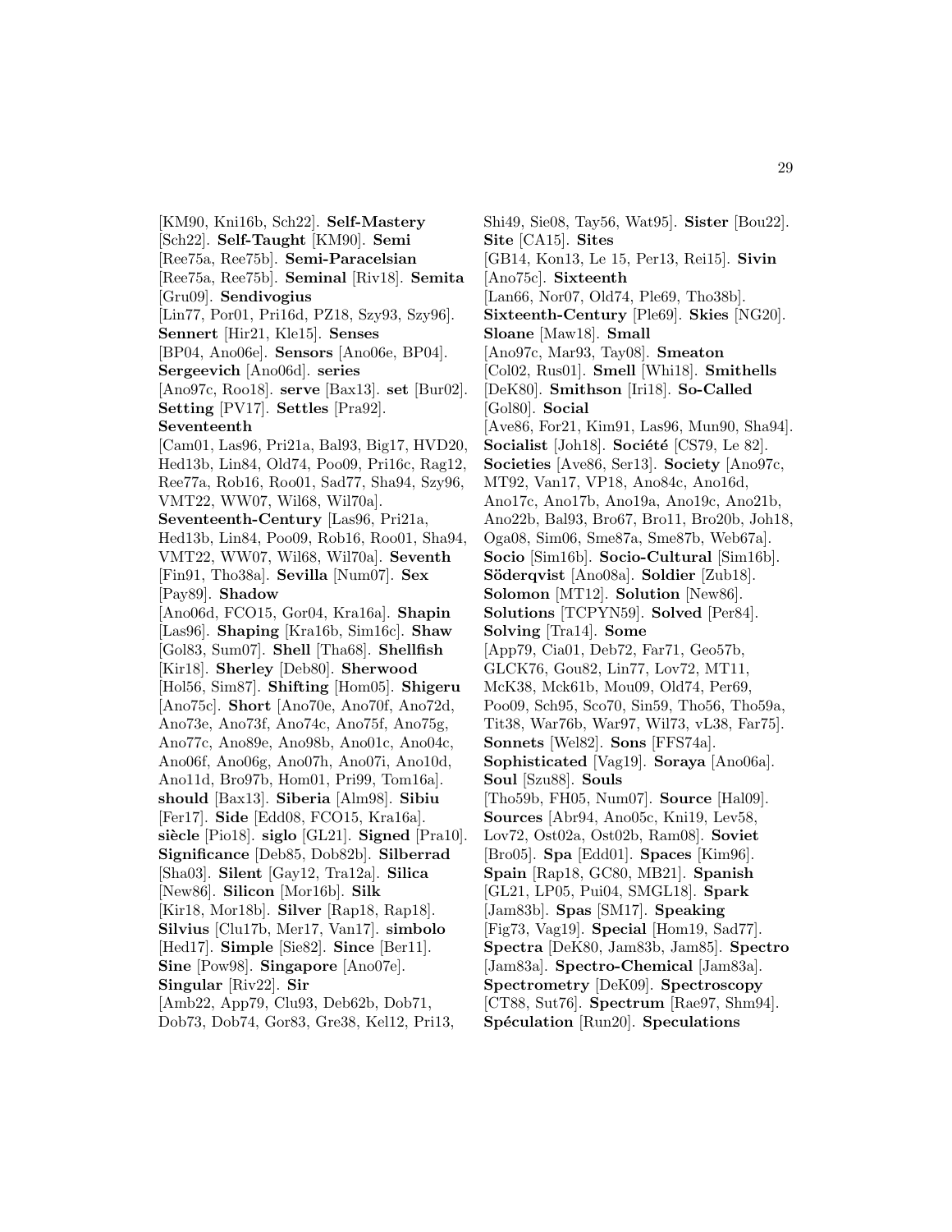[KM90, Kni16b, Sch22]. **Self-Mastery** [Sch22]. **Self-Taught** [KM90]. **Semi** [Ree75a, Ree75b]. **Semi-Paracelsian** [Ree75a, Ree75b]. **Seminal** [Riv18]. **Semita** [Gru09]. **Sendivogius** [Lin77, Por01, Pri16d, PZ18, Szy93, Szy96]. **Sennert** [Hir21, Kle15]. **Senses** [BP04, Ano06e]. **Sensors** [Ano06e, BP04]. **Sergeevich** [Ano06d]. **series** [Ano97c, Roo18]. **serve** [Bax13]. **set** [Bur02]. **Setting** [PV17]. **Settles** [Pra92]. **Seventeenth** [Cam01, Las96, Pri21a, Bal93, Big17, HVD20, Hed13b, Lin84, Old74, Poo09, Pri16c, Rag12, Ree77a, Rob16, Roo01, Sad77, Sha94, Szy96, VMT22, WW07, Wil68, Wil70a]. **Seventeenth-Century** [Las96, Pri21a, Hed13b, Lin84, Poo09, Rob16, Roo01, Sha94, VMT22, WW07, Wil68, Wil70a]. **Seventh** [Fin91, Tho38a]. **Sevilla** [Num07]. **Sex** [Pay89]. **Shadow** [Ano06d, FCO15, Gor04, Kra16a]. **Shapin** [Las96]. **Shaping** [Kra16b, Sim16c]. **Shaw** [Gol83, Sum07]. **Shell** [Tha68]. **Shellfish** [Kir18]. **Sherley** [Deb80]. **Sherwood** [Hol56, Sim87]. **Shifting** [Hom05]. **Shigeru** [Ano75c]. **Short** [Ano70e, Ano70f, Ano72d, Ano73e, Ano73f, Ano74c, Ano75f, Ano75g, Ano77c, Ano89e, Ano98b, Ano01c, Ano04c, Ano06f, Ano06g, Ano07h, Ano07i, Ano10d, Ano11d, Bro97b, Hom01, Pri99, Tom16a]. **should** [Bax13]. **Siberia** [Alm98]. **Sibiu** [Fer17]. **Side** [Edd08, FCO15, Kra16a]. **siècle** [Pio18]. **siglo** [GL21]. **Signed** [Pra10]. **Significance** [Deb85, Dob82b]. **Silberrad** [Sha03]. **Silent** [Gay12, Tra12a]. **Silica** [New86]. **Silicon** [Mor16b]. **Silk** [Kir18, Mor18b]. **Silver** [Rap18, Rap18]. **Silvius** [Clu17b, Mer17, Van17]. **simbolo** [Hed17]. **Simple** [Sie82]. **Since** [Ber11]. **Sine** [Pow98]. **Singapore** [Ano07e]. **Singular** [Riv22]. **Sir** [Amb22, App79, Clu93, Deb62b, Dob71, Dob73, Dob74, Gor83, Gre38, Kel12, Pri13, Shi49, Sie08, Tay56, Wat95]. **Sister** [Bou22]. **Site** [CA15]. **Sites** [GB14, Kon13, Le 15, Per13, Rei15]. **Sivin** [Ano75c]. **Sixteenth** [Lan66, Nor07, Old74, Ple69, Tho38b]. **Sixteenth-Century** [Ple69]. **Skies** [NG20]. **Sloane** [Maw18]. **Small** [Ano97c, Mar93, Tay08]. **Smeaton** [Col02, Rus01]. **Smell** [Whi18]. **Smithells** [DeK80]. **Smithson** [Iri18]. **So-Called** [Gol80]. **Social** [Ave86, For21, Kim91, Las96, Mun90, Sha94]. **Socialist** [Joh18]. **Société** [CS79, Le 82]. **Societies** [Ave86, Ser13]. **Society** [Ano97c, MT92, Van17, VP18, Ano84c, Ano16d, Ano17c, Ano17b, Ano19a, Ano19c, Ano21b, Ano22b, Bal93, Bro67, Bro11, Bro20b, Joh18, Oga08, Sim06, Sme87a, Sme87b, Web67a]. **Socio** [Sim16b]. **Socio-Cultural** [Sim16b]. **Söderqvist** [Ano08a]. **Soldier** [Zub18]. **Solomon** [MT12]. **Solution** [New86]. **Solutions** [TCPYN59]. **Solved** [Per84]. **Solving** [Tra14]. **Some** [App79, Cia01, Deb72, Far71, Geo57b, GLCK76, Gou82, Lin77, Lov72, MT11, McK38, Mck61b, Mou09, Old74, Per69, Poo09, Sch95, Sco70, Sin59, Tho56, Tho59a, Tit38, War76b, War97, Wil73, vL38, Far75]. **Sonnets** [Wel82]. **Sons** [FFS74a]. **Sophisticated** [Vag19]. **Soraya** [Ano06a]. **Soul** [Szu88]. **Souls** [Tho59b, FH05, Num07]. **Source** [Hal09]. **Sources** [Abr94, Ano05c, Kni19, Lev58, Lov72, Ost02a, Ost02b, Ram08]. **Soviet** [Bro05]. **Spa** [Edd01]. **Spaces** [Kim96]. **Spain** [Rap18, GC80, MB21]. **Spanish** [GL21, LP05, Pui04, SMGL18]. **Spark** [Jam83b]. **Spas** [SM17]. **Speaking** [Fig73, Vag19]. **Special** [Hom19, Sad77]. **Spectra** [DeK80, Jam83b, Jam85]. **Spectro** [Jam83a]. **Spectro-Chemical** [Jam83a]. **Spectrometry** [DeK09]. **Spectroscopy** [CT88, Sut76]. **Spectrum** [Rae97, Shm94]. **Spéculation** [Run20]. **Speculations**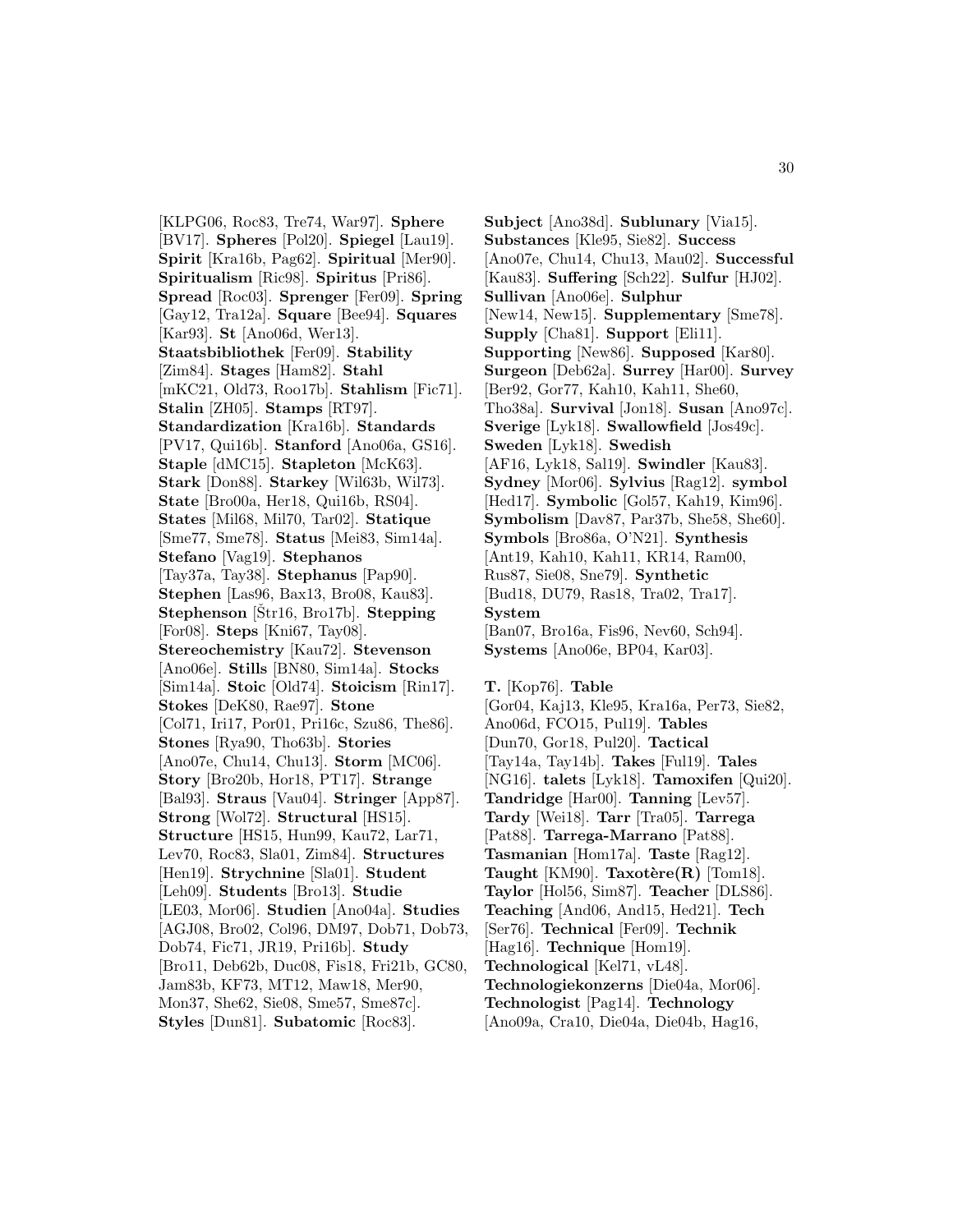[KLPG06, Roc83, Tre74, War97]. **Sphere** [BV17]. **Spheres** [Pol20]. **Spiegel** [Lau19]. **Spirit** [Kra16b, Pag62]. **Spiritual** [Mer90]. **Spiritualism** [Ric98]. **Spiritus** [Pri86]. **Spread** [Roc03]. **Sprenger** [Fer09]. **Spring** [Gay12, Tra12a]. **Square** [Bee94]. **Squares** [Kar93]. **St** [Ano06d, Wer13]. **Staatsbibliothek** [Fer09]. **Stability** [Zim84]. **Stages** [Ham82]. **Stahl** [mKC21, Old73, Roo17b]. **Stahlism** [Fic71]. **Stalin** [ZH05]. **Stamps** [RT97]. **Standardization** [Kra16b]. **Standards** [PV17, Qui16b]. **Stanford** [Ano06a, GS16]. **Staple** [dMC15]. **Stapleton** [McK63]. **Stark** [Don88]. **Starkey** [Wil63b, Wil73]. **State** [Bro00a, Her18, Qui16b, RS04]. **States** [Mil68, Mil70, Tar02]. **Statique** [Sme77, Sme78]. **Status** [Mei83, Sim14a]. **Stefano** [Vag19]. **Stephanos** [Tay37a, Tay38]. **Stephanus** [Pap90]. **Stephen** [Las96, Bax13, Bro08, Kau83]. **Stephenson** [Štr16, Bro17b]. **Stepping** [For08]. **Steps** [Kni67, Tay08]. **Stereochemistry** [Kau72]. **Stevenson** [Ano06e]. **Stills** [BN80, Sim14a]. **Stocks** [Sim14a]. **Stoic** [Old74]. **Stoicism** [Rin17]. **Stokes** [DeK80, Rae97]. **Stone** [Col71, Iri17, Por01, Pri16c, Szu86, The86]. **Stones** [Rya90, Tho63b]. **Stories** [Ano07e, Chu14, Chu13]. **Storm** [MC06]. **Story** [Bro20b, Hor18, PT17]. **Strange** [Bal93]. **Straus** [Vau04]. **Stringer** [App87]. **Strong** [Wol72]. **Structural** [HS15]. **Structure** [HS15, Hun99, Kau72, Lar71, Lev70, Roc83, Sla01, Zim84]. **Structures** [Hen19]. **Strychnine** [Sla01]. **Student** [Leh09]. **Students** [Bro13]. **Studie** [LE03, Mor06]. **Studien** [Ano04a]. **Studies** [AGJ08, Bro02, Col96, DM97, Dob71, Dob73, Dob74, Fic71, JR19, Pri16b]. **Study** [Bro11, Deb62b, Duc08, Fis18, Fri21b, GC80, Jam83b, KF73, MT12, Maw18, Mer90, Mon37, She62, Sie08, Sme57, Sme87c]. **Styles** [Dun81]. **Subatomic** [Roc83].

**Subject** [Ano38d]. **Sublunary** [Via15]. **Substances** [Kle95, Sie82]. **Success** [Ano07e, Chu14, Chu13, Mau02]. **Successful** [Kau83]. **Suffering** [Sch22]. **Sulfur** [HJ02]. **Sullivan** [Ano06e]. **Sulphur** [New14, New15]. **Supplementary** [Sme78]. **Supply** [Cha81]. **Support** [Eli11]. **Supporting** [New86]. **Supposed** [Kar80]. **Surgeon** [Deb62a]. **Surrey** [Har00]. **Survey** [Ber92, Gor77, Kah10, Kah11, She60, Tho38a]. **Survival** [Jon18]. **Susan** [Ano97c]. **Sverige** [Lyk18]. **Swallowfield** [Jos49c]. **Sweden** [Lyk18]. **Swedish** [AF16, Lyk18, Sal19]. **Swindler** [Kau83]. **Sydney** [Mor06]. **Sylvius** [Rag12]. **symbol** [Hed17]. **Symbolic** [Gol57, Kah19, Kim96]. **Symbolism** [Dav87, Par37b, She58, She60]. **Symbols** [Bro86a, O'N21]. **Synthesis** [Ant19, Kah10, Kah11, KR14, Ram00, Rus87, Sie08, Sne79]. **Synthetic** [Bud18, DU79, Ras18, Tra02, Tra17]. **System** [Ban07, Bro16a, Fis96, Nev60, Sch94]. **Systems** [Ano06e, BP04, Kar03].

**T.** [Kop76]. **Table** [Gor04, Kaj13, Kle95, Kra16a, Per73, Sie82, Ano06d, FCO15, Pul19]. **Tables** [Dun70, Gor18, Pul20]. **Tactical** [Tay14a, Tay14b]. **Takes** [Ful19]. **Tales** [NG16]. **talets** [Lyk18]. **Tamoxifen** [Qui20]. **Tandridge** [Har00]. **Tanning** [Lev57]. **Tardy** [Wei18]. **Tarr** [Tra05]. **Tarrega** [Pat88]. **Tarrega-Marrano** [Pat88]. **Tasmanian** [Hom17a]. **Taste** [Rag12]. **Taught** [KM90]. **Taxotère(R)** [Tom18]. **Taylor** [Hol56, Sim87]. **Teacher** [DLS86]. **Teaching** [And06, And15, Hed21]. **Tech** [Ser76]. **Technical** [Fer09]. **Technik** [Hag16]. **Technique** [Hom19]. **Technological** [Kel71, vL48]. **Technologiekonzerns** [Die04a, Mor06]. **Technologist** [Pag14]. **Technology** [Ano09a, Cra10, Die04a, Die04b, Hag16,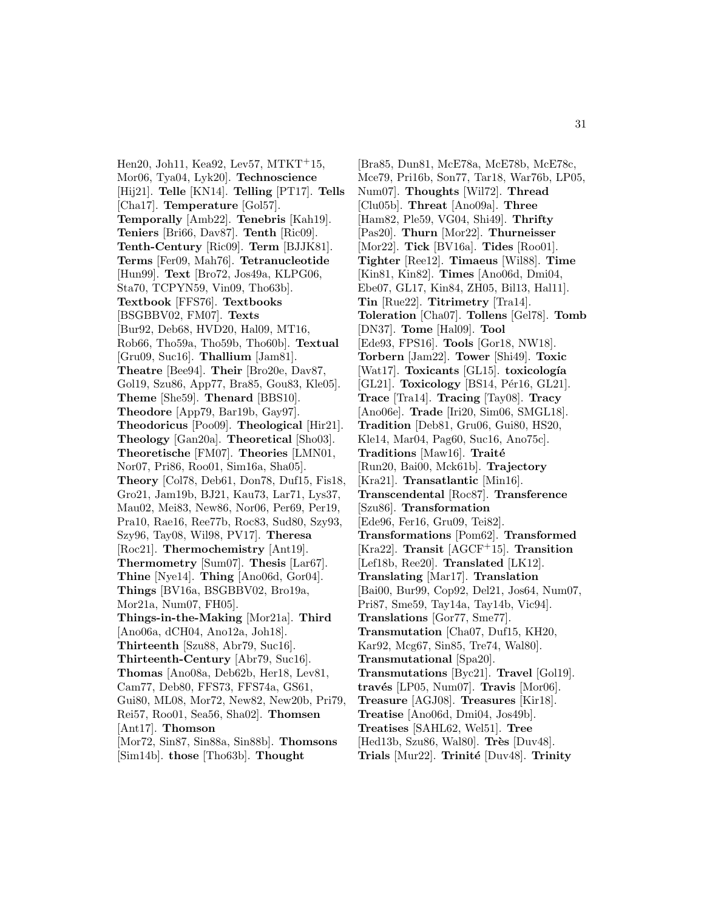Hen20, Joh11, Kea92, Lev57, MTKT+15, Mor06, Tya04, Lyk20]. **Technoscience** [Hij21]. **Telle** [KN14]. **Telling** [PT17]. **Tells** [Cha17]. **Temperature** [Gol57]. **Temporally** [Amb22]. **Tenebris** [Kah19]. **Teniers** [Bri66, Dav87]. **Tenth** [Ric09]. **Tenth-Century** [Ric09]. **Term** [BJJK81]. **Terms** [Fer09, Mah76]. **Tetranucleotide** [Hun99]. **Text** [Bro72, Jos49a, KLPG06, Sta70, TCPYN59, Vin09, Tho63b]. **Textbook** [FFS76]. **Textbooks** [BSGBBV02, FM07]. **Texts** [Bur92, Deb68, HVD20, Hal09, MT16, Rob66, Tho59a, Tho59b, Tho60b]. **Textual** [Gru09, Suc16]. **Thallium** [Jam81]. **Theatre** [Bee94]. **Their** [Bro20e, Dav87, Gol19, Szu86, App77, Bra85, Gou83, Kle05]. **Theme** [She59]. **Thenard** [BBS10]. **Theodore** [App79, Bar19b, Gay97]. **Theodoricus** [Poo09]. **Theological** [Hir21]. **Theology** [Gan20a]. **Theoretical** [Sho03]. **Theoretische** [FM07]. **Theories** [LMN01, Nor07, Pri86, Roo01, Sim16a, Sha05]. **Theory** [Col78, Deb61, Don78, Duf15, Fis18, Gro21, Jam19b, BJ21, Kau73, Lar71, Lys37, Mau02, Mei83, New86, Nor06, Per69, Per19, Pra10, Rae16, Ree77b, Roc83, Sud80, Szy93, Szy96, Tay08, Wil98, PV17]. **Theresa** [Roc21]. **Thermochemistry** [Ant19]. **Thermometry** [Sum07]. **Thesis** [Lar67]. **Thine** [Nye14]. **Thing** [Ano06d, Gor04]. **Things** [BV16a, BSGBBV02, Bro19a, Mor21a, Num07, FH05]. **Things-in-the-Making** [Mor21a]. **Third** [Ano06a, dCH04, Ano12a, Joh18]. **Thirteenth** [Szu88, Abr79, Suc16]. **Thirteenth-Century** [Abr79, Suc16]. **Thomas** [Ano08a, Deb62b, Her18, Lev81, Cam77, Deb80, FFS73, FFS74a, GS61, Gui80, ML08, Mor72, New82, New20b, Pri79, Rei57, Roo01, Sea56, Sha02]. **Thomsen** [Ant17]. **Thomson** [Mor72, Sin87, Sin88a, Sin88b]. **Thomsons** [Sim14b]. **those** [Tho63b]. **Thought** [Bra85, Dun81, McE78a, McE78b, McE78c, Mce79, Pri16b, Son77, Tar18, War76b, LP05, Num07]. **Thoughts** [Wil72]. **Thread** [Clu05b]. **Threat** [Ano09a]. **Three** [Ham82, Ple59, VG04, Shi49]. **Thrifty** [Pas20]. **Thurn** [Mor22]. **Thurneisser** [Mor22]. **Tick** [BV16a]. **Tides** [Roo01]. **Tighter** [Ree12]. **Timaeus** [Wil88]. **Time** [Kin81, Kin82]. **Times** [Ano06d, Dmi04, Ebe07, GL17, Kin84, ZH05, Bil13, Hal11]. **Tin** [Rue22]. **Titrimetry** [Tra14]. **Toleration** [Cha07]. **Tollens** [Gel78]. **Tomb** [DN37]. **Tome** [Hal09]. **Tool** [Ede93, FPS16]. **Tools** [Gor18, NW18]. **Torbern** [Jam22]. **Tower** [Shi49]. **Toxic** [Wat17]. **Toxicants** [GL15]. **toxicología** [GL21]. **Toxicology** [BS14, Pér16, GL21]. **Trace** [Tra14]. **Tracing** [Tay08]. **Tracy** [Ano06e]. **Trade** [Iri20, Sim06, SMGL18]. **Tradition** [Deb81, Gru06, Gui80, HS20, Kle14, Mar04, Pag60, Suc16, Ano75c]. **Traditions** [Maw16]. **Traité** [Run20, Bai00, Mck61b]. **Trajectory** [Kra21]. **Transatlantic** [Min16]. **Transcendental** [Roc87]. **Transference** [Szu86]. **Transformation** [Ede96, Fer16, Gru09, Tei82]. **Transformations** [Pom62]. **Transformed** [Kra22]. **Transit** [AGCF+15]. **Transition** [Lef18b, Ree20]. **Translated** [LK12]. **Translating** [Mar17]. **Translation** [Bai00, Bur99, Cop92, Del21, Jos64, Num07, Pri87, Sme59, Tay14a, Tay14b, Vic94]. **Translations** [Gor77, Sme77]. **Transmutation** [Cha07, Duf15, KH20, Kar92, Mcg67, Sin85, Tre74, Wal80]. **Transmutational** [Spa20]. **Transmutations** [Byc21]. **Travel** [Gol19]. **través** [LP05, Num07]. **Travis** [Mor06]. **Treasure** [AGJ08]. **Treasures** [Kir18]. **Treatise** [Ano06d, Dmi04, Jos49b]. **Treatises** [SAHL62, Wel51]. **Tree** [Hed13b, Szu86, Wal80]. **Très** [Duv48]. **Trials** [Mur22]. **Trinité** [Duv48]. **Trinity**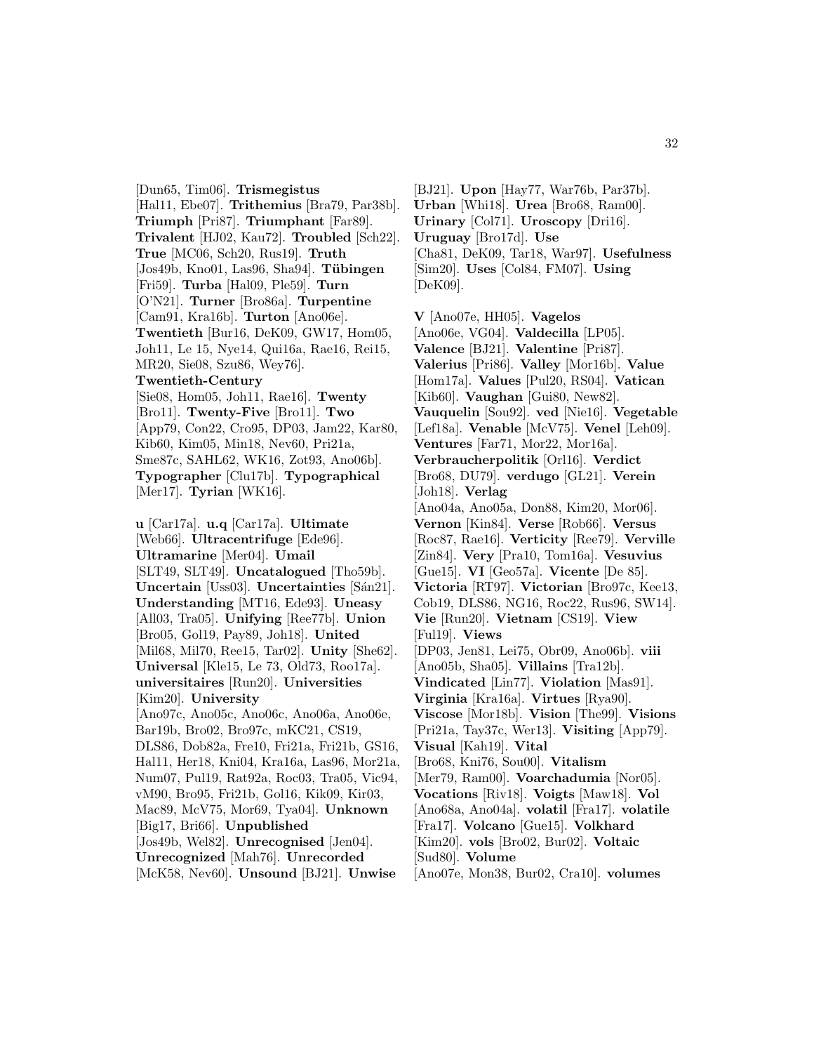[Dun65, Tim06]. **Trismegistus** [Hal11, Ebe07]. **Trithemius** [Bra79, Par38b]. **Triumph** [Pri87]. **Triumphant** [Far89]. **Trivalent** [HJ02, Kau72]. **Troubled** [Sch22]. **True** [MC06, Sch20, Rus19]. **Truth** [Jos49b, Kno01, Las96, Sha94]. **Tübingen** [Fri59]. **Turba** [Hal09, Ple59]. **Turn** [O'N21]. **Turner** [Bro86a]. **Turpentine** [Cam91, Kra16b]. **Turton** [Ano06e]. **Twentieth** [Bur16, DeK09, GW17, Hom05, Joh11, Le 15, Nye14, Qui16a, Rae16, Rei15, MR20, Sie08, Szu86, Wey76]. **Twentieth-Century** [Sie08, Hom05, Joh11, Rae16]. **Twenty** [Bro11]. **Twenty-Five** [Bro11]. **Two** [App79, Con22, Cro95, DP03, Jam22, Kar80, Kib60, Kim05, Min18, Nev60, Pri21a, Sme87c, SAHL62, WK16, Zot93, Ano06b]. **Typographer** [Clu17b]. **Typographical** [Mer17]. **Tyrian** [WK16].

**u** [Car17a]. **u.q** [Car17a]. **Ultimate** [Web66]. **Ultracentrifuge** [Ede96]. **Ultramarine** [Mer04]. **Umail** [SLT49, SLT49]. **Uncatalogued** [Tho59b]. **Uncertain** [Uss03]. **Uncertainties** [Sán21]. **Understanding** [MT16, Ede93]. **Uneasy** [All03, Tra05]. **Unifying** [Ree77b]. **Union** [Bro05, Gol19, Pay89, Joh18]. **United** [Mil68, Mil70, Ree15, Tar02]. **Unity** [She62]. **Universal** [Kle15, Le 73, Old73, Roo17a]. **universitaires** [Run20]. **Universities** [Kim20]. **University** [Ano97c, Ano05c, Ano06c, Ano06a, Ano06e, Bar19b, Bro02, Bro97c, mKC21, CS19, DLS86, Dob82a, Fre10, Fri21a, Fri21b, GS16, Hal11, Her18, Kni04, Kra16a, Las96, Mor21a, Num07, Pul19, Rat92a, Roc03, Tra05, Vic94, vM90, Bro95, Fri21b, Gol16, Kik09, Kir03, Mac89, McV75, Mor69, Tya04]. **Unknown** [Big17, Bri66]. **Unpublished** [Jos49b, Wel82]. **Unrecognised** [Jen04]. **Unrecognized** [Mah76]. **Unrecorded** [McK58, Nev60]. **Unsound** [BJ21]. **Unwise** [BJ21]. **Upon** [Hay77, War76b, Par37b]. **Urban** [Whi18]. **Urea** [Bro68, Ram00]. **Urinary** [Col71]. **Uroscopy** [Dri16]. **Uruguay** [Bro17d]. **Use** [Cha81, DeK09, Tar18, War97]. **Usefulness** [Sim20]. **Uses** [Col84, FM07]. **Using** [DeK09].

**V** [Ano07e, HH05]. **Vagelos** [Ano06e, VG04]. **Valdecilla** [LP05]. **Valence** [BJ21]. **Valentine** [Pri87]. **Valerius** [Pri86]. **Valley** [Mor16b]. **Value** [Hom17a]. **Values** [Pul20, RS04]. **Vatican** [Kib60]. **Vaughan** [Gui80, New82]. **Vauquelin** [Sou92]. **ved** [Nie16]. **Vegetable** [Lef18a]. **Venable** [McV75]. **Venel** [Leh09]. **Ventures** [Far71, Mor22, Mor16a]. **Verbraucherpolitik** [Orl16]. **Verdict** [Bro68, DU79]. **verdugo** [GL21]. **Verein** [Joh18]. **Verlag** [Ano04a, Ano05a, Don88, Kim20, Mor06]. **Vernon** [Kin84]. **Verse** [Rob66]. **Versus** [Roc87, Rae16]. **Verticity** [Ree79]. **Verville** [Zin84]. **Very** [Pra10, Tom16a]. **Vesuvius** [Gue15]. **VI** [Geo57a]. **Vicente** [De 85]. **Victoria** [RT97]. **Victorian** [Bro97c, Kee13, Cob19, DLS86, NG16, Roc22, Rus96, SW14]. **Vie** [Run20]. **Vietnam** [CS19]. **View** [Ful19]. **Views** [DP03, Jen81, Lei75, Obr09, Ano06b]. **viii** [Ano05b, Sha05]. **Villains** [Tra12b]. **Vindicated** [Lin77]. **Violation** [Mas91]. **Virginia** [Kra16a]. **Virtues** [Rya90]. **Viscose** [Mor18b]. **Vision** [The99]. **Visions** [Pri21a, Tay37c, Wer13]. **Visiting** [App79]. **Visual** [Kah19]. **Vital** [Bro68, Kni76, Sou00]. **Vitalism** [Mer79, Ram00]. **Voarchadumia** [Nor05]. **Vocations** [Riv18]. **Voigts** [Maw18]. **Vol** [Ano68a, Ano04a]. **volatil** [Fra17]. **volatile** [Fra17]. **Volcano** [Gue15]. **Volkhard** [Kim20]. **vols** [Bro02, Bur02]. **Voltaic** [Sud80]. **Volume** [Ano07e, Mon38, Bur02, Cra10]. **volumes**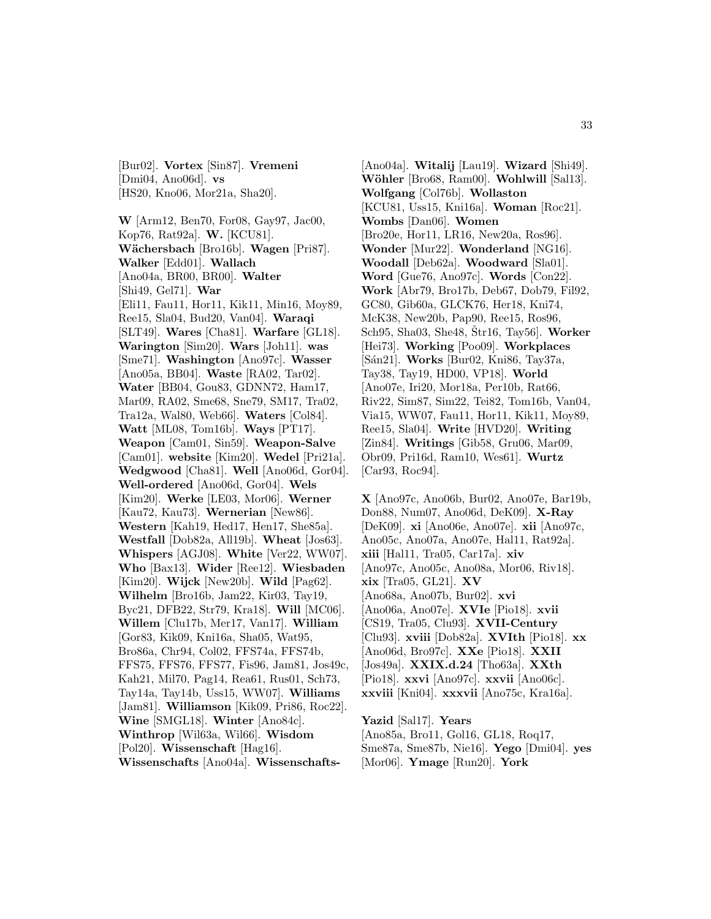[Bur02]. **Vortex** [Sin87]. **Vremeni** [Dmi04, Ano06d]. **vs** [HS20, Kno06, Mor21a, Sha20].

**W** [Arm12, Ben70, For08, Gay97, Jac00, Kop76, Rat92a]. **W.** [KCU81]. **Wächersbach** [Bro16b]. **Wagen** [Pri87]. **Walker** [Edd01]. **Wallach** [Ano04a, BR00, BR00]. **Walter** [Shi49, Gel71]. **War** [Eli11, Fau11, Hor11, Kik11, Min16, Moy89, Ree15, Sla04, Bud20, Van04]. **Waraqi** [SLT49]. **Wares** [Cha81]. **Warfare** [GL18]. **Warington** [Sim20]. **Wars** [Joh11]. **was** [Sme71]. **Washington** [Ano97c]. **Wasser** [Ano05a, BB04]. **Waste** [RA02, Tar02]. **Water** [BB04, Gou83, GDNN72, Ham17, Mar09, RA02, Sme68, Sne79, SM17, Tra02, Tra12a, Wal80, Web66]. **Waters** [Col84]. **Watt** [ML08, Tom16b]. **Ways** [PT17]. **Weapon** [Cam01, Sin59]. **Weapon-Salve** [Cam01]. **website** [Kim20]. **Wedel** [Pri21a]. **Wedgwood** [Cha81]. **Well** [Ano06d, Gor04]. **Well-ordered** [Ano06d, Gor04]. **Wels** [Kim20]. **Werke** [LE03, Mor06]. **Werner** [Kau72, Kau73]. **Wernerian** [New86]. **Western** [Kah19, Hed17, Hen17, She85a]. **Westfall** [Dob82a, All19b]. **Wheat** [Jos63]. **Whispers** [AGJ08]. **White** [Ver22, WW07]. **Who** [Bax13]. **Wider** [Ree12]. **Wiesbaden** [Kim20]. **Wijck** [New20b]. **Wild** [Pag62]. **Wilhelm** [Bro16b, Jam22, Kir03, Tay19, Byc21, DFB22, Str79, Kra18]. **Will** [MC06]. **Willem** [Clu17b, Mer17, Van17]. **William** [Gor83, Kik09, Kni16a, Sha05, Wat95, Bro86a, Chr94, Col02, FFS74a, FFS74b, FFS75, FFS76, FFS77, Fis96, Jam81, Jos49c, Kah21, Mil70, Pag14, Rea61, Rus01, Sch73, Tay14a, Tay14b, Uss15, WW07]. **Williams** [Jam81]. **Williamson** [Kik09, Pri86, Roc22]. **Wine** [SMGL18]. **Winter** [Ano84c]. **Winthrop** [Wil63a, Wil66]. **Wisdom** [Pol20]. **Wissenschaft** [Hag16]. **Wissenschafts** [Ano04a]. **Wissenschafts-** [Ano04a]. **Witalij** [Lau19]. **Wizard** [Shi49]. **Wöhler** [Bro68, Ram00]. **Wohlwill** [Sal13]. **Wolfgang** [Col76b]. **Wollaston** [KCU81, Uss15, Kni16a]. **Woman** [Roc21]. **Wombs** [Dan06]. **Women** [Bro20e, Hor11, LR16, New20a, Ros96]. **Wonder** [Mur22]. **Wonderland** [NG16]. **Woodall** [Deb62a]. **Woodward** [Sla01]. **Word** [Gue76, Ano97c]. **Words** [Con22]. **Work** [Abr79, Bro17b, Deb67, Dob79, Fil92, GC80, Gib60a, GLCK76, Her18, Kni74, McK38, New20b, Pap90, Ree15, Ros96, Sch95, Sha03, She48, Štr16, Tay56]. **Worker** [Hei73]. **Working** [Poo09]. **Workplaces** [Sán21]. **Works** [Bur02, Kni86, Tay37a, Tay38, Tay19, HD00, VP18]. **World** [Ano07e, Iri20, Mor18a, Per10b, Rat66, Riv22, Sim87, Sim22, Tei82, Tom16b, Van04, Via15, WW07, Fau11, Hor11, Kik11, Moy89, Ree15, Sla04]. **Write** [HVD20]. **Writing** [Zin84]. **Writings** [Gib58, Gru06, Mar09, Obr09, Pri16d, Ram10, Wes61]. **Wurtz** [Car93, Roc94].

**X** [Ano97c, Ano06b, Bur02, Ano07e, Bar19b, Don88, Num07, Ano06d, DeK09]. **X-Ray** [DeK09]. **xi** [Ano06e, Ano07e]. **xii** [Ano97c, Ano05c, Ano07a, Ano07e, Hal11, Rat92a]. **xiii** [Hal11, Tra05, Car17a]. **xiv** [Ano97c, Ano05c, Ano08a, Mor06, Riv18]. **xix** [Tra05, GL21]. **XV** [Ano68a, Ano07b, Bur02]. **xvi** [Ano06a, Ano07e]. **XVIe** [Pio18]. **xvii** [CS19, Tra05, Clu93]. **XVII-Century** [Clu93]. **xviii** [Dob82a]. **XVIth** [Pio18]. **xx** [Ano06d, Bro97c]. **XXe** [Pio18]. **XXII** [Jos49a]. **XXIX.d.24** [Tho63a]. **XXth** [Pio18]. **xxvi** [Ano97c]. **xxvii** [Ano06c]. **xxviii** [Kni04]. **xxxvii** [Ano75c, Kra16a].

**Yazid** [Sal17]. **Years** [Ano85a, Bro11, Gol16, GL18, Roq17, Sme87a, Sme87b, Nie16]. **Yego** [Dmi04]. **yes** [Mor06]. **Ymage** [Run20]. **York**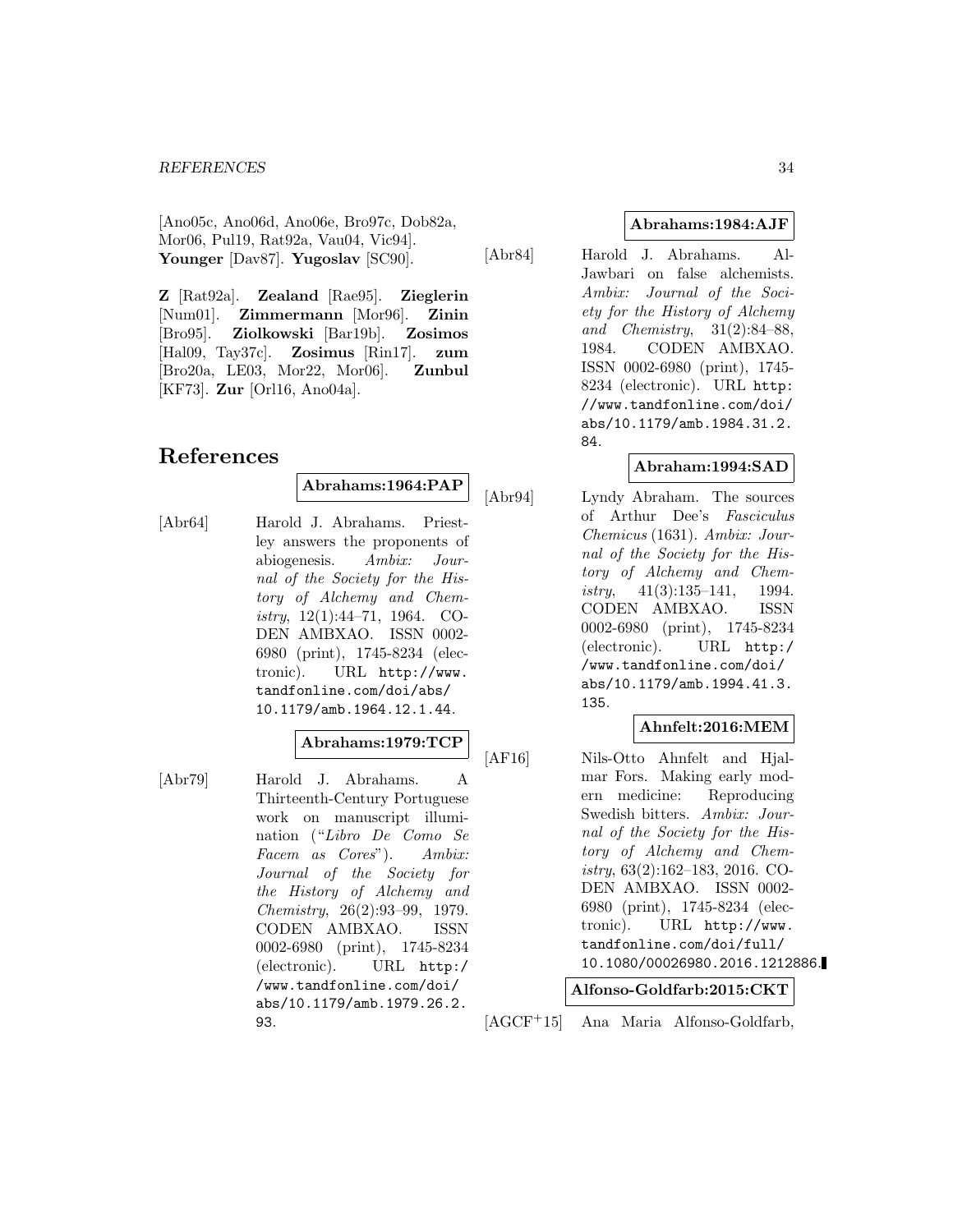[Ano05c, Ano06d, Ano06e, Bro97c, Dob82a, Mor06, Pul19, Rat92a, Vau04, Vic94]. **Younger** [Dav87]. **Yugoslav** [SC90].

**Z** [Rat92a]. **Zealand** [Rae95]. **Zieglerin** [Num01]. **Zimmermann** [Mor96]. **Zinin** [Bro95]. **Ziolkowski** [Bar19b]. **Zosimos** [Hal09, Tay37c]. **Zosimus** [Rin17]. **zum** [Bro20a, LE03, Mor22, Mor06]. **Zunbul** [KF73]. **Zur** [Orl16, Ano04a].

# References

**Abrahams:1964:PAP**

[Abr64] Harold J. Abrahams. Priestley answers the proponents of abiogenesis. *Ambix: Journal of the Society for the History of Alchemy and Chemistry*, 12(1):44–71, 1964. CODEN AMBXAO. ISSN 0002-6980 (print), 1745-8234 (electronic). URL http://www.tandfonline.com/doi/abs/10.1179/amb.1964.12.1.44.

**Abrahams:1979:TCP**

[Abr79] Harold J. Abrahams. A Thirteenth-Century Portuguese work on manuscript illumination ("*Libro De Como Se Facem as Cores*"). *Ambix: Journal of the Society for the History of Alchemy and Chemistry*, 26(2):93–99, 1979. CODEN AMBXAO. ISSN 0002-6980 (print), 1745-8234 (electronic). URL http://www.tandfonline.com/doi/abs/10.1179/amb.1979.26.2.93.

**Abrahams:1984:AJF**

[Abr84] Harold J. Abrahams. Al-Jawbari on false alchemists. *Ambix: Journal of the Society for the History of Alchemy and Chemistry*, 31(2):84–88, 1984. CODEN AMBXAO. ISSN 0002-6980 (print), 1745-8234 (electronic). URL http://www.tandfonline.com/doi/abs/10.1179/amb.1984.31.2.84.

**Abraham:1994:SAD**

[Abr94] Lyndy Abraham. The sources of Arthur Dee's *Fasciculus Chemicus* (1631). *Ambix: Journal of the Society for the History of Alchemy and Chemistry*, 41(3):135–141, 1994. CODEN AMBXAO. ISSN 0002-6980 (print), 1745-8234 (electronic). URL http://www.tandfonline.com/doi/abs/10.1179/amb.1994.41.3.135.

**Ahnfelt:2016:MEM**

[AF16] Nils-Otto Ahnfelt and Hjalmar Fors. Making early modern medicine: Reproducing Swedish bitters. *Ambix: Journal of the Society for the History of Alchemy and Chemistry*, 63(2):162–183, 2016. CODEN AMBXAO. ISSN 0002-6980 (print), 1745-8234 (electronic). URL http://www.tandfonline.com/doi/full/10.1080/00026980.2016.1212886.

**Alfonso-Goldfarb:2015:CKT**

[AGCF+15] Ana Maria Alfonso-Goldfarb,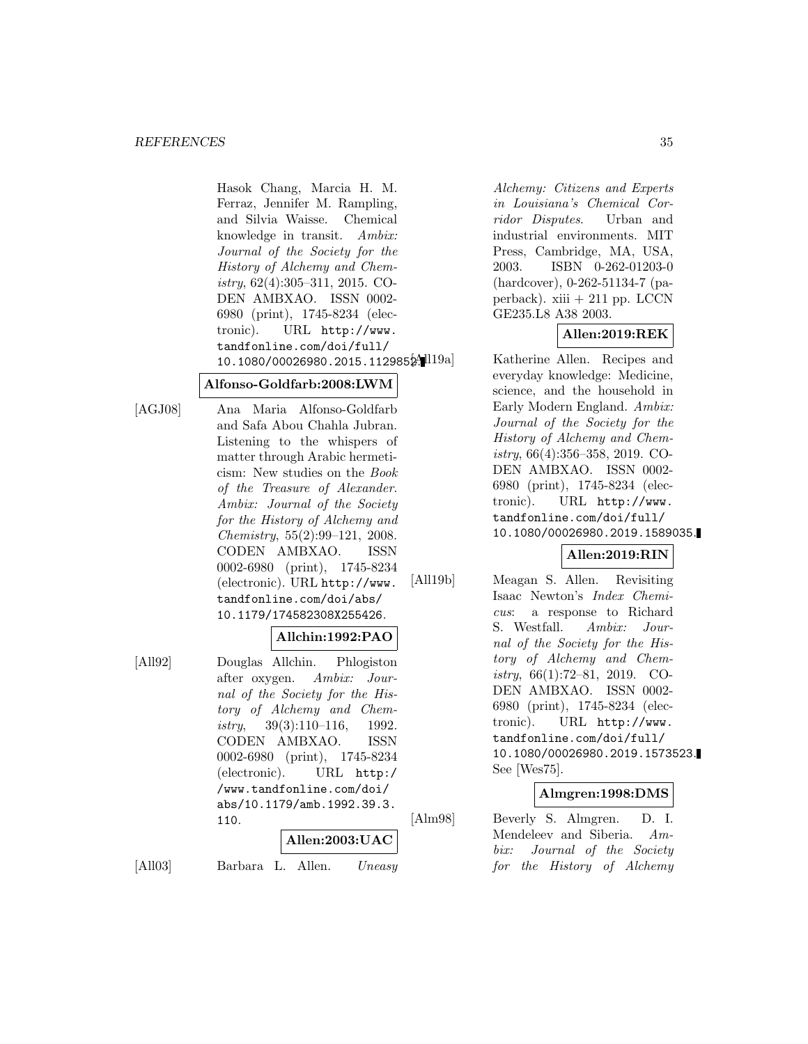Hasok Chang, Marcia H. M. Ferraz, Jennifer M. Rampling, and Silvia Waisse. Chemical knowledge in transit. *Ambix: Journal of the Society for the History of Alchemy and Chemistry*, 62(4):305–311, 2015. CODEN AMBXAO. ISSN 0002-6980 (print), 1745-8234 (electronic). URL `http://www.tandfonline.com/doi/full/10.1080/00026980.2015.1129852`.

**Alfonso-Goldfarb:2008:LWM**

[AGJ08] Ana Maria Alfonso-Goldfarb and Safa Abou Chahla Jubran. Listening to the whispers of matter through Arabic hermeticism: New studies on the *Book of the Treasure of Alexander*. *Ambix: Journal of the Society for the History of Alchemy and Chemistry*, 55(2):99–121, 2008. CODEN AMBXAO. ISSN 0002-6980 (print), 1745-8234 (electronic). URL `http://www.tandfonline.com/doi/abs/10.1179/174582308X255426`.

**Allchin:1992:PAO**

[All92] Douglas Allchin. Phlogiston after oxygen. *Ambix: Journal of the Society for the History of Alchemy and Chemistry*, 39(3):110–116, 1992. CODEN AMBXAO. ISSN 0002-6980 (print), 1745-8234 (electronic). URL `http://www.tandfonline.com/doi/abs/10.1179/amb.1992.39.3.110`.

**Allen:2003:UAC**

[All03] Barbara L. Allen. *Uneasy Alchemy: Citizens and Experts in Louisiana's Chemical Corridor Disputes*. Urban and industrial environments. MIT Press, Cambridge, MA, USA, 2003. ISBN 0-262-01203-0 (hardcover), 0-262-51134-7 (paperback). xiii + 211 pp. LCCN GE235.L8 A38 2003.

**Allen:2019:REK**

[All19a] Katherine Allen. Recipes and everyday knowledge: Medicine, science, and the household in Early Modern England. *Ambix: Journal of the Society for the History of Alchemy and Chemistry*, 66(4):356–358, 2019. CODEN AMBXAO. ISSN 0002-6980 (print), 1745-8234 (electronic). URL `http://www.tandfonline.com/doi/full/10.1080/00026980.2019.1589035`.

**Allen:2019:RIN**

[All19b] Meagan S. Allen. Revisiting Isaac Newton's *Index Chemicus*: a response to Richard S. Westfall. *Ambix: Journal of the Society for the History of Alchemy and Chemistry*, 66(1):72–81, 2019. CODEN AMBXAO. ISSN 0002-6980 (print), 1745-8234 (electronic). URL `http://www.tandfonline.com/doi/full/10.1080/00026980.2019.1573523`. See [Wes75].

**Almgren:1998:DMS**

[Alm98] Beverly S. Almgren. D. I. Mendeleev and Siberia. *Ambix: Journal of the Society for the History of Alchemy*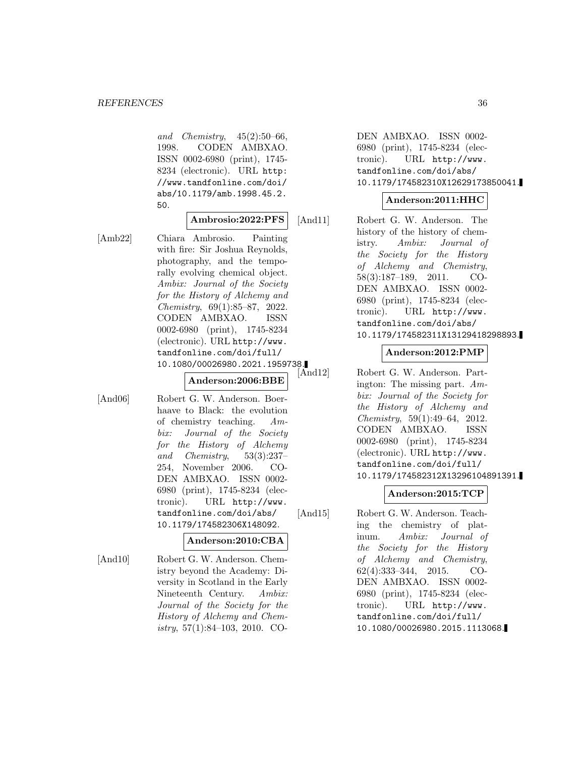*and Chemistry*, 45(2):50–66, 1998. CODEN AMBXAO. ISSN 0002-6980 (print), 1745-8234 (electronic). URL http://www.tandfonline.com/doi/abs/10.1179/amb.1998.45.2.50.

**Ambrosio:2022:PFS**

[Amb22] Chiara Ambrosio. Painting with fire: Sir Joshua Reynolds, photography, and the temporally evolving chemical object. *Ambix: Journal of the Society for the History of Alchemy and Chemistry*, 69(1):85–87, 2022. CODEN AMBXAO. ISSN 0002-6980 (print), 1745-8234 (electronic). URL http://www.tandfonline.com/doi/full/10.1080/00026980.2021.1959738.

**Anderson:2006:BBE**

[And06] Robert G. W. Anderson. Boerhaave to Black: the evolution of chemistry teaching. *Ambix: Journal of the Society for the History of Alchemy and Chemistry*, 53(3):237–254, November 2006. CODEN AMBXAO. ISSN 0002-6980 (print), 1745-8234 (electronic). URL http://www.tandfonline.com/doi/abs/10.1179/174582306X148092.

**Anderson:2010:CBA**

[And10] Robert G. W. Anderson. Chemistry beyond the Academy: Diversity in Scotland in the Early Nineteenth Century. *Ambix: Journal of the Society for the History of Alchemy and Chemistry*, 57(1):84–103, 2010. CODEN AMBXAO. ISSN 0002-6980 (print), 1745-8234 (electronic). URL http://www.tandfonline.com/doi/abs/10.1179/174582310X12629173850041.

**Anderson:2011:HHC**

[And11] Robert G. W. Anderson. The history of the history of chemistry. *Ambix: Journal of the Society for the History of Alchemy and Chemistry*, 58(3):187–189, 2011. CODEN AMBXAO. ISSN 0002-6980 (print), 1745-8234 (electronic). URL http://www.tandfonline.com/doi/abs/10.1179/174582311X13129418298893.

**Anderson:2012:PMP**

[And12] Robert G. W. Anderson. Partington: The missing part. *Ambix: Journal of the Society for the History of Alchemy and Chemistry*, 59(1):49–64, 2012. CODEN AMBXAO. ISSN 0002-6980 (print), 1745-8234 (electronic). URL http://www.tandfonline.com/doi/full/10.1179/174582312X13296104891391.

**Anderson:2015:TCP**

[And15] Robert G. W. Anderson. Teaching the chemistry of platinum. *Ambix: Journal of the Society for the History of Alchemy and Chemistry*, 62(4):333–344, 2015. CODEN AMBXAO. ISSN 0002-6980 (print), 1745-8234 (electronic). URL http://www.tandfonline.com/doi/full/10.1080/00026980.2015.1113068.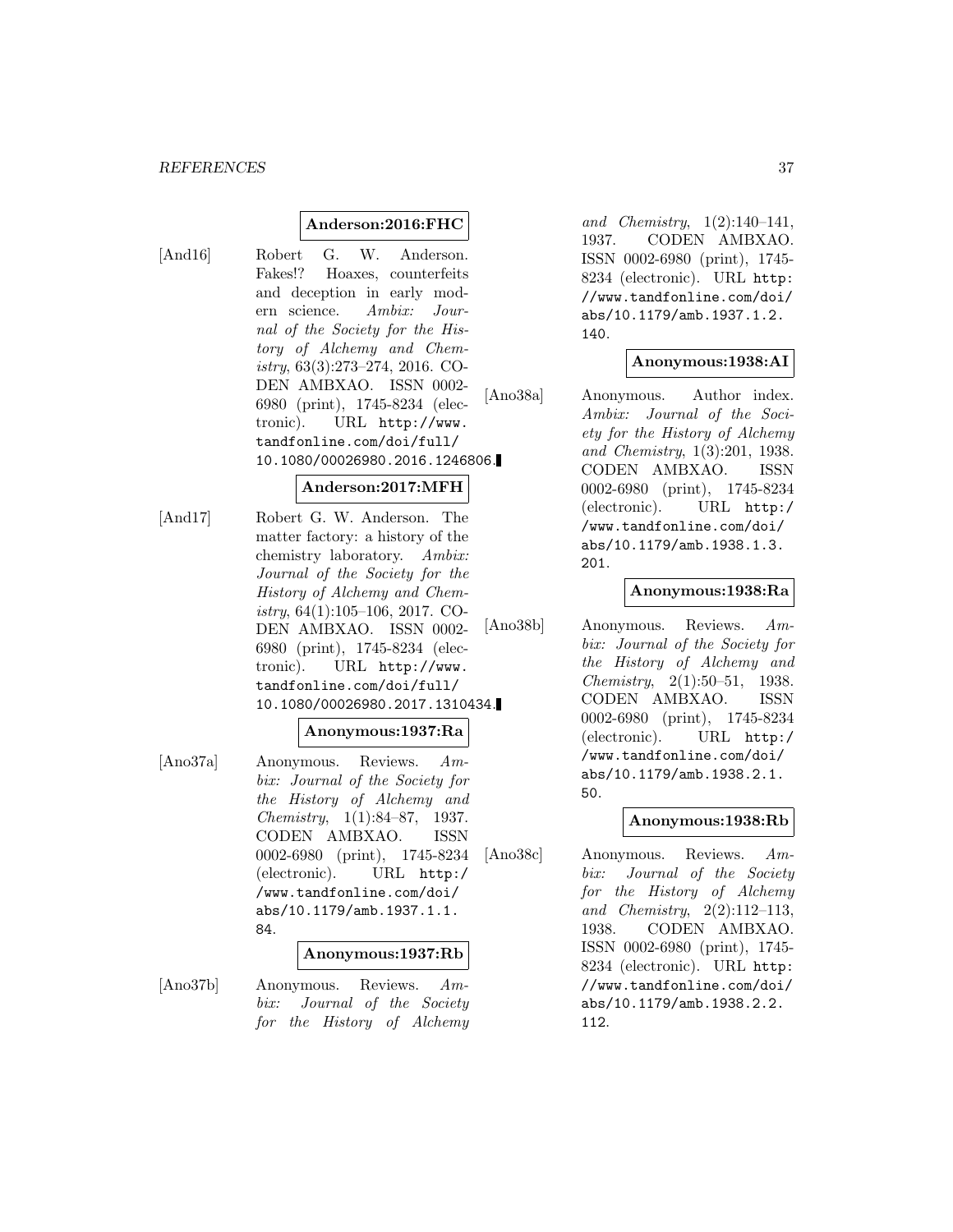**Anderson:2016:FHC**

[And16] Robert G. W. Anderson. Fakes!? Hoaxes, counterfeits and deception in early modern science. *Ambix: Journal of the Society for the History of Alchemy and Chemistry*, 63(3):273–274, 2016. CODEN AMBXAO. ISSN 0002-6980 (print), 1745-8234 (electronic). URL http://www.tandfonline.com/doi/full/10.1080/00026980.2016.1246806.

**Anderson:2017:MFH**

[And17] Robert G. W. Anderson. The matter factory: a history of the chemistry laboratory. *Ambix: Journal of the Society for the History of Alchemy and Chemistry*, 64(1):105–106, 2017. CODEN AMBXAO. ISSN 0002-6980 (print), 1745-8234 (electronic). URL http://www.tandfonline.com/doi/full/10.1080/00026980.2017.1310434.

**Anonymous:1937:Ra**

[Ano37a] Anonymous. Reviews. *Ambix: Journal of the Society for the History of Alchemy and Chemistry*, 1(1):84–87, 1937. CODEN AMBXAO. ISSN 0002-6980 (print), 1745-8234 (electronic). URL http://www.tandfonline.com/doi/abs/10.1179/amb.1937.1.1.84.

**Anonymous:1937:Rb**

[Ano37b] Anonymous. Reviews. *Ambix: Journal of the Society for the History of Alchemy and Chemistry*, 1(2):140–141, 1937. CODEN AMBXAO. ISSN 0002-6980 (print), 1745-8234 (electronic). URL http://www.tandfonline.com/doi/abs/10.1179/amb.1937.1.2.140.

**Anonymous:1938:AI**

[Ano38a] Anonymous. Author index. *Ambix: Journal of the Society for the History of Alchemy and Chemistry*, 1(3):201, 1938. CODEN AMBXAO. ISSN 0002-6980 (print), 1745-8234 (electronic). URL http://www.tandfonline.com/doi/abs/10.1179/amb.1938.1.3.201.

**Anonymous:1938:Ra**

[Ano38b] Anonymous. Reviews. *Ambix: Journal of the Society for the History of Alchemy and Chemistry*, 2(1):50–51, 1938. CODEN AMBXAO. ISSN 0002-6980 (print), 1745-8234 (electronic). URL http://www.tandfonline.com/doi/abs/10.1179/amb.1938.2.1.50.

**Anonymous:1938:Rb**

[Ano38c] Anonymous. Reviews. *Ambix: Journal of the Society for the History of Alchemy and Chemistry*, 2(2):112–113, 1938. CODEN AMBXAO. ISSN 0002-6980 (print), 1745-8234 (electronic). URL http://www.tandfonline.com/doi/abs/10.1179/amb.1938.2.2.112.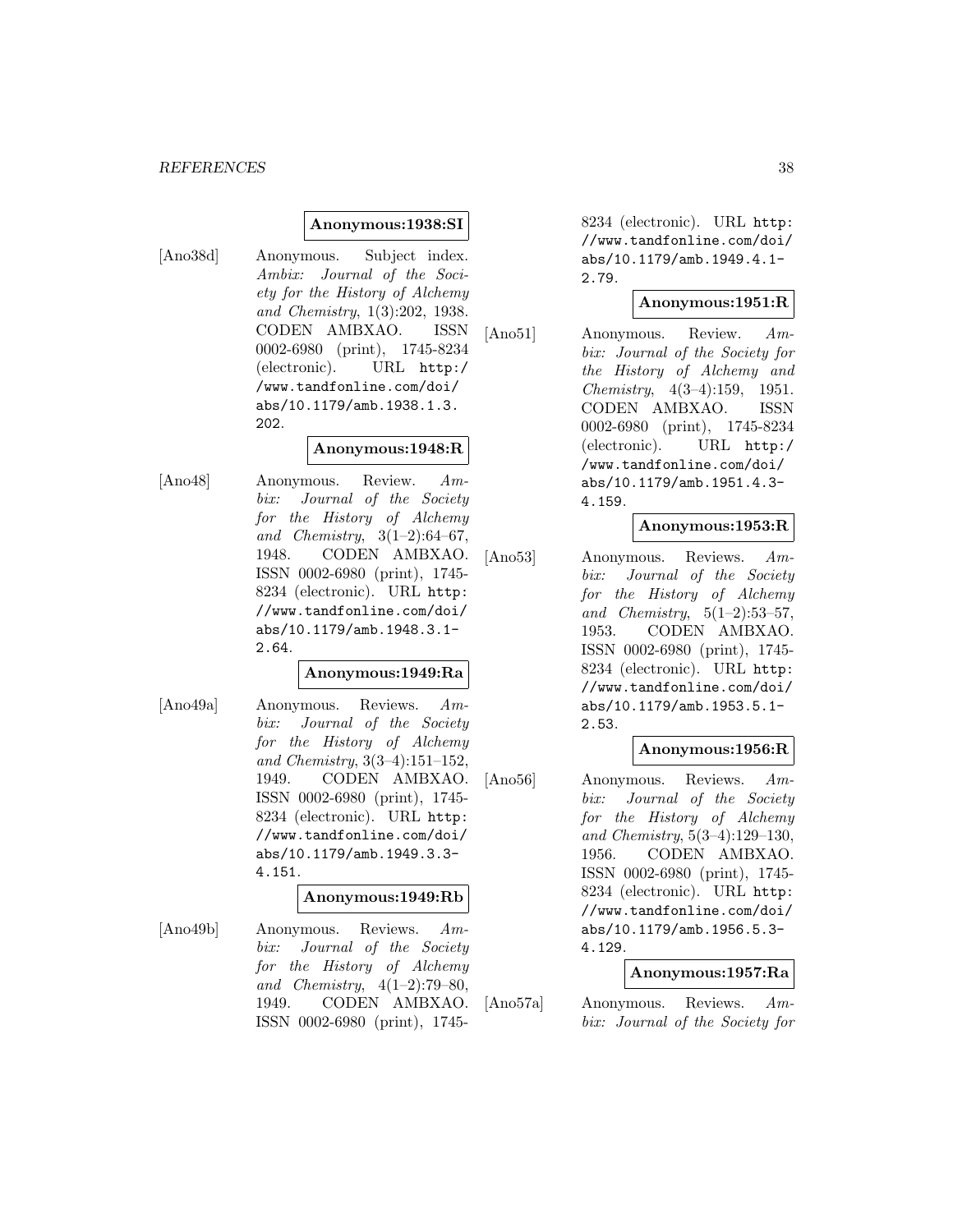**Anonymous:1938:SI**

[Ano38d] Anonymous. Subject index. *Ambix: Journal of the Society for the History of Alchemy and Chemistry*, 1(3):202, 1938. CODEN AMBXAO. ISSN 0002-6980 (print), 1745-8234 (electronic). URL http://www.tandfonline.com/doi/abs/10.1179/amb.1938.1.3.202.

**Anonymous:1948:R**

[Ano48] Anonymous. Review. *Ambix: Journal of the Society for the History of Alchemy and Chemistry*, 3(1–2):64–67, 1948. CODEN AMBXAO. ISSN 0002-6980 (print), 1745-8234 (electronic). URL http://www.tandfonline.com/doi/abs/10.1179/amb.1948.3.1-2.64.

**Anonymous:1949:Ra**

[Ano49a] Anonymous. Reviews. *Ambix: Journal of the Society for the History of Alchemy and Chemistry*, 3(3–4):151–152, 1949. CODEN AMBXAO. ISSN 0002-6980 (print), 1745-8234 (electronic). URL http://www.tandfonline.com/doi/abs/10.1179/amb.1949.3.3-4.151.

**Anonymous:1949:Rb**

[Ano49b] Anonymous. Reviews. *Ambix: Journal of the Society for the History of Alchemy and Chemistry*, 4(1–2):79–80, 1949. CODEN AMBXAO. ISSN 0002-6980 (print), 1745-8234 (electronic). URL http://www.tandfonline.com/doi/abs/10.1179/amb.1949.4.1-2.79.

**Anonymous:1951:R**

[Ano51] Anonymous. Review. *Ambix: Journal of the Society for the History of Alchemy and Chemistry*, 4(3–4):159, 1951. CODEN AMBXAO. ISSN 0002-6980 (print), 1745-8234 (electronic). URL http://www.tandfonline.com/doi/abs/10.1179/amb.1951.4.3-4.159.

**Anonymous:1953:R**

[Ano53] Anonymous. Reviews. *Ambix: Journal of the Society for the History of Alchemy and Chemistry*, 5(1–2):53–57, 1953. CODEN AMBXAO. ISSN 0002-6980 (print), 1745-8234 (electronic). URL http://www.tandfonline.com/doi/abs/10.1179/amb.1953.5.1-2.53.

**Anonymous:1956:R**

[Ano56] Anonymous. Reviews. *Ambix: Journal of the Society for the History of Alchemy and Chemistry*, 5(3–4):129–130, 1956. CODEN AMBXAO. ISSN 0002-6980 (print), 1745-8234 (electronic). URL http://www.tandfonline.com/doi/abs/10.1179/amb.1956.5.3-4.129.

**Anonymous:1957:Ra**

[Ano57a] Anonymous. Reviews. *Ambix: Journal of the Society for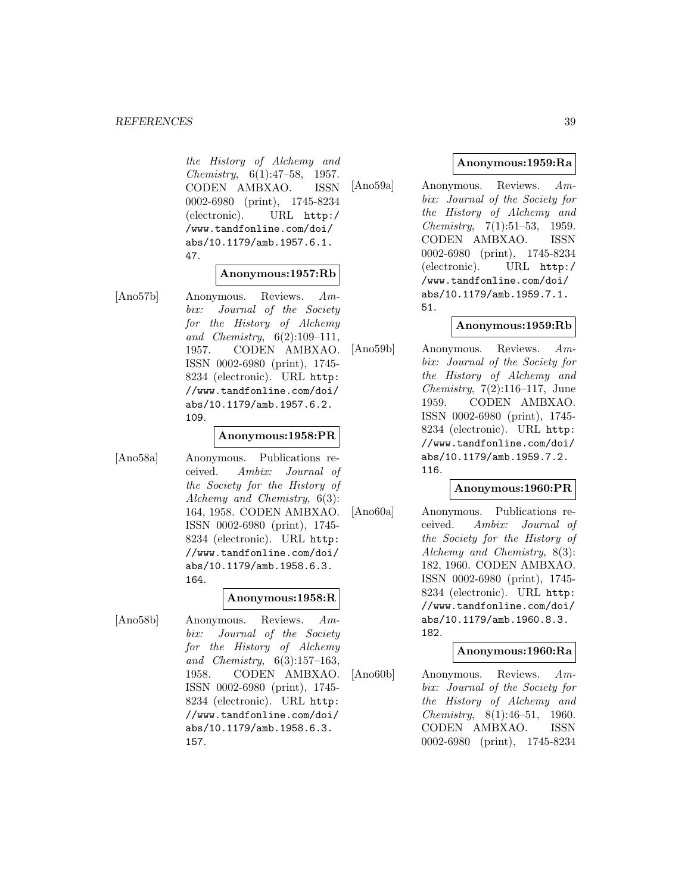the History of Alchemy and Chemistry, 6(1):47–58, 1957. CODEN AMBXAO. ISSN 0002-6980 (print), 1745-8234 (electronic). URL http://www.tandfonline.com/doi/abs/10.1179/amb.1957.6.1.47.

**Anonymous:1957:Rb**

[Ano57b] Anonymous. Reviews. *Ambix: Journal of the Society for the History of Alchemy and Chemistry*, 6(2):109–111, 1957. CODEN AMBXAO. ISSN 0002-6980 (print), 1745-8234 (electronic). URL http://www.tandfonline.com/doi/abs/10.1179/amb.1957.6.2.109.

**Anonymous:1958:PR**

[Ano58a] Anonymous. Publications received. *Ambix: Journal of the Society for the History of Alchemy and Chemistry*, 6(3):164, 1958. CODEN AMBXAO. ISSN 0002-6980 (print), 1745-8234 (electronic). URL http://www.tandfonline.com/doi/abs/10.1179/amb.1958.6.3.164.

**Anonymous:1958:R**

[Ano58b] Anonymous. Reviews. *Ambix: Journal of the Society for the History of Alchemy and Chemistry*, 6(3):157–163, 1958. CODEN AMBXAO. ISSN 0002-6980 (print), 1745-8234 (electronic). URL http://www.tandfonline.com/doi/abs/10.1179/amb.1958.6.3.157.

**Anonymous:1959:Ra**

[Ano59a] Anonymous. Reviews. *Ambix: Journal of the Society for the History of Alchemy and Chemistry*, 7(1):51–53, 1959. CODEN AMBXAO. ISSN 0002-6980 (print), 1745-8234 (electronic). URL http://www.tandfonline.com/doi/abs/10.1179/amb.1959.7.1.51.

**Anonymous:1959:Rb**

[Ano59b] Anonymous. Reviews. *Ambix: Journal of the Society for the History of Alchemy and Chemistry*, 7(2):116–117, June 1959. CODEN AMBXAO. ISSN 0002-6980 (print), 1745-8234 (electronic). URL http://www.tandfonline.com/doi/abs/10.1179/amb.1959.7.2.116.

**Anonymous:1960:PR**

[Ano60a] Anonymous. Publications received. *Ambix: Journal of the Society for the History of Alchemy and Chemistry*, 8(3):182, 1960. CODEN AMBXAO. ISSN 0002-6980 (print), 1745-8234 (electronic). URL http://www.tandfonline.com/doi/abs/10.1179/amb.1960.8.3.182.

**Anonymous:1960:Ra**

[Ano60b] Anonymous. Reviews. *Ambix: Journal of the Society for the History of Alchemy and Chemistry*, 8(1):46–51, 1960. CODEN AMBXAO. ISSN 0002-6980 (print), 1745-8234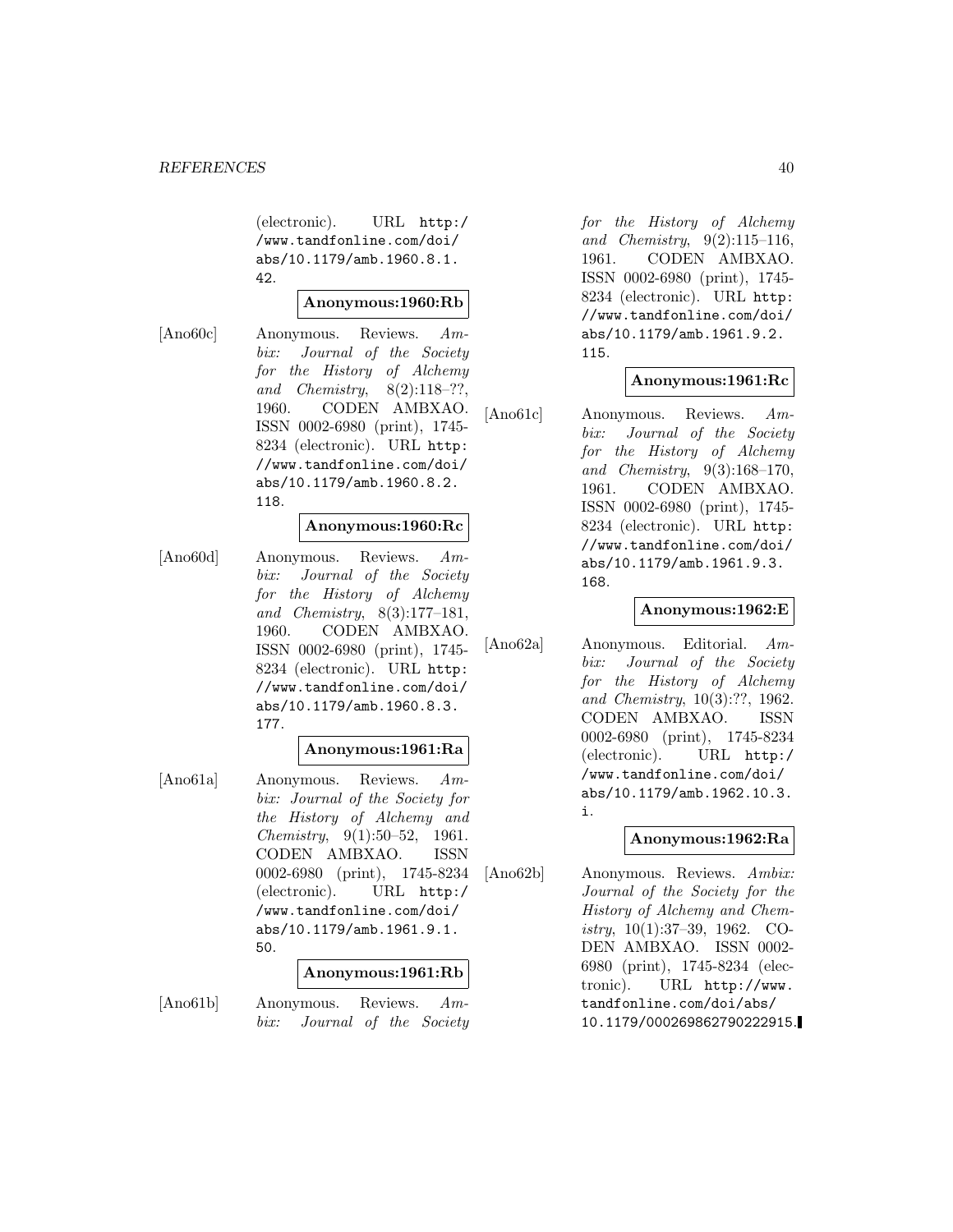(electronic). URL http://www.tandfonline.com/doi/abs/10.1179/amb.1960.8.1.42.

**Anonymous:1960:Rb**

[Ano60c] Anonymous. Reviews. *Ambix: Journal of the Society for the History of Alchemy and Chemistry*, 8(2):118–??, 1960. CODEN AMBXAO. ISSN 0002-6980 (print), 1745-8234 (electronic). URL http://www.tandfonline.com/doi/abs/10.1179/amb.1960.8.2.118.

**Anonymous:1960:Rc**

[Ano60d] Anonymous. Reviews. *Ambix: Journal of the Society for the History of Alchemy and Chemistry*, 8(3):177–181, 1960. CODEN AMBXAO. ISSN 0002-6980 (print), 1745-8234 (electronic). URL http://www.tandfonline.com/doi/abs/10.1179/amb.1960.8.3.177.

**Anonymous:1961:Ra**

[Ano61a] Anonymous. Reviews. *Ambix: Journal of the Society for the History of Alchemy and Chemistry*, 9(1):50–52, 1961. CODEN AMBXAO. ISSN 0002-6980 (print), 1745-8234 (electronic). URL http://www.tandfonline.com/doi/abs/10.1179/amb.1961.9.1.50.

**Anonymous:1961:Rb**

[Ano61b] Anonymous. Reviews. *Ambix: Journal of the Society for the History of Alchemy and Chemistry*, 9(2):115–116, 1961. CODEN AMBXAO. ISSN 0002-6980 (print), 1745-8234 (electronic). URL http://www.tandfonline.com/doi/abs/10.1179/amb.1961.9.2.115.

**Anonymous:1961:Rc**

[Ano61c] Anonymous. Reviews. *Ambix: Journal of the Society for the History of Alchemy and Chemistry*, 9(3):168–170, 1961. CODEN AMBXAO. ISSN 0002-6980 (print), 1745-8234 (electronic). URL http://www.tandfonline.com/doi/abs/10.1179/amb.1961.9.3.168.

**Anonymous:1962:E**

[Ano62a] Anonymous. Editorial. *Ambix: Journal of the Society for the History of Alchemy and Chemistry*, 10(3):??, 1962. CODEN AMBXAO. ISSN 0002-6980 (print), 1745-8234 (electronic). URL http://www.tandfonline.com/doi/abs/10.1179/amb.1962.10.3.i.

**Anonymous:1962:Ra**

[Ano62b] Anonymous. Reviews. *Ambix: Journal of the Society for the History of Alchemy and Chemistry*, 10(1):37–39, 1962. CODEN AMBXAO. ISSN 0002-6980 (print), 1745-8234 (electronic). URL http://www.tandfonline.com/doi/abs/10.1179/000269862790222915.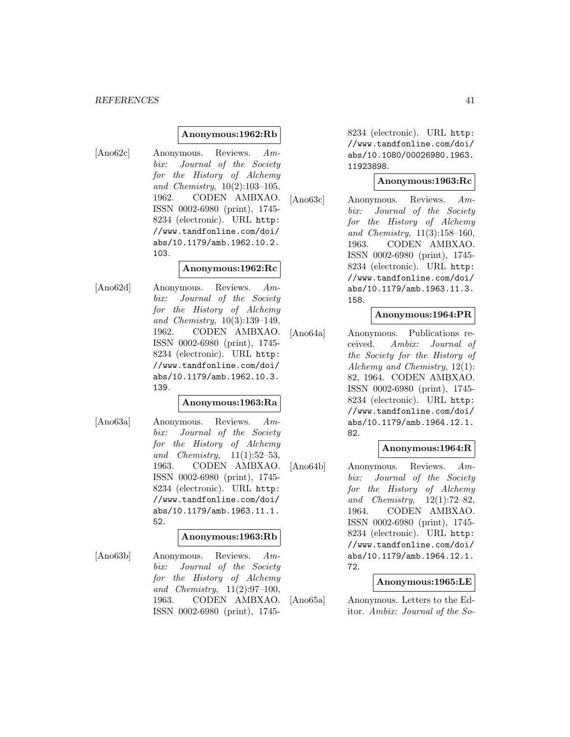**Anonymous:1962:Rb**

[Ano62c] Anonymous. Reviews. *Ambix: Journal of the Society for the History of Alchemy and Chemistry*, 10(2):103–105, 1962. CODEN AMBXAO. ISSN 0002-6980 (print), 1745-8234 (electronic). URL http://www.tandfonline.com/doi/abs/10.1179/amb.1962.10.2.103.

**Anonymous:1962:Rc**

[Ano62d] Anonymous. Reviews. *Ambix: Journal of the Society for the History of Alchemy and Chemistry*, 10(3):139–149, 1962. CODEN AMBXAO. ISSN 0002-6980 (print), 1745-8234 (electronic). URL http://www.tandfonline.com/doi/abs/10.1179/amb.1962.10.3.139.

**Anonymous:1963:Ra**

[Ano63a] Anonymous. Reviews. *Ambix: Journal of the Society for the History of Alchemy and Chemistry*, 11(1):52–53, 1963. CODEN AMBXAO. ISSN 0002-6980 (print), 1745-8234 (electronic). URL http://www.tandfonline.com/doi/abs/10.1179/amb.1963.11.1.52.

**Anonymous:1963:Rb**

[Ano63b] Anonymous. Reviews. *Ambix: Journal of the Society for the History of Alchemy and Chemistry*, 11(2):97–100, 1963. CODEN AMBXAO. ISSN 0002-6980 (print), 1745-8234 (electronic). URL http://www.tandfonline.com/doi/abs/10.1080/00026980.1963.11923898.

**Anonymous:1963:Rc**

[Ano63c] Anonymous. Reviews. *Ambix: Journal of the Society for the History of Alchemy and Chemistry*, 11(3):158–160, 1963. CODEN AMBXAO. ISSN 0002-6980 (print), 1745-8234 (electronic). URL http://www.tandfonline.com/doi/abs/10.1179/amb.1963.11.3.158.

**Anonymous:1964:PR**

[Ano64a] Anonymous. Publications received. *Ambix: Journal of the Society for the History of Alchemy and Chemistry*, 12(1): 82, 1964. CODEN AMBXAO. ISSN 0002-6980 (print), 1745-8234 (electronic). URL http://www.tandfonline.com/doi/abs/10.1179/amb.1964.12.1.82.

**Anonymous:1964:R**

[Ano64b] Anonymous. Reviews. *Ambix: Journal of the Society for the History of Alchemy and Chemistry*, 12(1):72–82, 1964. CODEN AMBXAO. ISSN 0002-6980 (print), 1745-8234 (electronic). URL http://www.tandfonline.com/doi/abs/10.1179/amb.1964.12.1.72.

**Anonymous:1965:LE**

[Ano65a] Anonymous. Letters to the Editor. *Ambix: Journal of the So-*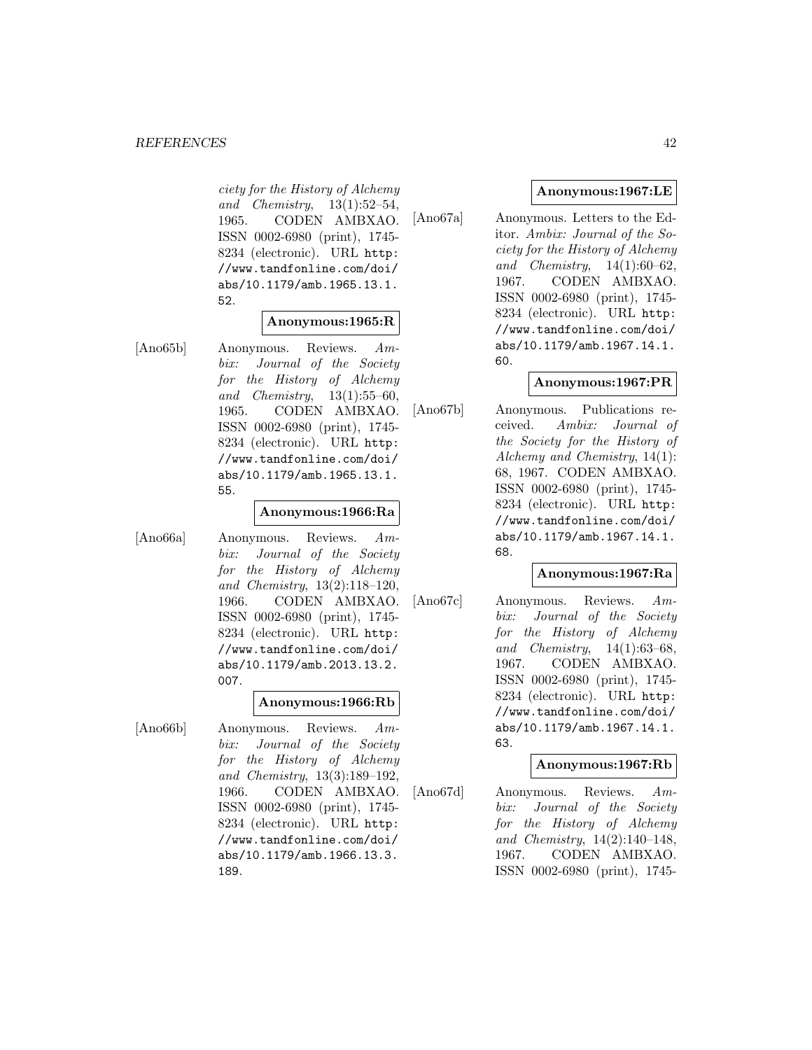ciety for the History of Alchemy and Chemistry*, 13(1):52–54, 1965. CODEN AMBXAO. ISSN 0002-6980 (print), 1745-8234 (electronic). URL http://www.tandfonline.com/doi/abs/10.1179/amb.1965.13.1.52.

**Anonymous:1965:R**

[Ano65b] Anonymous. Reviews. *Ambix: Journal of the Society for the History of Alchemy and Chemistry*, 13(1):55–60, 1965. CODEN AMBXAO. ISSN 0002-6980 (print), 1745-8234 (electronic). URL http://www.tandfonline.com/doi/abs/10.1179/amb.1965.13.1.55.

**Anonymous:1966:Ra**

[Ano66a] Anonymous. Reviews. *Ambix: Journal of the Society for the History of Alchemy and Chemistry*, 13(2):118–120, 1966. CODEN AMBXAO. ISSN 0002-6980 (print), 1745-8234 (electronic). URL http://www.tandfonline.com/doi/abs/10.1179/amb.2013.13.2.007.

**Anonymous:1966:Rb**

[Ano66b] Anonymous. Reviews. *Ambix: Journal of the Society for the History of Alchemy and Chemistry*, 13(3):189–192, 1966. CODEN AMBXAO. ISSN 0002-6980 (print), 1745-8234 (electronic). URL http://www.tandfonline.com/doi/abs/10.1179/amb.1966.13.3.189.

**Anonymous:1967:LE**

[Ano67a] Anonymous. Letters to the Editor. *Ambix: Journal of the Society for the History of Alchemy and Chemistry*, 14(1):60–62, 1967. CODEN AMBXAO. ISSN 0002-6980 (print), 1745-8234 (electronic). URL http://www.tandfonline.com/doi/abs/10.1179/amb.1967.14.1.60.

**Anonymous:1967:PR**

[Ano67b] Anonymous. Publications received. *Ambix: Journal of the Society for the History of Alchemy and Chemistry*, 14(1):68, 1967. CODEN AMBXAO. ISSN 0002-6980 (print), 1745-8234 (electronic). URL http://www.tandfonline.com/doi/abs/10.1179/amb.1967.14.1.68.

**Anonymous:1967:Ra**

[Ano67c] Anonymous. Reviews. *Ambix: Journal of the Society for the History of Alchemy and Chemistry*, 14(1):63–68, 1967. CODEN AMBXAO. ISSN 0002-6980 (print), 1745-8234 (electronic). URL http://www.tandfonline.com/doi/abs/10.1179/amb.1967.14.1.63.

**Anonymous:1967:Rb**

[Ano67d] Anonymous. Reviews. *Ambix: Journal of the Society for the History of Alchemy and Chemistry*, 14(2):140–148, 1967. CODEN AMBXAO. ISSN 0002-6980 (print), 1745-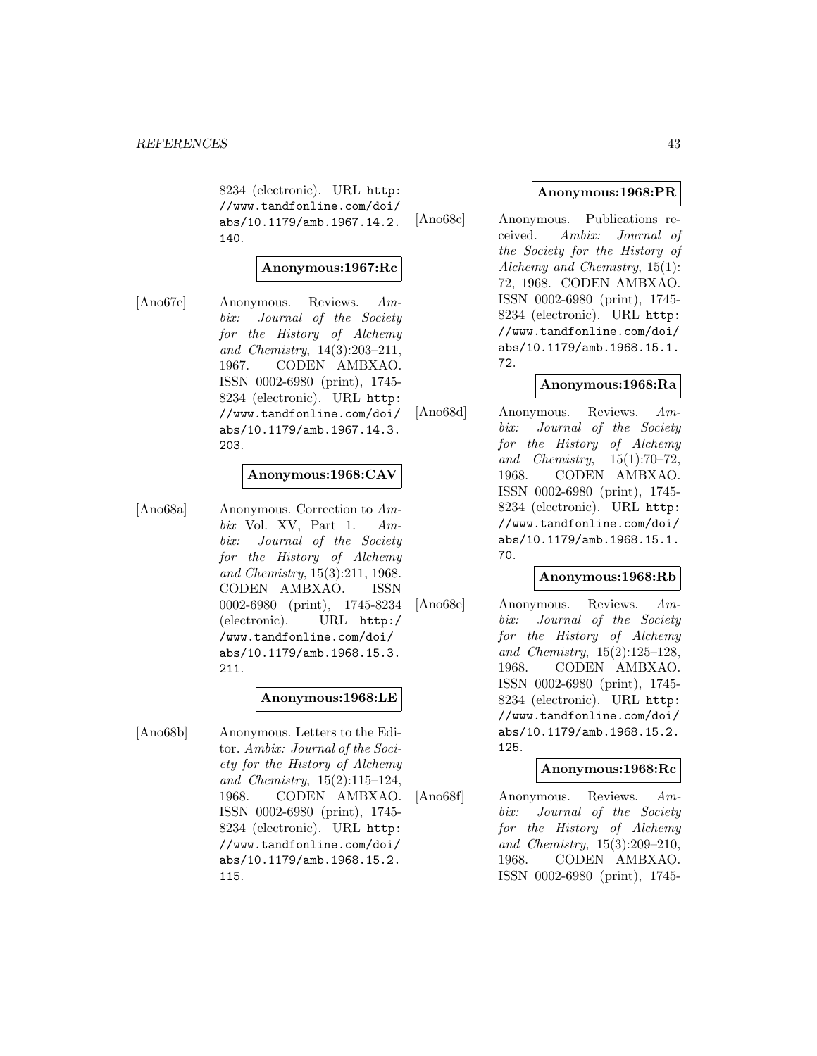8234 (electronic). URL http://www.tandfonline.com/doi/abs/10.1179/amb.1967.14.2.140.

**Anonymous:1967:Rc**

[Ano67e] Anonymous. Reviews. *Ambix: Journal of the Society for the History of Alchemy and Chemistry*, 14(3):203–211, 1967. CODEN AMBXAO. ISSN 0002-6980 (print), 1745-8234 (electronic). URL http://www.tandfonline.com/doi/abs/10.1179/amb.1967.14.3.203.

**Anonymous:1968:CAV**

[Ano68a] Anonymous. Correction to *Ambix* Vol. XV, Part 1. *Ambix: Journal of the Society for the History of Alchemy and Chemistry*, 15(3):211, 1968. CODEN AMBXAO. ISSN 0002-6980 (print), 1745-8234 (electronic). URL http://www.tandfonline.com/doi/abs/10.1179/amb.1968.15.3.211.

**Anonymous:1968:LE**

[Ano68b] Anonymous. Letters to the Editor. *Ambix: Journal of the Society for the History of Alchemy and Chemistry*, 15(2):115–124, 1968. CODEN AMBXAO. ISSN 0002-6980 (print), 1745-8234 (electronic). URL http://www.tandfonline.com/doi/abs/10.1179/amb.1968.15.2.115.

**Anonymous:1968:PR**

[Ano68c] Anonymous. Publications received. *Ambix: Journal of the Society for the History of Alchemy and Chemistry*, 15(1):72, 1968. CODEN AMBXAO. ISSN 0002-6980 (print), 1745-8234 (electronic). URL http://www.tandfonline.com/doi/abs/10.1179/amb.1968.15.1.72.

**Anonymous:1968:Ra**

[Ano68d] Anonymous. Reviews. *Ambix: Journal of the Society for the History of Alchemy and Chemistry*, 15(1):70–72, 1968. CODEN AMBXAO. ISSN 0002-6980 (print), 1745-8234 (electronic). URL http://www.tandfonline.com/doi/abs/10.1179/amb.1968.15.1.70.

**Anonymous:1968:Rb**

[Ano68e] Anonymous. Reviews. *Ambix: Journal of the Society for the History of Alchemy and Chemistry*, 15(2):125–128, 1968. CODEN AMBXAO. ISSN 0002-6980 (print), 1745-8234 (electronic). URL http://www.tandfonline.com/doi/abs/10.1179/amb.1968.15.2.125.

**Anonymous:1968:Rc**

[Ano68f] Anonymous. Reviews. *Ambix: Journal of the Society for the History of Alchemy and Chemistry*, 15(3):209–210, 1968. CODEN AMBXAO. ISSN 0002-6980 (print), 1745-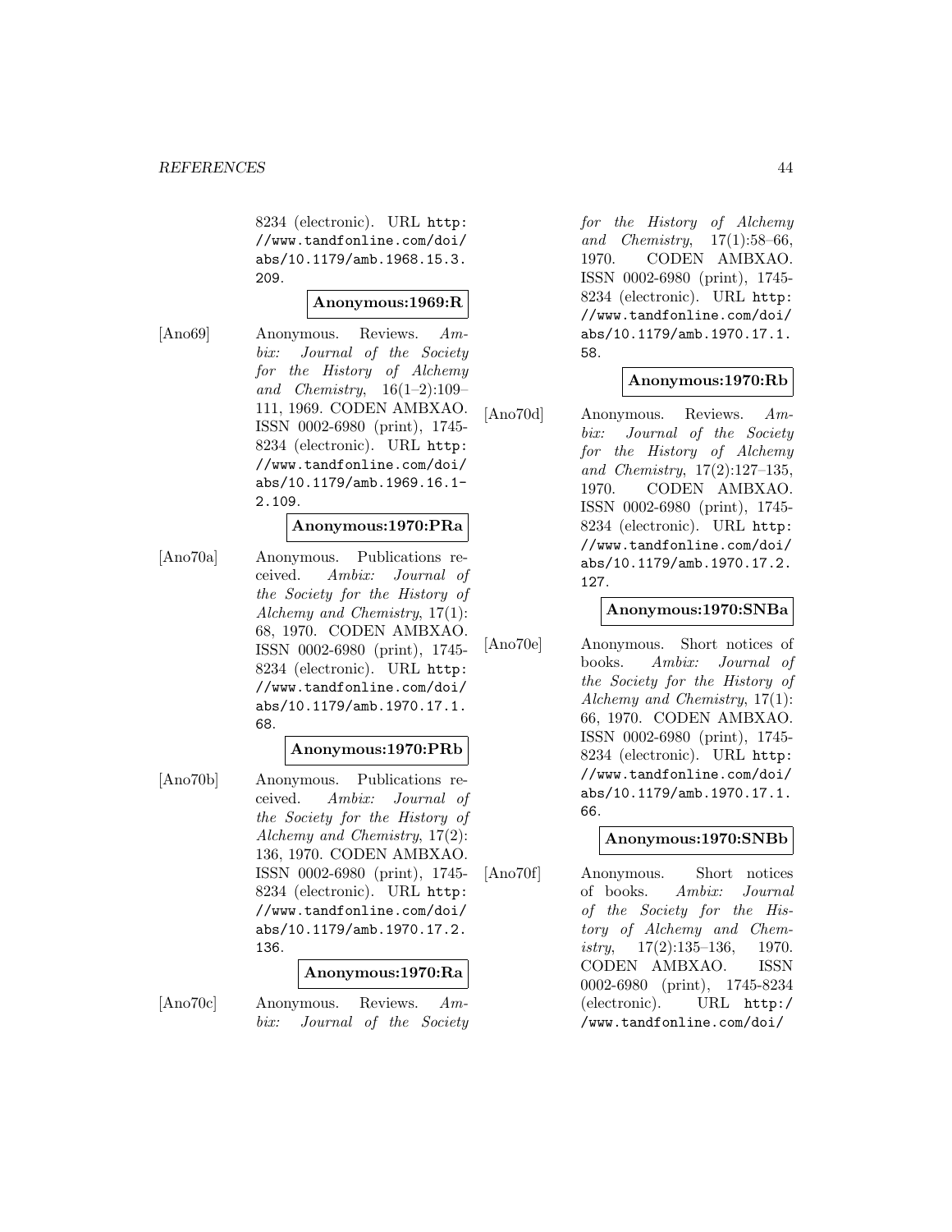8234 (electronic). URL http://www.tandfonline.com/doi/abs/10.1179/amb.1968.15.3.209.

**Anonymous:1969:R**

[Ano69] Anonymous. Reviews. *Ambix: Journal of the Society for the History of Alchemy and Chemistry*, 16(1–2):109–111, 1969. CODEN AMBXAO. ISSN 0002-6980 (print), 1745-8234 (electronic). URL http://www.tandfonline.com/doi/abs/10.1179/amb.1969.16.1-2.109.

**Anonymous:1970:PRa**

[Ano70a] Anonymous. Publications received. *Ambix: Journal of the Society for the History of Alchemy and Chemistry*, 17(1):68, 1970. CODEN AMBXAO. ISSN 0002-6980 (print), 1745-8234 (electronic). URL http://www.tandfonline.com/doi/abs/10.1179/amb.1970.17.1.68.

**Anonymous:1970:PRb**

[Ano70b] Anonymous. Publications received. *Ambix: Journal of the Society for the History of Alchemy and Chemistry*, 17(2):136, 1970. CODEN AMBXAO. ISSN 0002-6980 (print), 1745-8234 (electronic). URL http://www.tandfonline.com/doi/abs/10.1179/amb.1970.17.2.136.

**Anonymous:1970:Ra**

[Ano70c] Anonymous. Reviews. *Ambix: Journal of the Society for the History of Alchemy and Chemistry*, 17(1):58–66, 1970. CODEN AMBXAO. ISSN 0002-6980 (print), 1745-8234 (electronic). URL http://www.tandfonline.com/doi/abs/10.1179/amb.1970.17.1.58.

**Anonymous:1970:Rb**

[Ano70d] Anonymous. Reviews. *Ambix: Journal of the Society for the History of Alchemy and Chemistry*, 17(2):127–135, 1970. CODEN AMBXAO. ISSN 0002-6980 (print), 1745-8234 (electronic). URL http://www.tandfonline.com/doi/abs/10.1179/amb.1970.17.2.127.

**Anonymous:1970:SNBa**

[Ano70e] Anonymous. Short notices of books. *Ambix: Journal of the Society for the History of Alchemy and Chemistry*, 17(1):66, 1970. CODEN AMBXAO. ISSN 0002-6980 (print), 1745-8234 (electronic). URL http://www.tandfonline.com/doi/abs/10.1179/amb.1970.17.1.66.

**Anonymous:1970:SNBb**

[Ano70f] Anonymous. Short notices of books. *Ambix: Journal of the Society for the History of Alchemy and Chemistry*, 17(2):135–136, 1970. CODEN AMBXAO. ISSN 0002-6980 (print), 1745-8234 (electronic). URL http://www.tandfonline.com/doi/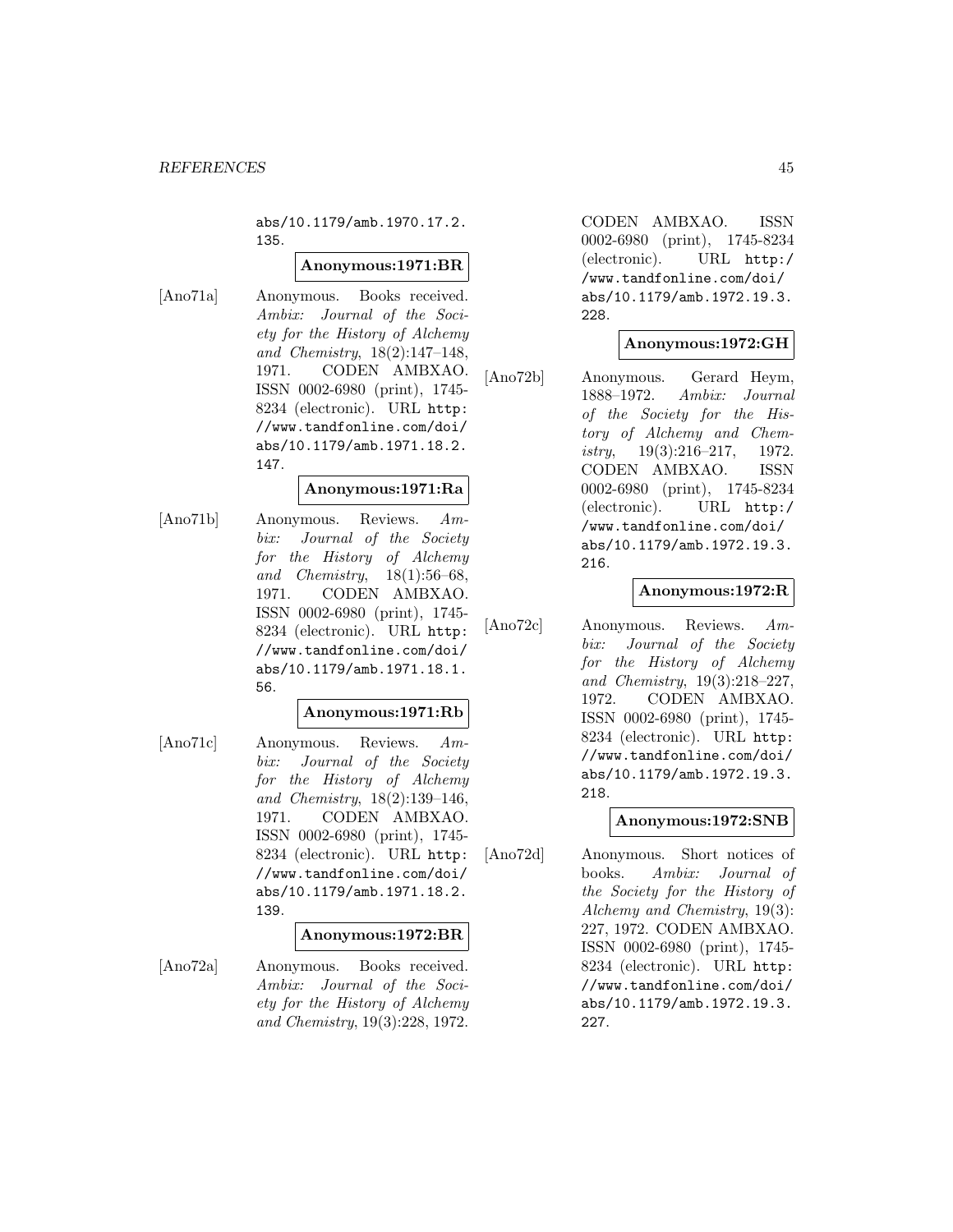abs/10.1179/amb.1970.17.2.135.

**Anonymous:1971:BR**

[Ano71a] Anonymous. Books received. *Ambix: Journal of the Society for the History of Alchemy and Chemistry*, 18(2):147–148, 1971. CODEN AMBXAO. ISSN 0002-6980 (print), 1745-8234 (electronic). URL http://www.tandfonline.com/doi/abs/10.1179/amb.1971.18.2.147.

**Anonymous:1971:Ra**

[Ano71b] Anonymous. Reviews. *Ambix: Journal of the Society for the History of Alchemy and Chemistry*, 18(1):56–68, 1971. CODEN AMBXAO. ISSN 0002-6980 (print), 1745-8234 (electronic). URL http://www.tandfonline.com/doi/abs/10.1179/amb.1971.18.1.56.

**Anonymous:1971:Rb**

[Ano71c] Anonymous. Reviews. *Ambix: Journal of the Society for the History of Alchemy and Chemistry*, 18(2):139–146, 1971. CODEN AMBXAO. ISSN 0002-6980 (print), 1745-8234 (electronic). URL http://www.tandfonline.com/doi/abs/10.1179/amb.1971.18.2.139.

**Anonymous:1972:BR**

[Ano72a] Anonymous. Books received. *Ambix: Journal of the Society for the History of Alchemy and Chemistry*, 19(3):228, 1972. CODEN AMBXAO. ISSN 0002-6980 (print), 1745-8234 (electronic). URL http://www.tandfonline.com/doi/abs/10.1179/amb.1972.19.3.228.

**Anonymous:1972:GH**

[Ano72b] Anonymous. Gerard Heym, 1888–1972. *Ambix: Journal of the Society for the History of Alchemy and Chemistry*, 19(3):216–217, 1972. CODEN AMBXAO. ISSN 0002-6980 (print), 1745-8234 (electronic). URL http://www.tandfonline.com/doi/abs/10.1179/amb.1972.19.3.216.

**Anonymous:1972:R**

[Ano72c] Anonymous. Reviews. *Ambix: Journal of the Society for the History of Alchemy and Chemistry*, 19(3):218–227, 1972. CODEN AMBXAO. ISSN 0002-6980 (print), 1745-8234 (electronic). URL http://www.tandfonline.com/doi/abs/10.1179/amb.1972.19.3.218.

**Anonymous:1972:SNB**

[Ano72d] Anonymous. Short notices of books. *Ambix: Journal of the Society for the History of Alchemy and Chemistry*, 19(3):227, 1972. CODEN AMBXAO. ISSN 0002-6980 (print), 1745-8234 (electronic). URL http://www.tandfonline.com/doi/abs/10.1179/amb.1972.19.3.227.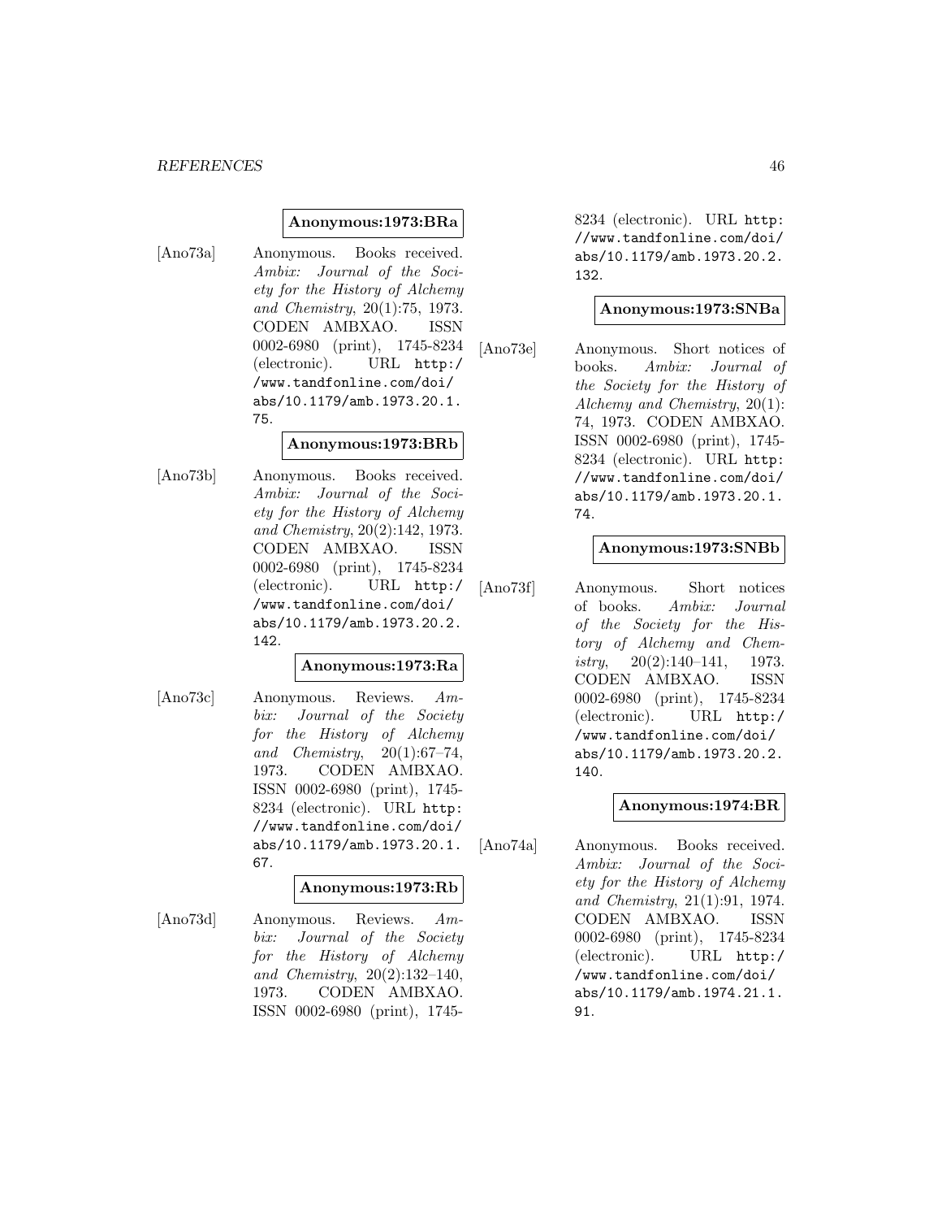**Anonymous:1973:BRa**

[Ano73a] Anonymous. Books received. *Ambix: Journal of the Society for the History of Alchemy and Chemistry*, 20(1):75, 1973. CODEN AMBXAO. ISSN 0002-6980 (print), 1745-8234 (electronic). URL http://www.tandfonline.com/doi/abs/10.1179/amb.1973.20.1.75.

**Anonymous:1973:BRb**

[Ano73b] Anonymous. Books received. *Ambix: Journal of the Society for the History of Alchemy and Chemistry*, 20(2):142, 1973. CODEN AMBXAO. ISSN 0002-6980 (print), 1745-8234 (electronic). URL http://www.tandfonline.com/doi/abs/10.1179/amb.1973.20.2.142.

**Anonymous:1973:Ra**

[Ano73c] Anonymous. Reviews. *Ambix: Journal of the Society for the History of Alchemy and Chemistry*, 20(1):67–74, 1973. CODEN AMBXAO. ISSN 0002-6980 (print), 1745-8234 (electronic). URL http://www.tandfonline.com/doi/abs/10.1179/amb.1973.20.1.67.

**Anonymous:1973:Rb**

[Ano73d] Anonymous. Reviews. *Ambix: Journal of the Society for the History of Alchemy and Chemistry*, 20(2):132–140, 1973. CODEN AMBXAO. ISSN 0002-6980 (print), 1745-8234 (electronic). URL http://www.tandfonline.com/doi/abs/10.1179/amb.1973.20.2.132.

**Anonymous:1973:SNBa**

[Ano73e] Anonymous. Short notices of books. *Ambix: Journal of the Society for the History of Alchemy and Chemistry*, 20(1):74, 1973. CODEN AMBXAO. ISSN 0002-6980 (print), 1745-8234 (electronic). URL http://www.tandfonline.com/doi/abs/10.1179/amb.1973.20.1.74.

**Anonymous:1973:SNBb**

[Ano73f] Anonymous. Short notices of books. *Ambix: Journal of the Society for the History of Alchemy and Chemistry*, 20(2):140–141, 1973. CODEN AMBXAO. ISSN 0002-6980 (print), 1745-8234 (electronic). URL http://www.tandfonline.com/doi/abs/10.1179/amb.1973.20.2.140.

**Anonymous:1974:BR**

[Ano74a] Anonymous. Books received. *Ambix: Journal of the Society for the History of Alchemy and Chemistry*, 21(1):91, 1974. CODEN AMBXAO. ISSN 0002-6980 (print), 1745-8234 (electronic). URL http://www.tandfonline.com/doi/abs/10.1179/amb.1974.21.1.91.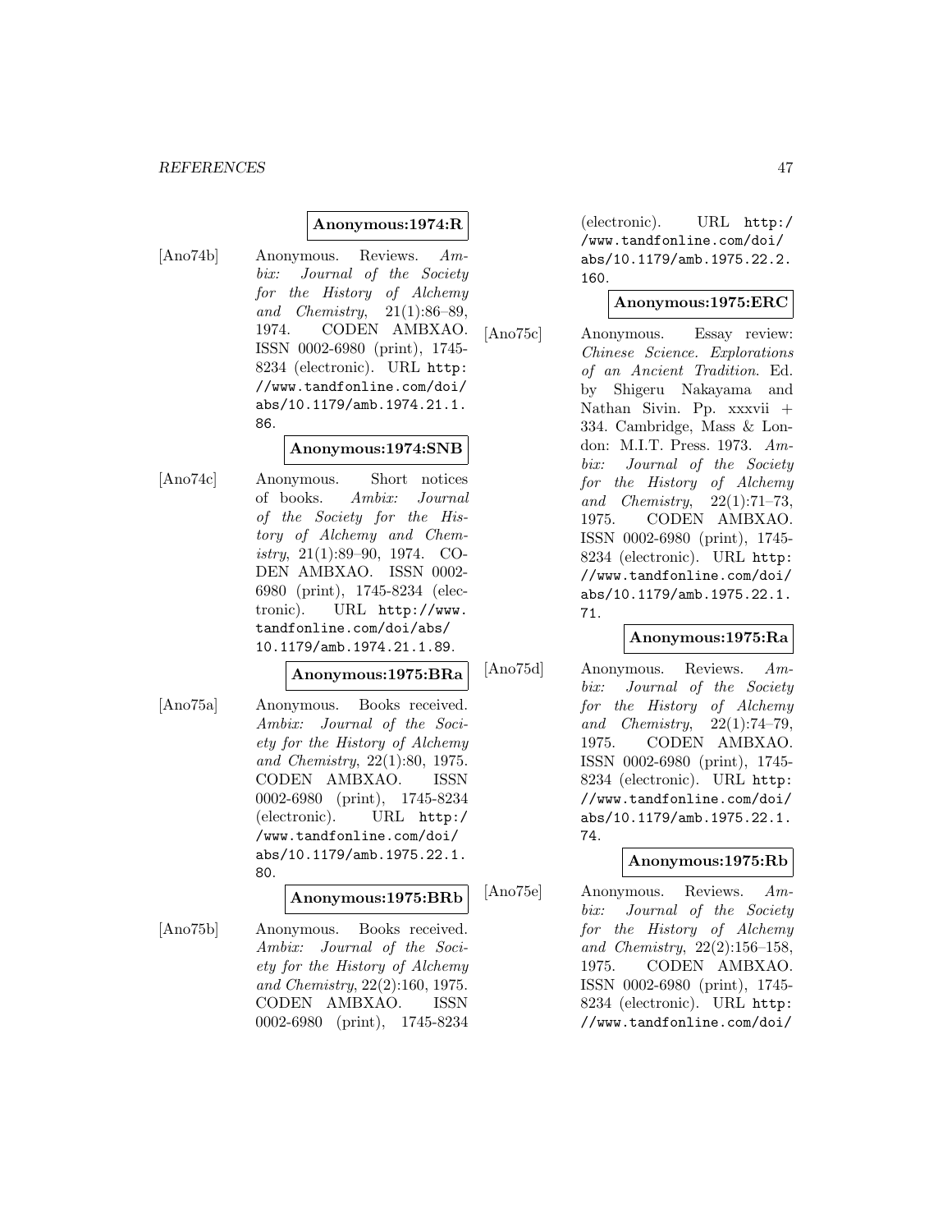**Anonymous:1974:R**

[Ano74b] Anonymous. Reviews. *Ambix: Journal of the Society for the History of Alchemy and Chemistry*, 21(1):86–89, 1974. CODEN AMBXAO. ISSN 0002-6980 (print), 1745-8234 (electronic). URL http://www.tandfonline.com/doi/abs/10.1179/amb.1974.21.1.86.

**Anonymous:1974:SNB**

[Ano74c] Anonymous. Short notices of books. *Ambix: Journal of the Society for the History of Alchemy and Chemistry*, 21(1):89–90, 1974. CODEN AMBXAO. ISSN 0002-6980 (print), 1745-8234 (electronic). URL http://www.tandfonline.com/doi/abs/10.1179/amb.1974.21.1.89.

**Anonymous:1975:BRa**

[Ano75a] Anonymous. Books received. *Ambix: Journal of the Society for the History of Alchemy and Chemistry*, 22(1):80, 1975. CODEN AMBXAO. ISSN 0002-6980 (print), 1745-8234 (electronic). URL http://www.tandfonline.com/doi/abs/10.1179/amb.1975.22.1.80.

**Anonymous:1975:BRb**

[Ano75b] Anonymous. Books received. *Ambix: Journal of the Society for the History of Alchemy and Chemistry*, 22(2):160, 1975. CODEN AMBXAO. ISSN 0002-6980 (print), 1745-8234 (electronic). URL http://www.tandfonline.com/doi/abs/10.1179/amb.1975.22.2.160.

**Anonymous:1975:ERC**

[Ano75c] Anonymous. Essay review: *Chinese Science. Explorations of an Ancient Tradition*. Ed. by Shigeru Nakayama and Nathan Sivin. Pp. xxxvii + 334. Cambridge, Mass & London: M.I.T. Press. 1973. *Ambix: Journal of the Society for the History of Alchemy and Chemistry*, 22(1):71–73, 1975. CODEN AMBXAO. ISSN 0002-6980 (print), 1745-8234 (electronic). URL http://www.tandfonline.com/doi/abs/10.1179/amb.1975.22.1.71.

**Anonymous:1975:Ra**

[Ano75d] Anonymous. Reviews. *Ambix: Journal of the Society for the History of Alchemy and Chemistry*, 22(1):74–79, 1975. CODEN AMBXAO. ISSN 0002-6980 (print), 1745-8234 (electronic). URL http://www.tandfonline.com/doi/abs/10.1179/amb.1975.22.1.74.

**Anonymous:1975:Rb**

[Ano75e] Anonymous. Reviews. *Ambix: Journal of the Society for the History of Alchemy and Chemistry*, 22(2):156–158, 1975. CODEN AMBXAO. ISSN 0002-6980 (print), 1745-8234 (electronic). URL http://www.tandfonline.com/doi/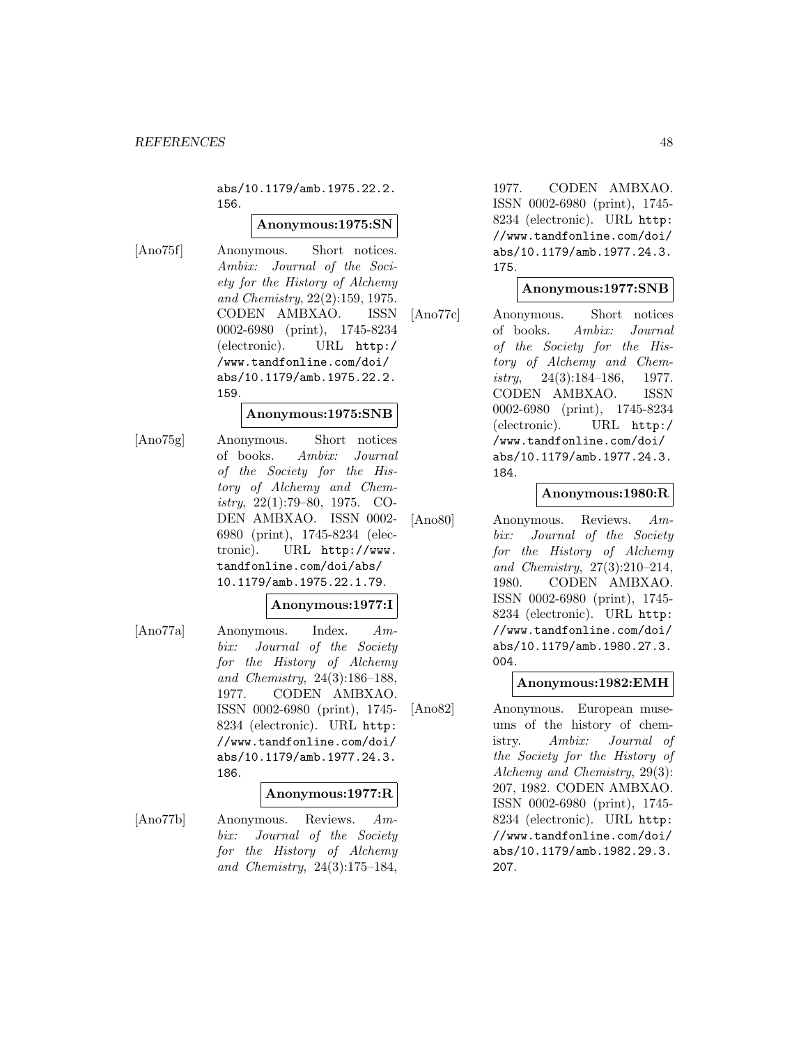abs/10.1179/amb.1975.22.2.156.

**Anonymous:1975:SN**

[Ano75f] Anonymous. Short notices. *Ambix: Journal of the Society for the History of Alchemy and Chemistry*, 22(2):159, 1975. CODEN AMBXAO. ISSN 0002-6980 (print), 1745-8234 (electronic). URL http://www.tandfonline.com/doi/abs/10.1179/amb.1975.22.2.159.

**Anonymous:1975:SNB**

[Ano75g] Anonymous. Short notices of books. *Ambix: Journal of the Society for the History of Alchemy and Chemistry*, 22(1):79–80, 1975. CODEN AMBXAO. ISSN 0002-6980 (print), 1745-8234 (electronic). URL http://www.tandfonline.com/doi/abs/10.1179/amb.1975.22.1.79.

**Anonymous:1977:I**

[Ano77a] Anonymous. Index. *Ambix: Journal of the Society for the History of Alchemy and Chemistry*, 24(3):186–188, 1977. CODEN AMBXAO. ISSN 0002-6980 (print), 1745-8234 (electronic). URL http://www.tandfonline.com/doi/abs/10.1179/amb.1977.24.3.186.

**Anonymous:1977:R**

[Ano77b] Anonymous. Reviews. *Ambix: Journal of the Society for the History of Alchemy and Chemistry*, 24(3):175–184, 1977. CODEN AMBXAO. ISSN 0002-6980 (print), 1745-8234 (electronic). URL http://www.tandfonline.com/doi/abs/10.1179/amb.1977.24.3.175.

**Anonymous:1977:SNB**

[Ano77c] Anonymous. Short notices of books. *Ambix: Journal of the Society for the History of Alchemy and Chemistry*, 24(3):184–186, 1977. CODEN AMBXAO. ISSN 0002-6980 (print), 1745-8234 (electronic). URL http://www.tandfonline.com/doi/abs/10.1179/amb.1977.24.3.184.

**Anonymous:1980:R**

[Ano80] Anonymous. Reviews. *Ambix: Journal of the Society for the History of Alchemy and Chemistry*, 27(3):210–214, 1980. CODEN AMBXAO. ISSN 0002-6980 (print), 1745-8234 (electronic). URL http://www.tandfonline.com/doi/abs/10.1179/amb.1980.27.3.004.

**Anonymous:1982:EMH**

[Ano82] Anonymous. European museums of the history of chemistry. *Ambix: Journal of the Society for the History of Alchemy and Chemistry*, 29(3):207, 1982. CODEN AMBXAO. ISSN 0002-6980 (print), 1745-8234 (electronic). URL http://www.tandfonline.com/doi/abs/10.1179/amb.1982.29.3.207.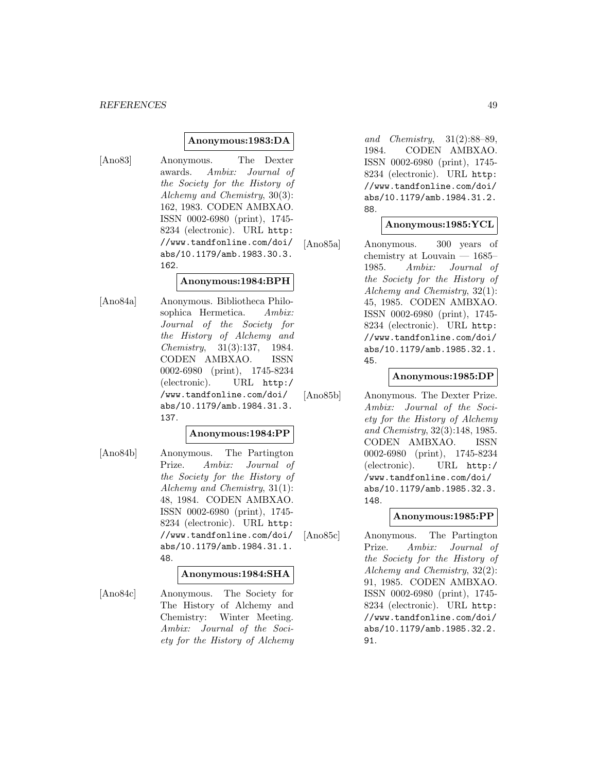**Anonymous:1983:DA**

[Ano83] Anonymous. The Dexter awards. *Ambix: Journal of the Society for the History of Alchemy and Chemistry*, 30(3): 162, 1983. CODEN AMBXAO. ISSN 0002-6980 (print), 1745-8234 (electronic). URL http://www.tandfonline.com/doi/abs/10.1179/amb.1983.30.3.162.

**Anonymous:1984:BPH**

[Ano84a] Anonymous. Bibliotheca Philosophica Hermetica. *Ambix: Journal of the Society for the History of Alchemy and Chemistry*, 31(3):137, 1984. CODEN AMBXAO. ISSN 0002-6980 (print), 1745-8234 (electronic). URL http://www.tandfonline.com/doi/abs/10.1179/amb.1984.31.3.137.

**Anonymous:1984:PP**

[Ano84b] Anonymous. The Partington Prize. *Ambix: Journal of the Society for the History of Alchemy and Chemistry*, 31(1): 48, 1984. CODEN AMBXAO. ISSN 0002-6980 (print), 1745-8234 (electronic). URL http://www.tandfonline.com/doi/abs/10.1179/amb.1984.31.1.48.

**Anonymous:1984:SHA**

[Ano84c] Anonymous. The Society for The History of Alchemy and Chemistry: Winter Meeting. *Ambix: Journal of the Society for the History of Alchemy and Chemistry*, 31(2):88–89, 1984. CODEN AMBXAO. ISSN 0002-6980 (print), 1745-8234 (electronic). URL http://www.tandfonline.com/doi/abs/10.1179/amb.1984.31.2.88.

**Anonymous:1985:YCL**

[Ano85a] Anonymous. 300 years of chemistry at Louvain — 1685–1985. *Ambix: Journal of the Society for the History of Alchemy and Chemistry*, 32(1): 45, 1985. CODEN AMBXAO. ISSN 0002-6980 (print), 1745-8234 (electronic). URL http://www.tandfonline.com/doi/abs/10.1179/amb.1985.32.1.45.

**Anonymous:1985:DP**

[Ano85b] Anonymous. The Dexter Prize. *Ambix: Journal of the Society for the History of Alchemy and Chemistry*, 32(3):148, 1985. CODEN AMBXAO. ISSN 0002-6980 (print), 1745-8234 (electronic). URL http://www.tandfonline.com/doi/abs/10.1179/amb.1985.32.3.148.

**Anonymous:1985:PP**

[Ano85c] Anonymous. The Partington Prize. *Ambix: Journal of the Society for the History of Alchemy and Chemistry*, 32(2): 91, 1985. CODEN AMBXAO. ISSN 0002-6980 (print), 1745-8234 (electronic). URL http://www.tandfonline.com/doi/abs/10.1179/amb.1985.32.2.91.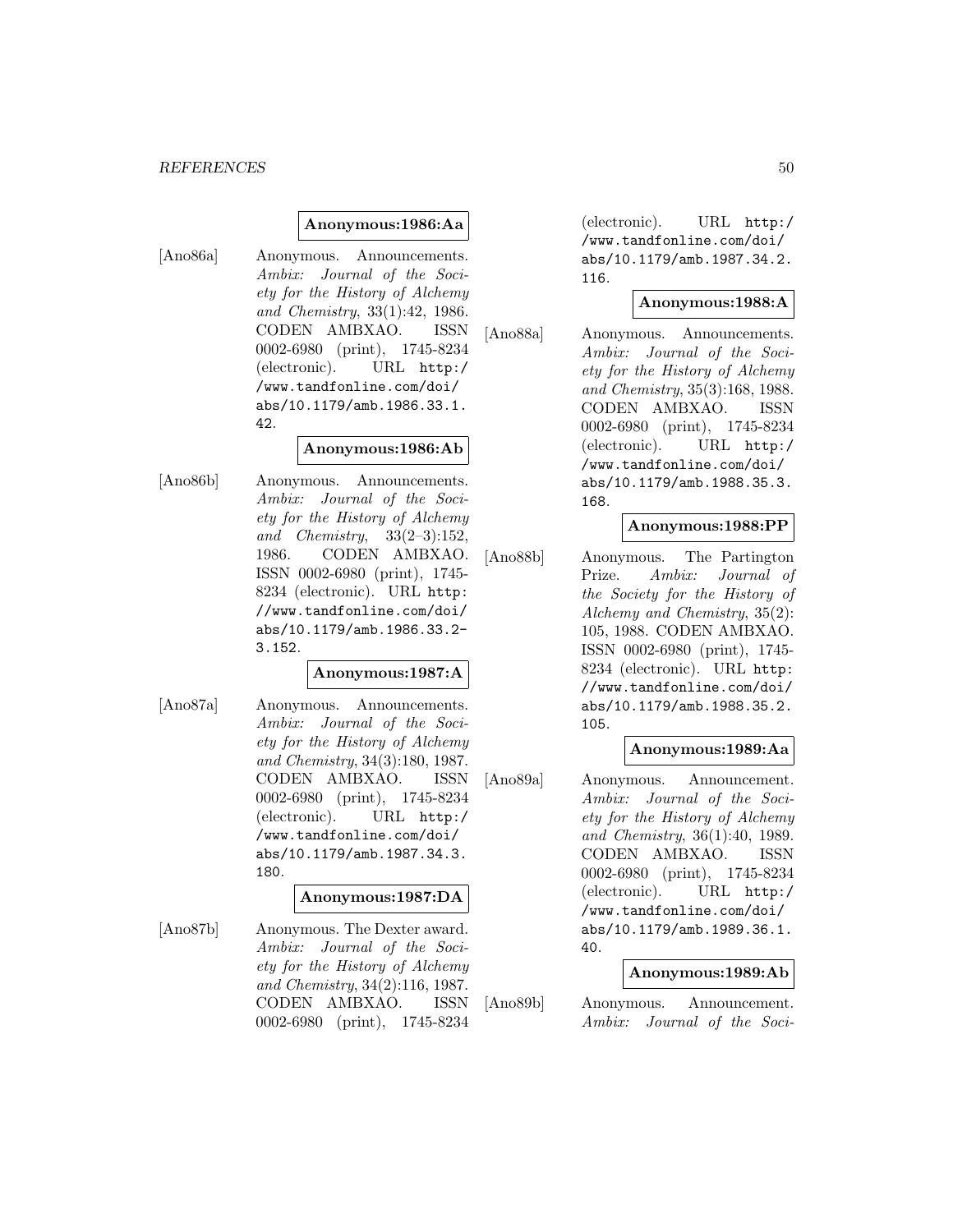**Anonymous:1986:Aa**

[Ano86a] Anonymous. Announcements. *Ambix: Journal of the Society for the History of Alchemy and Chemistry*, 33(1):42, 1986. CODEN AMBXAO. ISSN 0002-6980 (print), 1745-8234 (electronic). URL `http://www.tandfonline.com/doi/abs/10.1179/amb.1986.33.1.42`.

**Anonymous:1986:Ab**

[Ano86b] Anonymous. Announcements. *Ambix: Journal of the Society for the History of Alchemy and Chemistry*, 33(2–3):152, 1986. CODEN AMBXAO. ISSN 0002-6980 (print), 1745-8234 (electronic). URL `http://www.tandfonline.com/doi/abs/10.1179/amb.1986.33.2-3.152`.

**Anonymous:1987:A**

[Ano87a] Anonymous. Announcements. *Ambix: Journal of the Society for the History of Alchemy and Chemistry*, 34(3):180, 1987. CODEN AMBXAO. ISSN 0002-6980 (print), 1745-8234 (electronic). URL `http://www.tandfonline.com/doi/abs/10.1179/amb.1987.34.3.180`.

**Anonymous:1987:DA**

[Ano87b] Anonymous. The Dexter award. *Ambix: Journal of the Society for the History of Alchemy and Chemistry*, 34(2):116, 1987. CODEN AMBXAO. ISSN 0002-6980 (print), 1745-8234 (electronic). URL `http://www.tandfonline.com/doi/abs/10.1179/amb.1987.34.2.116`.

**Anonymous:1988:A**

[Ano88a] Anonymous. Announcements. *Ambix: Journal of the Society for the History of Alchemy and Chemistry*, 35(3):168, 1988. CODEN AMBXAO. ISSN 0002-6980 (print), 1745-8234 (electronic). URL `http://www.tandfonline.com/doi/abs/10.1179/amb.1988.35.3.168`.

**Anonymous:1988:PP**

[Ano88b] Anonymous. The Partington Prize. *Ambix: Journal of the Society for the History of Alchemy and Chemistry*, 35(2):105, 1988. CODEN AMBXAO. ISSN 0002-6980 (print), 1745-8234 (electronic). URL `http://www.tandfonline.com/doi/abs/10.1179/amb.1988.35.2.105`.

**Anonymous:1989:Aa**

[Ano89a] Anonymous. Announcement. *Ambix: Journal of the Society for the History of Alchemy and Chemistry*, 36(1):40, 1989. CODEN AMBXAO. ISSN 0002-6980 (print), 1745-8234 (electronic). URL `http://www.tandfonline.com/doi/abs/10.1179/amb.1989.36.1.40`.

**Anonymous:1989:Ab**

[Ano89b] Anonymous. Announcement. *Ambix: Journal of the Soci-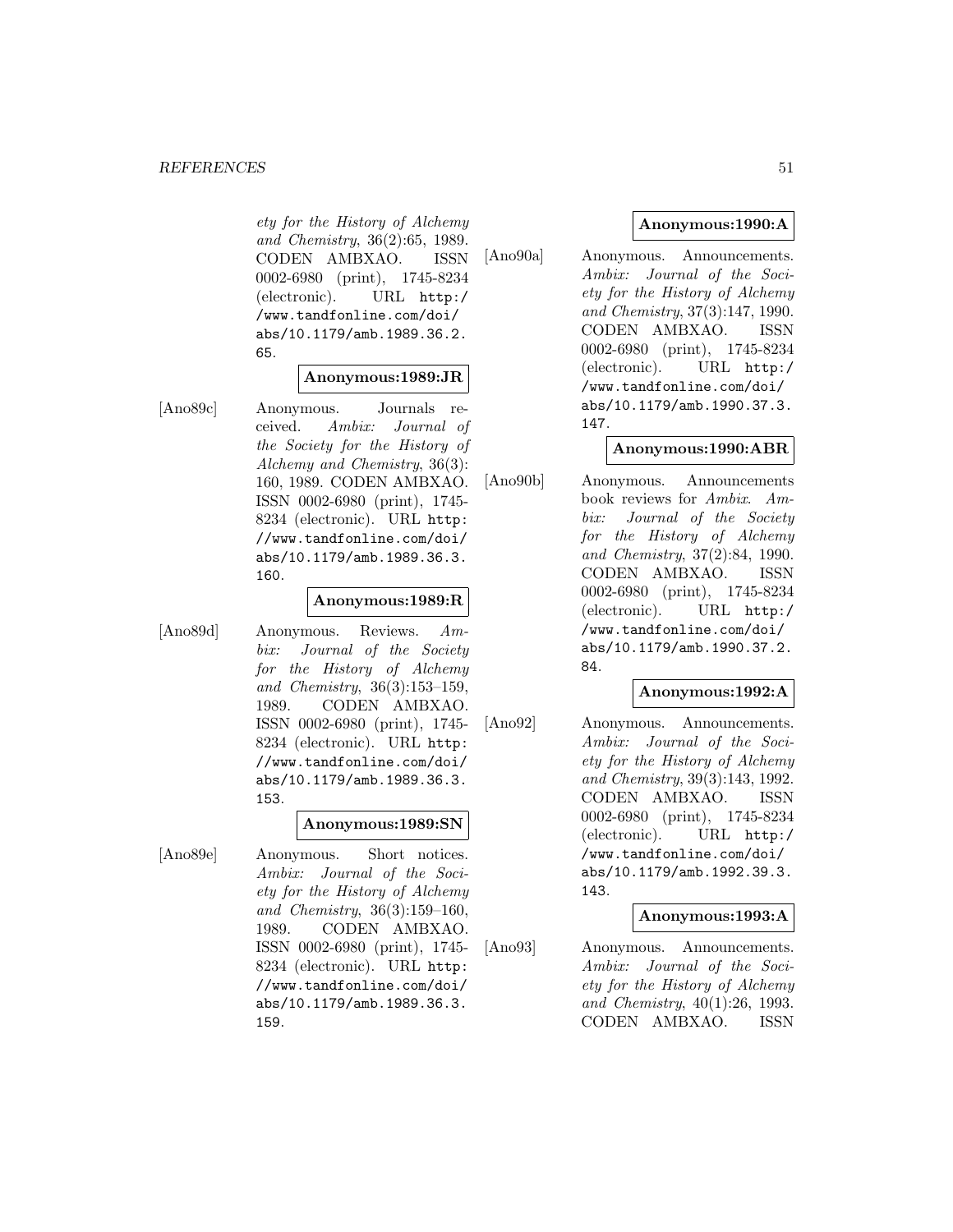ety for the History of Alchemy and Chemistry*, 36(2):65, 1989. CODEN AMBXAO. ISSN 0002-6980 (print), 1745-8234 (electronic). URL http://www.tandfonline.com/doi/abs/10.1179/amb.1989.36.2.65.

**Anonymous:1989:JR**

[Ano89c] Anonymous. Journals received. *Ambix: Journal of the Society for the History of Alchemy and Chemistry*, 36(3):160, 1989. CODEN AMBXAO. ISSN 0002-6980 (print), 1745-8234 (electronic). URL http://www.tandfonline.com/doi/abs/10.1179/amb.1989.36.3.160.

**Anonymous:1989:R**

[Ano89d] Anonymous. Reviews. *Ambix: Journal of the Society for the History of Alchemy and Chemistry*, 36(3):153–159, 1989. CODEN AMBXAO. ISSN 0002-6980 (print), 1745-8234 (electronic). URL http://www.tandfonline.com/doi/abs/10.1179/amb.1989.36.3.153.

**Anonymous:1989:SN**

[Ano89e] Anonymous. Short notices. *Ambix: Journal of the Society for the History of Alchemy and Chemistry*, 36(3):159–160, 1989. CODEN AMBXAO. ISSN 0002-6980 (print), 1745-8234 (electronic). URL http://www.tandfonline.com/doi/abs/10.1179/amb.1989.36.3.159.

**Anonymous:1990:A**

[Ano90a] Anonymous. Announcements. *Ambix: Journal of the Society for the History of Alchemy and Chemistry*, 37(3):147, 1990. CODEN AMBXAO. ISSN 0002-6980 (print), 1745-8234 (electronic). URL http://www.tandfonline.com/doi/abs/10.1179/amb.1990.37.3.147.

**Anonymous:1990:ABR**

[Ano90b] Anonymous. Announcements book reviews for *Ambix*. *Ambix: Journal of the Society for the History of Alchemy and Chemistry*, 37(2):84, 1990. CODEN AMBXAO. ISSN 0002-6980 (print), 1745-8234 (electronic). URL http://www.tandfonline.com/doi/abs/10.1179/amb.1990.37.2.84.

**Anonymous:1992:A**

[Ano92] Anonymous. Announcements. *Ambix: Journal of the Society for the History of Alchemy and Chemistry*, 39(3):143, 1992. CODEN AMBXAO. ISSN 0002-6980 (print), 1745-8234 (electronic). URL http://www.tandfonline.com/doi/abs/10.1179/amb.1992.39.3.143.

**Anonymous:1993:A**

[Ano93] Anonymous. Announcements. *Ambix: Journal of the Society for the History of Alchemy and Chemistry*, 40(1):26, 1993. CODEN AMBXAO. ISSN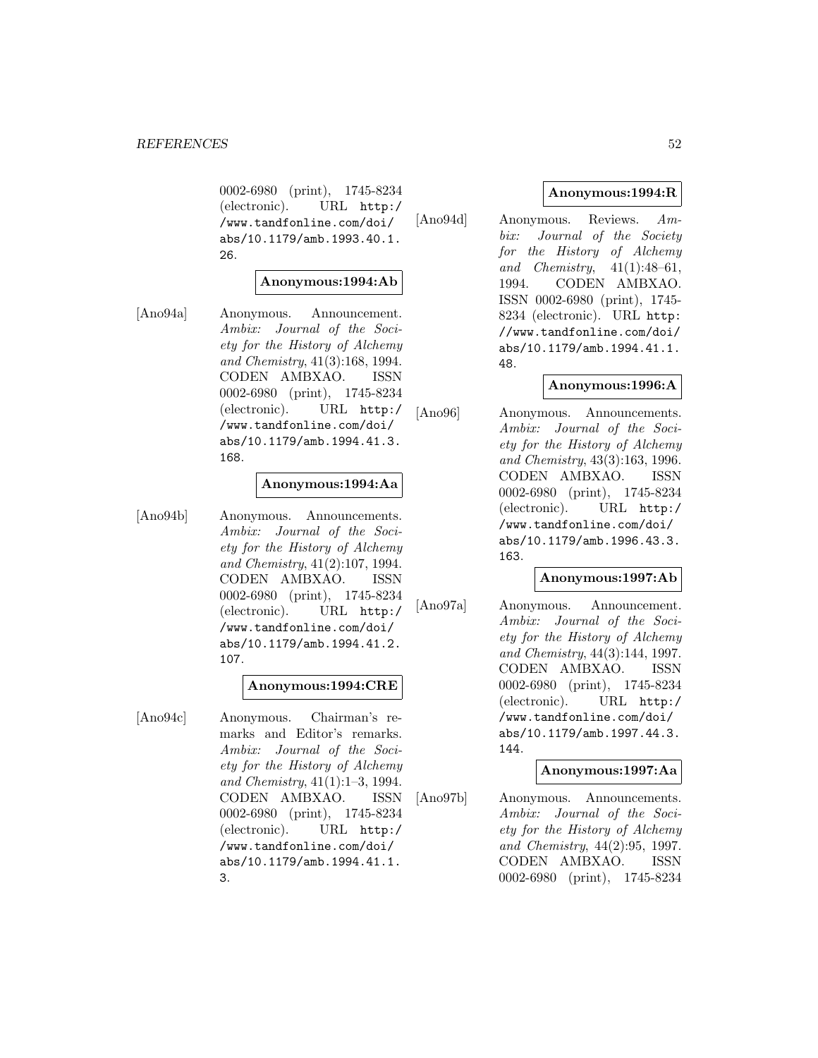0002-6980 (print), 1745-8234 (electronic). URL http://www.tandfonline.com/doi/abs/10.1179/amb.1993.40.1.26.

**Anonymous:1994:Ab**

[Ano94a] Anonymous. Announcement. *Ambix: Journal of the Society for the History of Alchemy and Chemistry*, 41(3):168, 1994. CODEN AMBXAO. ISSN 0002-6980 (print), 1745-8234 (electronic). URL http://www.tandfonline.com/doi/abs/10.1179/amb.1994.41.3.168.

**Anonymous:1994:Aa**

[Ano94b] Anonymous. Announcements. *Ambix: Journal of the Society for the History of Alchemy and Chemistry*, 41(2):107, 1994. CODEN AMBXAO. ISSN 0002-6980 (print), 1745-8234 (electronic). URL http://www.tandfonline.com/doi/abs/10.1179/amb.1994.41.2.107.

**Anonymous:1994:CRE**

[Ano94c] Anonymous. Chairman's remarks and Editor's remarks. *Ambix: Journal of the Society for the History of Alchemy and Chemistry*, 41(1):1–3, 1994. CODEN AMBXAO. ISSN 0002-6980 (print), 1745-8234 (electronic). URL http://www.tandfonline.com/doi/abs/10.1179/amb.1994.41.1.3.

**Anonymous:1994:R**

[Ano94d] Anonymous. Reviews. *Ambix: Journal of the Society for the History of Alchemy and Chemistry*, 41(1):48–61, 1994. CODEN AMBXAO. ISSN 0002-6980 (print), 1745-8234 (electronic). URL http://www.tandfonline.com/doi/abs/10.1179/amb.1994.41.1.48.

**Anonymous:1996:A**

[Ano96] Anonymous. Announcements. *Ambix: Journal of the Society for the History of Alchemy and Chemistry*, 43(3):163, 1996. CODEN AMBXAO. ISSN 0002-6980 (print), 1745-8234 (electronic). URL http://www.tandfonline.com/doi/abs/10.1179/amb.1996.43.3.163.

**Anonymous:1997:Ab**

[Ano97a] Anonymous. Announcement. *Ambix: Journal of the Society for the History of Alchemy and Chemistry*, 44(3):144, 1997. CODEN AMBXAO. ISSN 0002-6980 (print), 1745-8234 (electronic). URL http://www.tandfonline.com/doi/abs/10.1179/amb.1997.44.3.144.

**Anonymous:1997:Aa**

[Ano97b] Anonymous. Announcements. *Ambix: Journal of the Society for the History of Alchemy and Chemistry*, 44(2):95, 1997. CODEN AMBXAO. ISSN 0002-6980 (print), 1745-8234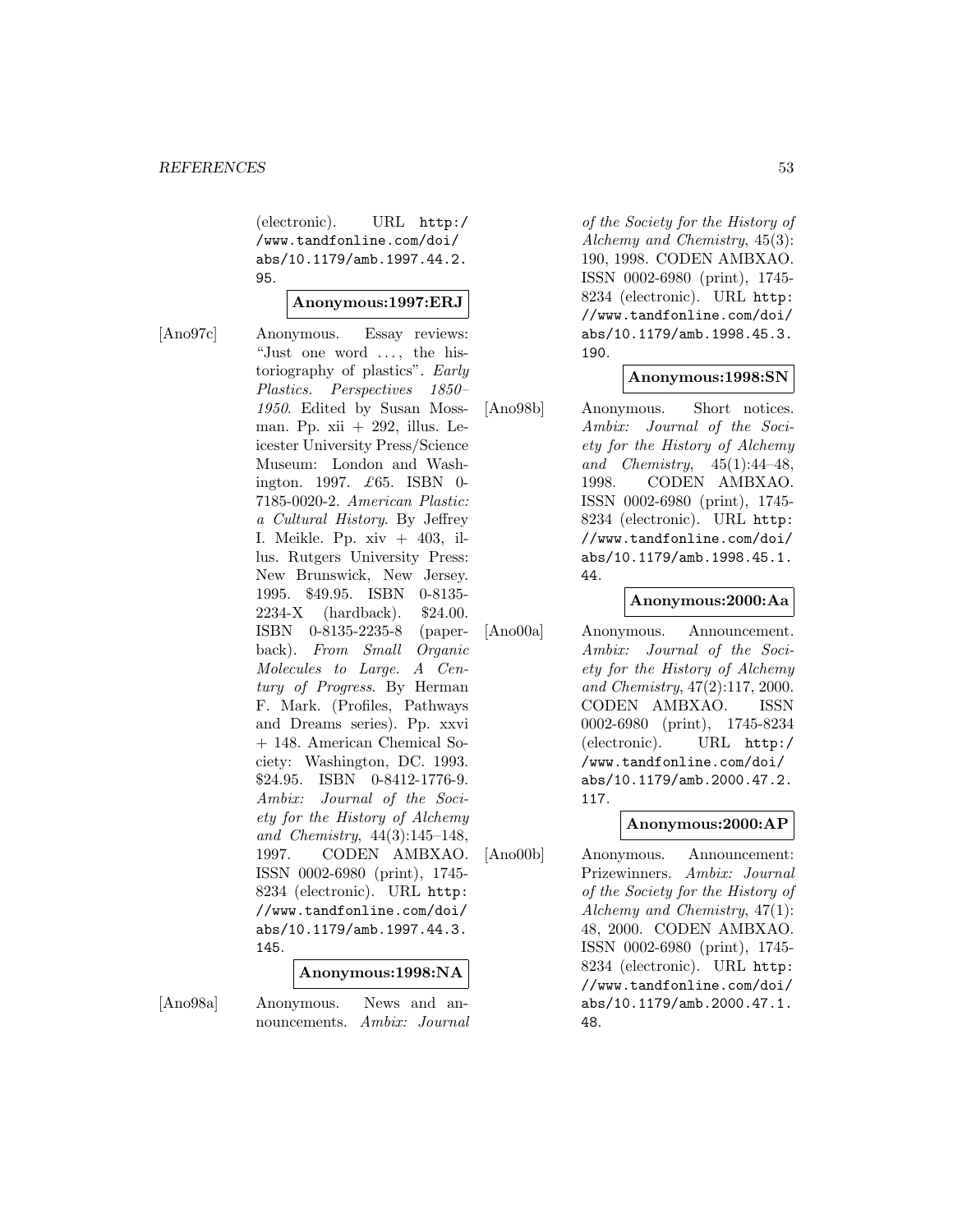(electronic). URL http://www.tandfonline.com/doi/abs/10.1179/amb.1997.44.2.95.

**Anonymous:1997:ERJ**

[Ano97c] Anonymous. Essay reviews: "Just one word ..., the historiography of plastics". *Early Plastics. Perspectives 1850–1950*. Edited by Susan Mossman. Pp. xii + 292, illus. Leicester University Press/Science Museum: London and Washington. 1997. £65. ISBN 0-7185-0020-2. *American Plastic: a Cultural History*. By Jeffrey I. Meikle. Pp. xiv + 403, illus. Rutgers University Press: New Brunswick, New Jersey. 1995. $49.95. ISBN 0-8135-2234-X (hardback). $24.00. ISBN 0-8135-2235-8 (paperback). *From Small Organic Molecules to Large. A Century of Progress*. By Herman F. Mark. (Profiles, Pathways and Dreams series). Pp. xxvi + 148. American Chemical Society: Washington, DC. 1993. $24.95. ISBN 0-8412-1776-9. *Ambix: Journal of the Society for the History of Alchemy and Chemistry*, 44(3):145–148, 1997. CODEN AMBXAO. ISSN 0002-6980 (print), 1745-8234 (electronic). URL http://www.tandfonline.com/doi/abs/10.1179/amb.1997.44.3.145.

**Anonymous:1998:NA**

[Ano98a] Anonymous. News and announcements. *Ambix: Journal of the Society for the History of Alchemy and Chemistry*, 45(3):190, 1998. CODEN AMBXAO. ISSN 0002-6980 (print), 1745-8234 (electronic). URL http://www.tandfonline.com/doi/abs/10.1179/amb.1998.45.3.190.

**Anonymous:1998:SN**

[Ano98b] Anonymous. Short notices. *Ambix: Journal of the Society for the History of Alchemy and Chemistry*, 45(1):44–48, 1998. CODEN AMBXAO. ISSN 0002-6980 (print), 1745-8234 (electronic). URL http://www.tandfonline.com/doi/abs/10.1179/amb.1998.45.1.44.

**Anonymous:2000:Aa**

[Ano00a] Anonymous. Announcement. *Ambix: Journal of the Society for the History of Alchemy and Chemistry*, 47(2):117, 2000. CODEN AMBXAO. ISSN 0002-6980 (print), 1745-8234 (electronic). URL http://www.tandfonline.com/doi/abs/10.1179/amb.2000.47.2.117.

**Anonymous:2000:AP**

[Ano00b] Anonymous. Announcement: Prizewinners. *Ambix: Journal of the Society for the History of Alchemy and Chemistry*, 47(1):48, 2000. CODEN AMBXAO. ISSN 0002-6980 (print), 1745-8234 (electronic). URL http://www.tandfonline.com/doi/abs/10.1179/amb.2000.47.1.48.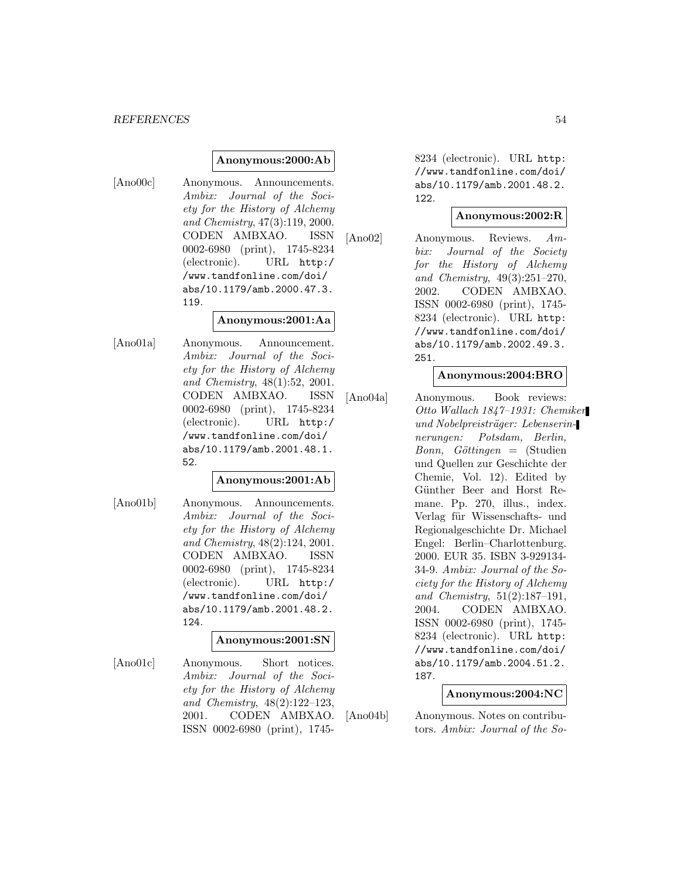**Anonymous:2000:Ab**

[Ano00c] Anonymous. Announcements. *Ambix: Journal of the Society for the History of Alchemy and Chemistry*, 47(3):119, 2000. CODEN AMBXAO. ISSN 0002-6980 (print), 1745-8234 (electronic). URL http://www.tandfonline.com/doi/abs/10.1179/amb.2000.47.3.119.

**Anonymous:2001:Aa**

[Ano01a] Anonymous. Announcement. *Ambix: Journal of the Society for the History of Alchemy and Chemistry*, 48(1):52, 2001. CODEN AMBXAO. ISSN 0002-6980 (print), 1745-8234 (electronic). URL http://www.tandfonline.com/doi/abs/10.1179/amb.2001.48.1.52.

**Anonymous:2001:Ab**

[Ano01b] Anonymous. Announcements. *Ambix: Journal of the Society for the History of Alchemy and Chemistry*, 48(2):124, 2001. CODEN AMBXAO. ISSN 0002-6980 (print), 1745-8234 (electronic). URL http://www.tandfonline.com/doi/abs/10.1179/amb.2001.48.2.124.

**Anonymous:2001:SN**

[Ano01c] Anonymous. Short notices. *Ambix: Journal of the Society for the History of Alchemy and Chemistry*, 48(2):122–123, 2001. CODEN AMBXAO. ISSN 0002-6980 (print), 1745-8234 (electronic). URL http://www.tandfonline.com/doi/abs/10.1179/amb.2001.48.2.122.

**Anonymous:2002:R**

[Ano02] Anonymous. Reviews. *Ambix: Journal of the Society for the History of Alchemy and Chemistry*, 49(3):251–270, 2002. CODEN AMBXAO. ISSN 0002-6980 (print), 1745-8234 (electronic). URL http://www.tandfonline.com/doi/abs/10.1179/amb.2002.49.3.251.

**Anonymous:2004:BRO**

[Ano04a] Anonymous. Book reviews: *Otto Wallach 1847–1931: Chemiker und Nobelpreisträger: Lebenserinnerungen: Potsdam, Berlin, Bonn, Göttingen* = (Studien und Quellen zur Geschichte der Chemie, Vol. 12). Edited by Günther Beer and Horst Remane. Pp. 270, illus., index. Verlag für Wissenschafts- und Regionalgeschichte Dr. Michael Engel: Berlin–Charlottenburg. 2000. EUR 35. ISBN 3-929134-34-9. *Ambix: Journal of the Society for the History of Alchemy and Chemistry*, 51(2):187–191, 2004. CODEN AMBXAO. ISSN 0002-6980 (print), 1745-8234 (electronic). URL http://www.tandfonline.com/doi/abs/10.1179/amb.2004.51.2.187.

**Anonymous:2004:NC**

[Ano04b] Anonymous. Notes on contributors. *Ambix: Journal of the So-*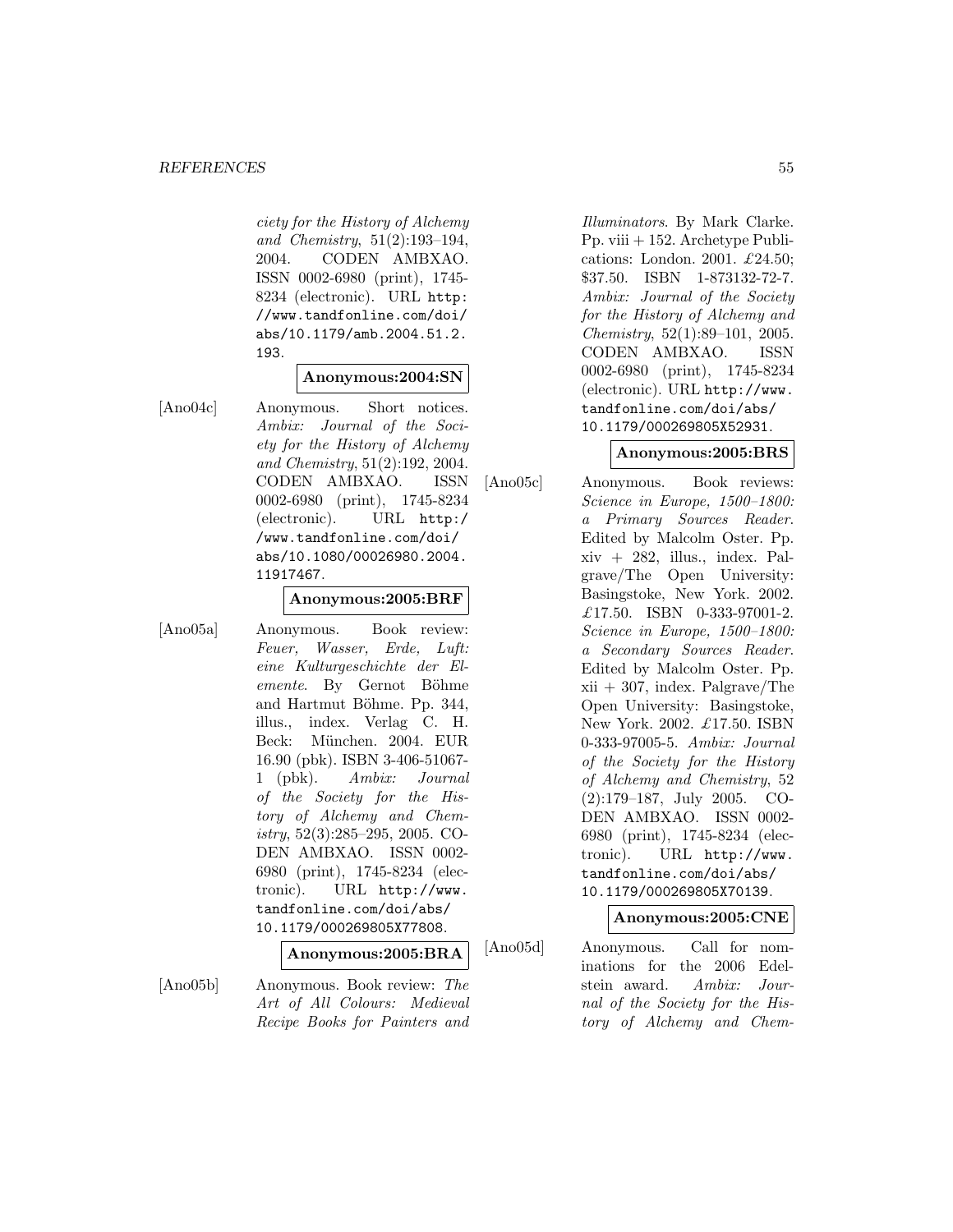*ciety for the History of Alchemy and Chemistry*, 51(2):193–194, 2004. CODEN AMBXAO. ISSN 0002-6980 (print), 1745-8234 (electronic). URL http://www.tandfonline.com/doi/abs/10.1179/amb.2004.51.2.193.

**Anonymous:2004:SN**

[Ano04c] Anonymous. Short notices. *Ambix: Journal of the Society for the History of Alchemy and Chemistry*, 51(2):192, 2004. CODEN AMBXAO. ISSN 0002-6980 (print), 1745-8234 (electronic). URL http://www.tandfonline.com/doi/abs/10.1080/00026980.2004.11917467.

**Anonymous:2005:BRF**

[Ano05a] Anonymous. Book review: *Feuer, Wasser, Erde, Luft: eine Kulturgeschichte der Elemente*. By Gernot Böhme and Hartmut Böhme. Pp. 344, illus., index. Verlag C. H. Beck: München. 2004. EUR 16.90 (pbk). ISBN 3-406-51067-1 (pbk). *Ambix: Journal of the Society for the History of Alchemy and Chemistry*, 52(3):285–295, 2005. CODEN AMBXAO. ISSN 0002-6980 (print), 1745-8234 (electronic). URL http://www.tandfonline.com/doi/abs/10.1179/000269805X77808.

**Anonymous:2005:BRA**

[Ano05b] Anonymous. Book review: *The Art of All Colours: Medieval Recipe Books for Painters and Illuminators*. By Mark Clarke. Pp. viii + 152. Archetype Publications: London. 2001. £24.50; $37.50. ISBN 1-873132-72-7. *Ambix: Journal of the Society for the History of Alchemy and Chemistry*, 52(1):89–101, 2005. CODEN AMBXAO. ISSN 0002-6980 (print), 1745-8234 (electronic). URL http://www.tandfonline.com/doi/abs/10.1179/000269805X52931.

**Anonymous:2005:BRS**

[Ano05c] Anonymous. Book reviews: *Science in Europe, 1500–1800: a Primary Sources Reader*. Edited by Malcolm Oster. Pp. xiv + 282, illus., index. Palgrave/The Open University: Basingstoke, New York. 2002. £17.50. ISBN 0-333-97001-2. *Science in Europe, 1500–1800: a Secondary Sources Reader*. Edited by Malcolm Oster. Pp. xii + 307, index. Palgrave/The Open University: Basingstoke, New York. 2002. £17.50. ISBN 0-333-97005-5. *Ambix: Journal of the Society for the History of Alchemy and Chemistry*, 52 (2):179–187, July 2005. CODEN AMBXAO. ISSN 0002-6980 (print), 1745-8234 (electronic). URL http://www.tandfonline.com/doi/abs/10.1179/000269805X70139.

**Anonymous:2005:CNE**

[Ano05d] Anonymous. Call for nominations for the 2006 Edelstein award. *Ambix: Journal of the Society for the History of Alchemy and Chem-*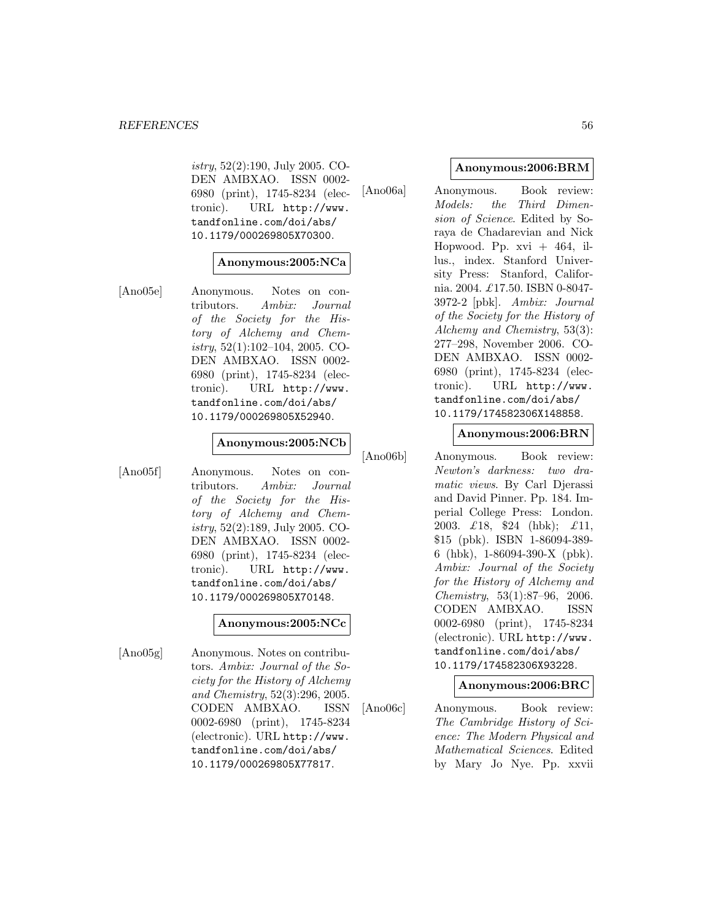*istry*, 52(2):190, July 2005. CODEN AMBXAO. ISSN 0002-6980 (print), 1745-8234 (electronic). URL http://www.tandfonline.com/doi/abs/10.1179/000269805X70300.

**Anonymous:2005:NCa**

[Ano05e] Anonymous. Notes on contributors. *Ambix: Journal of the Society for the History of Alchemy and Chemistry*, 52(1):102–104, 2005. CODEN AMBXAO. ISSN 0002-6980 (print), 1745-8234 (electronic). URL http://www.tandfonline.com/doi/abs/10.1179/000269805X52940.

**Anonymous:2005:NCb**

[Ano05f] Anonymous. Notes on contributors. *Ambix: Journal of the Society for the History of Alchemy and Chemistry*, 52(2):189, July 2005. CODEN AMBXAO. ISSN 0002-6980 (print), 1745-8234 (electronic). URL http://www.tandfonline.com/doi/abs/10.1179/000269805X70148.

**Anonymous:2005:NCc**

[Ano05g] Anonymous. Notes on contributors. *Ambix: Journal of the Society for the History of Alchemy and Chemistry*, 52(3):296, 2005. CODEN AMBXAO. ISSN 0002-6980 (print), 1745-8234 (electronic). URL http://www.tandfonline.com/doi/abs/10.1179/000269805X77817.

**Anonymous:2006:BRM**

[Ano06a] Anonymous. Book review: *Models: the Third Dimension of Science*. Edited by Soraya de Chadarevian and Nick Hopwood. Pp. xvi + 464, illus., index. Stanford University Press: Stanford, California. 2004. £17.50. ISBN 0-8047-3972-2 [pbk]. *Ambix: Journal of the Society for the History of Alchemy and Chemistry*, 53(3):277–298, November 2006. CODEN AMBXAO. ISSN 0002-6980 (print), 1745-8234 (electronic). URL http://www.tandfonline.com/doi/abs/10.1179/174582306X148858.

**Anonymous:2006:BRN**

[Ano06b] Anonymous. Book review: *Newton's darkness: two dramatic views*. By Carl Djerassi and David Pinner. Pp. 184. Imperial College Press: London. 2003. £18, $24 (hbk); £11, $15 (pbk). ISBN 1-86094-389-6 (hbk), 1-86094-390-X (pbk). *Ambix: Journal of the Society for the History of Alchemy and Chemistry*, 53(1):87–96, 2006. CODEN AMBXAO. ISSN 0002-6980 (print), 1745-8234 (electronic). URL http://www.tandfonline.com/doi/abs/10.1179/174582306X93228.

**Anonymous:2006:BRC**

[Ano06c] Anonymous. Book review: *The Cambridge History of Science: The Modern Physical and Mathematical Sciences*. Edited by Mary Jo Nye. Pp. xxvii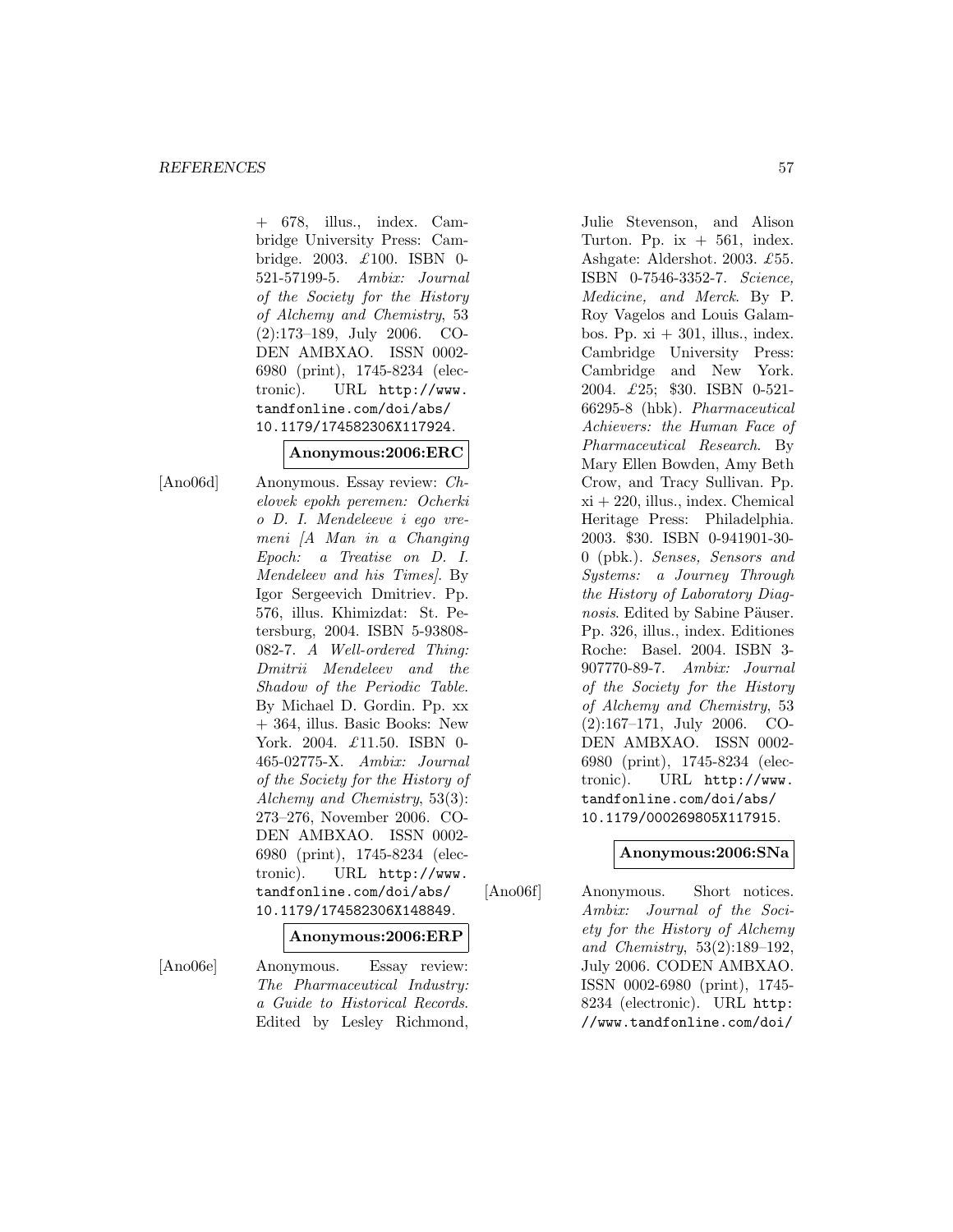+ 678, illus., index. Cambridge University Press: Cambridge. 2003. £100. ISBN 0-521-57199-5. *Ambix: Journal of the Society for the History of Alchemy and Chemistry*, 53 (2):173–189, July 2006. CODEN AMBXAO. ISSN 0002-6980 (print), 1745-8234 (electronic). URL http://www.tandfonline.com/doi/abs/10.1179/174582306X117924.

**Anonymous:2006:ERC**

[Ano06d] Anonymous. Essay review: *Chelovek epokh peremen: Ocherki o D. I. Mendeleeve i ego vremeni [A Man in a Changing Epoch: a Treatise on D. I. Mendeleev and his Times]*. By Igor Sergeevich Dmitriev. Pp. 576, illus. Khimizdat: St. Petersburg, 2004. ISBN 5-93808-082-7. *A Well-ordered Thing: Dmitrii Mendeleev and the Shadow of the Periodic Table*. By Michael D. Gordin. Pp. xx + 364, illus. Basic Books: New York. 2004. £11.50. ISBN 0-465-02775-X. *Ambix: Journal of the Society for the History of Alchemy and Chemistry*, 53(3): 273–276, November 2006. CODEN AMBXAO. ISSN 0002-6980 (print), 1745-8234 (electronic). URL http://www.tandfonline.com/doi/abs/10.1179/174582306X148849.

**Anonymous:2006:ERP**

[Ano06e] Anonymous. Essay review: *The Pharmaceutical Industry: a Guide to Historical Records*. Edited by Lesley Richmond, Julie Stevenson, and Alison Turton. Pp. ix + 561, index. Ashgate: Aldershot. 2003. £55. ISBN 0-7546-3352-7. *Science, Medicine, and Merck*. By P. Roy Vagelos and Louis Galambos. Pp. xi + 301, illus., index. Cambridge University Press: Cambridge and New York. 2004. £25; $30. ISBN 0-521-66295-8 (hbk). *Pharmaceutical Achievers: the Human Face of Pharmaceutical Research*. By Mary Ellen Bowden, Amy Beth Crow, and Tracy Sullivan. Pp. xi + 220, illus., index. Chemical Heritage Press: Philadelphia. 2003. $30. ISBN 0-941901-30-0 (pbk.). *Senses, Sensors and Systems: a Journey Through the History of Laboratory Diagnosis*. Edited by Sabine Päuser. Pp. 326, illus., index. Editiones Roche: Basel. 2004. ISBN 3-907770-89-7. *Ambix: Journal of the Society for the History of Alchemy and Chemistry*, 53 (2):167–171, July 2006. CODEN AMBXAO. ISSN 0002-6980 (print), 1745-8234 (electronic). URL http://www.tandfonline.com/doi/abs/10.1179/000269805X117915.

**Anonymous:2006:SNa**

[Ano06f] Anonymous. Short notices. *Ambix: Journal of the Society for the History of Alchemy and Chemistry*, 53(2):189–192, July 2006. CODEN AMBXAO. ISSN 0002-6980 (print), 1745-8234 (electronic). URL http://www.tandfonline.com/doi/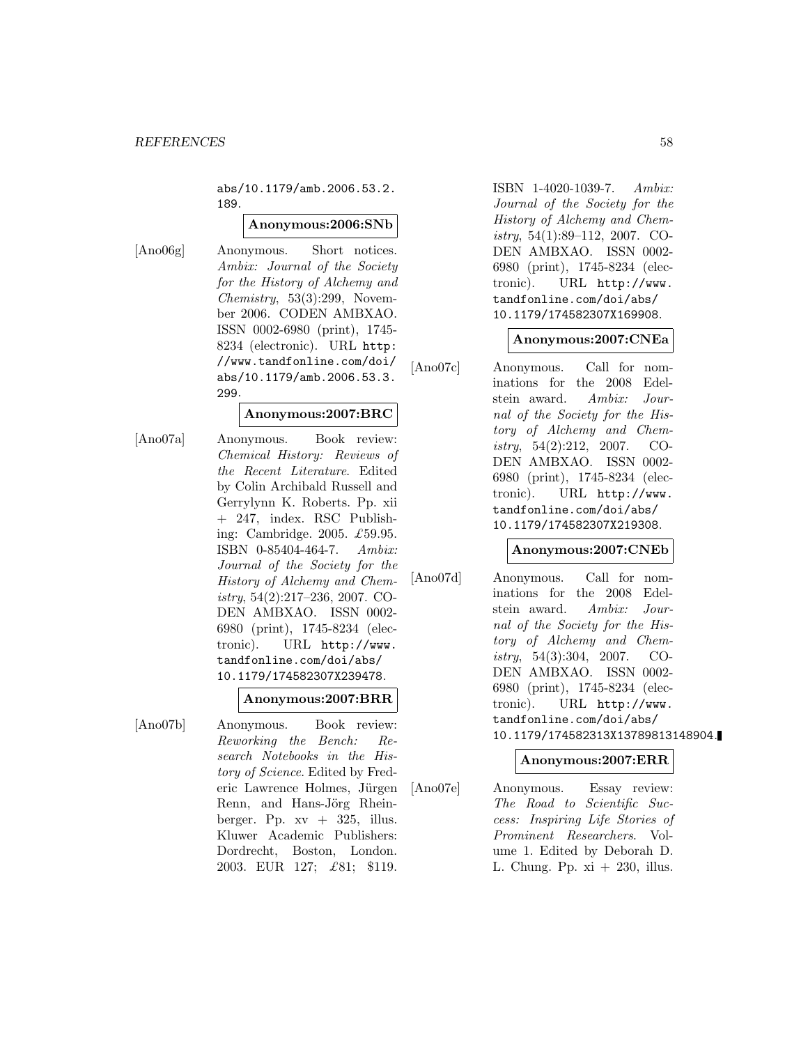abs/10.1179/amb.2006.53.2.189.

**Anonymous:2006:SNb**

[Ano06g] Anonymous. Short notices. *Ambix: Journal of the Society for the History of Alchemy and Chemistry*, 53(3):299, November 2006. CODEN AMBXAO. ISSN 0002-6980 (print), 1745-8234 (electronic). URL http://www.tandfonline.com/doi/abs/10.1179/amb.2006.53.3.299.

**Anonymous:2007:BRC**

[Ano07a] Anonymous. Book review: *Chemical History: Reviews of the Recent Literature*. Edited by Colin Archibald Russell and Gerrylynn K. Roberts. Pp. xii + 247, index. RSC Publishing: Cambridge. 2005. £59.95. ISBN 0-85404-464-7. *Ambix: Journal of the Society for the History of Alchemy and Chemistry*, 54(2):217–236, 2007. CODEN AMBXAO. ISSN 0002-6980 (print), 1745-8234 (electronic). URL http://www.tandfonline.com/doi/abs/10.1179/174582307X239478.

**Anonymous:2007:BRR**

[Ano07b] Anonymous. Book review: *Reworking the Bench: Research Notebooks in the History of Science*. Edited by Frederic Lawrence Holmes, Jürgen Renn, and Hans-Jörg Rheinberger. Pp. xv + 325, illus. Kluwer Academic Publishers: Dordrecht, Boston, London. 2003. EUR 127; £81; $119. ISBN 1-4020-1039-7. *Ambix: Journal of the Society for the History of Alchemy and Chemistry*, 54(1):89–112, 2007. CODEN AMBXAO. ISSN 0002-6980 (print), 1745-8234 (electronic). URL http://www.tandfonline.com/doi/abs/10.1179/174582307X169908.

**Anonymous:2007:CNEa**

[Ano07c] Anonymous. Call for nominations for the 2008 Edelstein award. *Ambix: Journal of the Society for the History of Alchemy and Chemistry*, 54(2):212, 2007. CODEN AMBXAO. ISSN 0002-6980 (print), 1745-8234 (electronic). URL http://www.tandfonline.com/doi/abs/10.1179/174582307X219308.

**Anonymous:2007:CNEb**

[Ano07d] Anonymous. Call for nominations for the 2008 Edelstein award. *Ambix: Journal of the Society for the History of Alchemy and Chemistry*, 54(3):304, 2007. CODEN AMBXAO. ISSN 0002-6980 (print), 1745-8234 (electronic). URL http://www.tandfonline.com/doi/abs/10.1179/174582313X13789813148904.

**Anonymous:2007:ERR**

[Ano07e] Anonymous. Essay review: *The Road to Scientific Success: Inspiring Life Stories of Prominent Researchers*. Volume 1. Edited by Deborah D. L. Chung. Pp. xi + 230, illus.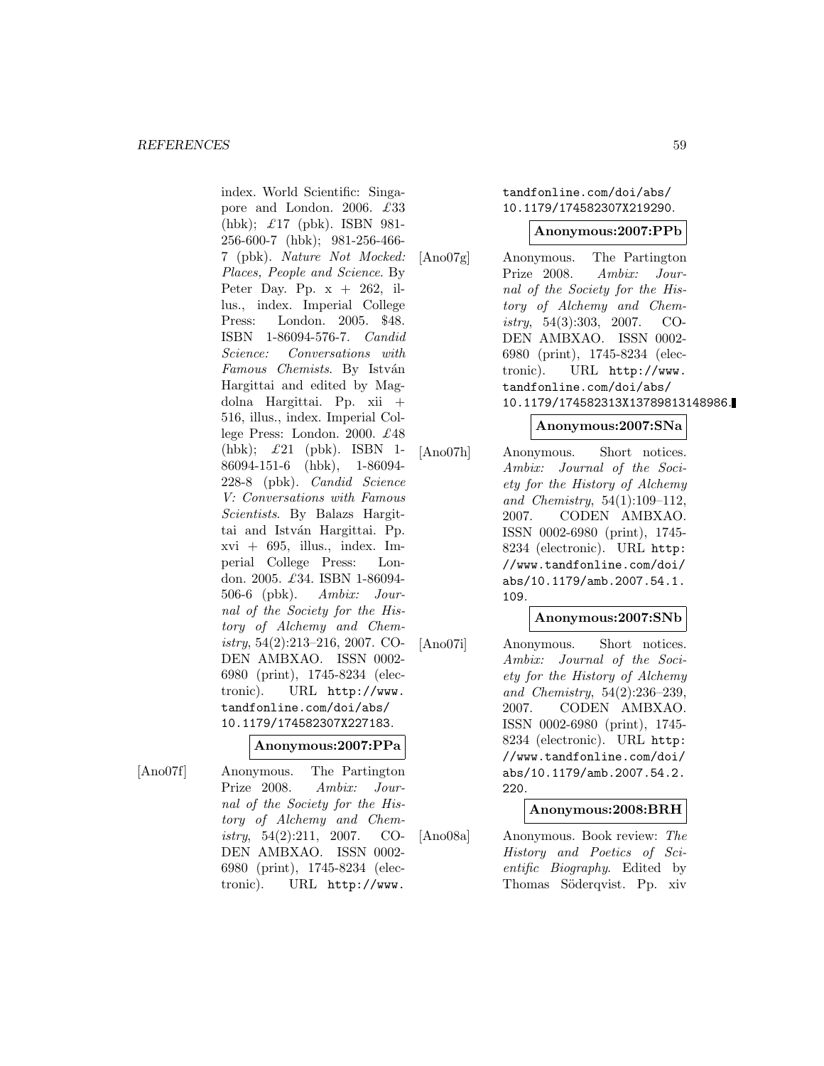index. World Scientific: Singapore and London. 2006. £33 (hbk); £17 (pbk). ISBN 981-256-600-7 (hbk); 981-256-466-7 (pbk). *Nature Not Mocked: Places, People and Science*. By Peter Day. Pp. x + 262, illus., index. Imperial College Press: London. 2005. $48. ISBN 1-86094-576-7. *Candid Science: Conversations with Famous Chemists*. By István Hargittai and edited by Magdolna Hargittai. Pp. xii + 516, illus., index. Imperial College Press: London. 2000. £48 (hbk); £21 (pbk). ISBN 1-86094-151-6 (hbk), 1-86094-228-8 (pbk). *Candid Science V: Conversations with Famous Scientists*. By Balazs Hargittai and István Hargittai. Pp. xvi + 695, illus., index. Imperial College Press: London. 2005. £34. ISBN 1-86094-506-6 (pbk). *Ambix: Journal of the Society for the History of Alchemy and Chemistry*, 54(2):213–216, 2007. CODEN AMBXAO. ISSN 0002-6980 (print), 1745-8234 (electronic). URL http://www.tandfonline.com/doi/abs/10.1179/174582307X227183.

**Anonymous:2007:PPa**

[Ano07f] Anonymous. The Partington Prize 2008. *Ambix: Journal of the Society for the History of Alchemy and Chemistry*, 54(2):211, 2007. CODEN AMBXAO. ISSN 0002-6980 (print), 1745-8234 (electronic). URL http://www.tandfonline.com/doi/abs/10.1179/174582307X219290.

**Anonymous:2007:PPb**

[Ano07g] Anonymous. The Partington Prize 2008. *Ambix: Journal of the Society for the History of Alchemy and Chemistry*, 54(3):303, 2007. CODEN AMBXAO. ISSN 0002-6980 (print), 1745-8234 (electronic). URL http://www.tandfonline.com/doi/abs/10.1179/174582313X13789813148986.

**Anonymous:2007:SNa**

[Ano07h] Anonymous. Short notices. *Ambix: Journal of the Society for the History of Alchemy and Chemistry*, 54(1):109–112, 2007. CODEN AMBXAO. ISSN 0002-6980 (print), 1745-8234 (electronic). URL http://www.tandfonline.com/doi/abs/10.1179/amb.2007.54.1.109.

**Anonymous:2007:SNb**

[Ano07i] Anonymous. Short notices. *Ambix: Journal of the Society for the History of Alchemy and Chemistry*, 54(2):236–239, 2007. CODEN AMBXAO. ISSN 0002-6980 (print), 1745-8234 (electronic). URL http://www.tandfonline.com/doi/abs/10.1179/amb.2007.54.2.220.

**Anonymous:2008:BRH**

[Ano08a] Anonymous. Book review: *The History and Poetics of Scientific Biography*. Edited by Thomas Söderqvist. Pp. xiv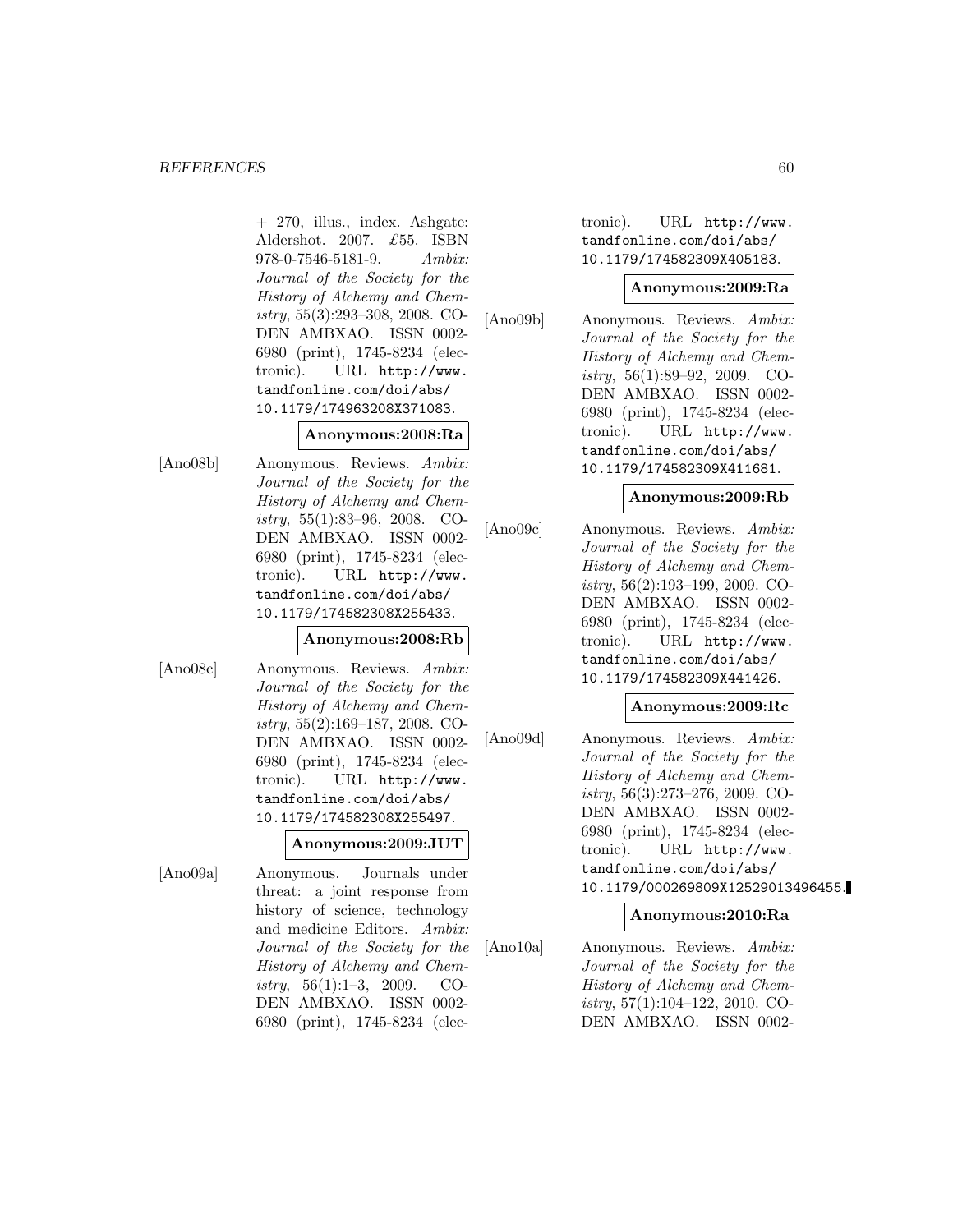+ 270, illus., index. Ashgate: Aldershot. 2007. £55. ISBN 978-0-7546-5181-9. *Ambix: Journal of the Society for the History of Alchemy and Chemistry*, 55(3):293–308, 2008. CODEN AMBXAO. ISSN 0002-6980 (print), 1745-8234 (electronic). URL http://www.tandfonline.com/doi/abs/10.1179/174963208X371083.

**Anonymous:2008:Ra**

[Ano08b] Anonymous. Reviews. *Ambix: Journal of the Society for the History of Alchemy and Chemistry*, 55(1):83–96, 2008. CODEN AMBXAO. ISSN 0002-6980 (print), 1745-8234 (electronic). URL http://www.tandfonline.com/doi/abs/10.1179/174582308X255433.

**Anonymous:2008:Rb**

[Ano08c] Anonymous. Reviews. *Ambix: Journal of the Society for the History of Alchemy and Chemistry*, 55(2):169–187, 2008. CODEN AMBXAO. ISSN 0002-6980 (print), 1745-8234 (electronic). URL http://www.tandfonline.com/doi/abs/10.1179/174582308X255497.

**Anonymous:2009:JUT**

[Ano09a] Anonymous. Journals under threat: a joint response from history of science, technology and medicine Editors. *Ambix: Journal of the Society for the History of Alchemy and Chemistry*, 56(1):1–3, 2009. CODEN AMBXAO. ISSN 0002-6980 (print), 1745-8234 (electronic). URL http://www.tandfonline.com/doi/abs/10.1179/174582309X405183.

**Anonymous:2009:Ra**

[Ano09b] Anonymous. Reviews. *Ambix: Journal of the Society for the History of Alchemy and Chemistry*, 56(1):89–92, 2009. CODEN AMBXAO. ISSN 0002-6980 (print), 1745-8234 (electronic). URL http://www.tandfonline.com/doi/abs/10.1179/174582309X411681.

**Anonymous:2009:Rb**

[Ano09c] Anonymous. Reviews. *Ambix: Journal of the Society for the History of Alchemy and Chemistry*, 56(2):193–199, 2009. CODEN AMBXAO. ISSN 0002-6980 (print), 1745-8234 (electronic). URL http://www.tandfonline.com/doi/abs/10.1179/174582309X441426.

**Anonymous:2009:Rc**

[Ano09d] Anonymous. Reviews. *Ambix: Journal of the Society for the History of Alchemy and Chemistry*, 56(3):273–276, 2009. CODEN AMBXAO. ISSN 0002-6980 (print), 1745-8234 (electronic). URL http://www.tandfonline.com/doi/abs/10.1179/000269809X12529013496455.

**Anonymous:2010:Ra**

[Ano10a] Anonymous. Reviews. *Ambix: Journal of the Society for the History of Alchemy and Chemistry*, 57(1):104–122, 2010. CODEN AMBXAO. ISSN 0002-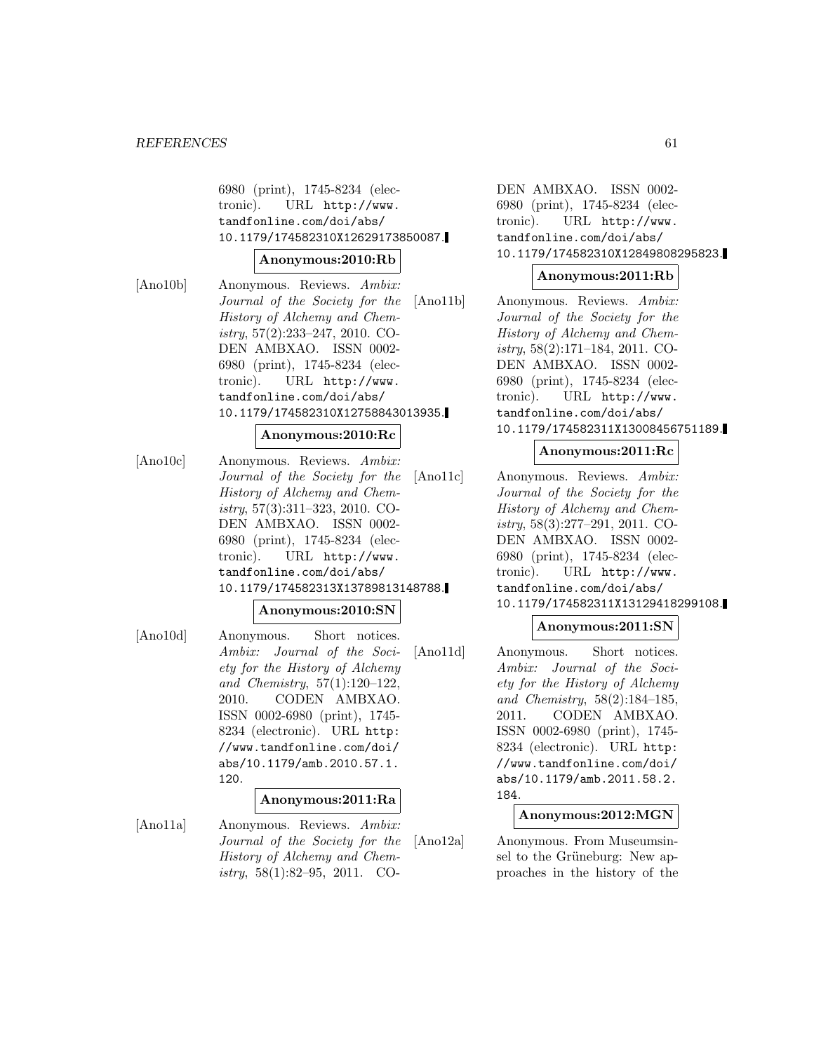6980 (print), 1745-8234 (electronic). URL http://www.tandfonline.com/doi/abs/10.1179/174582310X12629173850087.

**Anonymous:2010:Rb**

[Ano10b] Anonymous. Reviews. *Ambix: Journal of the Society for the History of Alchemy and Chemistry*, 57(2):233–247, 2010. CODEN AMBXAO. ISSN 0002-6980 (print), 1745-8234 (electronic). URL http://www.tandfonline.com/doi/abs/10.1179/174582310X12758843013935.

**Anonymous:2010:Rc**

[Ano10c] Anonymous. Reviews. *Ambix: Journal of the Society for the History of Alchemy and Chemistry*, 57(3):311–323, 2010. CODEN AMBXAO. ISSN 0002-6980 (print), 1745-8234 (electronic). URL http://www.tandfonline.com/doi/abs/10.1179/174582313X13789813148788.

**Anonymous:2010:SN**

[Ano10d] Anonymous. Short notices. *Ambix: Journal of the Society for the History of Alchemy and Chemistry*, 57(1):120–122, 2010. CODEN AMBXAO. ISSN 0002-6980 (print), 1745-8234 (electronic). URL http://www.tandfonline.com/doi/abs/10.1179/amb.2010.57.1.120.

**Anonymous:2011:Ra**

[Ano11a] Anonymous. Reviews. *Ambix: Journal of the Society for the History of Alchemy and Chemistry*, 58(1):82–95, 2011. CODEN AMBXAO. ISSN 0002-6980 (print), 1745-8234 (electronic). URL http://www.tandfonline.com/doi/abs/10.1179/174582310X12849808295823.

**Anonymous:2011:Rb**

[Ano11b] Anonymous. Reviews. *Ambix: Journal of the Society for the History of Alchemy and Chemistry*, 58(2):171–184, 2011. CODEN AMBXAO. ISSN 0002-6980 (print), 1745-8234 (electronic). URL http://www.tandfonline.com/doi/abs/10.1179/174582311X13008456751189.

**Anonymous:2011:Rc**

[Ano11c] Anonymous. Reviews. *Ambix: Journal of the Society for the History of Alchemy and Chemistry*, 58(3):277–291, 2011. CODEN AMBXAO. ISSN 0002-6980 (print), 1745-8234 (electronic). URL http://www.tandfonline.com/doi/abs/10.1179/174582311X13129418299108.

**Anonymous:2011:SN**

[Ano11d] Anonymous. Short notices. *Ambix: Journal of the Society for the History of Alchemy and Chemistry*, 58(2):184–185, 2011. CODEN AMBXAO. ISSN 0002-6980 (print), 1745-8234 (electronic). URL http://www.tandfonline.com/doi/abs/10.1179/amb.2011.58.2.184.

**Anonymous:2012:MGN**

[Ano12a] Anonymous. From Museumsinsel to the Grüneburg: New approaches in the history of the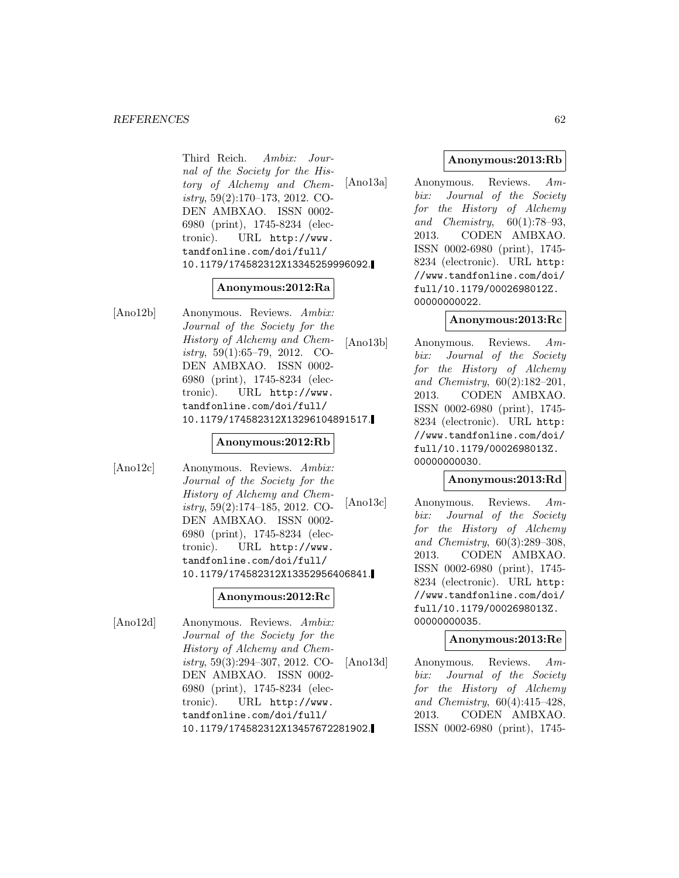Third Reich. *Ambix: Journal of the Society for the History of Alchemy and Chemistry*, 59(2):170–173, 2012. CODEN AMBXAO. ISSN 0002-6980 (print), 1745-8234 (electronic). URL http://www.tandfonline.com/doi/full/10.1179/174582312X13345259996092.

**Anonymous:2012:Ra**

[Ano12b] Anonymous. Reviews. *Ambix: Journal of the Society for the History of Alchemy and Chemistry*, 59(1):65–79, 2012. CODEN AMBXAO. ISSN 0002-6980 (print), 1745-8234 (electronic). URL http://www.tandfonline.com/doi/full/10.1179/174582312X13296104891517.

**Anonymous:2012:Rb**

[Ano12c] Anonymous. Reviews. *Ambix: Journal of the Society for the History of Alchemy and Chemistry*, 59(2):174–185, 2012. CODEN AMBXAO. ISSN 0002-6980 (print), 1745-8234 (electronic). URL http://www.tandfonline.com/doi/full/10.1179/174582312X13352956406841.

**Anonymous:2012:Rc**

[Ano12d] Anonymous. Reviews. *Ambix: Journal of the Society for the History of Alchemy and Chemistry*, 59(3):294–307, 2012. CODEN AMBXAO. ISSN 0002-6980 (print), 1745-8234 (electronic). URL http://www.tandfonline.com/doi/full/10.1179/174582312X13457672281902.

**Anonymous:2013:Rb**

[Ano13a] Anonymous. Reviews. *Ambix: Journal of the Society for the History of Alchemy and Chemistry*, 60(1):78–93, 2013. CODEN AMBXAO. ISSN 0002-6980 (print), 1745-8234 (electronic). URL http://www.tandfonline.com/doi/full/10.1179/0002698012Z.00000000022.

**Anonymous:2013:Rc**

[Ano13b] Anonymous. Reviews. *Ambix: Journal of the Society for the History of Alchemy and Chemistry*, 60(2):182–201, 2013. CODEN AMBXAO. ISSN 0002-6980 (print), 1745-8234 (electronic). URL http://www.tandfonline.com/doi/full/10.1179/0002698013Z.00000000030.

**Anonymous:2013:Rd**

[Ano13c] Anonymous. Reviews. *Ambix: Journal of the Society for the History of Alchemy and Chemistry*, 60(3):289–308, 2013. CODEN AMBXAO. ISSN 0002-6980 (print), 1745-8234 (electronic). URL http://www.tandfonline.com/doi/full/10.1179/0002698013Z.00000000035.

**Anonymous:2013:Re**

[Ano13d] Anonymous. Reviews. *Ambix: Journal of the Society for the History of Alchemy and Chemistry*, 60(4):415–428, 2013. CODEN AMBXAO. ISSN 0002-6980 (print), 1745-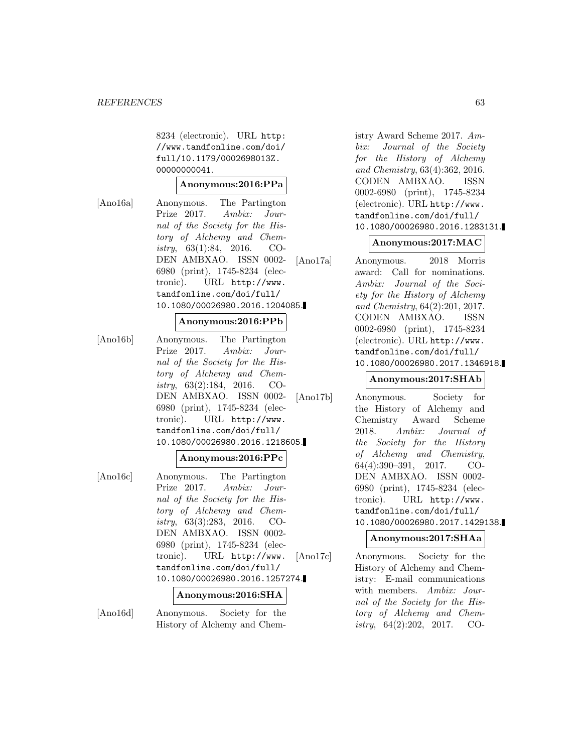8234 (electronic). URL http://www.tandfonline.com/doi/full/10.1179/0002698013Z.00000000041.

**Anonymous:2016:PPa**

[Ano16a] Anonymous. The Partington Prize 2017. *Ambix: Journal of the Society for the History of Alchemy and Chemistry*, 63(1):84, 2016. CODEN AMBXAO. ISSN 0002-6980 (print), 1745-8234 (electronic). URL http://www.tandfonline.com/doi/full/10.1080/00026980.2016.1204085.

**Anonymous:2016:PPb**

[Ano16b] Anonymous. The Partington Prize 2017. *Ambix: Journal of the Society for the History of Alchemy and Chemistry*, 63(2):184, 2016. CODEN AMBXAO. ISSN 0002-6980 (print), 1745-8234 (electronic). URL http://www.tandfonline.com/doi/full/10.1080/00026980.2016.1218605.

**Anonymous:2016:PPc**

[Ano16c] Anonymous. The Partington Prize 2017. *Ambix: Journal of the Society for the History of Alchemy and Chemistry*, 63(3):283, 2016. CODEN AMBXAO. ISSN 0002-6980 (print), 1745-8234 (electronic). URL http://www.tandfonline.com/doi/full/10.1080/00026980.2016.1257274.

**Anonymous:2016:SHA**

[Ano16d] Anonymous. Society for the History of Alchemy and Chemistry Award Scheme 2017. *Ambix: Journal of the Society for the History of Alchemy and Chemistry*, 63(4):362, 2016. CODEN AMBXAO. ISSN 0002-6980 (print), 1745-8234 (electronic). URL http://www.tandfonline.com/doi/full/10.1080/00026980.2016.1283131.

**Anonymous:2017:MAC**

[Ano17a] Anonymous. 2018 Morris award: Call for nominations. *Ambix: Journal of the Society for the History of Alchemy and Chemistry*, 64(2):201, 2017. CODEN AMBXAO. ISSN 0002-6980 (print), 1745-8234 (electronic). URL http://www.tandfonline.com/doi/full/10.1080/00026980.2017.1346918.

**Anonymous:2017:SHAb**

[Ano17b] Anonymous. Society for the History of Alchemy and Chemistry Award Scheme 2018. *Ambix: Journal of the Society for the History of Alchemy and Chemistry*, 64(4):390–391, 2017. CODEN AMBXAO. ISSN 0002-6980 (print), 1745-8234 (electronic). URL http://www.tandfonline.com/doi/full/10.1080/00026980.2017.1429138.

**Anonymous:2017:SHAa**

[Ano17c] Anonymous. Society for the History of Alchemy and Chemistry: E-mail communications with members. *Ambix: Journal of the Society for the History of Alchemy and Chemistry*, 64(2):202, 2017. CO-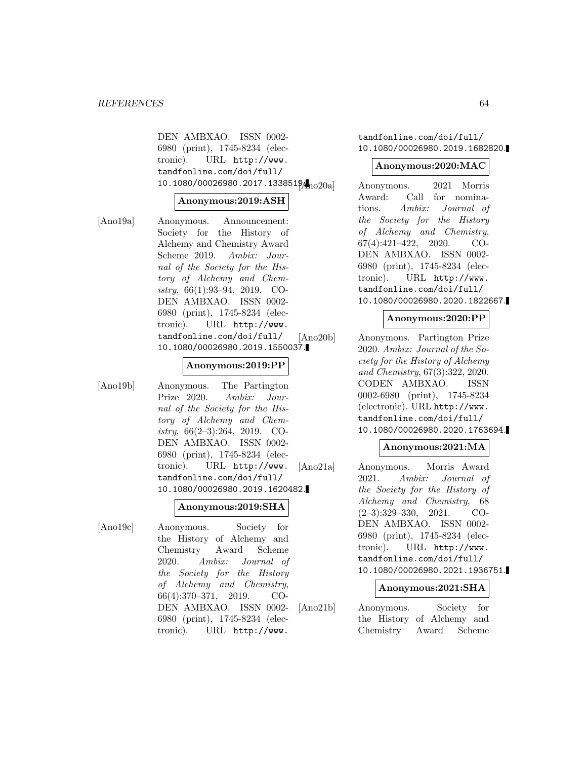DEN AMBXAO. ISSN 0002-6980 (print), 1745-8234 (electronic). URL http://www.tandfonline.com/doi/full/10.1080/00026980.2017.1338519.

**Anonymous:2019:ASH**

[Ano19a] Anonymous. Announcement: Society for the History of Alchemy and Chemistry Award Scheme 2019. *Ambix: Journal of the Society for the History of Alchemy and Chemistry*, 66(1):93–94, 2019. CODEN AMBXAO. ISSN 0002-6980 (print), 1745-8234 (electronic). URL http://www.tandfonline.com/doi/full/10.1080/00026980.2019.1550037.

**Anonymous:2019:PP**

[Ano19b] Anonymous. The Partington Prize 2020. *Ambix: Journal of the Society for the History of Alchemy and Chemistry*, 66(2–3):264, 2019. CODEN AMBXAO. ISSN 0002-6980 (print), 1745-8234 (electronic). URL http://www.tandfonline.com/doi/full/10.1080/00026980.2019.1620482.

**Anonymous:2019:SHA**

[Ano19c] Anonymous. Society for the History of Alchemy and Chemistry Award Scheme 2020. *Ambix: Journal of the Society for the History of Alchemy and Chemistry*, 66(4):370–371, 2019. CODEN AMBXAO. ISSN 0002-6980 (print), 1745-8234 (electronic). URL http://www.tandfonline.com/doi/full/10.1080/00026980.2019.1682820.

**Anonymous:2020:MAC**

[Ano20a] Anonymous. 2021 Morris Award: Call for nominations. *Ambix: Journal of the Society for the History of Alchemy and Chemistry*, 67(4):421–422, 2020. CODEN AMBXAO. ISSN 0002-6980 (print), 1745-8234 (electronic). URL http://www.tandfonline.com/doi/full/10.1080/00026980.2020.1822667.

**Anonymous:2020:PP**

[Ano20b] Anonymous. Partington Prize 2020. *Ambix: Journal of the Society for the History of Alchemy and Chemistry*, 67(3):322, 2020. CODEN AMBXAO. ISSN 0002-6980 (print), 1745-8234 (electronic). URL http://www.tandfonline.com/doi/full/10.1080/00026980.2020.1763694.

**Anonymous:2021:MA**

[Ano21a] Anonymous. Morris Award 2021. *Ambix: Journal of the Society for the History of Alchemy and Chemistry*, 68 (2–3):329–330, 2021. CODEN AMBXAO. ISSN 0002-6980 (print), 1745-8234 (electronic). URL http://www.tandfonline.com/doi/full/10.1080/00026980.2021.1936751.

**Anonymous:2021:SHA**

[Ano21b] Anonymous. Society for the History of Alchemy and Chemistry Award Scheme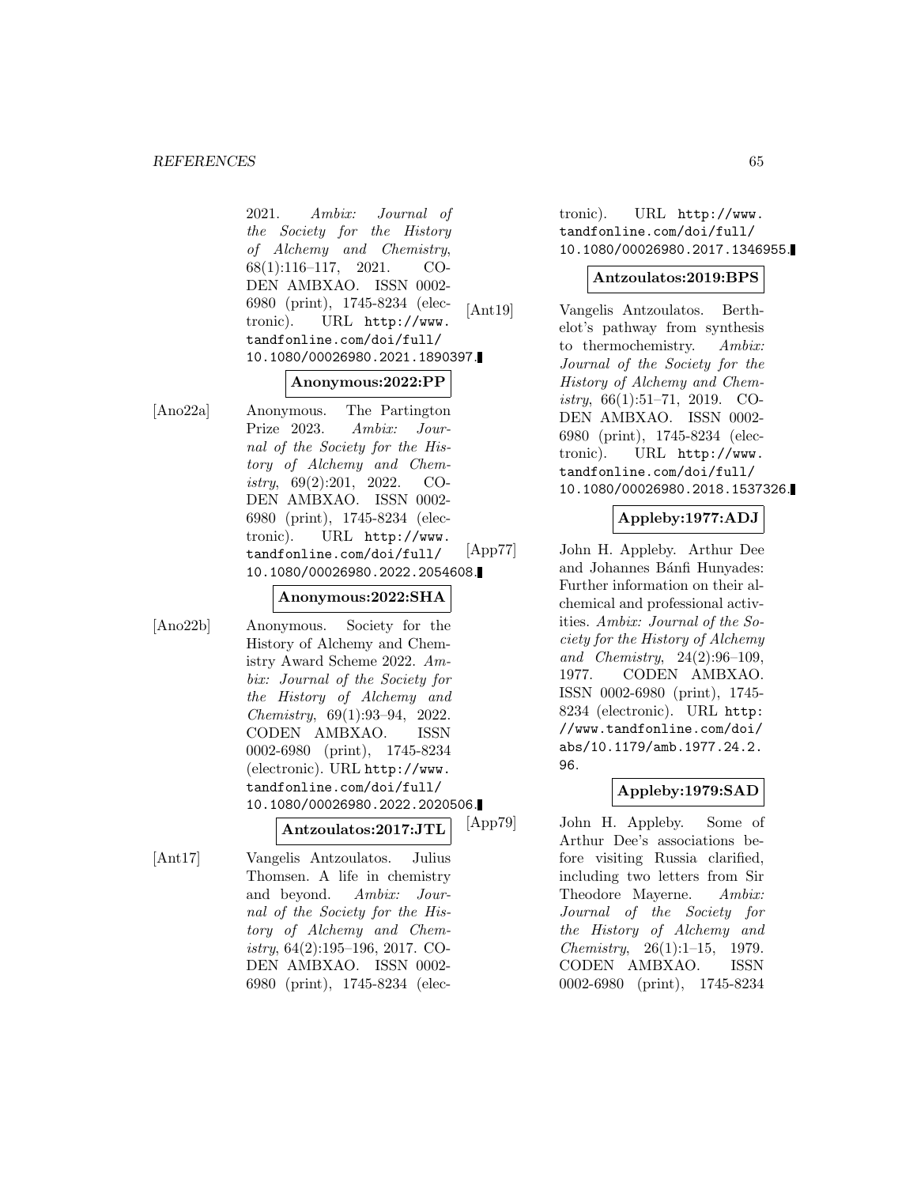2021. *Ambix: Journal of the Society for the History of Alchemy and Chemistry*, 68(1):116–117, 2021. CODEN AMBXAO. ISSN 0002-6980 (print), 1745-8234 (electronic). URL http://www.tandfonline.com/doi/full/10.1080/00026980.2021.1890397.

**Anonymous:2022:PP**

[Ano22a] Anonymous. The Partington Prize 2023. *Ambix: Journal of the Society for the History of Alchemy and Chemistry*, 69(2):201, 2022. CODEN AMBXAO. ISSN 0002-6980 (print), 1745-8234 (electronic). URL http://www.tandfonline.com/doi/full/10.1080/00026980.2022.2054608.

**Anonymous:2022:SHA**

[Ano22b] Anonymous. Society for the History of Alchemy and Chemistry Award Scheme 2022. *Ambix: Journal of the Society for the History of Alchemy and Chemistry*, 69(1):93–94, 2022. CODEN AMBXAO. ISSN 0002-6980 (print), 1745-8234 (electronic). URL http://www.tandfonline.com/doi/full/10.1080/00026980.2022.2020506.

**Antzoulatos:2017:JTL**

[Ant17] Vangelis Antzoulatos. Julius Thomsen. A life in chemistry and beyond. *Ambix: Journal of the Society for the History of Alchemy and Chemistry*, 64(2):195–196, 2017. CODEN AMBXAO. ISSN 0002-6980 (print), 1745-8234 (electronic). URL http://www.tandfonline.com/doi/full/10.1080/00026980.2017.1346955.

**Antzoulatos:2019:BPS**

[Ant19] Vangelis Antzoulatos. Berthelot's pathway from synthesis to thermochemistry. *Ambix: Journal of the Society for the History of Alchemy and Chemistry*, 66(1):51–71, 2019. CODEN AMBXAO. ISSN 0002-6980 (print), 1745-8234 (electronic). URL http://www.tandfonline.com/doi/full/10.1080/00026980.2018.1537326.

**Appleby:1977:ADJ**

[App77] John H. Appleby. Arthur Dee and Johannes Bánfi Hunyades: Further information on their alchemical and professional activities. *Ambix: Journal of the Society for the History of Alchemy and Chemistry*, 24(2):96–109, 1977. CODEN AMBXAO. ISSN 0002-6980 (print), 1745-8234 (electronic). URL http://www.tandfonline.com/doi/abs/10.1179/amb.1977.24.2.96.

**Appleby:1979:SAD**

[App79] John H. Appleby. Some of Arthur Dee's associations before visiting Russia clarified, including two letters from Sir Theodore Mayerne. *Ambix: Journal of the Society for the History of Alchemy and Chemistry*, 26(1):1–15, 1979. CODEN AMBXAO. ISSN 0002-6980 (print), 1745-8234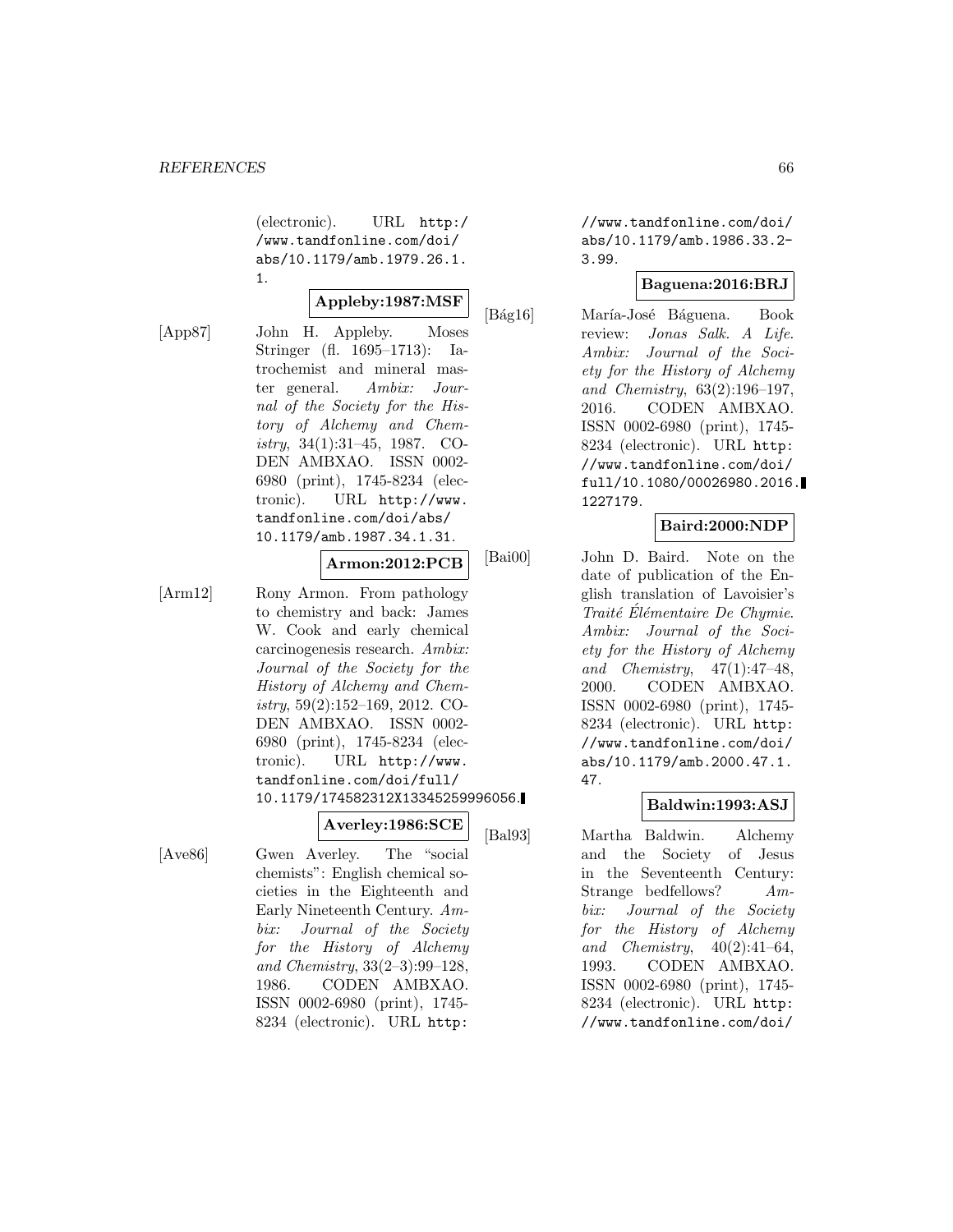(electronic). URL http://www.tandfonline.com/doi/abs/10.1179/amb.1979.26.1.1.

**Appleby:1987:MSF**

[App87] John H. Appleby. Moses Stringer (fl. 1695–1713): Iatrochemist and mineral master general. *Ambix: Journal of the Society for the History of Alchemy and Chemistry*, 34(1):31–45, 1987. CODEN AMBXAO. ISSN 0002-6980 (print), 1745-8234 (electronic). URL http://www.tandfonline.com/doi/abs/10.1179/amb.1987.34.1.31.

**Armon:2012:PCB**

[Arm12] Rony Armon. From pathology to chemistry and back: James W. Cook and early chemical carcinogenesis research. *Ambix: Journal of the Society for the History of Alchemy and Chemistry*, 59(2):152–169, 2012. CODEN AMBXAO. ISSN 0002-6980 (print), 1745-8234 (electronic). URL http://www.tandfonline.com/doi/full/10.1179/174582312X13345259996056.

**Averley:1986:SCE**

[Ave86] Gwen Averley. The "social chemists": English chemical societies in the Eighteenth and Early Nineteenth Century. *Ambix: Journal of the Society for the History of Alchemy and Chemistry*, 33(2–3):99–128, 1986. CODEN AMBXAO. ISSN 0002-6980 (print), 1745-8234 (electronic). URL http://www.tandfonline.com/doi/abs/10.1179/amb.1986.33.2-3.99.

**Baguena:2016:BRJ**

[Bág16] María-José Báguena. Book review: *Jonas Salk. A Life*. *Ambix: Journal of the Society for the History of Alchemy and Chemistry*, 63(2):196–197, 2016. CODEN AMBXAO. ISSN 0002-6980 (print), 1745-8234 (electronic). URL http://www.tandfonline.com/doi/full/10.1080/00026980.2016.1227179.

**Baird:2000:NDP**

[Bai00] John D. Baird. Note on the date of publication of the English translation of Lavoisier's *Traité Élémentaire De Chymie*. *Ambix: Journal of the Society for the History of Alchemy and Chemistry*, 47(1):47–48, 2000. CODEN AMBXAO. ISSN 0002-6980 (print), 1745-8234 (electronic). URL http://www.tandfonline.com/doi/abs/10.1179/amb.2000.47.1.47.

**Baldwin:1993:ASJ**

[Bal93] Martha Baldwin. Alchemy and the Society of Jesus in the Seventeenth Century: Strange bedfellows? *Ambix: Journal of the Society for the History of Alchemy and Chemistry*, 40(2):41–64, 1993. CODEN AMBXAO. ISSN 0002-6980 (print), 1745-8234 (electronic). URL http://www.tandfonline.com/doi/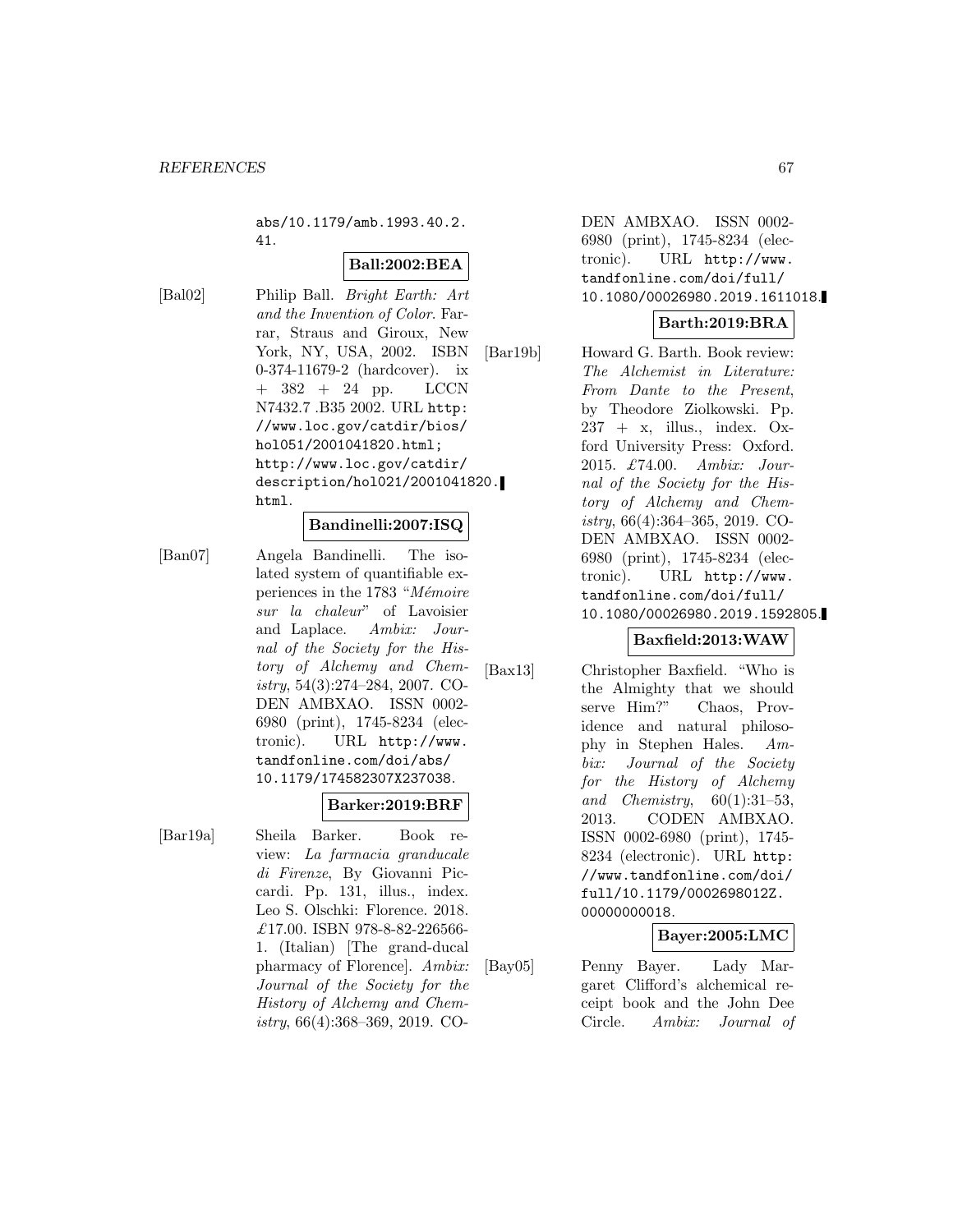abs/10.1179/amb.1993.40.2.41.

**Ball:2002:BEA**

[Bal02] Philip Ball. *Bright Earth: Art and the Invention of Color*. Farrar, Straus and Giroux, New York, NY, USA, 2002. ISBN 0-374-11679-2 (hardcover). ix + 382 + 24 pp. LCCN N7432.7 .B35 2002. URL http://www.loc.gov/catdir/bios/hol051/2001041820.html; http://www.loc.gov/catdir/description/hol021/2001041820.html.

**Bandinelli:2007:ISQ**

[Ban07] Angela Bandinelli. The isolated system of quantifiable experiences in the 1783 "*Mémoire sur la chaleur*" of Lavoisier and Laplace. *Ambix: Journal of the Society for the History of Alchemy and Chemistry*, 54(3):274–284, 2007. CODEN AMBXAO. ISSN 0002-6980 (print), 1745-8234 (electronic). URL http://www.tandfonline.com/doi/abs/10.1179/174582307X237038.

**Barker:2019:BRF**

[Bar19a] Sheila Barker. Book review: *La farmacia granducale di Firenze*, By Giovanni Piccardi. Pp. 131, illus., index. Leo S. Olschki: Florence. 2018. £17.00. ISBN 978-8-82-226566-1. (Italian) [The grand-ducal pharmacy of Florence]. *Ambix: Journal of the Society for the History of Alchemy and Chemistry*, 66(4):368–369, 2019. CODEN AMBXAO. ISSN 0002-6980 (print), 1745-8234 (electronic). URL http://www.tandfonline.com/doi/full/10.1080/00026980.2019.1611018.

**Barth:2019:BRA**

[Bar19b] Howard G. Barth. Book review: *The Alchemist in Literature: From Dante to the Present*, by Theodore Ziolkowski. Pp. 237 + x, illus., index. Oxford University Press: Oxford. 2015. £74.00. *Ambix: Journal of the Society for the History of Alchemy and Chemistry*, 66(4):364–365, 2019. CODEN AMBXAO. ISSN 0002-6980 (print), 1745-8234 (electronic). URL http://www.tandfonline.com/doi/full/10.1080/00026980.2019.1592805.

**Baxfield:2013:WAW**

[Bax13] Christopher Baxfield. "Who is the Almighty that we should serve Him?" Chaos, Providence and natural philosophy in Stephen Hales. *Ambix: Journal of the Society for the History of Alchemy and Chemistry*, 60(1):31–53, 2013. CODEN AMBXAO. ISSN 0002-6980 (print), 1745-8234 (electronic). URL http://www.tandfonline.com/doi/full/10.1179/0002698012Z.00000000018.

**Bayer:2005:LMC**

[Bay05] Penny Bayer. Lady Margaret Clifford's alchemical receipt book and the John Dee Circle. *Ambix: Journal of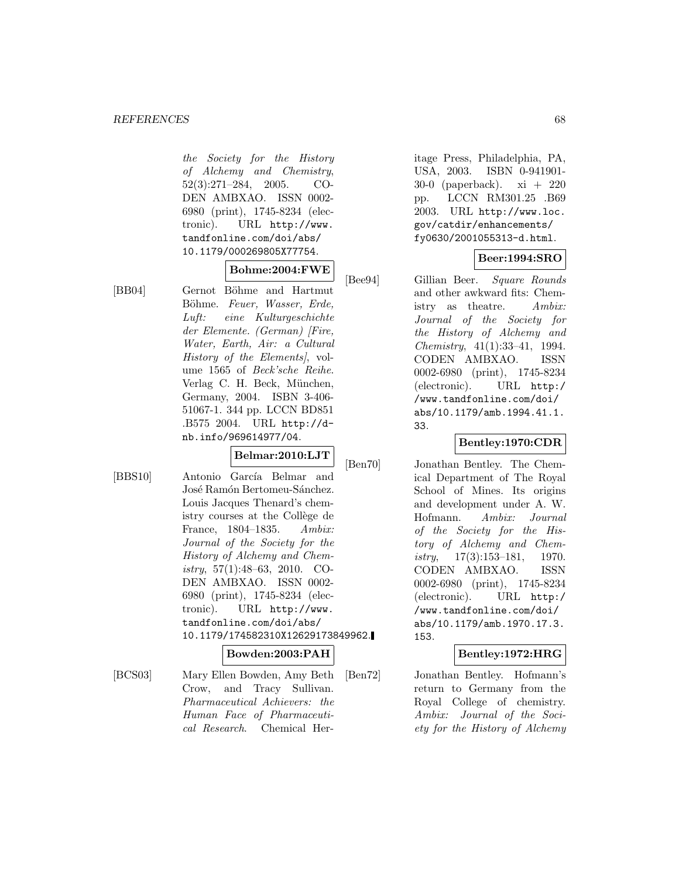the Society for the History of Alchemy and Chemistry, 52(3):271–284, 2005. CODEN AMBXAO. ISSN 0002-6980 (print), 1745-8234 (electronic). URL http://www.tandfonline.com/doi/abs/10.1179/000269805X77754.

**Bohme:2004:FWE**

[BB04] Gernot Böhme and Hartmut Böhme. *Feuer, Wasser, Erde, Luft: eine Kulturgeschichte der Elemente. (German) [Fire, Water, Earth, Air: a Cultural History of the Elements]*, volume 1565 of *Beck'sche Reihe*. Verlag C. H. Beck, München, Germany, 2004. ISBN 3-406-51067-1. 344 pp. LCCN BD851 .B575 2004. URL http://d-nb.info/969614977/04.

**Belmar:2010:LJT**

[BBS10] Antonio García Belmar and José Ramón Bertomeu-Sánchez. Louis Jacques Thenard's chemistry courses at the Collège de France, 1804–1835. *Ambix: Journal of the Society for the History of Alchemy and Chemistry*, 57(1):48–63, 2010. CODEN AMBXAO. ISSN 0002-6980 (print), 1745-8234 (electronic). URL http://www.tandfonline.com/doi/abs/10.1179/174582310X12629173849962.

**Bowden:2003:PAH**

[BCS03] Mary Ellen Bowden, Amy Beth Crow, and Tracy Sullivan. *Pharmaceutical Achievers: the Human Face of Pharmaceutical Research*. Chemical Heritage Press, Philadelphia, PA, USA, 2003. ISBN 0-941901-30-0 (paperback). xi + 220 pp. LCCN RM301.25 .B69 2003. URL http://www.loc.gov/catdir/enhancements/fy0630/2001055313-d.html.

**Beer:1994:SRO**

[Bee94] Gillian Beer. *Square Rounds* and other awkward fits: Chemistry as theatre. *Ambix: Journal of the Society for the History of Alchemy and Chemistry*, 41(1):33–41, 1994. CODEN AMBXAO. ISSN 0002-6980 (print), 1745-8234 (electronic). URL http://www.tandfonline.com/doi/abs/10.1179/amb.1994.41.1.33.

**Bentley:1970:CDR**

[Ben70] Jonathan Bentley. The Chemical Department of The Royal School of Mines. Its origins and development under A. W. Hofmann. *Ambix: Journal of the Society for the History of Alchemy and Chemistry*, 17(3):153–181, 1970. CODEN AMBXAO. ISSN 0002-6980 (print), 1745-8234 (electronic). URL http://www.tandfonline.com/doi/abs/10.1179/amb.1970.17.3.153.

**Bentley:1972:HRG**

[Ben72] Jonathan Bentley. Hofmann's return to Germany from the Royal College of chemistry. *Ambix: Journal of the Society for the History of Alchemy*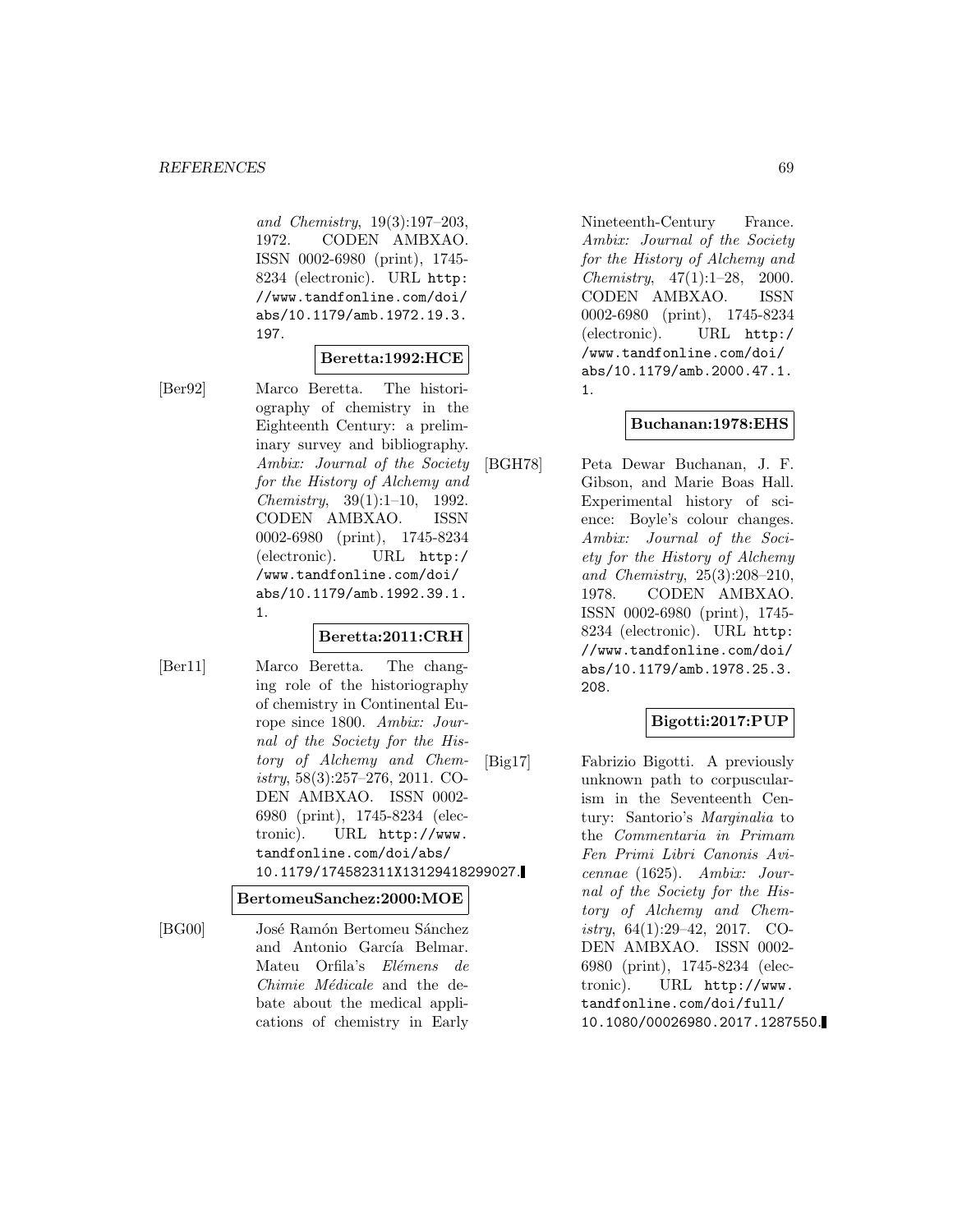*and Chemistry*, 19(3):197–203, 1972. CODEN AMBXAO. ISSN 0002-6980 (print), 1745-8234 (electronic). URL `http://www.tandfonline.com/doi/abs/10.1179/amb.1972.19.3.197`.

**Beretta:1992:HCE**

[Ber92] Marco Beretta. The historiography of chemistry in the Eighteenth Century: a preliminary survey and bibliography. *Ambix: Journal of the Society for the History of Alchemy and Chemistry*, 39(1):1–10, 1992. CODEN AMBXAO. ISSN 0002-6980 (print), 1745-8234 (electronic). URL `http://www.tandfonline.com/doi/abs/10.1179/amb.1992.39.1.1`.

**Beretta:2011:CRH**

[Ber11] Marco Beretta. The changing role of the historiography of chemistry in Continental Europe since 1800. *Ambix: Journal of the Society for the History of Alchemy and Chemistry*, 58(3):257–276, 2011. CODEN AMBXAO. ISSN 0002-6980 (print), 1745-8234 (electronic). URL `http://www.tandfonline.com/doi/abs/10.1179/174582311X13129418299027`.

**BertomeuSanchez:2000:MOE**

[BG00] José Ramón Bertomeu Sánchez and Antonio García Belmar. Mateu Orfila's *Elémens de Chimie Médicale* and the debate about the medical applications of chemistry in Early Nineteenth-Century France. *Ambix: Journal of the Society for the History of Alchemy and Chemistry*, 47(1):1–28, 2000. CODEN AMBXAO. ISSN 0002-6980 (print), 1745-8234 (electronic). URL `http://www.tandfonline.com/doi/abs/10.1179/amb.2000.47.1.1`.

**Buchanan:1978:EHS**

[BGH78] Peta Dewar Buchanan, J. F. Gibson, and Marie Boas Hall. Experimental history of science: Boyle's colour changes. *Ambix: Journal of the Society for the History of Alchemy and Chemistry*, 25(3):208–210, 1978. CODEN AMBXAO. ISSN 0002-6980 (print), 1745-8234 (electronic). URL `http://www.tandfonline.com/doi/abs/10.1179/amb.1978.25.3.208`.

**Bigotti:2017:PUP**

[Big17] Fabrizio Bigotti. A previously unknown path to corpuscularism in the Seventeenth Century: Santorio's *Marginalia* to the *Commentaria in Primam Fen Primi Libri Canonis Avicennae* (1625). *Ambix: Journal of the Society for the History of Alchemy and Chemistry*, 64(1):29–42, 2017. CODEN AMBXAO. ISSN 0002-6980 (print), 1745-8234 (electronic). URL `http://www.tandfonline.com/doi/full/10.1080/00026980.2017.1287550`.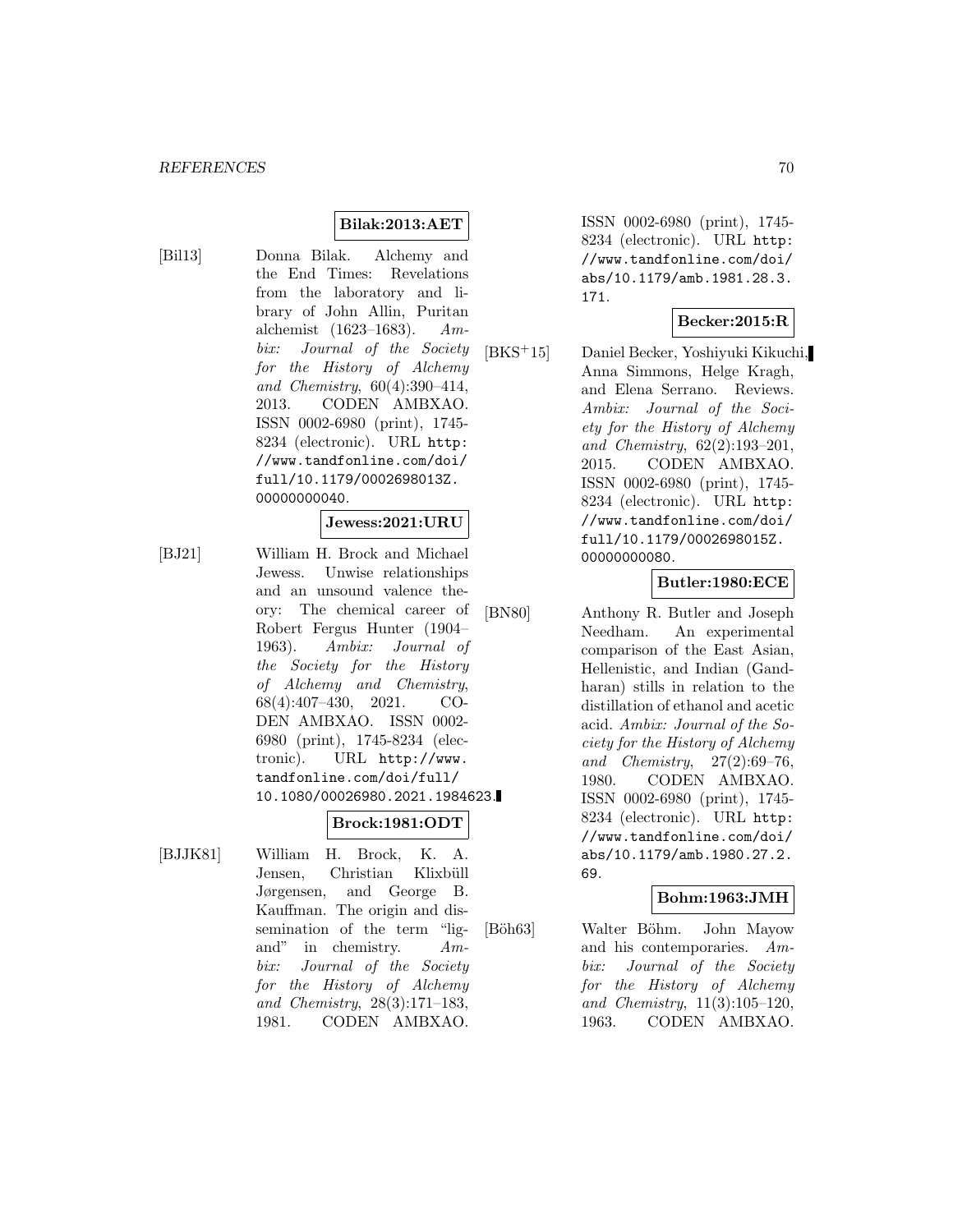**Bilak:2013:AET**

[Bil13] Donna Bilak. Alchemy and the End Times: Revelations from the laboratory and library of John Allin, Puritan alchemist (1623–1683). *Ambix: Journal of the Society for the History of Alchemy and Chemistry*, 60(4):390–414, 2013. CODEN AMBXAO. ISSN 0002-6980 (print), 1745-8234 (electronic). URL http://www.tandfonline.com/doi/full/10.1179/0002698013Z.00000000040.

**Jewess:2021:URU**

[BJ21] William H. Brock and Michael Jewess. Unwise relationships and an unsound valence theory: The chemical career of Robert Fergus Hunter (1904–1963). *Ambix: Journal of the Society for the History of Alchemy and Chemistry*, 68(4):407–430, 2021. CODEN AMBXAO. ISSN 0002-6980 (print), 1745-8234 (electronic). URL http://www.tandfonline.com/doi/full/10.1080/00026980.2021.1984623.

**Brock:1981:ODT**

[BJJK81] William H. Brock, K. A. Jensen, Christian Klixbüll Jørgensen, and George B. Kauffman. The origin and dissemination of the term "ligand" in chemistry. *Ambix: Journal of the Society for the History of Alchemy and Chemistry*, 28(3):171–183, 1981. CODEN AMBXAO. ISSN 0002-6980 (print), 1745-8234 (electronic). URL http://www.tandfonline.com/doi/abs/10.1179/amb.1981.28.3.171.

**Becker:2015:R**

[BKS+15] Daniel Becker, Yoshiyuki Kikuchi, Anna Simmons, Helge Kragh, and Elena Serrano. Reviews. *Ambix: Journal of the Society for the History of Alchemy and Chemistry*, 62(2):193–201, 2015. CODEN AMBXAO. ISSN 0002-6980 (print), 1745-8234 (electronic). URL http://www.tandfonline.com/doi/full/10.1179/0002698015Z.00000000080.

**Butler:1980:ECE**

[BN80] Anthony R. Butler and Joseph Needham. An experimental comparison of the East Asian, Hellenistic, and Indian (Gandharan) stills in relation to the distillation of ethanol and acetic acid. *Ambix: Journal of the Society for the History of Alchemy and Chemistry*, 27(2):69–76, 1980. CODEN AMBXAO. ISSN 0002-6980 (print), 1745-8234 (electronic). URL http://www.tandfonline.com/doi/abs/10.1179/amb.1980.27.2.69.

**Bohm:1963:JMH**

[Böh63] Walter Böhm. John Mayow and his contemporaries. *Ambix: Journal of the Society for the History of Alchemy and Chemistry*, 11(3):105–120, 1963. CODEN AMBXAO.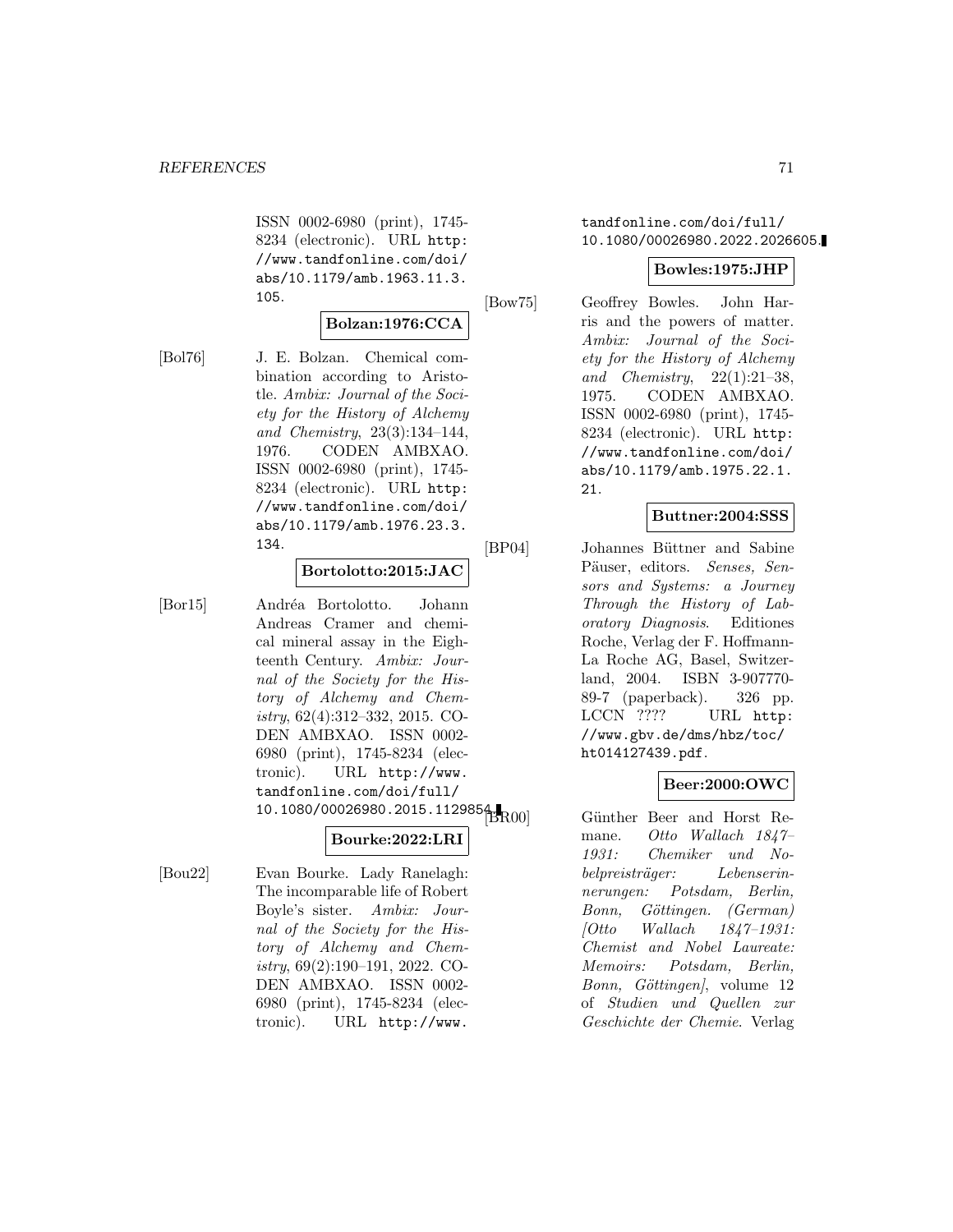ISSN 0002-6980 (print), 1745-8234 (electronic). URL http://www.tandfonline.com/doi/abs/10.1179/amb.1963.11.3.105.

**Bolzan:1976:CCA**

[Bol76] J. E. Bolzan. Chemical combination according to Aristotle. *Ambix: Journal of the Society for the History of Alchemy and Chemistry*, 23(3):134–144, 1976. CODEN AMBXAO. ISSN 0002-6980 (print), 1745-8234 (electronic). URL http://www.tandfonline.com/doi/abs/10.1179/amb.1976.23.3.134.

**Bortolotto:2015:JAC**

[Bor15] Andréa Bortolotto. Johann Andreas Cramer and chemical mineral assay in the Eighteenth Century. *Ambix: Journal of the Society for the History of Alchemy and Chemistry*, 62(4):312–332, 2015. CODEN AMBXAO. ISSN 0002-6980 (print), 1745-8234 (electronic). URL http://www.tandfonline.com/doi/full/10.1080/00026980.2015.1129854.

**Bourke:2022:LRI**

[Bou22] Evan Bourke. Lady Ranelagh: The incomparable life of Robert Boyle's sister. *Ambix: Journal of the Society for the History of Alchemy and Chemistry*, 69(2):190–191, 2022. CODEN AMBXAO. ISSN 0002-6980 (print), 1745-8234 (electronic). URL http://www.tandfonline.com/doi/full/10.1080/00026980.2022.2026605.

**Bowles:1975:JHP**

[Bow75] Geoffrey Bowles. John Harris and the powers of matter. *Ambix: Journal of the Society for the History of Alchemy and Chemistry*, 22(1):21–38, 1975. CODEN AMBXAO. ISSN 0002-6980 (print), 1745-8234 (electronic). URL http://www.tandfonline.com/doi/abs/10.1179/amb.1975.22.1.21.

**Buttner:2004:SSS**

[BP04] Johannes Büttner and Sabine Päuser, editors. *Senses, Sensors and Systems: a Journey Through the History of Laboratory Diagnosis*. Editiones Roche, Verlag der F. Hoffmann-La Roche AG, Basel, Switzerland, 2004. ISBN 3-907770-89-7 (paperback). 326 pp. LCCN ???? URL http://www.gbv.de/dms/hbz/toc/ht014127439.pdf.

**Beer:2000:OWC**

[BR00] Günther Beer and Horst Remane. *Otto Wallach 1847–1931: Chemiker und Nobelpreisträger: Lebenserinnerungen: Potsdam, Berlin, Bonn, Göttingen. (German) [Otto Wallach 1847–1931: Chemist and Nobel Laureate: Memoirs: Potsdam, Berlin, Bonn, Göttingen]*, volume 12 of *Studien und Quellen zur Geschichte der Chemie*. Verlag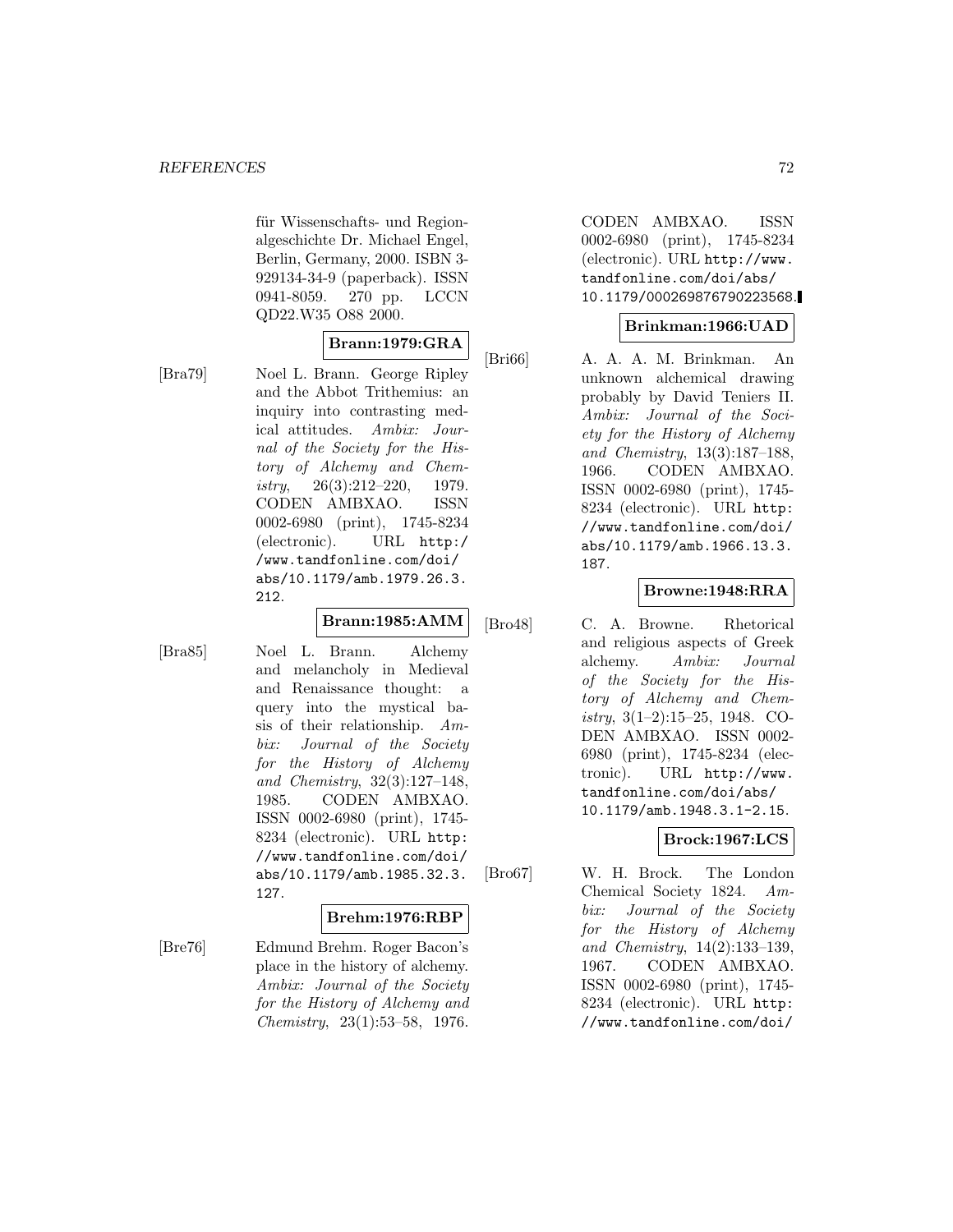für Wissenschafts- und Regionalgeschichte Dr. Michael Engel, Berlin, Germany, 2000. ISBN 3-929134-34-9 (paperback). ISSN 0941-8059. 270 pp. LCCN QD22.W35 O88 2000.

**Brann:1979:GRA**

[Bra79] Noel L. Brann. George Ripley and the Abbot Trithemius: an inquiry into contrasting medical attitudes. *Ambix: Journal of the Society for the History of Alchemy and Chemistry*, 26(3):212–220, 1979. CODEN AMBXAO. ISSN 0002-6980 (print), 1745-8234 (electronic). URL http://www.tandfonline.com/doi/abs/10.1179/amb.1979.26.3.212.

**Brann:1985:AMM**

[Bra85] Noel L. Brann. Alchemy and melancholy in Medieval and Renaissance thought: a query into the mystical basis of their relationship. *Ambix: Journal of the Society for the History of Alchemy and Chemistry*, 32(3):127–148, 1985. CODEN AMBXAO. ISSN 0002-6980 (print), 1745-8234 (electronic). URL http://www.tandfonline.com/doi/abs/10.1179/amb.1985.32.3.127.

**Brehm:1976:RBP**

[Bre76] Edmund Brehm. Roger Bacon's place in the history of alchemy. *Ambix: Journal of the Society for the History of Alchemy and Chemistry*, 23(1):53–58, 1976. CODEN AMBXAO. ISSN 0002-6980 (print), 1745-8234 (electronic). URL http://www.tandfonline.com/doi/abs/10.1179/000269876790223568.

**Brinkman:1966:UAD**

[Bri66] A. A. A. M. Brinkman. An unknown alchemical drawing probably by David Teniers II. *Ambix: Journal of the Society for the History of Alchemy and Chemistry*, 13(3):187–188, 1966. CODEN AMBXAO. ISSN 0002-6980 (print), 1745-8234 (electronic). URL http://www.tandfonline.com/doi/abs/10.1179/amb.1966.13.3.187.

**Browne:1948:RRA**

[Bro48] C. A. Browne. Rhetorical and religious aspects of Greek alchemy. *Ambix: Journal of the Society for the History of Alchemy and Chemistry*, 3(1–2):15–25, 1948. CODEN AMBXAO. ISSN 0002-6980 (print), 1745-8234 (electronic). URL http://www.tandfonline.com/doi/abs/10.1179/amb.1948.3.1-2.15.

**Brock:1967:LCS**

[Bro67] W. H. Brock. The London Chemical Society 1824. *Ambix: Journal of the Society for the History of Alchemy and Chemistry*, 14(2):133–139, 1967. CODEN AMBXAO. ISSN 0002-6980 (print), 1745-8234 (electronic). URL http://www.tandfonline.com/doi/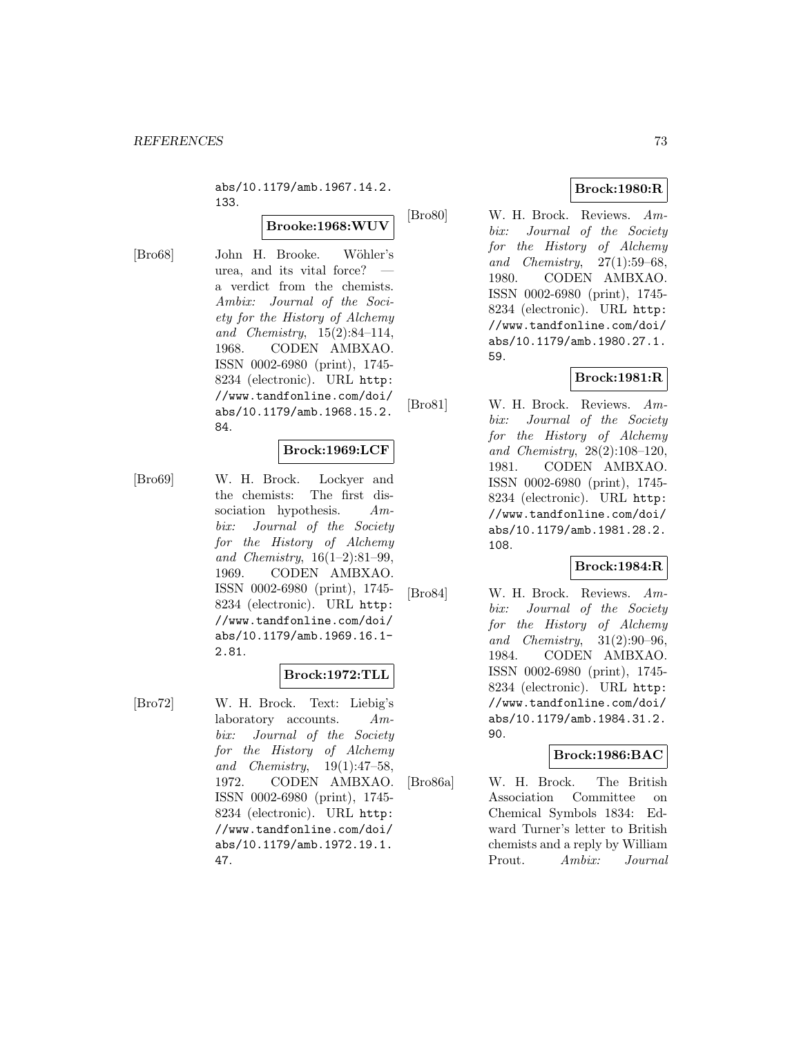abs/10.1179/amb.1967.14.2.133.

**Brooke:1968:WUV**

[Bro68] John H. Brooke. Wöhler's urea, and its vital force? — a verdict from the chemists. *Ambix: Journal of the Society for the History of Alchemy and Chemistry*, 15(2):84–114, 1968. CODEN AMBXAO. ISSN 0002-6980 (print), 1745-8234 (electronic). URL http://www.tandfonline.com/doi/abs/10.1179/amb.1968.15.2.84.

**Brock:1969:LCF**

[Bro69] W. H. Brock. Lockyer and the chemists: The first dissociation hypothesis. *Ambix: Journal of the Society for the History of Alchemy and Chemistry*, 16(1–2):81–99, 1969. CODEN AMBXAO. ISSN 0002-6980 (print), 1745-8234 (electronic). URL http://www.tandfonline.com/doi/abs/10.1179/amb.1969.16.1-2.81.

**Brock:1972:TLL**

[Bro72] W. H. Brock. Text: Liebig's laboratory accounts. *Ambix: Journal of the Society for the History of Alchemy and Chemistry*, 19(1):47–58, 1972. CODEN AMBXAO. ISSN 0002-6980 (print), 1745-8234 (electronic). URL http://www.tandfonline.com/doi/abs/10.1179/amb.1972.19.1.47.

**Brock:1980:R**

[Bro80] W. H. Brock. Reviews. *Ambix: Journal of the Society for the History of Alchemy and Chemistry*, 27(1):59–68, 1980. CODEN AMBXAO. ISSN 0002-6980 (print), 1745-8234 (electronic). URL http://www.tandfonline.com/doi/abs/10.1179/amb.1980.27.1.59.

**Brock:1981:R**

[Bro81] W. H. Brock. Reviews. *Ambix: Journal of the Society for the History of Alchemy and Chemistry*, 28(2):108–120, 1981. CODEN AMBXAO. ISSN 0002-6980 (print), 1745-8234 (electronic). URL http://www.tandfonline.com/doi/abs/10.1179/amb.1981.28.2.108.

**Brock:1984:R**

[Bro84] W. H. Brock. Reviews. *Ambix: Journal of the Society for the History of Alchemy and Chemistry*, 31(2):90–96, 1984. CODEN AMBXAO. ISSN 0002-6980 (print), 1745-8234 (electronic). URL http://www.tandfonline.com/doi/abs/10.1179/amb.1984.31.2.90.

**Brock:1986:BAC**

[Bro86a] W. H. Brock. The British Association Committee on Chemical Symbols 1834: Edward Turner's letter to British chemists and a reply by William Prout. *Ambix: Journal*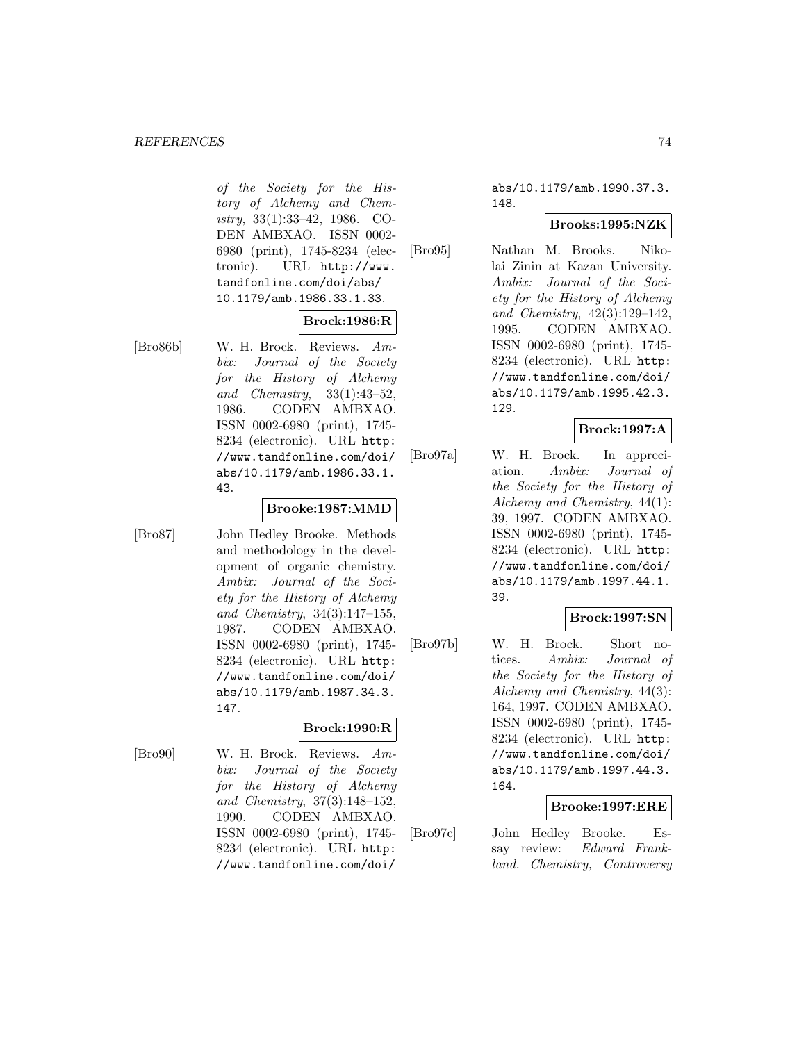of the Society for the History of Alchemy and Chemistry, 33(1):33–42, 1986. CODEN AMBXAO. ISSN 0002-6980 (print), 1745-8234 (electronic). URL http://www.tandfonline.com/doi/abs/10.1179/amb.1986.33.1.33.

**Brock:1986:R**

[Bro86b] W. H. Brock. Reviews. *Ambix: Journal of the Society for the History of Alchemy and Chemistry*, 33(1):43–52, 1986. CODEN AMBXAO. ISSN 0002-6980 (print), 1745-8234 (electronic). URL http://www.tandfonline.com/doi/abs/10.1179/amb.1986.33.1.43.

**Brooke:1987:MMD**

[Bro87] John Hedley Brooke. Methods and methodology in the development of organic chemistry. *Ambix: Journal of the Society for the History of Alchemy and Chemistry*, 34(3):147–155, 1987. CODEN AMBXAO. ISSN 0002-6980 (print), 1745-8234 (electronic). URL http://www.tandfonline.com/doi/abs/10.1179/amb.1987.34.3.147.

**Brock:1990:R**

[Bro90] W. H. Brock. Reviews. *Ambix: Journal of the Society for the History of Alchemy and Chemistry*, 37(3):148–152, 1990. CODEN AMBXAO. ISSN 0002-6980 (print), 1745-8234 (electronic). URL http://www.tandfonline.com/doi/abs/10.1179/amb.1990.37.3.148.

**Brooks:1995:NZK**

[Bro95] Nathan M. Brooks. Nikolai Zinin at Kazan University. *Ambix: Journal of the Society for the History of Alchemy and Chemistry*, 42(3):129–142, 1995. CODEN AMBXAO. ISSN 0002-6980 (print), 1745-8234 (electronic). URL http://www.tandfonline.com/doi/abs/10.1179/amb.1995.42.3.129.

**Brock:1997:A**

[Bro97a] W. H. Brock. In appreciation. *Ambix: Journal of the Society for the History of Alchemy and Chemistry*, 44(1):39, 1997. CODEN AMBXAO. ISSN 0002-6980 (print), 1745-8234 (electronic). URL http://www.tandfonline.com/doi/abs/10.1179/amb.1997.44.1.39.

**Brock:1997:SN**

[Bro97b] W. H. Brock. Short notices. *Ambix: Journal of the Society for the History of Alchemy and Chemistry*, 44(3):164, 1997. CODEN AMBXAO. ISSN 0002-6980 (print), 1745-8234 (electronic). URL http://www.tandfonline.com/doi/abs/10.1179/amb.1997.44.3.164.

**Brooke:1997:ERE**

[Bro97c] John Hedley Brooke. Essay review: *Edward Frankland. Chemistry, Controversy*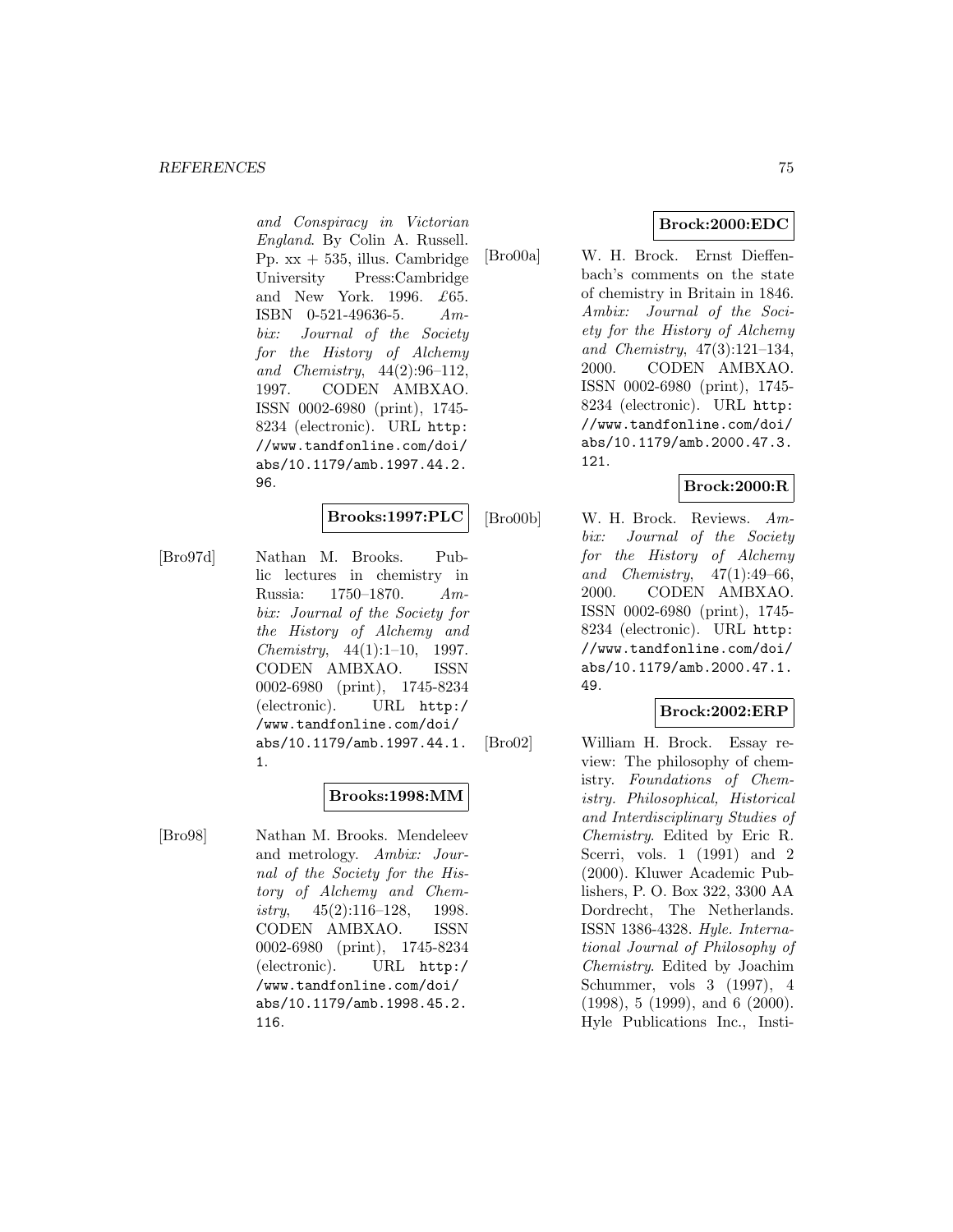and Conspiracy in Victorian England*. By Colin A. Russell. Pp. xx + 535, illus. Cambridge University Press:Cambridge and New York. 1996. £65. ISBN 0-521-49636-5. *Ambix: Journal of the Society for the History of Alchemy and Chemistry*, 44(2):96–112, 1997. CODEN AMBXAO. ISSN 0002-6980 (print), 1745-8234 (electronic). URL http://www.tandfonline.com/doi/abs/10.1179/amb.1997.44.2.96.

**Brooks:1997:PLC**

[Bro97d] Nathan M. Brooks. Public lectures in chemistry in Russia: 1750–1870. *Ambix: Journal of the Society for the History of Alchemy and Chemistry*, 44(1):1–10, 1997. CODEN AMBXAO. ISSN 0002-6980 (print), 1745-8234 (electronic). URL http://www.tandfonline.com/doi/abs/10.1179/amb.1997.44.1.1.

**Brooks:1998:MM**

[Bro98] Nathan M. Brooks. Mendeleev and metrology. *Ambix: Journal of the Society for the History of Alchemy and Chemistry*, 45(2):116–128, 1998. CODEN AMBXAO. ISSN 0002-6980 (print), 1745-8234 (electronic). URL http://www.tandfonline.com/doi/abs/10.1179/amb.1998.45.2.116.

**Brock:2000:EDC**

[Bro00a] W. H. Brock. Ernst Dieffenbach's comments on the state of chemistry in Britain in 1846. *Ambix: Journal of the Society for the History of Alchemy and Chemistry*, 47(3):121–134, 2000. CODEN AMBXAO. ISSN 0002-6980 (print), 1745-8234 (electronic). URL http://www.tandfonline.com/doi/abs/10.1179/amb.2000.47.3.121.

**Brock:2000:R**

[Bro00b] W. H. Brock. Reviews. *Ambix: Journal of the Society for the History of Alchemy and Chemistry*, 47(1):49–66, 2000. CODEN AMBXAO. ISSN 0002-6980 (print), 1745-8234 (electronic). URL http://www.tandfonline.com/doi/abs/10.1179/amb.2000.47.1.49.

**Brock:2002:ERP**

[Bro02] William H. Brock. Essay review: The philosophy of chemistry. *Foundations of Chemistry. Philosophical, Historical and Interdisciplinary Studies of Chemistry*. Edited by Eric R. Scerri, vols. 1 (1991) and 2 (2000). Kluwer Academic Publishers, P. O. Box 322, 3300 AA Dordrecht, The Netherlands. ISSN 1386-4328. *Hyle. International Journal of Philosophy of Chemistry*. Edited by Joachim Schummer, vols 3 (1997), 4 (1998), 5 (1999), and 6 (2000). Hyle Publications Inc., Insti-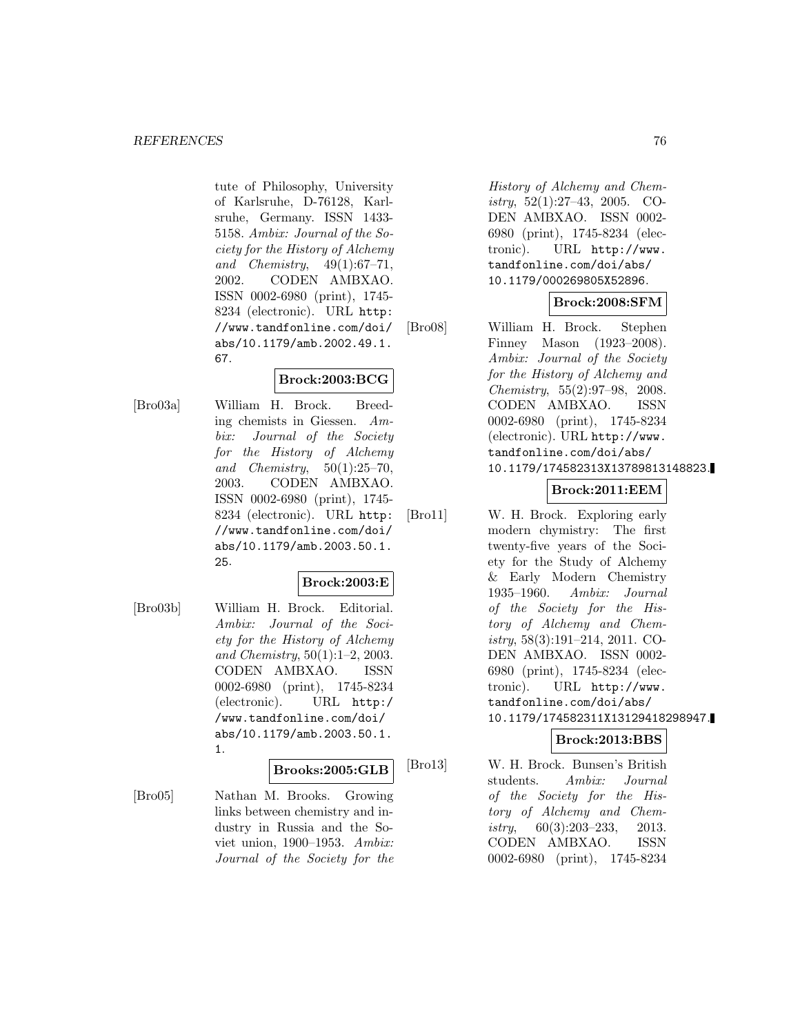tute of Philosophy, University of Karlsruhe, D-76128, Karlsruhe, Germany. ISSN 1433-5158. *Ambix: Journal of the Society for the History of Alchemy and Chemistry*, 49(1):67–71, 2002. CODEN AMBXAO. ISSN 0002-6980 (print), 1745-8234 (electronic). URL http://www.tandfonline.com/doi/abs/10.1179/amb.2002.49.1.67.

**Brock:2003:BCG**

[Bro03a] William H. Brock. Breeding chemists in Giessen. *Ambix: Journal of the Society for the History of Alchemy and Chemistry*, 50(1):25–70, 2003. CODEN AMBXAO. ISSN 0002-6980 (print), 1745-8234 (electronic). URL http://www.tandfonline.com/doi/abs/10.1179/amb.2003.50.1.25.

**Brock:2003:E**

[Bro03b] William H. Brock. Editorial. *Ambix: Journal of the Society for the History of Alchemy and Chemistry*, 50(1):1–2, 2003. CODEN AMBXAO. ISSN 0002-6980 (print), 1745-8234 (electronic). URL http://www.tandfonline.com/doi/abs/10.1179/amb.2003.50.1.1.

**Brooks:2005:GLB**

[Bro05] Nathan M. Brooks. Growing links between chemistry and industry in Russia and the Soviet union, 1900–1953. *Ambix: Journal of the Society for the History of Alchemy and Chemistry*, 52(1):27–43, 2005. CODEN AMBXAO. ISSN 0002-6980 (print), 1745-8234 (electronic). URL http://www.tandfonline.com/doi/abs/10.1179/000269805X52896.

**Brock:2008:SFM**

[Bro08] William H. Brock. Stephen Finney Mason (1923–2008). *Ambix: Journal of the Society for the History of Alchemy and Chemistry*, 55(2):97–98, 2008. CODEN AMBXAO. ISSN 0002-6980 (print), 1745-8234 (electronic). URL http://www.tandfonline.com/doi/abs/10.1179/174582313X13789813148823.

**Brock:2011:EEM**

[Bro11] W. H. Brock. Exploring early modern chymistry: The first twenty-five years of the Society for the Study of Alchemy & Early Modern Chemistry 1935–1960. *Ambix: Journal of the Society for the History of Alchemy and Chemistry*, 58(3):191–214, 2011. CODEN AMBXAO. ISSN 0002-6980 (print), 1745-8234 (electronic). URL http://www.tandfonline.com/doi/abs/10.1179/174582311X13129418298947.

**Brock:2013:BBS**

[Bro13] W. H. Brock. Bunsen's British students. *Ambix: Journal of the Society for the History of Alchemy and Chemistry*, 60(3):203–233, 2013. CODEN AMBXAO. ISSN 0002-6980 (print), 1745-8234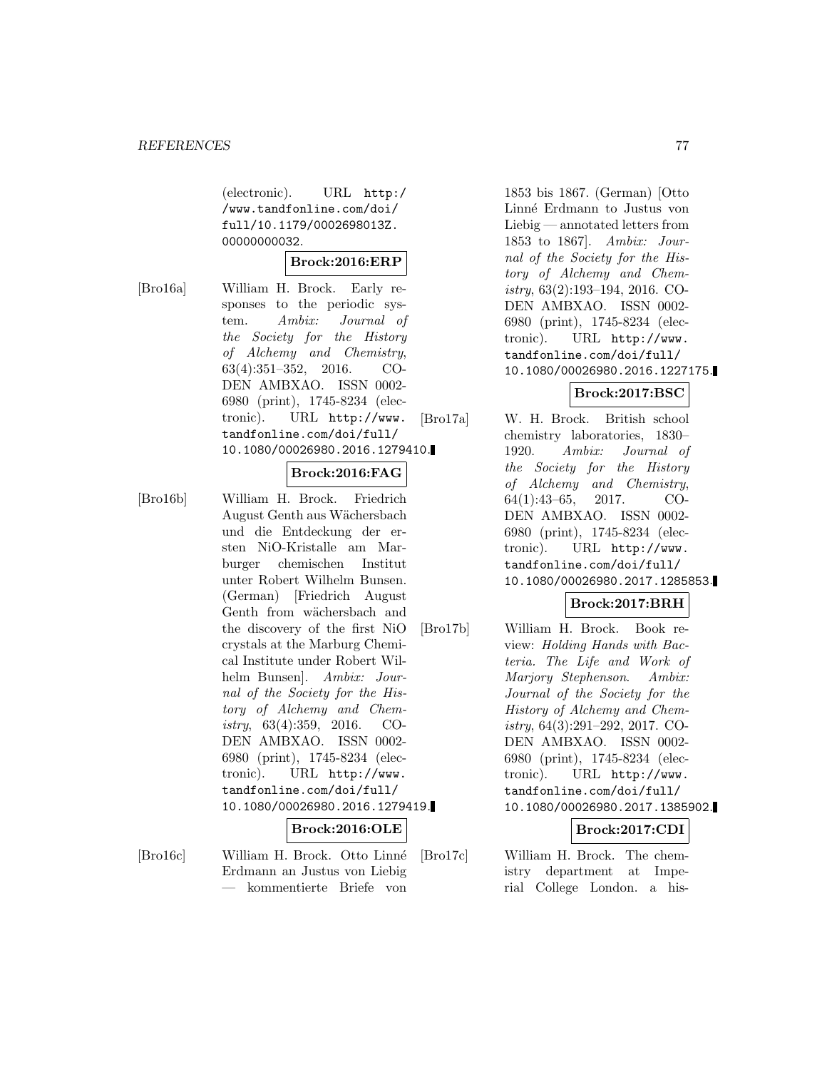(electronic). URL http://www.tandfonline.com/doi/full/10.1179/0002698013Z.00000000032.

**Brock:2016:ERP**

[Bro16a] William H. Brock. Early responses to the periodic system. *Ambix: Journal of the Society for the History of Alchemy and Chemistry*, 63(4):351–352, 2016. CODEN AMBXAO. ISSN 0002-6980 (print), 1745-8234 (electronic). URL http://www.tandfonline.com/doi/full/10.1080/00026980.2016.1279410.

**Brock:2016:FAG**

[Bro16b] William H. Brock. Friedrich August Genth aus Wächersbach und die Entdeckung der ersten NiO-Kristalle am Marburger chemischen Institut unter Robert Wilhelm Bunsen. (German) [Friedrich August Genth from wächersbach and the discovery of the first NiO crystals at the Marburg Chemical Institute under Robert Wilhelm Bunsen]. *Ambix: Journal of the Society for the History of Alchemy and Chemistry*, 63(4):359, 2016. CODEN AMBXAO. ISSN 0002-6980 (print), 1745-8234 (electronic). URL http://www.tandfonline.com/doi/full/10.1080/00026980.2016.1279419.

**Brock:2016:OLE**

[Bro16c] William H. Brock. Otto Linné Erdmann an Justus von Liebig — kommentierte Briefe von 1853 bis 1867. (German) [Otto Linné Erdmann to Justus von Liebig — annotated letters from 1853 to 1867]. *Ambix: Journal of the Society for the History of Alchemy and Chemistry*, 63(2):193–194, 2016. CODEN AMBXAO. ISSN 0002-6980 (print), 1745-8234 (electronic). URL http://www.tandfonline.com/doi/full/10.1080/00026980.2016.1227175.

**Brock:2017:BSC**

[Bro17a] W. H. Brock. British school chemistry laboratories, 1830–1920. *Ambix: Journal of the Society for the History of Alchemy and Chemistry*, 64(1):43–65, 2017. CODEN AMBXAO. ISSN 0002-6980 (print), 1745-8234 (electronic). URL http://www.tandfonline.com/doi/full/10.1080/00026980.2017.1285853.

**Brock:2017:BRH**

[Bro17b] William H. Brock. Book review: *Holding Hands with Bacteria. The Life and Work of Marjory Stephenson*. *Ambix: Journal of the Society for the History of Alchemy and Chemistry*, 64(3):291–292, 2017. CODEN AMBXAO. ISSN 0002-6980 (print), 1745-8234 (electronic). URL http://www.tandfonline.com/doi/full/10.1080/00026980.2017.1385902.

**Brock:2017:CDI**

[Bro17c] William H. Brock. The chemistry department at Imperial College London. a his-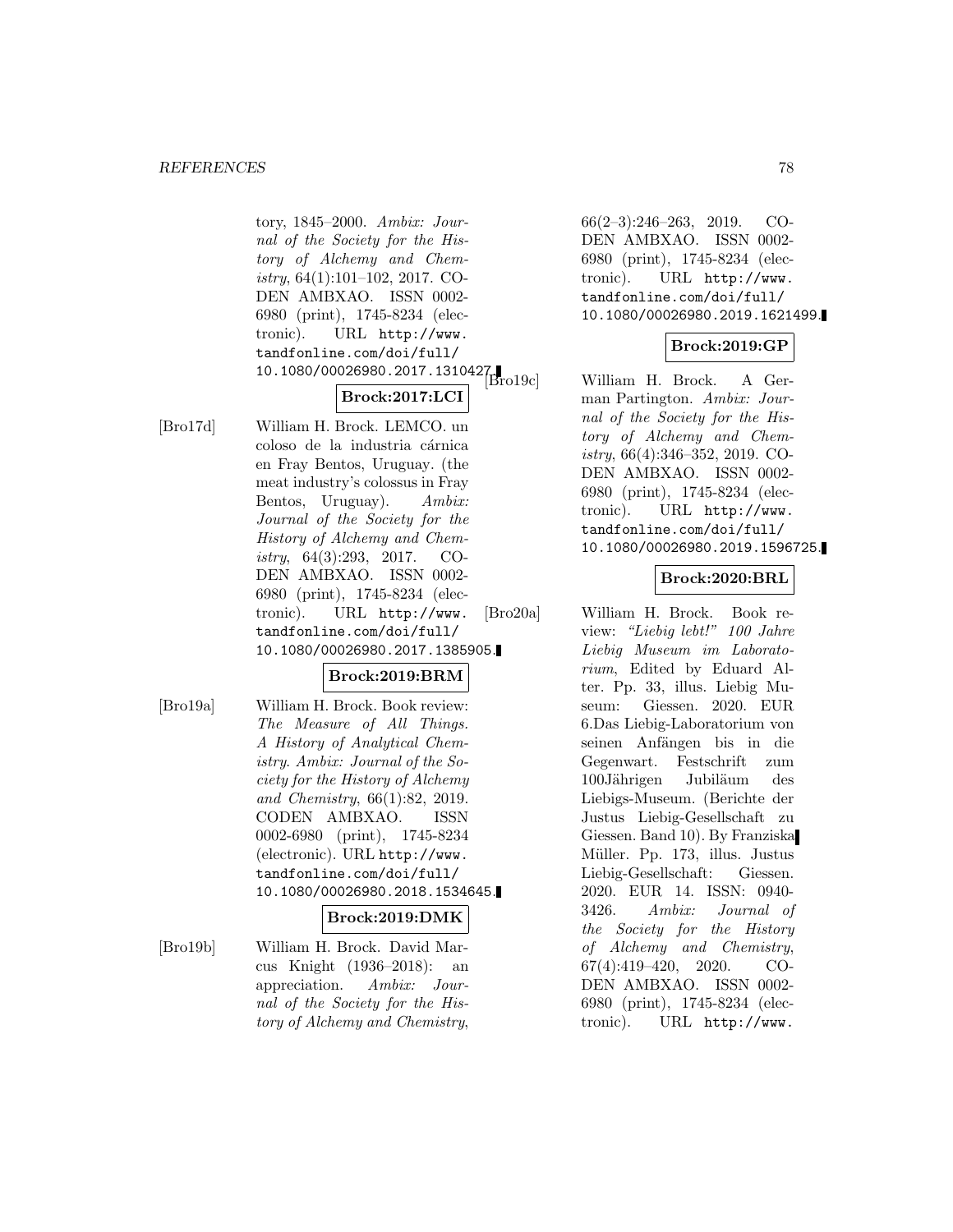tory, 1845–2000. *Ambix: Journal of the Society for the History of Alchemy and Chemistry*, 64(1):101–102, 2017. CODEN AMBXAO. ISSN 0002-6980 (print), 1745-8234 (electronic). URL http://www.tandfonline.com/doi/full/10.1080/00026980.2017.1310427.

**Brock:2017:LCI**

[Bro17d] William H. Brock. LEMCO. un coloso de la industria cárnica en Fray Bentos, Uruguay. (the meat industry's colossus in Fray Bentos, Uruguay). *Ambix: Journal of the Society for the History of Alchemy and Chemistry*, 64(3):293, 2017. CODEN AMBXAO. ISSN 0002-6980 (print), 1745-8234 (electronic). URL http://www.tandfonline.com/doi/full/10.1080/00026980.2017.1385905.

**Brock:2019:BRM**

[Bro19a] William H. Brock. Book review: *The Measure of All Things. A History of Analytical Chemistry*. *Ambix: Journal of the Society for the History of Alchemy and Chemistry*, 66(1):82, 2019. CODEN AMBXAO. ISSN 0002-6980 (print), 1745-8234 (electronic). URL http://www.tandfonline.com/doi/full/10.1080/00026980.2018.1534645.

**Brock:2019:DMK**

[Bro19b] William H. Brock. David Marcus Knight (1936–2018): an appreciation. *Ambix: Journal of the Society for the History of Alchemy and Chemistry*, 66(2–3):246–263, 2019. CODEN AMBXAO. ISSN 0002-6980 (print), 1745-8234 (electronic). URL http://www.tandfonline.com/doi/full/10.1080/00026980.2019.1621499.

**Brock:2019:GP**

[Bro19c] William H. Brock. A German Partington. *Ambix: Journal of the Society for the History of Alchemy and Chemistry*, 66(4):346–352, 2019. CODEN AMBXAO. ISSN 0002-6980 (print), 1745-8234 (electronic). URL http://www.tandfonline.com/doi/full/10.1080/00026980.2019.1596725.

**Brock:2020:BRL**

[Bro20a] William H. Brock. Book review: *"Liebig lebt!" 100 Jahre Liebig Museum im Laboratorium*, Edited by Eduard Alter. Pp. 33, illus. Liebig Museum: Giessen. 2020. EUR 6.Das Liebig-Laboratorium von seinen Anfängen bis in die Gegenwart. Festschrift zum 100Jährigen Jubiläum des Liebigs-Museum. (Berichte der Justus Liebig-Gesellschaft zu Giessen. Band 10). By Franziska Müller. Pp. 173, illus. Justus Liebig-Gesellschaft: Giessen. 2020. EUR 14. ISSN: 0940-3426. *Ambix: Journal of the Society for the History of Alchemy and Chemistry*, 67(4):419–420, 2020. CODEN AMBXAO. ISSN 0002-6980 (print), 1745-8234 (electronic). URL http://www.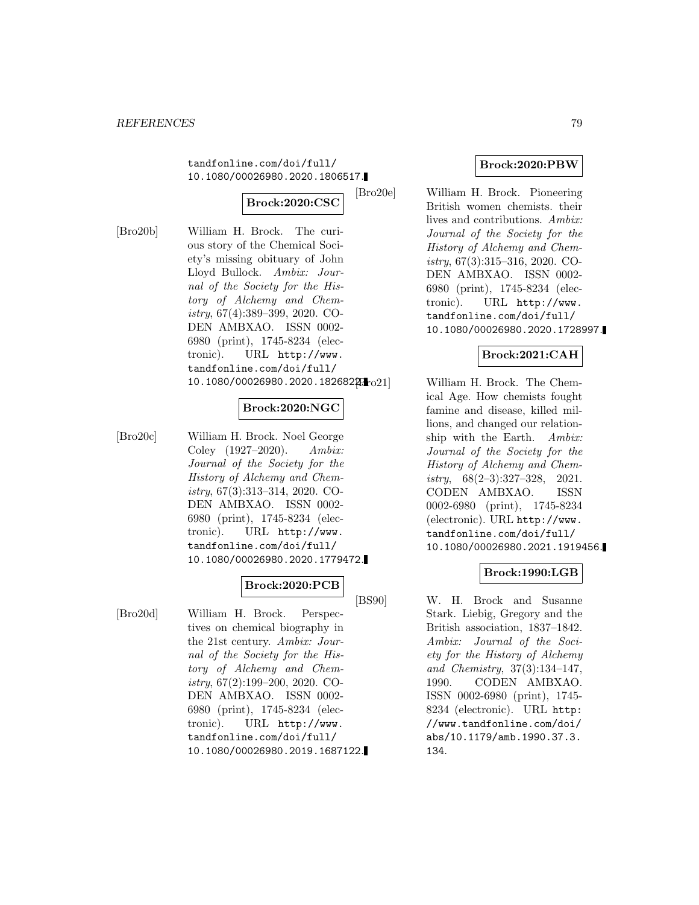tandfonline.com/doi/full/10.1080/00026980.2020.1806517.

**Brock:2020:CSC**

[Bro20b] William H. Brock. The curious story of the Chemical Society's missing obituary of John Lloyd Bullock. *Ambix: Journal of the Society for the History of Alchemy and Chemistry*, 67(4):389–399, 2020. CODEN AMBXAO. ISSN 0002-6980 (print), 1745-8234 (electronic). URL http://www.tandfonline.com/doi/full/10.1080/00026980.2020.1826824.

**Brock:2020:NGC**

[Bro20c] William H. Brock. Noel George Coley (1927–2020). *Ambix: Journal of the Society for the History of Alchemy and Chemistry*, 67(3):313–314, 2020. CODEN AMBXAO. ISSN 0002-6980 (print), 1745-8234 (electronic). URL http://www.tandfonline.com/doi/full/10.1080/00026980.2020.1779472.

**Brock:2020:PCB**

[Bro20d] William H. Brock. Perspectives on chemical biography in the 21st century. *Ambix: Journal of the Society for the History of Alchemy and Chemistry*, 67(2):199–200, 2020. CODEN AMBXAO. ISSN 0002-6980 (print), 1745-8234 (electronic). URL http://www.tandfonline.com/doi/full/10.1080/00026980.2019.1687122.

**Brock:2020:PBW**

[Bro20e] William H. Brock. Pioneering British women chemists. their lives and contributions. *Ambix: Journal of the Society for the History of Alchemy and Chemistry*, 67(3):315–316, 2020. CODEN AMBXAO. ISSN 0002-6980 (print), 1745-8234 (electronic). URL http://www.tandfonline.com/doi/full/10.1080/00026980.2020.1728997.

**Brock:2021:CAH**

[Bro21] William H. Brock. The Chemical Age. How chemists fought famine and disease, killed millions, and changed our relationship with the Earth. *Ambix: Journal of the Society for the History of Alchemy and Chemistry*, 68(2–3):327–328, 2021. CODEN AMBXAO. ISSN 0002-6980 (print), 1745-8234 (electronic). URL http://www.tandfonline.com/doi/full/10.1080/00026980.2021.1919456.

**Brock:1990:LGB**

[BS90] W. H. Brock and Susanne Stark. Liebig, Gregory and the British association, 1837–1842. *Ambix: Journal of the Society for the History of Alchemy and Chemistry*, 37(3):134–147, 1990. CODEN AMBXAO. ISSN 0002-6980 (print), 1745-8234 (electronic). URL http://www.tandfonline.com/doi/abs/10.1179/amb.1990.37.3.134.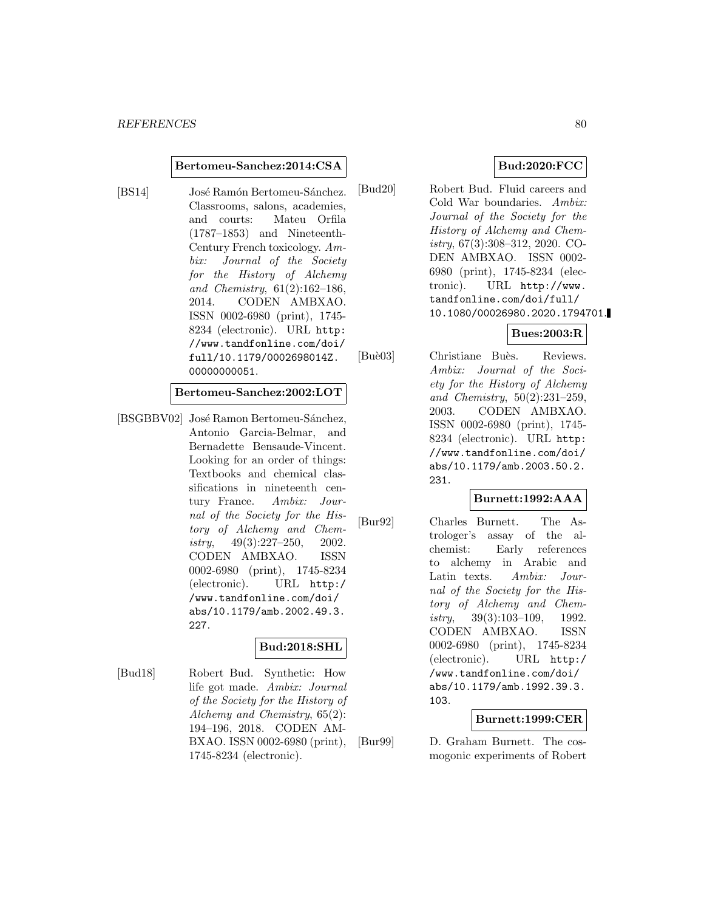**Bertomeu-Sanchez:2014:CSA**

[BS14] José Ramón Bertomeu-Sánchez. Classrooms, salons, academies, and courts: Mateu Orfila (1787–1853) and Nineteenth-Century French toxicology. *Ambix: Journal of the Society for the History of Alchemy and Chemistry*, 61(2):162–186, 2014. CODEN AMBXAO. ISSN 0002-6980 (print), 1745-8234 (electronic). URL http://www.tandfonline.com/doi/full/10.1179/0002698014Z.00000000051.

**Bertomeu-Sanchez:2002:LOT**

[BSGBBV02] José Ramon Bertomeu-Sánchez, Antonio Garcia-Belmar, and Bernadette Bensaude-Vincent. Looking for an order of things: Textbooks and chemical classifications in nineteenth century France. *Ambix: Journal of the Society for the History of Alchemy and Chemistry*, 49(3):227–250, 2002. CODEN AMBXAO. ISSN 0002-6980 (print), 1745-8234 (electronic). URL http://www.tandfonline.com/doi/abs/10.1179/amb.2002.49.3.227.

**Bud:2018:SHL**

[Bud18] Robert Bud. Synthetic: How life got made. *Ambix: Journal of the Society for the History of Alchemy and Chemistry*, 65(2):194–196, 2018. CODEN AMBXAO. ISSN 0002-6980 (print), 1745-8234 (electronic).

**Bud:2020:FCC**

[Bud20] Robert Bud. Fluid careers and Cold War boundaries. *Ambix: Journal of the Society for the History of Alchemy and Chemistry*, 67(3):308–312, 2020. CODEN AMBXAO. ISSN 0002-6980 (print), 1745-8234 (electronic). URL http://www.tandfonline.com/doi/full/10.1080/00026980.2020.1794701.

**Bues:2003:R**

[Buè03] Christiane Buès. Reviews. *Ambix: Journal of the Society for the History of Alchemy and Chemistry*, 50(2):231–259, 2003. CODEN AMBXAO. ISSN 0002-6980 (print), 1745-8234 (electronic). URL http://www.tandfonline.com/doi/abs/10.1179/amb.2003.50.2.231.

**Burnett:1992:AAA**

[Bur92] Charles Burnett. The Astrologer's assay of the alchemist: Early references to alchemy in Arabic and Latin texts. *Ambix: Journal of the Society for the History of Alchemy and Chemistry*, 39(3):103–109, 1992. CODEN AMBXAO. ISSN 0002-6980 (print), 1745-8234 (electronic). URL http://www.tandfonline.com/doi/abs/10.1179/amb.1992.39.3.103.

**Burnett:1999:CER**

[Bur99] D. Graham Burnett. The cosmogonic experiments of Robert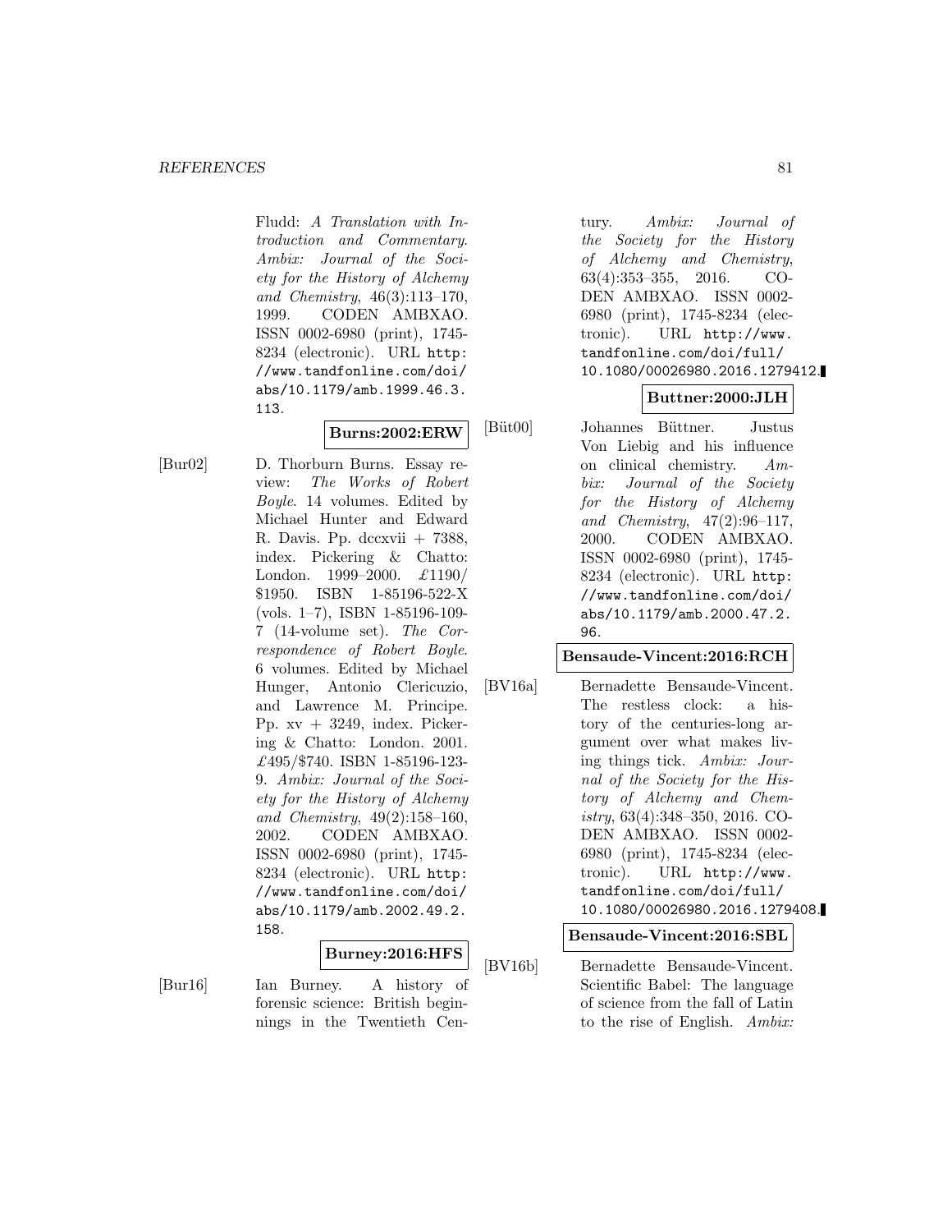Fludd: *A Translation with Introduction and Commentary*. *Ambix: Journal of the Society for the History of Alchemy and Chemistry*, 46(3):113–170, 1999. CODEN AMBXAO. ISSN 0002-6980 (print), 1745-8234 (electronic). URL http://www.tandfonline.com/doi/abs/10.1179/amb.1999.46.3.113.

**Burns:2002:ERW**

[Bur02] D. Thorburn Burns. Essay review: *The Works of Robert Boyle*. 14 volumes. Edited by Michael Hunter and Edward R. Davis. Pp. dccxvii + 7388, index. Pickering & Chatto: London. 1999–2000. £1190/ $1950. ISBN 1-85196-522-X (vols. 1–7), ISBN 1-85196-109-7 (14-volume set). *The Correspondence of Robert Boyle*. 6 volumes. Edited by Michael Hunger, Antonio Clericuzio, and Lawrence M. Principe. Pp. xv + 3249, index. Pickering & Chatto: London. 2001. £495/$740. ISBN 1-85196-123-9. *Ambix: Journal of the Society for the History of Alchemy and Chemistry*, 49(2):158–160, 2002. CODEN AMBXAO. ISSN 0002-6980 (print), 1745-8234 (electronic). URL http://www.tandfonline.com/doi/abs/10.1179/amb.2002.49.2.158.

**Burney:2016:HFS**

[Bur16] Ian Burney. A history of forensic science: British beginnings in the Twentieth Century. *Ambix: Journal of the Society for the History of Alchemy and Chemistry*, 63(4):353–355, 2016. CODEN AMBXAO. ISSN 0002-6980 (print), 1745-8234 (electronic). URL http://www.tandfonline.com/doi/full/10.1080/00026980.2016.1279412.

**Buttner:2000:JLH**

[Büt00] Johannes Büttner. Justus Von Liebig and his influence on clinical chemistry. *Ambix: Journal of the Society for the History of Alchemy and Chemistry*, 47(2):96–117, 2000. CODEN AMBXAO. ISSN 0002-6980 (print), 1745-8234 (electronic). URL http://www.tandfonline.com/doi/abs/10.1179/amb.2000.47.2.96.

**Bensaude-Vincent:2016:RCH**

[BV16a] Bernadette Bensaude-Vincent. The restless clock: a history of the centuries-long argument over what makes living things tick. *Ambix: Journal of the Society for the History of Alchemy and Chemistry*, 63(4):348–350, 2016. CODEN AMBXAO. ISSN 0002-6980 (print), 1745-8234 (electronic). URL http://www.tandfonline.com/doi/full/10.1080/00026980.2016.1279408.

**Bensaude-Vincent:2016:SBL**

[BV16b] Bernadette Bensaude-Vincent. Scientific Babel: The language of science from the fall of Latin to the rise of English. *Ambix:*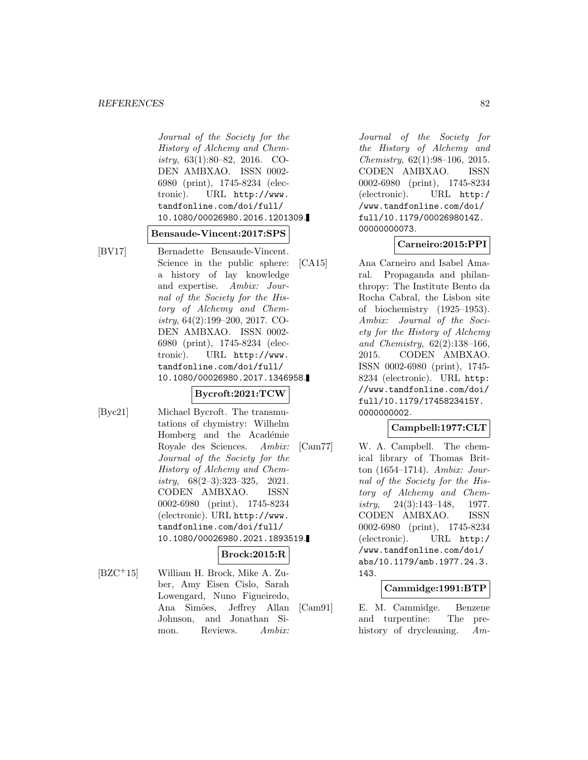*Journal of the Society for the History of Alchemy and Chemistry*, 63(1):80–82, 2016. CODEN AMBXAO. ISSN 0002-6980 (print), 1745-8234 (electronic). URL http://www.tandfonline.com/doi/full/10.1080/00026980.2016.1201309.

**Bensaude-Vincent:2017:SPS**

[BV17] Bernadette Bensaude-Vincent. Science in the public sphere: a history of lay knowledge and expertise. *Ambix: Journal of the Society for the History of Alchemy and Chemistry*, 64(2):199–200, 2017. CODEN AMBXAO. ISSN 0002-6980 (print), 1745-8234 (electronic). URL http://www.tandfonline.com/doi/full/10.1080/00026980.2017.1346958.

**Bycroft:2021:TCW**

[Byc21] Michael Bycroft. The transmutations of chymistry: Wilhelm Homberg and the Académie Royale des Sciences. *Ambix: Journal of the Society for the History of Alchemy and Chemistry*, 68(2–3):323–325, 2021. CODEN AMBXAO. ISSN 0002-6980 (print), 1745-8234 (electronic). URL http://www.tandfonline.com/doi/full/10.1080/00026980.2021.1893519.

**Brock:2015:R**

[BZC+15] William H. Brock, Mike A. Zuber, Amy Eisen Cislo, Sarah Lowengard, Nuno Figueiredo, Ana Simões, Jeffrey Allan Johnson, and Jonathan Simon. Reviews. *Ambix: Journal of the Society for the History of Alchemy and Chemistry*, 62(1):98–106, 2015. CODEN AMBXAO. ISSN 0002-6980 (print), 1745-8234 (electronic). URL http://www.tandfonline.com/doi/full/10.1179/0002698014Z.00000000073.

**Carneiro:2015:PPI**

[CA15] Ana Carneiro and Isabel Amaral. Propaganda and philanthropy: The Institute Bento da Rocha Cabral, the Lisbon site of biochemistry (1925–1953). *Ambix: Journal of the Society for the History of Alchemy and Chemistry*, 62(2):138–166, 2015. CODEN AMBXAO. ISSN 0002-6980 (print), 1745-8234 (electronic). URL http://www.tandfonline.com/doi/full/10.1179/1745823415Y.0000000002.

**Campbell:1977:CLT**

[Cam77] W. A. Campbell. The chemical library of Thomas Britton (1654–1714). *Ambix: Journal of the Society for the History of Alchemy and Chemistry*, 24(3):143–148, 1977. CODEN AMBXAO. ISSN 0002-6980 (print), 1745-8234 (electronic). URL http://www.tandfonline.com/doi/abs/10.1179/amb.1977.24.3.143.

**Cammidge:1991:BTP**

[Cam91] E. M. Cammidge. Benzene and turpentine: The prehistory of drycleaning. *Am-*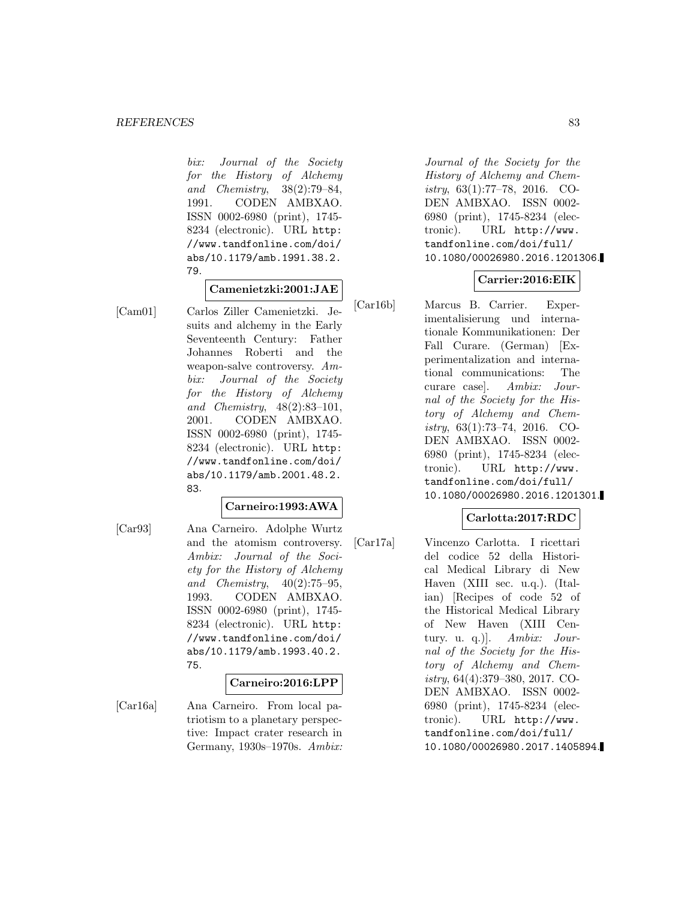*bix: Journal of the Society for the History of Alchemy and Chemistry*, 38(2):79–84, 1991. CODEN AMBXAO. ISSN 0002-6980 (print), 1745-8234 (electronic). URL http://www.tandfonline.com/doi/abs/10.1179/amb.1991.38.2.79.

**Camenietzki:2001:JAE**

[Cam01] Carlos Ziller Camenietzki. Jesuits and alchemy in the Early Seventeenth Century: Father Johannes Roberti and the weapon-salve controversy. *Ambix: Journal of the Society for the History of Alchemy and Chemistry*, 48(2):83–101, 2001. CODEN AMBXAO. ISSN 0002-6980 (print), 1745-8234 (electronic). URL http://www.tandfonline.com/doi/abs/10.1179/amb.2001.48.2.83.

**Carneiro:1993:AWA**

[Car93] Ana Carneiro. Adolphe Wurtz and the atomism controversy. *Ambix: Journal of the Society for the History of Alchemy and Chemistry*, 40(2):75–95, 1993. CODEN AMBXAO. ISSN 0002-6980 (print), 1745-8234 (electronic). URL http://www.tandfonline.com/doi/abs/10.1179/amb.1993.40.2.75.

**Carneiro:2016:LPP**

[Car16a] Ana Carneiro. From local patriotism to a planetary perspective: Impact crater research in Germany, 1930s–1970s. *Ambix: Journal of the Society for the History of Alchemy and Chemistry*, 63(1):77–78, 2016. CODEN AMBXAO. ISSN 0002-6980 (print), 1745-8234 (electronic). URL http://www.tandfonline.com/doi/full/10.1080/00026980.2016.1201306.

**Carrier:2016:EIK**

[Car16b] Marcus B. Carrier. Experimentalisierung und internationale Kommunikationen: Der Fall Curare. (German) [Experimentalization and international communications: The curare case]. *Ambix: Journal of the Society for the History of Alchemy and Chemistry*, 63(1):73–74, 2016. CODEN AMBXAO. ISSN 0002-6980 (print), 1745-8234 (electronic). URL http://www.tandfonline.com/doi/full/10.1080/00026980.2016.1201301.

**Carlotta:2017:RDC**

[Car17a] Vincenzo Carlotta. I ricettari del codice 52 della Historical Medical Library di New Haven (XIII sec. u.q.). (Italian) [Recipes of code 52 of the Historical Medical Library of New Haven (XIII Century. u. q.)]. *Ambix: Journal of the Society for the History of Alchemy and Chemistry*, 64(4):379–380, 2017. CODEN AMBXAO. ISSN 0002-6980 (print), 1745-8234 (electronic). URL http://www.tandfonline.com/doi/full/10.1080/00026980.2017.1405894.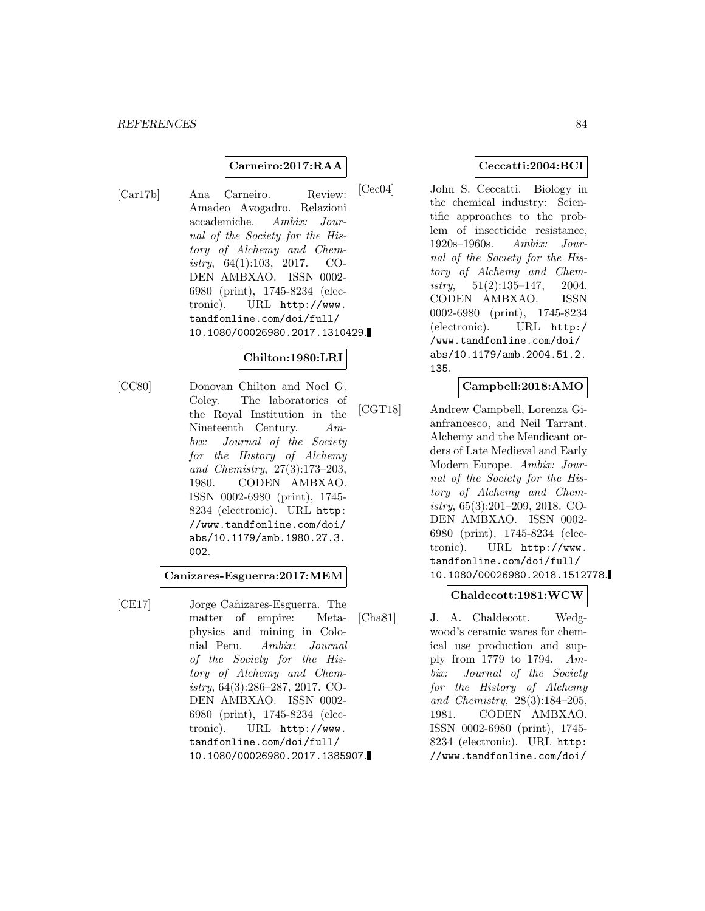**Carneiro:2017:RAA**

[Car17b] Ana Carneiro. Review: Amadeo Avogadro. Relazioni accademiche. *Ambix: Journal of the Society for the History of Alchemy and Chemistry*, 64(1):103, 2017. CODEN AMBXAO. ISSN 0002-6980 (print), 1745-8234 (electronic). URL http://www.tandfonline.com/doi/full/10.1080/00026980.2017.1310429.

**Chilton:1980:LRI**

[CC80] Donovan Chilton and Noel G. Coley. The laboratories of the Royal Institution in the Nineteenth Century. *Ambix: Journal of the Society for the History of Alchemy and Chemistry*, 27(3):173–203, 1980. CODEN AMBXAO. ISSN 0002-6980 (print), 1745-8234 (electronic). URL http://www.tandfonline.com/doi/abs/10.1179/amb.1980.27.3.002.

**Canizares-Esguerra:2017:MEM**

[CE17] Jorge Cañizares-Esguerra. The matter of empire: Metaphysics and mining in Colonial Peru. *Ambix: Journal of the Society for the History of Alchemy and Chemistry*, 64(3):286–287, 2017. CODEN AMBXAO. ISSN 0002-6980 (print), 1745-8234 (electronic). URL http://www.tandfonline.com/doi/full/10.1080/00026980.2017.1385907.

**Ceccatti:2004:BCI**

[Cec04] John S. Ceccatti. Biology in the chemical industry: Scientific approaches to the problem of insecticide resistance, 1920s–1960s. *Ambix: Journal of the Society for the History of Alchemy and Chemistry*, 51(2):135–147, 2004. CODEN AMBXAO. ISSN 0002-6980 (print), 1745-8234 (electronic). URL http://www.tandfonline.com/doi/abs/10.1179/amb.2004.51.2.135.

**Campbell:2018:AMO**

[CGT18] Andrew Campbell, Lorenza Gianfrancesco, and Neil Tarrant. Alchemy and the Mendicant orders of Late Medieval and Early Modern Europe. *Ambix: Journal of the Society for the History of Alchemy and Chemistry*, 65(3):201–209, 2018. CODEN AMBXAO. ISSN 0002-6980 (print), 1745-8234 (electronic). URL http://www.tandfonline.com/doi/full/10.1080/00026980.2018.1512778.

**Chaldecott:1981:WCW**

[Cha81] J. A. Chaldecott. Wedgwood's ceramic wares for chemical use production and supply from 1779 to 1794. *Ambix: Journal of the Society for the History of Alchemy and Chemistry*, 28(3):184–205, 1981. CODEN AMBXAO. ISSN 0002-6980 (print), 1745-8234 (electronic). URL http://www.tandfonline.com/doi/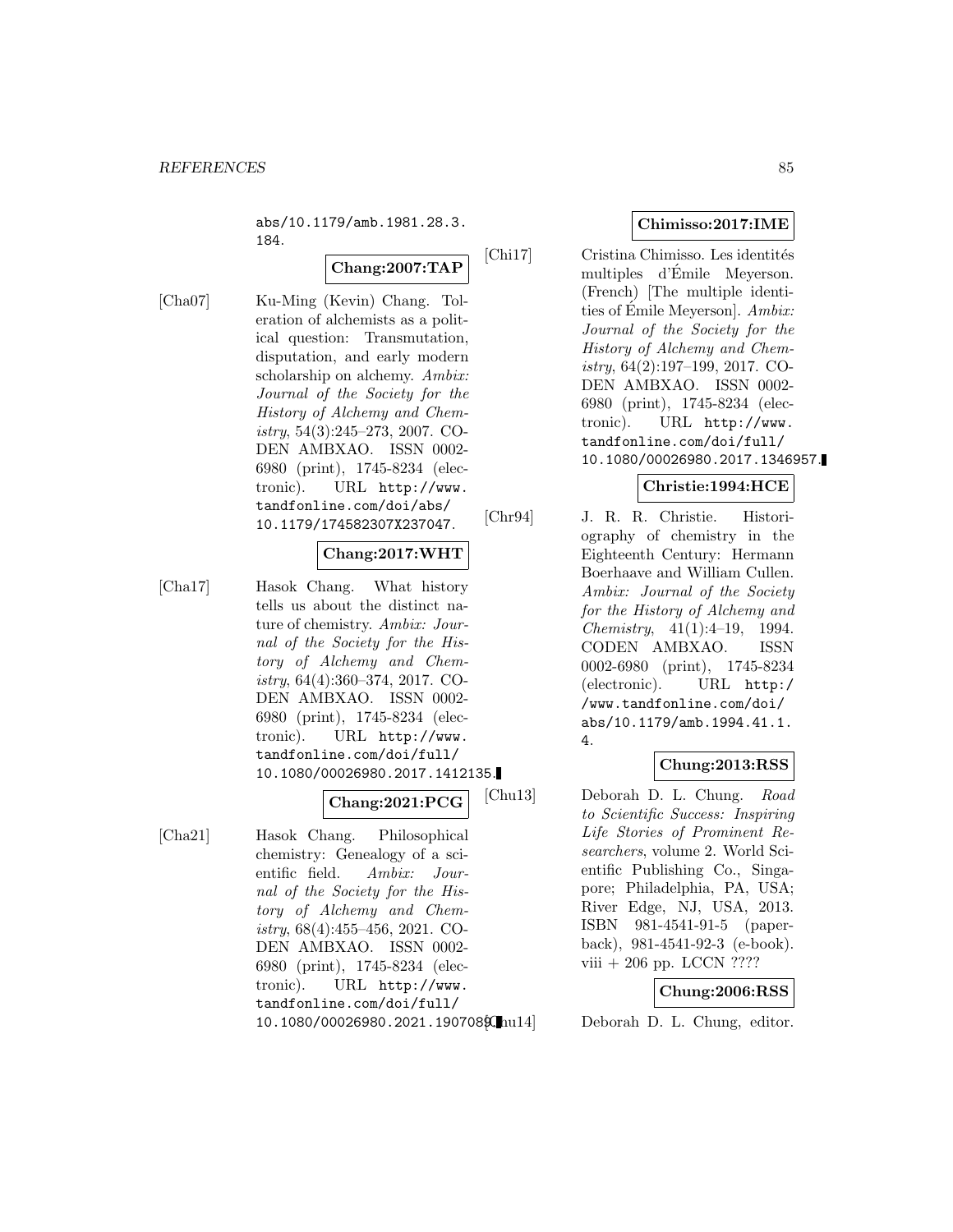abs/10.1179/amb.1981.28.3.184.

**Chang:2007:TAP**

[Cha07] Ku-Ming (Kevin) Chang. Toleration of alchemists as a political question: Transmutation, disputation, and early modern scholarship on alchemy. *Ambix: Journal of the Society for the History of Alchemy and Chemistry*, 54(3):245–273, 2007. CODEN AMBXAO. ISSN 0002-6980 (print), 1745-8234 (electronic). URL http://www.tandfonline.com/doi/abs/10.1179/174582307X237047.

**Chang:2017:WHT**

[Cha17] Hasok Chang. What history tells us about the distinct nature of chemistry. *Ambix: Journal of the Society for the History of Alchemy and Chemistry*, 64(4):360–374, 2017. CODEN AMBXAO. ISSN 0002-6980 (print), 1745-8234 (electronic). URL http://www.tandfonline.com/doi/full/10.1080/00026980.2017.1412135.

**Chang:2021:PCG**

[Cha21] Hasok Chang. Philosophical chemistry: Genealogy of a scientific field. *Ambix: Journal of the Society for the History of Alchemy and Chemistry*, 68(4):455–456, 2021. CODEN AMBXAO. ISSN 0002-6980 (print), 1745-8234 (electronic). URL http://www.tandfonline.com/doi/full/10.1080/00026980.2021.1907089.

**Chimisso:2017:IME**

[Chi17] Cristina Chimisso. Les identités multiples d'Émile Meyerson. (French) [The multiple identities of Émile Meyerson]. *Ambix: Journal of the Society for the History of Alchemy and Chemistry*, 64(2):197–199, 2017. CODEN AMBXAO. ISSN 0002-6980 (print), 1745-8234 (electronic). URL http://www.tandfonline.com/doi/full/10.1080/00026980.2017.1346957.

**Christie:1994:HCE**

[Chr94] J. R. R. Christie. Historiography of chemistry in the Eighteenth Century: Hermann Boerhaave and William Cullen. *Ambix: Journal of the Society for the History of Alchemy and Chemistry*, 41(1):4–19, 1994. CODEN AMBXAO. ISSN 0002-6980 (print), 1745-8234 (electronic). URL http://www.tandfonline.com/doi/abs/10.1179/amb.1994.41.1.4.

**Chung:2013:RSS**

[Chu13] Deborah D. L. Chung. *Road to Scientific Success: Inspiring Life Stories of Prominent Researchers*, volume 2. World Scientific Publishing Co., Singapore; Philadelphia, PA, USA; River Edge, NJ, USA, 2013. ISBN 981-4541-91-5 (paperback), 981-4541-92-3 (e-book). viii + 206 pp. LCCN ????

**Chung:2006:RSS**

[Chu14] Deborah D. L. Chung, editor.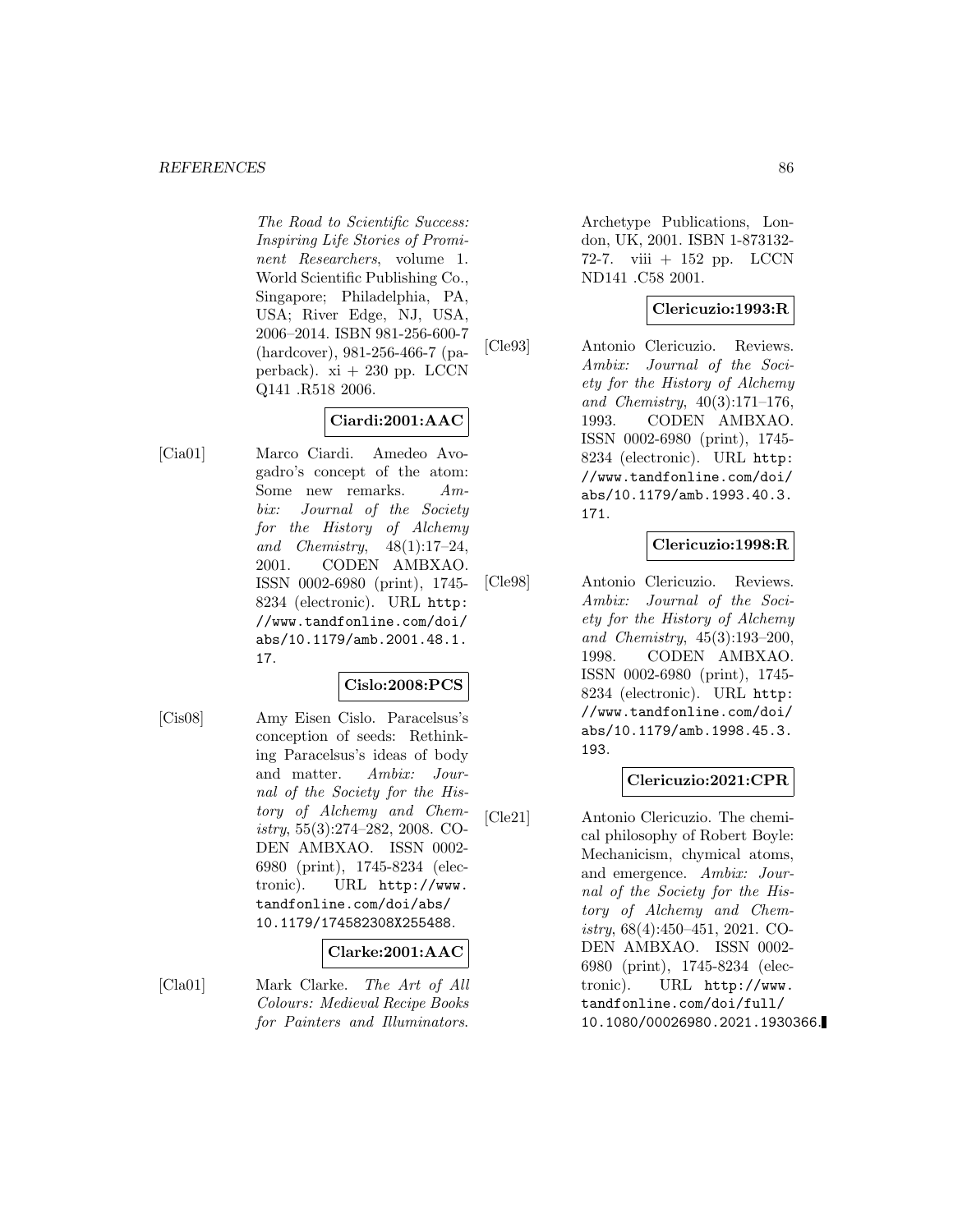*The Road to Scientific Success: Inspiring Life Stories of Prominent Researchers*, volume 1. World Scientific Publishing Co., Singapore; Philadelphia, PA, USA; River Edge, NJ, USA, 2006–2014. ISBN 981-256-600-7 (hardcover), 981-256-466-7 (paperback). xi + 230 pp. LCCN Q141 .R518 2006.

**Ciardi:2001:AAC**

[Cia01] Marco Ciardi. Amedeo Avogadro's concept of the atom: Some new remarks. *Ambix: Journal of the Society for the History of Alchemy and Chemistry*, 48(1):17–24, 2001. CODEN AMBXAO. ISSN 0002-6980 (print), 1745-8234 (electronic). URL http://www.tandfonline.com/doi/abs/10.1179/amb.2001.48.1.17.

**Cislo:2008:PCS**

[Cis08] Amy Eisen Cislo. Paracelsus's conception of seeds: Rethinking Paracelsus's ideas of body and matter. *Ambix: Journal of the Society for the History of Alchemy and Chemistry*, 55(3):274–282, 2008. CODEN AMBXAO. ISSN 0002-6980 (print), 1745-8234 (electronic). URL http://www.tandfonline.com/doi/abs/10.1179/174582308X255488.

**Clarke:2001:AAC**

[Cla01] Mark Clarke. *The Art of All Colours: Medieval Recipe Books for Painters and Illuminators*. Archetype Publications, London, UK, 2001. ISBN 1-873132-72-7. viii + 152 pp. LCCN ND141 .C58 2001.

**Clericuzio:1993:R**

[Cle93] Antonio Clericuzio. Reviews. *Ambix: Journal of the Society for the History of Alchemy and Chemistry*, 40(3):171–176, 1993. CODEN AMBXAO. ISSN 0002-6980 (print), 1745-8234 (electronic). URL http://www.tandfonline.com/doi/abs/10.1179/amb.1993.40.3.171.

**Clericuzio:1998:R**

[Cle98] Antonio Clericuzio. Reviews. *Ambix: Journal of the Society for the History of Alchemy and Chemistry*, 45(3):193–200, 1998. CODEN AMBXAO. ISSN 0002-6980 (print), 1745-8234 (electronic). URL http://www.tandfonline.com/doi/abs/10.1179/amb.1998.45.3.193.

**Clericuzio:2021:CPR**

[Cle21] Antonio Clericuzio. The chemical philosophy of Robert Boyle: Mechanicism, chymical atoms, and emergence. *Ambix: Journal of the Society for the History of Alchemy and Chemistry*, 68(4):450–451, 2021. CODEN AMBXAO. ISSN 0002-6980 (print), 1745-8234 (electronic). URL http://www.tandfonline.com/doi/full/10.1080/00026980.2021.1930366.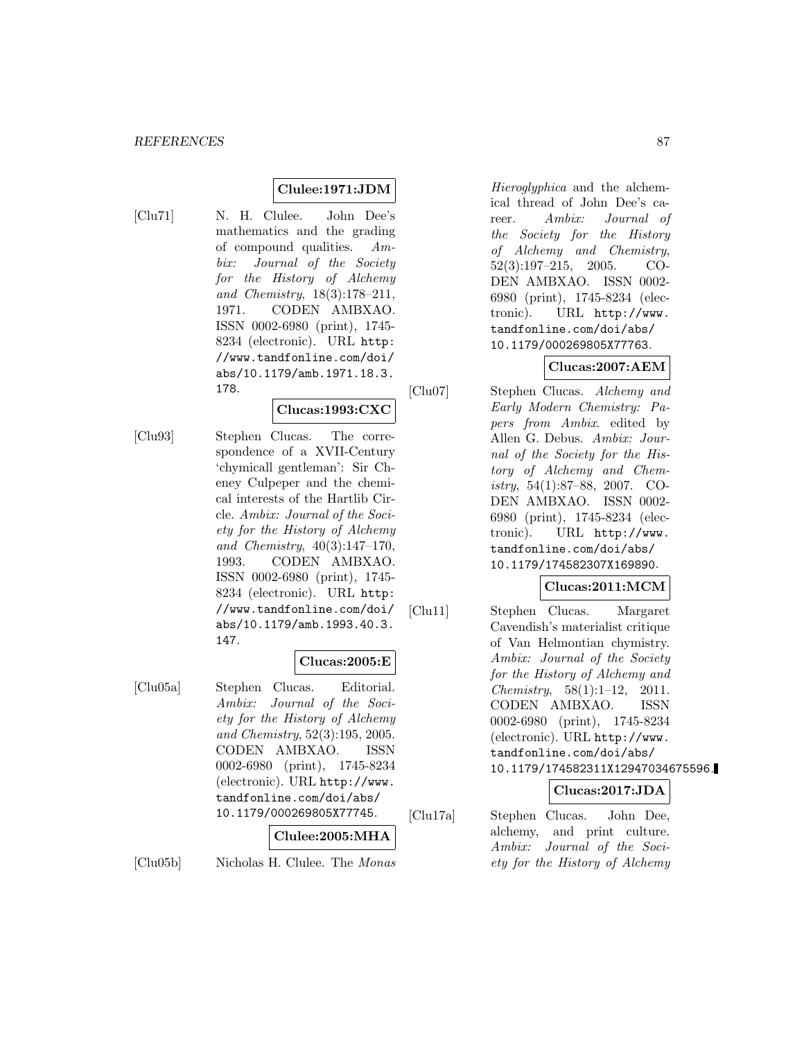**Clulee:1971:JDM**

[Clu71] N. H. Clulee. John Dee's mathematics and the grading of compound qualities. *Ambix: Journal of the Society for the History of Alchemy and Chemistry*, 18(3):178–211, 1971. CODEN AMBXAO. ISSN 0002-6980 (print), 1745-8234 (electronic). URL http://www.tandfonline.com/doi/abs/10.1179/amb.1971.18.3.178.

**Clucas:1993:CXC**

[Clu93] Stephen Clucas. The correspondence of a XVII-Century 'chymicall gentleman': Sir Cheney Culpeper and the chemical interests of the Hartlib Circle. *Ambix: Journal of the Society for the History of Alchemy and Chemistry*, 40(3):147–170, 1993. CODEN AMBXAO. ISSN 0002-6980 (print), 1745-8234 (electronic). URL http://www.tandfonline.com/doi/abs/10.1179/amb.1993.40.3.147.

**Clucas:2005:E**

[Clu05a] Stephen Clucas. Editorial. *Ambix: Journal of the Society for the History of Alchemy and Chemistry*, 52(3):195, 2005. CODEN AMBXAO. ISSN 0002-6980 (print), 1745-8234 (electronic). URL http://www.tandfonline.com/doi/abs/10.1179/000269805X77745.

**Clulee:2005:MHA**

[Clu05b] Nicholas H. Clulee. The *Monas Hieroglyphica* and the alchemical thread of John Dee's career. *Ambix: Journal of the Society for the History of Alchemy and Chemistry*, 52(3):197–215, 2005. CODEN AMBXAO. ISSN 0002-6980 (print), 1745-8234 (electronic). URL http://www.tandfonline.com/doi/abs/10.1179/000269805X77763.

**Clucas:2007:AEM**

[Clu07] Stephen Clucas. *Alchemy and Early Modern Chemistry: Papers from Ambix*. edited by Allen G. Debus. *Ambix: Journal of the Society for the History of Alchemy and Chemistry*, 54(1):87–88, 2007. CODEN AMBXAO. ISSN 0002-6980 (print), 1745-8234 (electronic). URL http://www.tandfonline.com/doi/abs/10.1179/174582307X169890.

**Clucas:2011:MCM**

[Clu11] Stephen Clucas. Margaret Cavendish's materialist critique of Van Helmontian chymistry. *Ambix: Journal of the Society for the History of Alchemy and Chemistry*, 58(1):1–12, 2011. CODEN AMBXAO. ISSN 0002-6980 (print), 1745-8234 (electronic). URL http://www.tandfonline.com/doi/abs/10.1179/174582311X12947034675596.

**Clucas:2017:JDA**

[Clu17a] Stephen Clucas. John Dee, alchemy, and print culture. *Ambix: Journal of the Society for the History of Alchemy*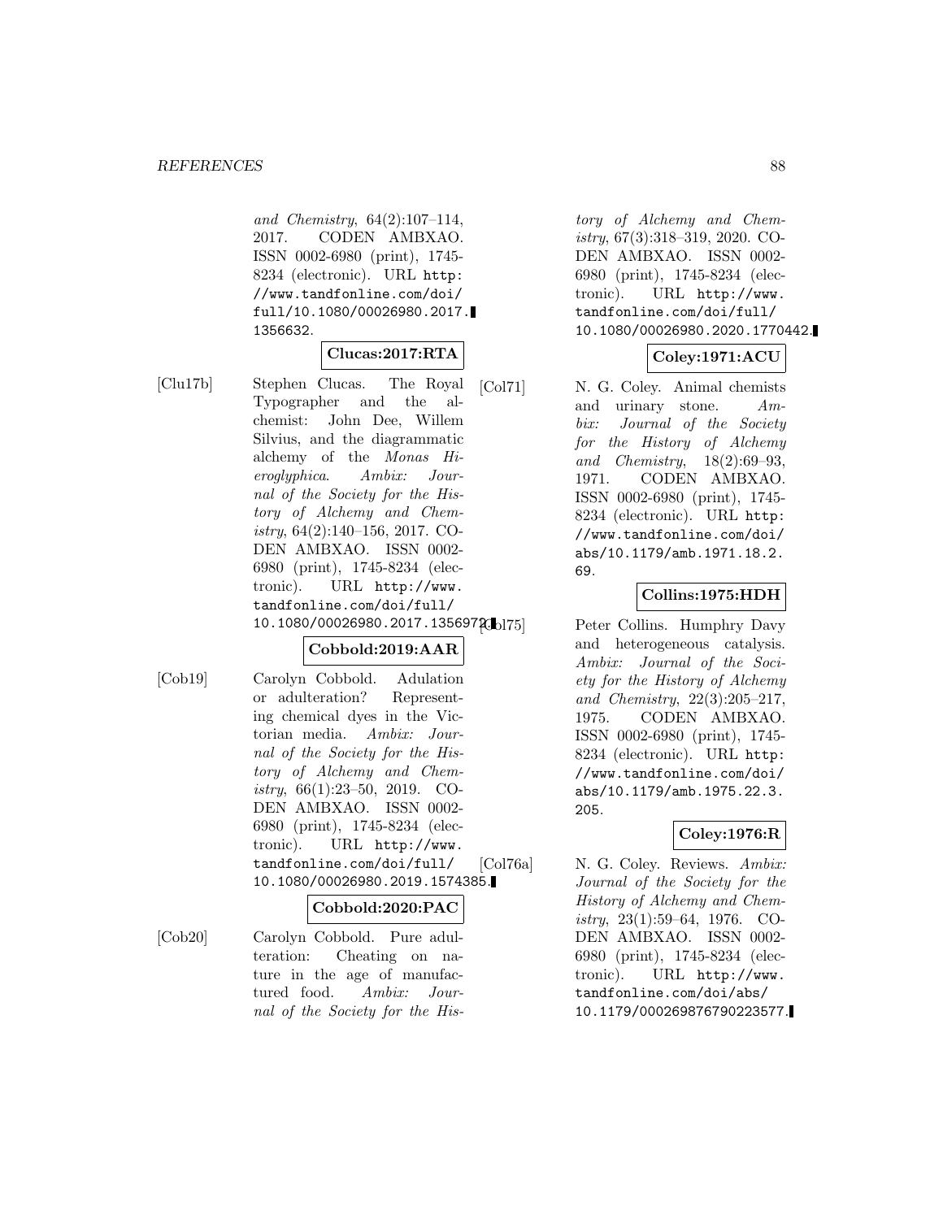*and Chemistry*, 64(2):107–114, 2017. CODEN AMBXAO. ISSN 0002-6980 (print), 1745-8234 (electronic). URL http://www.tandfonline.com/doi/full/10.1080/00026980.2017.1356632.

**Clucas:2017:RTA**

[Clu17b] Stephen Clucas. The Royal Typographer and the alchemist: John Dee, Willem Silvius, and the diagrammatic alchemy of the *Monas Hieroglyphica*. *Ambix: Journal of the Society for the History of Alchemy and Chemistry*, 64(2):140–156, 2017. CODEN AMBXAO. ISSN 0002-6980 (print), 1745-8234 (electronic). URL http://www.tandfonline.com/doi/full/10.1080/00026980.2017.1356972.

**Cobbold:2019:AAR**

[Cob19] Carolyn Cobbold. Adulation or adulteration? Representing chemical dyes in the Victorian media. *Ambix: Journal of the Society for the History of Alchemy and Chemistry*, 66(1):23–50, 2019. CODEN AMBXAO. ISSN 0002-6980 (print), 1745-8234 (electronic). URL http://www.tandfonline.com/doi/full/10.1080/00026980.2019.1574385.

**Cobbold:2020:PAC**

[Cob20] Carolyn Cobbold. Pure adulteration: Cheating on nature in the age of manufactured food. *Ambix: Journal of the Society for the History of Alchemy and Chemistry*, 67(3):318–319, 2020. CODEN AMBXAO. ISSN 0002-6980 (print), 1745-8234 (electronic). URL http://www.tandfonline.com/doi/full/10.1080/00026980.2020.1770442.

**Coley:1971:ACU**

[Col71] N. G. Coley. Animal chemists and urinary stone. *Ambix: Journal of the Society for the History of Alchemy and Chemistry*, 18(2):69–93, 1971. CODEN AMBXAO. ISSN 0002-6980 (print), 1745-8234 (electronic). URL http://www.tandfonline.com/doi/abs/10.1179/amb.1971.18.2.69.

**Collins:1975:HDH**

[Col75] Peter Collins. Humphry Davy and heterogeneous catalysis. *Ambix: Journal of the Society for the History of Alchemy and Chemistry*, 22(3):205–217, 1975. CODEN AMBXAO. ISSN 0002-6980 (print), 1745-8234 (electronic). URL http://www.tandfonline.com/doi/abs/10.1179/amb.1975.22.3.205.

**Coley:1976:R**

[Col76a] N. G. Coley. Reviews. *Ambix: Journal of the Society for the History of Alchemy and Chemistry*, 23(1):59–64, 1976. CODEN AMBXAO. ISSN 0002-6980 (print), 1745-8234 (electronic). URL http://www.tandfonline.com/doi/abs/10.1179/000269876790223577.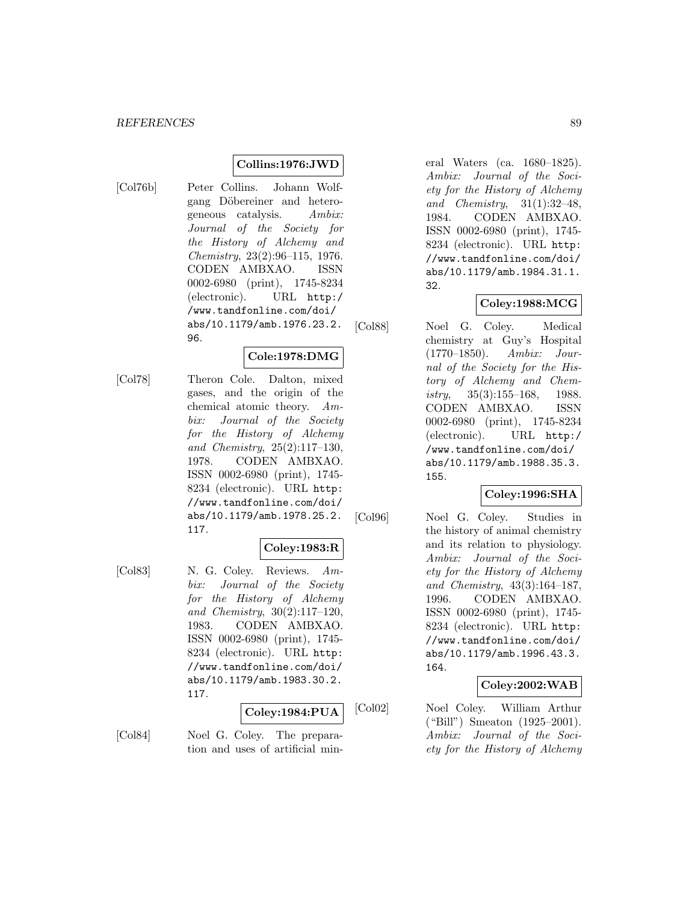**Collins:1976:JWD**

[Col76b] Peter Collins. Johann Wolfgang Döbereiner and heterogeneous catalysis. *Ambix: Journal of the Society for the History of Alchemy and Chemistry*, 23(2):96–115, 1976. CODEN AMBXAO. ISSN 0002-6980 (print), 1745-8234 (electronic). URL http://www.tandfonline.com/doi/abs/10.1179/amb.1976.23.2.96.

**Cole:1978:DMG**

[Col78] Theron Cole. Dalton, mixed gases, and the origin of the chemical atomic theory. *Ambix: Journal of the Society for the History of Alchemy and Chemistry*, 25(2):117–130, 1978. CODEN AMBXAO. ISSN 0002-6980 (print), 1745-8234 (electronic). URL http://www.tandfonline.com/doi/abs/10.1179/amb.1978.25.2.117.

**Coley:1983:R**

[Col83] N. G. Coley. Reviews. *Ambix: Journal of the Society for the History of Alchemy and Chemistry*, 30(2):117–120, 1983. CODEN AMBXAO. ISSN 0002-6980 (print), 1745-8234 (electronic). URL http://www.tandfonline.com/doi/abs/10.1179/amb.1983.30.2.117.

**Coley:1984:PUA**

[Col84] Noel G. Coley. The preparation and uses of artificial mineral Waters (ca. 1680–1825). *Ambix: Journal of the Society for the History of Alchemy and Chemistry*, 31(1):32–48, 1984. CODEN AMBXAO. ISSN 0002-6980 (print), 1745-8234 (electronic). URL http://www.tandfonline.com/doi/abs/10.1179/amb.1984.31.1.32.

**Coley:1988:MCG**

[Col88] Noel G. Coley. Medical chemistry at Guy's Hospital (1770–1850). *Ambix: Journal of the Society for the History of Alchemy and Chemistry*, 35(3):155–168, 1988. CODEN AMBXAO. ISSN 0002-6980 (print), 1745-8234 (electronic). URL http://www.tandfonline.com/doi/abs/10.1179/amb.1988.35.3.155.

**Coley:1996:SHA**

[Col96] Noel G. Coley. Studies in the history of animal chemistry and its relation to physiology. *Ambix: Journal of the Society for the History of Alchemy and Chemistry*, 43(3):164–187, 1996. CODEN AMBXAO. ISSN 0002-6980 (print), 1745-8234 (electronic). URL http://www.tandfonline.com/doi/abs/10.1179/amb.1996.43.3.164.

**Coley:2002:WAB**

[Col02] Noel Coley. William Arthur ("Bill") Smeaton (1925–2001). *Ambix: Journal of the Society for the History of Alchemy*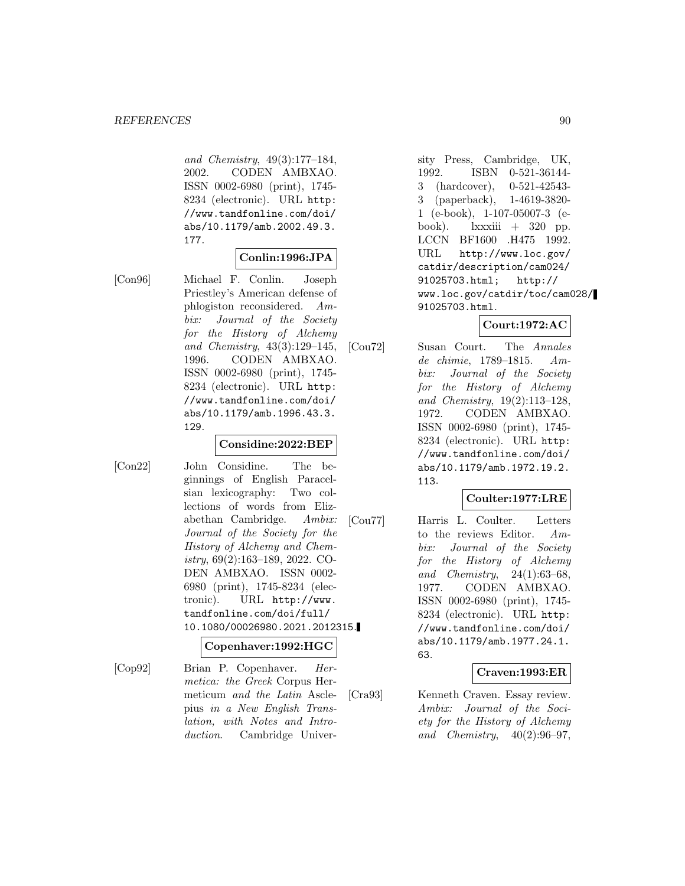*and Chemistry*, 49(3):177–184, 2002. CODEN AMBXAO. ISSN 0002-6980 (print), 1745-8234 (electronic). URL http://www.tandfonline.com/doi/abs/10.1179/amb.2002.49.3.177.

**Conlin:1996:JPA**

[Con96] Michael F. Conlin. Joseph Priestley's American defense of phlogiston reconsidered. *Ambix: Journal of the Society for the History of Alchemy and Chemistry*, 43(3):129–145, 1996. CODEN AMBXAO. ISSN 0002-6980 (print), 1745-8234 (electronic). URL http://www.tandfonline.com/doi/abs/10.1179/amb.1996.43.3.129.

**Considine:2022:BEP**

[Con22] John Considine. The beginnings of English Paracelsian lexicography: Two collections of words from Elizabethan Cambridge. *Ambix: Journal of the Society for the History of Alchemy and Chemistry*, 69(2):163–189, 2022. CODEN AMBXAO. ISSN 0002-6980 (print), 1745-8234 (electronic). URL http://www.tandfonline.com/doi/full/10.1080/00026980.2021.2012315.

**Copenhaver:1992:HGC**

[Cop92] Brian P. Copenhaver. *Hermetica: the Greek* Corpus Hermeticum *and the Latin* Asclepius *in a New English Translation, with Notes and Introduction*. Cambridge University Press, Cambridge, UK, 1992. ISBN 0-521-36144-3 (hardcover), 0-521-42543-3 (paperback), 1-4619-3820-1 (e-book), 1-107-05007-3 (e-book). lxxxiii + 320 pp. LCCN BF1600 .H475 1992. URL http://www.loc.gov/catdir/description/cam024/91025703.html; http://www.loc.gov/catdir/toc/cam028/91025703.html.

**Court:1972:AC**

[Cou72] Susan Court. The *Annales de chimie*, 1789–1815. *Ambix: Journal of the Society for the History of Alchemy and Chemistry*, 19(2):113–128, 1972. CODEN AMBXAO. ISSN 0002-6980 (print), 1745-8234 (electronic). URL http://www.tandfonline.com/doi/abs/10.1179/amb.1972.19.2.113.

**Coulter:1977:LRE**

[Cou77] Harris L. Coulter. Letters to the reviews Editor. *Ambix: Journal of the Society for the History of Alchemy and Chemistry*, 24(1):63–68, 1977. CODEN AMBXAO. ISSN 0002-6980 (print), 1745-8234 (electronic). URL http://www.tandfonline.com/doi/abs/10.1179/amb.1977.24.1.63.

**Craven:1993:ER**

[Cra93] Kenneth Craven. Essay review. *Ambix: Journal of the Society for the History of Alchemy and Chemistry*, 40(2):96–97,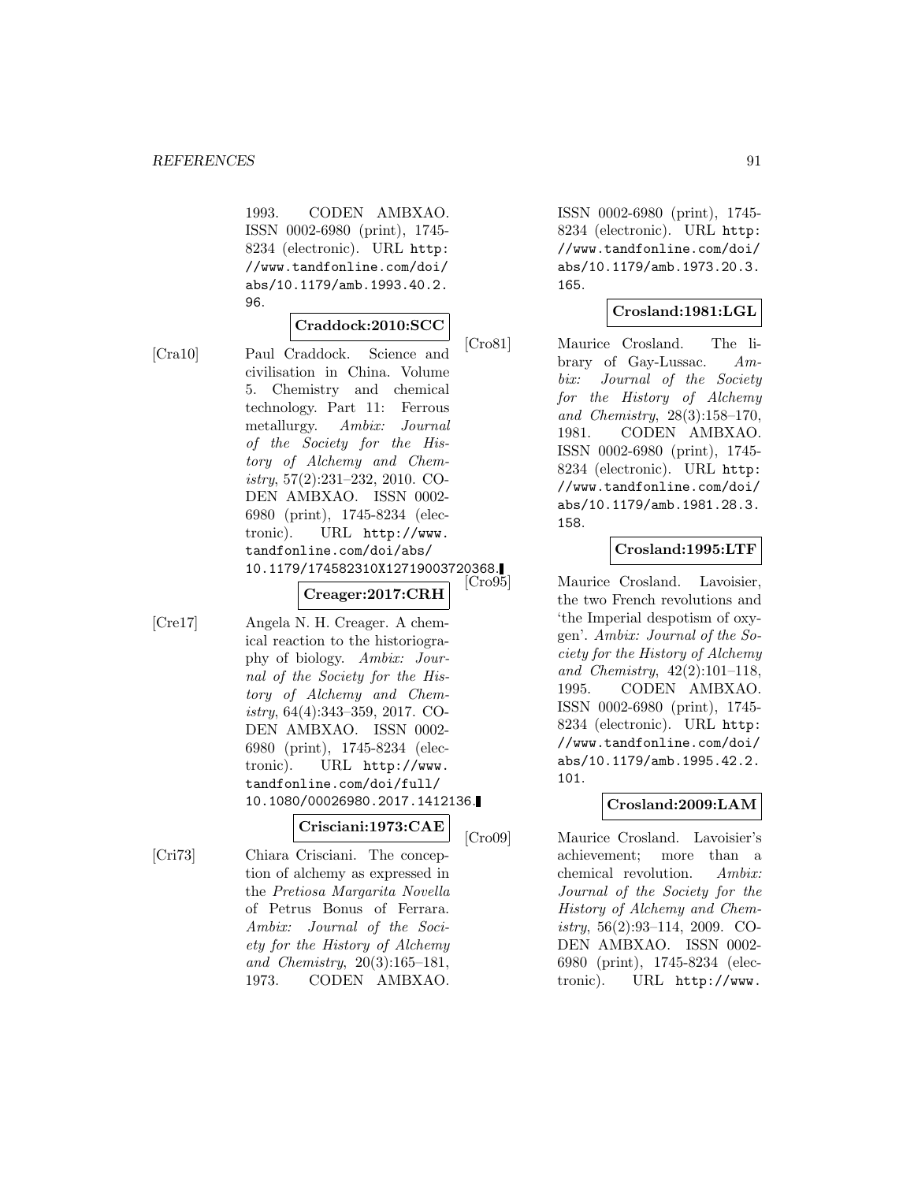1993. CODEN AMBXAO. ISSN 0002-6980 (print), 1745-8234 (electronic). URL http://www.tandfonline.com/doi/abs/10.1179/amb.1993.40.2.96.

**Craddock:2010:SCC**

[Cra10] Paul Craddock. Science and civilisation in China. Volume 5. Chemistry and chemical technology. Part 11: Ferrous metallurgy. *Ambix: Journal of the Society for the History of Alchemy and Chemistry*, 57(2):231–232, 2010. CODEN AMBXAO. ISSN 0002-6980 (print), 1745-8234 (electronic). URL http://www.tandfonline.com/doi/abs/10.1179/174582310X12719003720368.

**Creager:2017:CRH**

[Cre17] Angela N. H. Creager. A chemical reaction to the historiography of biology. *Ambix: Journal of the Society for the History of Alchemy and Chemistry*, 64(4):343–359, 2017. CODEN AMBXAO. ISSN 0002-6980 (print), 1745-8234 (electronic). URL http://www.tandfonline.com/doi/full/10.1080/00026980.2017.1412136.

**Crisciani:1973:CAE**

[Cri73] Chiara Crisciani. The conception of alchemy as expressed in the *Pretiosa Margarita Novella* of Petrus Bonus of Ferrara. *Ambix: Journal of the Society for the History of Alchemy and Chemistry*, 20(3):165–181, 1973. CODEN AMBXAO. ISSN 0002-6980 (print), 1745-8234 (electronic). URL http://www.tandfonline.com/doi/abs/10.1179/amb.1973.20.3.165.

**Crosland:1981:LGL**

[Cro81] Maurice Crosland. The library of Gay-Lussac. *Ambix: Journal of the Society for the History of Alchemy and Chemistry*, 28(3):158–170, 1981. CODEN AMBXAO. ISSN 0002-6980 (print), 1745-8234 (electronic). URL http://www.tandfonline.com/doi/abs/10.1179/amb.1981.28.3.158.

**Crosland:1995:LTF**

[Cro95] Maurice Crosland. Lavoisier, the two French revolutions and 'the Imperial despotism of oxygen'. *Ambix: Journal of the Society for the History of Alchemy and Chemistry*, 42(2):101–118, 1995. CODEN AMBXAO. ISSN 0002-6980 (print), 1745-8234 (electronic). URL http://www.tandfonline.com/doi/abs/10.1179/amb.1995.42.2.101.

**Crosland:2009:LAM**

[Cro09] Maurice Crosland. Lavoisier's achievement; more than a chemical revolution. *Ambix: Journal of the Society for the History of Alchemy and Chemistry*, 56(2):93–114, 2009. CODEN AMBXAO. ISSN 0002-6980 (print), 1745-8234 (electronic). URL http://www.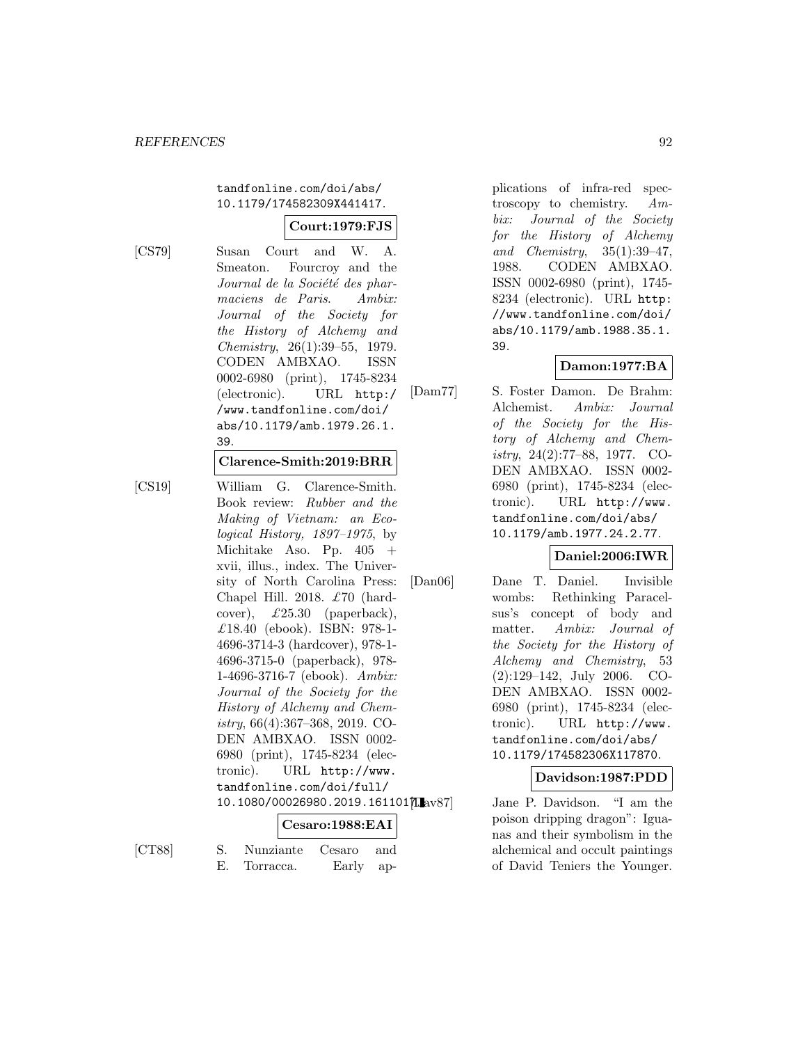tandfonline.com/doi/abs/10.1179/174582309X441417.

**Court:1979:FJS**

[CS79] Susan Court and W. A. Smeaton. Fourcroy and the *Journal de la Société des pharmaciens de Paris*. *Ambix: Journal of the Society for the History of Alchemy and Chemistry*, 26(1):39–55, 1979. CODEN AMBXAO. ISSN 0002-6980 (print), 1745-8234 (electronic). URL http://www.tandfonline.com/doi/abs/10.1179/amb.1979.26.1.39.

**Clarence-Smith:2019:BRR**

[CS19] William G. Clarence-Smith. Book review: *Rubber and the Making of Vietnam: an Ecological History, 1897–1975*, by Michitake Aso. Pp. 405 + xvii, illus., index. The University of North Carolina Press: Chapel Hill. 2018. £70 (hardcover), £25.30 (paperback), £18.40 (ebook). ISBN: 978-1-4696-3714-3 (hardcover), 978-1-4696-3715-0 (paperback), 978-1-4696-3716-7 (ebook). *Ambix: Journal of the Society for the History of Alchemy and Chemistry*, 66(4):367–368, 2019. CODEN AMBXAO. ISSN 0002-6980 (print), 1745-8234 (electronic). URL http://www.tandfonline.com/doi/full/10.1080/00026980.2019.1611017.

**Cesaro:1988:EAI**

[CT88] S. Nunziante Cesaro and E. Torracca. Early applications of infra-red spectroscopy to chemistry. *Ambix: Journal of the Society for the History of Alchemy and Chemistry*, 35(1):39–47, 1988. CODEN AMBXAO. ISSN 0002-6980 (print), 1745-8234 (electronic). URL http://www.tandfonline.com/doi/abs/10.1179/amb.1988.35.1.39.

**Damon:1977:BA**

[Dam77] S. Foster Damon. De Brahm: Alchemist. *Ambix: Journal of the Society for the History of Alchemy and Chemistry*, 24(2):77–88, 1977. CODEN AMBXAO. ISSN 0002-6980 (print), 1745-8234 (electronic). URL http://www.tandfonline.com/doi/abs/10.1179/amb.1977.24.2.77.

**Daniel:2006:IWR**

[Dan06] Dane T. Daniel. Invisible wombs: Rethinking Paracelsus's concept of body and matter. *Ambix: Journal of the Society for the History of Alchemy and Chemistry*, 53(2):129–142, July 2006. CODEN AMBXAO. ISSN 0002-6980 (print), 1745-8234 (electronic). URL http://www.tandfonline.com/doi/abs/10.1179/174582306X117870.

**Davidson:1987:PDD**

[Dav87] Jane P. Davidson. "I am the poison dripping dragon": Iguanas and their symbolism in the alchemical and occult paintings of David Teniers the Younger.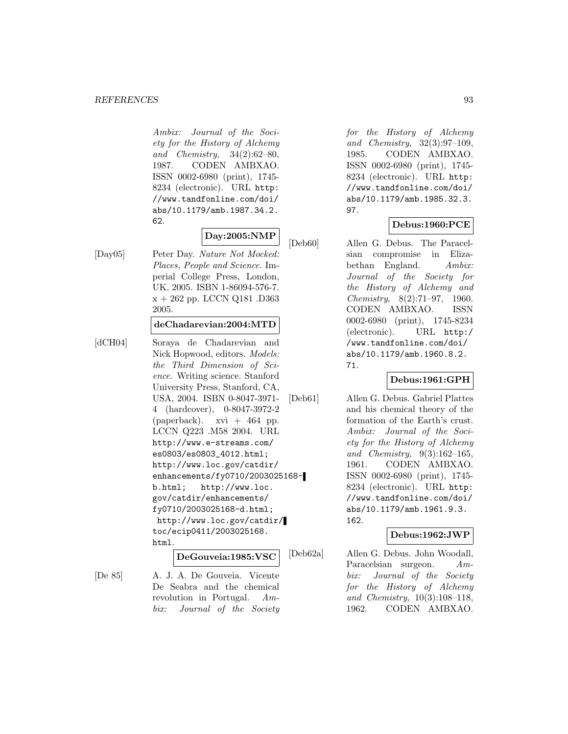*Ambix: Journal of the Society for the History of Alchemy and Chemistry*, 34(2):62–80, 1987. CODEN AMBXAO. ISSN 0002-6980 (print), 1745-8234 (electronic). URL http://www.tandfonline.com/doi/abs/10.1179/amb.1987.34.2.62.

**Day:2005:NMP**

[Day05] Peter Day. *Nature Not Mocked: Places, People and Science*. Imperial College Press, London, UK, 2005. ISBN 1-86094-576-7. x + 262 pp. LCCN Q181 .D363 2005.

**deChadarevian:2004:MTD**

[dCH04] Soraya de Chadarevian and Nick Hopwood, editors. *Models: the Third Dimension of Science*. Writing science. Stanford University Press, Stanford, CA, USA, 2004. ISBN 0-8047-3971-4 (hardcover), 0-8047-3972-2 (paperback). xvi + 464 pp. LCCN Q223 .M58 2004. URL http://www.e-streams.com/es0803/es0803_4012.html; http://www.loc.gov/catdir/enhancements/fy0710/2003025168-b.html; http://www.loc.gov/catdir/enhancements/fy0710/2003025168-d.html; http://www.loc.gov/catdir/toc/ecip0411/2003025168.html.

**DeGouveia:1985:VSC**

[De 85] A. J. A. De Gouveia. Vicente De Seabra and the chemical revolution in Portugal. *Ambix: Journal of the Society for the History of Alchemy and Chemistry*, 32(3):97–109, 1985. CODEN AMBXAO. ISSN 0002-6980 (print), 1745-8234 (electronic). URL http://www.tandfonline.com/doi/abs/10.1179/amb.1985.32.3.97.

**Debus:1960:PCE**

[Deb60] Allen G. Debus. The Paracelsian compromise in Elizabethan England. *Ambix: Journal of the Society for the History of Alchemy and Chemistry*, 8(2):71–97, 1960. CODEN AMBXAO. ISSN 0002-6980 (print), 1745-8234 (electronic). URL http://www.tandfonline.com/doi/abs/10.1179/amb.1960.8.2.71.

**Debus:1961:GPH**

[Deb61] Allen G. Debus. Gabriel Plattes and his chemical theory of the formation of the Earth's crust. *Ambix: Journal of the Society for the History of Alchemy and Chemistry*, 9(3):162–165, 1961. CODEN AMBXAO. ISSN 0002-6980 (print), 1745-8234 (electronic). URL http://www.tandfonline.com/doi/abs/10.1179/amb.1961.9.3.162.

**Debus:1962:JWP**

[Deb62a] Allen G. Debus. John Woodall, Paracelsian surgeon. *Ambix: Journal of the Society for the History of Alchemy and Chemistry*, 10(3):108–118, 1962. CODEN AMBXAO.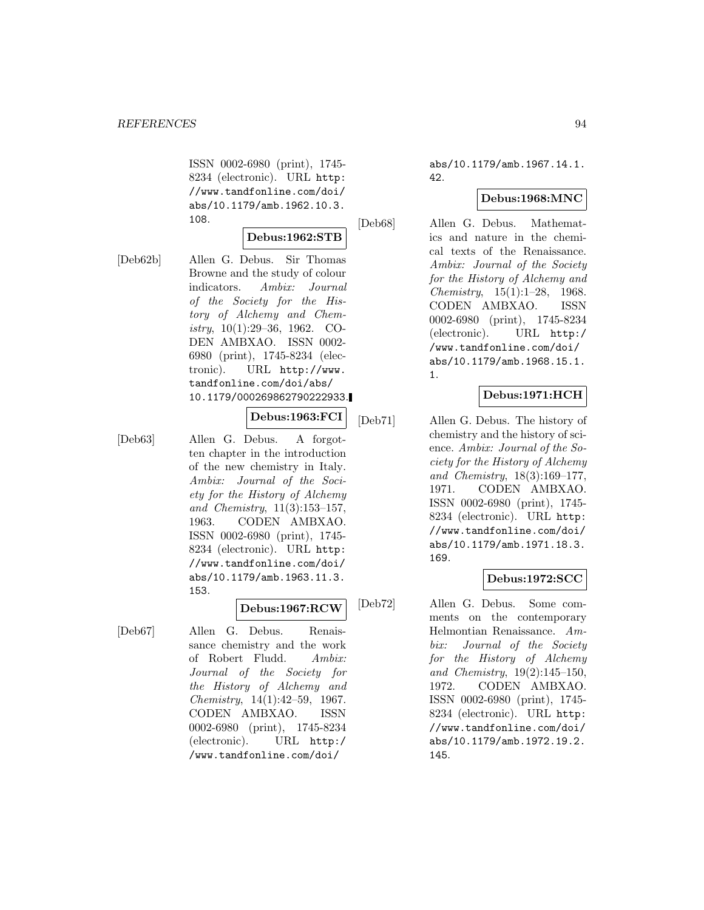ISSN 0002-6980 (print), 1745-8234 (electronic). URL http://www.tandfonline.com/doi/abs/10.1179/amb.1962.10.3.108.

**Debus:1962:STB**

[Deb62b] Allen G. Debus. Sir Thomas Browne and the study of colour indicators. *Ambix: Journal of the Society for the History of Alchemy and Chemistry*, 10(1):29–36, 1962. CODEN AMBXAO. ISSN 0002-6980 (print), 1745-8234 (electronic). URL http://www.tandfonline.com/doi/abs/10.1179/000269862790222933.

**Debus:1963:FCI**

[Deb63] Allen G. Debus. A forgotten chapter in the introduction of the new chemistry in Italy. *Ambix: Journal of the Society for the History of Alchemy and Chemistry*, 11(3):153–157, 1963. CODEN AMBXAO. ISSN 0002-6980 (print), 1745-8234 (electronic). URL http://www.tandfonline.com/doi/abs/10.1179/amb.1963.11.3.153.

**Debus:1967:RCW**

[Deb67] Allen G. Debus. Renaissance chemistry and the work of Robert Fludd. *Ambix: Journal of the Society for the History of Alchemy and Chemistry*, 14(1):42–59, 1967. CODEN AMBXAO. ISSN 0002-6980 (print), 1745-8234 (electronic). URL http://www.tandfonline.com/doi/abs/10.1179/amb.1967.14.1.42.

**Debus:1968:MNC**

[Deb68] Allen G. Debus. Mathematics and nature in the chemical texts of the Renaissance. *Ambix: Journal of the Society for the History of Alchemy and Chemistry*, 15(1):1–28, 1968. CODEN AMBXAO. ISSN 0002-6980 (print), 1745-8234 (electronic). URL http://www.tandfonline.com/doi/abs/10.1179/amb.1968.15.1.1.

**Debus:1971:HCH**

[Deb71] Allen G. Debus. The history of chemistry and the history of science. *Ambix: Journal of the Society for the History of Alchemy and Chemistry*, 18(3):169–177, 1971. CODEN AMBXAO. ISSN 0002-6980 (print), 1745-8234 (electronic). URL http://www.tandfonline.com/doi/abs/10.1179/amb.1971.18.3.169.

**Debus:1972:SCC**

[Deb72] Allen G. Debus. Some comments on the contemporary Helmontian Renaissance. *Ambix: Journal of the Society for the History of Alchemy and Chemistry*, 19(2):145–150, 1972. CODEN AMBXAO. ISSN 0002-6980 (print), 1745-8234 (electronic). URL http://www.tandfonline.com/doi/abs/10.1179/amb.1972.19.2.145.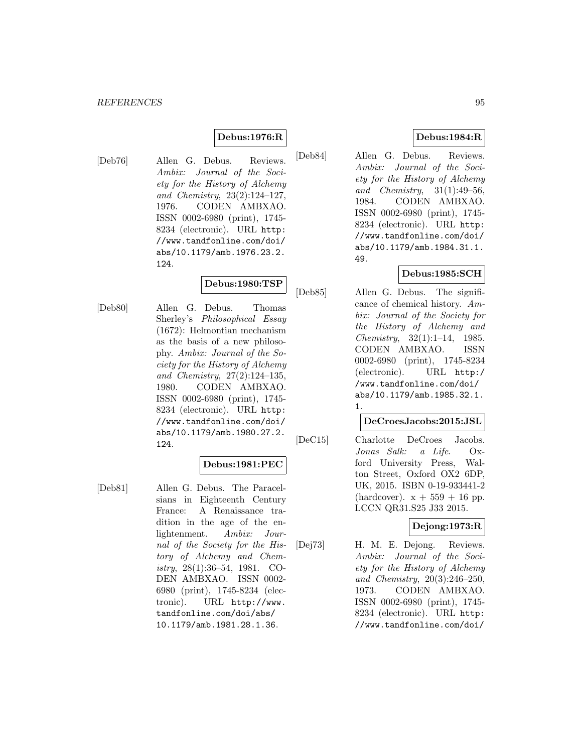**Debus:1976:R**

[Deb76] Allen G. Debus. Reviews. *Ambix: Journal of the Society for the History of Alchemy and Chemistry*, 23(2):124–127, 1976. CODEN AMBXAO. ISSN 0002-6980 (print), 1745-8234 (electronic). URL http://www.tandfonline.com/doi/abs/10.1179/amb.1976.23.2.124.

**Debus:1980:TSP**

[Deb80] Allen G. Debus. Thomas Sherley's *Philosophical Essay* (1672): Helmontian mechanism as the basis of a new philosophy. *Ambix: Journal of the Society for the History of Alchemy and Chemistry*, 27(2):124–135, 1980. CODEN AMBXAO. ISSN 0002-6980 (print), 1745-8234 (electronic). URL http://www.tandfonline.com/doi/abs/10.1179/amb.1980.27.2.124.

**Debus:1981:PEC**

[Deb81] Allen G. Debus. The Paracelsians in Eighteenth Century France: A Renaissance tradition in the age of the enlightenment. *Ambix: Journal of the Society for the History of Alchemy and Chemistry*, 28(1):36–54, 1981. CODEN AMBXAO. ISSN 0002-6980 (print), 1745-8234 (electronic). URL http://www.tandfonline.com/doi/abs/10.1179/amb.1981.28.1.36.

**Debus:1984:R**

[Deb84] Allen G. Debus. Reviews. *Ambix: Journal of the Society for the History of Alchemy and Chemistry*, 31(1):49–56, 1984. CODEN AMBXAO. ISSN 0002-6980 (print), 1745-8234 (electronic). URL http://www.tandfonline.com/doi/abs/10.1179/amb.1984.31.1.49.

**Debus:1985:SCH**

[Deb85] Allen G. Debus. The significance of chemical history. *Ambix: Journal of the Society for the History of Alchemy and Chemistry*, 32(1):1–14, 1985. CODEN AMBXAO. ISSN 0002-6980 (print), 1745-8234 (electronic). URL http://www.tandfonline.com/doi/abs/10.1179/amb.1985.32.1.1.

**DeCroesJacobs:2015:JSL**

[DeC15] Charlotte DeCroes Jacobs. *Jonas Salk: a Life*. Oxford University Press, Walton Street, Oxford OX2 6DP, UK, 2015. ISBN 0-19-933441-2 (hardcover). x + 559 + 16 pp. LCCN QR31.S25 J33 2015.

**Dejong:1973:R**

[Dej73] H. M. E. Dejong. Reviews. *Ambix: Journal of the Society for the History of Alchemy and Chemistry*, 20(3):246–250, 1973. CODEN AMBXAO. ISSN 0002-6980 (print), 1745-8234 (electronic). URL http://www.tandfonline.com/doi/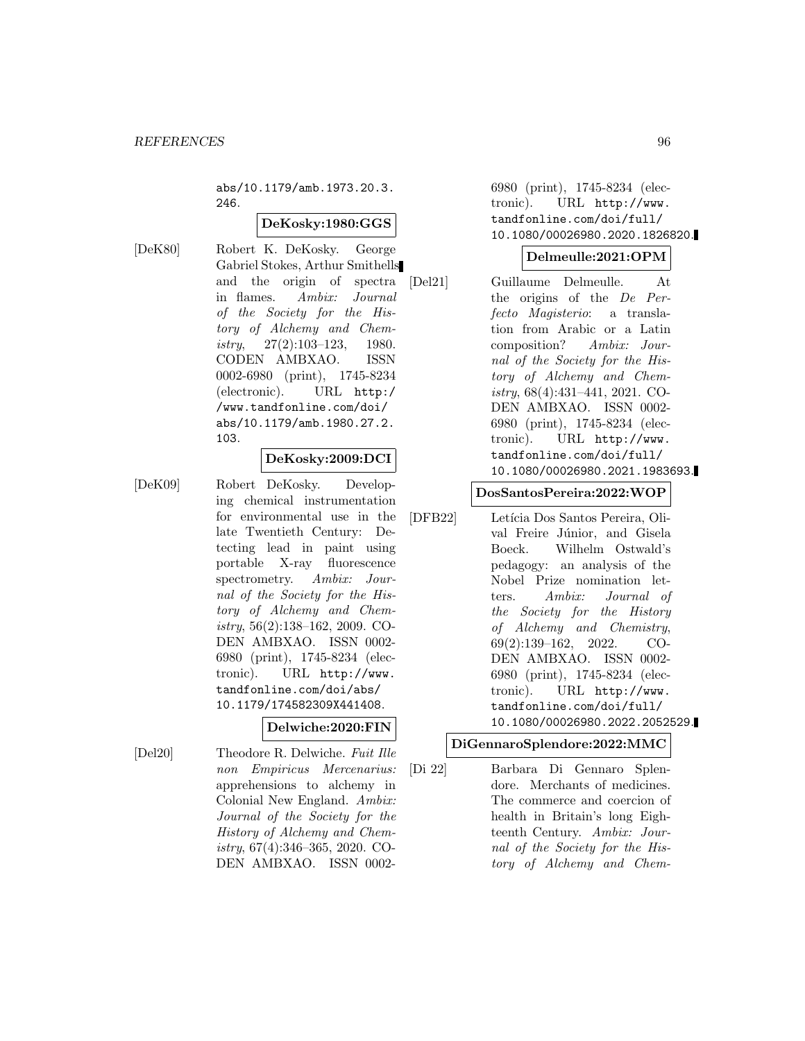abs/10.1179/amb.1973.20.3.246.

**DeKosky:1980:GGS**

[DeK80] Robert K. DeKosky. George Gabriel Stokes, Arthur Smithells and the origin of spectra in flames. *Ambix: Journal of the Society for the History of Alchemy and Chemistry*, 27(2):103–123, 1980. CODEN AMBXAO. ISSN 0002-6980 (print), 1745-8234 (electronic). URL http://www.tandfonline.com/doi/abs/10.1179/amb.1980.27.2.103.

**DeKosky:2009:DCI**

[DeK09] Robert DeKosky. Developing chemical instrumentation for environmental use in the late Twentieth Century: Detecting lead in paint using portable X-ray fluorescence spectrometry. *Ambix: Journal of the Society for the History of Alchemy and Chemistry*, 56(2):138–162, 2009. CODEN AMBXAO. ISSN 0002-6980 (print), 1745-8234 (electronic). URL http://www.tandfonline.com/doi/abs/10.1179/174582309X441408.

**Delwiche:2020:FIN**

[Del20] Theodore R. Delwiche. *Fuit Ille non Empiricus Mercenarius*: apprehensions to alchemy in Colonial New England. *Ambix: Journal of the Society for the History of Alchemy and Chemistry*, 67(4):346–365, 2020. CODEN AMBXAO. ISSN 0002-6980 (print), 1745-8234 (electronic). URL http://www.tandfonline.com/doi/full/10.1080/00026980.2020.1826820.

**Delmeulle:2021:OPM**

[Del21] Guillaume Delmeulle. At the origins of the *De Perfecto Magisterio*: a translation from Arabic or a Latin composition? *Ambix: Journal of the Society for the History of Alchemy and Chemistry*, 68(4):431–441, 2021. CODEN AMBXAO. ISSN 0002-6980 (print), 1745-8234 (electronic). URL http://www.tandfonline.com/doi/full/10.1080/00026980.2021.1983693.

**DosSantosPereira:2022:WOP**

[DFB22] Letícia Dos Santos Pereira, Olival Freire Júnior, and Gisela Boeck. Wilhelm Ostwald's pedagogy: an analysis of the Nobel Prize nomination letters. *Ambix: Journal of the Society for the History of Alchemy and Chemistry*, 69(2):139–162, 2022. CODEN AMBXAO. ISSN 0002-6980 (print), 1745-8234 (electronic). URL http://www.tandfonline.com/doi/full/10.1080/00026980.2022.2052529.

**DiGennaroSplendore:2022:MMC**

[Di 22] Barbara Di Gennaro Splendore. Merchants of medicines. The commerce and coercion of health in Britain's long Eighteenth Century. *Ambix: Journal of the Society for the History of Alchemy and Chem-*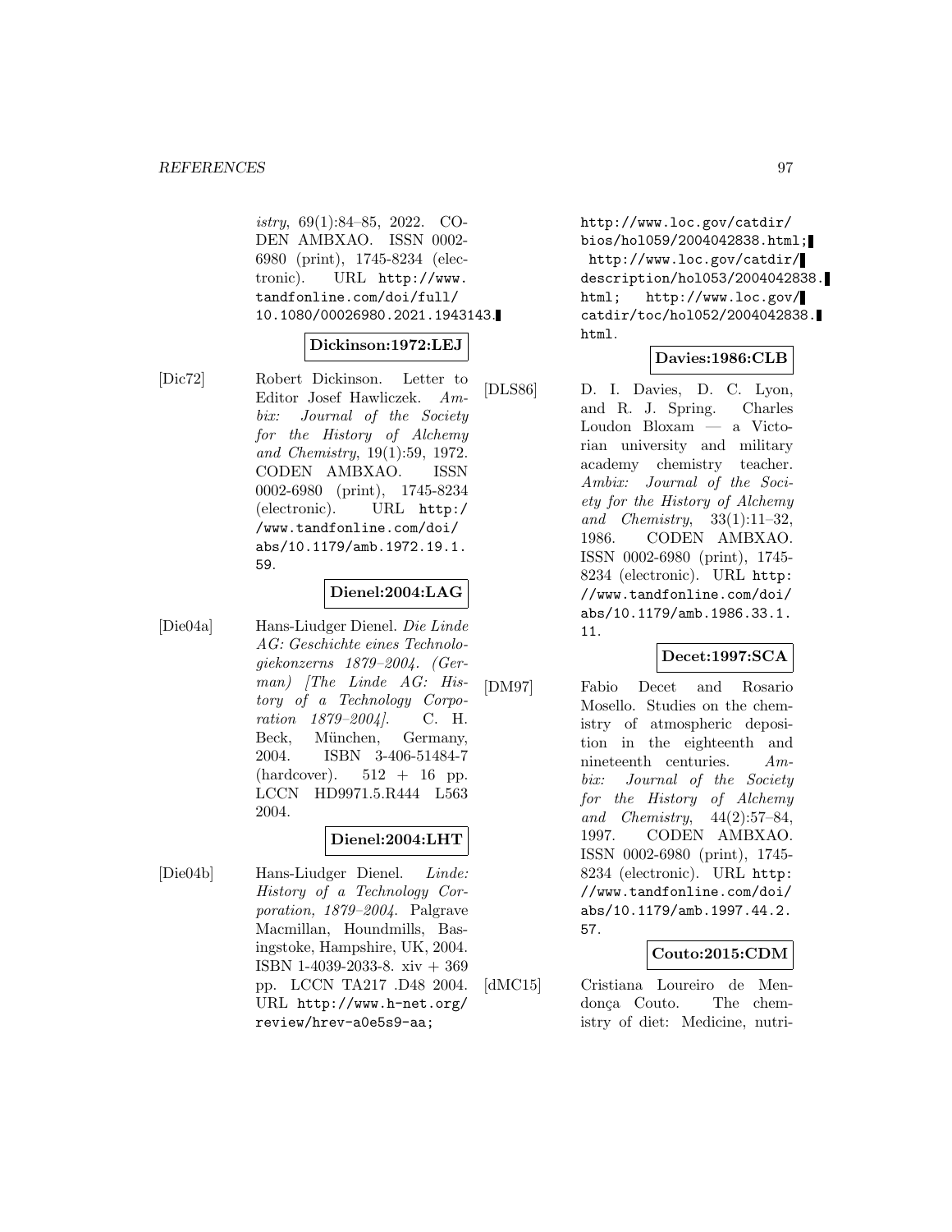*istry*, 69(1):84–85, 2022. CODEN AMBXAO. ISSN 0002-6980 (print), 1745-8234 (electronic). URL http://www.tandfonline.com/doi/full/10.1080/00026980.2021.1943143.

**Dickinson:1972:LEJ**

[Dic72] Robert Dickinson. Letter to Editor Josef Hawliczek. *Ambix: Journal of the Society for the History of Alchemy and Chemistry*, 19(1):59, 1972. CODEN AMBXAO. ISSN 0002-6980 (print), 1745-8234 (electronic). URL http://www.tandfonline.com/doi/abs/10.1179/amb.1972.19.1.59.

**Dienel:2004:LAG**

[Die04a] Hans-Liudger Dienel. *Die Linde AG: Geschichte eines Technologiekonzerns 1879–2004. (German) [The Linde AG: History of a Technology Corporation 1879–2004]*. C. H. Beck, München, Germany, 2004. ISBN 3-406-51484-7 (hardcover). 512 + 16 pp. LCCN HD9971.5.R444 L563 2004.

**Dienel:2004:LHT**

[Die04b] Hans-Liudger Dienel. *Linde: History of a Technology Corporation, 1879–2004*. Palgrave Macmillan, Houndmills, Basingstoke, Hampshire, UK, 2004. ISBN 1-4039-2033-8. xiv + 369 pp. LCCN TA217 .D48 2004. URL http://www.h-net.org/review/hrev-a0e5s9-aa; http://www.loc.gov/catdir/bios/hol059/2004042838.html; http://www.loc.gov/catdir/description/hol053/2004042838.html; http://www.loc.gov/catdir/toc/hol052/2004042838.html.

**Davies:1986:CLB**

[DLS86] D. I. Davies, D. C. Lyon, and R. J. Spring. Charles Loudon Bloxam — a Victorian university and military academy chemistry teacher. *Ambix: Journal of the Society for the History of Alchemy and Chemistry*, 33(1):11–32, 1986. CODEN AMBXAO. ISSN 0002-6980 (print), 1745-8234 (electronic). URL http://www.tandfonline.com/doi/abs/10.1179/amb.1986.33.1.11.

**Decet:1997:SCA**

[DM97] Fabio Decet and Rosario Mosello. Studies on the chemistry of atmospheric deposition in the eighteenth and nineteenth centuries. *Ambix: Journal of the Society for the History of Alchemy and Chemistry*, 44(2):57–84, 1997. CODEN AMBXAO. ISSN 0002-6980 (print), 1745-8234 (electronic). URL http://www.tandfonline.com/doi/abs/10.1179/amb.1997.44.2.57.

**Couto:2015:CDM**

[dMC15] Cristiana Loureiro de Mendonça Couto. The chemistry of diet: Medicine, nutri-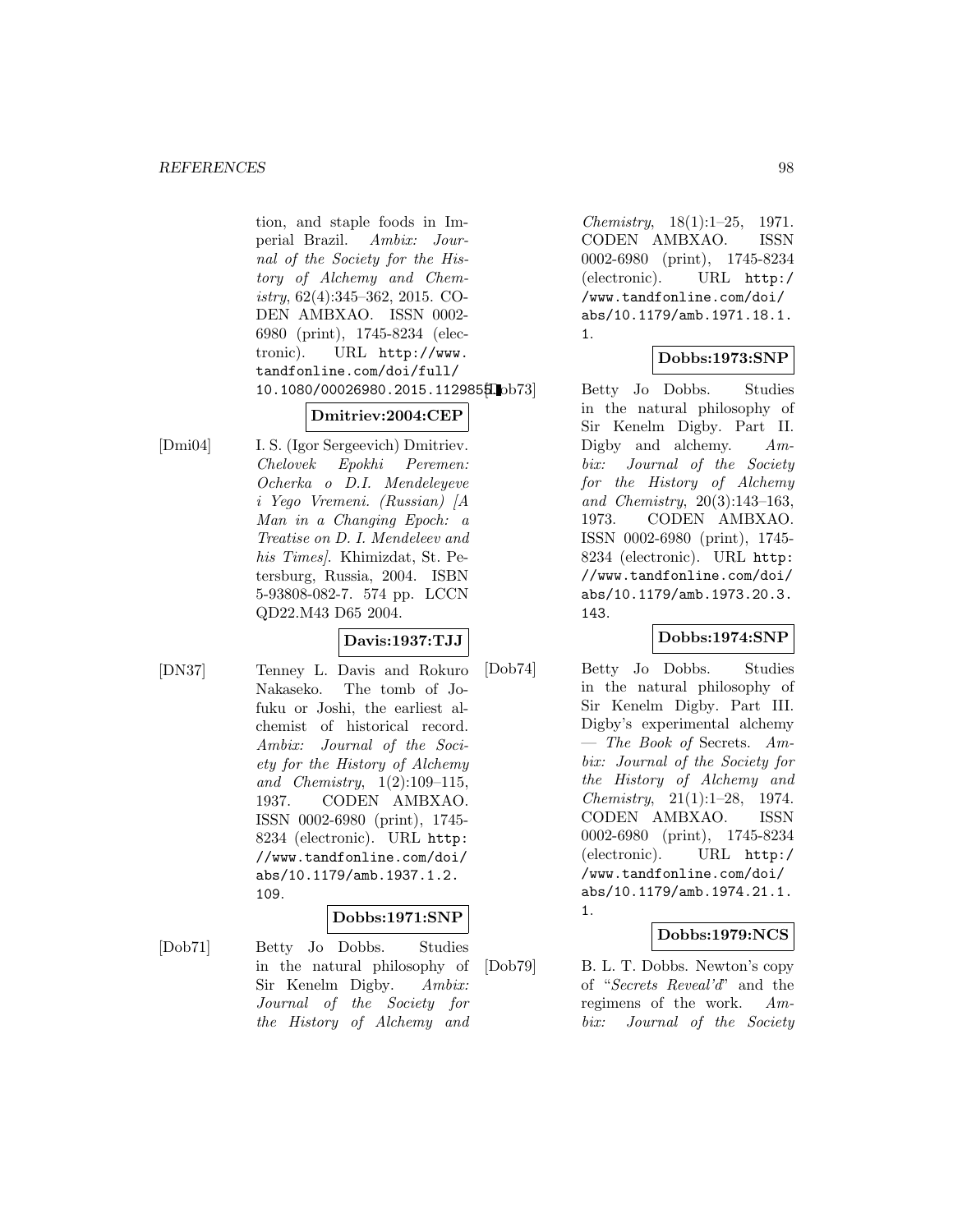tion, and staple foods in Imperial Brazil. *Ambix: Journal of the Society for the History of Alchemy and Chemistry*, 62(4):345–362, 2015. CODEN AMBXAO. ISSN 0002-6980 (print), 1745-8234 (electronic). URL http://www.tandfonline.com/doi/full/10.1080/00026980.2015.1129851.

**Dmitriev:2004:CEP**

[Dmi04] I. S. (Igor Sergeevich) Dmitriev. *Chelovek Epokhi Peremen: Ocherka o D.I. Mendeleyeve i Yego Vremeni. (Russian) [A Man in a Changing Epoch: a Treatise on D. I. Mendeleev and his Times]*. Khimizdat, St. Petersburg, Russia, 2004. ISBN 5-93808-082-7. 574 pp. LCCN QD22.M43 D65 2004.

**Davis:1937:TJJ**

[DN37] Tenney L. Davis and Rokuro Nakaseko. The tomb of Jofuku or Joshi, the earliest alchemist of historical record. *Ambix: Journal of the Society for the History of Alchemy and Chemistry*, 1(2):109–115, 1937. CODEN AMBXAO. ISSN 0002-6980 (print), 1745-8234 (electronic). URL http://www.tandfonline.com/doi/abs/10.1179/amb.1937.1.2.109.

**Dobbs:1971:SNP**

[Dob71] Betty Jo Dobbs. Studies in the natural philosophy of Sir Kenelm Digby. *Ambix: Journal of the Society for the History of Alchemy and Chemistry*, 18(1):1–25, 1971. CODEN AMBXAO. ISSN 0002-6980 (print), 1745-8234 (electronic). URL http://www.tandfonline.com/doi/abs/10.1179/amb.1971.18.1.1.

**Dobbs:1973:SNP**

[Dob73] Betty Jo Dobbs. Studies in the natural philosophy of Sir Kenelm Digby. Part II. Digby and alchemy. *Ambix: Journal of the Society for the History of Alchemy and Chemistry*, 20(3):143–163, 1973. CODEN AMBXAO. ISSN 0002-6980 (print), 1745-8234 (electronic). URL http://www.tandfonline.com/doi/abs/10.1179/amb.1973.20.3.143.

**Dobbs:1974:SNP**

[Dob74] Betty Jo Dobbs. Studies in the natural philosophy of Sir Kenelm Digby. Part III. Digby's experimental alchemy — *The Book of* Secrets. *Ambix: Journal of the Society for the History of Alchemy and Chemistry*, 21(1):1–28, 1974. CODEN AMBXAO. ISSN 0002-6980 (print), 1745-8234 (electronic). URL http://www.tandfonline.com/doi/abs/10.1179/amb.1974.21.1.1.

**Dobbs:1979:NCS**

[Dob79] B. L. T. Dobbs. Newton's copy of "*Secrets Reveal'd*" and the regimens of the work. *Ambix: Journal of the Society*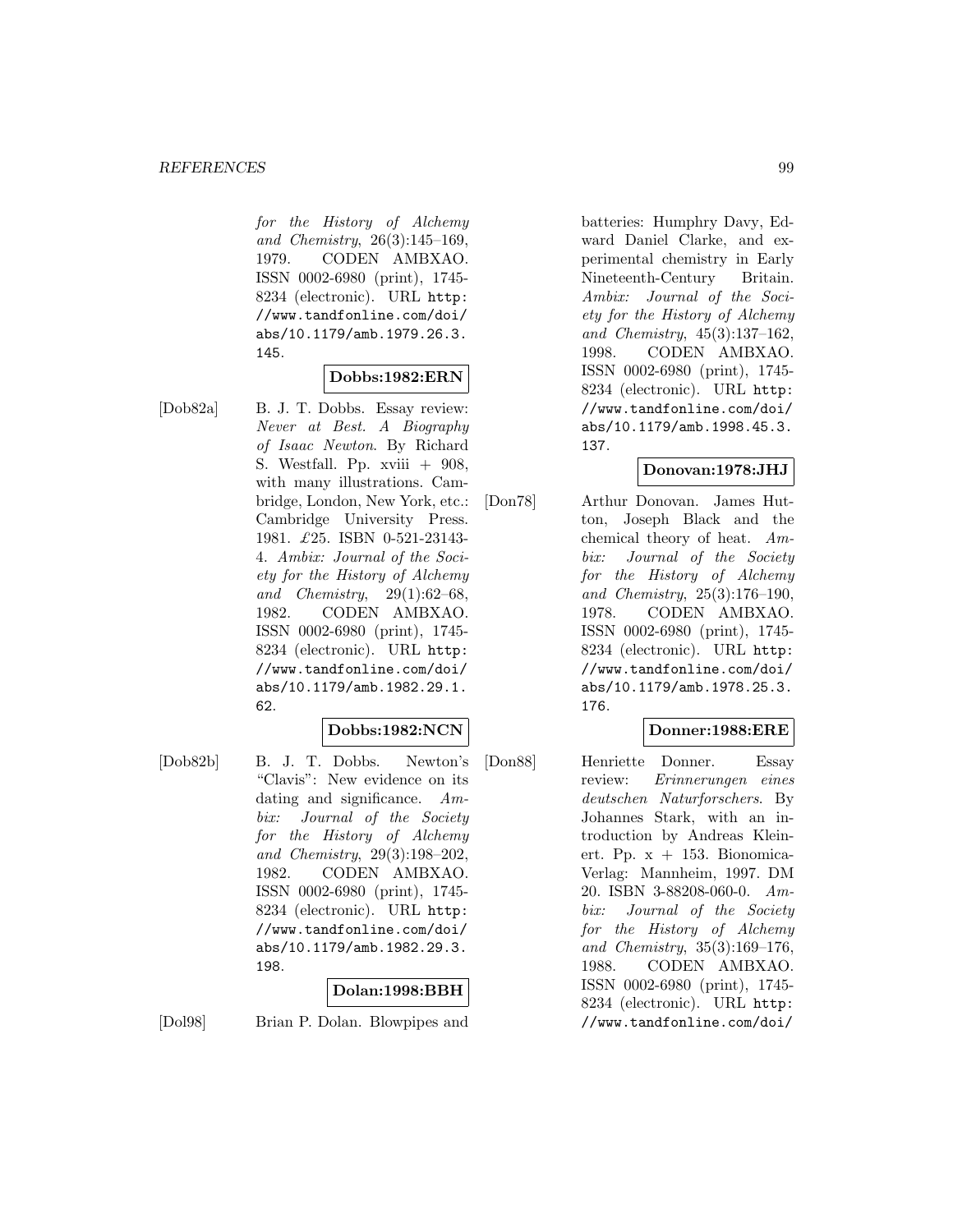for the History of Alchemy and Chemistry, 26(3):145–169, 1979. CODEN AMBXAO. ISSN 0002-6980 (print), 1745-8234 (electronic). URL http://www.tandfonline.com/doi/abs/10.1179/amb.1979.26.3.145.

**Dobbs:1982:ERN**

[Dob82a] B. J. T. Dobbs. Essay review: *Never at Best. A Biography of Isaac Newton*. By Richard S. Westfall. Pp. xviii + 908, with many illustrations. Cambridge, London, New York, etc.: Cambridge University Press. 1981. £25. ISBN 0-521-23143-4. *Ambix: Journal of the Society for the History of Alchemy and Chemistry*, 29(1):62–68, 1982. CODEN AMBXAO. ISSN 0002-6980 (print), 1745-8234 (electronic). URL http://www.tandfonline.com/doi/abs/10.1179/amb.1982.29.1.62.

**Dobbs:1982:NCN**

[Dob82b] B. J. T. Dobbs. Newton's "Clavis": New evidence on its dating and significance. *Ambix: Journal of the Society for the History of Alchemy and Chemistry*, 29(3):198–202, 1982. CODEN AMBXAO. ISSN 0002-6980 (print), 1745-8234 (electronic). URL http://www.tandfonline.com/doi/abs/10.1179/amb.1982.29.3.198.

**Dolan:1998:BBH**

[Dol98] Brian P. Dolan. Blowpipes and batteries: Humphry Davy, Edward Daniel Clarke, and experimental chemistry in Early Nineteenth-Century Britain. *Ambix: Journal of the Society for the History of Alchemy and Chemistry*, 45(3):137–162, 1998. CODEN AMBXAO. ISSN 0002-6980 (print), 1745-8234 (electronic). URL http://www.tandfonline.com/doi/abs/10.1179/amb.1998.45.3.137.

**Donovan:1978:JHJ**

[Don78] Arthur Donovan. James Hutton, Joseph Black and the chemical theory of heat. *Ambix: Journal of the Society for the History of Alchemy and Chemistry*, 25(3):176–190, 1978. CODEN AMBXAO. ISSN 0002-6980 (print), 1745-8234 (electronic). URL http://www.tandfonline.com/doi/abs/10.1179/amb.1978.25.3.176.

**Donner:1988:ERE**

[Don88] Henriette Donner. Essay review: *Erinnerungen eines deutschen Naturforschers*. By Johannes Stark, with an introduction by Andreas Kleinert. Pp. x + 153. Bionomica-Verlag: Mannheim, 1997. DM 20. ISBN 3-88208-060-0. *Ambix: Journal of the Society for the History of Alchemy and Chemistry*, 35(3):169–176, 1988. CODEN AMBXAO. ISSN 0002-6980 (print), 1745-8234 (electronic). URL http://www.tandfonline.com/doi/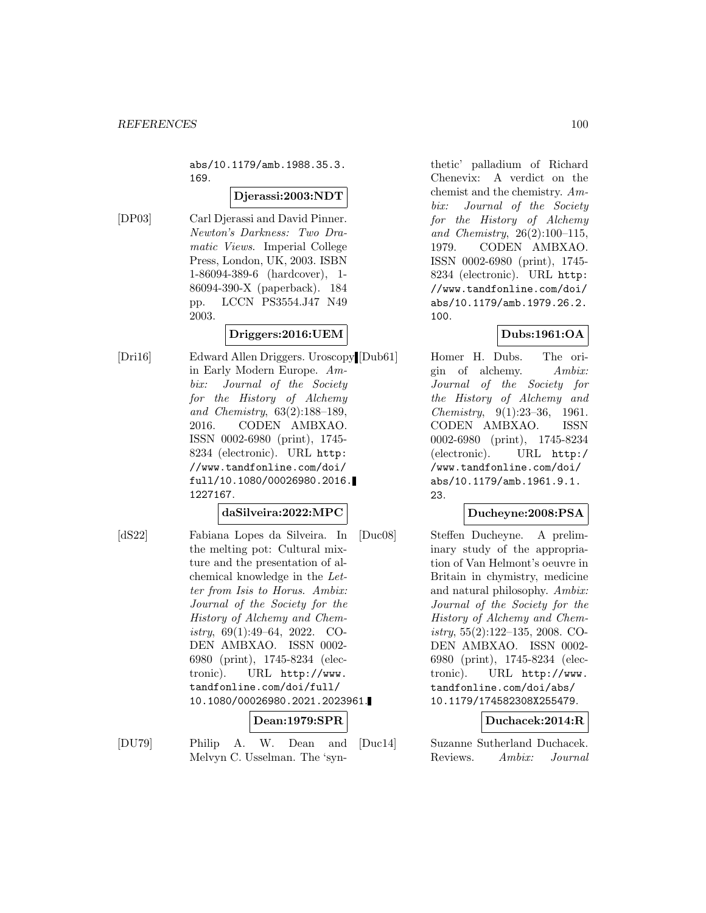abs/10.1179/amb.1988.35.3.169.

**Djerassi:2003:NDT**

[DP03] Carl Djerassi and David Pinner. *Newton's Darkness: Two Dramatic Views*. Imperial College Press, London, UK, 2003. ISBN 1-86094-389-6 (hardcover), 1-86094-390-X (paperback). 184 pp. LCCN PS3554.J47 N49 2003.

**Driggers:2016:UEM**

[Dri16] Edward Allen Driggers. Uroscopy in Early Modern Europe. *Ambix: Journal of the Society for the History of Alchemy and Chemistry*, 63(2):188–189, 2016. CODEN AMBXAO. ISSN 0002-6980 (print), 1745-8234 (electronic). URL http://www.tandfonline.com/doi/full/10.1080/00026980.2016.1227167.

**daSilveira:2022:MPC**

[dS22] Fabiana Lopes da Silveira. In the melting pot: Cultural mixture and the presentation of alchemical knowledge in the *Letter from Isis to Horus*. *Ambix: Journal of the Society for the History of Alchemy and Chemistry*, 69(1):49–64, 2022. CODEN AMBXAO. ISSN 0002-6980 (print), 1745-8234 (electronic). URL http://www.tandfonline.com/doi/full/10.1080/00026980.2021.2023961.

**Dean:1979:SPR**

[DU79] Philip A. W. Dean and Melvyn C. Usselman. The 'synthetic' palladium of Richard Chenevix: A verdict on the chemist and the chemistry. *Ambix: Journal of the Society for the History of Alchemy and Chemistry*, 26(2):100–115, 1979. CODEN AMBXAO. ISSN 0002-6980 (print), 1745-8234 (electronic). URL http://www.tandfonline.com/doi/abs/10.1179/amb.1979.26.2.100.

**Dubs:1961:OA**

[Dub61] Homer H. Dubs. The origin of alchemy. *Ambix: Journal of the Society for the History of Alchemy and Chemistry*, 9(1):23–36, 1961. CODEN AMBXAO. ISSN 0002-6980 (print), 1745-8234 (electronic). URL http://www.tandfonline.com/doi/abs/10.1179/amb.1961.9.1.23.

**Ducheyne:2008:PSA**

[Duc08] Steffen Ducheyne. A preliminary study of the appropriation of Van Helmont's oeuvre in Britain in chymistry, medicine and natural philosophy. *Ambix: Journal of the Society for the History of Alchemy and Chemistry*, 55(2):122–135, 2008. CODEN AMBXAO. ISSN 0002-6980 (print), 1745-8234 (electronic). URL http://www.tandfonline.com/doi/abs/10.1179/174582308X255479.

**Duchacek:2014:R**

[Duc14] Suzanne Sutherland Duchacek. Reviews. *Ambix: Journal*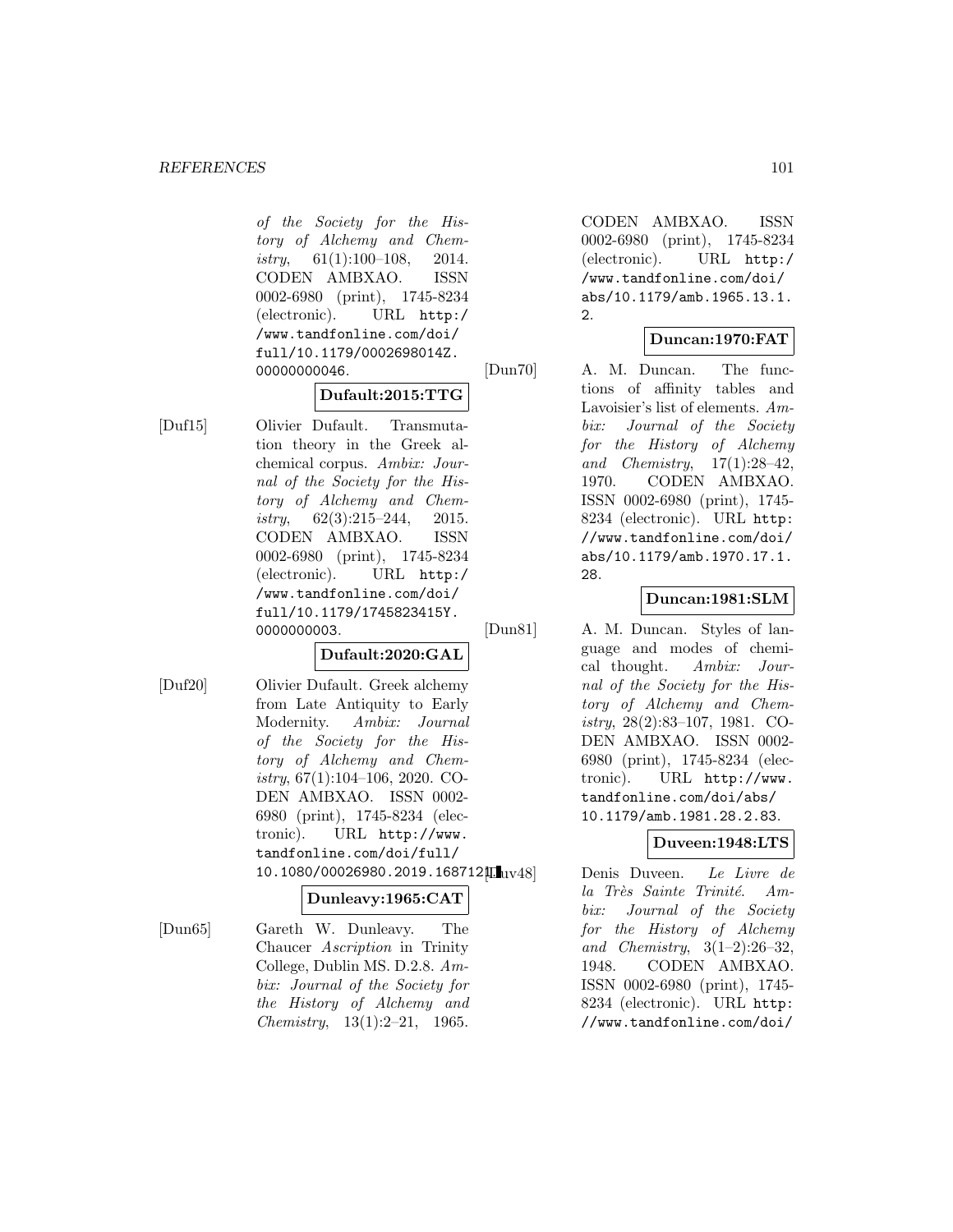of the Society for the History of Alchemy and Chemistry, 61(1):100–108, 2014. CODEN AMBXAO. ISSN 0002-6980 (print), 1745-8234 (electronic). URL http://www.tandfonline.com/doi/full/10.1179/0026980014Z.00000000046.

**Dufault:2015:TTG**

[Duf15] Olivier Dufault. Transmutation theory in the Greek alchemical corpus. *Ambix: Journal of the Society for the History of Alchemy and Chemistry*, 62(3):215–244, 2015. CODEN AMBXAO. ISSN 0002-6980 (print), 1745-8234 (electronic). URL http://www.tandfonline.com/doi/full/10.1179/1745823415Y.0000000003.

**Dufault:2020:GAL**

[Duf20] Olivier Dufault. Greek alchemy from Late Antiquity to Early Modernity. *Ambix: Journal of the Society for the History of Alchemy and Chemistry*, 67(1):104–106, 2020. CODEN AMBXAO. ISSN 0002-6980 (print), 1745-8234 (electronic). URL http://www.tandfonline.com/doi/full/10.1080/00026980.2019.1687121.

**Dunleavy:1965:CAT**

[Dun65] Gareth W. Dunleavy. The Chaucer *Ascription* in Trinity College, Dublin MS. D.2.8. *Ambix: Journal of the Society for the History of Alchemy and Chemistry*, 13(1):2–21, 1965. CODEN AMBXAO. ISSN 0002-6980 (print), 1745-8234 (electronic). URL http://www.tandfonline.com/doi/abs/10.1179/amb.1965.13.1.2.

**Duncan:1970:FAT**

[Dun70] A. M. Duncan. The functions of affinity tables and Lavoisier's list of elements. *Ambix: Journal of the Society for the History of Alchemy and Chemistry*, 17(1):28–42, 1970. CODEN AMBXAO. ISSN 0002-6980 (print), 1745-8234 (electronic). URL http://www.tandfonline.com/doi/abs/10.1179/amb.1970.17.1.28.

**Duncan:1981:SLM**

[Dun81] A. M. Duncan. Styles of language and modes of chemical thought. *Ambix: Journal of the Society for the History of Alchemy and Chemistry*, 28(2):83–107, 1981. CODEN AMBXAO. ISSN 0002-6980 (print), 1745-8234 (electronic). URL http://www.tandfonline.com/doi/abs/10.1179/amb.1981.28.2.83.

**Duveen:1948:LTS**

[Duv48] Denis Duveen. *Le Livre de la Très Sainte Trinité*. *Ambix: Journal of the Society for the History of Alchemy and Chemistry*, 3(1–2):26–32, 1948. CODEN AMBXAO. ISSN 0002-6980 (print), 1745-8234 (electronic). URL http://www.tandfonline.com/doi/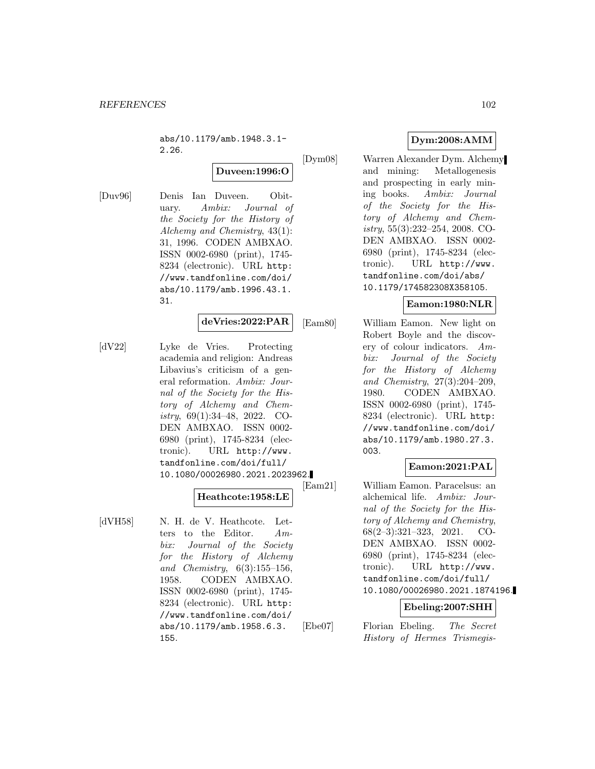abs/10.1179/amb.1948.3.1-2.26.

**Duveen:1996:O**

[Duv96] Denis Ian Duveen. Obituary. *Ambix: Journal of the Society for the History of Alchemy and Chemistry*, 43(1): 31, 1996. CODEN AMBXAO. ISSN 0002-6980 (print), 1745-8234 (electronic). URL `http://www.tandfonline.com/doi/abs/10.1179/amb.1996.43.1.31`.

**deVries:2022:PAR**

[dV22] Lyke de Vries. Protecting academia and religion: Andreas Libavius's criticism of a general reformation. *Ambix: Journal of the Society for the History of Alchemy and Chemistry*, 69(1):34–48, 2022. CODEN AMBXAO. ISSN 0002-6980 (print), 1745-8234 (electronic). URL `http://www.tandfonline.com/doi/full/10.1080/00026980.2021.2023962`.

**Heathcote:1958:LE**

[dVH58] N. H. de V. Heathcote. Letters to the Editor. *Ambix: Journal of the Society for the History of Alchemy and Chemistry*, 6(3):155–156, 1958. CODEN AMBXAO. ISSN 0002-6980 (print), 1745-8234 (electronic). URL `http://www.tandfonline.com/doi/abs/10.1179/amb.1958.6.3.155`.

**Dym:2008:AMM**

[Dym08] Warren Alexander Dym. Alchemy and mining: Metallogenesis and prospecting in early mining books. *Ambix: Journal of the Society for the History of Alchemy and Chemistry*, 55(3):232–254, 2008. CODEN AMBXAO. ISSN 0002-6980 (print), 1745-8234 (electronic). URL `http://www.tandfonline.com/doi/abs/10.1179/174582308X358105`.

**Eamon:1980:NLR**

[Eam80] William Eamon. New light on Robert Boyle and the discovery of colour indicators. *Ambix: Journal of the Society for the History of Alchemy and Chemistry*, 27(3):204–209, 1980. CODEN AMBXAO. ISSN 0002-6980 (print), 1745-8234 (electronic). URL `http://www.tandfonline.com/doi/abs/10.1179/amb.1980.27.3.003`.

**Eamon:2021:PAL**

[Eam21] William Eamon. Paracelsus: an alchemical life. *Ambix: Journal of the Society for the History of Alchemy and Chemistry*, 68(2–3):321–323, 2021. CODEN AMBXAO. ISSN 0002-6980 (print), 1745-8234 (electronic). URL `http://www.tandfonline.com/doi/full/10.1080/00026980.2021.1874196`.

**Ebeling:2007:SHH**

[Ebe07] Florian Ebeling. *The Secret History of Hermes Trismegis-*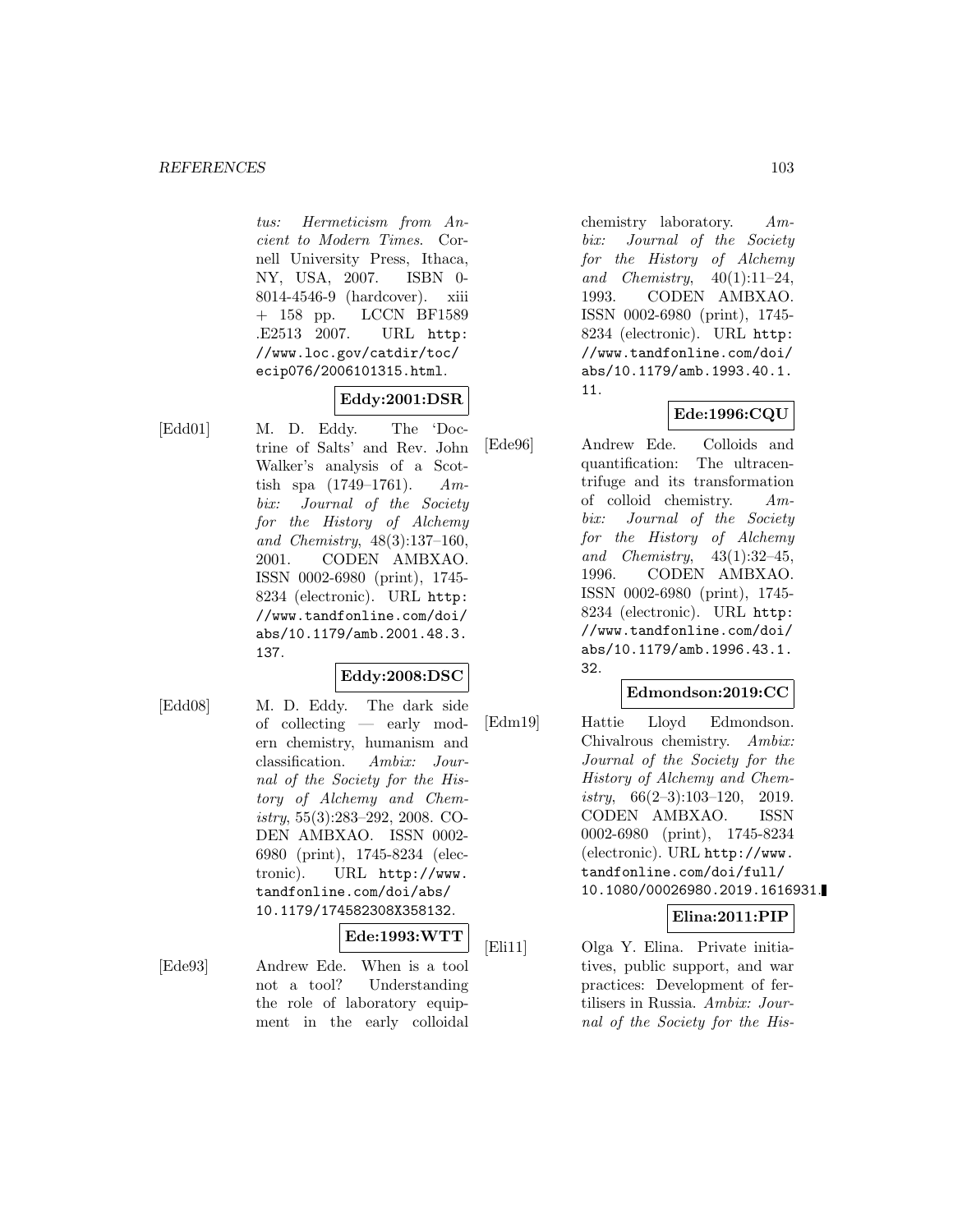tus: Hermeticism from Ancient to Modern Times*. Cornell University Press, Ithaca, NY, USA, 2007. ISBN 0-8014-4546-9 (hardcover). xiii + 158 pp. LCCN BF1589 .E2513 2007. URL http://www.loc.gov/catdir/toc/ecip076/2006101315.html.

**Eddy:2001:DSR**

[Edd01] M. D. Eddy. The 'Doctrine of Salts' and Rev. John Walker's analysis of a Scottish spa (1749–1761). *Ambix: Journal of the Society for the History of Alchemy and Chemistry*, 48(3):137–160, 2001. CODEN AMBXAO. ISSN 0002-6980 (print), 1745-8234 (electronic). URL http://www.tandfonline.com/doi/abs/10.1179/amb.2001.48.3.137.

**Eddy:2008:DSC**

[Edd08] M. D. Eddy. The dark side of collecting — early modern chemistry, humanism and classification. *Ambix: Journal of the Society for the History of Alchemy and Chemistry*, 55(3):283–292, 2008. CODEN AMBXAO. ISSN 0002-6980 (print), 1745-8234 (electronic). URL http://www.tandfonline.com/doi/abs/10.1179/174582308X358132.

**Ede:1993:WTT**

[Ede93] Andrew Ede. When is a tool not a tool? Understanding the role of laboratory equipment in the early colloidal chemistry laboratory. *Ambix: Journal of the Society for the History of Alchemy and Chemistry*, 40(1):11–24, 1993. CODEN AMBXAO. ISSN 0002-6980 (print), 1745-8234 (electronic). URL http://www.tandfonline.com/doi/abs/10.1179/amb.1993.40.1.11.

**Ede:1996:CQU**

[Ede96] Andrew Ede. Colloids and quantification: The ultracentrifuge and its transformation of colloid chemistry. *Ambix: Journal of the Society for the History of Alchemy and Chemistry*, 43(1):32–45, 1996. CODEN AMBXAO. ISSN 0002-6980 (print), 1745-8234 (electronic). URL http://www.tandfonline.com/doi/abs/10.1179/amb.1996.43.1.32.

**Edmondson:2019:CC**

[Edm19] Hattie Lloyd Edmondson. Chivalrous chemistry. *Ambix: Journal of the Society for the History of Alchemy and Chemistry*, 66(2–3):103–120, 2019. CODEN AMBXAO. ISSN 0002-6980 (print), 1745-8234 (electronic). URL http://www.tandfonline.com/doi/full/10.1080/00026980.2019.1616931.

**Elina:2011:PIP**

[Eli11] Olga Y. Elina. Private initiatives, public support, and war practices: Development of fertilisers in Russia. *Ambix: Journal of the Society for the His-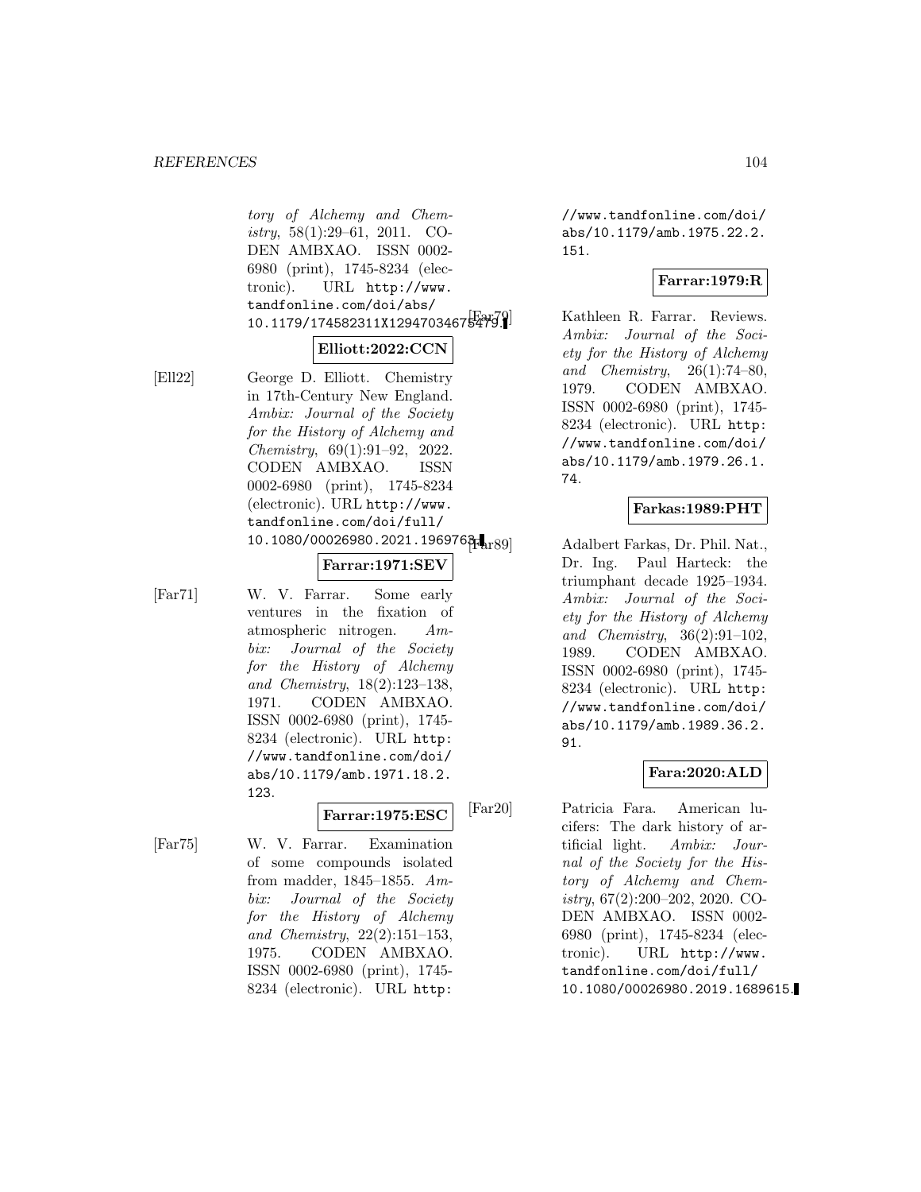tory of Alchemy and Chemistry, 58(1):29–61, 2011. CODEN AMBXAO. ISSN 0002-6980 (print), 1745-8234 (electronic). URL http://www.tandfonline.com/doi/abs/10.1179/174582311X12947034675479.

**Elliott:2022:CCN**

[Ell22] George D. Elliott. Chemistry in 17th-Century New England. *Ambix: Journal of the Society for the History of Alchemy and Chemistry*, 69(1):91–92, 2022. CODEN AMBXAO. ISSN 0002-6980 (print), 1745-8234 (electronic). URL http://www.tandfonline.com/doi/full/10.1080/00026980.2021.1969763.

**Farrar:1971:SEV**

[Far71] W. V. Farrar. Some early ventures in the fixation of atmospheric nitrogen. *Ambix: Journal of the Society for the History of Alchemy and Chemistry*, 18(2):123–138, 1971. CODEN AMBXAO. ISSN 0002-6980 (print), 1745-8234 (electronic). URL http://www.tandfonline.com/doi/abs/10.1179/amb.1971.18.2.123.

**Farrar:1975:ESC**

[Far75] W. V. Farrar. Examination of some compounds isolated from madder, 1845–1855. *Ambix: Journal of the Society for the History of Alchemy and Chemistry*, 22(2):151–153, 1975. CODEN AMBXAO. ISSN 0002-6980 (print), 1745-8234 (electronic). URL http://www.tandfonline.com/doi/abs/10.1179/amb.1975.22.2.151.

**Farrar:1979:R**

[Far79] Kathleen R. Farrar. Reviews. *Ambix: Journal of the Society for the History of Alchemy and Chemistry*, 26(1):74–80, 1979. CODEN AMBXAO. ISSN 0002-6980 (print), 1745-8234 (electronic). URL http://www.tandfonline.com/doi/abs/10.1179/amb.1979.26.1.74.

**Farkas:1989:PHT**

[Far89] Adalbert Farkas, Dr. Phil. Nat., Dr. Ing. Paul Harteck: the triumphant decade 1925–1934. *Ambix: Journal of the Society for the History of Alchemy and Chemistry*, 36(2):91–102, 1989. CODEN AMBXAO. ISSN 0002-6980 (print), 1745-8234 (electronic). URL http://www.tandfonline.com/doi/abs/10.1179/amb.1989.36.2.91.

**Fara:2020:ALD**

[Far20] Patricia Fara. American lucifers: The dark history of artificial light. *Ambix: Journal of the Society for the History of Alchemy and Chemistry*, 67(2):200–202, 2020. CODEN AMBXAO. ISSN 0002-6980 (print), 1745-8234 (electronic). URL http://www.tandfonline.com/doi/full/10.1080/00026980.2019.1689615.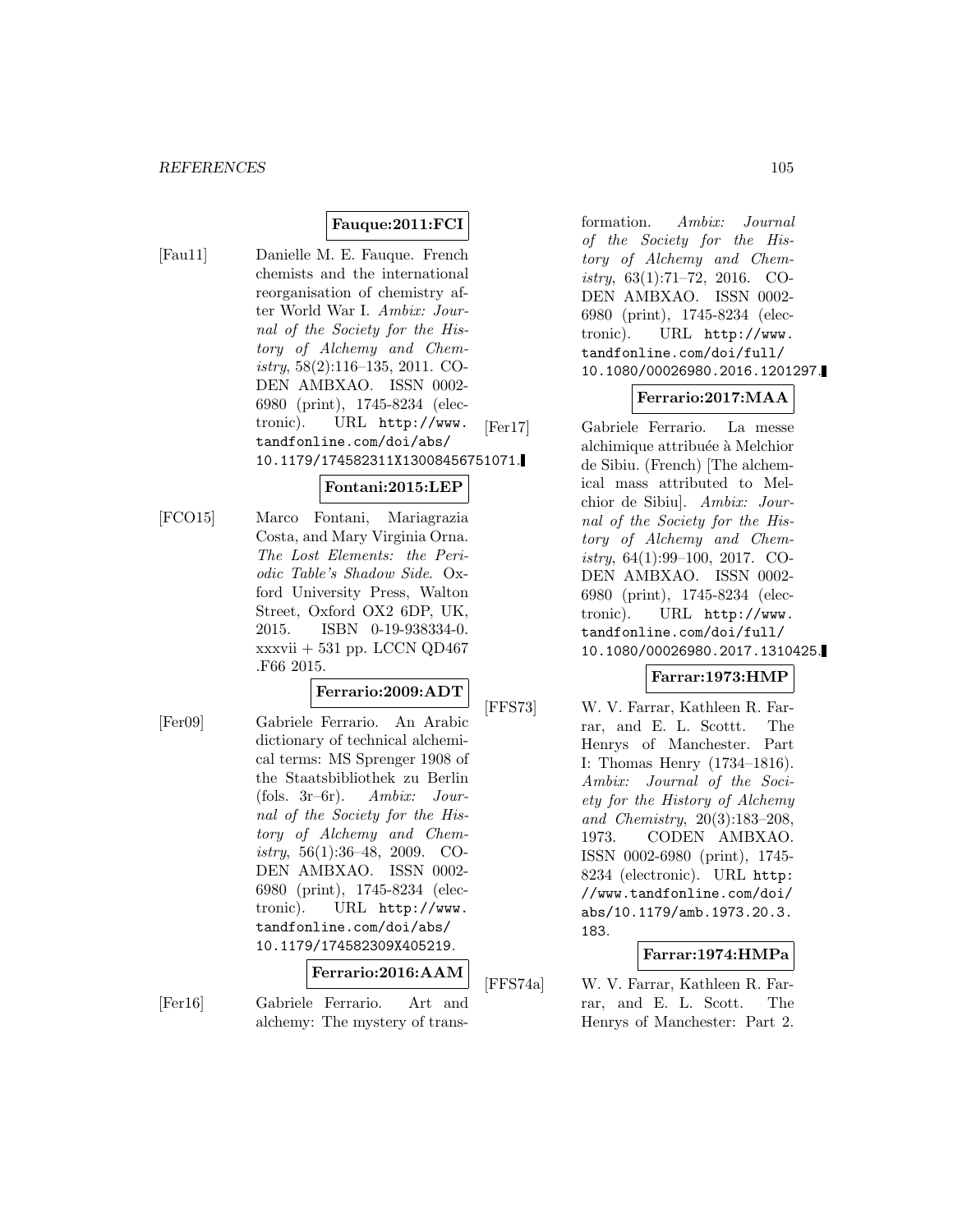**Fauque:2011:FCI**

[Fau11] Danielle M. E. Fauque. French chemists and the international reorganisation of chemistry after World War I. *Ambix: Journal of the Society for the History of Alchemy and Chemistry*, 58(2):116–135, 2011. CODEN AMBXAO. ISSN 0002-6980 (print), 1745-8234 (electronic). URL http://www.tandfonline.com/doi/abs/10.1179/174582311X13008456751071.

**Fontani:2015:LEP**

[FCO15] Marco Fontani, Mariagrazia Costa, and Mary Virginia Orna. *The Lost Elements: the Periodic Table's Shadow Side*. Oxford University Press, Walton Street, Oxford OX2 6DP, UK, 2015. ISBN 0-19-938334-0. xxxvii + 531 pp. LCCN QD467 .F66 2015.

**Ferrario:2009:ADT**

[Fer09] Gabriele Ferrario. An Arabic dictionary of technical alchemical terms: MS Sprenger 1908 of the Staatsbibliothek zu Berlin (fols. 3r–6r). *Ambix: Journal of the Society for the History of Alchemy and Chemistry*, 56(1):36–48, 2009. CODEN AMBXAO. ISSN 0002-6980 (print), 1745-8234 (electronic). URL http://www.tandfonline.com/doi/abs/10.1179/174582309X405219.

**Ferrario:2016:AAM**

[Fer16] Gabriele Ferrario. Art and alchemy: The mystery of transformation. *Ambix: Journal of the Society for the History of Alchemy and Chemistry*, 63(1):71–72, 2016. CODEN AMBXAO. ISSN 0002-6980 (print), 1745-8234 (electronic). URL http://www.tandfonline.com/doi/full/10.1080/00026980.2016.1201297.

**Ferrario:2017:MAA**

[Fer17] Gabriele Ferrario. La messe alchimique attribuée à Melchior de Sibiu. (French) [The alchemical mass attributed to Melchior de Sibiu]. *Ambix: Journal of the Society for the History of Alchemy and Chemistry*, 64(1):99–100, 2017. CODEN AMBXAO. ISSN 0002-6980 (print), 1745-8234 (electronic). URL http://www.tandfonline.com/doi/full/10.1080/00026980.2017.1310425.

**Farrar:1973:HMP**

[FFS73] W. V. Farrar, Kathleen R. Farrar, and E. L. Scottt. The Henrys of Manchester. Part I: Thomas Henry (1734–1816). *Ambix: Journal of the Society for the History of Alchemy and Chemistry*, 20(3):183–208, 1973. CODEN AMBXAO. ISSN 0002-6980 (print), 1745-8234 (electronic). URL http://www.tandfonline.com/doi/abs/10.1179/amb.1973.20.3.183.

**Farrar:1974:HMPa**

[FFS74a] W. V. Farrar, Kathleen R. Farrar, and E. L. Scott. The Henrys of Manchester: Part 2.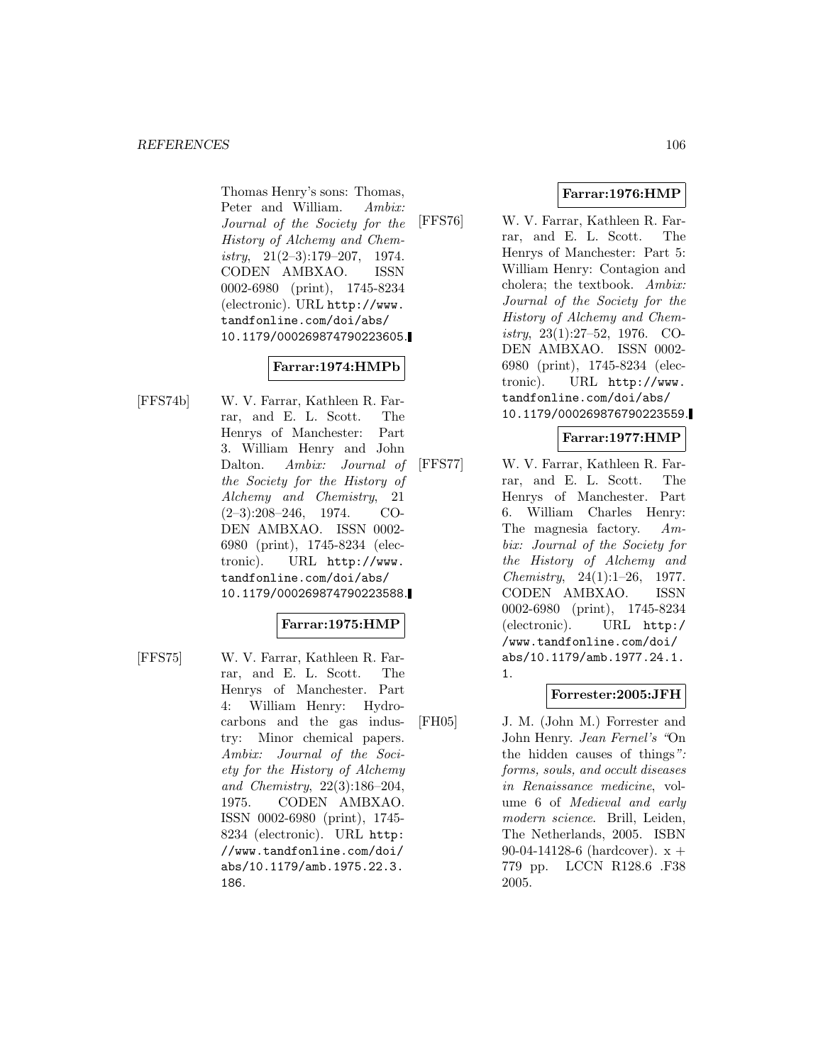Thomas Henry's sons: Thomas, Peter and William. *Ambix: Journal of the Society for the History of Alchemy and Chemistry*, 21(2–3):179–207, 1974. CODEN AMBXAO. ISSN 0002-6980 (print), 1745-8234 (electronic). URL `http://www.tandfonline.com/doi/abs/10.1179/000269874790223605`.

**Farrar:1974:HMPb**

[FFS74b] W. V. Farrar, Kathleen R. Farrar, and E. L. Scott. The Henrys of Manchester: Part 3. William Henry and John Dalton. *Ambix: Journal of the Society for the History of Alchemy and Chemistry*, 21 (2–3):208–246, 1974. CODEN AMBXAO. ISSN 0002-6980 (print), 1745-8234 (electronic). URL `http://www.tandfonline.com/doi/abs/10.1179/000269874790223588`.

**Farrar:1975:HMP**

[FFS75] W. V. Farrar, Kathleen R. Farrar, and E. L. Scott. The Henrys of Manchester. Part 4: William Henry: Hydrocarbons and the gas industry: Minor chemical papers. *Ambix: Journal of the Society for the History of Alchemy and Chemistry*, 22(3):186–204, 1975. CODEN AMBXAO. ISSN 0002-6980 (print), 1745-8234 (electronic). URL `http://www.tandfonline.com/doi/abs/10.1179/amb.1975.22.3.186`.

**Farrar:1976:HMP**

[FFS76] W. V. Farrar, Kathleen R. Farrar, and E. L. Scott. The Henrys of Manchester: Part 5: William Henry: Contagion and cholera; the textbook. *Ambix: Journal of the Society for the History of Alchemy and Chemistry*, 23(1):27–52, 1976. CODEN AMBXAO. ISSN 0002-6980 (print), 1745-8234 (electronic). URL `http://www.tandfonline.com/doi/abs/10.1179/000269876790223559`.

**Farrar:1977:HMP**

[FFS77] W. V. Farrar, Kathleen R. Farrar, and E. L. Scott. The Henrys of Manchester. Part 6. William Charles Henry: The magnesia factory. *Ambix: Journal of the Society for the History of Alchemy and Chemistry*, 24(1):1–26, 1977. CODEN AMBXAO. ISSN 0002-6980 (print), 1745-8234 (electronic). URL `http://www.tandfonline.com/doi/abs/10.1179/amb.1977.24.1.1`.

**Forrester:2005:JFH**

[FH05] J. M. (John M.) Forrester and John Henry. *Jean Fernel's "On the hidden causes of things": forms, souls, and occult diseases in Renaissance medicine*, volume 6 of *Medieval and early modern science*. Brill, Leiden, The Netherlands, 2005. ISBN 90-04-14128-6 (hardcover). x + 779 pp. LCCN R128.6 .F38 2005.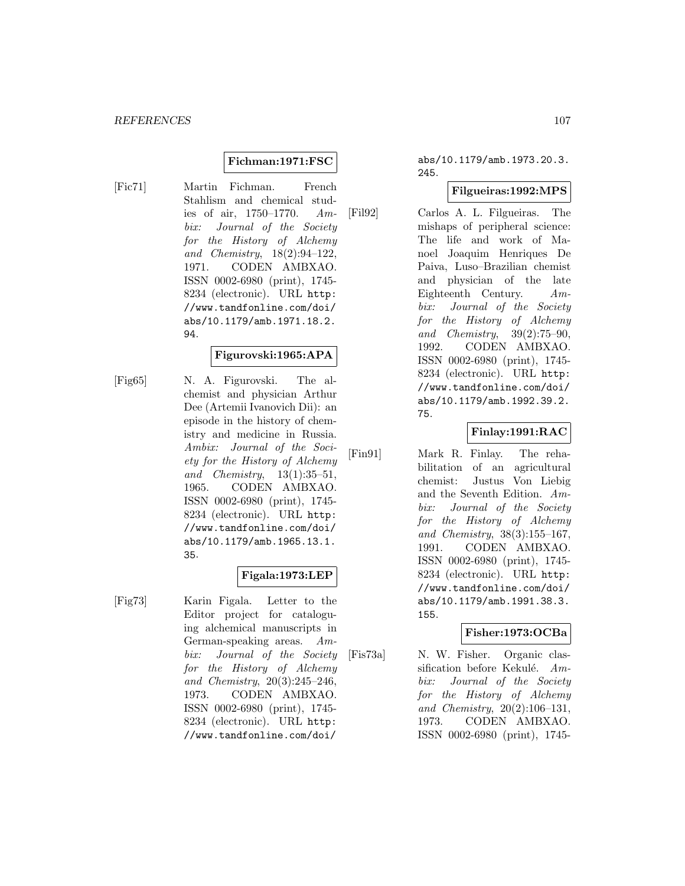**Fichman:1971:FSC**

[Fic71] Martin Fichman. French Stahlism and chemical studies of air, 1750–1770. *Ambix: Journal of the Society for the History of Alchemy and Chemistry*, 18(2):94–122, 1971. CODEN AMBXAO. ISSN 0002-6980 (print), 1745-8234 (electronic). URL http://www.tandfonline.com/doi/abs/10.1179/amb.1971.18.2.94.

**Figurovski:1965:APA**

[Fig65] N. A. Figurovski. The alchemist and physician Arthur Dee (Artemii Ivanovich Dii): an episode in the history of chemistry and medicine in Russia. *Ambix: Journal of the Society for the History of Alchemy and Chemistry*, 13(1):35–51, 1965. CODEN AMBXAO. ISSN 0002-6980 (print), 1745-8234 (electronic). URL http://www.tandfonline.com/doi/abs/10.1179/amb.1965.13.1.35.

**Figala:1973:LEP**

[Fig73] Karin Figala. Letter to the Editor project for cataloguing alchemical manuscripts in German-speaking areas. *Ambix: Journal of the Society for the History of Alchemy and Chemistry*, 20(3):245–246, 1973. CODEN AMBXAO. ISSN 0002-6980 (print), 1745-8234 (electronic). URL http://www.tandfonline.com/doi/abs/10.1179/amb.1973.20.3.245.

**Filgueiras:1992:MPS**

[Fil92] Carlos A. L. Filgueiras. The mishaps of peripheral science: The life and work of Manoel Joaquim Henriques De Paiva, Luso–Brazilian chemist and physician of the late Eighteenth Century. *Ambix: Journal of the Society for the History of Alchemy and Chemistry*, 39(2):75–90, 1992. CODEN AMBXAO. ISSN 0002-6980 (print), 1745-8234 (electronic). URL http://www.tandfonline.com/doi/abs/10.1179/amb.1992.39.2.75.

**Finlay:1991:RAC**

[Fin91] Mark R. Finlay. The rehabilitation of an agricultural chemist: Justus Von Liebig and the Seventh Edition. *Ambix: Journal of the Society for the History of Alchemy and Chemistry*, 38(3):155–167, 1991. CODEN AMBXAO. ISSN 0002-6980 (print), 1745-8234 (electronic). URL http://www.tandfonline.com/doi/abs/10.1179/amb.1991.38.3.155.

**Fisher:1973:OCBa**

[Fis73a] N. W. Fisher. Organic classification before Kekulé. *Ambix: Journal of the Society for the History of Alchemy and Chemistry*, 20(2):106–131, 1973. CODEN AMBXAO. ISSN 0002-6980 (print), 1745-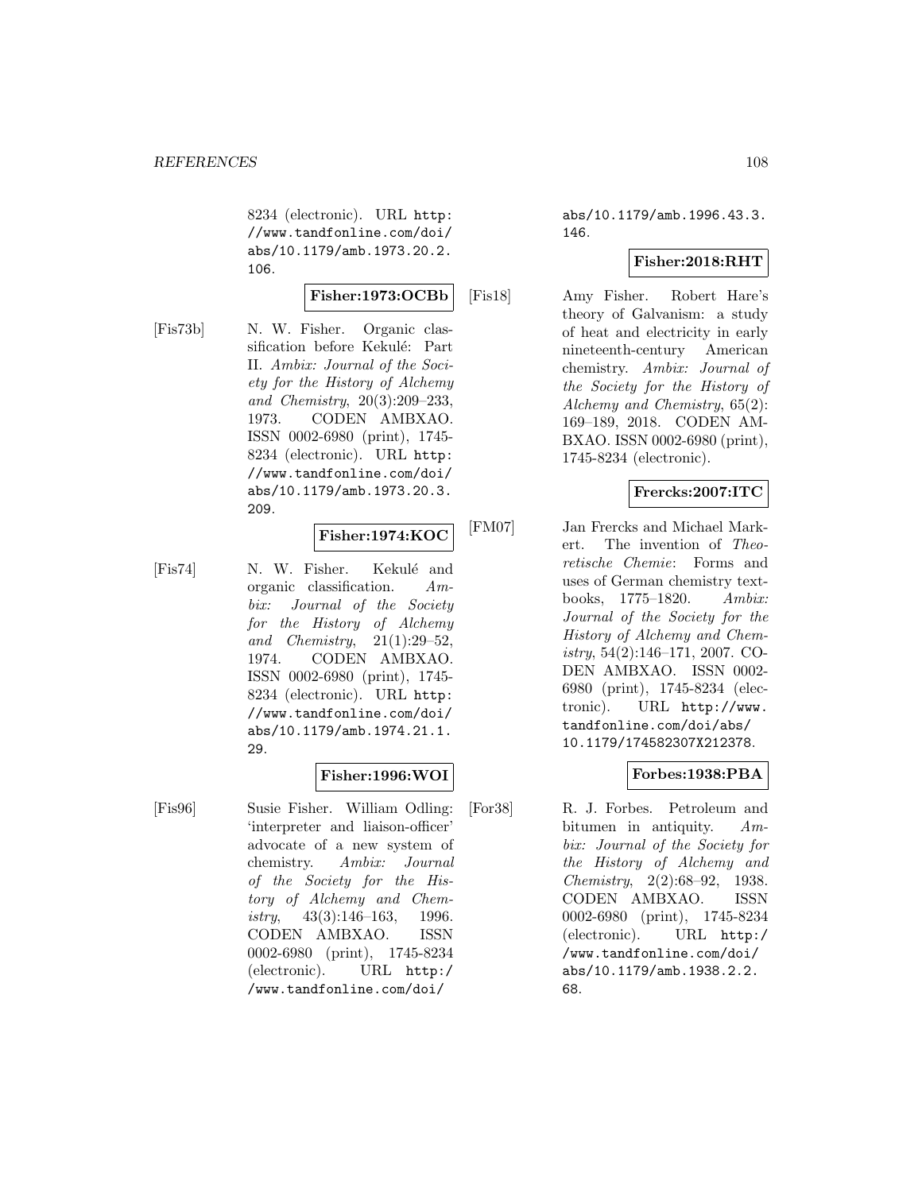8234 (electronic). URL http://www.tandfonline.com/doi/abs/10.1179/amb.1973.20.2.106.

**Fisher:1973:OCBb**

[Fis73b] N. W. Fisher. Organic classification before Kekulé: Part II. *Ambix: Journal of the Society for the History of Alchemy and Chemistry*, 20(3):209–233, 1973. CODEN AMBXAO. ISSN 0002-6980 (print), 1745-8234 (electronic). URL http://www.tandfonline.com/doi/abs/10.1179/amb.1973.20.3.209.

**Fisher:1974:KOC**

[Fis74] N. W. Fisher. Kekulé and organic classification. *Ambix: Journal of the Society for the History of Alchemy and Chemistry*, 21(1):29–52, 1974. CODEN AMBXAO. ISSN 0002-6980 (print), 1745-8234 (electronic). URL http://www.tandfonline.com/doi/abs/10.1179/amb.1974.21.1.29.

**Fisher:1996:WOI**

[Fis96] Susie Fisher. William Odling: 'interpreter and liaison-officer' advocate of a new system of chemistry. *Ambix: Journal of the Society for the History of Alchemy and Chemistry*, 43(3):146–163, 1996. CODEN AMBXAO. ISSN 0002-6980 (print), 1745-8234 (electronic). URL http://www.tandfonline.com/doi/abs/10.1179/amb.1996.43.3.146.

**Fisher:2018:RHT**

[Fis18] Amy Fisher. Robert Hare's theory of Galvanism: a study of heat and electricity in early nineteenth-century American chemistry. *Ambix: Journal of the Society for the History of Alchemy and Chemistry*, 65(2):169–189, 2018. CODEN AMBXAO. ISSN 0002-6980 (print), 1745-8234 (electronic).

**Frercks:2007:ITC**

[FM07] Jan Frercks and Michael Markert. The invention of *Theoretische Chemie*: Forms and uses of German chemistry textbooks, 1775–1820. *Ambix: Journal of the Society for the History of Alchemy and Chemistry*, 54(2):146–171, 2007. CODEN AMBXAO. ISSN 0002-6980 (print), 1745-8234 (electronic). URL http://www.tandfonline.com/doi/abs/10.1179/174582307X212378.

**Forbes:1938:PBA**

[For38] R. J. Forbes. Petroleum and bitumen in antiquity. *Ambix: Journal of the Society for the History of Alchemy and Chemistry*, 2(2):68–92, 1938. CODEN AMBXAO. ISSN 0002-6980 (print), 1745-8234 (electronic). URL http://www.tandfonline.com/doi/abs/10.1179/amb.1938.2.2.68.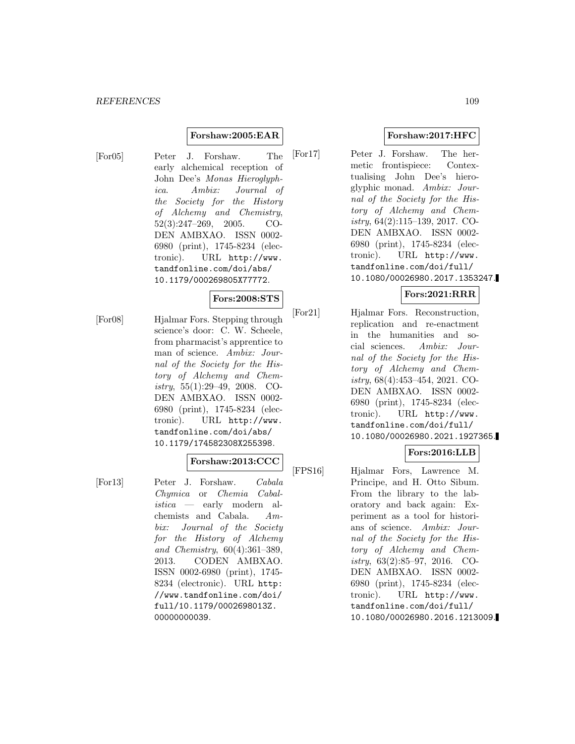**Forshaw:2005:EAR**

[For05] Peter J. Forshaw. The early alchemical reception of John Dee's *Monas Hieroglyphica*. *Ambix: Journal of the Society for the History of Alchemy and Chemistry*, 52(3):247–269, 2005. CODEN AMBXAO. ISSN 0002-6980 (print), 1745-8234 (electronic). URL `http://www.tandfonline.com/doi/abs/10.1179/000269805X77772`.

**Fors:2008:STS**

[For08] Hjalmar Fors. Stepping through science's door: C. W. Scheele, from pharmacist's apprentice to man of science. *Ambix: Journal of the Society for the History of Alchemy and Chemistry*, 55(1):29–49, 2008. CODEN AMBXAO. ISSN 0002-6980 (print), 1745-8234 (electronic). URL `http://www.tandfonline.com/doi/abs/10.1179/174582308X255398`.

**Forshaw:2013:CCC**

[For13] Peter J. Forshaw. *Cabala Chymica* or *Chemia Cabalistica* — early modern alchemists and Cabala. *Ambix: Journal of the Society for the History of Alchemy and Chemistry*, 60(4):361–389, 2013. CODEN AMBXAO. ISSN 0002-6980 (print), 1745-8234 (electronic). URL `http://www.tandfonline.com/doi/full/10.1179/0002698013Z.00000000039`.

**Forshaw:2017:HFC**

[For17] Peter J. Forshaw. The hermetic frontispiece: Contextualising John Dee's hieroglyphic monad. *Ambix: Journal of the Society for the History of Alchemy and Chemistry*, 64(2):115–139, 2017. CODEN AMBXAO. ISSN 0002-6980 (print), 1745-8234 (electronic). URL `http://www.tandfonline.com/doi/full/10.1080/00026980.2017.1353247`.

**Fors:2021:RRR**

[For21] Hjalmar Fors. Reconstruction, replication and re-enactment in the humanities and social sciences. *Ambix: Journal of the Society for the History of Alchemy and Chemistry*, 68(4):453–454, 2021. CODEN AMBXAO. ISSN 0002-6980 (print), 1745-8234 (electronic). URL `http://www.tandfonline.com/doi/full/10.1080/00026980.2021.1927365`.

**Fors:2016:LLB**

[FPS16] Hjalmar Fors, Lawrence M. Principe, and H. Otto Sibum. From the library to the laboratory and back again: Experiment as a tool for historians of science. *Ambix: Journal of the Society for the History of Alchemy and Chemistry*, 63(2):85–97, 2016. CODEN AMBXAO. ISSN 0002-6980 (print), 1745-8234 (electronic). URL `http://www.tandfonline.com/doi/full/10.1080/00026980.2016.1213009`.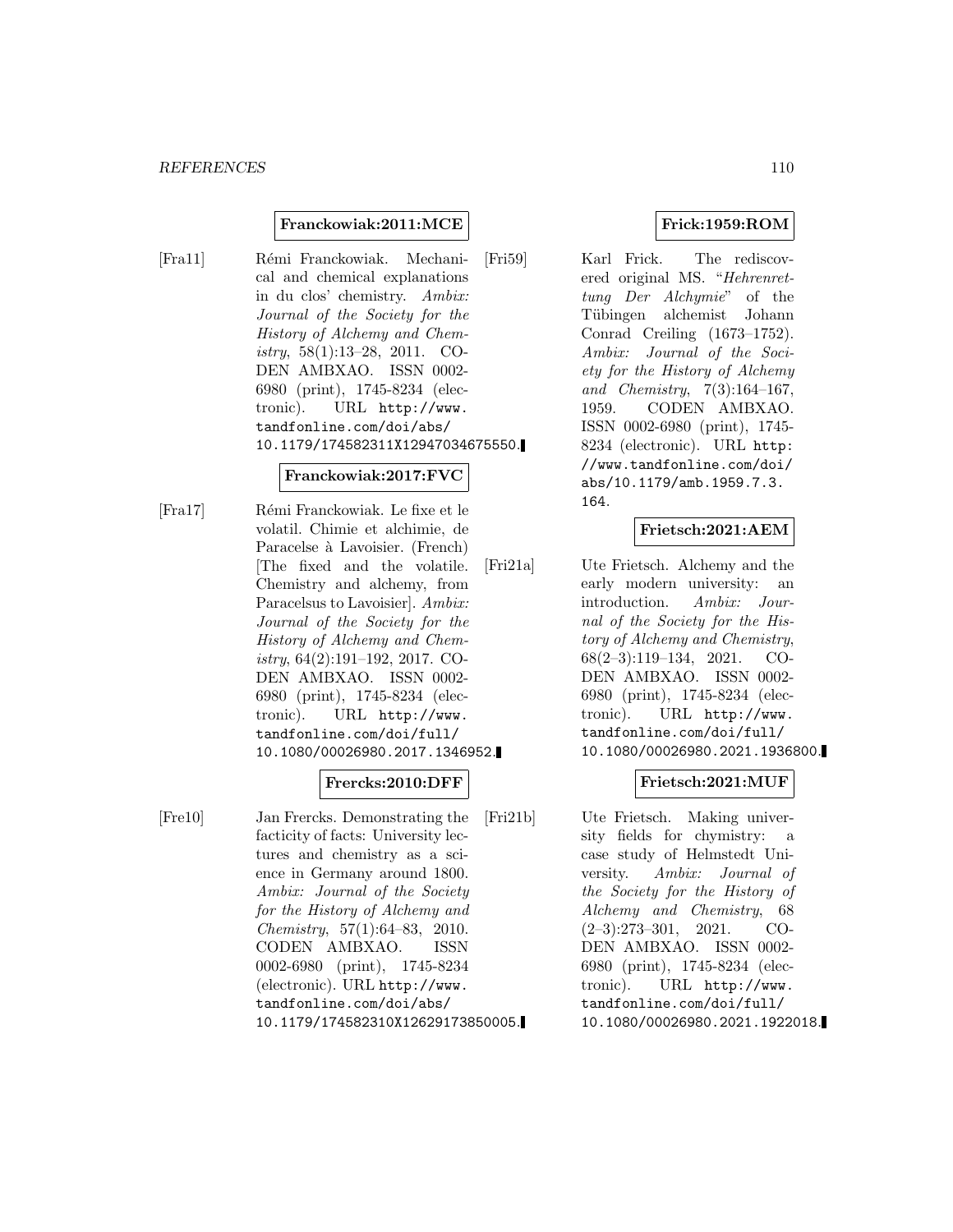**Franckowiak:2011:MCE**

[Fra11] Rémi Franckowiak. Mechanical and chemical explanations in du clos' chemistry. *Ambix: Journal of the Society for the History of Alchemy and Chemistry*, 58(1):13–28, 2011. CODEN AMBXAO. ISSN 0002-6980 (print), 1745-8234 (electronic). URL http://www.tandfonline.com/doi/abs/10.1179/174582311X12947034675550.

**Franckowiak:2017:FVC**

[Fra17] Rémi Franckowiak. Le fixe et le volatil. Chimie et alchimie, de Paracelse à Lavoisier. (French) [The fixed and the volatile. Chemistry and alchemy, from Paracelsus to Lavoisier]. *Ambix: Journal of the Society for the History of Alchemy and Chemistry*, 64(2):191–192, 2017. CODEN AMBXAO. ISSN 0002-6980 (print), 1745-8234 (electronic). URL http://www.tandfonline.com/doi/full/10.1080/00026980.2017.1346952.

**Frercks:2010:DFF**

[Fre10] Jan Frercks. Demonstrating the facticity of facts: University lectures and chemistry as a science in Germany around 1800. *Ambix: Journal of the Society for the History of Alchemy and Chemistry*, 57(1):64–83, 2010. CODEN AMBXAO. ISSN 0002-6980 (print), 1745-8234 (electronic). URL http://www.tandfonline.com/doi/abs/10.1179/174582310X12629173850005.

**Frick:1959:ROM**

[Fri59] Karl Frick. The rediscovered original MS. "*Hehrenrettung Der Alchymie*" of the Tübingen alchemist Johann Conrad Creiling (1673–1752). *Ambix: Journal of the Society for the History of Alchemy and Chemistry*, 7(3):164–167, 1959. CODEN AMBXAO. ISSN 0002-6980 (print), 1745-8234 (electronic). URL http://www.tandfonline.com/doi/abs/10.1179/amb.1959.7.3.164.

**Frietsch:2021:AEM**

[Fri21a] Ute Frietsch. Alchemy and the early modern university: an introduction. *Ambix: Journal of the Society for the History of Alchemy and Chemistry*, 68(2–3):119–134, 2021. CODEN AMBXAO. ISSN 0002-6980 (print), 1745-8234 (electronic). URL http://www.tandfonline.com/doi/full/10.1080/00026980.2021.1936800.

**Frietsch:2021:MUF**

[Fri21b] Ute Frietsch. Making university fields for chymistry: a case study of Helmstedt University. *Ambix: Journal of the Society for the History of Alchemy and Chemistry*, 68(2–3):273–301, 2021. CODEN AMBXAO. ISSN 0002-6980 (print), 1745-8234 (electronic). URL http://www.tandfonline.com/doi/full/10.1080/00026980.2021.1922018.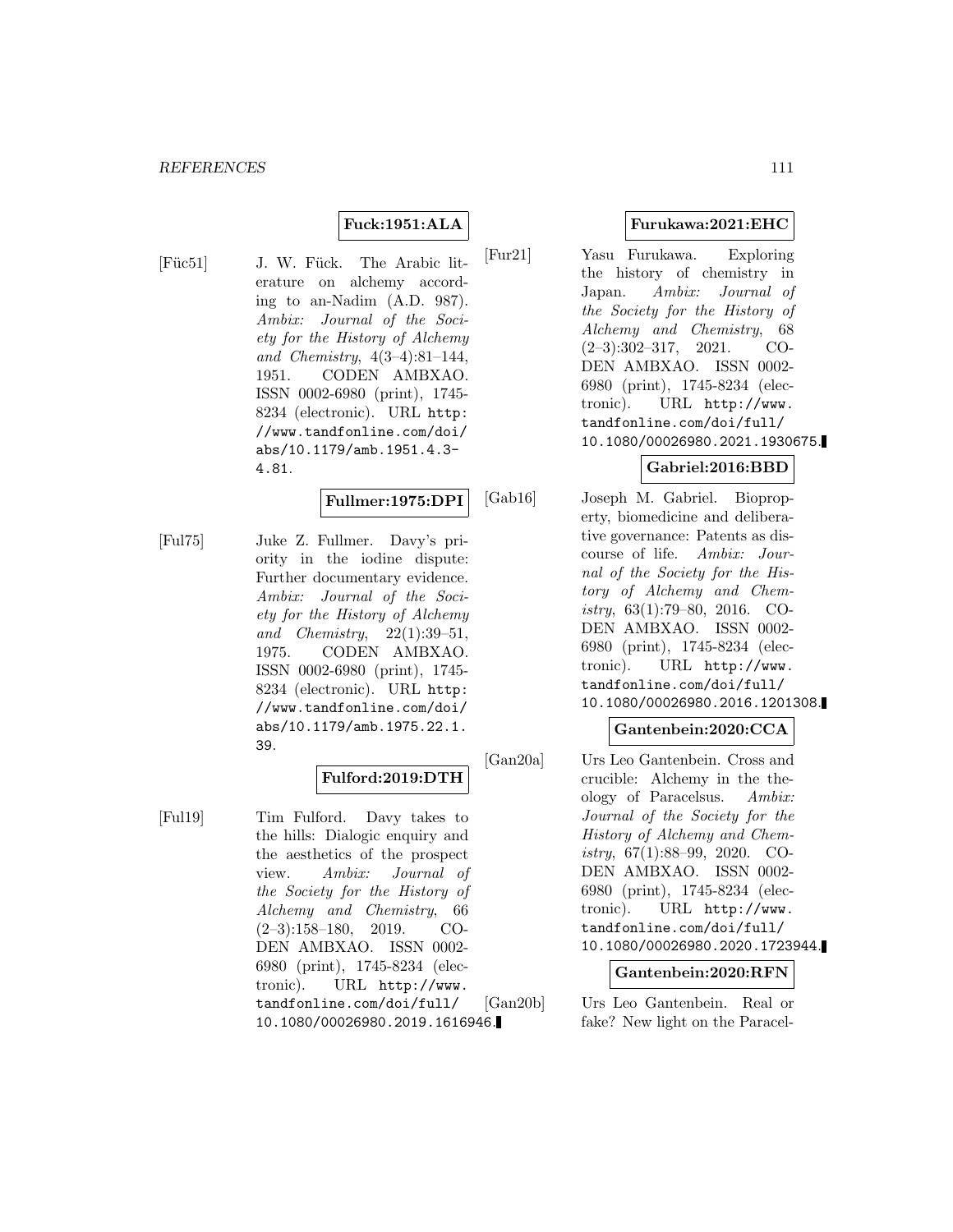**Fuck:1951:ALA**

[Füc51] J. W. Fück. The Arabic literature on alchemy according to an-Nadim (A.D. 987). *Ambix: Journal of the Society for the History of Alchemy and Chemistry*, 4(3–4):81–144, 1951. CODEN AMBXAO. ISSN 0002-6980 (print), 1745-8234 (electronic). URL http://www.tandfonline.com/doi/abs/10.1179/amb.1951.4.3-4.81.

**Fullmer:1975:DPI**

[Ful75] Juke Z. Fullmer. Davy's priority in the iodine dispute: Further documentary evidence. *Ambix: Journal of the Society for the History of Alchemy and Chemistry*, 22(1):39–51, 1975. CODEN AMBXAO. ISSN 0002-6980 (print), 1745-8234 (electronic). URL http://www.tandfonline.com/doi/abs/10.1179/amb.1975.22.1.39.

**Fulford:2019:DTH**

[Ful19] Tim Fulford. Davy takes to the hills: Dialogic enquiry and the aesthetics of the prospect view. *Ambix: Journal of the Society for the History of Alchemy and Chemistry*, 66 (2–3):158–180, 2019. CODEN AMBXAO. ISSN 0002-6980 (print), 1745-8234 (electronic). URL http://www.tandfonline.com/doi/full/10.1080/00026980.2019.1616946.

**Furukawa:2021:EHC**

[Fur21] Yasu Furukawa. Exploring the history of chemistry in Japan. *Ambix: Journal of the Society for the History of Alchemy and Chemistry*, 68 (2–3):302–317, 2021. CODEN AMBXAO. ISSN 0002-6980 (print), 1745-8234 (electronic). URL http://www.tandfonline.com/doi/full/10.1080/00026980.2021.1930675.

**Gabriel:2016:BBD**

[Gab16] Joseph M. Gabriel. Bioproperty, biomedicine and deliberative governance: Patents as discourse of life. *Ambix: Journal of the Society for the History of Alchemy and Chemistry*, 63(1):79–80, 2016. CODEN AMBXAO. ISSN 0002-6980 (print), 1745-8234 (electronic). URL http://www.tandfonline.com/doi/full/10.1080/00026980.2016.1201308.

**Gantenbein:2020:CCA**

[Gan20a] Urs Leo Gantenbein. Cross and crucible: Alchemy in the theology of Paracelsus. *Ambix: Journal of the Society for the History of Alchemy and Chemistry*, 67(1):88–99, 2020. CODEN AMBXAO. ISSN 0002-6980 (print), 1745-8234 (electronic). URL http://www.tandfonline.com/doi/full/10.1080/00026980.2020.1723944.

**Gantenbein:2020:RFN**

[Gan20b] Urs Leo Gantenbein. Real or fake? New light on the Paracel-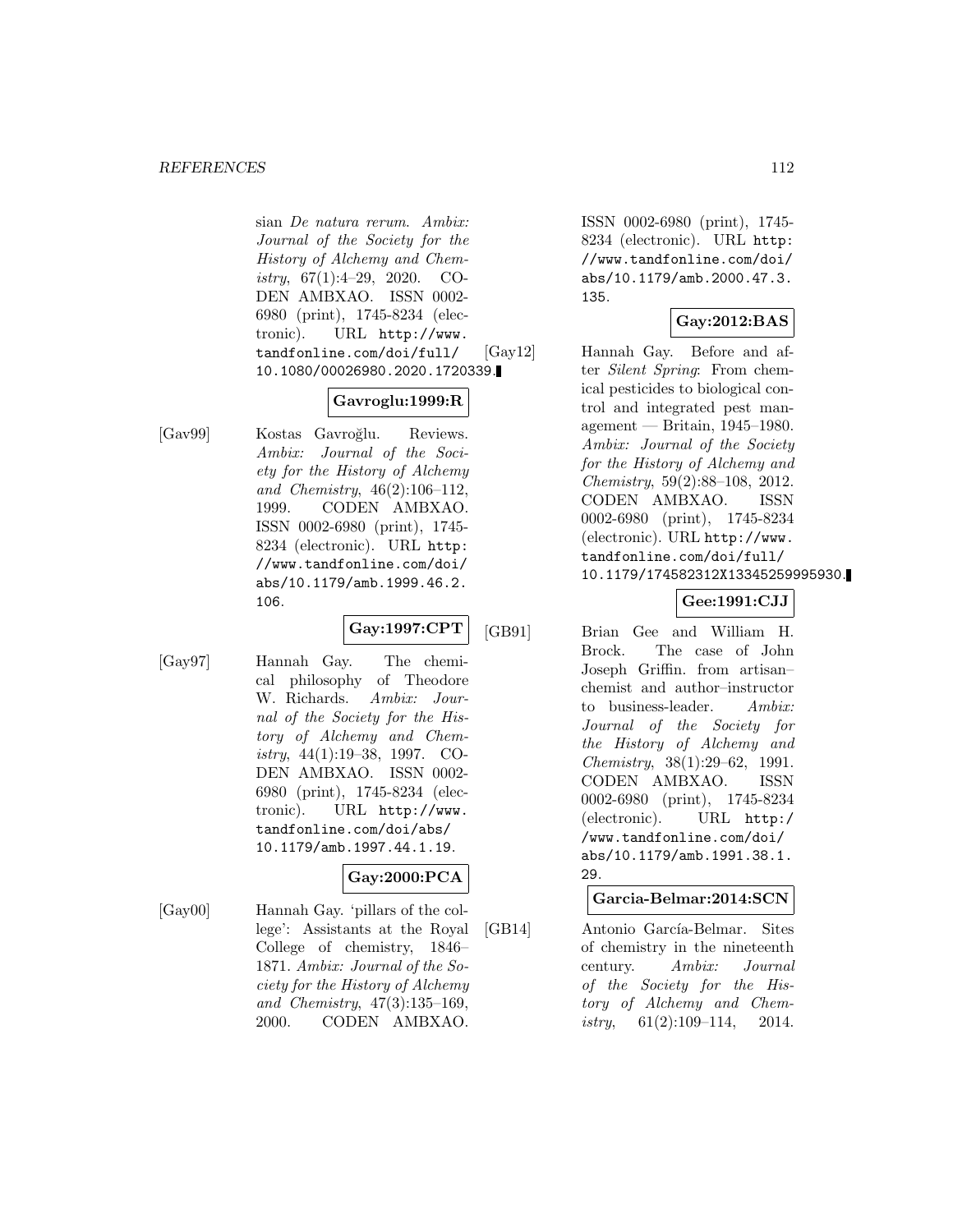sian *De natura rerum*. *Ambix: Journal of the Society for the History of Alchemy and Chemistry*, 67(1):4–29, 2020. CODEN AMBXAO. ISSN 0002-6980 (print), 1745-8234 (electronic). URL http://www.tandfonline.com/doi/full/10.1080/00026980.2020.1720339.

**Gavroglu:1999:R**

[Gav99] Kostas Gavroğlu. Reviews. *Ambix: Journal of the Society for the History of Alchemy and Chemistry*, 46(2):106–112, 1999. CODEN AMBXAO. ISSN 0002-6980 (print), 1745-8234 (electronic). URL http://www.tandfonline.com/doi/abs/10.1179/amb.1999.46.2.106.

**Gay:1997:CPT**

[Gay97] Hannah Gay. The chemical philosophy of Theodore W. Richards. *Ambix: Journal of the Society for the History of Alchemy and Chemistry*, 44(1):19–38, 1997. CODEN AMBXAO. ISSN 0002-6980 (print), 1745-8234 (electronic). URL http://www.tandfonline.com/doi/abs/10.1179/amb.1997.44.1.19.

**Gay:2000:PCA**

[Gay00] Hannah Gay. 'pillars of the college': Assistants at the Royal College of chemistry, 1846–1871. *Ambix: Journal of the Society for the History of Alchemy and Chemistry*, 47(3):135–169, 2000. CODEN AMBXAO. ISSN 0002-6980 (print), 1745-8234 (electronic). URL http://www.tandfonline.com/doi/abs/10.1179/amb.2000.47.3.135.

**Gay:2012:BAS**

[Gay12] Hannah Gay. Before and after *Silent Spring*: From chemical pesticides to biological control and integrated pest management — Britain, 1945–1980. *Ambix: Journal of the Society for the History of Alchemy and Chemistry*, 59(2):88–108, 2012. CODEN AMBXAO. ISSN 0002-6980 (print), 1745-8234 (electronic). URL http://www.tandfonline.com/doi/full/10.1179/174582312X13345259995930.

**Gee:1991:CJJ**

[GB91] Brian Gee and William H. Brock. The case of John Joseph Griffin. from artisan–chemist and author–instructor to business-leader. *Ambix: Journal of the Society for the History of Alchemy and Chemistry*, 38(1):29–62, 1991. CODEN AMBXAO. ISSN 0002-6980 (print), 1745-8234 (electronic). URL http://www.tandfonline.com/doi/abs/10.1179/amb.1991.38.1.29.

**Garcia-Belmar:2014:SCN**

[GB14] Antonio García-Belmar. Sites of chemistry in the nineteenth century. *Ambix: Journal of the Society for the History of Alchemy and Chemistry*, 61(2):109–114, 2014.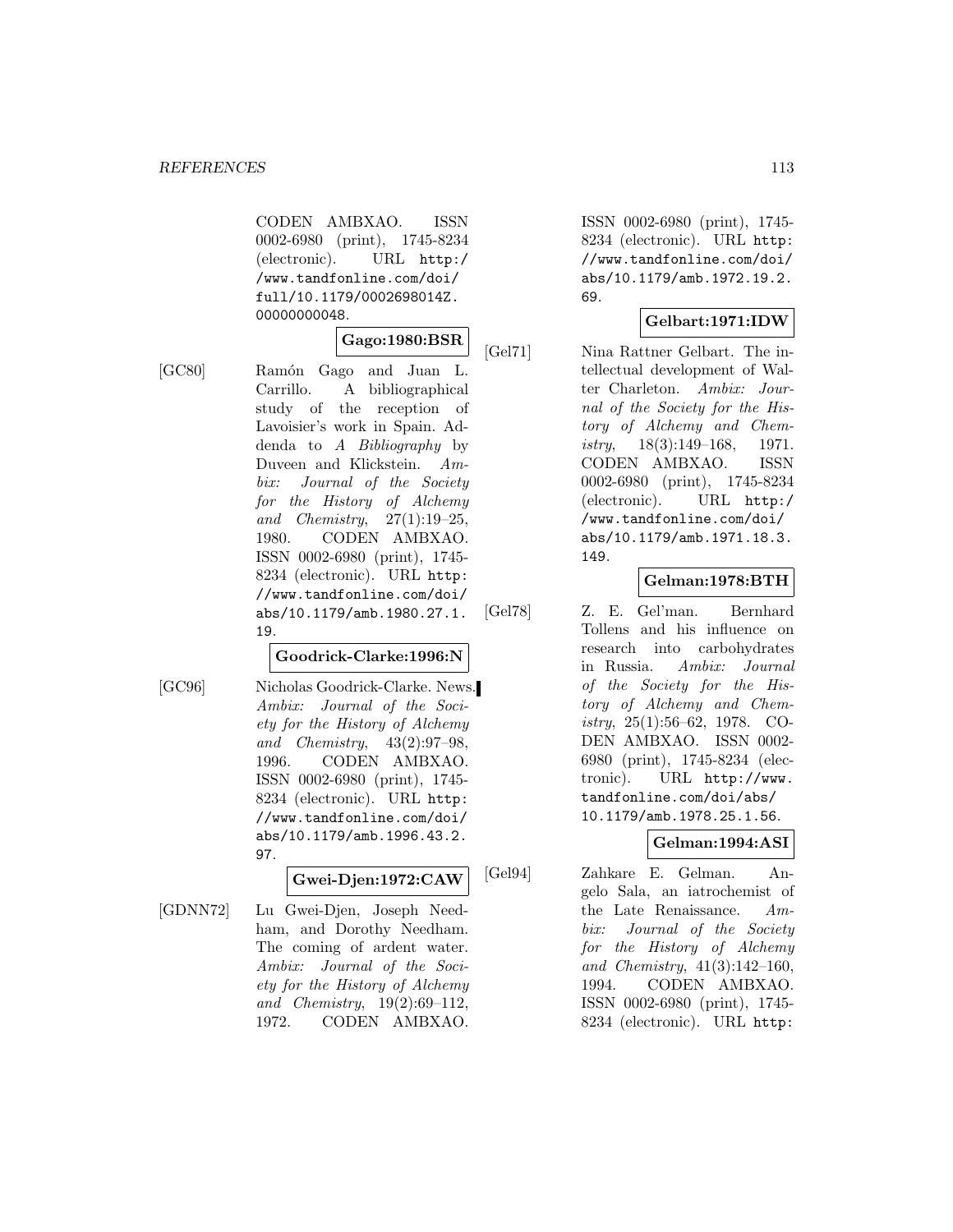CODEN AMBXAO. ISSN 0002-6980 (print), 1745-8234 (electronic). URL http://www.tandfonline.com/doi/full/10.1179/0002698014Z.00000000048.

**Gago:1980:BSR**

[GC80] Ramón Gago and Juan L. Carrillo. A bibliographical study of the reception of Lavoisier's work in Spain. Addenda to *A Bibliography* by Duveen and Klickstein. *Ambix: Journal of the Society for the History of Alchemy and Chemistry*, 27(1):19–25, 1980. CODEN AMBXAO. ISSN 0002-6980 (print), 1745-8234 (electronic). URL http://www.tandfonline.com/doi/abs/10.1179/amb.1980.27.1.19.

**Goodrick-Clarke:1996:N**

[GC96] Nicholas Goodrick-Clarke. News. *Ambix: Journal of the Society for the History of Alchemy and Chemistry*, 43(2):97–98, 1996. CODEN AMBXAO. ISSN 0002-6980 (print), 1745-8234 (electronic). URL http://www.tandfonline.com/doi/abs/10.1179/amb.1996.43.2.97.

**Gwei-Djen:1972:CAW**

[GDNN72] Lu Gwei-Djen, Joseph Needham, and Dorothy Needham. The coming of ardent water. *Ambix: Journal of the Society for the History of Alchemy and Chemistry*, 19(2):69–112, 1972. CODEN AMBXAO. ISSN 0002-6980 (print), 1745-8234 (electronic). URL http://www.tandfonline.com/doi/abs/10.1179/amb.1972.19.2.69.

**Gelbart:1971:IDW**

[Gel71] Nina Rattner Gelbart. The intellectual development of Walter Charleton. *Ambix: Journal of the Society for the History of Alchemy and Chemistry*, 18(3):149–168, 1971. CODEN AMBXAO. ISSN 0002-6980 (print), 1745-8234 (electronic). URL http://www.tandfonline.com/doi/abs/10.1179/amb.1971.18.3.149.

**Gelman:1978:BTH**

[Gel78] Z. E. Gel'man. Bernhard Tollens and his influence on research into carbohydrates in Russia. *Ambix: Journal of the Society for the History of Alchemy and Chemistry*, 25(1):56–62, 1978. CODEN AMBXAO. ISSN 0002-6980 (print), 1745-8234 (electronic). URL http://www.tandfonline.com/doi/abs/10.1179/amb.1978.25.1.56.

**Gelman:1994:ASI**

[Gel94] Zahkare E. Gelman. Angelo Sala, an iatrochemist of the Late Renaissance. *Ambix: Journal of the Society for the History of Alchemy and Chemistry*, 41(3):142–160, 1994. CODEN AMBXAO. ISSN 0002-6980 (print), 1745-8234 (electronic). URL http: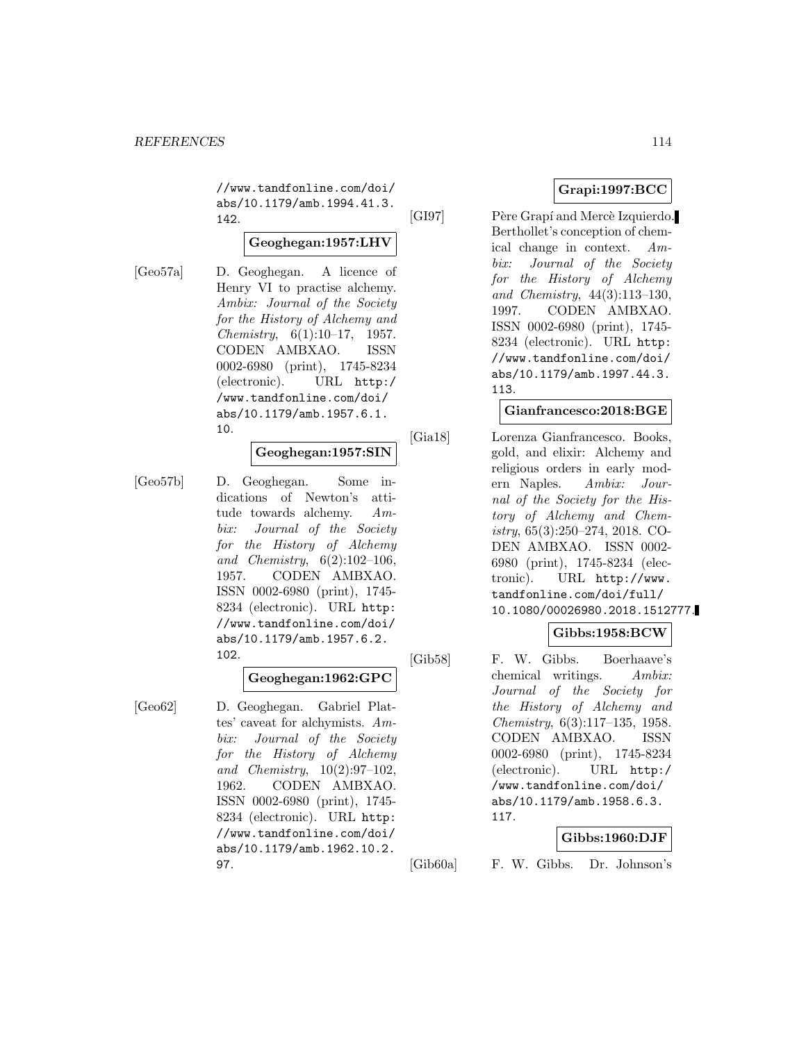//www.tandfonline.com/doi/abs/10.1179/amb.1994.41.3.142.

**Geoghegan:1957:LHV**

[Geo57a] D. Geoghegan. A licence of Henry VI to practise alchemy. *Ambix: Journal of the Society for the History of Alchemy and Chemistry*, 6(1):10–17, 1957. CODEN AMBXAO. ISSN 0002-6980 (print), 1745-8234 (electronic). URL http://www.tandfonline.com/doi/abs/10.1179/amb.1957.6.1.10.

**Geoghegan:1957:SIN**

[Geo57b] D. Geoghegan. Some indications of Newton's attitude towards alchemy. *Ambix: Journal of the Society for the History of Alchemy and Chemistry*, 6(2):102–106, 1957. CODEN AMBXAO. ISSN 0002-6980 (print), 1745-8234 (electronic). URL http://www.tandfonline.com/doi/abs/10.1179/amb.1957.6.2.102.

**Geoghegan:1962:GPC**

[Geo62] D. Geoghegan. Gabriel Plattes' caveat for alchymists. *Ambix: Journal of the Society for the History of Alchemy and Chemistry*, 10(2):97–102, 1962. CODEN AMBXAO. ISSN 0002-6980 (print), 1745-8234 (electronic). URL http://www.tandfonline.com/doi/abs/10.1179/amb.1962.10.2.97.

**Grapi:1997:BCC**

[GI97] Père Grapí and Mercè Izquierdo. Berthollet's conception of chemical change in context. *Ambix: Journal of the Society for the History of Alchemy and Chemistry*, 44(3):113–130, 1997. CODEN AMBXAO. ISSN 0002-6980 (print), 1745-8234 (electronic). URL http://www.tandfonline.com/doi/abs/10.1179/amb.1997.44.3.113.

**Gianfrancesco:2018:BGE**

[Gia18] Lorenza Gianfrancesco. Books, gold, and elixir: Alchemy and religious orders in early modern Naples. *Ambix: Journal of the Society for the History of Alchemy and Chemistry*, 65(3):250–274, 2018. CODEN AMBXAO. ISSN 0002-6980 (print), 1745-8234 (electronic). URL http://www.tandfonline.com/doi/full/10.1080/00026980.2018.1512777.

**Gibbs:1958:BCW**

[Gib58] F. W. Gibbs. Boerhaave's chemical writings. *Ambix: Journal of the Society for the History of Alchemy and Chemistry*, 6(3):117–135, 1958. CODEN AMBXAO. ISSN 0002-6980 (print), 1745-8234 (electronic). URL http://www.tandfonline.com/doi/abs/10.1179/amb.1958.6.3.117.

**Gibbs:1960:DJF**

[Gib60a] F. W. Gibbs. Dr. Johnson's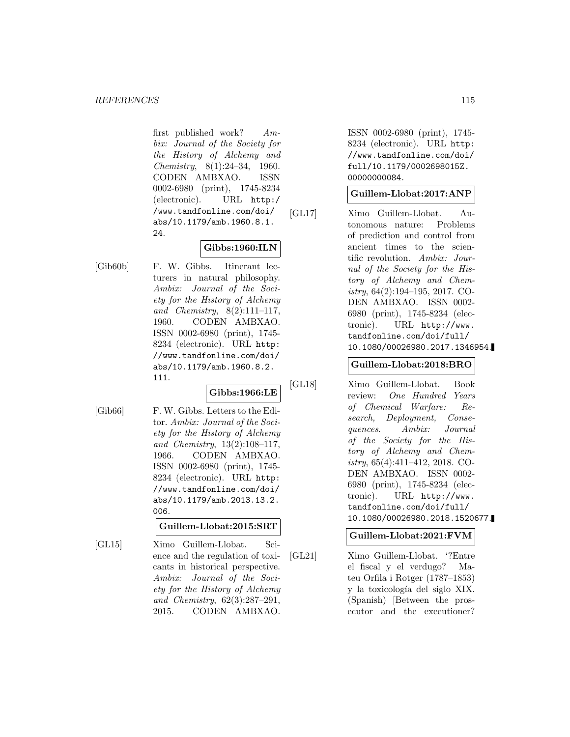first published work? *Ambix: Journal of the Society for the History of Alchemy and Chemistry*, 8(1):24–34, 1960. CODEN AMBXAO. ISSN 0002-6980 (print), 1745-8234 (electronic). URL http://www.tandfonline.com/doi/abs/10.1179/amb.1960.8.1.24.

**Gibbs:1960:ILN**

[Gib60b] F. W. Gibbs. Itinerant lecturers in natural philosophy. *Ambix: Journal of the Society for the History of Alchemy and Chemistry*, 8(2):111–117, 1960. CODEN AMBXAO. ISSN 0002-6980 (print), 1745-8234 (electronic). URL http://www.tandfonline.com/doi/abs/10.1179/amb.1960.8.2.111.

**Gibbs:1966:LE**

[Gib66] F. W. Gibbs. Letters to the Editor. *Ambix: Journal of the Society for the History of Alchemy and Chemistry*, 13(2):108–117, 1966. CODEN AMBXAO. ISSN 0002-6980 (print), 1745-8234 (electronic). URL http://www.tandfonline.com/doi/abs/10.1179/amb.2013.13.2.006.

**Guillem-Llobat:2015:SRT**

[GL15] Ximo Guillem-Llobat. Science and the regulation of toxicants in historical perspective. *Ambix: Journal of the Society for the History of Alchemy and Chemistry*, 62(3):287–291, 2015. CODEN AMBXAO. ISSN 0002-6980 (print), 1745-8234 (electronic). URL http://www.tandfonline.com/doi/full/10.1179/0002698015Z.00000000084.

**Guillem-Llobat:2017:ANP**

[GL17] Ximo Guillem-Llobat. Autonomous nature: Problems of prediction and control from ancient times to the scientific revolution. *Ambix: Journal of the Society for the History of Alchemy and Chemistry*, 64(2):194–195, 2017. CODEN AMBXAO. ISSN 0002-6980 (print), 1745-8234 (electronic). URL http://www.tandfonline.com/doi/full/10.1080/00026980.2017.1346954.

**Guillem-Llobat:2018:BRO**

[GL18] Ximo Guillem-Llobat. Book review: *One Hundred Years of Chemical Warfare: Research, Deployment, Consequences*. *Ambix: Journal of the Society for the History of Alchemy and Chemistry*, 65(4):411–412, 2018. CODEN AMBXAO. ISSN 0002-6980 (print), 1745-8234 (electronic). URL http://www.tandfonline.com/doi/full/10.1080/00026980.2018.1520677.

**Guillem-Llobat:2021:FVM**

[GL21] Ximo Guillem-Llobat. '?Entre el fiscal y el verdugo? Mateu Orfila i Rotger (1787–1853) y la toxicología del siglo XIX. (Spanish) [Between the prosecutor and the executioner?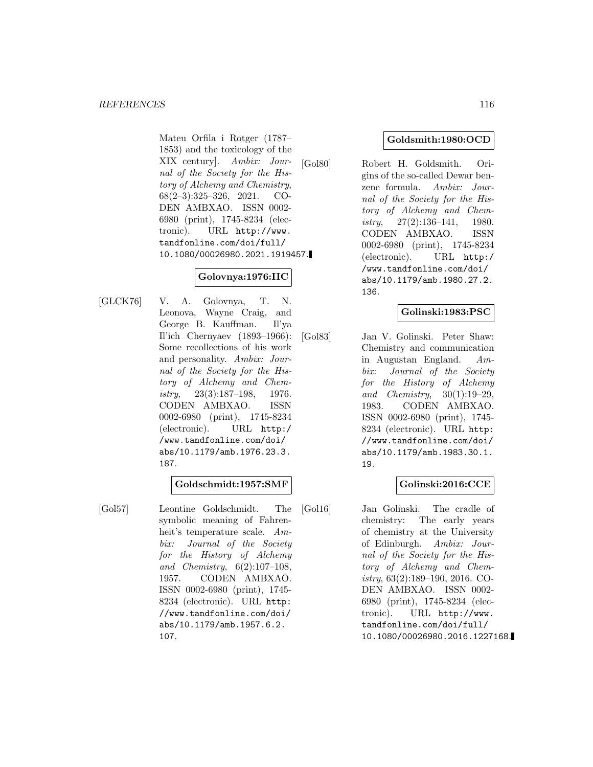Mateu Orfila i Rotger (1787–1853) and the toxicology of the XIX century]. *Ambix: Journal of the Society for the History of Alchemy and Chemistry*, 68(2–3):325–326, 2021. CODEN AMBXAO. ISSN 0002-6980 (print), 1745-8234 (electronic). URL http://www.tandfonline.com/doi/full/10.1080/00026980.2021.1919457.

**Golovnya:1976:IIC**

[GLCK76] V. A. Golovnya, T. N. Leonova, Wayne Craig, and George B. Kauffman. Il'ya Il'ich Chernyaev (1893–1966): Some recollections of his work and personality. *Ambix: Journal of the Society for the History of Alchemy and Chemistry*, 23(3):187–198, 1976. CODEN AMBXAO. ISSN 0002-6980 (print), 1745-8234 (electronic). URL http://www.tandfonline.com/doi/abs/10.1179/amb.1976.23.3.187.

**Goldschmidt:1957:SMF**

[Gol57] Leontine Goldschmidt. The symbolic meaning of Fahrenheit's temperature scale. *Ambix: Journal of the Society for the History of Alchemy and Chemistry*, 6(2):107–108, 1957. CODEN AMBXAO. ISSN 0002-6980 (print), 1745-8234 (electronic). URL http://www.tandfonline.com/doi/abs/10.1179/amb.1957.6.2.107.

**Goldsmith:1980:OCD**

[Gol80] Robert H. Goldsmith. Origins of the so-called Dewar benzene formula. *Ambix: Journal of the Society for the History of Alchemy and Chemistry*, 27(2):136–141, 1980. CODEN AMBXAO. ISSN 0002-6980 (print), 1745-8234 (electronic). URL http://www.tandfonline.com/doi/abs/10.1179/amb.1980.27.2.136.

**Golinski:1983:PSC**

[Gol83] Jan V. Golinski. Peter Shaw: Chemistry and communication in Augustan England. *Ambix: Journal of the Society for the History of Alchemy and Chemistry*, 30(1):19–29, 1983. CODEN AMBXAO. ISSN 0002-6980 (print), 1745-8234 (electronic). URL http://www.tandfonline.com/doi/abs/10.1179/amb.1983.30.1.19.

**Golinski:2016:CCE**

[Gol16] Jan Golinski. The cradle of chemistry: The early years of chemistry at the University of Edinburgh. *Ambix: Journal of the Society for the History of Alchemy and Chemistry*, 63(2):189–190, 2016. CODEN AMBXAO. ISSN 0002-6980 (print), 1745-8234 (electronic). URL http://www.tandfonline.com/doi/full/10.1080/00026980.2016.1227168.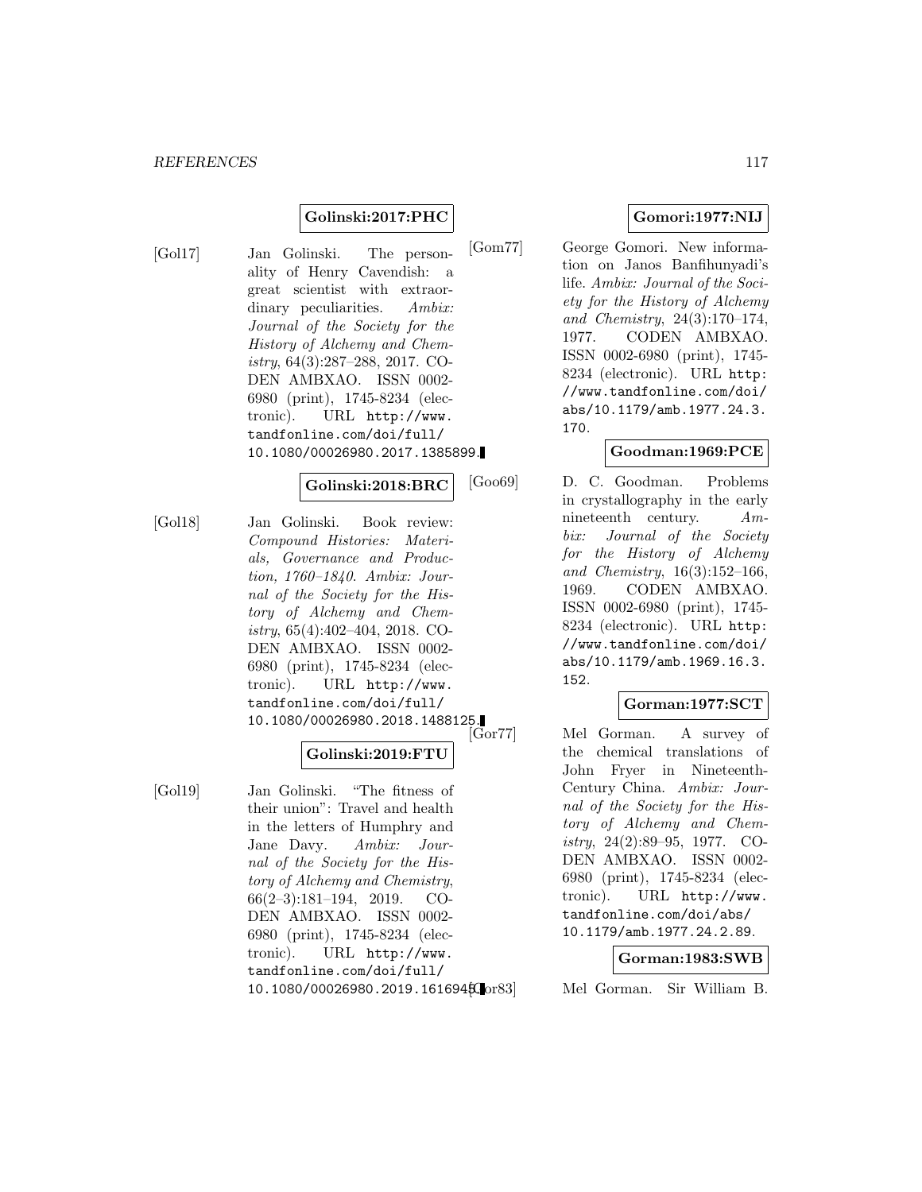**Golinski:2017:PHC**

[Gol17] Jan Golinski. The personality of Henry Cavendish: a great scientist with extraordinary peculiarities. *Ambix: Journal of the Society for the History of Alchemy and Chemistry*, 64(3):287–288, 2017. CODEN AMBXAO. ISSN 0002-6980 (print), 1745-8234 (electronic). URL http://www.tandfonline.com/doi/full/10.1080/00026980.2017.1385899.

**Golinski:2018:BRC**

[Gol18] Jan Golinski. Book review: *Compound Histories: Materials, Governance and Production, 1760–1840*. *Ambix: Journal of the Society for the History of Alchemy and Chemistry*, 65(4):402–404, 2018. CODEN AMBXAO. ISSN 0002-6980 (print), 1745-8234 (electronic). URL http://www.tandfonline.com/doi/full/10.1080/00026980.2018.1488125.

**Golinski:2019:FTU**

[Gol19] Jan Golinski. "The fitness of their union": Travel and health in the letters of Humphry and Jane Davy. *Ambix: Journal of the Society for the History of Alchemy and Chemistry*, 66(2–3):181–194, 2019. CODEN AMBXAO. ISSN 0002-6980 (print), 1745-8234 (electronic). URL http://www.tandfonline.com/doi/full/10.1080/00026980.2019.1616945.

**Gomori:1977:NIJ**

[Gom77] George Gomori. New information on Janos Banfihunyadi's life. *Ambix: Journal of the Society for the History of Alchemy and Chemistry*, 24(3):170–174, 1977. CODEN AMBXAO. ISSN 0002-6980 (print), 1745-8234 (electronic). URL http://www.tandfonline.com/doi/abs/10.1179/amb.1977.24.3.170.

**Goodman:1969:PCE**

[Goo69] D. C. Goodman. Problems in crystallography in the early nineteenth century. *Ambix: Journal of the Society for the History of Alchemy and Chemistry*, 16(3):152–166, 1969. CODEN AMBXAO. ISSN 0002-6980 (print), 1745-8234 (electronic). URL http://www.tandfonline.com/doi/abs/10.1179/amb.1969.16.3.152.

**Gorman:1977:SCT**

[Gor77] Mel Gorman. A survey of the chemical translations of John Fryer in Nineteenth-Century China. *Ambix: Journal of the Society for the History of Alchemy and Chemistry*, 24(2):89–95, 1977. CODEN AMBXAO. ISSN 0002-6980 (print), 1745-8234 (electronic). URL http://www.tandfonline.com/doi/abs/10.1179/amb.1977.24.2.89.

**Gorman:1983:SWB**

[Gor83] Mel Gorman. Sir William B.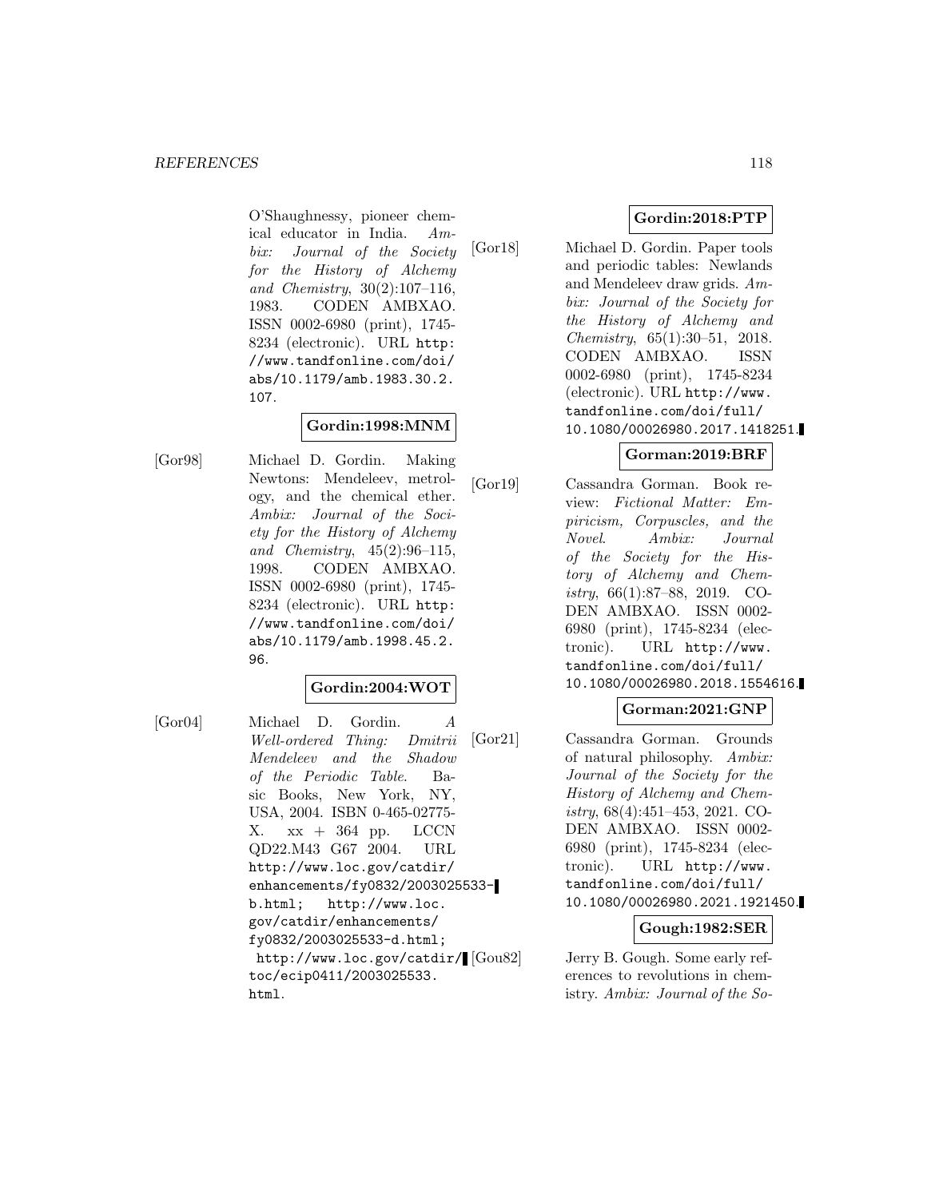O'Shaughnessy, pioneer chemical educator in India. *Ambix: Journal of the Society for the History of Alchemy and Chemistry*, 30(2):107–116, 1983. CODEN AMBXAO. ISSN 0002-6980 (print), 1745-8234 (electronic). URL http://www.tandfonline.com/doi/abs/10.1179/amb.1983.30.2.107.

**Gordin:1998:MNM**

[Gor98] Michael D. Gordin. Making Newtons: Mendeleev, metrology, and the chemical ether. *Ambix: Journal of the Society for the History of Alchemy and Chemistry*, 45(2):96–115, 1998. CODEN AMBXAO. ISSN 0002-6980 (print), 1745-8234 (electronic). URL http://www.tandfonline.com/doi/abs/10.1179/amb.1998.45.2.96.

**Gordin:2004:WOT**

[Gor04] Michael D. Gordin. *A Well-ordered Thing: Dmitrii Mendeleev and the Shadow of the Periodic Table*. Basic Books, New York, NY, USA, 2004. ISBN 0-465-02775-X. xx + 364 pp. LCCN QD22.M43 G67 2004. URL http://www.loc.gov/catdir/enhancements/fy0832/2003025533-b.html; http://www.loc.gov/catdir/enhancements/fy0832/2003025533-d.html; http://www.loc.gov/catdir/toc/ecip0411/2003025533.html.

**Gordin:2018:PTP**

[Gor18] Michael D. Gordin. Paper tools and periodic tables: Newlands and Mendeleev draw grids. *Ambix: Journal of the Society for the History of Alchemy and Chemistry*, 65(1):30–51, 2018. CODEN AMBXAO. ISSN 0002-6980 (print), 1745-8234 (electronic). URL http://www.tandfonline.com/doi/full/10.1080/00026980.2017.1418251.

**Gorman:2019:BRF**

[Gor19] Cassandra Gorman. Book review: *Fictional Matter: Empiricism, Corpuscles, and the Novel*. *Ambix: Journal of the Society for the History of Alchemy and Chemistry*, 66(1):87–88, 2019. CODEN AMBXAO. ISSN 0002-6980 (print), 1745-8234 (electronic). URL http://www.tandfonline.com/doi/full/10.1080/00026980.2018.1554616.

**Gorman:2021:GNP**

[Gor21] Cassandra Gorman. Grounds of natural philosophy. *Ambix: Journal of the Society for the History of Alchemy and Chemistry*, 68(4):451–453, 2021. CODEN AMBXAO. ISSN 0002-6980 (print), 1745-8234 (electronic). URL http://www.tandfonline.com/doi/full/10.1080/00026980.2021.1921450.

**Gough:1982:SER**

[Gou82] Jerry B. Gough. Some early references to revolutions in chemistry. *Ambix: Journal of the So-*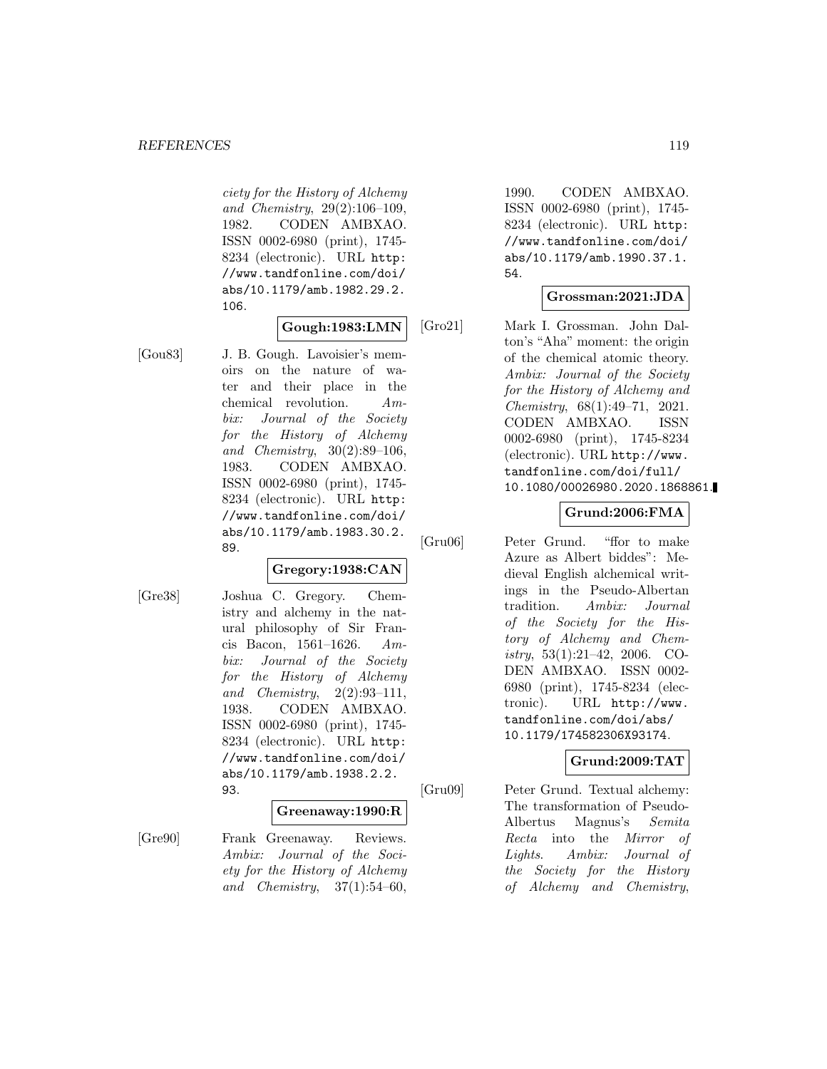ciety for the History of Alchemy and Chemistry*, 29(2):106–109, 1982. CODEN AMBXAO. ISSN 0002-6980 (print), 1745-8234 (electronic). URL http://www.tandfonline.com/doi/abs/10.1179/amb.1982.29.2.106.

**Gough:1983:LMN**

[Gou83] J. B. Gough. Lavoisier's memoirs on the nature of water and their place in the chemical revolution. *Ambix: Journal of the Society for the History of Alchemy and Chemistry*, 30(2):89–106, 1983. CODEN AMBXAO. ISSN 0002-6980 (print), 1745-8234 (electronic). URL http://www.tandfonline.com/doi/abs/10.1179/amb.1983.30.2.89.

**Gregory:1938:CAN**

[Gre38] Joshua C. Gregory. Chemistry and alchemy in the natural philosophy of Sir Francis Bacon, 1561–1626. *Ambix: Journal of the Society for the History of Alchemy and Chemistry*, 2(2):93–111, 1938. CODEN AMBXAO. ISSN 0002-6980 (print), 1745-8234 (electronic). URL http://www.tandfonline.com/doi/abs/10.1179/amb.1938.2.2.93.

**Greenaway:1990:R**

[Gre90] Frank Greenaway. Reviews. *Ambix: Journal of the Society for the History of Alchemy and Chemistry*, 37(1):54–60, 1990. CODEN AMBXAO. ISSN 0002-6980 (print), 1745-8234 (electronic). URL http://www.tandfonline.com/doi/abs/10.1179/amb.1990.37.1.54.

**Grossman:2021:JDA**

[Gro21] Mark I. Grossman. John Dalton's "Aha" moment: the origin of the chemical atomic theory. *Ambix: Journal of the Society for the History of Alchemy and Chemistry*, 68(1):49–71, 2021. CODEN AMBXAO. ISSN 0002-6980 (print), 1745-8234 (electronic). URL http://www.tandfonline.com/doi/full/10.1080/00026980.2020.1868861.

**Grund:2006:FMA**

[Gru06] Peter Grund. "ffor to make Azure as Albert biddes": Medieval English alchemical writings in the Pseudo-Albertan tradition. *Ambix: Journal of the Society for the History of Alchemy and Chemistry*, 53(1):21–42, 2006. CODEN AMBXAO. ISSN 0002-6980 (print), 1745-8234 (electronic). URL http://www.tandfonline.com/doi/abs/10.1179/174582306X93174.

**Grund:2009:TAT**

[Gru09] Peter Grund. Textual alchemy: The transformation of Pseudo-Albertus Magnus's *Semita Recta* into the *Mirror of Lights*. *Ambix: Journal of the Society for the History of Alchemy and Chemistry*,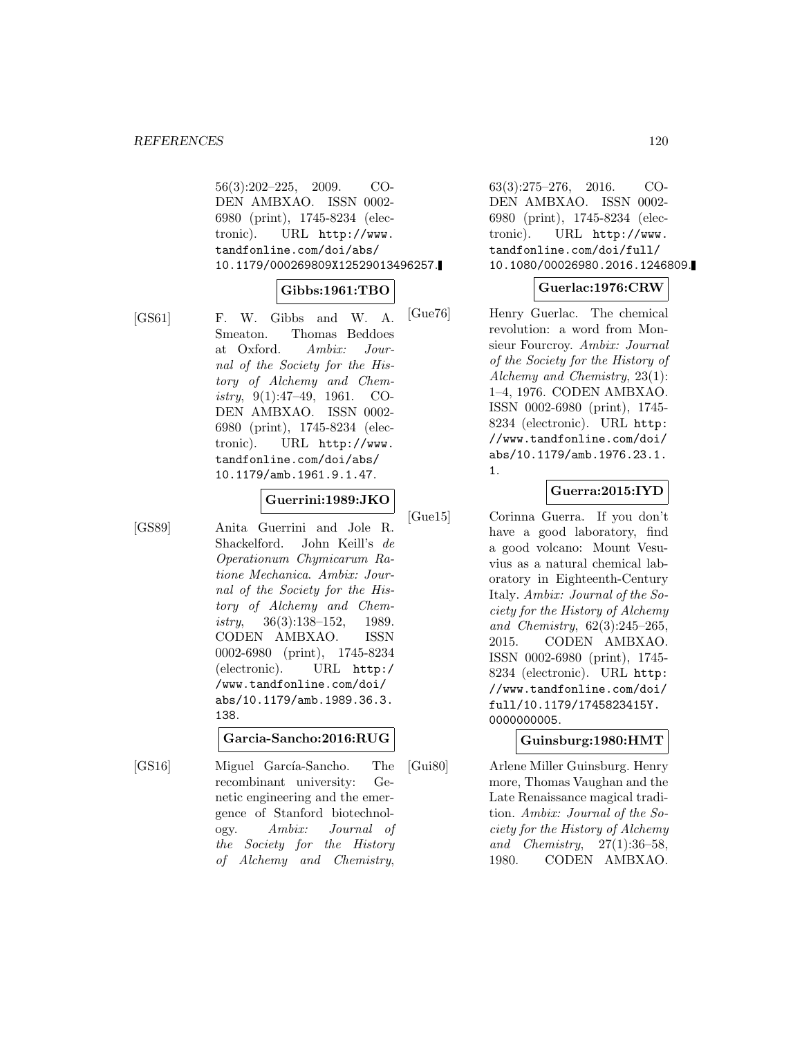56(3):202–225, 2009. CODEN AMBXAO. ISSN 0002-6980 (print), 1745-8234 (electronic). URL http://www.tandfonline.com/doi/abs/10.1179/000269809X12529013496257.

**Gibbs:1961:TBO**

[GS61] F. W. Gibbs and W. A. Smeaton. Thomas Beddoes at Oxford. *Ambix: Journal of the Society for the History of Alchemy and Chemistry*, 9(1):47–49, 1961. CODEN AMBXAO. ISSN 0002-6980 (print), 1745-8234 (electronic). URL http://www.tandfonline.com/doi/abs/10.1179/amb.1961.9.1.47.

**Guerrini:1989:JKO**

[GS89] Anita Guerrini and Jole R. Shackelford. John Keill's *de Operationum Chymicarum Ratione Mechanica*. *Ambix: Journal of the Society for the History of Alchemy and Chemistry*, 36(3):138–152, 1989. CODEN AMBXAO. ISSN 0002-6980 (print), 1745-8234 (electronic). URL http://www.tandfonline.com/doi/abs/10.1179/amb.1989.36.3.138.

**Garcia-Sancho:2016:RUG**

[GS16] Miguel García-Sancho. The recombinant university: Genetic engineering and the emergence of Stanford biotechnology. *Ambix: Journal of the Society for the History of Alchemy and Chemistry*, 63(3):275–276, 2016. CODEN AMBXAO. ISSN 0002-6980 (print), 1745-8234 (electronic). URL http://www.tandfonline.com/doi/full/10.1080/00026980.2016.1246809.

**Guerlac:1976:CRW**

[Gue76] Henry Guerlac. The chemical revolution: a word from Monsieur Fourcroy. *Ambix: Journal of the Society for the History of Alchemy and Chemistry*, 23(1):1–4, 1976. CODEN AMBXAO. ISSN 0002-6980 (print), 1745-8234 (electronic). URL http://www.tandfonline.com/doi/abs/10.1179/amb.1976.23.1.1.

**Guerra:2015:IYD**

[Gue15] Corinna Guerra. If you don't have a good laboratory, find a good volcano: Mount Vesuvius as a natural chemical laboratory in Eighteenth-Century Italy. *Ambix: Journal of the Society for the History of Alchemy and Chemistry*, 62(3):245–265, 2015. CODEN AMBXAO. ISSN 0002-6980 (print), 1745-8234 (electronic). URL http://www.tandfonline.com/doi/full/10.1179/1745823415Y.0000000005.

**Guinsburg:1980:HMT**

[Gui80] Arlene Miller Guinsburg. Henry more, Thomas Vaughan and the Late Renaissance magical tradition. *Ambix: Journal of the Society for the History of Alchemy and Chemistry*, 27(1):36–58, 1980. CODEN AMBXAO.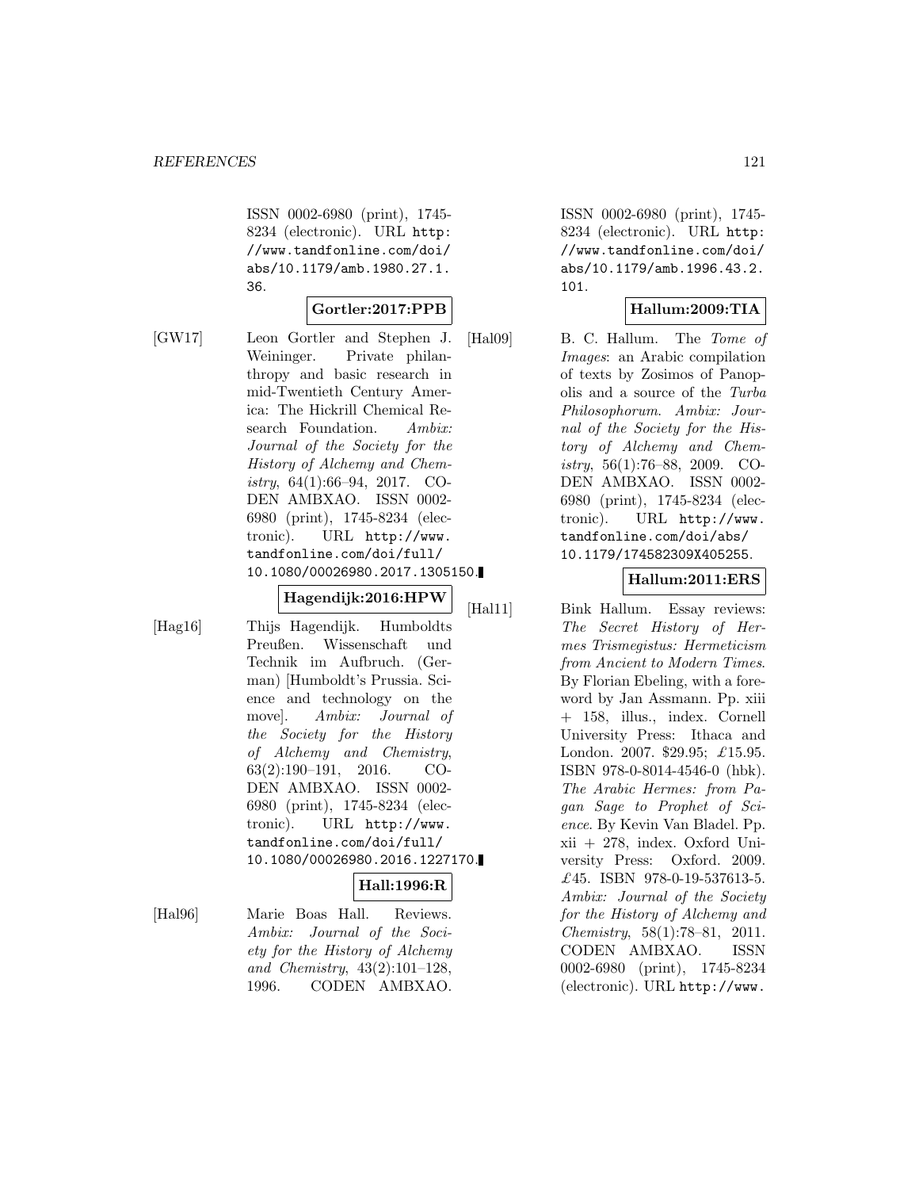ISSN 0002-6980 (print), 1745-8234 (electronic). URL http://www.tandfonline.com/doi/abs/10.1179/amb.1980.27.1.36.

**Gortler:2017:PPB**

[GW17] Leon Gortler and Stephen J. Weininger. Private philanthropy and basic research in mid-Twentieth Century America: The Hickrill Chemical Research Foundation. *Ambix: Journal of the Society for the History of Alchemy and Chemistry*, 64(1):66–94, 2017. CODEN AMBXAO. ISSN 0002-6980 (print), 1745-8234 (electronic). URL http://www.tandfonline.com/doi/full/10.1080/00026980.2017.1305150.

**Hagendijk:2016:HPW**

[Hag16] Thijs Hagendijk. Humboldts Preußen. Wissenschaft und Technik im Aufbruch. (German) [Humboldt's Prussia. Science and technology on the move]. *Ambix: Journal of the Society for the History of Alchemy and Chemistry*, 63(2):190–191, 2016. CODEN AMBXAO. ISSN 0002-6980 (print), 1745-8234 (electronic). URL http://www.tandfonline.com/doi/full/10.1080/00026980.2016.1227170.

**Hall:1996:R**

[Hal96] Marie Boas Hall. Reviews. *Ambix: Journal of the Society for the History of Alchemy and Chemistry*, 43(2):101–128, 1996. CODEN AMBXAO. ISSN 0002-6980 (print), 1745-8234 (electronic). URL http://www.tandfonline.com/doi/abs/10.1179/amb.1996.43.2.101.

**Hallum:2009:TIA**

[Hal09] B. C. Hallum. The *Tome of Images*: an Arabic compilation of texts by Zosimos of Panopolis and a source of the *Turba Philosophorum*. *Ambix: Journal of the Society for the History of Alchemy and Chemistry*, 56(1):76–88, 2009. CODEN AMBXAO. ISSN 0002-6980 (print), 1745-8234 (electronic). URL http://www.tandfonline.com/doi/abs/10.1179/174582309X405255.

**Hallum:2011:ERS**

[Hal11] Bink Hallum. Essay reviews: *The Secret History of Hermes Trismegistus: Hermeticism from Ancient to Modern Times*. By Florian Ebeling, with a foreword by Jan Assmann. Pp. xiii + 158, illus., index. Cornell University Press: Ithaca and London. 2007. $29.95; £15.95. ISBN 978-0-8014-4546-0 (hbk). *The Arabic Hermes: from Pagan Sage to Prophet of Science*. By Kevin Van Bladel. Pp. xii + 278, index. Oxford University Press: Oxford. 2009. £45. ISBN 978-0-19-537613-5. *Ambix: Journal of the Society for the History of Alchemy and Chemistry*, 58(1):78–81, 2011. CODEN AMBXAO. ISSN 0002-6980 (print), 1745-8234 (electronic). URL http://www.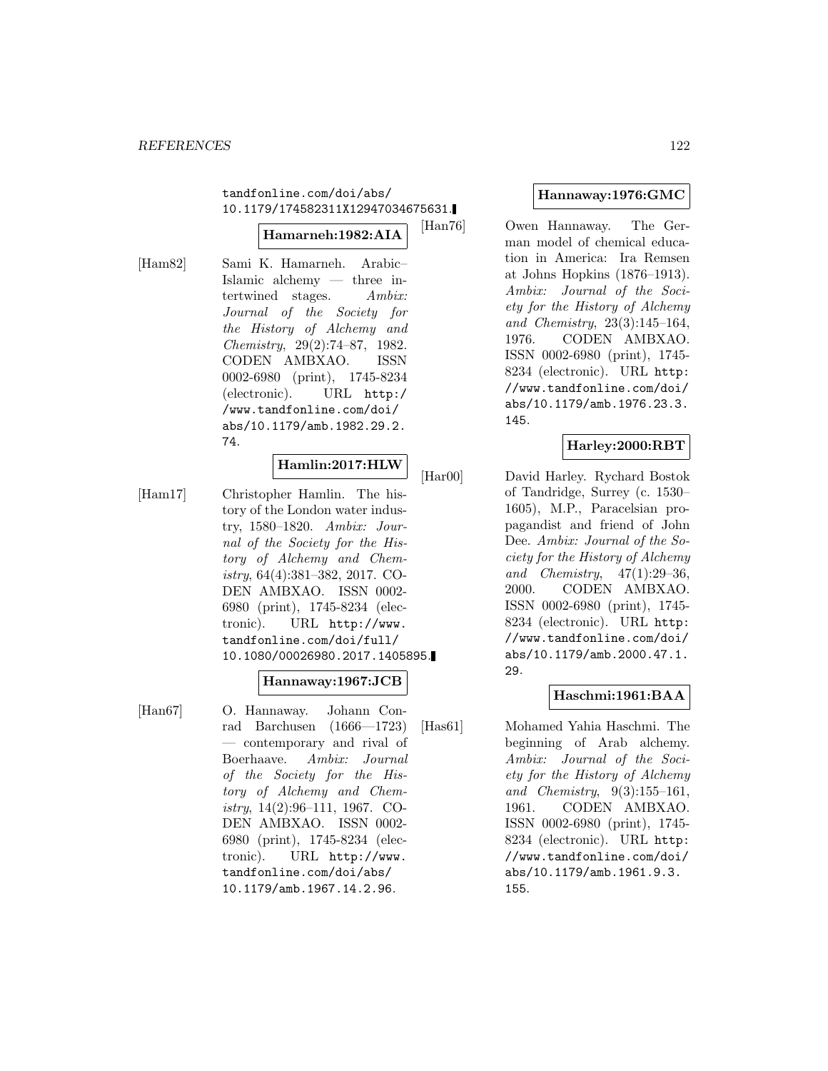tandfonline.com/doi/abs/10.1179/174582311X12947034675631.

**Hamarneh:1982:AIA**

[Ham82] Sami K. Hamarneh. Arabic–Islamic alchemy — three intertwined stages. *Ambix: Journal of the Society for the History of Alchemy and Chemistry*, 29(2):74–87, 1982. CODEN AMBXAO. ISSN 0002-6980 (print), 1745-8234 (electronic). URL http://www.tandfonline.com/doi/abs/10.1179/amb.1982.29.2.74.

**Hamlin:2017:HLW**

[Ham17] Christopher Hamlin. The history of the London water industry, 1580–1820. *Ambix: Journal of the Society for the History of Alchemy and Chemistry*, 64(4):381–382, 2017. CODEN AMBXAO. ISSN 0002-6980 (print), 1745-8234 (electronic). URL http://www.tandfonline.com/doi/full/10.1080/00026980.2017.1405895.

**Hannaway:1967:JCB**

[Han67] O. Hannaway. Johann Conrad Barchusen (1666—1723) — contemporary and rival of Boerhaave. *Ambix: Journal of the Society for the History of Alchemy and Chemistry*, 14(2):96–111, 1967. CODEN AMBXAO. ISSN 0002-6980 (print), 1745-8234 (electronic). URL http://www.tandfonline.com/doi/abs/10.1179/amb.1967.14.2.96.

**Hannaway:1976:GMC**

[Han76] Owen Hannaway. The German model of chemical education in America: Ira Remsen at Johns Hopkins (1876–1913). *Ambix: Journal of the Society for the History of Alchemy and Chemistry*, 23(3):145–164, 1976. CODEN AMBXAO. ISSN 0002-6980 (print), 1745-8234 (electronic). URL http://www.tandfonline.com/doi/abs/10.1179/amb.1976.23.3.145.

**Harley:2000:RBT**

[Har00] David Harley. Rychard Bostok of Tandridge, Surrey (c. 1530–1605), M.P., Paracelsian propagandist and friend of John Dee. *Ambix: Journal of the Society for the History of Alchemy and Chemistry*, 47(1):29–36, 2000. CODEN AMBXAO. ISSN 0002-6980 (print), 1745-8234 (electronic). URL http://www.tandfonline.com/doi/abs/10.1179/amb.2000.47.1.29.

**Haschmi:1961:BAA**

[Has61] Mohamed Yahia Haschmi. The beginning of Arab alchemy. *Ambix: Journal of the Society for the History of Alchemy and Chemistry*, 9(3):155–161, 1961. CODEN AMBXAO. ISSN 0002-6980 (print), 1745-8234 (electronic). URL http://www.tandfonline.com/doi/abs/10.1179/amb.1961.9.3.155.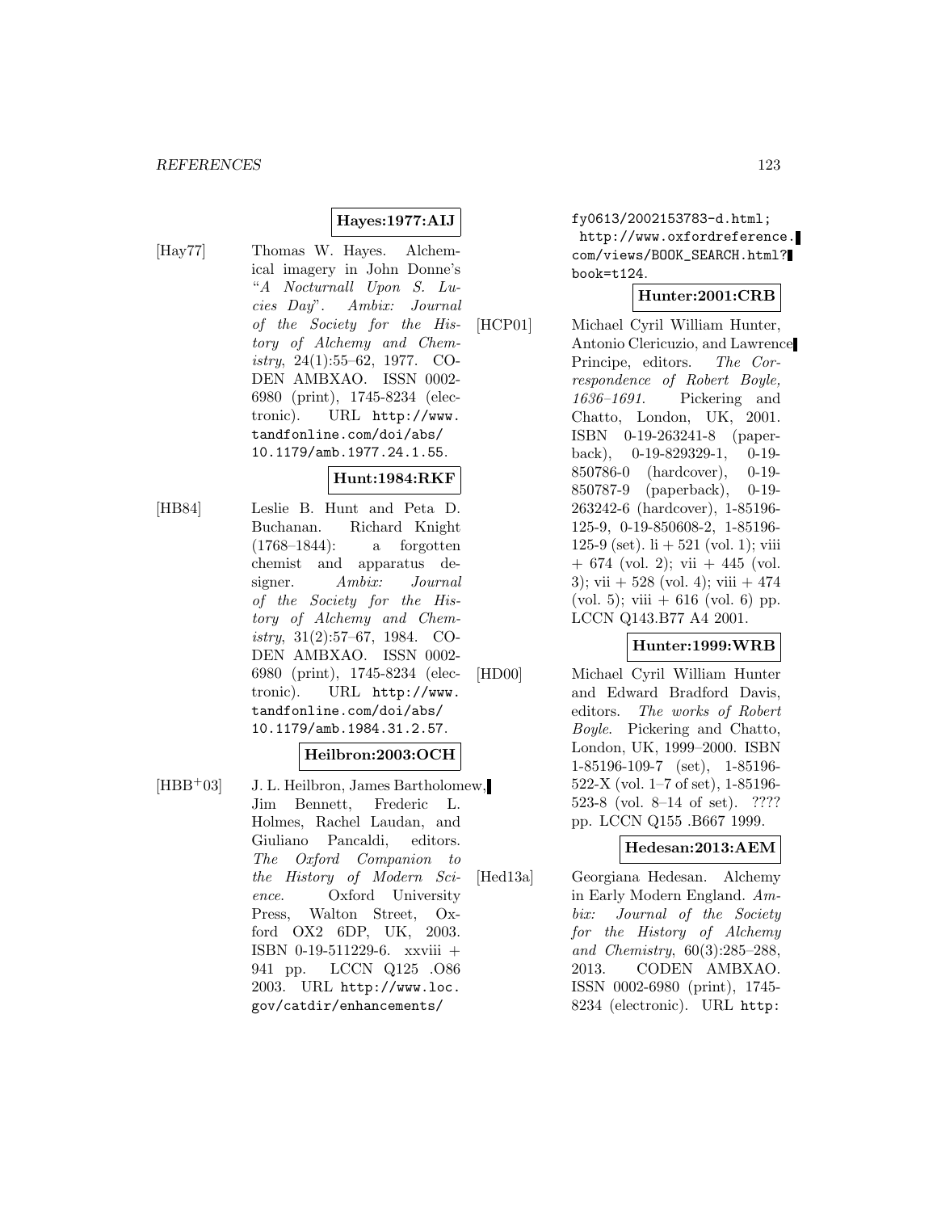**Hayes:1977:AIJ**

[Hay77] Thomas W. Hayes. Alchemical imagery in John Donne's "*A Nocturnall Upon S. Lucies Day*". *Ambix: Journal of the Society for the History of Alchemy and Chemistry*, 24(1):55–62, 1977. CODEN AMBXAO. ISSN 0002-6980 (print), 1745-8234 (electronic). URL http://www.tandfonline.com/doi/abs/10.1179/amb.1977.24.1.55.

**Hunt:1984:RKF**

[HB84] Leslie B. Hunt and Peta D. Buchanan. Richard Knight (1768–1844): a forgotten chemist and apparatus designer. *Ambix: Journal of the Society for the History of Alchemy and Chemistry*, 31(2):57–67, 1984. CODEN AMBXAO. ISSN 0002-6980 (print), 1745-8234 (electronic). URL http://www.tandfonline.com/doi/abs/10.1179/amb.1984.31.2.57.

**Heilbron:2003:OCH**

[HBB+03] J. L. Heilbron, James Bartholomew, Jim Bennett, Frederic L. Holmes, Rachel Laudan, and Giuliano Pancaldi, editors. *The Oxford Companion to the History of Modern Science*. Oxford University Press, Walton Street, Oxford OX2 6DP, UK, 2003. ISBN 0-19-511229-6. xxviii + 941 pp. LCCN Q125 .O86 2003. URL http://www.loc.gov/catdir/enhancements/fy0613/2002153783-d.html; http://www.oxfordreference.com/views/BOOK_SEARCH.html?book=t124.

**Hunter:2001:CRB**

[HCP01] Michael Cyril William Hunter, Antonio Clericuzio, and Lawrence Principe, editors. *The Correspondence of Robert Boyle, 1636–1691*. Pickering and Chatto, London, UK, 2001. ISBN 0-19-263241-8 (paperback), 0-19-829329-1, 0-19-850786-0 (hardcover), 0-19-850787-9 (paperback), 0-19-263242-6 (hardcover), 1-85196-125-9, 0-19-850608-2, 1-85196-125-9 (set). li + 521 (vol. 1); viii + 674 (vol. 2); vii + 445 (vol. 3); vii + 528 (vol. 4); viii + 474 (vol. 5); viii + 616 (vol. 6) pp. LCCN Q143.B77 A4 2001.

**Hunter:1999:WRB**

[HD00] Michael Cyril William Hunter and Edward Bradford Davis, editors. *The works of Robert Boyle*. Pickering and Chatto, London, UK, 1999–2000. ISBN 1-85196-109-7 (set), 1-85196-522-X (vol. 1–7 of set), 1-85196-523-8 (vol. 8–14 of set). ???? pp. LCCN Q155 .B667 1999.

**Hedesan:2013:AEM**

[Hed13a] Georgiana Hedesan. Alchemy in Early Modern England. *Ambix: Journal of the Society for the History of Alchemy and Chemistry*, 60(3):285–288, 2013. CODEN AMBXAO. ISSN 0002-6980 (print), 1745-8234 (electronic). URL http: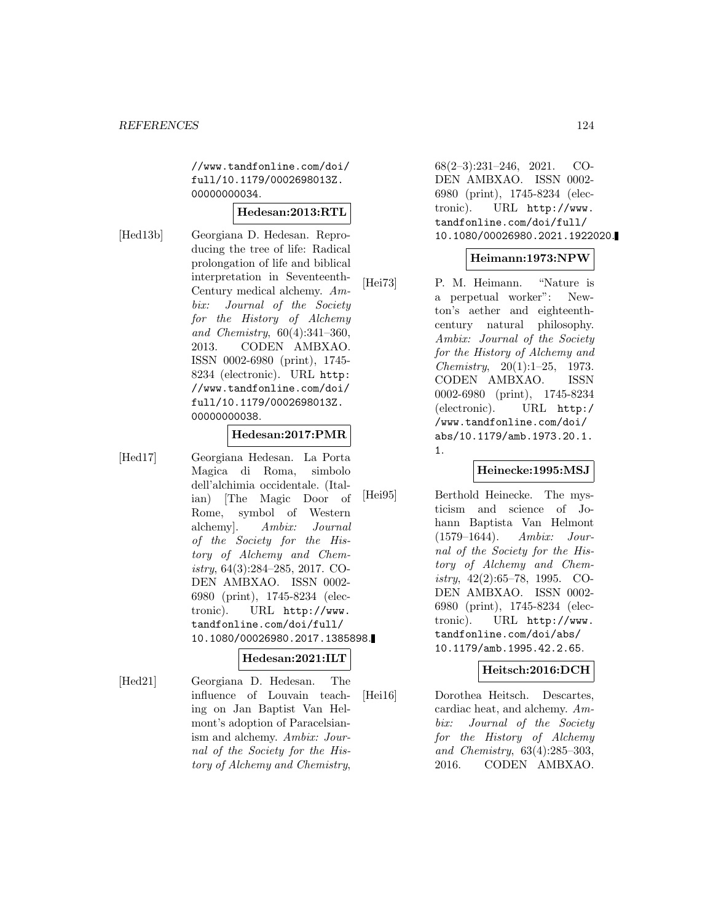//www.tandfonline.com/doi/full/10.1179/0002698013Z.00000000034.

**Hedesan:2013:RTL**

[Hed13b] Georgiana D. Hedesan. Reproducing the tree of life: Radical prolongation of life and biblical interpretation in Seventeenth-Century medical alchemy. *Ambix: Journal of the Society for the History of Alchemy and Chemistry*, 60(4):341–360, 2013. CODEN AMBXAO. ISSN 0002-6980 (print), 1745-8234 (electronic). URL http://www.tandfonline.com/doi/full/10.1179/0002698013Z.00000000038.

**Hedesan:2017:PMR**

[Hed17] Georgiana Hedesan. La Porta Magica di Roma, simbolo dell'alchimia occidentale. (Italian) [The Magic Door of Rome, symbol of Western alchemy]. *Ambix: Journal of the Society for the History of Alchemy and Chemistry*, 64(3):284–285, 2017. CODEN AMBXAO. ISSN 0002-6980 (print), 1745-8234 (electronic). URL http://www.tandfonline.com/doi/full/10.1080/00026980.2017.1385898.

**Hedesan:2021:ILT**

[Hed21] Georgiana D. Hedesan. The influence of Louvain teaching on Jan Baptist Van Helmont's adoption of Paracelsianism and alchemy. *Ambix: Journal of the Society for the History of Alchemy and Chemistry*, 68(2–3):231–246, 2021. CODEN AMBXAO. ISSN 0002-6980 (print), 1745-8234 (electronic). URL http://www.tandfonline.com/doi/full/10.1080/00026980.2021.1922020.

**Heimann:1973:NPW**

[Hei73] P. M. Heimann. "Nature is a perpetual worker": Newton's aether and eighteenth-century natural philosophy. *Ambix: Journal of the Society for the History of Alchemy and Chemistry*, 20(1):1–25, 1973. CODEN AMBXAO. ISSN 0002-6980 (print), 1745-8234 (electronic). URL http://www.tandfonline.com/doi/abs/10.1179/amb.1973.20.1.1.

**Heinecke:1995:MSJ**

[Hei95] Berthold Heinecke. The mysticism and science of Johann Baptista Van Helmont (1579–1644). *Ambix: Journal of the Society for the History of Alchemy and Chemistry*, 42(2):65–78, 1995. CODEN AMBXAO. ISSN 0002-6980 (print), 1745-8234 (electronic). URL http://www.tandfonline.com/doi/abs/10.1179/amb.1995.42.2.65.

**Heitsch:2016:DCH**

[Hei16] Dorothea Heitsch. Descartes, cardiac heat, and alchemy. *Ambix: Journal of the Society for the History of Alchemy and Chemistry*, 63(4):285–303, 2016. CODEN AMBXAO.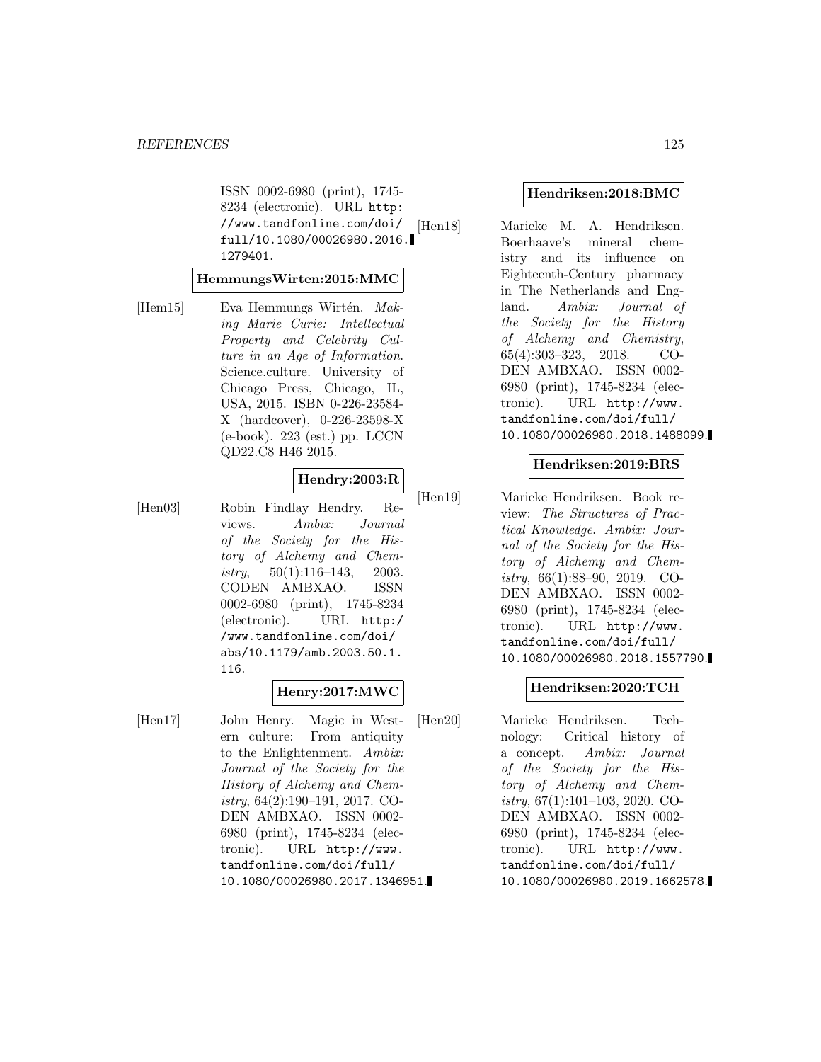ISSN 0002-6980 (print), 1745-8234 (electronic). URL http://www.tandfonline.com/doi/full/10.1080/00026980.2016.1279401.

**HemmungsWirten:2015:MMC**

[Hem15] Eva Hemmungs Wirtén. *Making Marie Curie: Intellectual Property and Celebrity Culture in an Age of Information*. Science.culture. University of Chicago Press, Chicago, IL, USA, 2015. ISBN 0-226-23584-X (hardcover), 0-226-23598-X (e-book). 223 (est.) pp. LCCN QD22.C8 H46 2015.

**Hendry:2003:R**

[Hen03] Robin Findlay Hendry. Reviews. *Ambix: Journal of the Society for the History of Alchemy and Chemistry*, 50(1):116–143, 2003. CODEN AMBXAO. ISSN 0002-6980 (print), 1745-8234 (electronic). URL http://www.tandfonline.com/doi/abs/10.1179/amb.2003.50.1.116.

**Henry:2017:MWC**

[Hen17] John Henry. Magic in Western culture: From antiquity to the Enlightenment. *Ambix: Journal of the Society for the History of Alchemy and Chemistry*, 64(2):190–191, 2017. CODEN AMBXAO. ISSN 0002-6980 (print), 1745-8234 (electronic). URL http://www.tandfonline.com/doi/full/10.1080/00026980.2017.1346951.

**Hendriksen:2018:BMC**

[Hen18] Marieke M. A. Hendriksen. Boerhaave's mineral chemistry and its influence on Eighteenth-Century pharmacy in The Netherlands and England. *Ambix: Journal of the Society for the History of Alchemy and Chemistry*, 65(4):303–323, 2018. CODEN AMBXAO. ISSN 0002-6980 (print), 1745-8234 (electronic). URL http://www.tandfonline.com/doi/full/10.1080/00026980.2018.1488099.

**Hendriksen:2019:BRS**

[Hen19] Marieke Hendriksen. Book review: *The Structures of Practical Knowledge*. *Ambix: Journal of the Society for the History of Alchemy and Chemistry*, 66(1):88–90, 2019. CODEN AMBXAO. ISSN 0002-6980 (print), 1745-8234 (electronic). URL http://www.tandfonline.com/doi/full/10.1080/00026980.2018.1557790.

**Hendriksen:2020:TCH**

[Hen20] Marieke Hendriksen. Technology: Critical history of a concept. *Ambix: Journal of the Society for the History of Alchemy and Chemistry*, 67(1):101–103, 2020. CODEN AMBXAO. ISSN 0002-6980 (print), 1745-8234 (electronic). URL http://www.tandfonline.com/doi/full/10.1080/00026980.2019.1662578.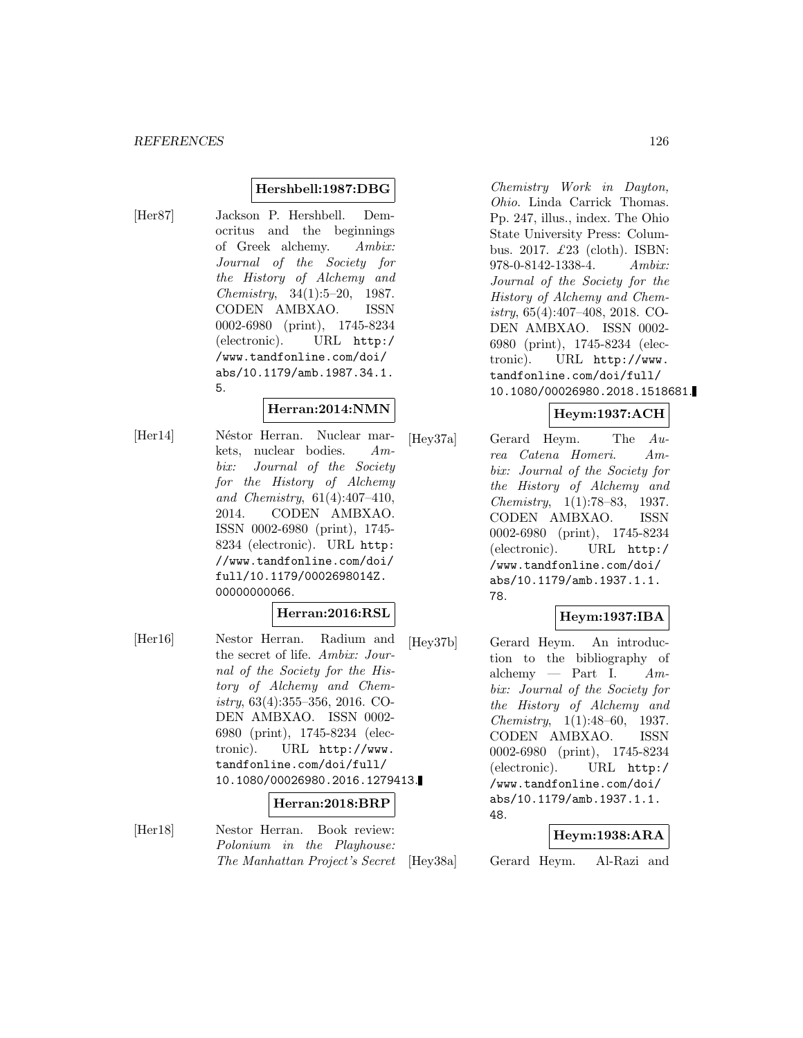**Hershbell:1987:DBG**

[Her87] Jackson P. Hershbell. Democritus and the beginnings of Greek alchemy. *Ambix: Journal of the Society for the History of Alchemy and Chemistry*, 34(1):5–20, 1987. CODEN AMBXAO. ISSN 0002-6980 (print), 1745-8234 (electronic). URL http://www.tandfonline.com/doi/abs/10.1179/amb.1987.34.1.5.

**Herran:2014:NMN**

[Her14] Néstor Herran. Nuclear markets, nuclear bodies. *Ambix: Journal of the Society for the History of Alchemy and Chemistry*, 61(4):407–410, 2014. CODEN AMBXAO. ISSN 0002-6980 (print), 1745-8234 (electronic). URL http://www.tandfonline.com/doi/full/10.1179/0002698014Z.00000000066.

**Herran:2016:RSL**

[Her16] Nestor Herran. Radium and the secret of life. *Ambix: Journal of the Society for the History of Alchemy and Chemistry*, 63(4):355–356, 2016. CODEN AMBXAO. ISSN 0002-6980 (print), 1745-8234 (electronic). URL http://www.tandfonline.com/doi/full/10.1080/00026980.2016.1279413.

**Herran:2018:BRP**

[Her18] Nestor Herran. Book review: *Polonium in the Playhouse: The Manhattan Project's Secret Chemistry Work in Dayton, Ohio*. Linda Carrick Thomas. Pp. 247, illus., index. The Ohio State University Press: Columbus. 2017. £23 (cloth). ISBN: 978-0-8142-1338-4. *Ambix: Journal of the Society for the History of Alchemy and Chemistry*, 65(4):407–408, 2018. CODEN AMBXAO. ISSN 0002-6980 (print), 1745-8234 (electronic). URL http://www.tandfonline.com/doi/full/10.1080/00026980.2018.1518681.

**Heym:1937:ACH**

[Hey37a] Gerard Heym. The *Aurea Catena Homeri*. *Ambix: Journal of the Society for the History of Alchemy and Chemistry*, 1(1):78–83, 1937. CODEN AMBXAO. ISSN 0002-6980 (print), 1745-8234 (electronic). URL http://www.tandfonline.com/doi/abs/10.1179/amb.1937.1.1.78.

**Heym:1937:IBA**

[Hey37b] Gerard Heym. An introduction to the bibliography of alchemy — Part I. *Ambix: Journal of the Society for the History of Alchemy and Chemistry*, 1(1):48–60, 1937. CODEN AMBXAO. ISSN 0002-6980 (print), 1745-8234 (electronic). URL http://www.tandfonline.com/doi/abs/10.1179/amb.1937.1.1.48.

**Heym:1938:ARA**

[Hey38a] Gerard Heym. Al-Razi and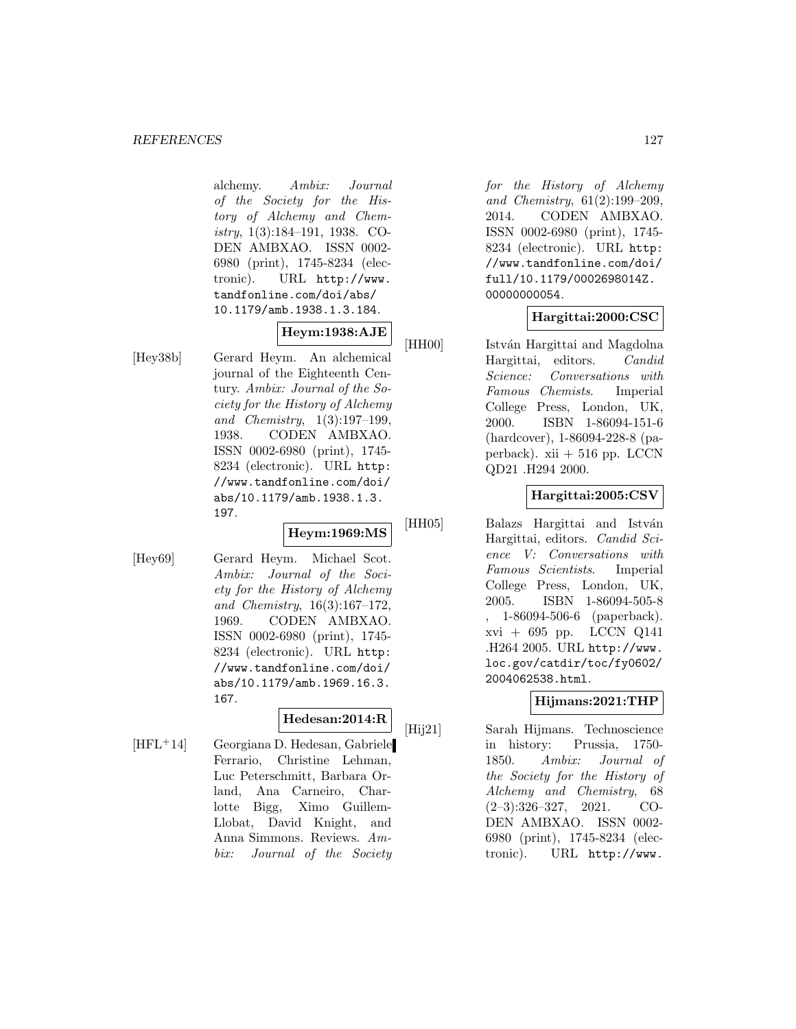alchemy. *Ambix: Journal of the Society for the History of Alchemy and Chemistry*, 1(3):184–191, 1938. CODEN AMBXAO. ISSN 0002-6980 (print), 1745-8234 (electronic). URL http://www.tandfonline.com/doi/abs/10.1179/amb.1938.1.3.184.

**Heym:1938:AJE**

[Hey38b] Gerard Heym. An alchemical journal of the Eighteenth Century. *Ambix: Journal of the Society for the History of Alchemy and Chemistry*, 1(3):197–199, 1938. CODEN AMBXAO. ISSN 0002-6980 (print), 1745-8234 (electronic). URL http://www.tandfonline.com/doi/abs/10.1179/amb.1938.1.3.197.

**Heym:1969:MS**

[Hey69] Gerard Heym. Michael Scot. *Ambix: Journal of the Society for the History of Alchemy and Chemistry*, 16(3):167–172, 1969. CODEN AMBXAO. ISSN 0002-6980 (print), 1745-8234 (electronic). URL http://www.tandfonline.com/doi/abs/10.1179/amb.1969.16.3.167.

**Hedesan:2014:R**

[HFL+14] Georgiana D. Hedesan, Gabriele Ferrario, Christine Lehman, Luc Peterschmitt, Barbara Orland, Ana Carneiro, Charlotte Bigg, Ximo Guillem-Llobat, David Knight, and Anna Simmons. Reviews. *Ambix: Journal of the Society for the History of Alchemy and Chemistry*, 61(2):199–209, 2014. CODEN AMBXAO. ISSN 0002-6980 (print), 1745-8234 (electronic). URL http://www.tandfonline.com/doi/full/10.1179/0002698014Z.00000000054.

**Hargittai:2000:CSC**

[HH00] István Hargittai and Magdolna Hargittai, editors. *Candid Science: Conversations with Famous Chemists*. Imperial College Press, London, UK, 2000. ISBN 1-86094-151-6 (hardcover), 1-86094-228-8 (paperback). xii + 516 pp. LCCN QD21 .H294 2000.

**Hargittai:2005:CSV**

[HH05] Balazs Hargittai and István Hargittai, editors. *Candid Science V: Conversations with Famous Scientists*. Imperial College Press, London, UK, 2005. ISBN 1-86094-505-8 , 1-86094-506-6 (paperback). xvi + 695 pp. LCCN Q141 .H264 2005. URL http://www.loc.gov/catdir/toc/fy0602/2004062538.html.

**Hijmans:2021:THP**

[Hij21] Sarah Hijmans. Technoscience in history: Prussia, 1750-1850. *Ambix: Journal of the Society for the History of Alchemy and Chemistry*, 68 (2–3):326–327, 2021. CODEN AMBXAO. ISSN 0002-6980 (print), 1745-8234 (electronic). URL http://www.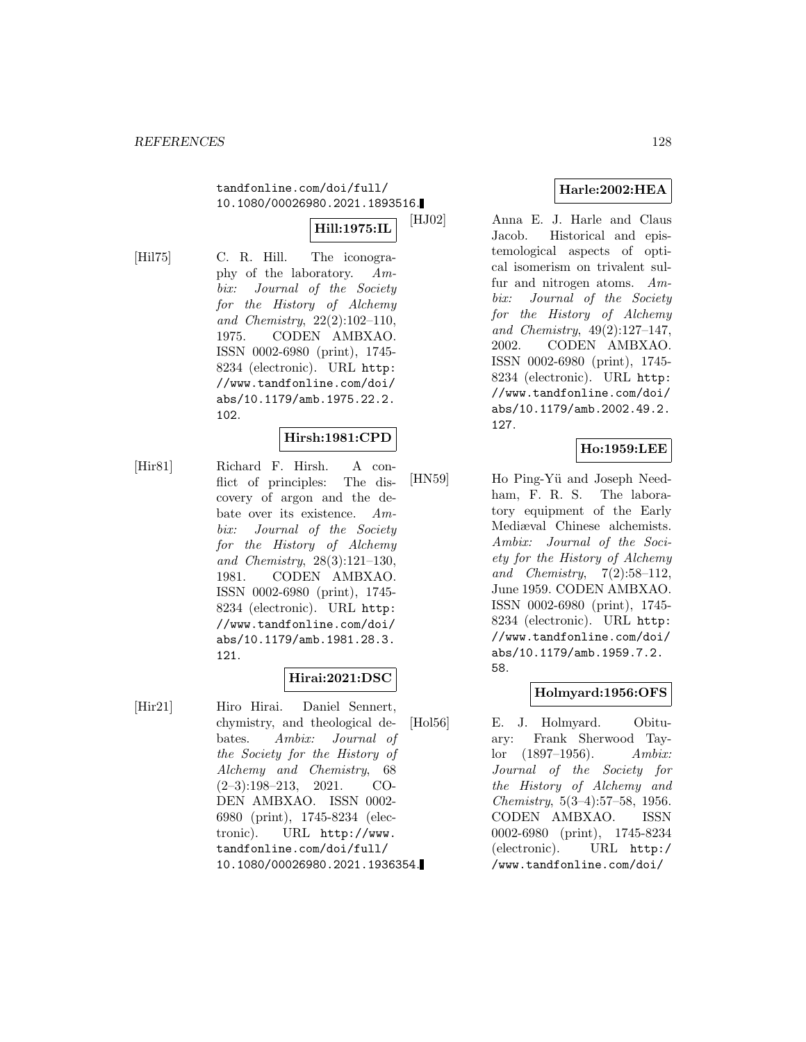tandfonline.com/doi/full/10.1080/00026980.2021.1893516.

**Hill:1975:IL**

[Hil75] C. R. Hill. The iconography of the laboratory. *Ambix: Journal of the Society for the History of Alchemy and Chemistry*, 22(2):102–110, 1975. CODEN AMBXAO. ISSN 0002-6980 (print), 1745-8234 (electronic). URL http://www.tandfonline.com/doi/abs/10.1179/amb.1975.22.2.102.

**Hirsh:1981:CPD**

[Hir81] Richard F. Hirsh. A conflict of principles: The discovery of argon and the debate over its existence. *Ambix: Journal of the Society for the History of Alchemy and Chemistry*, 28(3):121–130, 1981. CODEN AMBXAO. ISSN 0002-6980 (print), 1745-8234 (electronic). URL http://www.tandfonline.com/doi/abs/10.1179/amb.1981.28.3.121.

**Hirai:2021:DSC**

[Hir21] Hiro Hirai. Daniel Sennert, chymistry, and theological debates. *Ambix: Journal of the Society for the History of Alchemy and Chemistry*, 68 (2–3):198–213, 2021. CODEN AMBXAO. ISSN 0002-6980 (print), 1745-8234 (electronic). URL http://www.tandfonline.com/doi/full/10.1080/00026980.2021.1936354.

**Harle:2002:HEA**

[HJ02] Anna E. J. Harle and Claus Jacob. Historical and epistemological aspects of optical isomerism on trivalent sulfur and nitrogen atoms. *Ambix: Journal of the Society for the History of Alchemy and Chemistry*, 49(2):127–147, 2002. CODEN AMBXAO. ISSN 0002-6980 (print), 1745-8234 (electronic). URL http://www.tandfonline.com/doi/abs/10.1179/amb.2002.49.2.127.

**Ho:1959:LEE**

[HN59] Ho Ping-Yü and Joseph Needham, F. R. S. The laboratory equipment of the Early Mediæval Chinese alchemists. *Ambix: Journal of the Society for the History of Alchemy and Chemistry*, 7(2):58–112, June 1959. CODEN AMBXAO. ISSN 0002-6980 (print), 1745-8234 (electronic). URL http://www.tandfonline.com/doi/abs/10.1179/amb.1959.7.2.58.

**Holmyard:1956:OFS**

[Hol56] E. J. Holmyard. Obituary: Frank Sherwood Taylor (1897–1956). *Ambix: Journal of the Society for the History of Alchemy and Chemistry*, 5(3–4):57–58, 1956. CODEN AMBXAO. ISSN 0002-6980 (print), 1745-8234 (electronic). URL http://www.tandfonline.com/doi/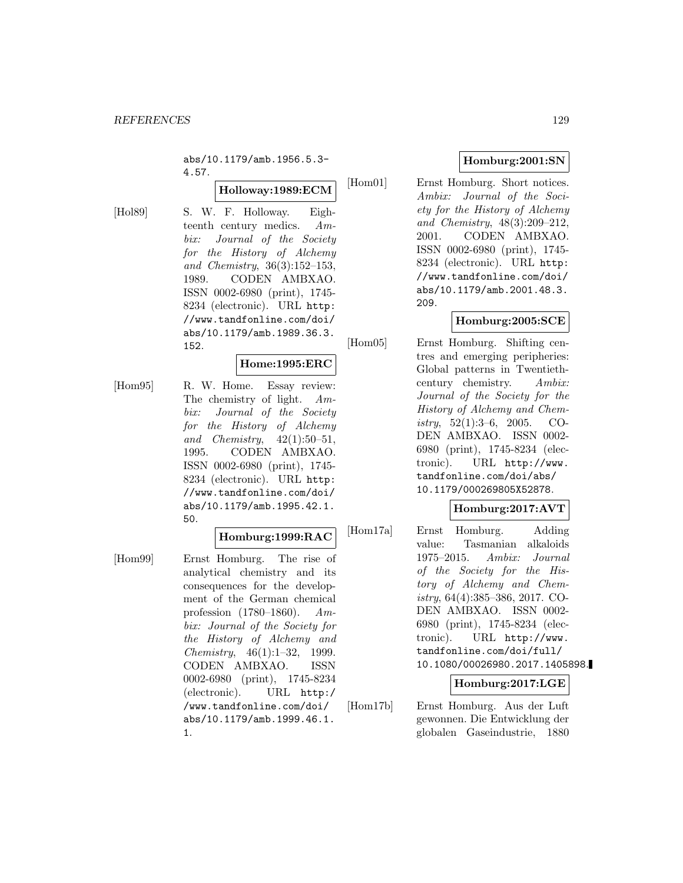abs/10.1179/amb.1956.5.3-4.57.

**Holloway:1989:ECM**

[Hol89] S. W. F. Holloway. Eighteenth century medics. *Ambix: Journal of the Society for the History of Alchemy and Chemistry*, 36(3):152–153, 1989. CODEN AMBXAO. ISSN 0002-6980 (print), 1745-8234 (electronic). URL http://www.tandfonline.com/doi/abs/10.1179/amb.1989.36.3.152.

**Home:1995:ERC**

[Hom95] R. W. Home. Essay review: The chemistry of light. *Ambix: Journal of the Society for the History of Alchemy and Chemistry*, 42(1):50–51, 1995. CODEN AMBXAO. ISSN 0002-6980 (print), 1745-8234 (electronic). URL http://www.tandfonline.com/doi/abs/10.1179/amb.1995.42.1.50.

**Homburg:1999:RAC**

[Hom99] Ernst Homburg. The rise of analytical chemistry and its consequences for the development of the German chemical profession (1780–1860). *Ambix: Journal of the Society for the History of Alchemy and Chemistry*, 46(1):1–32, 1999. CODEN AMBXAO. ISSN 0002-6980 (print), 1745-8234 (electronic). URL http://www.tandfonline.com/doi/abs/10.1179/amb.1999.46.1.1.

**Homburg:2001:SN**

[Hom01] Ernst Homburg. Short notices. *Ambix: Journal of the Society for the History of Alchemy and Chemistry*, 48(3):209–212, 2001. CODEN AMBXAO. ISSN 0002-6980 (print), 1745-8234 (electronic). URL http://www.tandfonline.com/doi/abs/10.1179/amb.2001.48.3.209.

**Homburg:2005:SCE**

[Hom05] Ernst Homburg. Shifting centres and emerging peripheries: Global patterns in Twentieth-century chemistry. *Ambix: Journal of the Society for the History of Alchemy and Chemistry*, 52(1):3–6, 2005. CODEN AMBXAO. ISSN 0002-6980 (print), 1745-8234 (electronic). URL http://www.tandfonline.com/doi/abs/10.1179/000269805X52878.

**Homburg:2017:AVT**

[Hom17a] Ernst Homburg. Adding value: Tasmanian alkaloids 1975–2015. *Ambix: Journal of the Society for the History of Alchemy and Chemistry*, 64(4):385–386, 2017. CODEN AMBXAO. ISSN 0002-6980 (print), 1745-8234 (electronic). URL http://www.tandfonline.com/doi/full/10.1080/00026980.2017.1405898.

**Homburg:2017:LGE**

[Hom17b] Ernst Homburg. Aus der Luft gewonnen. Die Entwicklung der globalen Gaseindustrie, 1880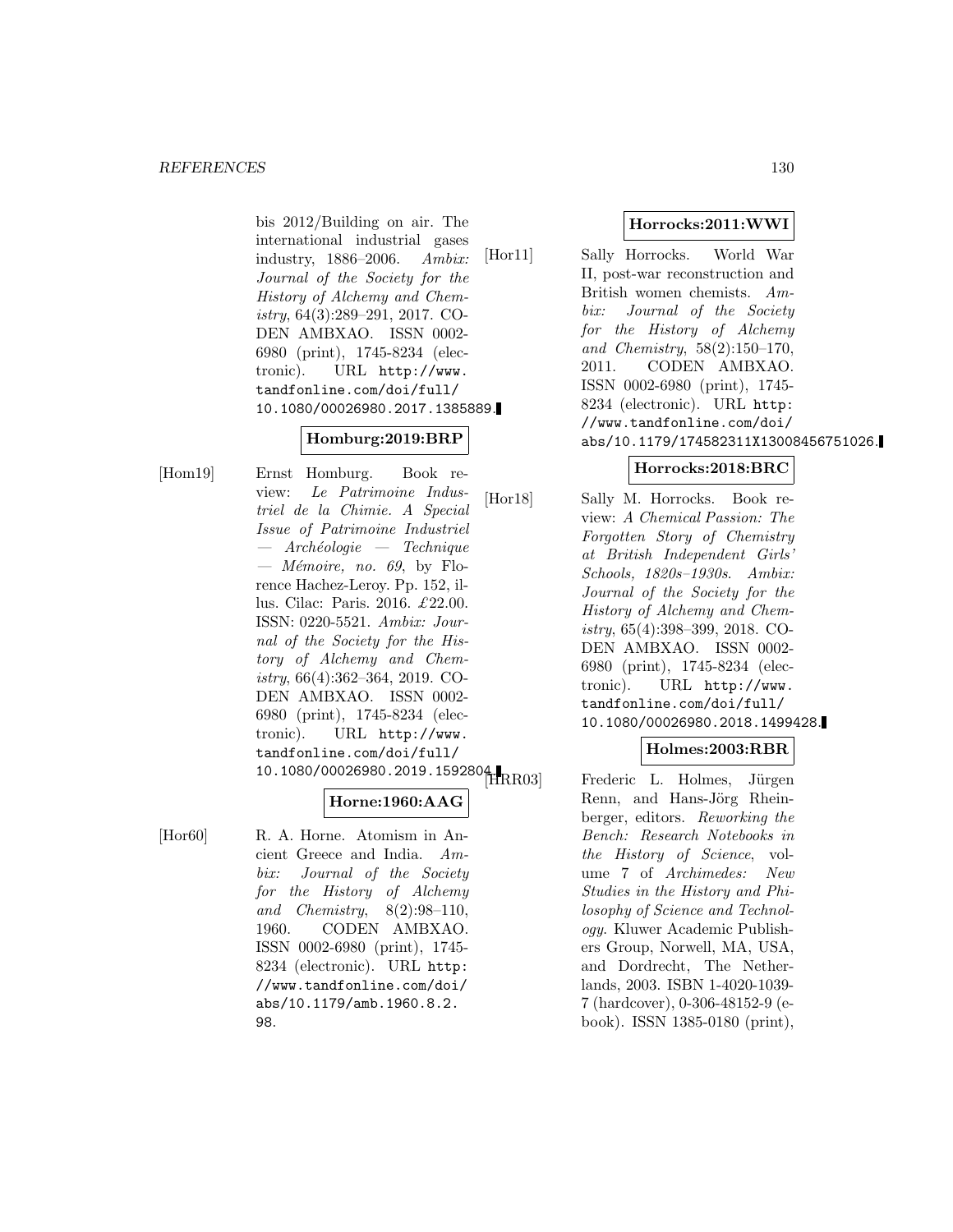bis 2012/Building on air. The international industrial gases industry, 1886–2006. *Ambix: Journal of the Society for the History of Alchemy and Chemistry*, 64(3):289–291, 2017. CODEN AMBXAO. ISSN 0002-6980 (print), 1745-8234 (electronic). URL http://www.tandfonline.com/doi/full/10.1080/00026980.2017.1385889.

**Homburg:2019:BRP**

[Hom19] Ernst Homburg. Book review: *Le Patrimoine Industriel de la Chimie. A Special Issue of Patrimoine Industriel — Archéologie — Technique — Mémoire, no. 69*, by Florence Hachez-Leroy. Pp. 152, illus. Cilac: Paris. 2016. £22.00. ISSN: 0220-5521. *Ambix: Journal of the Society for the History of Alchemy and Chemistry*, 66(4):362–364, 2019. CODEN AMBXAO. ISSN 0002-6980 (print), 1745-8234 (electronic). URL http://www.tandfonline.com/doi/full/10.1080/00026980.2019.1592804.

**Horne:1960:AAG**

[Hor60] R. A. Horne. Atomism in Ancient Greece and India. *Ambix: Journal of the Society for the History of Alchemy and Chemistry*, 8(2):98–110, 1960. CODEN AMBXAO. ISSN 0002-6980 (print), 1745-8234 (electronic). URL http://www.tandfonline.com/doi/abs/10.1179/amb.1960.8.2.98.

**Horrocks:2011:WWI**

[Hor11] Sally Horrocks. World War II, post-war reconstruction and British women chemists. *Ambix: Journal of the Society for the History of Alchemy and Chemistry*, 58(2):150–170, 2011. CODEN AMBXAO. ISSN 0002-6980 (print), 1745-8234 (electronic). URL http://www.tandfonline.com/doi/abs/10.1179/174582311X13008456751026.

**Horrocks:2018:BRC**

[Hor18] Sally M. Horrocks. Book review: *A Chemical Passion: The Forgotten Story of Chemistry at British Independent Girls' Schools, 1820s–1930s*. *Ambix: Journal of the Society for the History of Alchemy and Chemistry*, 65(4):398–399, 2018. CODEN AMBXAO. ISSN 0002-6980 (print), 1745-8234 (electronic). URL http://www.tandfonline.com/doi/full/10.1080/00026980.2018.1499428.

**Holmes:2003:RBR**

[HRR03] Frederic L. Holmes, Jürgen Renn, and Hans-Jörg Rheinberger, editors. *Reworking the Bench: Research Notebooks in the History of Science*, volume 7 of *Archimedes: New Studies in the History and Philosophy of Science and Technology*. Kluwer Academic Publishers Group, Norwell, MA, USA, and Dordrecht, The Netherlands, 2003. ISBN 1-4020-1039-7 (hardcover), 0-306-48152-9 (e-book). ISSN 1385-0180 (print),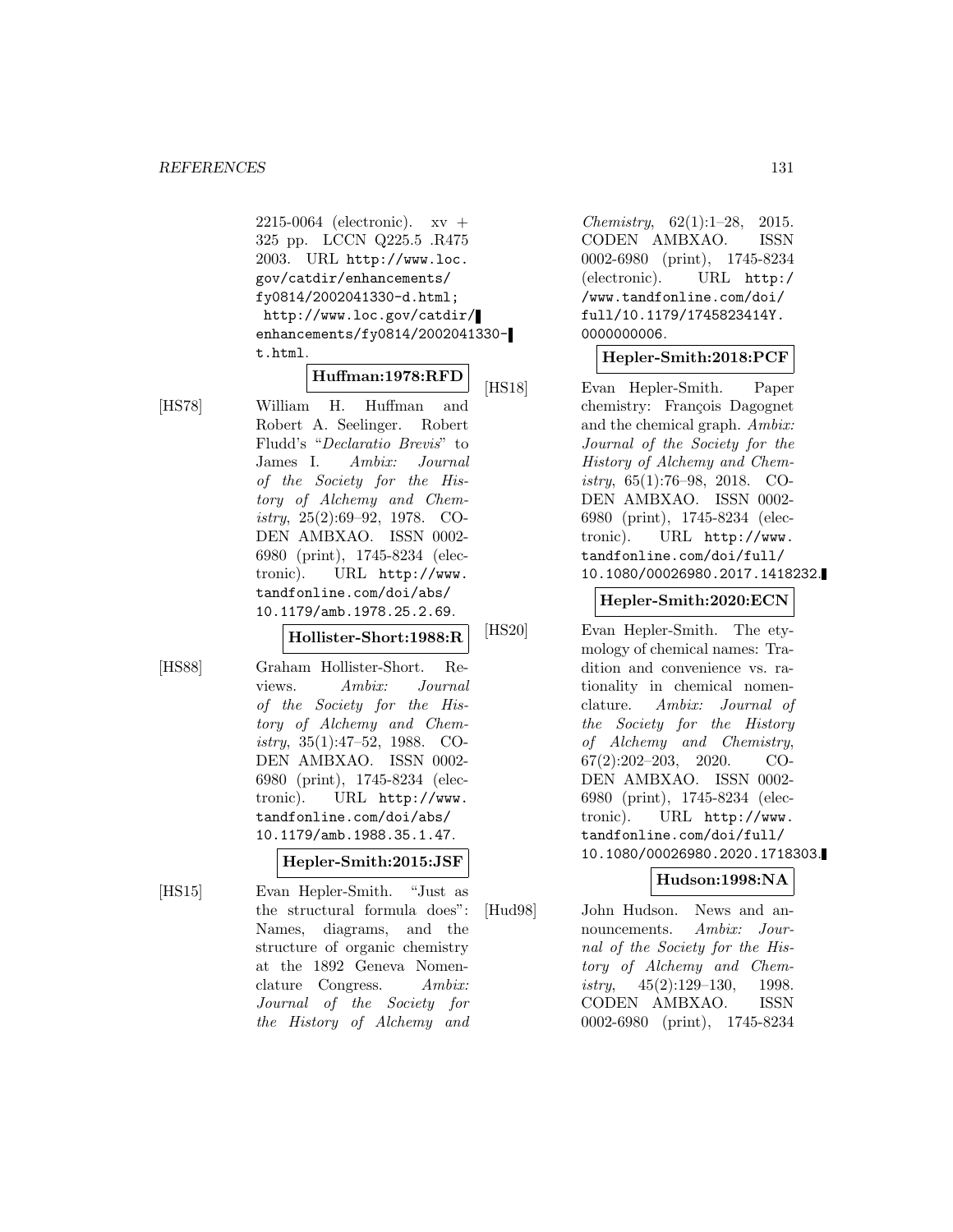2215-0064 (electronic). xv + 325 pp. LCCN Q225.5 .R475 2003. URL http://www.loc.gov/catdir/enhancements/fy0814/2002041330-d.html; http://www.loc.gov/catdir/enhancements/fy0814/2002041330-t.html.

**Huffman:1978:RFD**

[HS78] William H. Huffman and Robert A. Seelinger. Robert Fludd's "*Declaratio Brevis*" to James I. *Ambix: Journal of the Society for the History of Alchemy and Chemistry*, 25(2):69–92, 1978. CODEN AMBXAO. ISSN 0002-6980 (print), 1745-8234 (electronic). URL http://www.tandfonline.com/doi/abs/10.1179/amb.1978.25.2.69.

**Hollister-Short:1988:R**

[HS88] Graham Hollister-Short. Reviews. *Ambix: Journal of the Society for the History of Alchemy and Chemistry*, 35(1):47–52, 1988. CODEN AMBXAO. ISSN 0002-6980 (print), 1745-8234 (electronic). URL http://www.tandfonline.com/doi/abs/10.1179/amb.1988.35.1.47.

**Hepler-Smith:2015:JSF**

[HS15] Evan Hepler-Smith. "Just as the structural formula does": Names, diagrams, and the structure of organic chemistry at the 1892 Geneva Nomenclature Congress. *Ambix: Journal of the Society for the History of Alchemy and Chemistry*, 62(1):1–28, 2015. CODEN AMBXAO. ISSN 0002-6980 (print), 1745-8234 (electronic). URL http://www.tandfonline.com/doi/full/10.1179/1745823414Y.0000000006.

**Hepler-Smith:2018:PCF**

[HS18] Evan Hepler-Smith. Paper chemistry: François Dagognet and the chemical graph. *Ambix: Journal of the Society for the History of Alchemy and Chemistry*, 65(1):76–98, 2018. CODEN AMBXAO. ISSN 0002-6980 (print), 1745-8234 (electronic). URL http://www.tandfonline.com/doi/full/10.1080/00026980.2017.1418232.

**Hepler-Smith:2020:ECN**

[HS20] Evan Hepler-Smith. The etymology of chemical names: Tradition and convenience vs. rationality in chemical nomenclature. *Ambix: Journal of the Society for the History of Alchemy and Chemistry*, 67(2):202–203, 2020. CODEN AMBXAO. ISSN 0002-6980 (print), 1745-8234 (electronic). URL http://www.tandfonline.com/doi/full/10.1080/00026980.2020.1718303.

**Hudson:1998:NA**

[Hud98] John Hudson. News and announcements. *Ambix: Journal of the Society for the History of Alchemy and Chemistry*, 45(2):129–130, 1998. CODEN AMBXAO. ISSN 0002-6980 (print), 1745-8234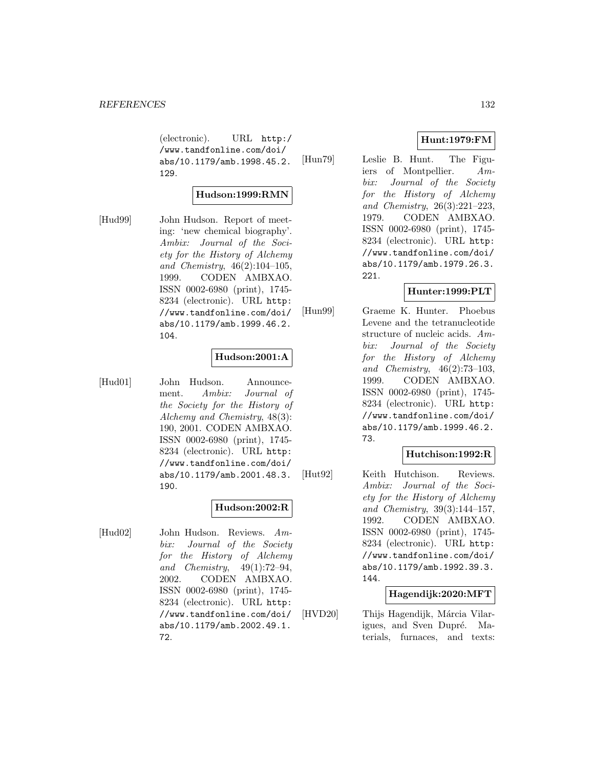(electronic). URL http://www.tandfonline.com/doi/abs/10.1179/amb.1998.45.2.129.

**Hudson:1999:RMN**

[Hud99] John Hudson. Report of meeting: 'new chemical biography'. *Ambix: Journal of the Society for the History of Alchemy and Chemistry*, 46(2):104–105, 1999. CODEN AMBXAO. ISSN 0002-6980 (print), 1745-8234 (electronic). URL http://www.tandfonline.com/doi/abs/10.1179/amb.1999.46.2.104.

**Hudson:2001:A**

[Hud01] John Hudson. Announcement. *Ambix: Journal of the Society for the History of Alchemy and Chemistry*, 48(3): 190, 2001. CODEN AMBXAO. ISSN 0002-6980 (print), 1745-8234 (electronic). URL http://www.tandfonline.com/doi/abs/10.1179/amb.2001.48.3.190.

**Hudson:2002:R**

[Hud02] John Hudson. Reviews. *Ambix: Journal of the Society for the History of Alchemy and Chemistry*, 49(1):72–94, 2002. CODEN AMBXAO. ISSN 0002-6980 (print), 1745-8234 (electronic). URL http://www.tandfonline.com/doi/abs/10.1179/amb.2002.49.1.72.

**Hunt:1979:FM**

[Hun79] Leslie B. Hunt. The Figuiers of Montpellier. *Ambix: Journal of the Society for the History of Alchemy and Chemistry*, 26(3):221–223, 1979. CODEN AMBXAO. ISSN 0002-6980 (print), 1745-8234 (electronic). URL http://www.tandfonline.com/doi/abs/10.1179/amb.1979.26.3.221.

**Hunter:1999:PLT**

[Hun99] Graeme K. Hunter. Phoebus Levene and the tetranucleotide structure of nucleic acids. *Ambix: Journal of the Society for the History of Alchemy and Chemistry*, 46(2):73–103, 1999. CODEN AMBXAO. ISSN 0002-6980 (print), 1745-8234 (electronic). URL http://www.tandfonline.com/doi/abs/10.1179/amb.1999.46.2.73.

**Hutchison:1992:R**

[Hut92] Keith Hutchison. Reviews. *Ambix: Journal of the Society for the History of Alchemy and Chemistry*, 39(3):144–157, 1992. CODEN AMBXAO. ISSN 0002-6980 (print), 1745-8234 (electronic). URL http://www.tandfonline.com/doi/abs/10.1179/amb.1992.39.3.144.

**Hagendijk:2020:MFT**

[HVD20] Thijs Hagendijk, Márcia Vilarigues, and Sven Dupré. Materials, furnaces, and texts: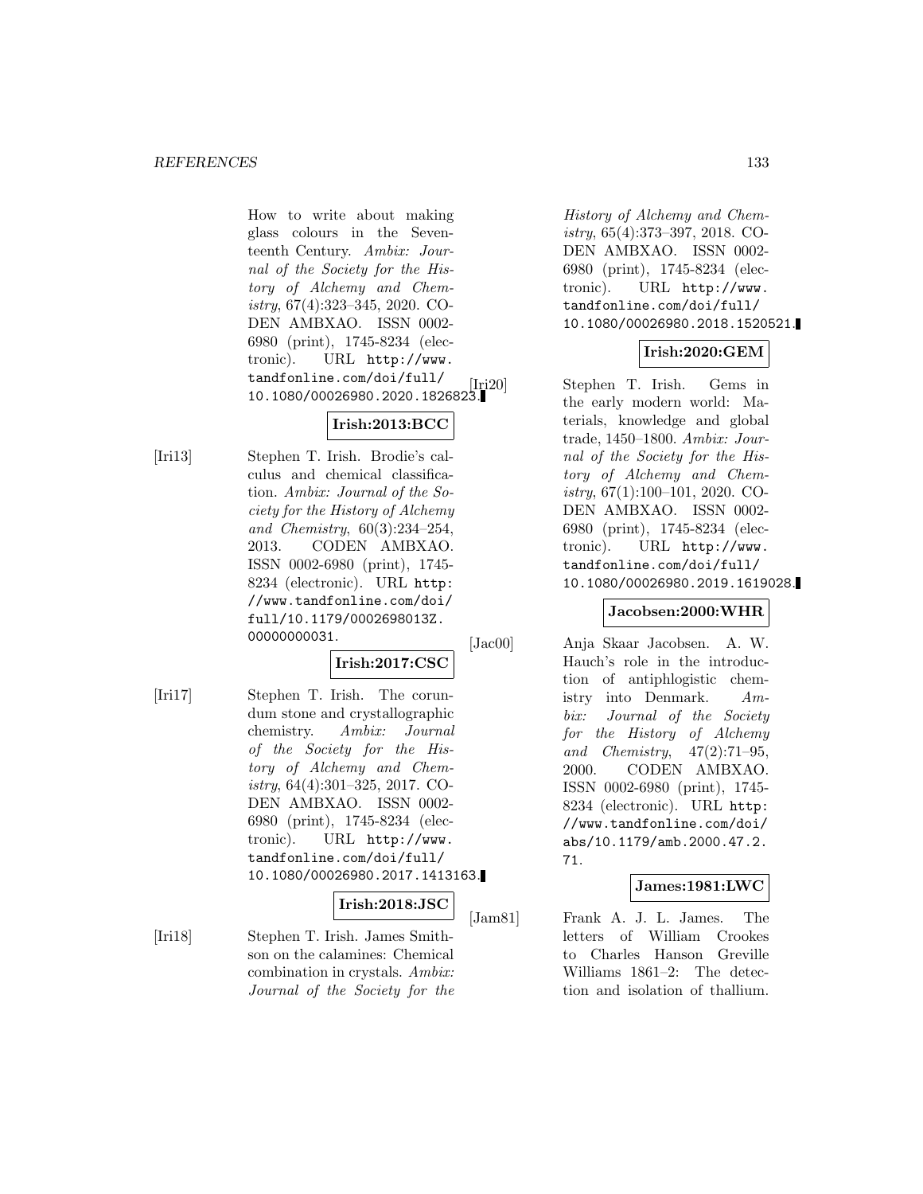How to write about making glass colours in the Seventeenth Century. *Ambix: Journal of the Society for the History of Alchemy and Chemistry*, 67(4):323–345, 2020. CODEN AMBXAO. ISSN 0002-6980 (print), 1745-8234 (electronic). URL http://www.tandfonline.com/doi/full/10.1080/00026980.2020.1826823.

**Irish:2013:BCC**

[Iri13] Stephen T. Irish. Brodie's calculus and chemical classification. *Ambix: Journal of the Society for the History of Alchemy and Chemistry*, 60(3):234–254, 2013. CODEN AMBXAO. ISSN 0002-6980 (print), 1745-8234 (electronic). URL http://www.tandfonline.com/doi/full/10.1179/0002698013Z.00000000031.

**Irish:2017:CSC**

[Iri17] Stephen T. Irish. The corundum stone and crystallographic chemistry. *Ambix: Journal of the Society for the History of Alchemy and Chemistry*, 64(4):301–325, 2017. CODEN AMBXAO. ISSN 0002-6980 (print), 1745-8234 (electronic). URL http://www.tandfonline.com/doi/full/10.1080/00026980.2017.1413163.

**Irish:2018:JSC**

[Iri18] Stephen T. Irish. James Smithson on the calamines: Chemical combination in crystals. *Ambix: Journal of the Society for the History of Alchemy and Chemistry*, 65(4):373–397, 2018. CODEN AMBXAO. ISSN 0002-6980 (print), 1745-8234 (electronic). URL http://www.tandfonline.com/doi/full/10.1080/00026980.2018.1520521.

**Irish:2020:GEM**

[Iri20] Stephen T. Irish. Gems in the early modern world: Materials, knowledge and global trade, 1450–1800. *Ambix: Journal of the Society for the History of Alchemy and Chemistry*, 67(1):100–101, 2020. CODEN AMBXAO. ISSN 0002-6980 (print), 1745-8234 (electronic). URL http://www.tandfonline.com/doi/full/10.1080/00026980.2019.1619028.

**Jacobsen:2000:WHR**

[Jac00] Anja Skaar Jacobsen. A. W. Hauch's role in the introduction of antiphlogistic chemistry into Denmark. *Ambix: Journal of the Society for the History of Alchemy and Chemistry*, 47(2):71–95, 2000. CODEN AMBXAO. ISSN 0002-6980 (print), 1745-8234 (electronic). URL http://www.tandfonline.com/doi/abs/10.1179/amb.2000.47.2.71.

**James:1981:LWC**

[Jam81] Frank A. J. L. James. The letters of William Crookes to Charles Hanson Greville Williams 1861–2: The detection and isolation of thallium.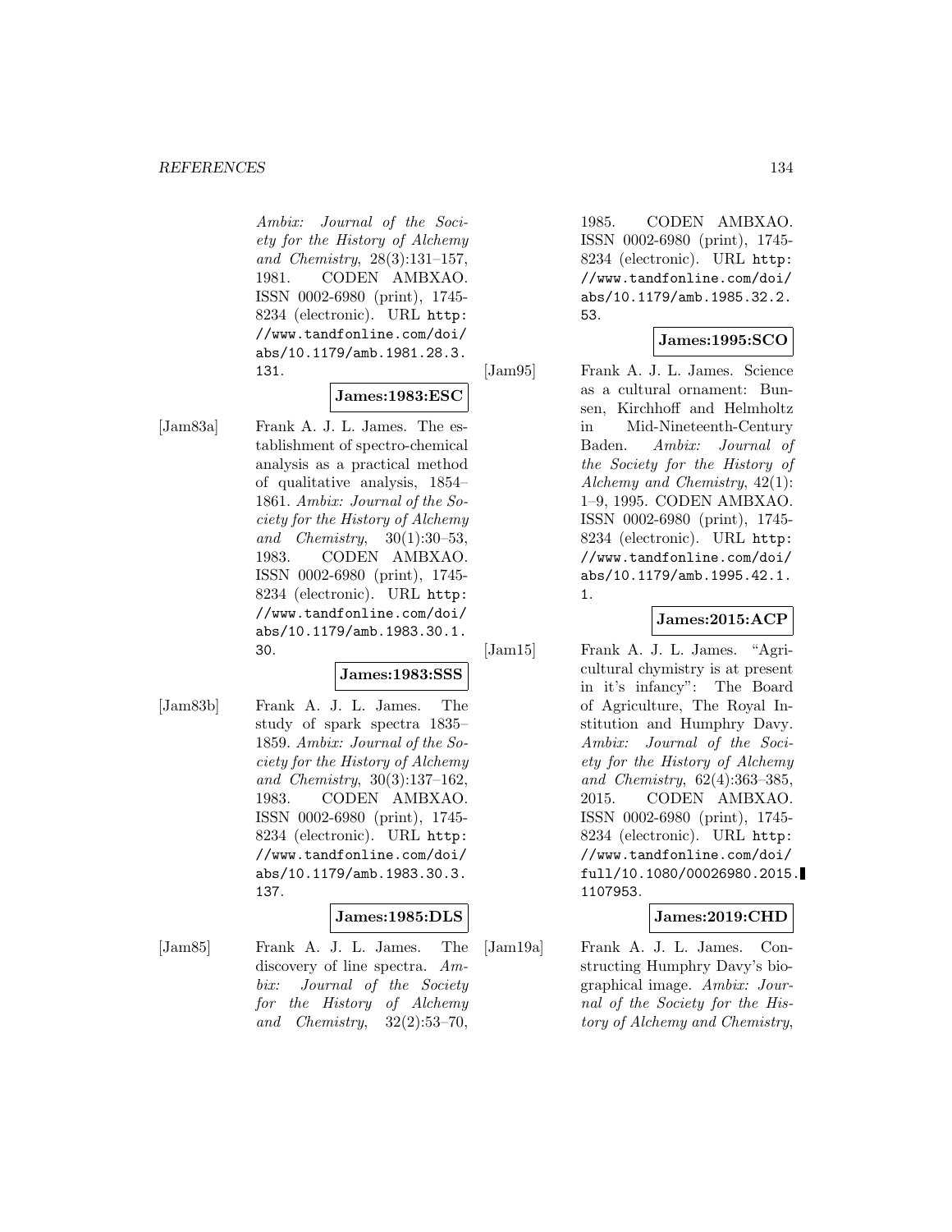*Ambix: Journal of the Society for the History of Alchemy and Chemistry*, 28(3):131–157, 1981. CODEN AMBXAO. ISSN 0002-6980 (print), 1745-8234 (electronic). URL http://www.tandfonline.com/doi/abs/10.1179/amb.1981.28.3.131.

**James:1983:ESC**

[Jam83a] Frank A. J. L. James. The establishment of spectro-chemical analysis as a practical method of qualitative analysis, 1854–1861. *Ambix: Journal of the Society for the History of Alchemy and Chemistry*, 30(1):30–53, 1983. CODEN AMBXAO. ISSN 0002-6980 (print), 1745-8234 (electronic). URL http://www.tandfonline.com/doi/abs/10.1179/amb.1983.30.1.30.

**James:1983:SSS**

[Jam83b] Frank A. J. L. James. The study of spark spectra 1835–1859. *Ambix: Journal of the Society for the History of Alchemy and Chemistry*, 30(3):137–162, 1983. CODEN AMBXAO. ISSN 0002-6980 (print), 1745-8234 (electronic). URL http://www.tandfonline.com/doi/abs/10.1179/amb.1983.30.3.137.

**James:1985:DLS**

[Jam85] Frank A. J. L. James. The discovery of line spectra. *Ambix: Journal of the Society for the History of Alchemy and Chemistry*, 32(2):53–70, 1985. CODEN AMBXAO. ISSN 0002-6980 (print), 1745-8234 (electronic). URL http://www.tandfonline.com/doi/abs/10.1179/amb.1985.32.2.53.

**James:1995:SCO**

[Jam95] Frank A. J. L. James. Science as a cultural ornament: Bunsen, Kirchhoff and Helmholtz in Mid-Nineteenth-Century Baden. *Ambix: Journal of the Society for the History of Alchemy and Chemistry*, 42(1): 1–9, 1995. CODEN AMBXAO. ISSN 0002-6980 (print), 1745-8234 (electronic). URL http://www.tandfonline.com/doi/abs/10.1179/amb.1995.42.1.1.

**James:2015:ACP**

[Jam15] Frank A. J. L. James. "Agricultural chymistry is at present in it's infancy": The Board of Agriculture, The Royal Institution and Humphry Davy. *Ambix: Journal of the Society for the History of Alchemy and Chemistry*, 62(4):363–385, 2015. CODEN AMBXAO. ISSN 0002-6980 (print), 1745-8234 (electronic). URL http://www.tandfonline.com/doi/full/10.1080/00026980.2015.1107953.

**James:2019:CHD**

[Jam19a] Frank A. J. L. James. Constructing Humphry Davy's biographical image. *Ambix: Journal of the Society for the History of Alchemy and Chemistry*,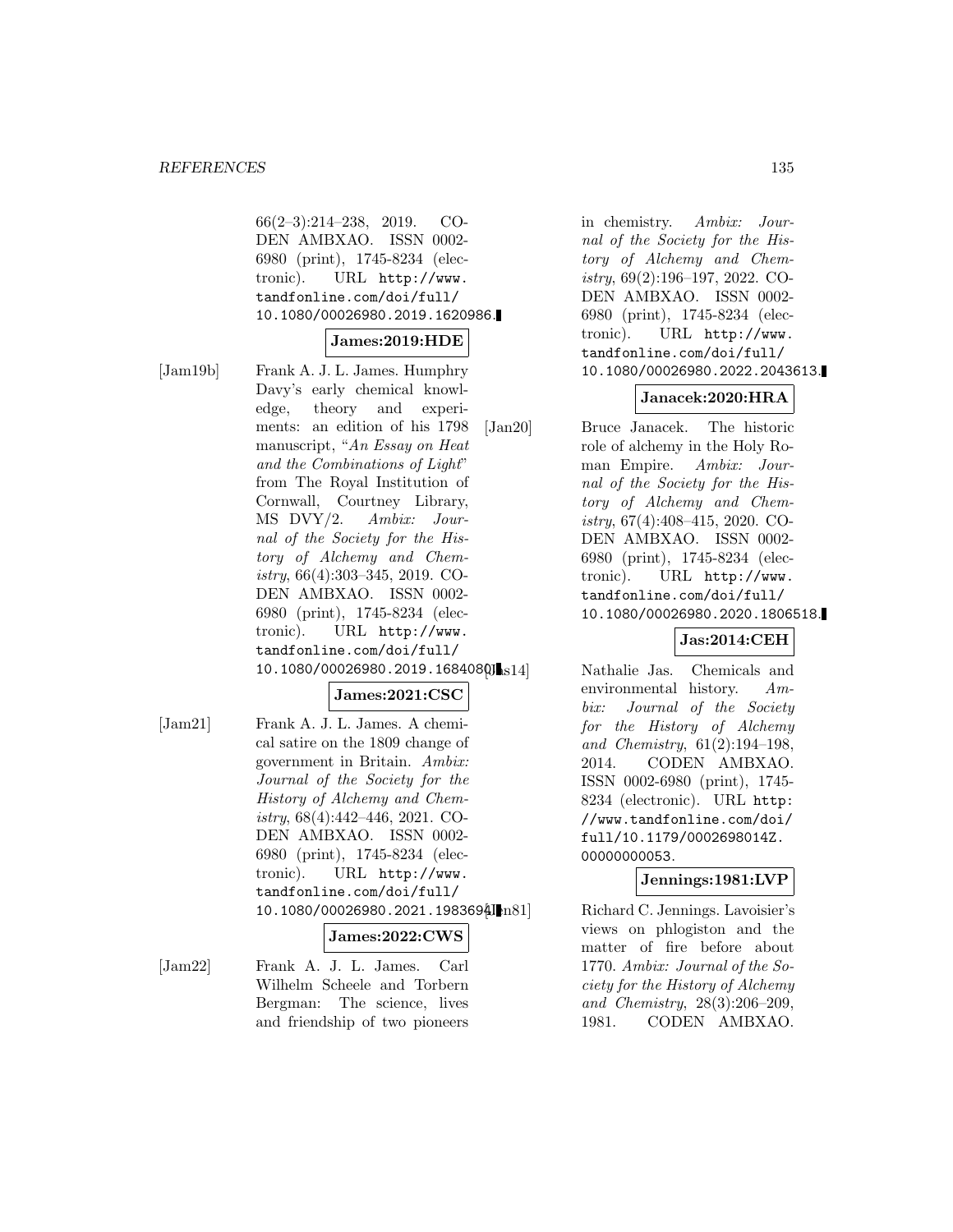66(2–3):214–238, 2019. CODEN AMBXAO. ISSN 0002-6980 (print), 1745-8234 (electronic). URL http://www.tandfonline.com/doi/full/10.1080/00026980.2019.1620986.

**James:2019:HDE**

[Jam19b] Frank A. J. L. James. Humphry Davy's early chemical knowledge, theory and experiments: an edition of his 1798 manuscript, "*An Essay on Heat and the Combinations of Light*" from The Royal Institution of Cornwall, Courtney Library, MS DVY/2. *Ambix: Journal of the Society for the History of Alchemy and Chemistry*, 66(4):303–345, 2019. CODEN AMBXAO. ISSN 0002-6980 (print), 1745-8234 (electronic). URL http://www.tandfonline.com/doi/full/10.1080/00026980.2019.1684080.

**James:2021:CSC**

[Jam21] Frank A. J. L. James. A chemical satire on the 1809 change of government in Britain. *Ambix: Journal of the Society for the History of Alchemy and Chemistry*, 68(4):442–446, 2021. CODEN AMBXAO. ISSN 0002-6980 (print), 1745-8234 (electronic). URL http://www.tandfonline.com/doi/full/10.1080/00026980.2021.1983694.

**James:2022:CWS**

[Jam22] Frank A. J. L. James. Carl Wilhelm Scheele and Torbern Bergman: The science, lives and friendship of two pioneers in chemistry. *Ambix: Journal of the Society for the History of Alchemy and Chemistry*, 69(2):196–197, 2022. CODEN AMBXAO. ISSN 0002-6980 (print), 1745-8234 (electronic). URL http://www.tandfonline.com/doi/full/10.1080/00026980.2022.2043613.

**Janacek:2020:HRA**

[Jan20] Bruce Janacek. The historic role of alchemy in the Holy Roman Empire. *Ambix: Journal of the Society for the History of Alchemy and Chemistry*, 67(4):408–415, 2020. CODEN AMBXAO. ISSN 0002-6980 (print), 1745-8234 (electronic). URL http://www.tandfonline.com/doi/full/10.1080/00026980.2020.1806518.

**Jas:2014:CEH**

[Jas14] Nathalie Jas. Chemicals and environmental history. *Ambix: Journal of the Society for the History of Alchemy and Chemistry*, 61(2):194–198, 2014. CODEN AMBXAO. ISSN 0002-6980 (print), 1745-8234 (electronic). URL http://www.tandfonline.com/doi/full/10.1179/0002698014Z.00000000053.

**Jennings:1981:LVP**

[Jen81] Richard C. Jennings. Lavoisier's views on phlogiston and the matter of fire before about 1770. *Ambix: Journal of the Society for the History of Alchemy and Chemistry*, 28(3):206–209, 1981. CODEN AMBXAO.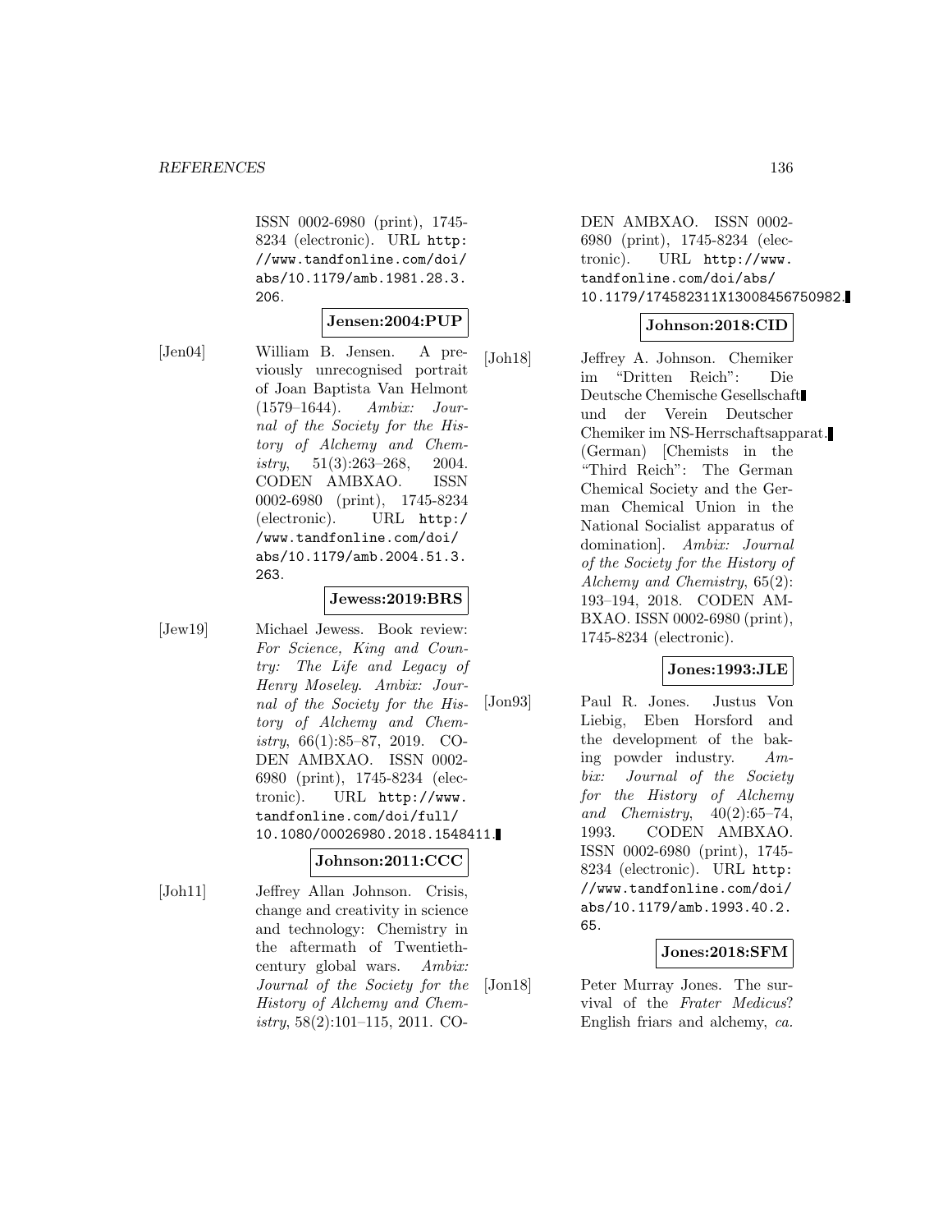ISSN 0002-6980 (print), 1745-8234 (electronic). URL http://www.tandfonline.com/doi/abs/10.1179/amb.1981.28.3.206.

**Jensen:2004:PUP**

[Jen04] William B. Jensen. A previously unrecognised portrait of Joan Baptista Van Helmont (1579–1644). *Ambix: Journal of the Society for the History of Alchemy and Chemistry*, 51(3):263–268, 2004. CODEN AMBXAO. ISSN 0002-6980 (print), 1745-8234 (electronic). URL http://www.tandfonline.com/doi/abs/10.1179/amb.2004.51.3.263.

**Jewess:2019:BRS**

[Jew19] Michael Jewess. Book review: *For Science, King and Country: The Life and Legacy of Henry Moseley*. *Ambix: Journal of the Society for the History of Alchemy and Chemistry*, 66(1):85–87, 2019. CODEN AMBXAO. ISSN 0002-6980 (print), 1745-8234 (electronic). URL http://www.tandfonline.com/doi/full/10.1080/00026980.2018.1548411.

**Johnson:2011:CCC**

[Joh11] Jeffrey Allan Johnson. Crisis, change and creativity in science and technology: Chemistry in the aftermath of Twentieth-century global wars. *Ambix: Journal of the Society for the History of Alchemy and Chemistry*, 58(2):101–115, 2011. CODEN AMBXAO. ISSN 0002-6980 (print), 1745-8234 (electronic). URL http://www.tandfonline.com/doi/abs/10.1179/174582311X13008456750982.

**Johnson:2018:CID**

[Joh18] Jeffrey A. Johnson. Chemiker im "Dritten Reich": Die Deutsche Chemische Gesellschaft und der Verein Deutscher Chemiker im NS-Herrschaftsapparat. (German) [Chemists in the "Third Reich": The German Chemical Society and the German Chemical Union in the National Socialist apparatus of domination]. *Ambix: Journal of the Society for the History of Alchemy and Chemistry*, 65(2): 193–194, 2018. CODEN AMBXAO. ISSN 0002-6980 (print), 1745-8234 (electronic).

**Jones:1993:JLE**

[Jon93] Paul R. Jones. Justus Von Liebig, Eben Horsford and the development of the baking powder industry. *Ambix: Journal of the Society for the History of Alchemy and Chemistry*, 40(2):65–74, 1993. CODEN AMBXAO. ISSN 0002-6980 (print), 1745-8234 (electronic). URL http://www.tandfonline.com/doi/abs/10.1179/amb.1993.40.2.65.

**Jones:2018:SFM**

[Jon18] Peter Murray Jones. The survival of the *Frater Medicus*? English friars and alchemy, *ca.*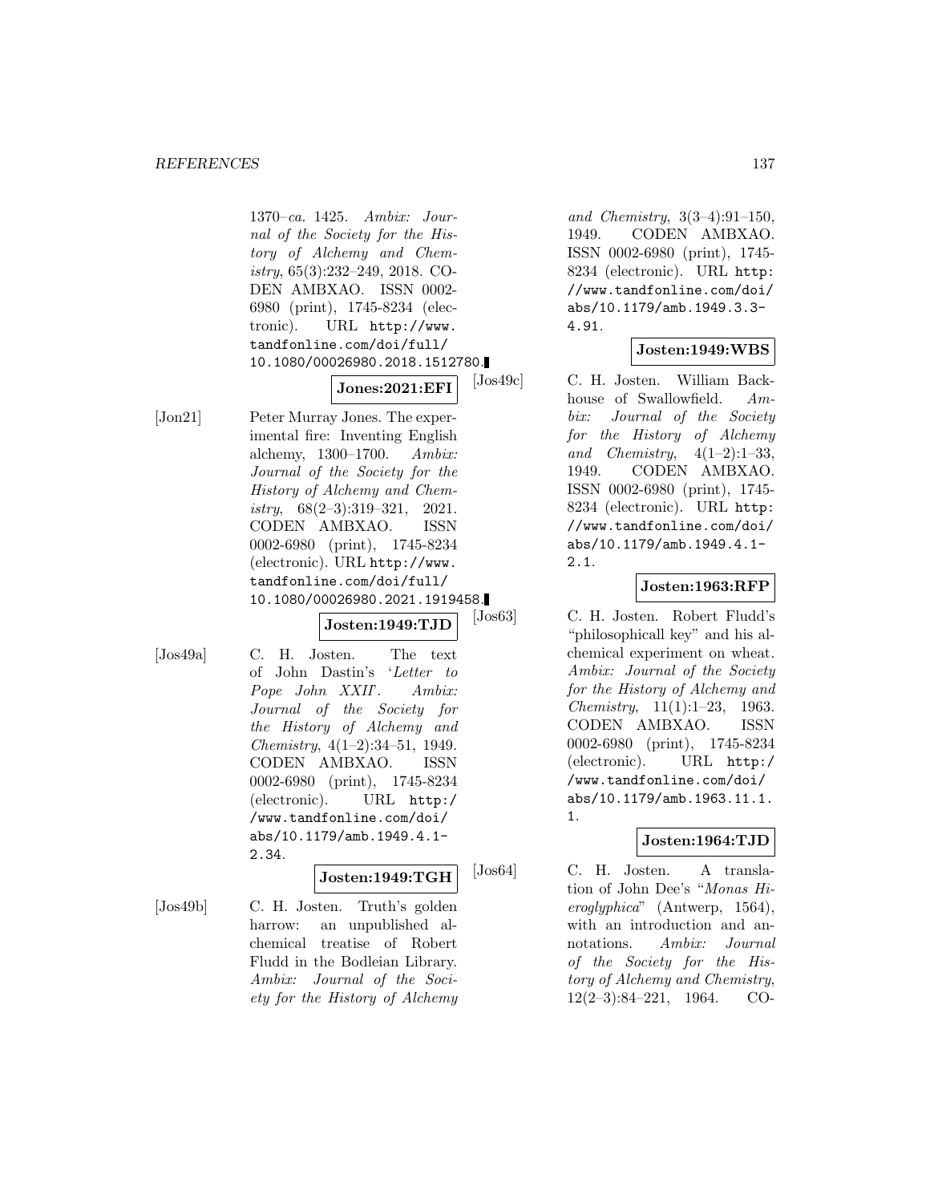1370–*ca.* 1425. *Ambix: Journal of the Society for the History of Alchemy and Chemistry*, 65(3):232–249, 2018. CODEN AMBXAO. ISSN 0002-6980 (print), 1745-8234 (electronic). URL http://www.tandfonline.com/doi/full/10.1080/00026980.2018.1512780.

**Jones:2021:EFI**

[Jon21] Peter Murray Jones. The experimental fire: Inventing English alchemy, 1300–1700. *Ambix: Journal of the Society for the History of Alchemy and Chemistry*, 68(2–3):319–321, 2021. CODEN AMBXAO. ISSN 0002-6980 (print), 1745-8234 (electronic). URL http://www.tandfonline.com/doi/full/10.1080/00026980.2021.1919458.

**Josten:1949:TJD**

[Jos49a] C. H. Josten. The text of John Dastin's '*Letter to Pope John XXII*'. *Ambix: Journal of the Society for the History of Alchemy and Chemistry*, 4(1–2):34–51, 1949. CODEN AMBXAO. ISSN 0002-6980 (print), 1745-8234 (electronic). URL http://www.tandfonline.com/doi/abs/10.1179/amb.1949.4.1-2.34.

**Josten:1949:TGH**

[Jos49b] C. H. Josten. Truth's golden harrow: an unpublished alchemical treatise of Robert Fludd in the Bodleian Library. *Ambix: Journal of the Society for the History of Alchemy and Chemistry*, 3(3–4):91–150, 1949. CODEN AMBXAO. ISSN 0002-6980 (print), 1745-8234 (electronic). URL http://www.tandfonline.com/doi/abs/10.1179/amb.1949.3.3-4.91.

**Josten:1949:WBS**

[Jos49c] C. H. Josten. William Backhouse of Swallowfield. *Ambix: Journal of the Society for the History of Alchemy and Chemistry*, 4(1–2):1–33, 1949. CODEN AMBXAO. ISSN 0002-6980 (print), 1745-8234 (electronic). URL http://www.tandfonline.com/doi/abs/10.1179/amb.1949.4.1-2.1.

**Josten:1963:RFP**

[Jos63] C. H. Josten. Robert Fludd's "philosophicall key" and his alchemical experiment on wheat. *Ambix: Journal of the Society for the History of Alchemy and Chemistry*, 11(1):1–23, 1963. CODEN AMBXAO. ISSN 0002-6980 (print), 1745-8234 (electronic). URL http://www.tandfonline.com/doi/abs/10.1179/amb.1963.11.1.1.

**Josten:1964:TJD**

[Jos64] C. H. Josten. A translation of John Dee's "*Monas Hieroglyphica*" (Antwerp, 1564), with an introduction and annotations. *Ambix: Journal of the Society for the History of Alchemy and Chemistry*, 12(2–3):84–221, 1964. CO-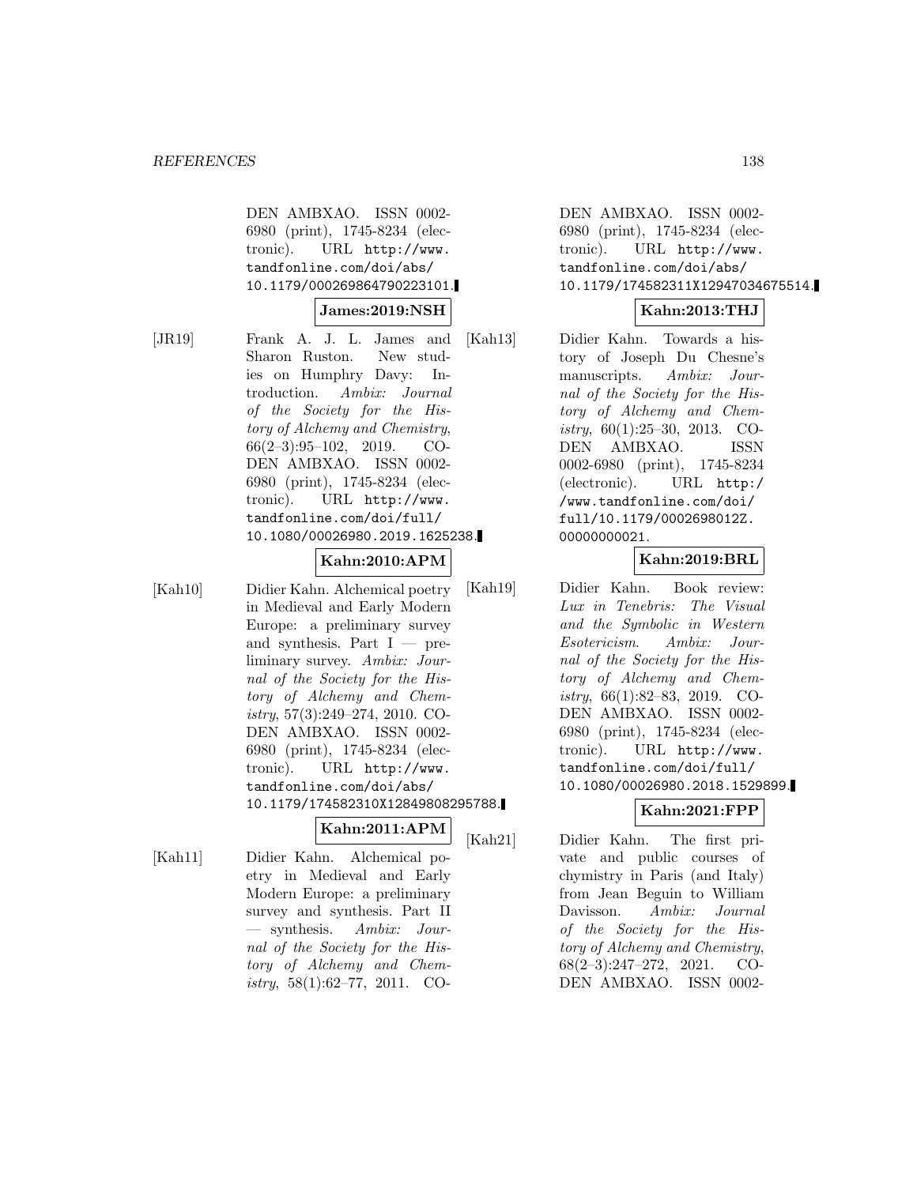DEN AMBXAO. ISSN 0002-6980 (print), 1745-8234 (electronic). URL http://www.tandfonline.com/doi/abs/10.1179/000269864790223101.

**James:2019:NSH**

[JR19] Frank A. J. L. James and Sharon Ruston. New studies on Humphry Davy: Introduction. *Ambix: Journal of the Society for the History of Alchemy and Chemistry*, 66(2–3):95–102, 2019. CODEN AMBXAO. ISSN 0002-6980 (print), 1745-8234 (electronic). URL http://www.tandfonline.com/doi/full/10.1080/00026980.2019.1625238.

**Kahn:2010:APM**

[Kah10] Didier Kahn. Alchemical poetry in Medieval and Early Modern Europe: a preliminary survey and synthesis. Part I — preliminary survey. *Ambix: Journal of the Society for the History of Alchemy and Chemistry*, 57(3):249–274, 2010. CODEN AMBXAO. ISSN 0002-6980 (print), 1745-8234 (electronic). URL http://www.tandfonline.com/doi/abs/10.1179/174582310X12849808295788.

**Kahn:2011:APM**

[Kah11] Didier Kahn. Alchemical poetry in Medieval and Early Modern Europe: a preliminary survey and synthesis. Part II — synthesis. *Ambix: Journal of the Society for the History of Alchemy and Chemistry*, 58(1):62–77, 2011. CODEN AMBXAO. ISSN 0002-6980 (print), 1745-8234 (electronic). URL http://www.tandfonline.com/doi/abs/10.1179/174582311X12947034675514.

**Kahn:2013:THJ**

[Kah13] Didier Kahn. Towards a history of Joseph Du Chesne's manuscripts. *Ambix: Journal of the Society for the History of Alchemy and Chemistry*, 60(1):25–30, 2013. CODEN AMBXAO. ISSN 0002-6980 (print), 1745-8234 (electronic). URL http://www.tandfonline.com/doi/full/10.1179/0002698012Z.00000000021.

**Kahn:2019:BRL**

[Kah19] Didier Kahn. Book review: *Lux in Tenebris: The Visual and the Symbolic in Western Esotericism*. *Ambix: Journal of the Society for the History of Alchemy and Chemistry*, 66(1):82–83, 2019. CODEN AMBXAO. ISSN 0002-6980 (print), 1745-8234 (electronic). URL http://www.tandfonline.com/doi/full/10.1080/00026980.2018.1529899.

**Kahn:2021:FPP**

[Kah21] Didier Kahn. The first private and public courses of chymistry in Paris (and Italy) from Jean Beguin to William Davisson. *Ambix: Journal of the Society for the History of Alchemy and Chemistry*, 68(2–3):247–272, 2021. CODEN AMBXAO. ISSN 0002-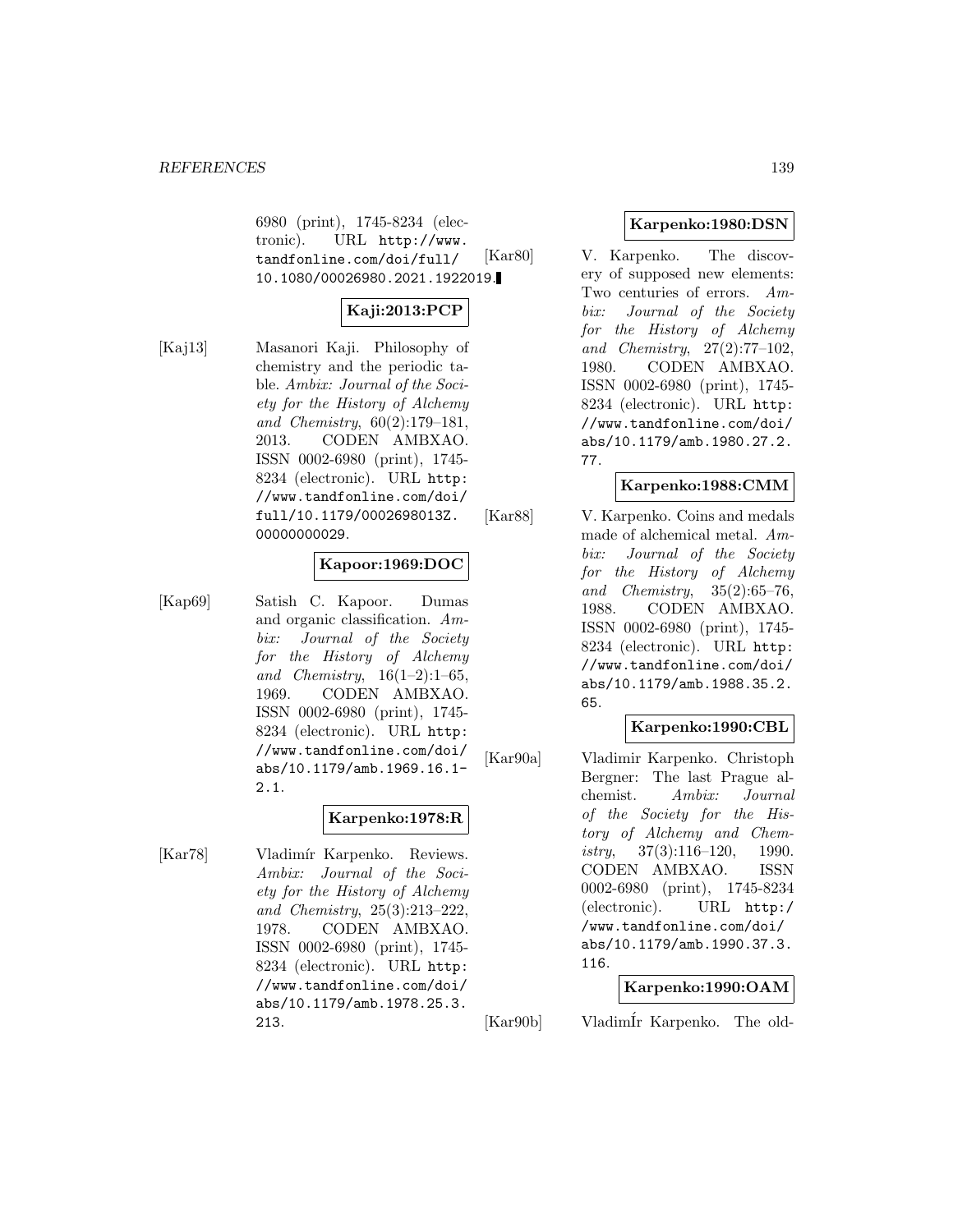6980 (print), 1745-8234 (electronic). URL http://www.tandfonline.com/doi/full/10.1080/00026980.2021.1922019.

**Kaji:2013:PCP**

[Kaj13] Masanori Kaji. Philosophy of chemistry and the periodic table. *Ambix: Journal of the Society for the History of Alchemy and Chemistry*, 60(2):179–181, 2013. CODEN AMBXAO. ISSN 0002-6980 (print), 1745-8234 (electronic). URL http://www.tandfonline.com/doi/full/10.1179/0002698013Z.00000000029.

**Kapoor:1969:DOC**

[Kap69] Satish C. Kapoor. Dumas and organic classification. *Ambix: Journal of the Society for the History of Alchemy and Chemistry*, 16(1–2):1–65, 1969. CODEN AMBXAO. ISSN 0002-6980 (print), 1745-8234 (electronic). URL http://www.tandfonline.com/doi/abs/10.1179/amb.1969.16.1-2.1.

**Karpenko:1978:R**

[Kar78] Vladimír Karpenko. Reviews. *Ambix: Journal of the Society for the History of Alchemy and Chemistry*, 25(3):213–222, 1978. CODEN AMBXAO. ISSN 0002-6980 (print), 1745-8234 (electronic). URL http://www.tandfonline.com/doi/abs/10.1179/amb.1978.25.3.213.

**Karpenko:1980:DSN**

[Kar80] V. Karpenko. The discovery of supposed new elements: Two centuries of errors. *Ambix: Journal of the Society for the History of Alchemy and Chemistry*, 27(2):77–102, 1980. CODEN AMBXAO. ISSN 0002-6980 (print), 1745-8234 (electronic). URL http://www.tandfonline.com/doi/abs/10.1179/amb.1980.27.2.77.

**Karpenko:1988:CMM**

[Kar88] V. Karpenko. Coins and medals made of alchemical metal. *Ambix: Journal of the Society for the History of Alchemy and Chemistry*, 35(2):65–76, 1988. CODEN AMBXAO. ISSN 0002-6980 (print), 1745-8234 (electronic). URL http://www.tandfonline.com/doi/abs/10.1179/amb.1988.35.2.65.

**Karpenko:1990:CBL**

[Kar90a] Vladimir Karpenko. Christoph Bergner: The last Prague alchemist. *Ambix: Journal of the Society for the History of Alchemy and Chemistry*, 37(3):116–120, 1990. CODEN AMBXAO. ISSN 0002-6980 (print), 1745-8234 (electronic). URL http://www.tandfonline.com/doi/abs/10.1179/amb.1990.37.3.116.

**Karpenko:1990:OAM**

[Kar90b] VladimÍr Karpenko. The old-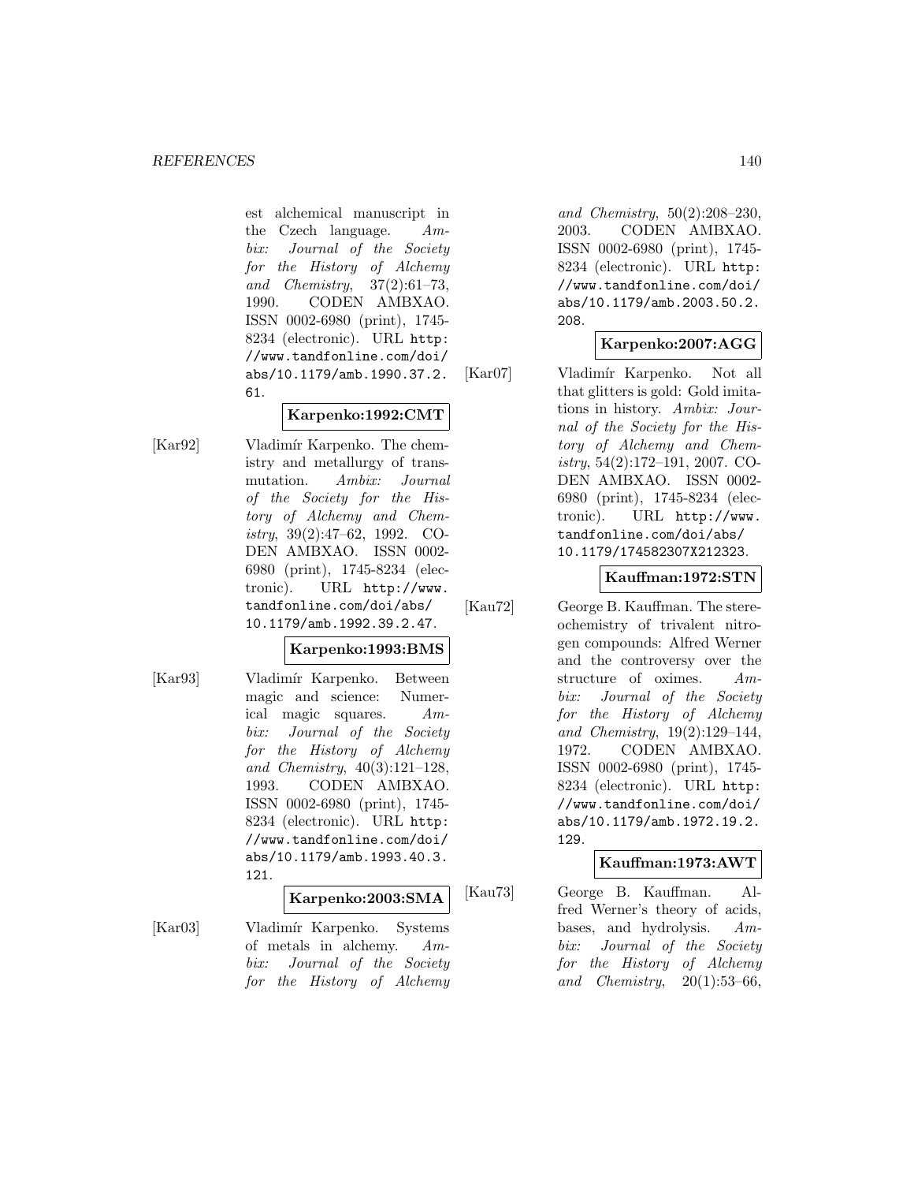est alchemical manuscript in the Czech language. *Ambix: Journal of the Society for the History of Alchemy and Chemistry*, 37(2):61–73, 1990. CODEN AMBXAO. ISSN 0002-6980 (print), 1745-8234 (electronic). URL http://www.tandfonline.com/doi/abs/10.1179/amb.1990.37.2.61.

**Karpenko:1992:CMT**

[Kar92] Vladimír Karpenko. The chemistry and metallurgy of transmutation. *Ambix: Journal of the Society for the History of Alchemy and Chemistry*, 39(2):47–62, 1992. CODEN AMBXAO. ISSN 0002-6980 (print), 1745-8234 (electronic). URL http://www.tandfonline.com/doi/abs/10.1179/amb.1992.39.2.47.

**Karpenko:1993:BMS**

[Kar93] Vladimír Karpenko. Between magic and science: Numerical magic squares. *Ambix: Journal of the Society for the History of Alchemy and Chemistry*, 40(3):121–128, 1993. CODEN AMBXAO. ISSN 0002-6980 (print), 1745-8234 (electronic). URL http://www.tandfonline.com/doi/abs/10.1179/amb.1993.40.3.121.

**Karpenko:2003:SMA**

[Kar03] Vladimír Karpenko. Systems of metals in alchemy. *Ambix: Journal of the Society for the History of Alchemy and Chemistry*, 50(2):208–230, 2003. CODEN AMBXAO. ISSN 0002-6980 (print), 1745-8234 (electronic). URL http://www.tandfonline.com/doi/abs/10.1179/amb.2003.50.2.208.

**Karpenko:2007:AGG**

[Kar07] Vladimír Karpenko. Not all that glitters is gold: Gold imitations in history. *Ambix: Journal of the Society for the History of Alchemy and Chemistry*, 54(2):172–191, 2007. CODEN AMBXAO. ISSN 0002-6980 (print), 1745-8234 (electronic). URL http://www.tandfonline.com/doi/abs/10.1179/174582307X212323.

**Kauffman:1972:STN**

[Kau72] George B. Kauffman. The stereochemistry of trivalent nitrogen compounds: Alfred Werner and the controversy over the structure of oximes. *Ambix: Journal of the Society for the History of Alchemy and Chemistry*, 19(2):129–144, 1972. CODEN AMBXAO. ISSN 0002-6980 (print), 1745-8234 (electronic). URL http://www.tandfonline.com/doi/abs/10.1179/amb.1972.19.2.129.

**Kauffman:1973:AWT**

[Kau73] George B. Kauffman. Alfred Werner's theory of acids, bases, and hydrolysis. *Ambix: Journal of the Society for the History of Alchemy and Chemistry*, 20(1):53–66,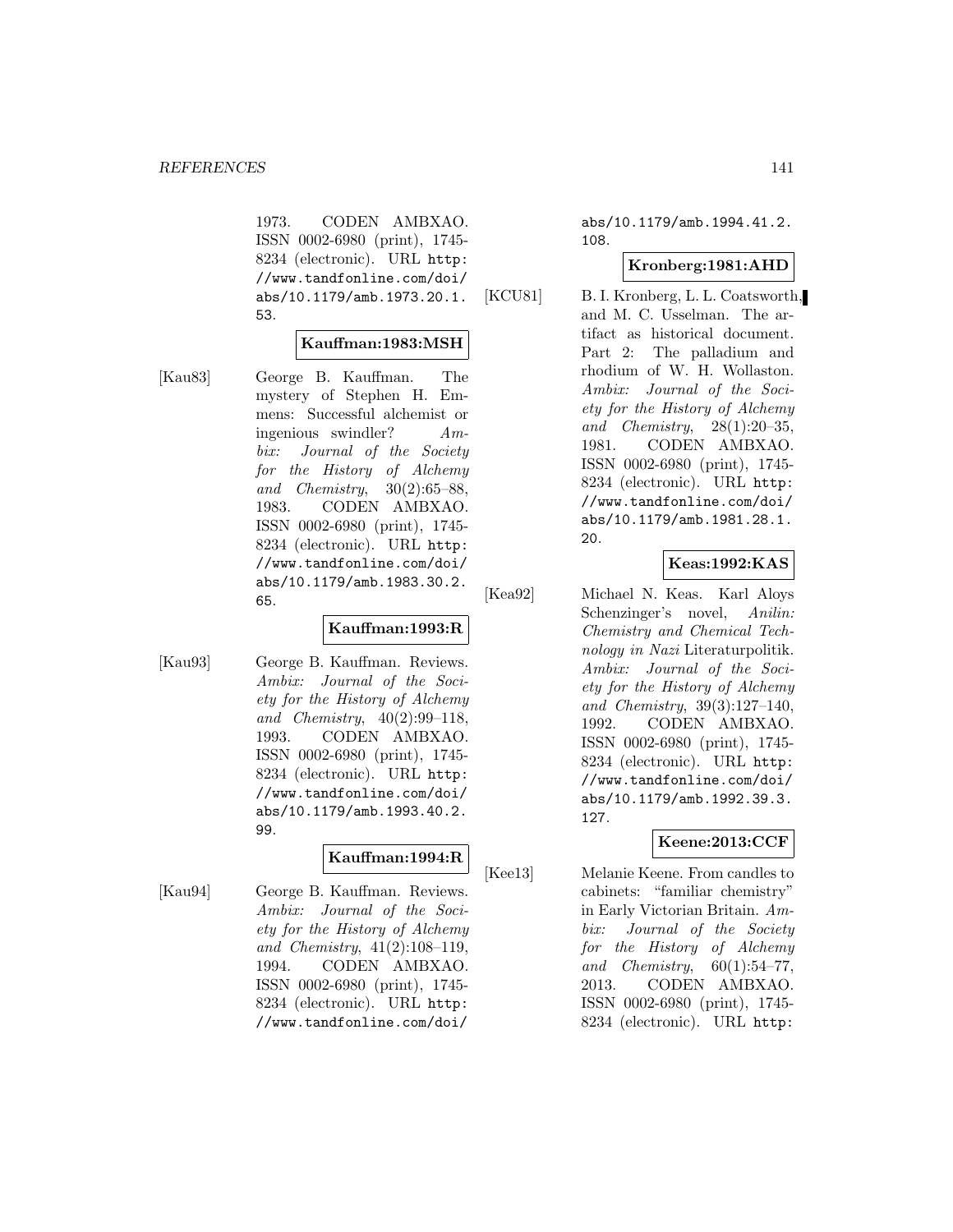1973. CODEN AMBXAO. ISSN 0002-6980 (print), 1745-8234 (electronic). URL http://www.tandfonline.com/doi/abs/10.1179/amb.1973.20.1.53.

**Kauffman:1983:MSH**

[Kau83] George B. Kauffman. The mystery of Stephen H. Emmens: Successful alchemist or ingenious swindler? *Ambix: Journal of the Society for the History of Alchemy and Chemistry*, 30(2):65–88, 1983. CODEN AMBXAO. ISSN 0002-6980 (print), 1745-8234 (electronic). URL http://www.tandfonline.com/doi/abs/10.1179/amb.1983.30.2.65.

**Kauffman:1993:R**

[Kau93] George B. Kauffman. Reviews. *Ambix: Journal of the Society for the History of Alchemy and Chemistry*, 40(2):99–118, 1993. CODEN AMBXAO. ISSN 0002-6980 (print), 1745-8234 (electronic). URL http://www.tandfonline.com/doi/abs/10.1179/amb.1993.40.2.99.

**Kauffman:1994:R**

[Kau94] George B. Kauffman. Reviews. *Ambix: Journal of the Society for the History of Alchemy and Chemistry*, 41(2):108–119, 1994. CODEN AMBXAO. ISSN 0002-6980 (print), 1745-8234 (electronic). URL http://www.tandfonline.com/doi/abs/10.1179/amb.1994.41.2.108.

**Kronberg:1981:AHD**

[KCU81] B. I. Kronberg, L. L. Coatsworth, and M. C. Usselman. The artifact as historical document. Part 2: The palladium and rhodium of W. H. Wollaston. *Ambix: Journal of the Society for the History of Alchemy and Chemistry*, 28(1):20–35, 1981. CODEN AMBXAO. ISSN 0002-6980 (print), 1745-8234 (electronic). URL http://www.tandfonline.com/doi/abs/10.1179/amb.1981.28.1.20.

**Keas:1992:KAS**

[Kea92] Michael N. Keas. Karl Aloys Schenzinger's novel, *Anilin: Chemistry and Chemical Technology in Nazi* Literaturpolitik. *Ambix: Journal of the Society for the History of Alchemy and Chemistry*, 39(3):127–140, 1992. CODEN AMBXAO. ISSN 0002-6980 (print), 1745-8234 (electronic). URL http://www.tandfonline.com/doi/abs/10.1179/amb.1992.39.3.127.

**Keene:2013:CCF**

[Kee13] Melanie Keene. From candles to cabinets: "familiar chemistry" in Early Victorian Britain. *Ambix: Journal of the Society for the History of Alchemy and Chemistry*, 60(1):54–77, 2013. CODEN AMBXAO. ISSN 0002-6980 (print), 1745-8234 (electronic). URL http: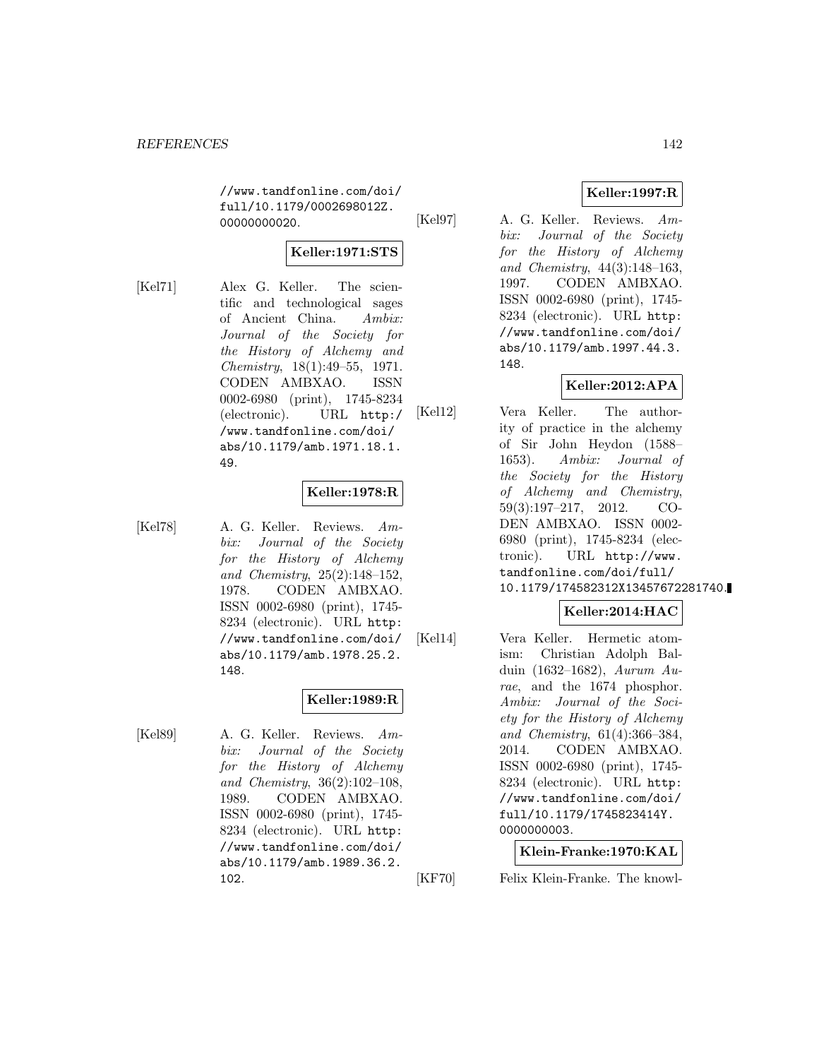//www.tandfonline.com/doi/full/10.1179/0002698012Z.00000000020.

**Keller:1971:STS**

[Kel71] Alex G. Keller. The scientific and technological sages of Ancient China. *Ambix: Journal of the Society for the History of Alchemy and Chemistry*, 18(1):49–55, 1971. CODEN AMBXAO. ISSN 0002-6980 (print), 1745-8234 (electronic). URL http://www.tandfonline.com/doi/abs/10.1179/amb.1971.18.1.49.

**Keller:1978:R**

[Kel78] A. G. Keller. Reviews. *Ambix: Journal of the Society for the History of Alchemy and Chemistry*, 25(2):148–152, 1978. CODEN AMBXAO. ISSN 0002-6980 (print), 1745-8234 (electronic). URL http://www.tandfonline.com/doi/abs/10.1179/amb.1978.25.2.148.

**Keller:1989:R**

[Kel89] A. G. Keller. Reviews. *Ambix: Journal of the Society for the History of Alchemy and Chemistry*, 36(2):102–108, 1989. CODEN AMBXAO. ISSN 0002-6980 (print), 1745-8234 (electronic). URL http://www.tandfonline.com/doi/abs/10.1179/amb.1989.36.2.102.

**Keller:1997:R**

[Kel97] A. G. Keller. Reviews. *Ambix: Journal of the Society for the History of Alchemy and Chemistry*, 44(3):148–163, 1997. CODEN AMBXAO. ISSN 0002-6980 (print), 1745-8234 (electronic). URL http://www.tandfonline.com/doi/abs/10.1179/amb.1997.44.3.148.

**Keller:2012:APA**

[Kel12] Vera Keller. The authority of practice in the alchemy of Sir John Heydon (1588–1653). *Ambix: Journal of the Society for the History of Alchemy and Chemistry*, 59(3):197–217, 2012. CODEN AMBXAO. ISSN 0002-6980 (print), 1745-8234 (electronic). URL http://www.tandfonline.com/doi/full/10.1179/174582312X13457672281740.

**Keller:2014:HAC**

[Kel14] Vera Keller. Hermetic atomism: Christian Adolph Balduin (1632–1682), *Aurum Aurae*, and the 1674 phosphor. *Ambix: Journal of the Society for the History of Alchemy and Chemistry*, 61(4):366–384, 2014. CODEN AMBXAO. ISSN 0002-6980 (print), 1745-8234 (electronic). URL http://www.tandfonline.com/doi/full/10.1179/1745823414Y.0000000003.

**Klein-Franke:1970:KAL**

[KF70] Felix Klein-Franke. The knowl-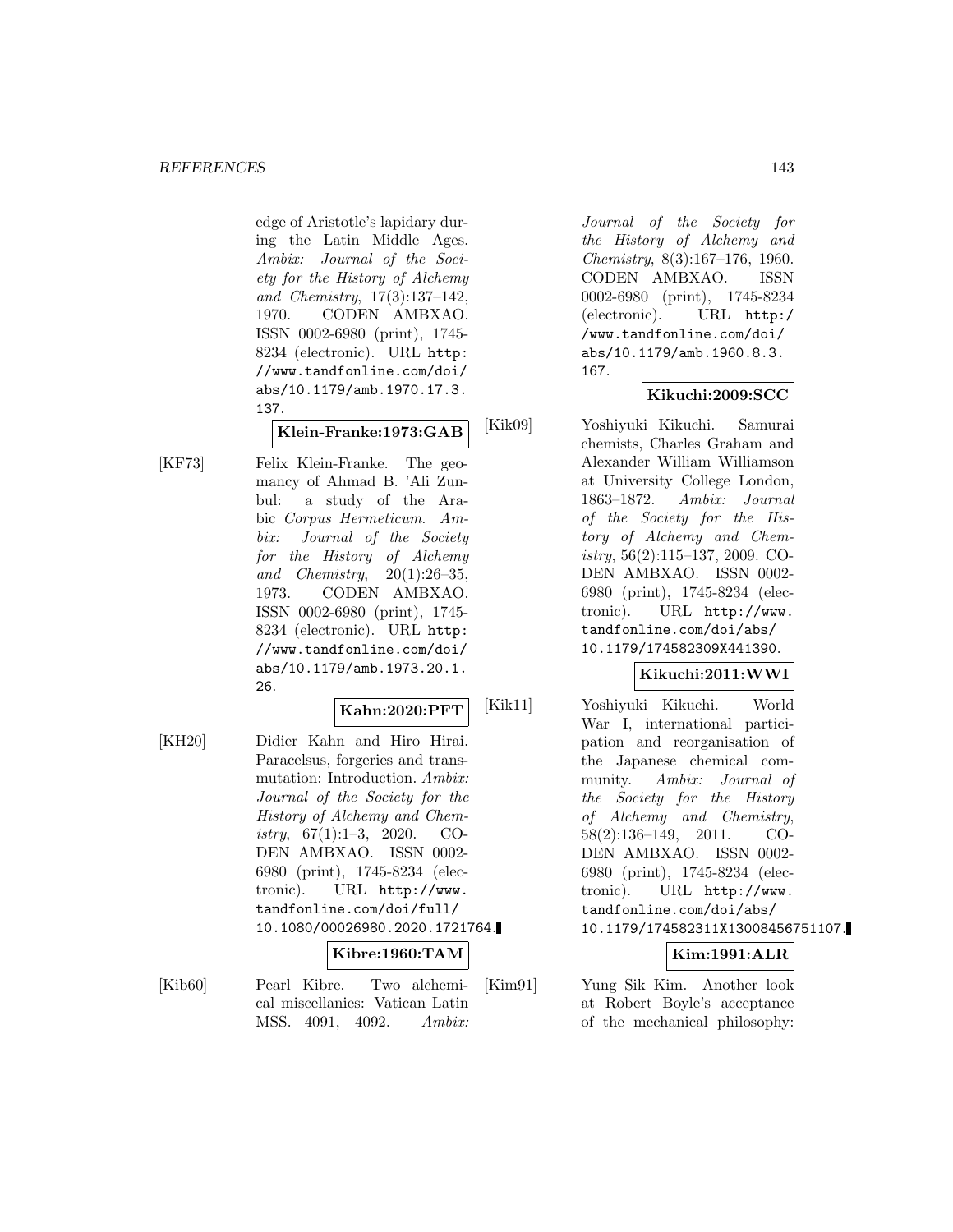edge of Aristotle's lapidary during the Latin Middle Ages. *Ambix: Journal of the Society for the History of Alchemy and Chemistry*, 17(3):137–142, 1970. CODEN AMBXAO. ISSN 0002-6980 (print), 1745-8234 (electronic). URL http://www.tandfonline.com/doi/abs/10.1179/amb.1970.17.3.137.

**Klein-Franke:1973:GAB**

[KF73] Felix Klein-Franke. The geomancy of Ahmad B. 'Ali Zunbul: a study of the Arabic *Corpus Hermeticum*. *Ambix: Journal of the Society for the History of Alchemy and Chemistry*, 20(1):26–35, 1973. CODEN AMBXAO. ISSN 0002-6980 (print), 1745-8234 (electronic). URL http://www.tandfonline.com/doi/abs/10.1179/amb.1973.20.1.26.

**Kahn:2020:PFT**

[KH20] Didier Kahn and Hiro Hirai. Paracelsus, forgeries and transmutation: Introduction. *Ambix: Journal of the Society for the History of Alchemy and Chemistry*, 67(1):1–3, 2020. CODEN AMBXAO. ISSN 0002-6980 (print), 1745-8234 (electronic). URL http://www.tandfonline.com/doi/full/10.1080/00026980.2020.1721764.

**Kibre:1960:TAM**

[Kib60] Pearl Kibre. Two alchemical miscellanies: Vatican Latin MSS. 4091, 4092. *Ambix: Journal of the Society for the History of Alchemy and Chemistry*, 8(3):167–176, 1960. CODEN AMBXAO. ISSN 0002-6980 (print), 1745-8234 (electronic). URL http://www.tandfonline.com/doi/abs/10.1179/amb.1960.8.3.167.

**Kikuchi:2009:SCC**

[Kik09] Yoshiyuki Kikuchi. Samurai chemists, Charles Graham and Alexander William Williamson at University College London, 1863–1872. *Ambix: Journal of the Society for the History of Alchemy and Chemistry*, 56(2):115–137, 2009. CODEN AMBXAO. ISSN 0002-6980 (print), 1745-8234 (electronic). URL http://www.tandfonline.com/doi/abs/10.1179/174582309X441390.

**Kikuchi:2011:WWI**

[Kik11] Yoshiyuki Kikuchi. World War I, international participation and reorganisation of the Japanese chemical community. *Ambix: Journal of the Society for the History of Alchemy and Chemistry*, 58(2):136–149, 2011. CODEN AMBXAO. ISSN 0002-6980 (print), 1745-8234 (electronic). URL http://www.tandfonline.com/doi/abs/10.1179/174582311X13008456751107.

**Kim:1991:ALR**

[Kim91] Yung Sik Kim. Another look at Robert Boyle's acceptance of the mechanical philosophy: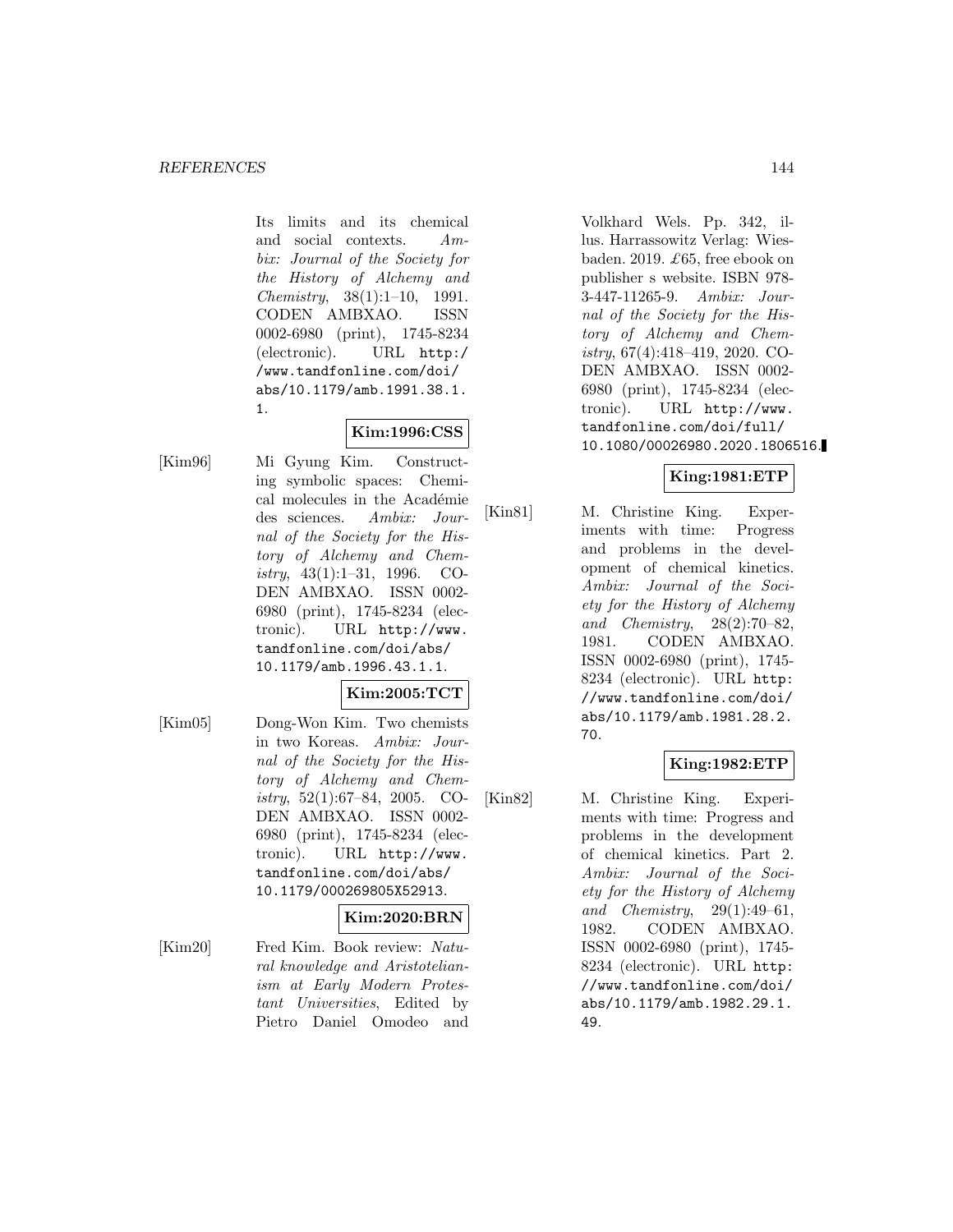Its limits and its chemical and social contexts. *Ambix: Journal of the Society for the History of Alchemy and Chemistry*, 38(1):1–10, 1991. CODEN AMBXAO. ISSN 0002-6980 (print), 1745-8234 (electronic). URL http://www.tandfonline.com/doi/abs/10.1179/amb.1991.38.1.1.

**Kim:1996:CSS**

[Kim96] Mi Gyung Kim. Constructing symbolic spaces: Chemical molecules in the Académie des sciences. *Ambix: Journal of the Society for the History of Alchemy and Chemistry*, 43(1):1–31, 1996. CODEN AMBXAO. ISSN 0002-6980 (print), 1745-8234 (electronic). URL http://www.tandfonline.com/doi/abs/10.1179/amb.1996.43.1.1.

**Kim:2005:TCT**

[Kim05] Dong-Won Kim. Two chemists in two Koreas. *Ambix: Journal of the Society for the History of Alchemy and Chemistry*, 52(1):67–84, 2005. CODEN AMBXAO. ISSN 0002-6980 (print), 1745-8234 (electronic). URL http://www.tandfonline.com/doi/abs/10.1179/000269805X52913.

**Kim:2020:BRN**

[Kim20] Fred Kim. Book review: *Natural knowledge and Aristotelianism at Early Modern Protestant Universities*, Edited by Pietro Daniel Omodeo and Volkhard Wels. Pp. 342, illus. Harrassowitz Verlag: Wiesbaden. 2019. £65, free ebook on publisher s website. ISBN 978-3-447-11265-9. *Ambix: Journal of the Society for the History of Alchemy and Chemistry*, 67(4):418–419, 2020. CODEN AMBXAO. ISSN 0002-6980 (print), 1745-8234 (electronic). URL http://www.tandfonline.com/doi/full/10.1080/00026980.2020.1806516.

**King:1981:ETP**

[Kin81] M. Christine King. Experiments with time: Progress and problems in the development of chemical kinetics. *Ambix: Journal of the Society for the History of Alchemy and Chemistry*, 28(2):70–82, 1981. CODEN AMBXAO. ISSN 0002-6980 (print), 1745-8234 (electronic). URL http://www.tandfonline.com/doi/abs/10.1179/amb.1981.28.2.70.

**King:1982:ETP**

[Kin82] M. Christine King. Experiments with time: Progress and problems in the development of chemical kinetics. Part 2. *Ambix: Journal of the Society for the History of Alchemy and Chemistry*, 29(1):49–61, 1982. CODEN AMBXAO. ISSN 0002-6980 (print), 1745-8234 (electronic). URL http://www.tandfonline.com/doi/abs/10.1179/amb.1982.29.1.49.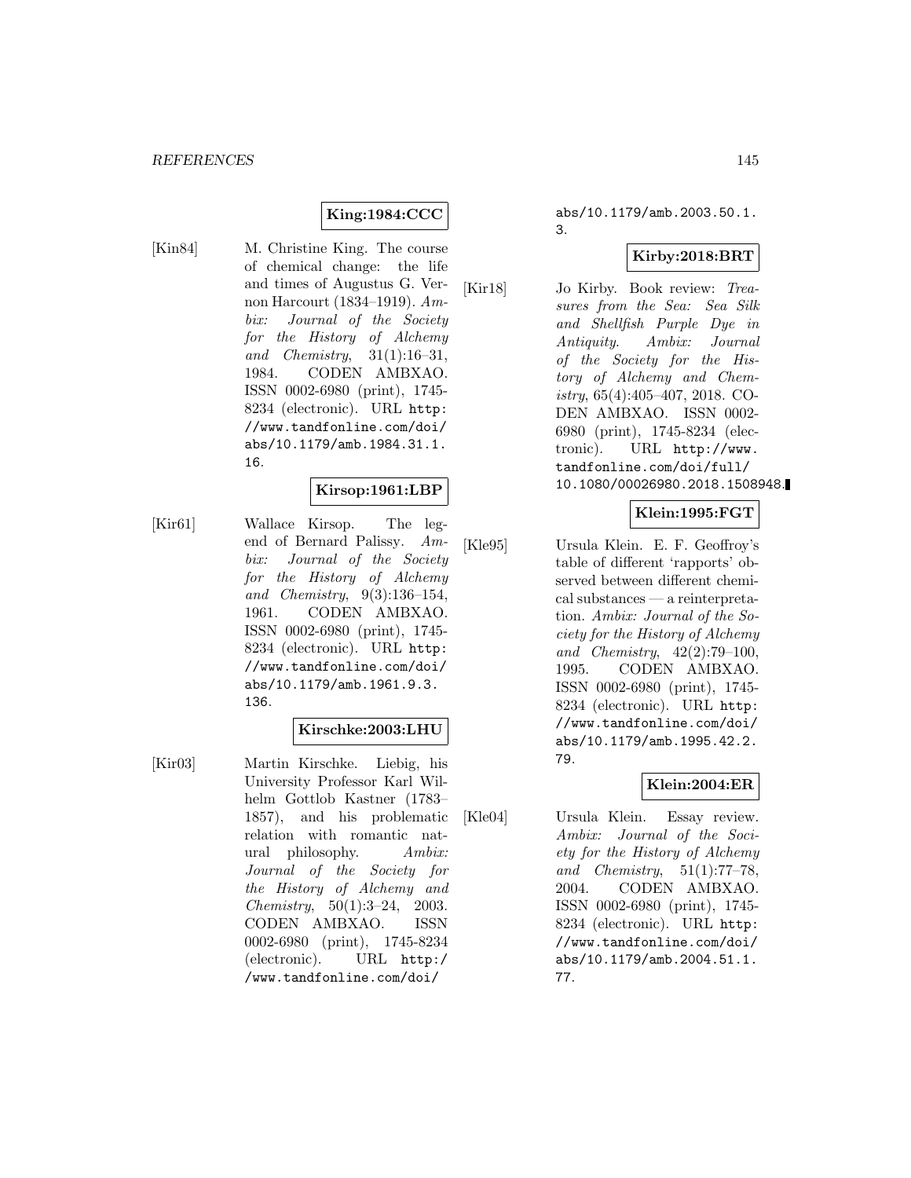**King:1984:CCC**

[Kin84] M. Christine King. The course of chemical change: the life and times of Augustus G. Vernon Harcourt (1834–1919). *Ambix: Journal of the Society for the History of Alchemy and Chemistry*, 31(1):16–31, 1984. CODEN AMBXAO. ISSN 0002-6980 (print), 1745-8234 (electronic). URL http://www.tandfonline.com/doi/abs/10.1179/amb.1984.31.1.16.

**Kirsop:1961:LBP**

[Kir61] Wallace Kirsop. The legend of Bernard Palissy. *Ambix: Journal of the Society for the History of Alchemy and Chemistry*, 9(3):136–154, 1961. CODEN AMBXAO. ISSN 0002-6980 (print), 1745-8234 (electronic). URL http://www.tandfonline.com/doi/abs/10.1179/amb.1961.9.3.136.

**Kirschke:2003:LHU**

[Kir03] Martin Kirschke. Liebig, his University Professor Karl Wilhelm Gottlob Kastner (1783–1857), and his problematic relation with romantic natural philosophy. *Ambix: Journal of the Society for the History of Alchemy and Chemistry*, 50(1):3–24, 2003. CODEN AMBXAO. ISSN 0002-6980 (print), 1745-8234 (electronic). URL http://www.tandfonline.com/doi/abs/10.1179/amb.2003.50.1.3.

**Kirby:2018:BRT**

[Kir18] Jo Kirby. Book review: *Treasures from the Sea: Sea Silk and Shellfish Purple Dye in Antiquity*. *Ambix: Journal of the Society for the History of Alchemy and Chemistry*, 65(4):405–407, 2018. CODEN AMBXAO. ISSN 0002-6980 (print), 1745-8234 (electronic). URL http://www.tandfonline.com/doi/full/10.1080/00026980.2018.1508948.

**Klein:1995:FGT**

[Kle95] Ursula Klein. E. F. Geoffroy's table of different 'rapports' observed between different chemical substances — a reinterpretation. *Ambix: Journal of the Society for the History of Alchemy and Chemistry*, 42(2):79–100, 1995. CODEN AMBXAO. ISSN 0002-6980 (print), 1745-8234 (electronic). URL http://www.tandfonline.com/doi/abs/10.1179/amb.1995.42.2.79.

**Klein:2004:ER**

[Kle04] Ursula Klein. Essay review. *Ambix: Journal of the Society for the History of Alchemy and Chemistry*, 51(1):77–78, 2004. CODEN AMBXAO. ISSN 0002-6980 (print), 1745-8234 (electronic). URL http://www.tandfonline.com/doi/abs/10.1179/amb.2004.51.1.77.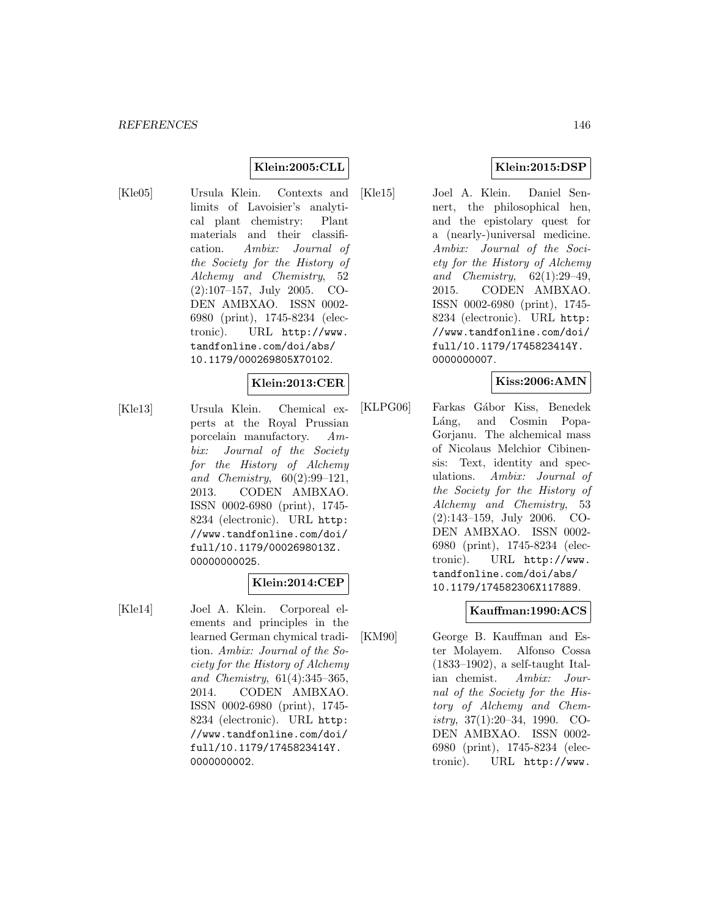**Klein:2005:CLL**

[Kle05] Ursula Klein. Contexts and limits of Lavoisier's analytical plant chemistry: Plant materials and their classification. *Ambix: Journal of the Society for the History of Alchemy and Chemistry*, 52 (2):107–157, July 2005. CODEN AMBXAO. ISSN 0002-6980 (print), 1745-8234 (electronic). URL http://www.tandfonline.com/doi/abs/10.1179/000269805X70102.

**Klein:2013:CER**

[Kle13] Ursula Klein. Chemical experts at the Royal Prussian porcelain manufactory. *Ambix: Journal of the Society for the History of Alchemy and Chemistry*, 60(2):99–121, 2013. CODEN AMBXAO. ISSN 0002-6980 (print), 1745-8234 (electronic). URL http://www.tandfonline.com/doi/full/10.1179/0002698013Z.00000000025.

**Klein:2014:CEP**

[Kle14] Joel A. Klein. Corporeal elements and principles in the learned German chymical tradition. *Ambix: Journal of the Society for the History of Alchemy and Chemistry*, 61(4):345–365, 2014. CODEN AMBXAO. ISSN 0002-6980 (print), 1745-8234 (electronic). URL http://www.tandfonline.com/doi/full/10.1179/1745823414Y.0000000002.

**Klein:2015:DSP**

[Kle15] Joel A. Klein. Daniel Sennert, the philosophical hen, and the epistolary quest for a (nearly-)universal medicine. *Ambix: Journal of the Society for the History of Alchemy and Chemistry*, 62(1):29–49, 2015. CODEN AMBXAO. ISSN 0002-6980 (print), 1745-8234 (electronic). URL http://www.tandfonline.com/doi/full/10.1179/1745823414Y.0000000007.

**Kiss:2006:AMN**

[KLPG06] Farkas Gábor Kiss, Benedek Láng, and Cosmin Popa-Gorjanu. The alchemical mass of Nicolaus Melchior Cibinensis: Text, identity and speculations. *Ambix: Journal of the Society for the History of Alchemy and Chemistry*, 53 (2):143–159, July 2006. CODEN AMBXAO. ISSN 0002-6980 (print), 1745-8234 (electronic). URL http://www.tandfonline.com/doi/abs/10.1179/174582306X117889.

**Kauffman:1990:ACS**

[KM90] George B. Kauffman and Ester Molayem. Alfonso Cossa (1833–1902), a self-taught Italian chemist. *Ambix: Journal of the Society for the History of Alchemy and Chemistry*, 37(1):20–34, 1990. CODEN AMBXAO. ISSN 0002-6980 (print), 1745-8234 (electronic). URL http://www.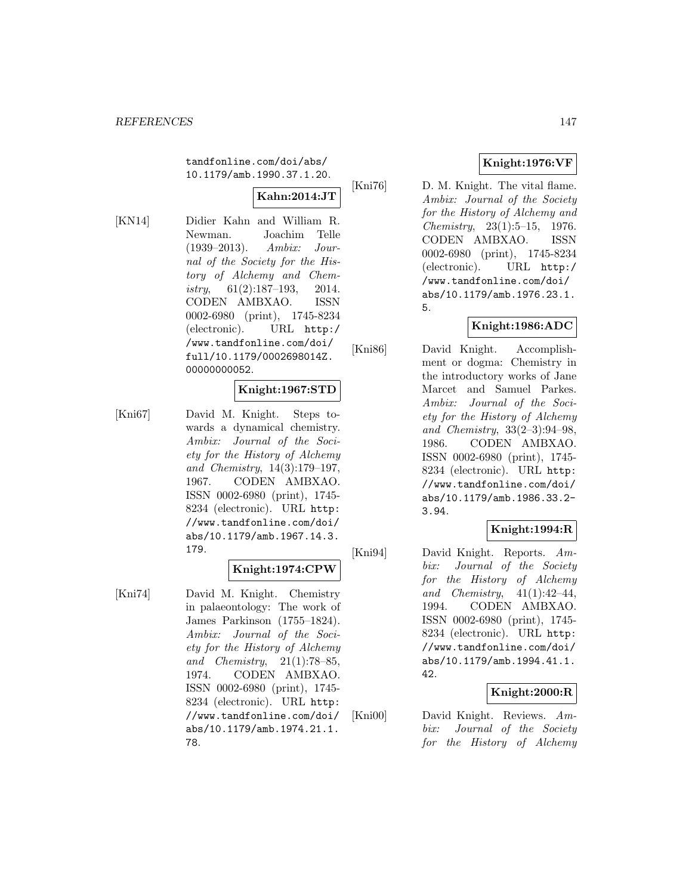tandfonline.com/doi/abs/10.1179/amb.1990.37.1.20.

**Kahn:2014:JT**

[KN14] Didier Kahn and William R. Newman. Joachim Telle (1939–2013). *Ambix: Journal of the Society for the History of Alchemy and Chemistry*, 61(2):187–193, 2014. CODEN AMBXAO. ISSN 0002-6980 (print), 1745-8234 (electronic). URL http://www.tandfonline.com/doi/full/10.1179/0002698014Z.00000000052.

**Knight:1967:STD**

[Kni67] David M. Knight. Steps towards a dynamical chemistry. *Ambix: Journal of the Society for the History of Alchemy and Chemistry*, 14(3):179–197, 1967. CODEN AMBXAO. ISSN 0002-6980 (print), 1745-8234 (electronic). URL http://www.tandfonline.com/doi/abs/10.1179/amb.1967.14.3.179.

**Knight:1974:CPW**

[Kni74] David M. Knight. Chemistry in palaeontology: The work of James Parkinson (1755–1824). *Ambix: Journal of the Society for the History of Alchemy and Chemistry*, 21(1):78–85, 1974. CODEN AMBXAO. ISSN 0002-6980 (print), 1745-8234 (electronic). URL http://www.tandfonline.com/doi/abs/10.1179/amb.1974.21.1.78.

**Knight:1976:VF**

[Kni76] D. M. Knight. The vital flame. *Ambix: Journal of the Society for the History of Alchemy and Chemistry*, 23(1):5–15, 1976. CODEN AMBXAO. ISSN 0002-6980 (print), 1745-8234 (electronic). URL http://www.tandfonline.com/doi/abs/10.1179/amb.1976.23.1.5.

**Knight:1986:ADC**

[Kni86] David Knight. Accomplishment or dogma: Chemistry in the introductory works of Jane Marcet and Samuel Parkes. *Ambix: Journal of the Society for the History of Alchemy and Chemistry*, 33(2–3):94–98, 1986. CODEN AMBXAO. ISSN 0002-6980 (print), 1745-8234 (electronic). URL http://www.tandfonline.com/doi/abs/10.1179/amb.1986.33.2-3.94.

**Knight:1994:R**

[Kni94] David Knight. Reports. *Ambix: Journal of the Society for the History of Alchemy and Chemistry*, 41(1):42–44, 1994. CODEN AMBXAO. ISSN 0002-6980 (print), 1745-8234 (electronic). URL http://www.tandfonline.com/doi/abs/10.1179/amb.1994.41.1.42.

**Knight:2000:R**

[Kni00] David Knight. Reviews. *Ambix: Journal of the Society for the History of Alchemy*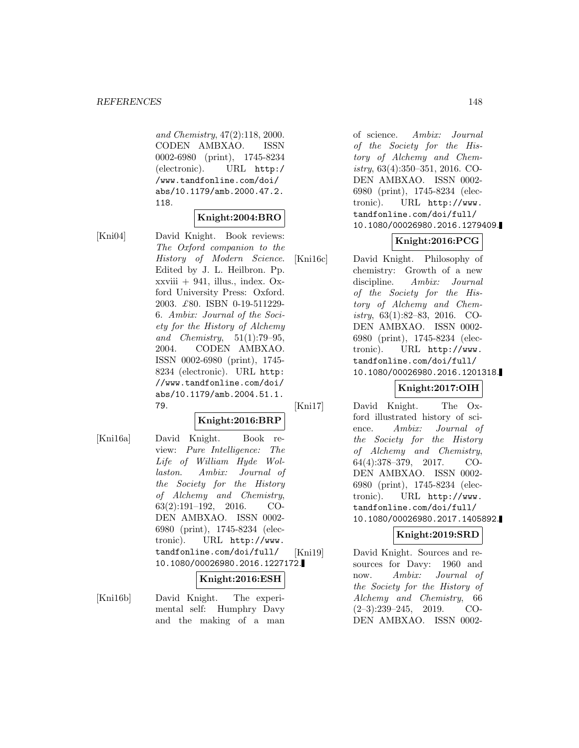*and Chemistry*, 47(2):118, 2000. CODEN AMBXAO. ISSN 0002-6980 (print), 1745-8234 (electronic). URL http://www.tandfonline.com/doi/abs/10.1179/amb.2000.47.2.118.

**Knight:2004:BRO**

[Kni04] David Knight. Book reviews: *The Oxford companion to the History of Modern Science*. Edited by J. L. Heilbron. Pp. xxviii + 941, illus., index. Oxford University Press: Oxford. 2003. £80. ISBN 0-19-511229-6. *Ambix: Journal of the Society for the History of Alchemy and Chemistry*, 51(1):79–95, 2004. CODEN AMBXAO. ISSN 0002-6980 (print), 1745-8234 (electronic). URL http://www.tandfonline.com/doi/abs/10.1179/amb.2004.51.1.79.

**Knight:2016:BRP**

[Kni16a] David Knight. Book review: *Pure Intelligence: The Life of William Hyde Wollaston*. *Ambix: Journal of the Society for the History of Alchemy and Chemistry*, 63(2):191–192, 2016. CODEN AMBXAO. ISSN 0002-6980 (print), 1745-8234 (electronic). URL http://www.tandfonline.com/doi/full/10.1080/00026980.2016.1227172.

**Knight:2016:ESH**

[Kni16b] David Knight. The experimental self: Humphry Davy and the making of a man of science. *Ambix: Journal of the Society for the History of Alchemy and Chemistry*, 63(4):350–351, 2016. CODEN AMBXAO. ISSN 0002-6980 (print), 1745-8234 (electronic). URL http://www.tandfonline.com/doi/full/10.1080/00026980.2016.1279409.

**Knight:2016:PCG**

[Kni16c] David Knight. Philosophy of chemistry: Growth of a new discipline. *Ambix: Journal of the Society for the History of Alchemy and Chemistry*, 63(1):82–83, 2016. CODEN AMBXAO. ISSN 0002-6980 (print), 1745-8234 (electronic). URL http://www.tandfonline.com/doi/full/10.1080/00026980.2016.1201318.

**Knight:2017:OIH**

[Kni17] David Knight. The Oxford illustrated history of science. *Ambix: Journal of the Society for the History of Alchemy and Chemistry*, 64(4):378–379, 2017. CODEN AMBXAO. ISSN 0002-6980 (print), 1745-8234 (electronic). URL http://www.tandfonline.com/doi/full/10.1080/00026980.2017.1405892.

**Knight:2019:SRD**

[Kni19] David Knight. Sources and resources for Davy: 1960 and now. *Ambix: Journal of the Society for the History of Alchemy and Chemistry*, 66 (2–3):239–245, 2019. CODEN AMBXAO. ISSN 0002-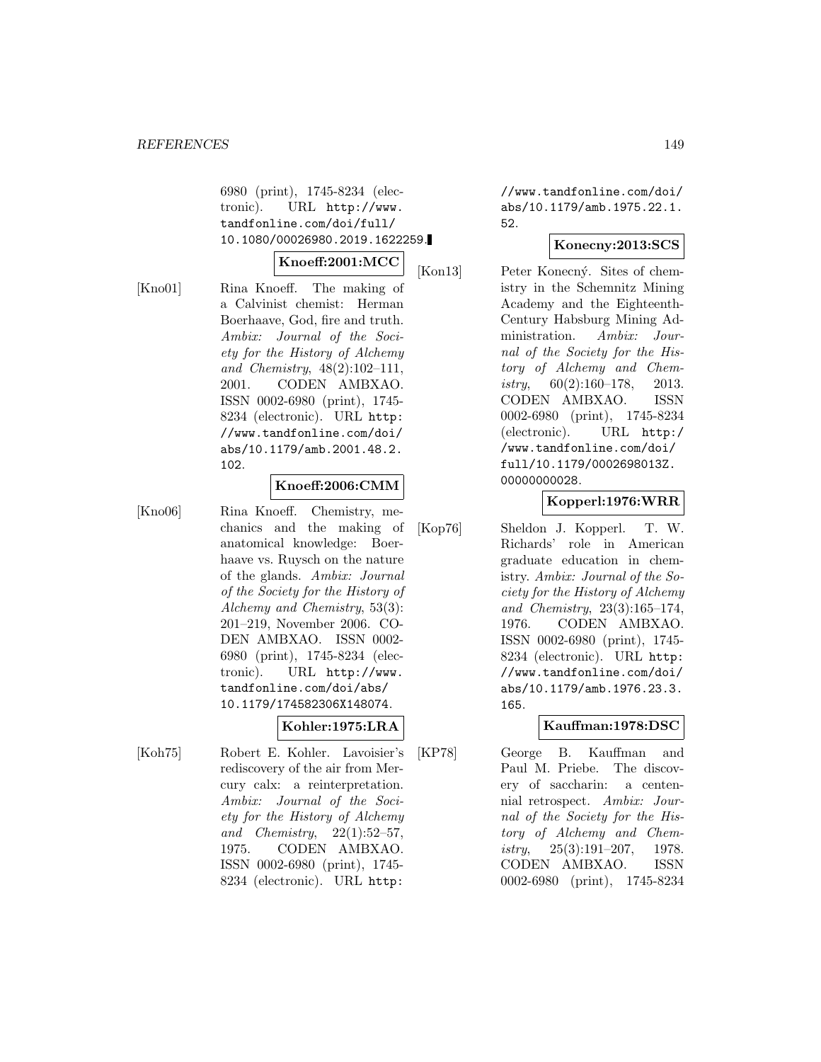6980 (print), 1745-8234 (electronic). URL http://www.tandfonline.com/doi/full/10.1080/00026980.2019.1622259.

**Knoeff:2001:MCC**

[Kno01] Rina Knoeff. The making of a Calvinist chemist: Herman Boerhaave, God, fire and truth. *Ambix: Journal of the Society for the History of Alchemy and Chemistry*, 48(2):102–111, 2001. CODEN AMBXAO. ISSN 0002-6980 (print), 1745-8234 (electronic). URL http://www.tandfonline.com/doi/abs/10.1179/amb.2001.48.2.102.

**Knoeff:2006:CMM**

[Kno06] Rina Knoeff. Chemistry, mechanics and the making of anatomical knowledge: Boerhaave vs. Ruysch on the nature of the glands. *Ambix: Journal of the Society for the History of Alchemy and Chemistry*, 53(3):201–219, November 2006. CODEN AMBXAO. ISSN 0002-6980 (print), 1745-8234 (electronic). URL http://www.tandfonline.com/doi/abs/10.1179/174582306X148074.

**Kohler:1975:LRA**

[Koh75] Robert E. Kohler. Lavoisier's rediscovery of the air from Mercury calx: a reinterpretation. *Ambix: Journal of the Society for the History of Alchemy and Chemistry*, 22(1):52–57, 1975. CODEN AMBXAO. ISSN 0002-6980 (print), 1745-8234 (electronic). URL http://www.tandfonline.com/doi/abs/10.1179/amb.1975.22.1.52.

**Konecny:2013:SCS**

[Kon13] Peter Konecný. Sites of chemistry in the Schemnitz Mining Academy and the Eighteenth-Century Habsburg Mining Administration. *Ambix: Journal of the Society for the History of Alchemy and Chemistry*, 60(2):160–178, 2013. CODEN AMBXAO. ISSN 0002-6980 (print), 1745-8234 (electronic). URL http://www.tandfonline.com/doi/full/10.1179/0002698013Z.00000000028.

**Kopperl:1976:WRR**

[Kop76] Sheldon J. Kopperl. T. W. Richards' role in American graduate education in chemistry. *Ambix: Journal of the Society for the History of Alchemy and Chemistry*, 23(3):165–174, 1976. CODEN AMBXAO. ISSN 0002-6980 (print), 1745-8234 (electronic). URL http://www.tandfonline.com/doi/abs/10.1179/amb.1976.23.3.165.

**Kauffman:1978:DSC**

[KP78] George B. Kauffman and Paul M. Priebe. The discovery of saccharin: a centennial retrospect. *Ambix: Journal of the Society for the History of Alchemy and Chemistry*, 25(3):191–207, 1978. CODEN AMBXAO. ISSN 0002-6980 (print), 1745-8234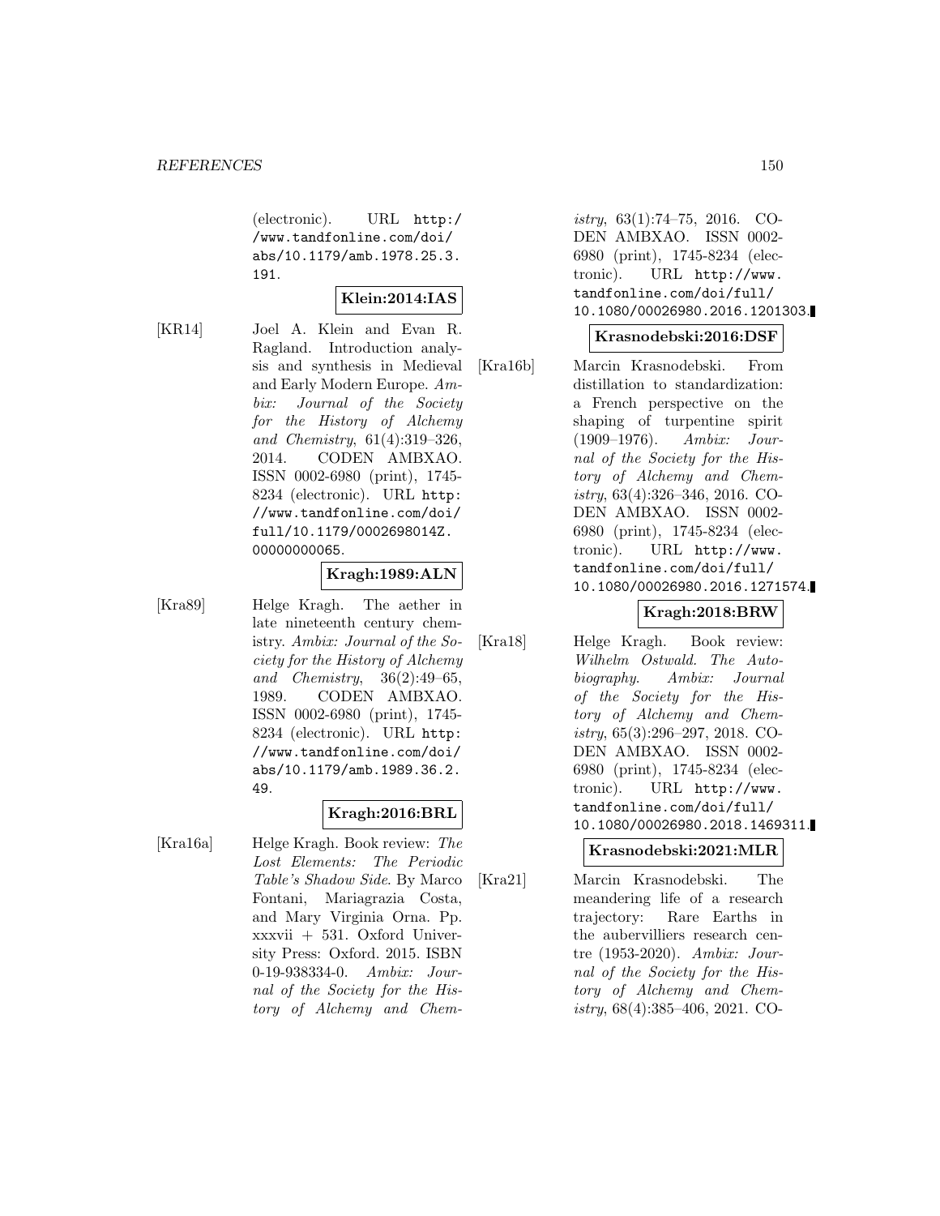(electronic). URL http://www.tandfonline.com/doi/abs/10.1179/amb.1978.25.3.191.

**Klein:2014:IAS**

[KR14] Joel A. Klein and Evan R. Ragland. Introduction analysis and synthesis in Medieval and Early Modern Europe. *Ambix: Journal of the Society for the History of Alchemy and Chemistry*, 61(4):319–326, 2014. CODEN AMBXAO. ISSN 0002-6980 (print), 1745-8234 (electronic). URL http://www.tandfonline.com/doi/full/10.1179/0002698014Z.00000000065.

**Kragh:1989:ALN**

[Kra89] Helge Kragh. The aether in late nineteenth century chemistry. *Ambix: Journal of the Society for the History of Alchemy and Chemistry*, 36(2):49–65, 1989. CODEN AMBXAO. ISSN 0002-6980 (print), 1745-8234 (electronic). URL http://www.tandfonline.com/doi/abs/10.1179/amb.1989.36.2.49.

**Kragh:2016:BRL**

[Kra16a] Helge Kragh. Book review: *The Lost Elements: The Periodic Table's Shadow Side*. By Marco Fontani, Mariagrazia Costa, and Mary Virginia Orna. Pp. xxxvii + 531. Oxford University Press: Oxford. 2015. ISBN 0-19-938334-0. *Ambix: Journal of the Society for the History of Alchemy and Chemistry*, 63(1):74–75, 2016. CODEN AMBXAO. ISSN 0002-6980 (print), 1745-8234 (electronic). URL http://www.tandfonline.com/doi/full/10.1080/00026980.2016.1201303.

**Krasnodebski:2016:DSF**

[Kra16b] Marcin Krasnodebski. From distillation to standardization: a French perspective on the shaping of turpentine spirit (1909–1976). *Ambix: Journal of the Society for the History of Alchemy and Chemistry*, 63(4):326–346, 2016. CODEN AMBXAO. ISSN 0002-6980 (print), 1745-8234 (electronic). URL http://www.tandfonline.com/doi/full/10.1080/00026980.2016.1271574.

**Kragh:2018:BRW**

[Kra18] Helge Kragh. Book review: *Wilhelm Ostwald. The Autobiography*. *Ambix: Journal of the Society for the History of Alchemy and Chemistry*, 65(3):296–297, 2018. CODEN AMBXAO. ISSN 0002-6980 (print), 1745-8234 (electronic). URL http://www.tandfonline.com/doi/full/10.1080/00026980.2018.1469311.

**Krasnodebski:2021:MLR**

[Kra21] Marcin Krasnodebski. The meandering life of a research trajectory: Rare Earths in the aubervilliers research centre (1953-2020). *Ambix: Journal of the Society for the History of Alchemy and Chemistry*, 68(4):385–406, 2021. CO-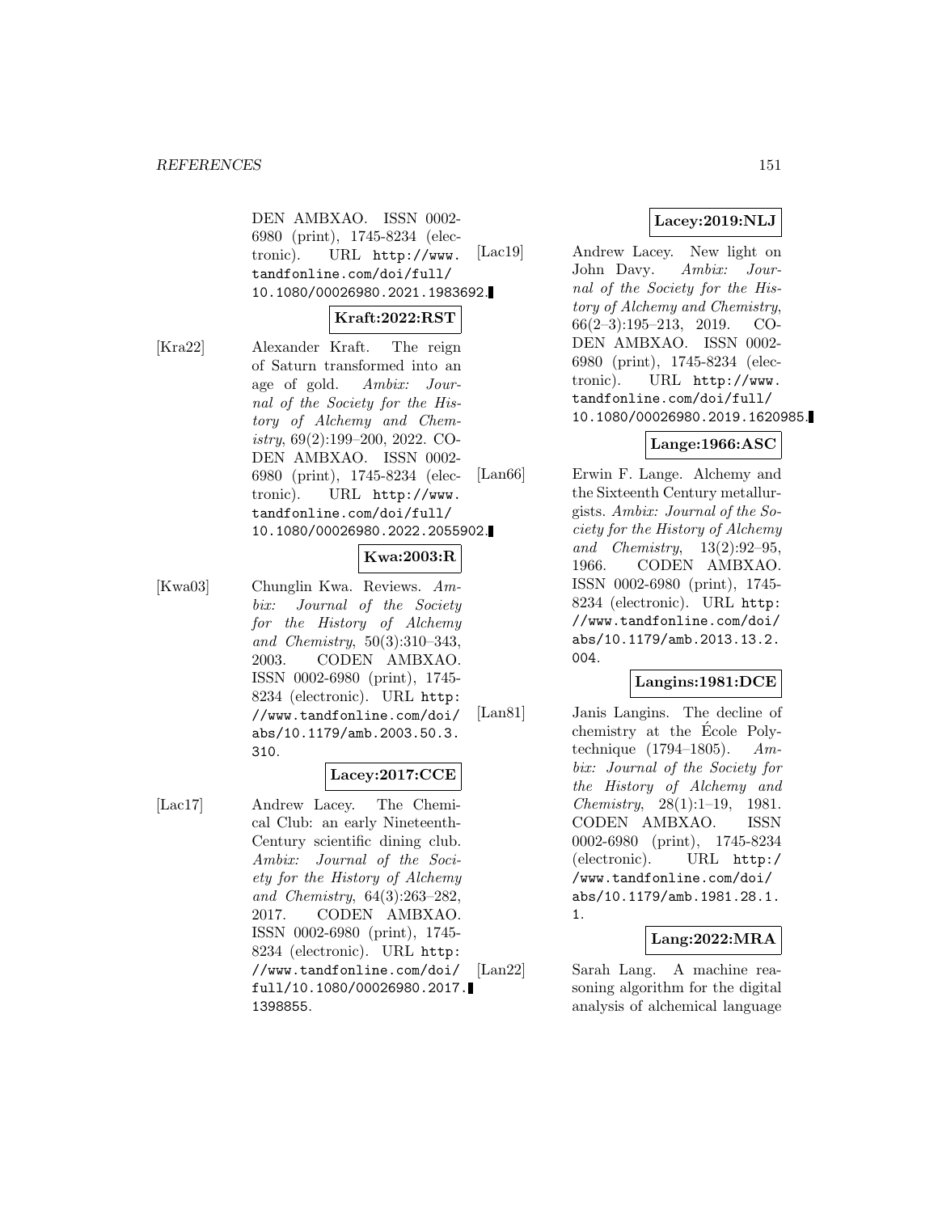DEN AMBXAO. ISSN 0002-6980 (print), 1745-8234 (electronic). URL http://www.tandfonline.com/doi/full/10.1080/00026980.2021.1983692.

**Kraft:2022:RST**

[Kra22] Alexander Kraft. The reign of Saturn transformed into an age of gold. *Ambix: Journal of the Society for the History of Alchemy and Chemistry*, 69(2):199–200, 2022. CODEN AMBXAO. ISSN 0002-6980 (print), 1745-8234 (electronic). URL http://www.tandfonline.com/doi/full/10.1080/00026980.2022.2055902.

**Kwa:2003:R**

[Kwa03] Chunglin Kwa. Reviews. *Ambix: Journal of the Society for the History of Alchemy and Chemistry*, 50(3):310–343, 2003. CODEN AMBXAO. ISSN 0002-6980 (print), 1745-8234 (electronic). URL http://www.tandfonline.com/doi/abs/10.1179/amb.2003.50.3.310.

**Lacey:2017:CCE**

[Lac17] Andrew Lacey. The Chemical Club: an early Nineteenth-Century scientific dining club. *Ambix: Journal of the Society for the History of Alchemy and Chemistry*, 64(3):263–282, 2017. CODEN AMBXAO. ISSN 0002-6980 (print), 1745-8234 (electronic). URL http://www.tandfonline.com/doi/full/10.1080/00026980.2017.1398855.

**Lacey:2019:NLJ**

[Lac19] Andrew Lacey. New light on John Davy. *Ambix: Journal of the Society for the History of Alchemy and Chemistry*, 66(2–3):195–213, 2019. CODEN AMBXAO. ISSN 0002-6980 (print), 1745-8234 (electronic). URL http://www.tandfonline.com/doi/full/10.1080/00026980.2019.1620985.

**Lange:1966:ASC**

[Lan66] Erwin F. Lange. Alchemy and the Sixteenth Century metallurgists. *Ambix: Journal of the Society for the History of Alchemy and Chemistry*, 13(2):92–95, 1966. CODEN AMBXAO. ISSN 0002-6980 (print), 1745-8234 (electronic). URL http://www.tandfonline.com/doi/abs/10.1179/amb.2013.13.2.004.

**Langins:1981:DCE**

[Lan81] Janis Langins. The decline of chemistry at the École Polytechnique (1794–1805). *Ambix: Journal of the Society for the History of Alchemy and Chemistry*, 28(1):1–19, 1981. CODEN AMBXAO. ISSN 0002-6980 (print), 1745-8234 (electronic). URL http://www.tandfonline.com/doi/abs/10.1179/amb.1981.28.1.1.

**Lang:2022:MRA**

[Lan22] Sarah Lang. A machine reasoning algorithm for the digital analysis of alchemical language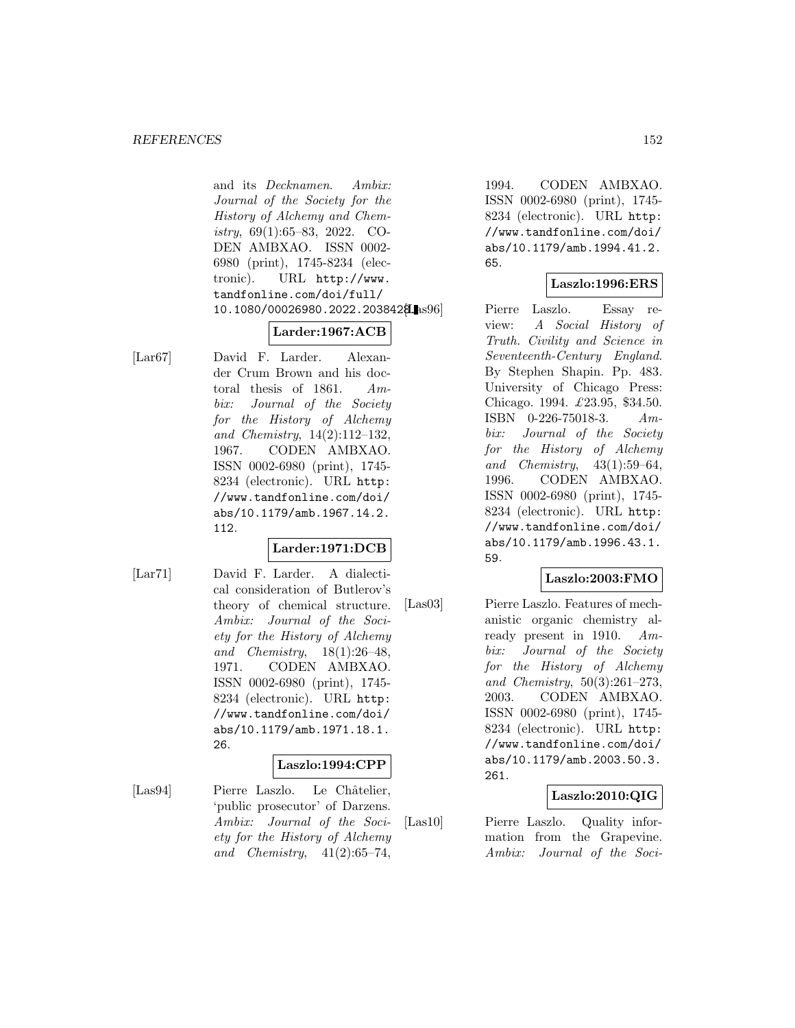and its *Decknamen*. *Ambix: Journal of the Society for the History of Alchemy and Chemistry*, 69(1):65–83, 2022. CODEN AMBXAO. ISSN 0002-6980 (print), 1745-8234 (electronic). URL http://www.tandfonline.com/doi/full/10.1080/00026980.2022.2038428.

**Larder:1967:ACB**

[Lar67] David F. Larder. Alexander Crum Brown and his doctoral thesis of 1861. *Ambix: Journal of the Society for the History of Alchemy and Chemistry*, 14(2):112–132, 1967. CODEN AMBXAO. ISSN 0002-6980 (print), 1745-8234 (electronic). URL http://www.tandfonline.com/doi/abs/10.1179/amb.1967.14.2.112.

**Larder:1971:DCB**

[Lar71] David F. Larder. A dialectical consideration of Butlerov's theory of chemical structure. *Ambix: Journal of the Society for the History of Alchemy and Chemistry*, 18(1):26–48, 1971. CODEN AMBXAO. ISSN 0002-6980 (print), 1745-8234 (electronic). URL http://www.tandfonline.com/doi/abs/10.1179/amb.1971.18.1.26.

**Laszlo:1994:CPP**

[Las94] Pierre Laszlo. Le Châtelier, 'public prosecutor' of Darzens. *Ambix: Journal of the Society for the History of Alchemy and Chemistry*, 41(2):65–74, 1994. CODEN AMBXAO. ISSN 0002-6980 (print), 1745-8234 (electronic). URL http://www.tandfonline.com/doi/abs/10.1179/amb.1994.41.2.65.

**Laszlo:1996:ERS**

[Las96] Pierre Laszlo. Essay review: *A Social History of Truth. Civility and Science in Seventeenth-Century England*. By Stephen Shapin. Pp. 483. University of Chicago Press: Chicago. 1994. £23.95, \$34.50. ISBN 0-226-75018-3. *Ambix: Journal of the Society for the History of Alchemy and Chemistry*, 43(1):59–64, 1996. CODEN AMBXAO. ISSN 0002-6980 (print), 1745-8234 (electronic). URL http://www.tandfonline.com/doi/abs/10.1179/amb.1996.43.1.59.

**Laszlo:2003:FMO**

[Las03] Pierre Laszlo. Features of mechanistic organic chemistry already present in 1910. *Ambix: Journal of the Society for the History of Alchemy and Chemistry*, 50(3):261–273, 2003. CODEN AMBXAO. ISSN 0002-6980 (print), 1745-8234 (electronic). URL http://www.tandfonline.com/doi/abs/10.1179/amb.2003.50.3.261.

**Laszlo:2010:QIG**

[Las10] Pierre Laszlo. Quality information from the Grapevine. *Ambix: Journal of the Soci-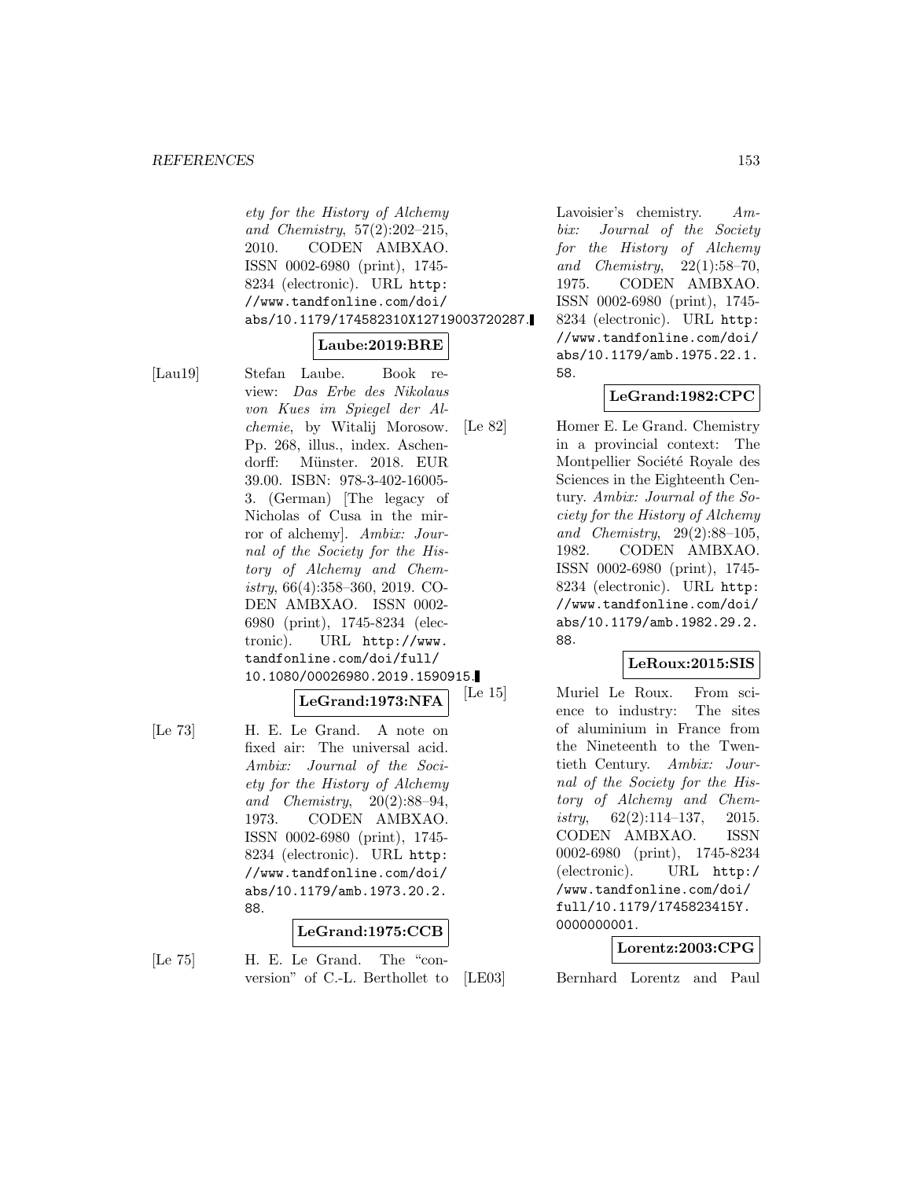ety for the History of Alchemy and Chemistry*, 57(2):202–215, 2010. CODEN AMBXAO. ISSN 0002-6980 (print), 1745-8234 (electronic). URL http://www.tandfonline.com/doi/abs/10.1179/174582310X12719003720287.

**Laube:2019:BRE**

[Lau19] Stefan Laube. Book review: *Das Erbe des Nikolaus von Kues im Spiegel der Alchemie*, by Witalij Morosow. Pp. 268, illus., index. Aschendorff: Münster. 2018. EUR 39.00. ISBN: 978-3-402-16005-3. (German) [The legacy of Nicholas of Cusa in the mirror of alchemy]. *Ambix: Journal of the Society for the History of Alchemy and Chemistry*, 66(4):358–360, 2019. CODEN AMBXAO. ISSN 0002-6980 (print), 1745-8234 (electronic). URL http://www.tandfonline.com/doi/full/10.1080/00026980.2019.1590915.

**LeGrand:1973:NFA**

[Le 73] H. E. Le Grand. A note on fixed air: The universal acid. *Ambix: Journal of the Society for the History of Alchemy and Chemistry*, 20(2):88–94, 1973. CODEN AMBXAO. ISSN 0002-6980 (print), 1745-8234 (electronic). URL http://www.tandfonline.com/doi/abs/10.1179/amb.1973.20.2.88.

**LeGrand:1975:CCB**

[Le 75] H. E. Le Grand. The "conversion" of C.-L. Berthollet to Lavoisier's chemistry. *Ambix: Journal of the Society for the History of Alchemy and Chemistry*, 22(1):58–70, 1975. CODEN AMBXAO. ISSN 0002-6980 (print), 1745-8234 (electronic). URL http://www.tandfonline.com/doi/abs/10.1179/amb.1975.22.1.58.

**LeGrand:1982:CPC**

[Le 82] Homer E. Le Grand. Chemistry in a provincial context: The Montpellier Société Royale des Sciences in the Eighteenth Century. *Ambix: Journal of the Society for the History of Alchemy and Chemistry*, 29(2):88–105, 1982. CODEN AMBXAO. ISSN 0002-6980 (print), 1745-8234 (electronic). URL http://www.tandfonline.com/doi/abs/10.1179/amb.1982.29.2.88.

**LeRoux:2015:SIS**

[Le 15] Muriel Le Roux. From science to industry: The sites of aluminium in France from the Nineteenth to the Twentieth Century. *Ambix: Journal of the Society for the History of Alchemy and Chemistry*, 62(2):114–137, 2015. CODEN AMBXAO. ISSN 0002-6980 (print), 1745-8234 (electronic). URL http://www.tandfonline.com/doi/full/10.1179/1745823415Y.0000000001.

**Lorentz:2003:CPG**

[LE03] Bernhard Lorentz and Paul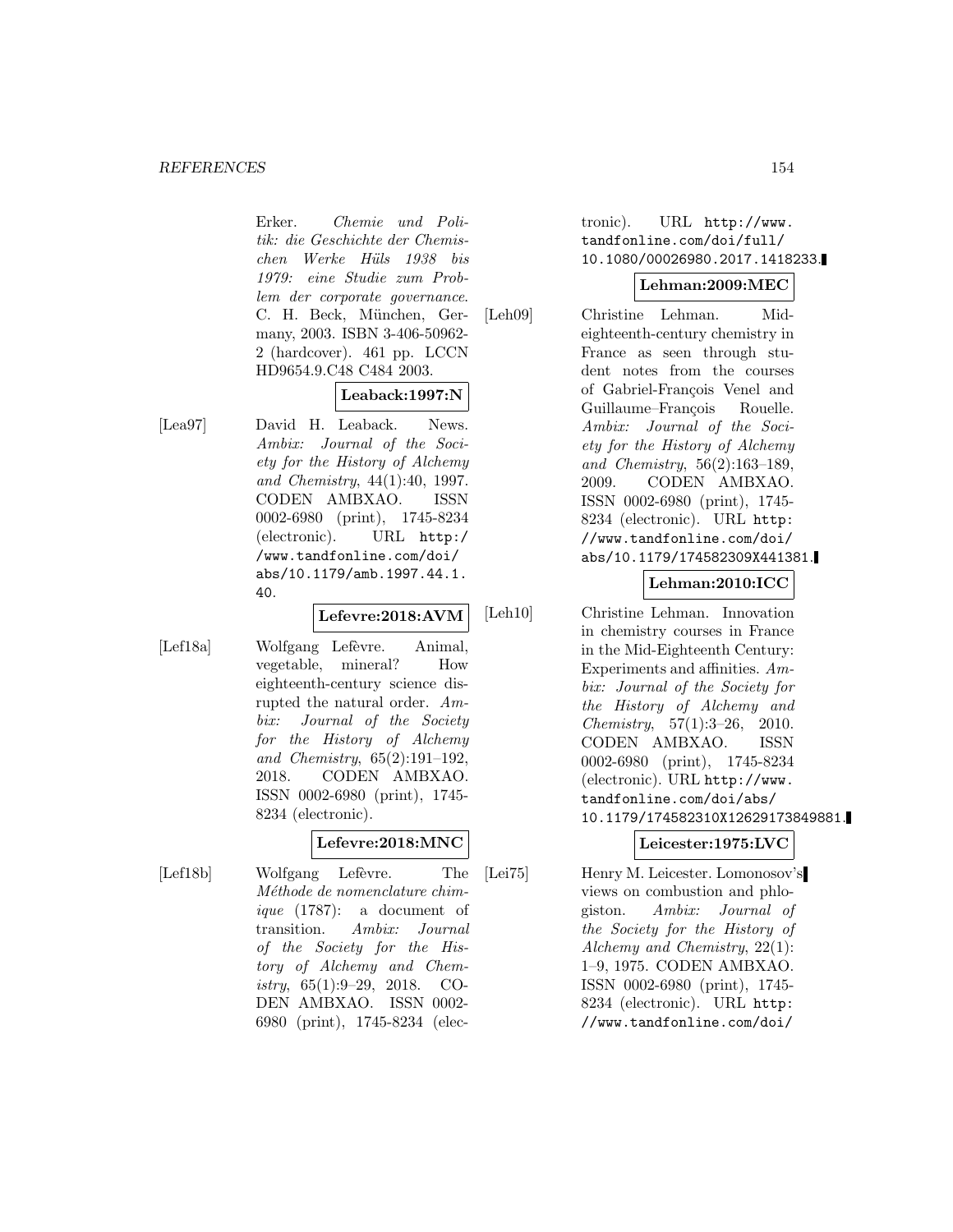Erker. *Chemie und Politik: die Geschichte der Chemischen Werke Hüls 1938 bis 1979: eine Studie zum Problem der corporate governance*. C. H. Beck, München, Germany, 2003. ISBN 3-406-50962-2 (hardcover). 461 pp. LCCN HD9654.9.C48 C484 2003.

**Leaback:1997:N**

[Lea97] David H. Leaback. News. *Ambix: Journal of the Society for the History of Alchemy and Chemistry*, 44(1):40, 1997. CODEN AMBXAO. ISSN 0002-6980 (print), 1745-8234 (electronic). URL http://www.tandfonline.com/doi/abs/10.1179/amb.1997.44.1.40.

**Lefevre:2018:AVM**

[Lef18a] Wolfgang Lefèvre. Animal, vegetable, mineral? How eighteenth-century science disrupted the natural order. *Ambix: Journal of the Society for the History of Alchemy and Chemistry*, 65(2):191–192, 2018. CODEN AMBXAO. ISSN 0002-6980 (print), 1745-8234 (electronic).

**Lefevre:2018:MNC**

[Lef18b] Wolfgang Lefèvre. The *Méthode de nomenclature chimique* (1787): a document of transition. *Ambix: Journal of the Society for the History of Alchemy and Chemistry*, 65(1):9–29, 2018. CODEN AMBXAO. ISSN 0002-6980 (print), 1745-8234 (electronic). URL http://www.tandfonline.com/doi/full/10.1080/00026980.2017.1418233.

**Lehman:2009:MEC**

[Leh09] Christine Lehman. Mid-eighteenth-century chemistry in France as seen through student notes from the courses of Gabriel-François Venel and Guillaume–François Rouelle. *Ambix: Journal of the Society for the History of Alchemy and Chemistry*, 56(2):163–189, 2009. CODEN AMBXAO. ISSN 0002-6980 (print), 1745-8234 (electronic). URL http://www.tandfonline.com/doi/abs/10.1179/174582309X441381.

**Lehman:2010:ICC**

[Leh10] Christine Lehman. Innovation in chemistry courses in France in the Mid-Eighteenth Century: Experiments and affinities. *Ambix: Journal of the Society for the History of Alchemy and Chemistry*, 57(1):3–26, 2010. CODEN AMBXAO. ISSN 0002-6980 (print), 1745-8234 (electronic). URL http://www.tandfonline.com/doi/abs/10.1179/174582310X12629173849881.

**Leicester:1975:LVC**

[Lei75] Henry M. Leicester. Lomonosov's views on combustion and phlogiston. *Ambix: Journal of the Society for the History of Alchemy and Chemistry*, 22(1):1–9, 1975. CODEN AMBXAO. ISSN 0002-6980 (print), 1745-8234 (electronic). URL http://www.tandfonline.com/doi/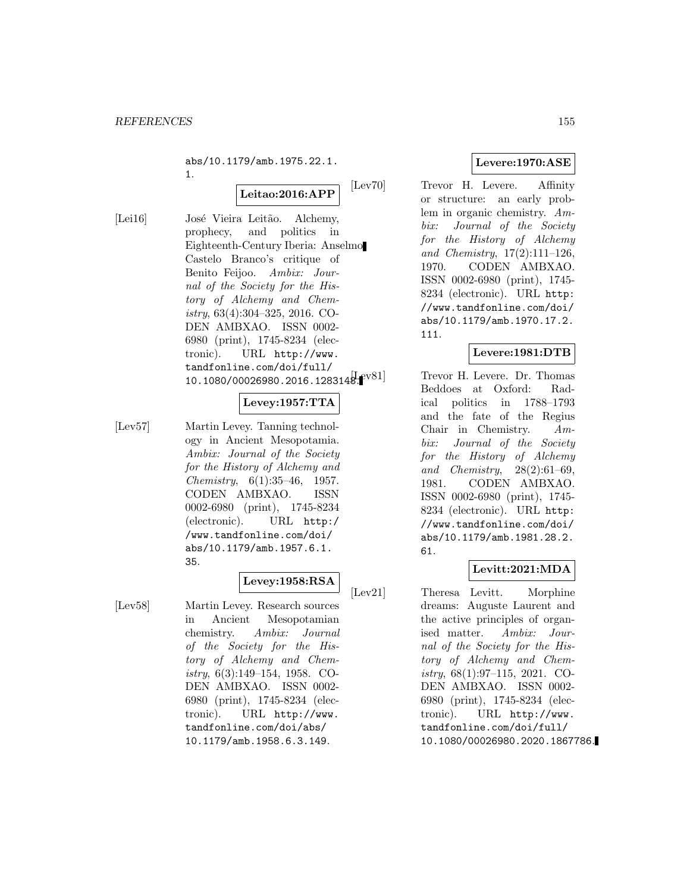abs/10.1179/amb.1975.22.1.1.

**Leitao:2016:APP**

[Lei16] José Vieira Leitão. Alchemy, prophecy, and politics in Eighteenth-Century Iberia: Anselmo Castelo Branco's critique of Benito Feijoo. *Ambix: Journal of the Society for the History of Alchemy and Chemistry*, 63(4):304–325, 2016. CODEN AMBXAO. ISSN 0002-6980 (print), 1745-8234 (electronic). URL http://www.tandfonline.com/doi/full/10.1080/00026980.2016.1283148.

**Levey:1957:TTA**

[Lev57] Martin Levey. Tanning technology in Ancient Mesopotamia. *Ambix: Journal of the Society for the History of Alchemy and Chemistry*, 6(1):35–46, 1957. CODEN AMBXAO. ISSN 0002-6980 (print), 1745-8234 (electronic). URL http://www.tandfonline.com/doi/abs/10.1179/amb.1957.6.1.35.

**Levey:1958:RSA**

[Lev58] Martin Levey. Research sources in Ancient Mesopotamian chemistry. *Ambix: Journal of the Society for the History of Alchemy and Chemistry*, 6(3):149–154, 1958. CODEN AMBXAO. ISSN 0002-6980 (print), 1745-8234 (electronic). URL http://www.tandfonline.com/doi/abs/10.1179/amb.1958.6.3.149.

**Levere:1970:ASE**

[Lev70] Trevor H. Levere. Affinity or structure: an early problem in organic chemistry. *Ambix: Journal of the Society for the History of Alchemy and Chemistry*, 17(2):111–126, 1970. CODEN AMBXAO. ISSN 0002-6980 (print), 1745-8234 (electronic). URL http://www.tandfonline.com/doi/abs/10.1179/amb.1970.17.2.111.

**Levere:1981:DTB**

[Lev81] Trevor H. Levere. Dr. Thomas Beddoes at Oxford: Radical politics in 1788–1793 and the fate of the Regius Chair in Chemistry. *Ambix: Journal of the Society for the History of Alchemy and Chemistry*, 28(2):61–69, 1981. CODEN AMBXAO. ISSN 0002-6980 (print), 1745-8234 (electronic). URL http://www.tandfonline.com/doi/abs/10.1179/amb.1981.28.2.61.

**Levitt:2021:MDA**

[Lev21] Theresa Levitt. Morphine dreams: Auguste Laurent and the active principles of organised matter. *Ambix: Journal of the Society for the History of Alchemy and Chemistry*, 68(1):97–115, 2021. CODEN AMBXAO. ISSN 0002-6980 (print), 1745-8234 (electronic). URL http://www.tandfonline.com/doi/full/10.1080/00026980.2020.1867786.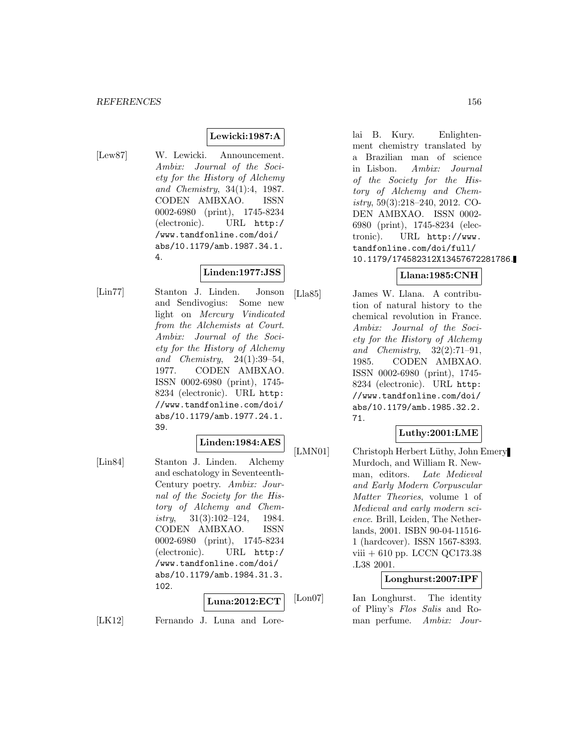**Lewicki:1987:A**

[Lew87] W. Lewicki. Announcement. *Ambix: Journal of the Society for the History of Alchemy and Chemistry*, 34(1):4, 1987. CODEN AMBXAO. ISSN 0002-6980 (print), 1745-8234 (electronic). URL http://www.tandfonline.com/doi/abs/10.1179/amb.1987.34.1.4.

**Linden:1977:JSS**

[Lin77] Stanton J. Linden. Jonson and Sendivogius: Some new light on *Mercury Vindicated from the Alchemists at Court*. *Ambix: Journal of the Society for the History of Alchemy and Chemistry*, 24(1):39–54, 1977. CODEN AMBXAO. ISSN 0002-6980 (print), 1745-8234 (electronic). URL http://www.tandfonline.com/doi/abs/10.1179/amb.1977.24.1.39.

**Linden:1984:AES**

[Lin84] Stanton J. Linden. Alchemy and eschatology in Seventeenth-Century poetry. *Ambix: Journal of the Society for the History of Alchemy and Chemistry*, 31(3):102–124, 1984. CODEN AMBXAO. ISSN 0002-6980 (print), 1745-8234 (electronic). URL http://www.tandfonline.com/doi/abs/10.1179/amb.1984.31.3.102.

**Luna:2012:ECT**

[LK12] Fernando J. Luna and Lorelai B. Kury. Enlightenment chemistry translated by a Brazilian man of science in Lisbon. *Ambix: Journal of the Society for the History of Alchemy and Chemistry*, 59(3):218–240, 2012. CODEN AMBXAO. ISSN 0002-6980 (print), 1745-8234 (electronic). URL http://www.tandfonline.com/doi/full/10.1179/174582312X13457672281786.

**Llana:1985:CNH**

[Lla85] James W. Llana. A contribution of natural history to the chemical revolution in France. *Ambix: Journal of the Society for the History of Alchemy and Chemistry*, 32(2):71–91, 1985. CODEN AMBXAO. ISSN 0002-6980 (print), 1745-8234 (electronic). URL http://www.tandfonline.com/doi/abs/10.1179/amb.1985.32.2.71.

**Luthy:2001:LME**

[LMN01] Christoph Herbert Lüthy, John Emery Murdoch, and William R. Newman, editors. *Late Medieval and Early Modern Corpuscular Matter Theories*, volume 1 of *Medieval and early modern science*. Brill, Leiden, The Netherlands, 2001. ISBN 90-04-11516-1 (hardcover). ISSN 1567-8393. viii + 610 pp. LCCN QC173.38 .L38 2001.

**Longhurst:2007:IPF**

[Lon07] Ian Longhurst. The identity of Pliny's *Flos Salis* and Roman perfume. *Ambix: Jour-*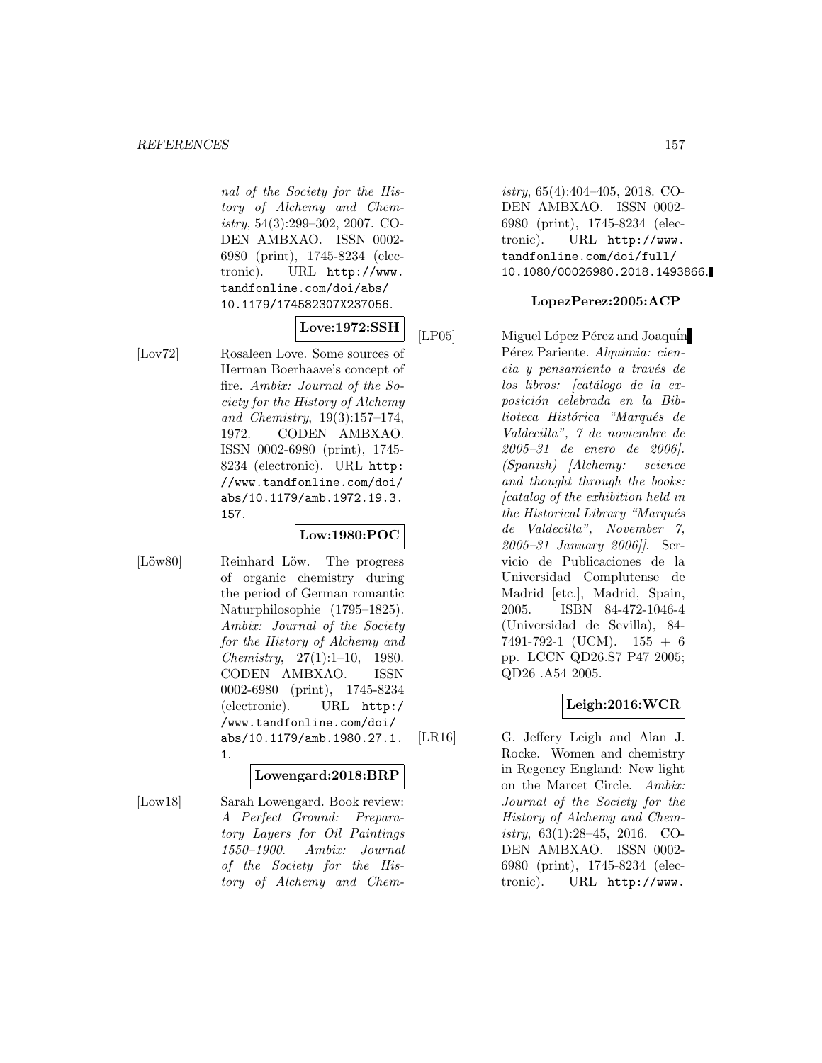*nal of the Society for the History of Alchemy and Chemistry*, 54(3):299–302, 2007. CODEN AMBXAO. ISSN 0002-6980 (print), 1745-8234 (electronic). URL http://www.tandfonline.com/doi/abs/10.1179/174582307X237056.

**Love:1972:SSH**

[Lov72] Rosaleen Love. Some sources of Herman Boerhaave's concept of fire. *Ambix: Journal of the Society for the History of Alchemy and Chemistry*, 19(3):157–174, 1972. CODEN AMBXAO. ISSN 0002-6980 (print), 1745-8234 (electronic). URL http://www.tandfonline.com/doi/abs/10.1179/amb.1972.19.3.157.

**Low:1980:POC**

[Löw80] Reinhard Löw. The progress of organic chemistry during the period of German romantic Naturphilosophie (1795–1825). *Ambix: Journal of the Society for the History of Alchemy and Chemistry*, 27(1):1–10, 1980. CODEN AMBXAO. ISSN 0002-6980 (print), 1745-8234 (electronic). URL http://www.tandfonline.com/doi/abs/10.1179/amb.1980.27.1.1.

**Lowengard:2018:BRP**

[Low18] Sarah Lowengard. Book review: *A Perfect Ground: Preparatory Layers for Oil Paintings 1550–1900*. *Ambix: Journal of the Society for the History of Alchemy and Chemistry*, 65(4):404–405, 2018. CODEN AMBXAO. ISSN 0002-6980 (print), 1745-8234 (electronic). URL http://www.tandfonline.com/doi/full/10.1080/00026980.2018.1493866.

**LopezPerez:2005:ACP**

[LP05] Miguel López Pérez and Joaquín Pérez Pariente. *Alquimia: ciencia y pensamiento a través de los libros: [catálogo de la exposición celebrada en la Biblioteca Histórica "Marqués de Valdecilla", 7 de noviembre de 2005–31 de enero de 2006]. (Spanish) [Alchemy: science and thought through the books: [catalog of the exhibition held in the Historical Library "Marqués de Valdecilla", November 7, 2005–31 January 2006]].* Servicio de Publicaciones de la Universidad Complutense de Madrid [etc.], Madrid, Spain, 2005. ISBN 84-472-1046-4 (Universidad de Sevilla), 84-7491-792-1 (UCM). 155 + 6 pp. LCCN QD26.S7 P47 2005; QD26 .A54 2005.

**Leigh:2016:WCR**

[LR16] G. Jeffery Leigh and Alan J. Rocke. Women and chemistry in Regency England: New light on the Marcet Circle. *Ambix: Journal of the Society for the History of Alchemy and Chemistry*, 63(1):28–45, 2016. CODEN AMBXAO. ISSN 0002-6980 (print), 1745-8234 (electronic). URL http://www.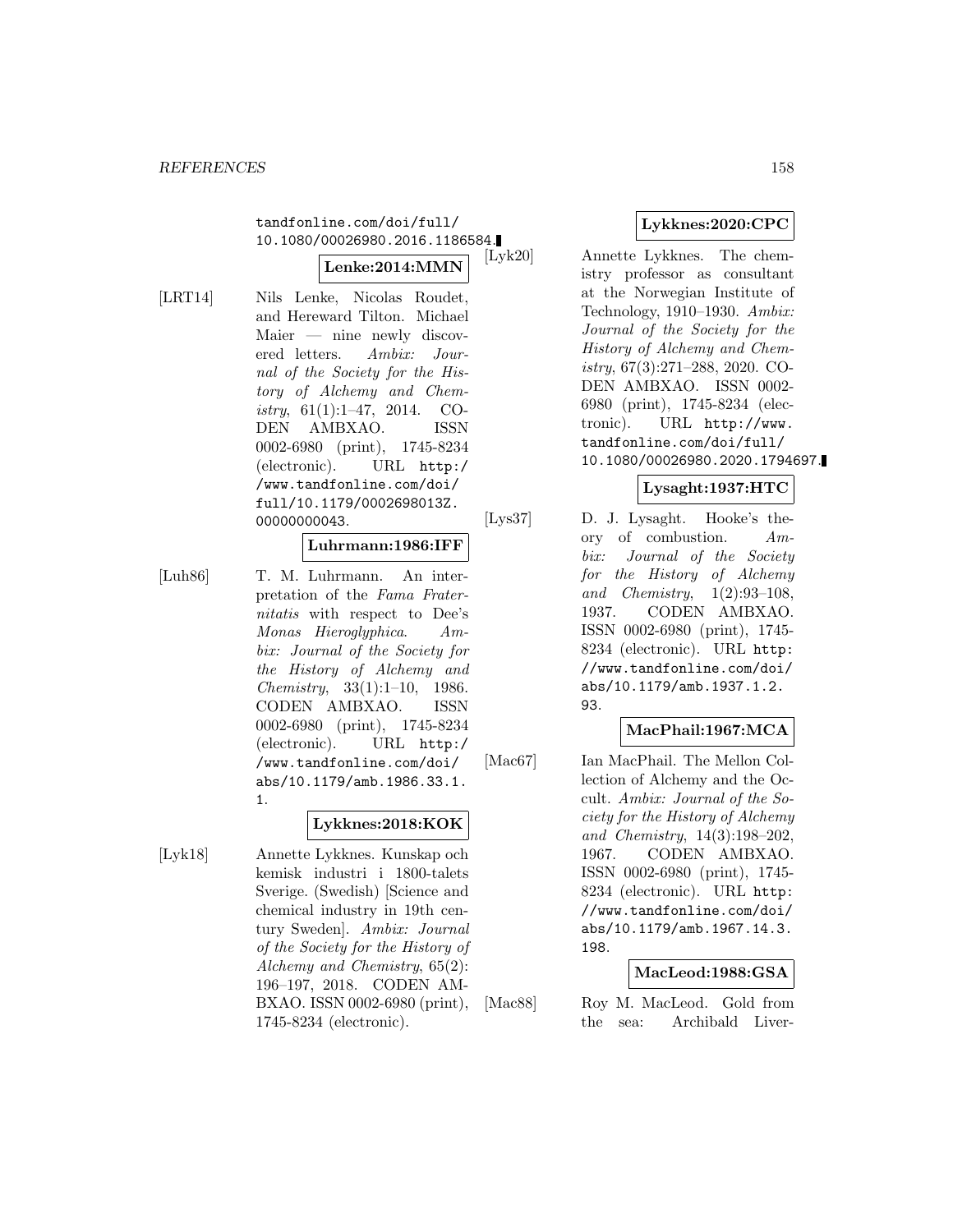tandfonline.com/doi/full/10.1080/00026980.2016.1186584.

**Lenke:2014:MMN**

[LRT14] Nils Lenke, Nicolas Roudet, and Hereward Tilton. Michael Maier — nine newly discovered letters. *Ambix: Journal of the Society for the History of Alchemy and Chemistry*, 61(1):1–47, 2014. CODEN AMBXAO. ISSN 0002-6980 (print), 1745-8234 (electronic). URL http://www.tandfonline.com/doi/full/10.1179/0002698013Z.00000000043.

**Luhrmann:1986:IFF**

[Luh86] T. M. Luhrmann. An interpretation of the *Fama Fraternitatis* with respect to Dee's *Monas Hieroglyphica*. *Ambix: Journal of the Society for the History of Alchemy and Chemistry*, 33(1):1–10, 1986. CODEN AMBXAO. ISSN 0002-6980 (print), 1745-8234 (electronic). URL http://www.tandfonline.com/doi/abs/10.1179/amb.1986.33.1.1.

**Lykknes:2018:KOK**

[Lyk18] Annette Lykknes. Kunskap och kemisk industri i 1800-talets Sverige. (Swedish) [Science and chemical industry in 19th century Sweden]. *Ambix: Journal of the Society for the History of Alchemy and Chemistry*, 65(2):196–197, 2018. CODEN AMBXAO. ISSN 0002-6980 (print), 1745-8234 (electronic).

**Lykknes:2020:CPC**

[Lyk20] Annette Lykknes. The chemistry professor as consultant at the Norwegian Institute of Technology, 1910–1930. *Ambix: Journal of the Society for the History of Alchemy and Chemistry*, 67(3):271–288, 2020. CODEN AMBXAO. ISSN 0002-6980 (print), 1745-8234 (electronic). URL http://www.tandfonline.com/doi/full/10.1080/00026980.2020.1794697.

**Lysaght:1937:HTC**

[Lys37] D. J. Lysaght. Hooke's theory of combustion. *Ambix: Journal of the Society for the History of Alchemy and Chemistry*, 1(2):93–108, 1937. CODEN AMBXAO. ISSN 0002-6980 (print), 1745-8234 (electronic). URL http://www.tandfonline.com/doi/abs/10.1179/amb.1937.1.2.93.

**MacPhail:1967:MCA**

[Mac67] Ian MacPhail. The Mellon Collection of Alchemy and the Occult. *Ambix: Journal of the Society for the History of Alchemy and Chemistry*, 14(3):198–202, 1967. CODEN AMBXAO. ISSN 0002-6980 (print), 1745-8234 (electronic). URL http://www.tandfonline.com/doi/abs/10.1179/amb.1967.14.3.198.

**MacLeod:1988:GSA**

[Mac88] Roy M. MacLeod. Gold from the sea: Archibald Liver-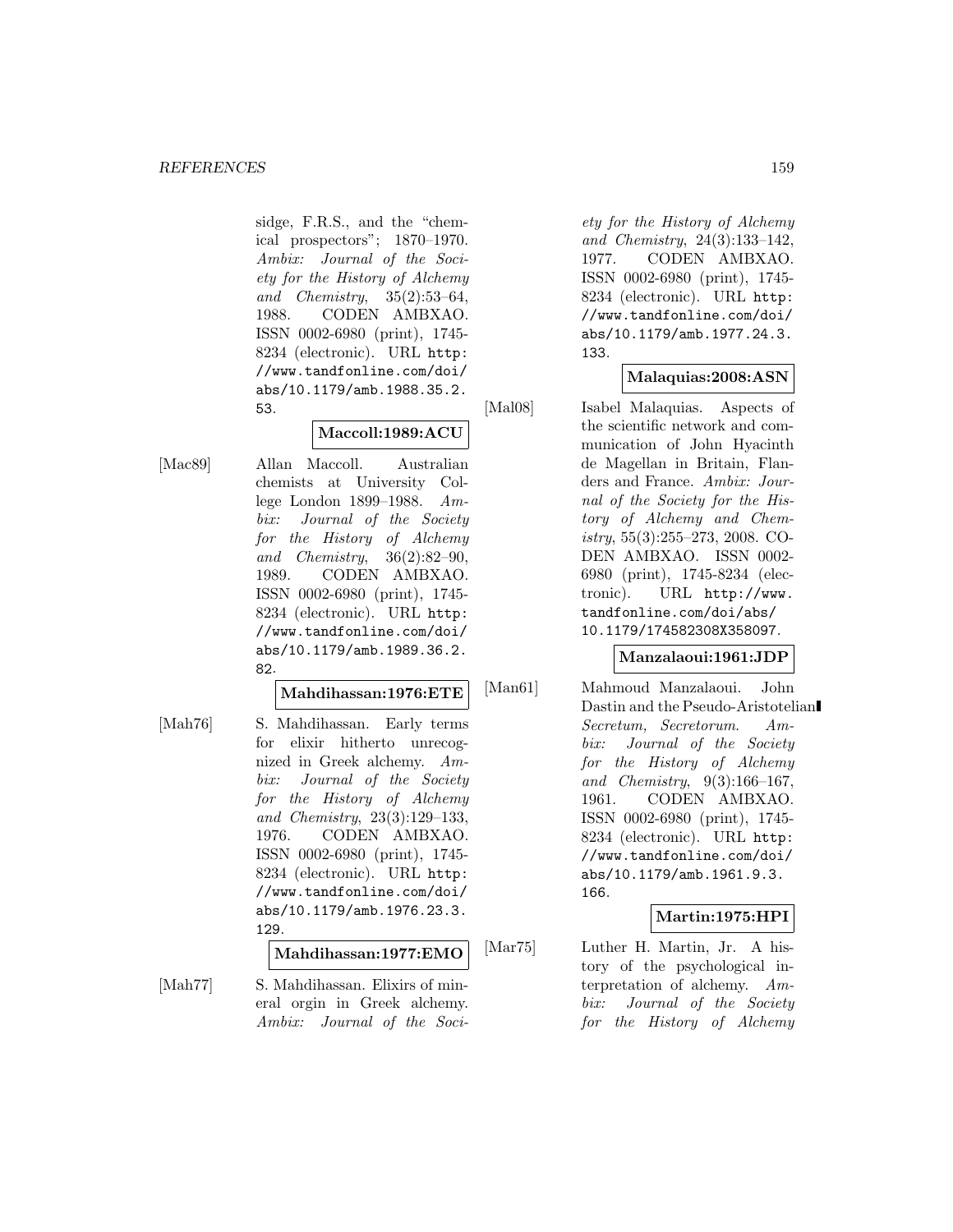sidge, F.R.S., and the "chemical prospectors"; 1870–1970. *Ambix: Journal of the Society for the History of Alchemy and Chemistry*, 35(2):53–64, 1988. CODEN AMBXAO. ISSN 0002-6980 (print), 1745-8234 (electronic). URL http://www.tandfonline.com/doi/abs/10.1179/amb.1988.35.2.53.

**Maccoll:1989:ACU**

[Mac89] Allan Maccoll. Australian chemists at University College London 1899–1988. *Ambix: Journal of the Society for the History of Alchemy and Chemistry*, 36(2):82–90, 1989. CODEN AMBXAO. ISSN 0002-6980 (print), 1745-8234 (electronic). URL http://www.tandfonline.com/doi/abs/10.1179/amb.1989.36.2.82.

**Mahdihassan:1976:ETE**

[Mah76] S. Mahdihassan. Early terms for elixir hitherto unrecognized in Greek alchemy. *Ambix: Journal of the Society for the History of Alchemy and Chemistry*, 23(3):129–133, 1976. CODEN AMBXAO. ISSN 0002-6980 (print), 1745-8234 (electronic). URL http://www.tandfonline.com/doi/abs/10.1179/amb.1976.23.3.129.

**Mahdihassan:1977:EMO**

[Mah77] S. Mahdihassan. Elixirs of mineral orgin in Greek alchemy. *Ambix: Journal of the Society for the History of Alchemy and Chemistry*, 24(3):133–142, 1977. CODEN AMBXAO. ISSN 0002-6980 (print), 1745-8234 (electronic). URL http://www.tandfonline.com/doi/abs/10.1179/amb.1977.24.3.133.

**Malaquias:2008:ASN**

[Mal08] Isabel Malaquias. Aspects of the scientific network and communication of John Hyacinth de Magellan in Britain, Flanders and France. *Ambix: Journal of the Society for the History of Alchemy and Chemistry*, 55(3):255–273, 2008. CODEN AMBXAO. ISSN 0002-6980 (print), 1745-8234 (electronic). URL http://www.tandfonline.com/doi/abs/10.1179/174582308X358097.

**Manzalaoui:1961:JDP**

[Man61] Mahmoud Manzalaoui. John Dastin and the Pseudo-Aristotelian *Secretum, Secretorum*. *Ambix: Journal of the Society for the History of Alchemy and Chemistry*, 9(3):166–167, 1961. CODEN AMBXAO. ISSN 0002-6980 (print), 1745-8234 (electronic). URL http://www.tandfonline.com/doi/abs/10.1179/amb.1961.9.3.166.

**Martin:1975:HPI**

[Mar75] Luther H. Martin, Jr. A history of the psychological interpretation of alchemy. *Ambix: Journal of the Society for the History of Alchemy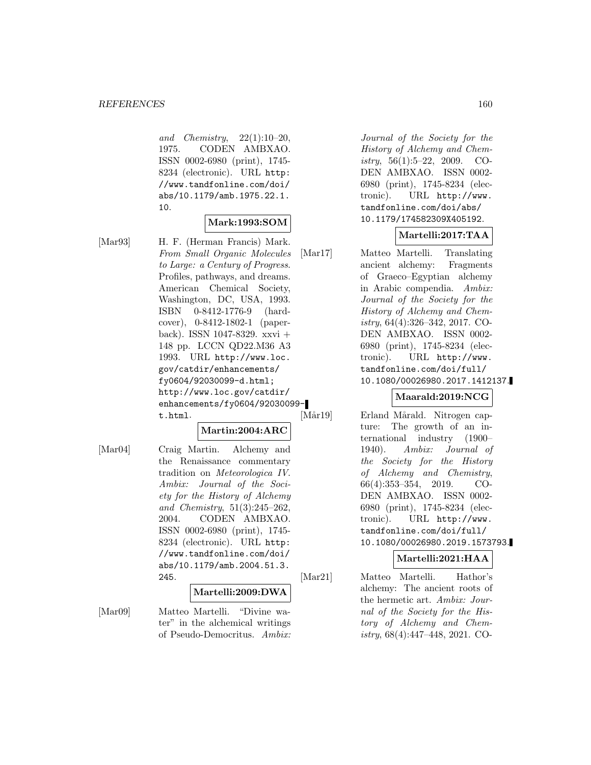*and Chemistry*, 22(1):10–20, 1975. CODEN AMBXAO. ISSN 0002-6980 (print), 1745-8234 (electronic). URL http://www.tandfonline.com/doi/abs/10.1179/amb.1975.22.1.10.

**Mark:1993:SOM**

[Mar93] H. F. (Herman Francis) Mark. *From Small Organic Molecules to Large: a Century of Progress*. Profiles, pathways, and dreams. American Chemical Society, Washington, DC, USA, 1993. ISBN 0-8412-1776-9 (hardcover), 0-8412-1802-1 (paperback). ISSN 1047-8329. xxvi + 148 pp. LCCN QD22.M36 A3 1993. URL http://www.loc.gov/catdir/enhancements/fy0604/92030099-d.html; http://www.loc.gov/catdir/enhancements/fy0604/92030099-t.html.

**Martin:2004:ARC**

[Mar04] Craig Martin. Alchemy and the Renaissance commentary tradition on *Meteorologica IV*. *Ambix: Journal of the Society for the History of Alchemy and Chemistry*, 51(3):245–262, 2004. CODEN AMBXAO. ISSN 0002-6980 (print), 1745-8234 (electronic). URL http://www.tandfonline.com/doi/abs/10.1179/amb.2004.51.3.245.

**Martelli:2009:DWA**

[Mar09] Matteo Martelli. "Divine water" in the alchemical writings of Pseudo-Democritus. *Ambix: Journal of the Society for the History of Alchemy and Chemistry*, 56(1):5–22, 2009. CODEN AMBXAO. ISSN 0002-6980 (print), 1745-8234 (electronic). URL http://www.tandfonline.com/doi/abs/10.1179/174582309X405192.

**Martelli:2017:TAA**

[Mar17] Matteo Martelli. Translating ancient alchemy: Fragments of Graeco–Egyptian alchemy in Arabic compendia. *Ambix: Journal of the Society for the History of Alchemy and Chemistry*, 64(4):326–342, 2017. CODEN AMBXAO. ISSN 0002-6980 (print), 1745-8234 (electronic). URL http://www.tandfonline.com/doi/full/10.1080/00026980.2017.1412137.

**Maarald:2019:NCG**

[Mår19] Erland Mårald. Nitrogen capture: The growth of an international industry (1900–1940). *Ambix: Journal of the Society for the History of Alchemy and Chemistry*, 66(4):353–354, 2019. CODEN AMBXAO. ISSN 0002-6980 (print), 1745-8234 (electronic). URL http://www.tandfonline.com/doi/full/10.1080/00026980.2019.1573793.

**Martelli:2021:HAA**

[Mar21] Matteo Martelli. Hathor's alchemy: The ancient roots of the hermetic art. *Ambix: Journal of the Society for the History of Alchemy and Chemistry*, 68(4):447–448, 2021. CO-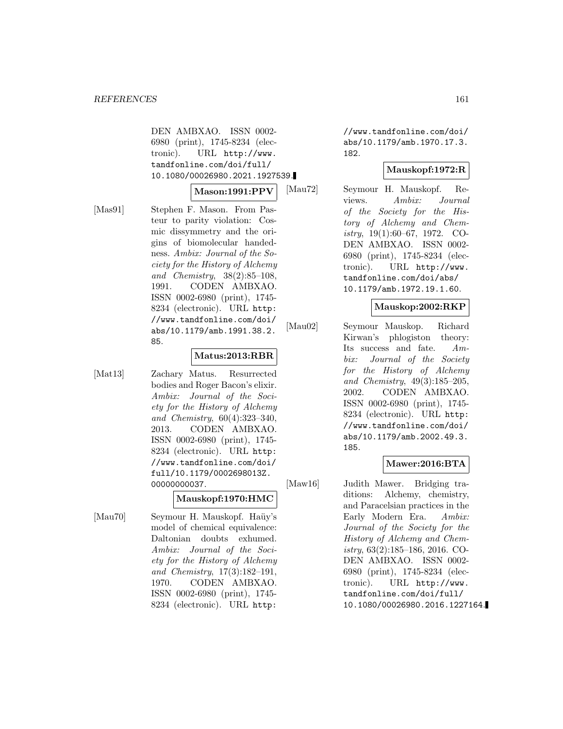DEN AMBXAO. ISSN 0002-6980 (print), 1745-8234 (electronic). URL http://www.tandfonline.com/doi/full/10.1080/00026980.2021.1927539.

**Mason:1991:PPV**

[Mas91] Stephen F. Mason. From Pasteur to parity violation: Cosmic dissymmetry and the origins of biomolecular handedness. *Ambix: Journal of the Society for the History of Alchemy and Chemistry*, 38(2):85–108, 1991. CODEN AMBXAO. ISSN 0002-6980 (print), 1745-8234 (electronic). URL http://www.tandfonline.com/doi/abs/10.1179/amb.1991.38.2.85.

**Matus:2013:RBR**

[Mat13] Zachary Matus. Resurrected bodies and Roger Bacon's elixir. *Ambix: Journal of the Society for the History of Alchemy and Chemistry*, 60(4):323–340, 2013. CODEN AMBXAO. ISSN 0002-6980 (print), 1745-8234 (electronic). URL http://www.tandfonline.com/doi/full/10.1179/0002698013Z.00000000037.

**Mauskopf:1970:HMC**

[Mau70] Seymour H. Mauskopf. Haüy's model of chemical equivalence: Daltonian doubts exhumed. *Ambix: Journal of the Society for the History of Alchemy and Chemistry*, 17(3):182–191, 1970. CODEN AMBXAO. ISSN 0002-6980 (print), 1745-8234 (electronic). URL http://www.tandfonline.com/doi/abs/10.1179/amb.1970.17.3.182.

**Mauskopf:1972:R**

[Mau72] Seymour H. Mauskopf. Reviews. *Ambix: Journal of the Society for the History of Alchemy and Chemistry*, 19(1):60–67, 1972. CODEN AMBXAO. ISSN 0002-6980 (print), 1745-8234 (electronic). URL http://www.tandfonline.com/doi/abs/10.1179/amb.1972.19.1.60.

**Mauskop:2002:RKP**

[Mau02] Seymour Mauskop. Richard Kirwan's phlogiston theory: Its success and fate. *Ambix: Journal of the Society for the History of Alchemy and Chemistry*, 49(3):185–205, 2002. CODEN AMBXAO. ISSN 0002-6980 (print), 1745-8234 (electronic). URL http://www.tandfonline.com/doi/abs/10.1179/amb.2002.49.3.185.

**Mawer:2016:BTA**

[Maw16] Judith Mawer. Bridging traditions: Alchemy, chemistry, and Paracelsian practices in the Early Modern Era. *Ambix: Journal of the Society for the History of Alchemy and Chemistry*, 63(2):185–186, 2016. CODEN AMBXAO. ISSN 0002-6980 (print), 1745-8234 (electronic). URL http://www.tandfonline.com/doi/full/10.1080/00026980.2016.1227164.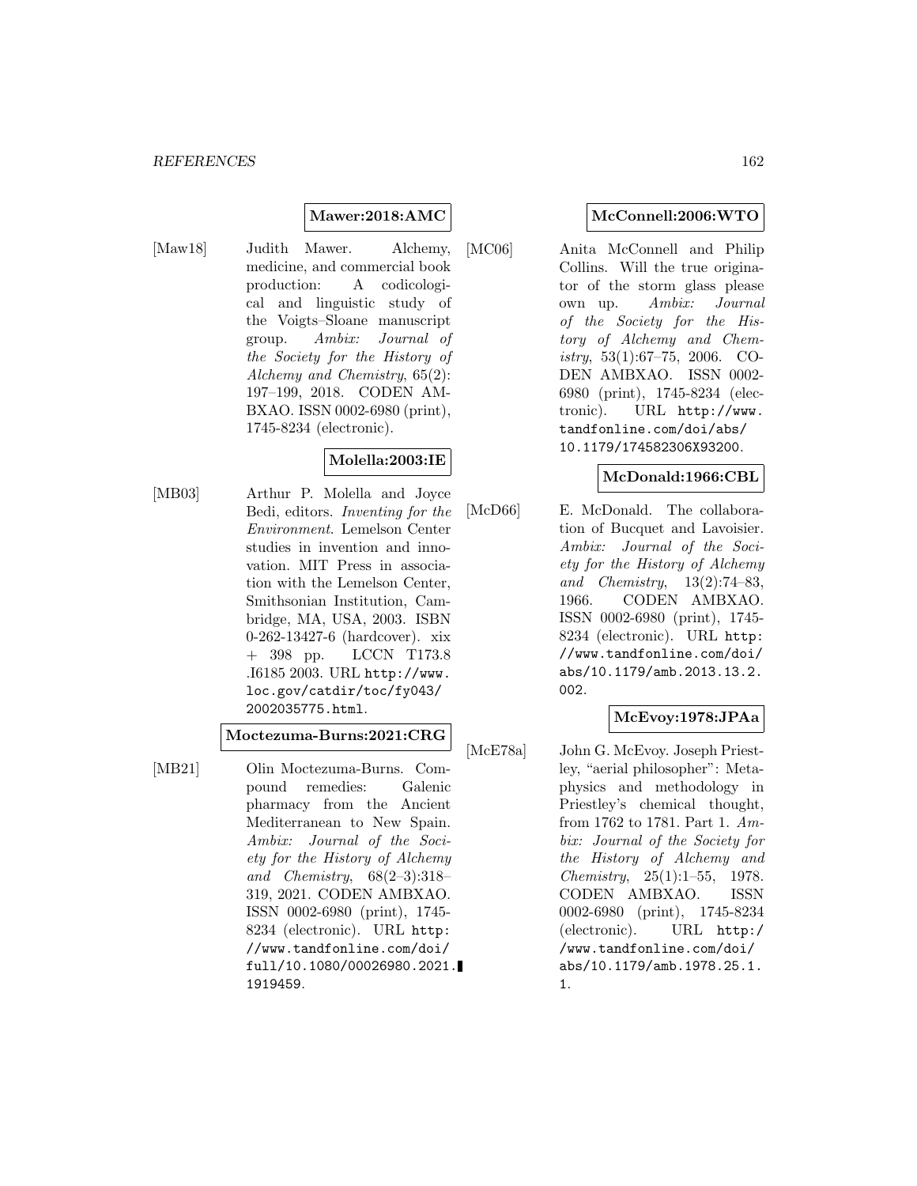**Mawer:2018:AMC**

[Maw18] Judith Mawer. Alchemy, medicine, and commercial book production: A codicological and linguistic study of the Voigts–Sloane manuscript group. *Ambix: Journal of the Society for the History of Alchemy and Chemistry*, 65(2): 197–199, 2018. CODEN AMBXAO. ISSN 0002-6980 (print), 1745-8234 (electronic).

**Molella:2003:IE**

[MB03] Arthur P. Molella and Joyce Bedi, editors. *Inventing for the Environment*. Lemelson Center studies in invention and innovation. MIT Press in association with the Lemelson Center, Smithsonian Institution, Cambridge, MA, USA, 2003. ISBN 0-262-13427-6 (hardcover). xix + 398 pp. LCCN T173.8 .I6185 2003. URL http://www.loc.gov/catdir/toc/fy043/2002035775.html.

**Moctezuma-Burns:2021:CRG**

[MB21] Olin Moctezuma-Burns. Compound remedies: Galenic pharmacy from the Ancient Mediterranean to New Spain. *Ambix: Journal of the Society for the History of Alchemy and Chemistry*, 68(2–3):318–319, 2021. CODEN AMBXAO. ISSN 0002-6980 (print), 1745-8234 (electronic). URL http://www.tandfonline.com/doi/full/10.1080/00026980.2021.1919459.

**McConnell:2006:WTO**

[MC06] Anita McConnell and Philip Collins. Will the true originator of the storm glass please own up. *Ambix: Journal of the Society for the History of Alchemy and Chemistry*, 53(1):67–75, 2006. CODEN AMBXAO. ISSN 0002-6980 (print), 1745-8234 (electronic). URL http://www.tandfonline.com/doi/abs/10.1179/174582306X93200.

**McDonald:1966:CBL**

[McD66] E. McDonald. The collaboration of Bucquet and Lavoisier. *Ambix: Journal of the Society for the History of Alchemy and Chemistry*, 13(2):74–83, 1966. CODEN AMBXAO. ISSN 0002-6980 (print), 1745-8234 (electronic). URL http://www.tandfonline.com/doi/abs/10.1179/amb.2013.13.2.002.

**McEvoy:1978:JPAa**

[McE78a] John G. McEvoy. Joseph Priestley, "aerial philosopher": Metaphysics and methodology in Priestley's chemical thought, from 1762 to 1781. Part 1. *Ambix: Journal of the Society for the History of Alchemy and Chemistry*, 25(1):1–55, 1978. CODEN AMBXAO. ISSN 0002-6980 (print), 1745-8234 (electronic). URL http://www.tandfonline.com/doi/abs/10.1179/amb.1978.25.1.1.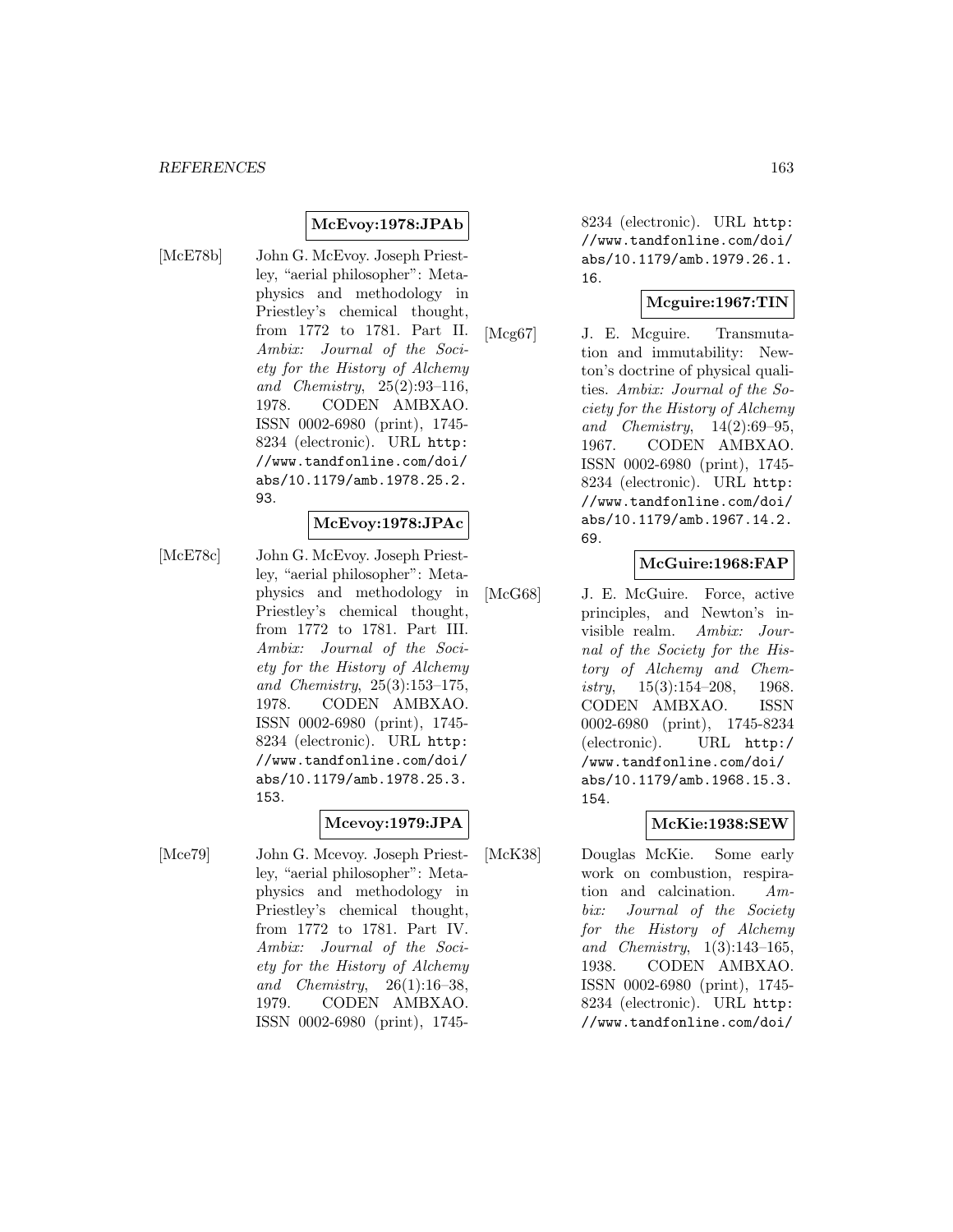**McEvoy:1978:JPAb**

[McE78b] John G. McEvoy. Joseph Priestley, "aerial philosopher": Metaphysics and methodology in Priestley's chemical thought, from 1772 to 1781. Part II. *Ambix: Journal of the Society for the History of Alchemy and Chemistry*, 25(2):93–116, 1978. CODEN AMBXAO. ISSN 0002-6980 (print), 1745-8234 (electronic). URL http://www.tandfonline.com/doi/abs/10.1179/amb.1978.25.2.93.

**McEvoy:1978:JPAc**

[McE78c] John G. McEvoy. Joseph Priestley, "aerial philosopher": Metaphysics and methodology in Priestley's chemical thought, from 1772 to 1781. Part III. *Ambix: Journal of the Society for the History of Alchemy and Chemistry*, 25(3):153–175, 1978. CODEN AMBXAO. ISSN 0002-6980 (print), 1745-8234 (electronic). URL http://www.tandfonline.com/doi/abs/10.1179/amb.1978.25.3.153.

**Mcevoy:1979:JPA**

[Mce79] John G. Mcevoy. Joseph Priestley, "aerial philosopher": Metaphysics and methodology in Priestley's chemical thought, from 1772 to 1781. Part IV. *Ambix: Journal of the Society for the History of Alchemy and Chemistry*, 26(1):16–38, 1979. CODEN AMBXAO. ISSN 0002-6980 (print), 1745-8234 (electronic). URL http://www.tandfonline.com/doi/abs/10.1179/amb.1979.26.1.16.

**Mcguire:1967:TIN**

[Mcg67] J. E. Mcguire. Transmutation and immutability: Newton's doctrine of physical qualities. *Ambix: Journal of the Society for the History of Alchemy and Chemistry*, 14(2):69–95, 1967. CODEN AMBXAO. ISSN 0002-6980 (print), 1745-8234 (electronic). URL http://www.tandfonline.com/doi/abs/10.1179/amb.1967.14.2.69.

**McGuire:1968:FAP**

[McG68] J. E. McGuire. Force, active principles, and Newton's invisible realm. *Ambix: Journal of the Society for the History of Alchemy and Chemistry*, 15(3):154–208, 1968. CODEN AMBXAO. ISSN 0002-6980 (print), 1745-8234 (electronic). URL http://www.tandfonline.com/doi/abs/10.1179/amb.1968.15.3.154.

**McKie:1938:SEW**

[McK38] Douglas McKie. Some early work on combustion, respiration and calcination. *Ambix: Journal of the Society for the History of Alchemy and Chemistry*, 1(3):143–165, 1938. CODEN AMBXAO. ISSN 0002-6980 (print), 1745-8234 (electronic). URL http://www.tandfonline.com/doi/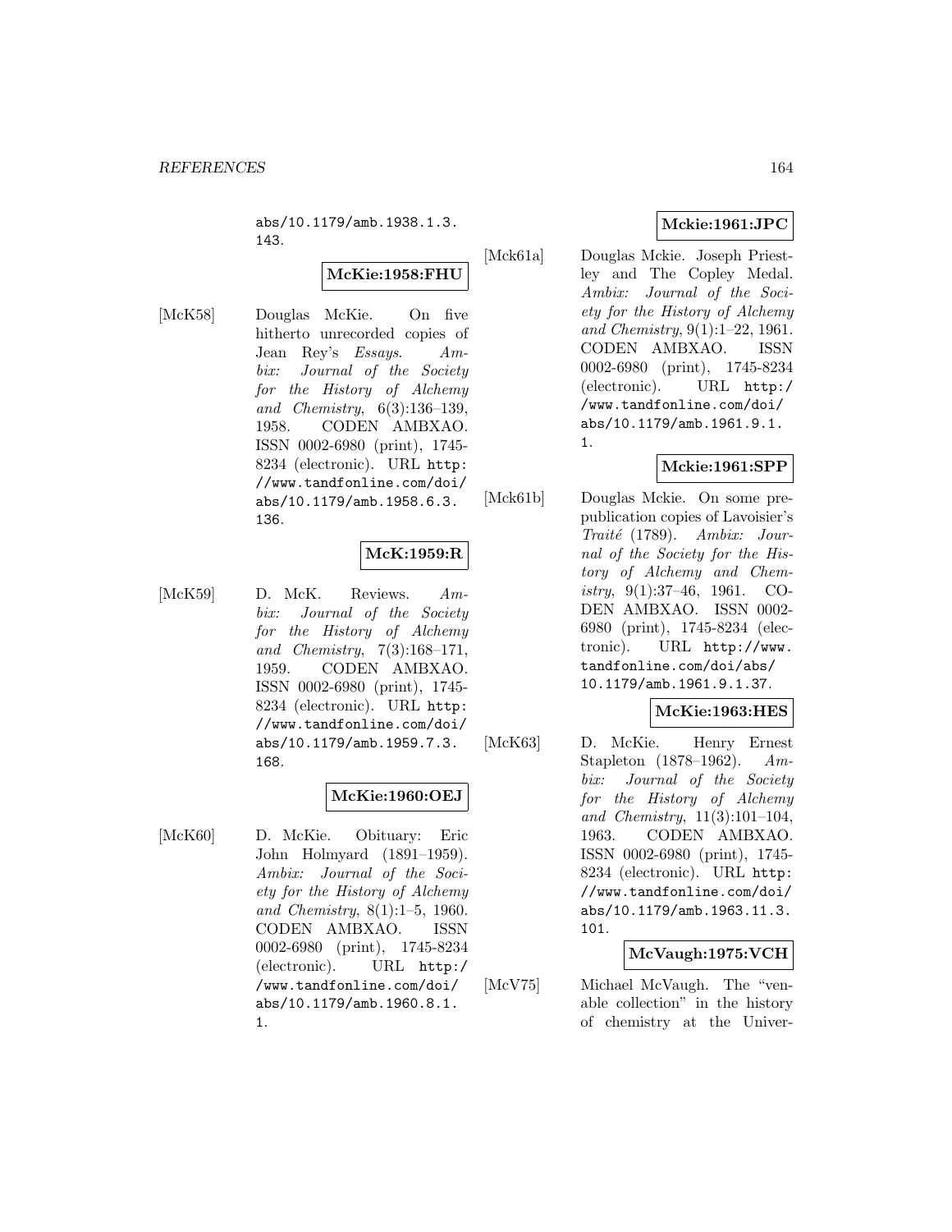abs/10.1179/amb.1938.1.3.143.

**McKie:1958:FHU**

[McK58] Douglas McKie. On five hitherto unrecorded copies of Jean Rey's *Essays*. *Ambix: Journal of the Society for the History of Alchemy and Chemistry*, 6(3):136–139, 1958. CODEN AMBXAO. ISSN 0002-6980 (print), 1745-8234 (electronic). URL http://www.tandfonline.com/doi/abs/10.1179/amb.1958.6.3.136.

**McK:1959:R**

[McK59] D. McK. Reviews. *Ambix: Journal of the Society for the History of Alchemy and Chemistry*, 7(3):168–171, 1959. CODEN AMBXAO. ISSN 0002-6980 (print), 1745-8234 (electronic). URL http://www.tandfonline.com/doi/abs/10.1179/amb.1959.7.3.168.

**McKie:1960:OEJ**

[McK60] D. McKie. Obituary: Eric John Holmyard (1891–1959). *Ambix: Journal of the Society for the History of Alchemy and Chemistry*, 8(1):1–5, 1960. CODEN AMBXAO. ISSN 0002-6980 (print), 1745-8234 (electronic). URL http://www.tandfonline.com/doi/abs/10.1179/amb.1960.8.1.1.

**Mckie:1961:JPC**

[Mck61a] Douglas Mckie. Joseph Priestley and The Copley Medal. *Ambix: Journal of the Society for the History of Alchemy and Chemistry*, 9(1):1–22, 1961. CODEN AMBXAO. ISSN 0002-6980 (print), 1745-8234 (electronic). URL http://www.tandfonline.com/doi/abs/10.1179/amb.1961.9.1.1.

**Mckie:1961:SPP**

[Mck61b] Douglas Mckie. On some prepublication copies of Lavoisier's *Traité* (1789). *Ambix: Journal of the Society for the History of Alchemy and Chemistry*, 9(1):37–46, 1961. CODEN AMBXAO. ISSN 0002-6980 (print), 1745-8234 (electronic). URL http://www.tandfonline.com/doi/abs/10.1179/amb.1961.9.1.37.

**McKie:1963:HES**

[McK63] D. McKie. Henry Ernest Stapleton (1878–1962). *Ambix: Journal of the Society for the History of Alchemy and Chemistry*, 11(3):101–104, 1963. CODEN AMBXAO. ISSN 0002-6980 (print), 1745-8234 (electronic). URL http://www.tandfonline.com/doi/abs/10.1179/amb.1963.11.3.101.

**McVaugh:1975:VCH**

[McV75] Michael McVaugh. The "venable collection" in the history of chemistry at the Univer-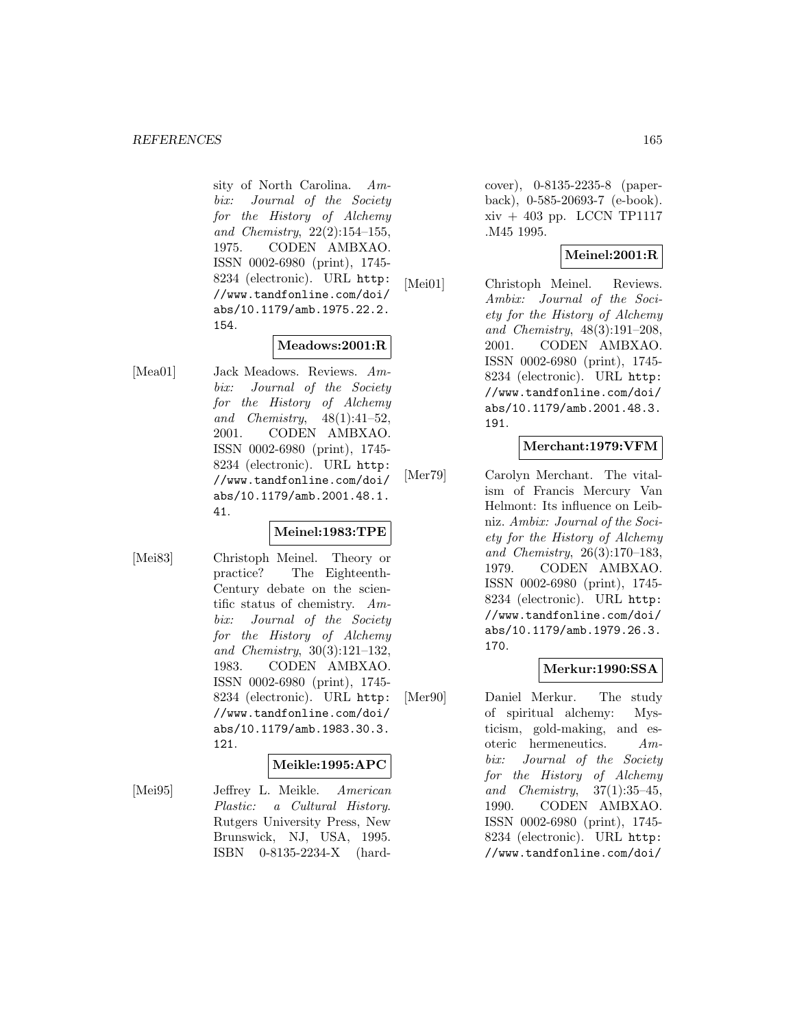sity of North Carolina. *Ambix: Journal of the Society for the History of Alchemy and Chemistry*, 22(2):154–155, 1975. CODEN AMBXAO. ISSN 0002-6980 (print), 1745-8234 (electronic). URL http://www.tandfonline.com/doi/abs/10.1179/amb.1975.22.2.154.

**Meadows:2001:R**

[Mea01] Jack Meadows. Reviews. *Ambix: Journal of the Society for the History of Alchemy and Chemistry*, 48(1):41–52, 2001. CODEN AMBXAO. ISSN 0002-6980 (print), 1745-8234 (electronic). URL http://www.tandfonline.com/doi/abs/10.1179/amb.2001.48.1.41.

**Meinel:1983:TPE**

[Mei83] Christoph Meinel. Theory or practice? The Eighteenth-Century debate on the scientific status of chemistry. *Ambix: Journal of the Society for the History of Alchemy and Chemistry*, 30(3):121–132, 1983. CODEN AMBXAO. ISSN 0002-6980 (print), 1745-8234 (electronic). URL http://www.tandfonline.com/doi/abs/10.1179/amb.1983.30.3.121.

**Meikle:1995:APC**

[Mei95] Jeffrey L. Meikle. *American Plastic: a Cultural History*. Rutgers University Press, New Brunswick, NJ, USA, 1995. ISBN 0-8135-2234-X (hardcover), 0-8135-2235-8 (paperback), 0-585-20693-7 (e-book). xiv + 403 pp. LCCN TP1117 .M45 1995.

**Meinel:2001:R**

[Mei01] Christoph Meinel. Reviews. *Ambix: Journal of the Society for the History of Alchemy and Chemistry*, 48(3):191–208, 2001. CODEN AMBXAO. ISSN 0002-6980 (print), 1745-8234 (electronic). URL http://www.tandfonline.com/doi/abs/10.1179/amb.2001.48.3.191.

**Merchant:1979:VFM**

[Mer79] Carolyn Merchant. The vitalism of Francis Mercury Van Helmont: Its influence on Leibniz. *Ambix: Journal of the Society for the History of Alchemy and Chemistry*, 26(3):170–183, 1979. CODEN AMBXAO. ISSN 0002-6980 (print), 1745-8234 (electronic). URL http://www.tandfonline.com/doi/abs/10.1179/amb.1979.26.3.170.

**Merkur:1990:SSA**

[Mer90] Daniel Merkur. The study of spiritual alchemy: Mysticism, gold-making, and esoteric hermeneutics. *Ambix: Journal of the Society for the History of Alchemy and Chemistry*, 37(1):35–45, 1990. CODEN AMBXAO. ISSN 0002-6980 (print), 1745-8234 (electronic). URL http://www.tandfonline.com/doi/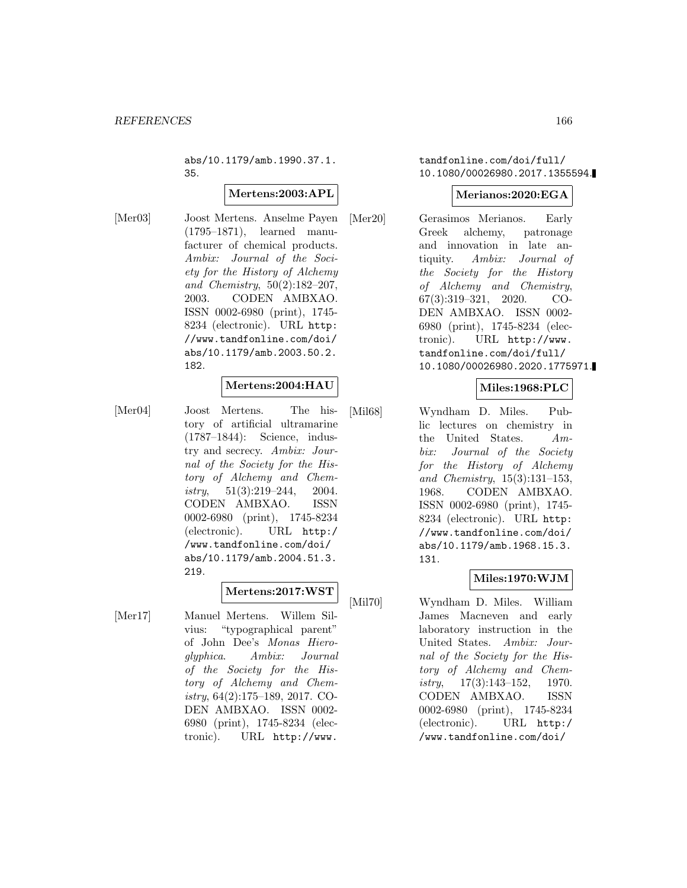abs/10.1179/amb.1990.37.1.35.

**Mertens:2003:APL**

[Mer03] Joost Mertens. Anselme Payen (1795–1871), learned manufacturer of chemical products. *Ambix: Journal of the Society for the History of Alchemy and Chemistry*, 50(2):182–207, 2003. CODEN AMBXAO. ISSN 0002-6980 (print), 1745-8234 (electronic). URL http://www.tandfonline.com/doi/abs/10.1179/amb.2003.50.2.182.

**Mertens:2004:HAU**

[Mer04] Joost Mertens. The history of artificial ultramarine (1787–1844): Science, industry and secrecy. *Ambix: Journal of the Society for the History of Alchemy and Chemistry*, 51(3):219–244, 2004. CODEN AMBXAO. ISSN 0002-6980 (print), 1745-8234 (electronic). URL http://www.tandfonline.com/doi/abs/10.1179/amb.2004.51.3.219.

**Mertens:2017:WST**

[Mer17] Manuel Mertens. Willem Silvius: "typographical parent" of John Dee's *Monas Hieroglyphica*. *Ambix: Journal of the Society for the History of Alchemy and Chemistry*, 64(2):175–189, 2017. CODEN AMBXAO. ISSN 0002-6980 (print), 1745-8234 (electronic). URL http://www.tandfonline.com/doi/full/10.1080/00026980.2017.1355594.

**Merianos:2020:EGA**

[Mer20] Gerasimos Merianos. Early Greek alchemy, patronage and innovation in late antiquity. *Ambix: Journal of the Society for the History of Alchemy and Chemistry*, 67(3):319–321, 2020. CODEN AMBXAO. ISSN 0002-6980 (print), 1745-8234 (electronic). URL http://www.tandfonline.com/doi/full/10.1080/00026980.2020.1775971.

**Miles:1968:PLC**

[Mil68] Wyndham D. Miles. Public lectures on chemistry in the United States. *Ambix: Journal of the Society for the History of Alchemy and Chemistry*, 15(3):131–153, 1968. CODEN AMBXAO. ISSN 0002-6980 (print), 1745-8234 (electronic). URL http://www.tandfonline.com/doi/abs/10.1179/amb.1968.15.3.131.

**Miles:1970:WJM**

[Mil70] Wyndham D. Miles. William James Macneven and early laboratory instruction in the United States. *Ambix: Journal of the Society for the History of Alchemy and Chemistry*, 17(3):143–152, 1970. CODEN AMBXAO. ISSN 0002-6980 (print), 1745-8234 (electronic). URL http://www.tandfonline.com/doi/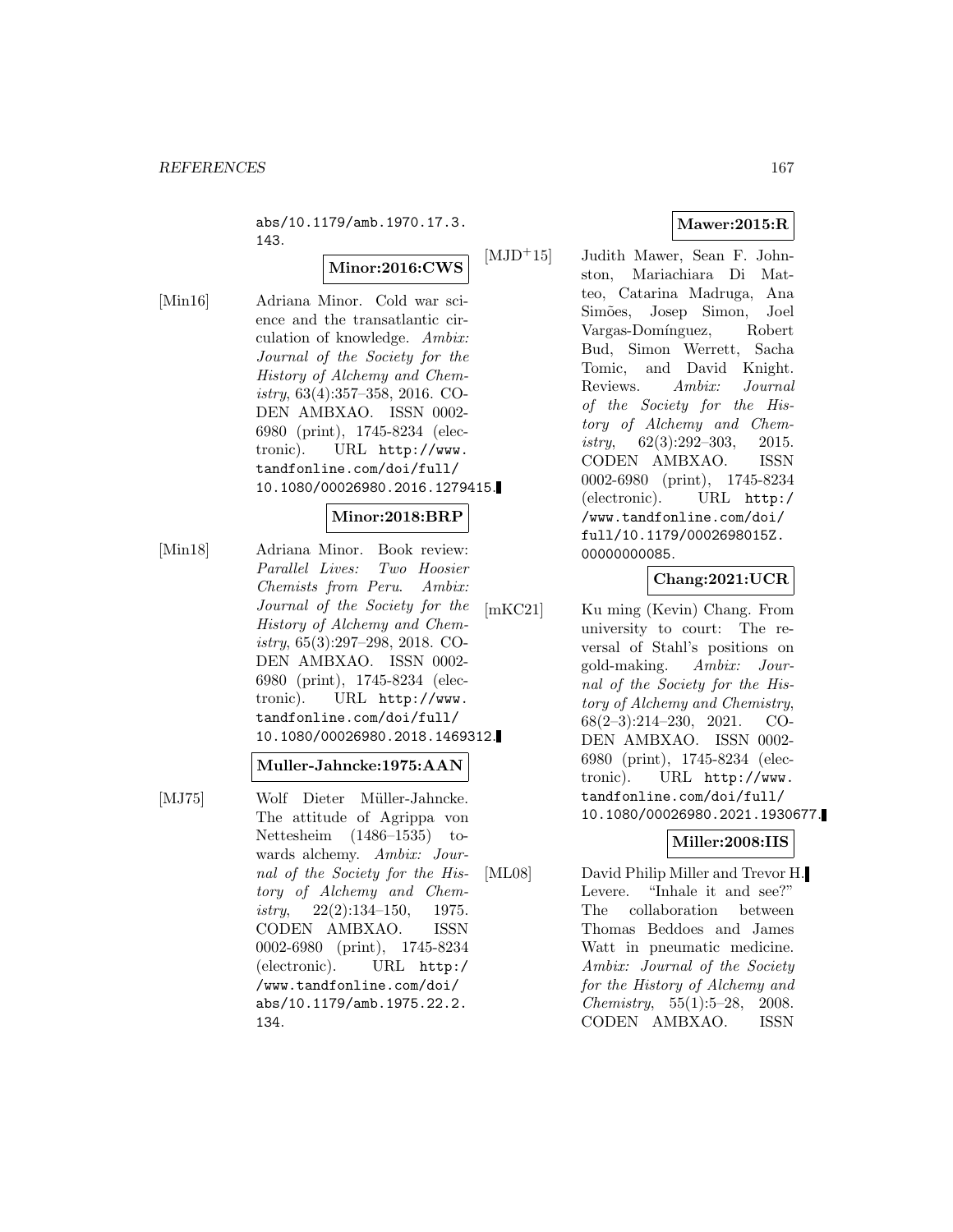abs/10.1179/amb.1970.17.3.143.

**Minor:2016:CWS**

[Min16] Adriana Minor. Cold war science and the transatlantic circulation of knowledge. *Ambix: Journal of the Society for the History of Alchemy and Chemistry*, 63(4):357–358, 2016. CODEN AMBXAO. ISSN 0002-6980 (print), 1745-8234 (electronic). URL http://www.tandfonline.com/doi/full/10.1080/00026980.2016.1279415.

**Minor:2018:BRP**

[Min18] Adriana Minor. Book review: *Parallel Lives: Two Hoosier Chemists from Peru*. *Ambix: Journal of the Society for the History of Alchemy and Chemistry*, 65(3):297–298, 2018. CODEN AMBXAO. ISSN 0002-6980 (print), 1745-8234 (electronic). URL http://www.tandfonline.com/doi/full/10.1080/00026980.2018.1469312.

**Muller-Jahncke:1975:AAN**

[MJ75] Wolf Dieter Müller-Jahncke. The attitude of Agrippa von Nettesheim (1486–1535) towards alchemy. *Ambix: Journal of the Society for the History of Alchemy and Chemistry*, 22(2):134–150, 1975. CODEN AMBXAO. ISSN 0002-6980 (print), 1745-8234 (electronic). URL http://www.tandfonline.com/doi/abs/10.1179/amb.1975.22.2.134.

**Mawer:2015:R**

[MJD+15] Judith Mawer, Sean F. Johnston, Mariachiara Di Matteo, Catarina Madruga, Ana Simões, Josep Simon, Joel Vargas-Domínguez, Robert Bud, Simon Werrett, Sacha Tomic, and David Knight. Reviews. *Ambix: Journal of the Society for the History of Alchemy and Chemistry*, 62(3):292–303, 2015. CODEN AMBXAO. ISSN 0002-6980 (print), 1745-8234 (electronic). URL http://www.tandfonline.com/doi/full/10.1179/0002698015Z.00000000085.

**Chang:2021:UCR**

[mKC21] Ku ming (Kevin) Chang. From university to court: The reversal of Stahl's positions on gold-making. *Ambix: Journal of the Society for the History of Alchemy and Chemistry*, 68(2–3):214–230, 2021. CODEN AMBXAO. ISSN 0002-6980 (print), 1745-8234 (electronic). URL http://www.tandfonline.com/doi/full/10.1080/00026980.2021.1930677.

**Miller:2008:IIS**

[ML08] David Philip Miller and Trevor H. Levere. "Inhale it and see?" The collaboration between Thomas Beddoes and James Watt in pneumatic medicine. *Ambix: Journal of the Society for the History of Alchemy and Chemistry*, 55(1):5–28, 2008. CODEN AMBXAO. ISSN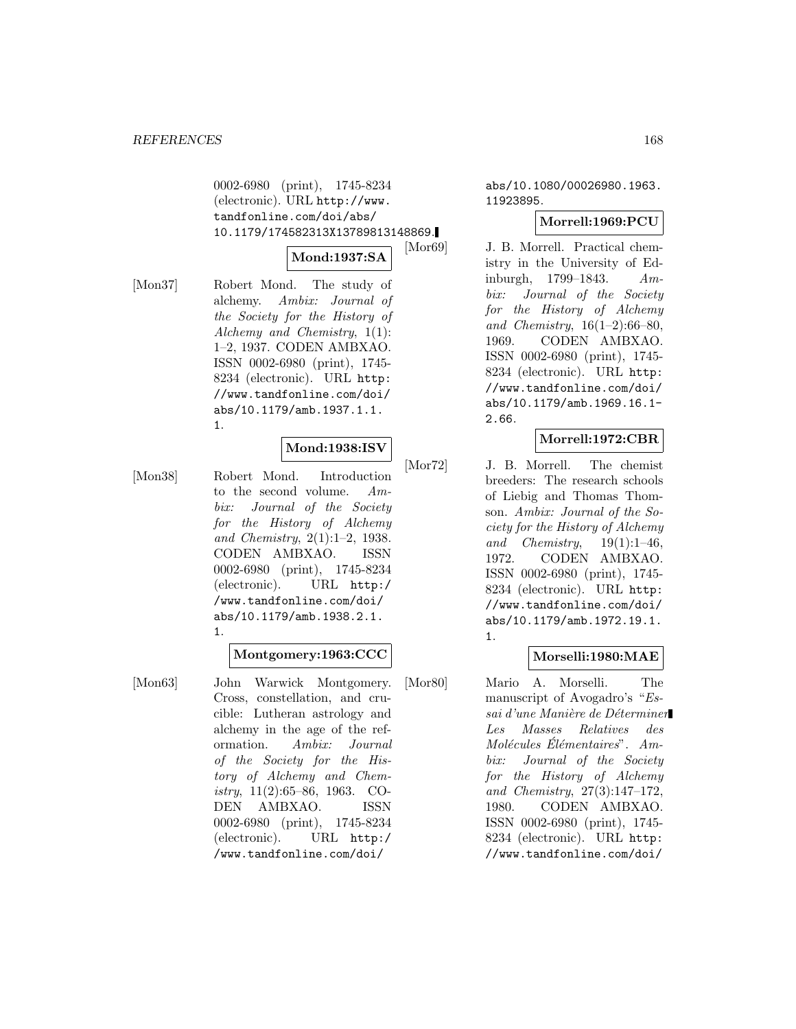0002-6980 (print), 1745-8234 (electronic). URL http://www.tandfonline.com/doi/abs/10.1179/174582313X13789813148869.

**Mond:1937:SA**

[Mon37] Robert Mond. The study of alchemy. *Ambix: Journal of the Society for the History of Alchemy and Chemistry*, 1(1): 1–2, 1937. CODEN AMBXAO. ISSN 0002-6980 (print), 1745-8234 (electronic). URL http://www.tandfonline.com/doi/abs/10.1179/amb.1937.1.1.1.

**Mond:1938:ISV**

[Mon38] Robert Mond. Introduction to the second volume. *Ambix: Journal of the Society for the History of Alchemy and Chemistry*, 2(1):1–2, 1938. CODEN AMBXAO. ISSN 0002-6980 (print), 1745-8234 (electronic). URL http://www.tandfonline.com/doi/abs/10.1179/amb.1938.2.1.1.

**Montgomery:1963:CCC**

[Mon63] John Warwick Montgomery. Cross, constellation, and crucible: Lutheran astrology and alchemy in the age of the reformation. *Ambix: Journal of the Society for the History of Alchemy and Chemistry*, 11(2):65–86, 1963. CODEN AMBXAO. ISSN 0002-6980 (print), 1745-8234 (electronic). URL http://www.tandfonline.com/doi/abs/10.1080/00026980.1963.11923895.

**Morrell:1969:PCU**

[Mor69] J. B. Morrell. Practical chemistry in the University of Edinburgh, 1799–1843. *Ambix: Journal of the Society for the History of Alchemy and Chemistry*, 16(1–2):66–80, 1969. CODEN AMBXAO. ISSN 0002-6980 (print), 1745-8234 (electronic). URL http://www.tandfonline.com/doi/abs/10.1179/amb.1969.16.1-2.66.

**Morrell:1972:CBR**

[Mor72] J. B. Morrell. The chemist breeders: The research schools of Liebig and Thomas Thomson. *Ambix: Journal of the Society for the History of Alchemy and Chemistry*, 19(1):1–46, 1972. CODEN AMBXAO. ISSN 0002-6980 (print), 1745-8234 (electronic). URL http://www.tandfonline.com/doi/abs/10.1179/amb.1972.19.1.1.

**Morselli:1980:MAE**

[Mor80] Mario A. Morselli. The manuscript of Avogadro's "*Essai d'une Manière de Déterminer Les Masses Relatives des Molécules Élémentaires*". *Ambix: Journal of the Society for the History of Alchemy and Chemistry*, 27(3):147–172, 1980. CODEN AMBXAO. ISSN 0002-6980 (print), 1745-8234 (electronic). URL http://www.tandfonline.com/doi/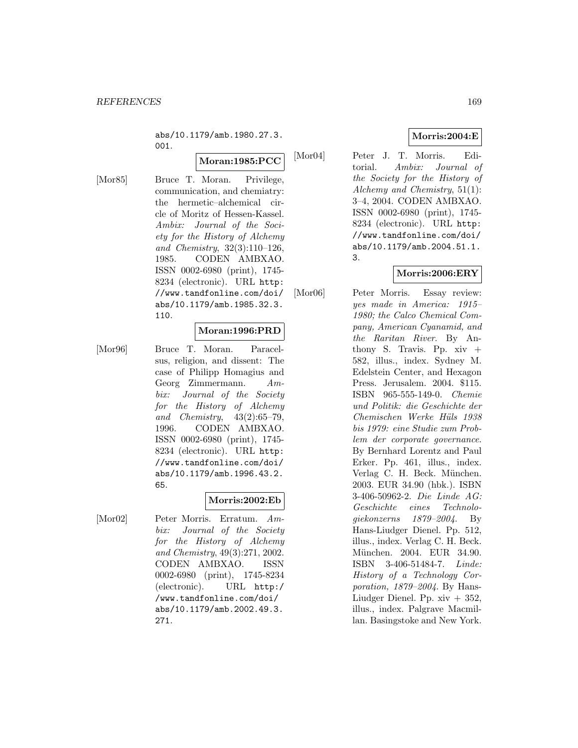abs/10.1179/amb.1980.27.3.001.

**Moran:1985:PCC**

[Mor85] Bruce T. Moran. Privilege, communication, and chemiatry: the hermetic–alchemical circle of Moritz of Hessen-Kassel. *Ambix: Journal of the Society for the History of Alchemy and Chemistry*, 32(3):110–126, 1985. CODEN AMBXAO. ISSN 0002-6980 (print), 1745-8234 (electronic). URL http://www.tandfonline.com/doi/abs/10.1179/amb.1985.32.3.110.

**Moran:1996:PRD**

[Mor96] Bruce T. Moran. Paracelsus, religion, and dissent: The case of Philipp Homagius and Georg Zimmermann. *Ambix: Journal of the Society for the History of Alchemy and Chemistry*, 43(2):65–79, 1996. CODEN AMBXAO. ISSN 0002-6980 (print), 1745-8234 (electronic). URL http://www.tandfonline.com/doi/abs/10.1179/amb.1996.43.2.65.

**Morris:2002:Eb**

[Mor02] Peter Morris. Erratum. *Ambix: Journal of the Society for the History of Alchemy and Chemistry*, 49(3):271, 2002. CODEN AMBXAO. ISSN 0002-6980 (print), 1745-8234 (electronic). URL http://www.tandfonline.com/doi/abs/10.1179/amb.2002.49.3.271.

**Morris:2004:E**

[Mor04] Peter J. T. Morris. Editorial. *Ambix: Journal of the Society for the History of Alchemy and Chemistry*, 51(1):3–4, 2004. CODEN AMBXAO. ISSN 0002-6980 (print), 1745-8234 (electronic). URL http://www.tandfonline.com/doi/abs/10.1179/amb.2004.51.1.3.

**Morris:2006:ERY**

[Mor06] Peter Morris. Essay review: *yes made in America: 1915–1980; the Calco Chemical Company, American Cyanamid, and the Raritan River*. By Anthony S. Travis. Pp. xiv + 582, illus., index. Sydney M. Edelstein Center, and Hexagon Press. Jerusalem. 2004. $115. ISBN 965-555-149-0. *Chemie und Politik: die Geschichte der Chemischen Werke Hüls 1938 bis 1979: eine Studie zum Problem der corporate governance*. By Bernhard Lorentz and Paul Erker. Pp. 461, illus., index. Verlag C. H. Beck. München. 2003. EUR 34.90 (hbk.). ISBN 3-406-50962-2. *Die Linde AG: Geschichte eines Technologiekonzerns 1879–2004*. By Hans-Liudger Dienel. Pp. 512, illus., index. Verlag C. H. Beck. München. 2004. EUR 34.90. ISBN 3-406-51484-7. *Linde: History of a Technology Corporation, 1879–2004*. By Hans-Liudger Dienel. Pp. xiv + 352, illus., index. Palgrave Macmillan. Basingstoke and New York.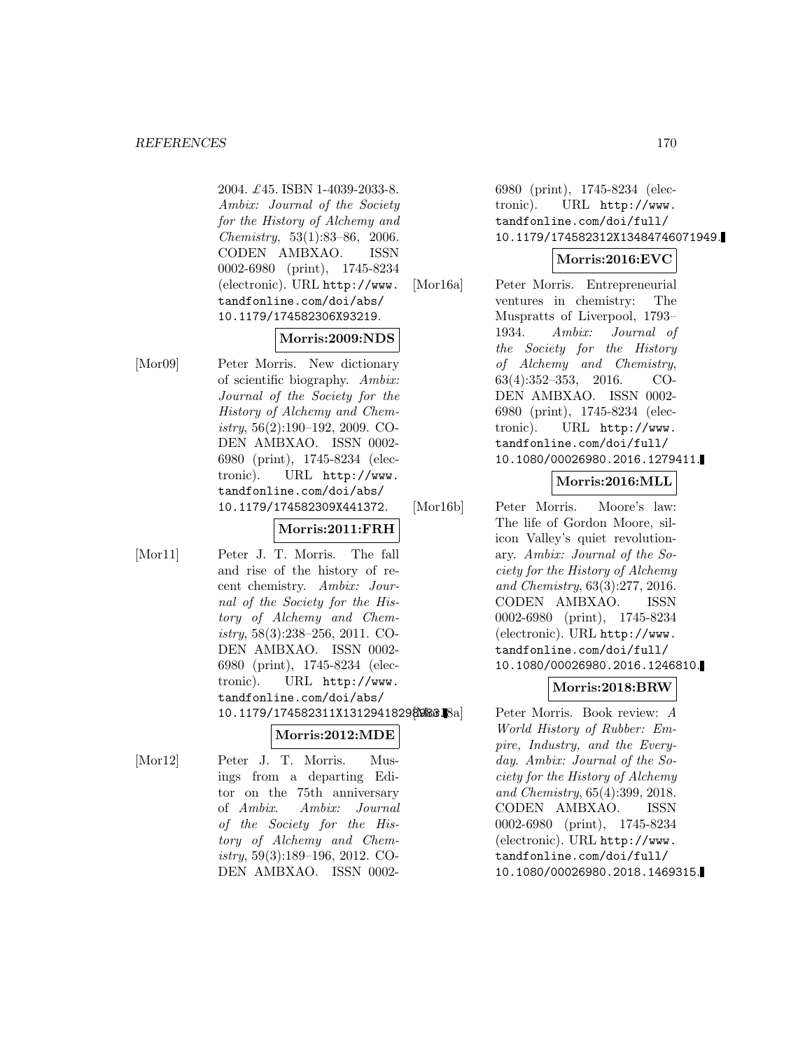2004. £45. ISBN 1-4039-2033-8. *Ambix: Journal of the Society for the History of Alchemy and Chemistry*, 53(1):83–86, 2006. CODEN AMBXAO. ISSN 0002-6980 (print), 1745-8234 (electronic). URL http://www.tandfonline.com/doi/abs/10.1179/174582306X93219.

**Morris:2009:NDS**

[Mor09] Peter Morris. New dictionary of scientific biography. *Ambix: Journal of the Society for the History of Alchemy and Chemistry*, 56(2):190–192, 2009. CODEN AMBXAO. ISSN 0002-6980 (print), 1745-8234 (electronic). URL http://www.tandfonline.com/doi/abs/10.1179/174582309X441372.

**Morris:2011:FRH**

[Mor11] Peter J. T. Morris. The fall and rise of the history of recent chemistry. *Ambix: Journal of the Society for the History of Alchemy and Chemistry*, 58(3):238–256, 2011. CODEN AMBXAO. ISSN 0002-6980 (print), 1745-8234 (electronic). URL http://www.tandfonline.com/doi/abs/10.1179/174582311X13129418298983.

**Morris:2012:MDE**

[Mor12] Peter J. T. Morris. Musings from a departing Editor on the 75th anniversary of *Ambix*. *Ambix: Journal of the Society for the History of Alchemy and Chemistry*, 59(3):189–196, 2012. CODEN AMBXAO. ISSN 0002-6980 (print), 1745-8234 (electronic). URL http://www.tandfonline.com/doi/full/10.1179/174582312X13484746071949.

**Morris:2016:EVC**

[Mor16a] Peter Morris. Entrepreneurial ventures in chemistry: The Muspratts of Liverpool, 1793–1934. *Ambix: Journal of the Society for the History of Alchemy and Chemistry*, 63(4):352–353, 2016. CODEN AMBXAO. ISSN 0002-6980 (print), 1745-8234 (electronic). URL http://www.tandfonline.com/doi/full/10.1080/00026980.2016.1279411.

**Morris:2016:MLL**

[Mor16b] Peter Morris. Moore's law: The life of Gordon Moore, silicon Valley's quiet revolutionary. *Ambix: Journal of the Society for the History of Alchemy and Chemistry*, 63(3):277, 2016. CODEN AMBXAO. ISSN 0002-6980 (print), 1745-8234 (electronic). URL http://www.tandfonline.com/doi/full/10.1080/00026980.2016.1246810.

**Morris:2018:BRW**

[Mor18a] Peter Morris. Book review: *A World History of Rubber: Empire, Industry, and the Everyday*. *Ambix: Journal of the Society for the History of Alchemy and Chemistry*, 65(4):399, 2018. CODEN AMBXAO. ISSN 0002-6980 (print), 1745-8234 (electronic). URL http://www.tandfonline.com/doi/full/10.1080/00026980.2018.1469315.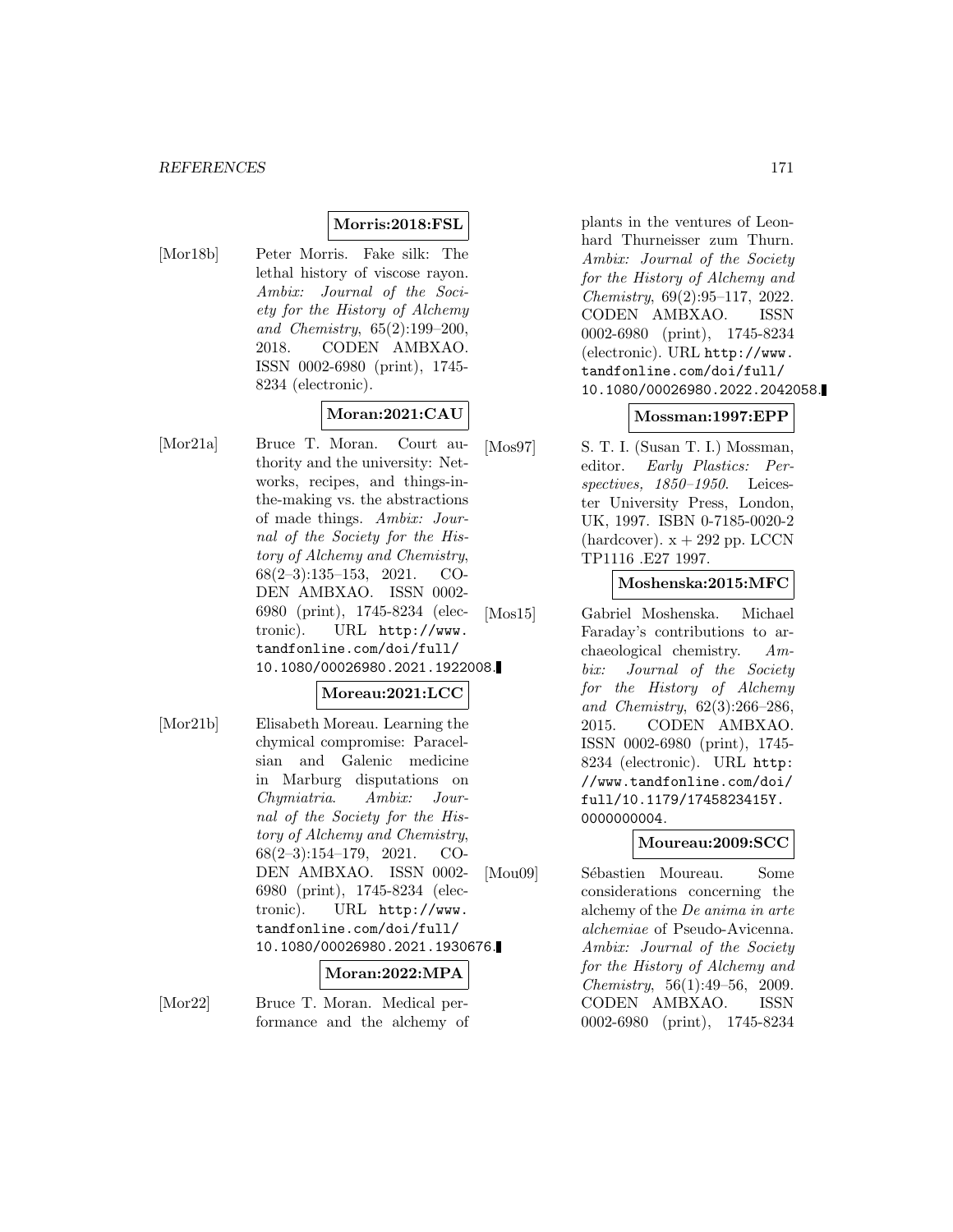**Morris:2018:FSL**

[Mor18b] Peter Morris. Fake silk: The lethal history of viscose rayon. *Ambix: Journal of the Society for the History of Alchemy and Chemistry*, 65(2):199–200, 2018. CODEN AMBXAO. ISSN 0002-6980 (print), 1745-8234 (electronic).

**Moran:2021:CAU**

[Mor21a] Bruce T. Moran. Court authority and the university: Networks, recipes, and things-in-the-making vs. the abstractions of made things. *Ambix: Journal of the Society for the History of Alchemy and Chemistry*, 68(2–3):135–153, 2021. CODEN AMBXAO. ISSN 0002-6980 (print), 1745-8234 (electronic). URL http://www.tandfonline.com/doi/full/10.1080/00026980.2021.1922008.

**Moreau:2021:LCC**

[Mor21b] Elisabeth Moreau. Learning the chymical compromise: Paracelsian and Galenic medicine in Marburg disputations on *Chymiatria*. *Ambix: Journal of the Society for the History of Alchemy and Chemistry*, 68(2–3):154–179, 2021. CODEN AMBXAO. ISSN 0002-6980 (print), 1745-8234 (electronic). URL http://www.tandfonline.com/doi/full/10.1080/00026980.2021.1930676.

**Moran:2022:MPA**

[Mor22] Bruce T. Moran. Medical performance and the alchemy of plants in the ventures of Leonhard Thurneisser zum Thurn. *Ambix: Journal of the Society for the History of Alchemy and Chemistry*, 69(2):95–117, 2022. CODEN AMBXAO. ISSN 0002-6980 (print), 1745-8234 (electronic). URL http://www.tandfonline.com/doi/full/10.1080/00026980.2022.2042058.

**Mossman:1997:EPP**

[Mos97] S. T. I. (Susan T. I.) Mossman, editor. *Early Plastics: Perspectives, 1850–1950*. Leicester University Press, London, UK, 1997. ISBN 0-7185-0020-2 (hardcover). x + 292 pp. LCCN TP1116 .E27 1997.

**Moshenska:2015:MFC**

[Mos15] Gabriel Moshenska. Michael Faraday's contributions to archaeological chemistry. *Ambix: Journal of the Society for the History of Alchemy and Chemistry*, 62(3):266–286, 2015. CODEN AMBXAO. ISSN 0002-6980 (print), 1745-8234 (electronic). URL http://www.tandfonline.com/doi/full/10.1179/1745823415Y.0000000004.

**Moureau:2009:SCC**

[Mou09] Sébastien Moureau. Some considerations concerning the alchemy of the *De anima in arte alchemiae* of Pseudo-Avicenna. *Ambix: Journal of the Society for the History of Alchemy and Chemistry*, 56(1):49–56, 2009. CODEN AMBXAO. ISSN 0002-6980 (print), 1745-8234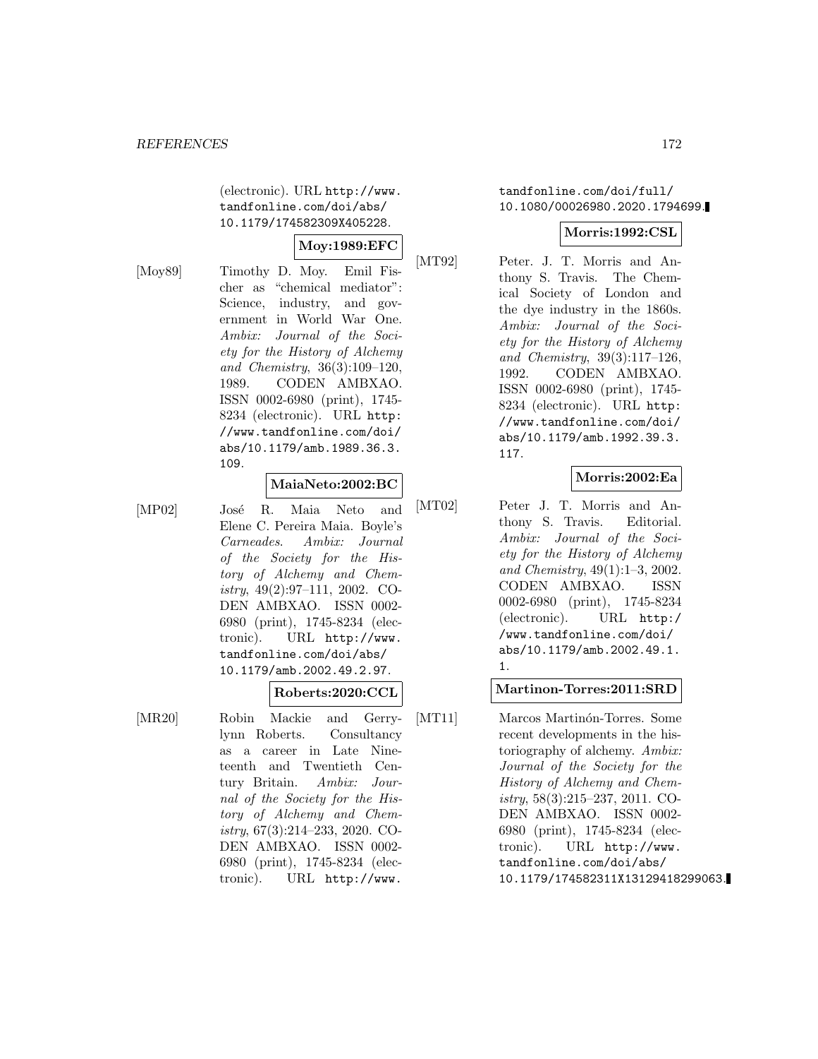(electronic). URL http://www.tandfonline.com/doi/abs/10.1179/174582309X405228.

**Moy:1989:EFC**

[Moy89] Timothy D. Moy. Emil Fischer as "chemical mediator": Science, industry, and government in World War One. *Ambix: Journal of the Society for the History of Alchemy and Chemistry*, 36(3):109–120, 1989. CODEN AMBXAO. ISSN 0002-6980 (print), 1745-8234 (electronic). URL http://www.tandfonline.com/doi/abs/10.1179/amb.1989.36.3.109.

**MaiaNeto:2002:BC**

[MP02] José R. Maia Neto and Elene C. Pereira Maia. Boyle's *Carneades*. *Ambix: Journal of the Society for the History of Alchemy and Chemistry*, 49(2):97–111, 2002. CODEN AMBXAO. ISSN 0002-6980 (print), 1745-8234 (electronic). URL http://www.tandfonline.com/doi/abs/10.1179/amb.2002.49.2.97.

**Roberts:2020:CCL**

[MR20] Robin Mackie and Gerrylynn Roberts. Consultancy as a career in Late Nineteenth and Twentieth Century Britain. *Ambix: Journal of the Society for the History of Alchemy and Chemistry*, 67(3):214–233, 2020. CODEN AMBXAO. ISSN 0002-6980 (print), 1745-8234 (electronic). URL http://www.tandfonline.com/doi/full/10.1080/00026980.2020.1794699.

**Morris:1992:CSL**

[MT92] Peter. J. T. Morris and Anthony S. Travis. The Chemical Society of London and the dye industry in the 1860s. *Ambix: Journal of the Society for the History of Alchemy and Chemistry*, 39(3):117–126, 1992. CODEN AMBXAO. ISSN 0002-6980 (print), 1745-8234 (electronic). URL http://www.tandfonline.com/doi/abs/10.1179/amb.1992.39.3.117.

**Morris:2002:Ea**

[MT02] Peter J. T. Morris and Anthony S. Travis. Editorial. *Ambix: Journal of the Society for the History of Alchemy and Chemistry*, 49(1):1–3, 2002. CODEN AMBXAO. ISSN 0002-6980 (print), 1745-8234 (electronic). URL http://www.tandfonline.com/doi/abs/10.1179/amb.2002.49.1.1.

**Martinon-Torres:2011:SRD**

[MT11] Marcos Martinón-Torres. Some recent developments in the historiography of alchemy. *Ambix: Journal of the Society for the History of Alchemy and Chemistry*, 58(3):215–237, 2011. CODEN AMBXAO. ISSN 0002-6980 (print), 1745-8234 (electronic). URL http://www.tandfonline.com/doi/abs/10.1179/174582311X13129418299063.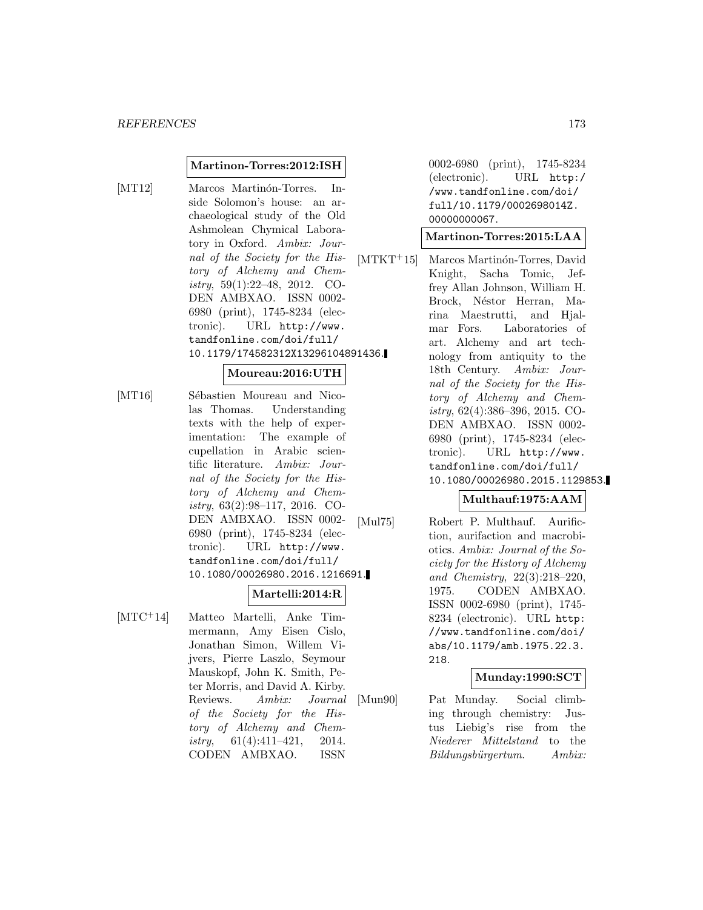**Martinon-Torres:2012:ISH**

[MT12] Marcos Martinón-Torres. Inside Solomon's house: an archaeological study of the Old Ashmolean Chymical Laboratory in Oxford. *Ambix: Journal of the Society for the History of Alchemy and Chemistry*, 59(1):22–48, 2012. CODEN AMBXAO. ISSN 0002-6980 (print), 1745-8234 (electronic). URL http://www.tandfonline.com/doi/full/10.1179/174582312X13296104891436.

**Moureau:2016:UTH**

[MT16] Sébastien Moureau and Nicolas Thomas. Understanding texts with the help of experimentation: The example of cupellation in Arabic scientific literature. *Ambix: Journal of the Society for the History of Alchemy and Chemistry*, 63(2):98–117, 2016. CODEN AMBXAO. ISSN 0002-6980 (print), 1745-8234 (electronic). URL http://www.tandfonline.com/doi/full/10.1080/00026980.2016.1216691.

**Martelli:2014:R**

[MTC+14] Matteo Martelli, Anke Timmermann, Amy Eisen Cislo, Jonathan Simon, Willem Vijvers, Pierre Laszlo, Seymour Mauskopf, John K. Smith, Peter Morris, and David A. Kirby. Reviews. *Ambix: Journal of the Society for the History of Alchemy and Chemistry*, 61(4):411–421, 2014. CODEN AMBXAO. ISSN 0002-6980 (print), 1745-8234 (electronic). URL http://www.tandfonline.com/doi/full/10.1179/0002698014Z.00000000067.

**Martinon-Torres:2015:LAA**

[MTKT+15] Marcos Martinón-Torres, David Knight, Sacha Tomic, Jeffrey Allan Johnson, William H. Brock, Néstor Herran, Marina Maestrutti, and Hjalmar Fors. Laboratories of art. Alchemy and art technology from antiquity to the 18th Century. *Ambix: Journal of the Society for the History of Alchemy and Chemistry*, 62(4):386–396, 2015. CODEN AMBXAO. ISSN 0002-6980 (print), 1745-8234 (electronic). URL http://www.tandfonline.com/doi/full/10.1080/00026980.2015.1129853.

**Multhauf:1975:AAM**

[Mul75] Robert P. Multhauf. Aurifiction, aurifaction and macrobiotics. *Ambix: Journal of the Society for the History of Alchemy and Chemistry*, 22(3):218–220, 1975. CODEN AMBXAO. ISSN 0002-6980 (print), 1745-8234 (electronic). URL http://www.tandfonline.com/doi/abs/10.1179/amb.1975.22.3.218.

**Munday:1990:SCT**

[Mun90] Pat Munday. Social climbing through chemistry: Justus Liebig's rise from the *Niederer Mittelstand* to the *Bildungsbürgertum*. *Ambix:*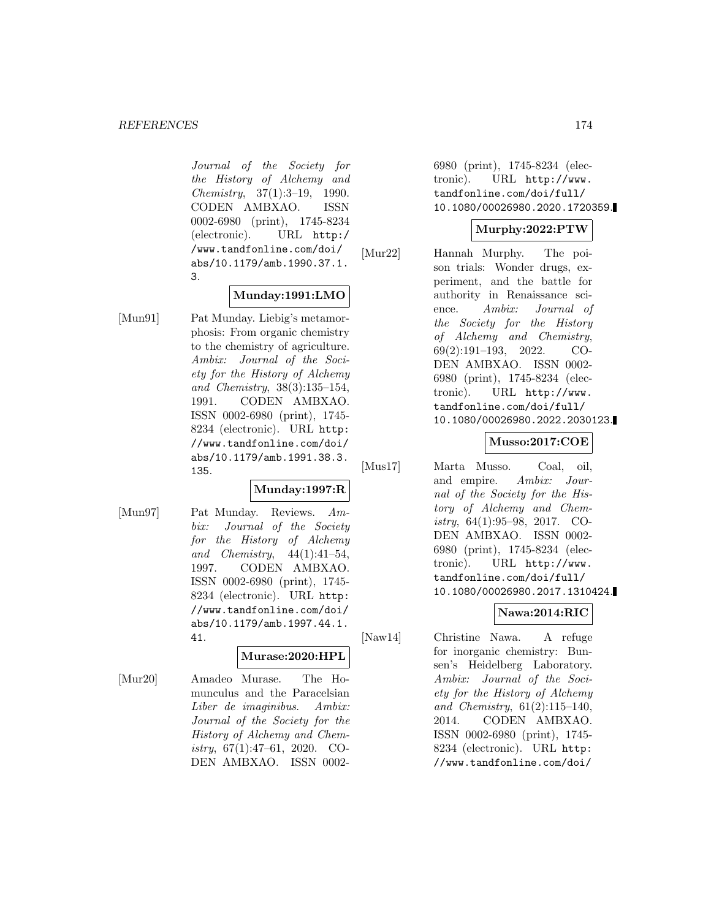Journal of the Society for the History of Alchemy and Chemistry, 37(1):3–19, 1990. CODEN AMBXAO. ISSN 0002-6980 (print), 1745-8234 (electronic). URL http://www.tandfonline.com/doi/abs/10.1179/amb.1990.37.1.3.

**Munday:1991:LMO**

[Mun91] Pat Munday. Liebig's metamorphosis: From organic chemistry to the chemistry of agriculture. *Ambix: Journal of the Society for the History of Alchemy and Chemistry*, 38(3):135–154, 1991. CODEN AMBXAO. ISSN 0002-6980 (print), 1745-8234 (electronic). URL http://www.tandfonline.com/doi/abs/10.1179/amb.1991.38.3.135.

**Munday:1997:R**

[Mun97] Pat Munday. Reviews. *Ambix: Journal of the Society for the History of Alchemy and Chemistry*, 44(1):41–54, 1997. CODEN AMBXAO. ISSN 0002-6980 (print), 1745-8234 (electronic). URL http://www.tandfonline.com/doi/abs/10.1179/amb.1997.44.1.41.

**Murase:2020:HPL**

[Mur20] Amadeo Murase. The Homunculus and the Paracelsian *Liber de imaginibus*. *Ambix: Journal of the Society for the History of Alchemy and Chemistry*, 67(1):47–61, 2020. CODEN AMBXAO. ISSN 0002-6980 (print), 1745-8234 (electronic). URL http://www.tandfonline.com/doi/full/10.1080/00026980.2020.1720359.

**Murphy:2022:PTW**

[Mur22] Hannah Murphy. The poison trials: Wonder drugs, experiment, and the battle for authority in Renaissance science. *Ambix: Journal of the Society for the History of Alchemy and Chemistry*, 69(2):191–193, 2022. CODEN AMBXAO. ISSN 0002-6980 (print), 1745-8234 (electronic). URL http://www.tandfonline.com/doi/full/10.1080/00026980.2022.2030123.

**Musso:2017:COE**

[Mus17] Marta Musso. Coal, oil, and empire. *Ambix: Journal of the Society for the History of Alchemy and Chemistry*, 64(1):95–98, 2017. CODEN AMBXAO. ISSN 0002-6980 (print), 1745-8234 (electronic). URL http://www.tandfonline.com/doi/full/10.1080/00026980.2017.1310424.

**Nawa:2014:RIC**

[Naw14] Christine Nawa. A refuge for inorganic chemistry: Bunsen's Heidelberg Laboratory. *Ambix: Journal of the Society for the History of Alchemy and Chemistry*, 61(2):115–140, 2014. CODEN AMBXAO. ISSN 0002-6980 (print), 1745-8234 (electronic). URL http://www.tandfonline.com/doi/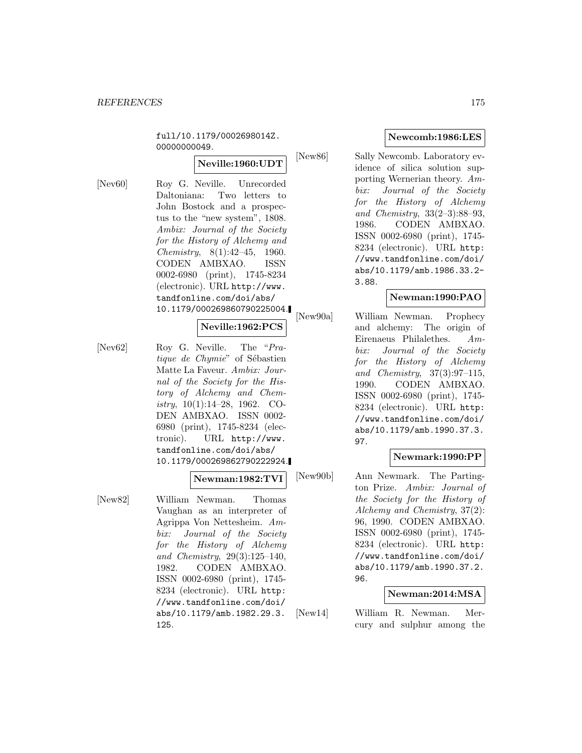full/10.1179/0002698014Z.00000000049.

**Neville:1960:UDT**

[Nev60] Roy G. Neville. Unrecorded Daltoniana: Two letters to John Bostock and a prospectus to the "new system", 1808. *Ambix: Journal of the Society for the History of Alchemy and Chemistry*, 8(1):42–45, 1960. CODEN AMBXAO. ISSN 0002-6980 (print), 1745-8234 (electronic). URL http://www.tandfonline.com/doi/abs/10.1179/000269860790225004.

**Neville:1962:PCS**

[Nev62] Roy G. Neville. The "*Pratique de Chymie*" of Sébastien Matte La Faveur. *Ambix: Journal of the Society for the History of Alchemy and Chemistry*, 10(1):14–28, 1962. CODEN AMBXAO. ISSN 0002-6980 (print), 1745-8234 (electronic). URL http://www.tandfonline.com/doi/abs/10.1179/000269862790222924.

**Newman:1982:TVI**

[New82] William Newman. Thomas Vaughan as an interpreter of Agrippa Von Nettesheim. *Ambix: Journal of the Society for the History of Alchemy and Chemistry*, 29(3):125–140, 1982. CODEN AMBXAO. ISSN 0002-6980 (print), 1745-8234 (electronic). URL http://www.tandfonline.com/doi/abs/10.1179/amb.1982.29.3.125.

**Newcomb:1986:LES**

[New86] Sally Newcomb. Laboratory evidence of silica solution supporting Wernerian theory. *Ambix: Journal of the Society for the History of Alchemy and Chemistry*, 33(2–3):88–93, 1986. CODEN AMBXAO. ISSN 0002-6980 (print), 1745-8234 (electronic). URL http://www.tandfonline.com/doi/abs/10.1179/amb.1986.33.2-3.88.

**Newman:1990:PAO**

[New90a] William Newman. Prophecy and alchemy: The origin of Eirenaeus Philalethes. *Ambix: Journal of the Society for the History of Alchemy and Chemistry*, 37(3):97–115, 1990. CODEN AMBXAO. ISSN 0002-6980 (print), 1745-8234 (electronic). URL http://www.tandfonline.com/doi/abs/10.1179/amb.1990.37.3.97.

**Newmark:1990:PP**

[New90b] Ann Newmark. The Partington Prize. *Ambix: Journal of the Society for the History of Alchemy and Chemistry*, 37(2):96, 1990. CODEN AMBXAO. ISSN 0002-6980 (print), 1745-8234 (electronic). URL http://www.tandfonline.com/doi/abs/10.1179/amb.1990.37.2.96.

**Newman:2014:MSA**

[New14] William R. Newman. Mercury and sulphur among the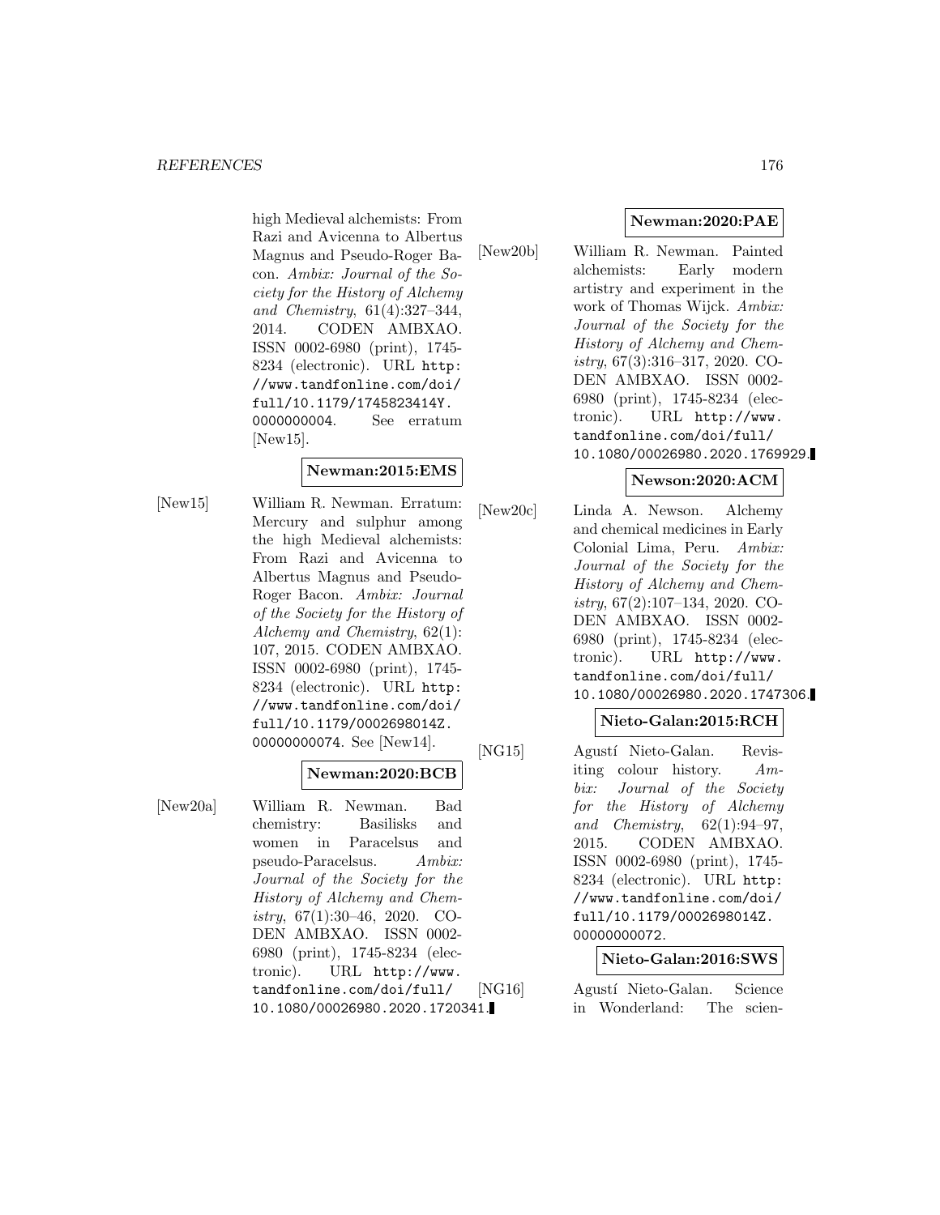high Medieval alchemists: From Razi and Avicenna to Albertus Magnus and Pseudo-Roger Bacon. *Ambix: Journal of the Society for the History of Alchemy and Chemistry*, 61(4):327–344, 2014. CODEN AMBXAO. ISSN 0002-6980 (print), 1745-8234 (electronic). URL `http://www.tandfonline.com/doi/full/10.1179/1745823414Y.0000000004`. See erratum [New15].

**Newman:2015:EMS**

[New15] William R. Newman. Erratum: Mercury and sulphur among the high Medieval alchemists: From Razi and Avicenna to Albertus Magnus and Pseudo-Roger Bacon. *Ambix: Journal of the Society for the History of Alchemy and Chemistry*, 62(1): 107, 2015. CODEN AMBXAO. ISSN 0002-6980 (print), 1745-8234 (electronic). URL `http://www.tandfonline.com/doi/full/10.1179/0002698014Z.00000000074`. See [New14].

**Newman:2020:BCB**

[New20a] William R. Newman. Bad chemistry: Basilisks and women in Paracelsus and pseudo-Paracelsus. *Ambix: Journal of the Society for the History of Alchemy and Chemistry*, 67(1):30–46, 2020. CODEN AMBXAO. ISSN 0002-6980 (print), 1745-8234 (electronic). URL `http://www.tandfonline.com/doi/full/10.1080/00026980.2020.1720341`.

**Newman:2020:PAE**

[New20b] William R. Newman. Painted alchemists: Early modern artistry and experiment in the work of Thomas Wijck. *Ambix: Journal of the Society for the History of Alchemy and Chemistry*, 67(3):316–317, 2020. CODEN AMBXAO. ISSN 0002-6980 (print), 1745-8234 (electronic). URL `http://www.tandfonline.com/doi/full/10.1080/00026980.2020.1769929`.

**Newson:2020:ACM**

[New20c] Linda A. Newson. Alchemy and chemical medicines in Early Colonial Lima, Peru. *Ambix: Journal of the Society for the History of Alchemy and Chemistry*, 67(2):107–134, 2020. CODEN AMBXAO. ISSN 0002-6980 (print), 1745-8234 (electronic). URL `http://www.tandfonline.com/doi/full/10.1080/00026980.2020.1747306`.

**Nieto-Galan:2015:RCH**

[NG15] Agustí Nieto-Galan. Revisiting colour history. *Ambix: Journal of the Society for the History of Alchemy and Chemistry*, 62(1):94–97, 2015. CODEN AMBXAO. ISSN 0002-6980 (print), 1745-8234 (electronic). URL `http://www.tandfonline.com/doi/full/10.1179/0002698014Z.00000000072`.

**Nieto-Galan:2016:SWS**

[NG16] Agustí Nieto-Galan. Science in Wonderland: The scien-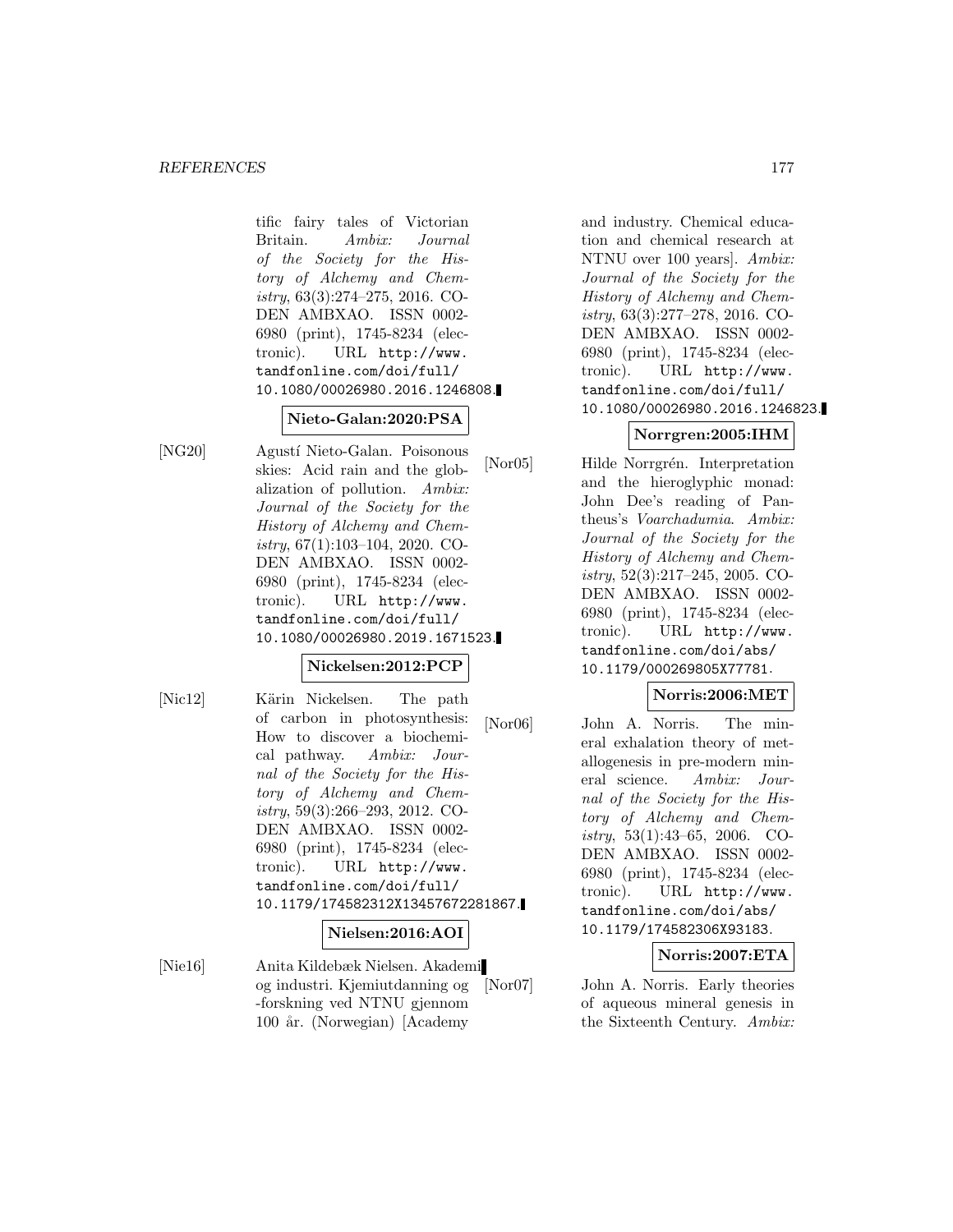tific fairy tales of Victorian Britain. *Ambix: Journal of the Society for the History of Alchemy and Chemistry*, 63(3):274–275, 2016. CODEN AMBXAO. ISSN 0002-6980 (print), 1745-8234 (electronic). URL http://www.tandfonline.com/doi/full/10.1080/00026980.2016.1246808.

**Nieto-Galan:2020:PSA**

[NG20] Agustí Nieto-Galan. Poisonous skies: Acid rain and the globalization of pollution. *Ambix: Journal of the Society for the History of Alchemy and Chemistry*, 67(1):103–104, 2020. CODEN AMBXAO. ISSN 0002-6980 (print), 1745-8234 (electronic). URL http://www.tandfonline.com/doi/full/10.1080/00026980.2019.1671523.

**Nickelsen:2012:PCP**

[Nic12] Kärin Nickelsen. The path of carbon in photosynthesis: How to discover a biochemical pathway. *Ambix: Journal of the Society for the History of Alchemy and Chemistry*, 59(3):266–293, 2012. CODEN AMBXAO. ISSN 0002-6980 (print), 1745-8234 (electronic). URL http://www.tandfonline.com/doi/full/10.1179/174582312X13457672281867.

**Nielsen:2016:AOI**

[Nie16] Anita Kildebæk Nielsen. Akademi og industri. Kjemiutdanning og -forskning ved NTNU gjennom 100 år. (Norwegian) [Academy and industry. Chemical education and chemical research at NTNU over 100 years]. *Ambix: Journal of the Society for the History of Alchemy and Chemistry*, 63(3):277–278, 2016. CODEN AMBXAO. ISSN 0002-6980 (print), 1745-8234 (electronic). URL http://www.tandfonline.com/doi/full/10.1080/00026980.2016.1246823.

**Norrgren:2005:IHM**

[Nor05] Hilde Norrgrén. Interpretation and the hieroglyphic monad: John Dee's reading of Pantheus's *Voarchadumia*. *Ambix: Journal of the Society for the History of Alchemy and Chemistry*, 52(3):217–245, 2005. CODEN AMBXAO. ISSN 0002-6980 (print), 1745-8234 (electronic). URL http://www.tandfonline.com/doi/abs/10.1179/000269805X77781.

**Norris:2006:MET**

[Nor06] John A. Norris. The mineral exhalation theory of metallogenesis in pre-modern mineral science. *Ambix: Journal of the Society for the History of Alchemy and Chemistry*, 53(1):43–65, 2006. CODEN AMBXAO. ISSN 0002-6980 (print), 1745-8234 (electronic). URL http://www.tandfonline.com/doi/abs/10.1179/174582306X93183.

**Norris:2007:ETA**

[Nor07] John A. Norris. Early theories of aqueous mineral genesis in the Sixteenth Century. *Ambix:*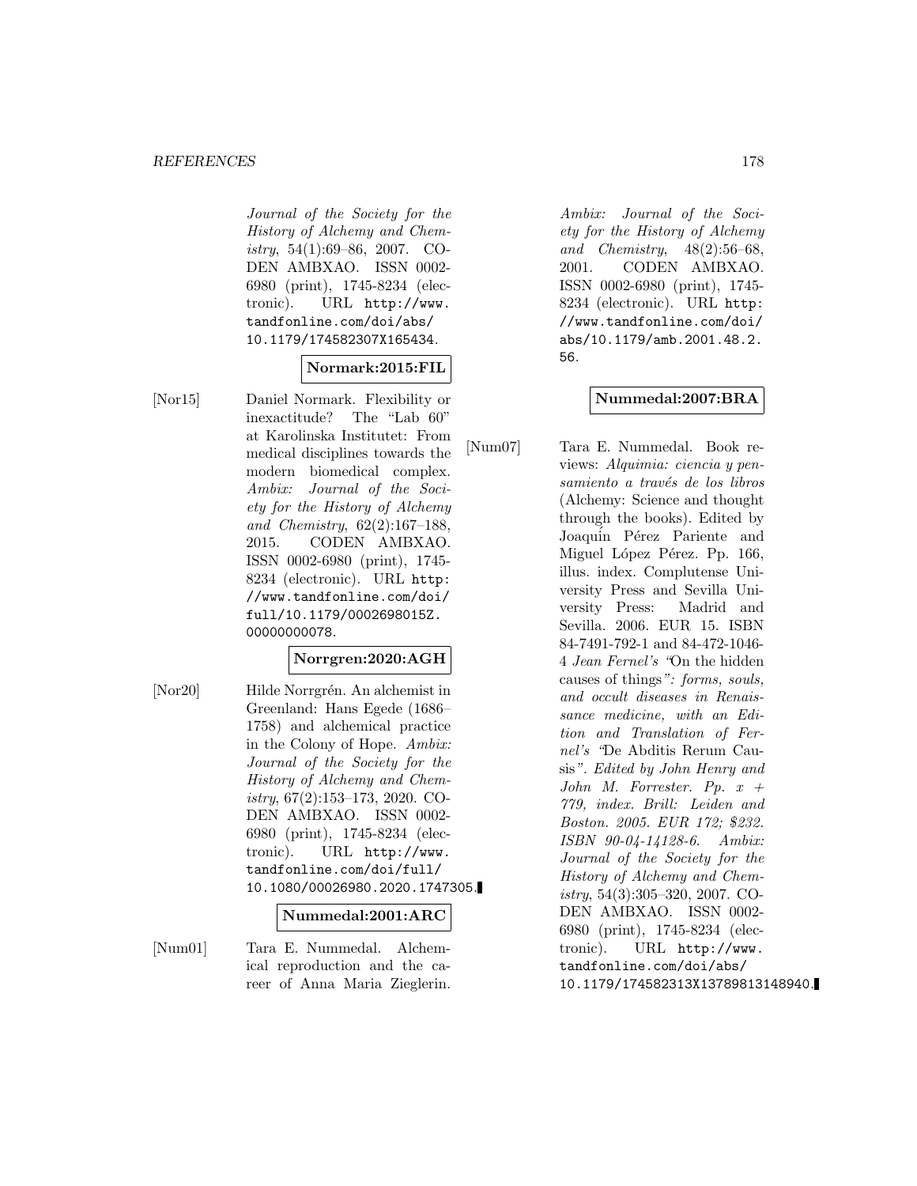*Journal of the Society for the History of Alchemy and Chemistry*, 54(1):69–86, 2007. CODEN AMBXAO. ISSN 0002-6980 (print), 1745-8234 (electronic). URL `http://www.tandfonline.com/doi/abs/10.1179/174582307X165434`.

**Normark:2015:FIL**

[Nor15] Daniel Normark. Flexibility or inexactitude? The "Lab 60" at Karolinska Institutet: From medical disciplines towards the modern biomedical complex. *Ambix: Journal of the Society for the History of Alchemy and Chemistry*, 62(2):167–188, 2015. CODEN AMBXAO. ISSN 0002-6980 (print), 1745-8234 (electronic). URL `http://www.tandfonline.com/doi/full/10.1179/0002698015Z.00000000078`.

**Norrgren:2020:AGH**

[Nor20] Hilde Norrgrén. An alchemist in Greenland: Hans Egede (1686–1758) and alchemical practice in the Colony of Hope. *Ambix: Journal of the Society for the History of Alchemy and Chemistry*, 67(2):153–173, 2020. CODEN AMBXAO. ISSN 0002-6980 (print), 1745-8234 (electronic). URL `http://www.tandfonline.com/doi/full/10.1080/00026980.2020.1747305`.

**Nummedal:2001:ARC**

[Num01] Tara E. Nummedal. Alchemical reproduction and the career of Anna Maria Zieglerin. *Ambix: Journal of the Society for the History of Alchemy and Chemistry*, 48(2):56–68, 2001. CODEN AMBXAO. ISSN 0002-6980 (print), 1745-8234 (electronic). URL `http://www.tandfonline.com/doi/abs/10.1179/amb.2001.48.2.56`.

**Nummedal:2007:BRA**

[Num07] Tara E. Nummedal. Book reviews: *Alquimia: ciencia y pensamiento a través de los libros* (Alchemy: Science and thought through the books). Edited by Joaquín Pérez Pariente and Miguel López Pérez. Pp. 166, illus. index. Complutense University Press and Sevilla University Press: Madrid and Sevilla. 2006. EUR 15. ISBN 84-7491-792-1 and 84-472-1046-4 *Jean Fernel's "On the hidden causes of things": forms, souls, and occult diseases in Renaissance medicine, with an Edition and Translation of Fernel's "De Abditis Rerum Causis". Edited by John Henry and John M. Forrester. Pp. x + 779, index. Brill: Leiden and Boston. 2005. EUR 172; $232. ISBN 90-04-14128-6. Ambix: Journal of the Society for the History of Alchemy and Chemistry*, 54(3):305–320, 2007. CODEN AMBXAO. ISSN 0002-6980 (print), 1745-8234 (electronic). URL `http://www.tandfonline.com/doi/abs/10.1179/174582313X13789813148940`.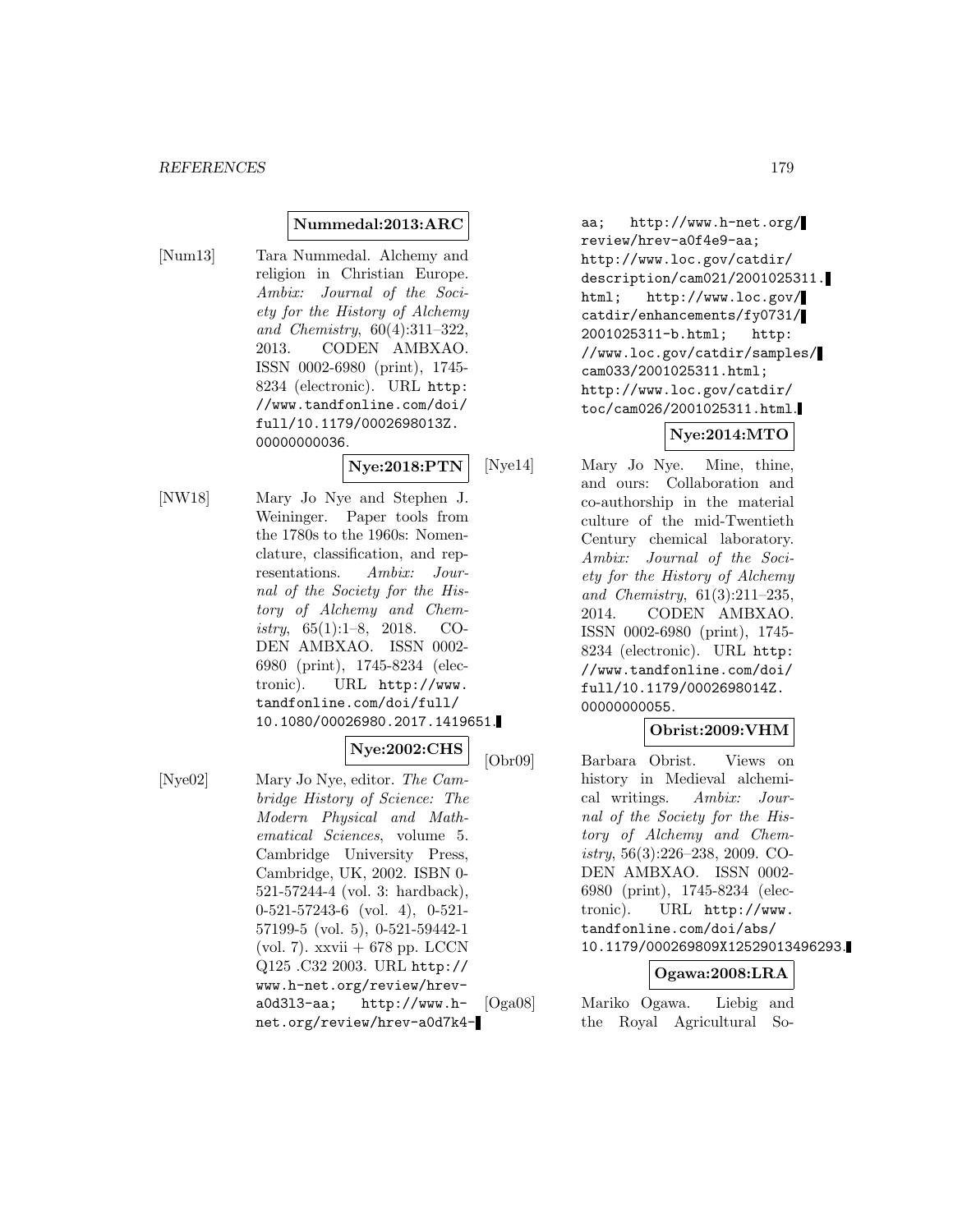**Nummedal:2013:ARC**

[Num13] Tara Nummedal. Alchemy and religion in Christian Europe. *Ambix: Journal of the Society for the History of Alchemy and Chemistry*, 60(4):311–322, 2013. CODEN AMBXAO. ISSN 0002-6980 (print), 1745-8234 (electronic). URL http://www.tandfonline.com/doi/full/10.1179/0002698013Z.00000000036.

**Nye:2018:PTN**

[NW18] Mary Jo Nye and Stephen J. Weininger. Paper tools from the 1780s to the 1960s: Nomenclature, classification, and representations. *Ambix: Journal of the Society for the History of Alchemy and Chemistry*, 65(1):1–8, 2018. CODEN AMBXAO. ISSN 0002-6980 (print), 1745-8234 (electronic). URL http://www.tandfonline.com/doi/full/10.1080/00026980.2017.1419651.

**Nye:2002:CHS**

[Nye02] Mary Jo Nye, editor. *The Cambridge History of Science: The Modern Physical and Mathematical Sciences*, volume 5. Cambridge University Press, Cambridge, UK, 2002. ISBN 0-521-57244-4 (vol. 3: hardback), 0-521-57243-6 (vol. 4), 0-521-57199-5 (vol. 5), 0-521-59442-1 (vol. 7). xxvii + 678 pp. LCCN Q125 .C32 2003. URL http://www.h-net.org/review/hrev-a0d3l3-aa; http://www.h-net.org/review/hrev-a0d7k4-aa; http://www.h-net.org/review/hrev-a0f4e9-aa; http://www.loc.gov/catdir/description/cam021/2001025311.html; http://www.loc.gov/catdir/enhancements/fy0731/2001025311-b.html; http://www.loc.gov/catdir/samples/cam033/2001025311.html; http://www.loc.gov/catdir/toc/cam026/2001025311.html.

**Nye:2014:MTO**

[Nye14] Mary Jo Nye. Mine, thine, and ours: Collaboration and co-authorship in the material culture of the mid-Twentieth Century chemical laboratory. *Ambix: Journal of the Society for the History of Alchemy and Chemistry*, 61(3):211–235, 2014. CODEN AMBXAO. ISSN 0002-6980 (print), 1745-8234 (electronic). URL http://www.tandfonline.com/doi/full/10.1179/0002698014Z.00000000055.

**Obrist:2009:VHM**

[Obr09] Barbara Obrist. Views on history in Medieval alchemical writings. *Ambix: Journal of the Society for the History of Alchemy and Chemistry*, 56(3):226–238, 2009. CODEN AMBXAO. ISSN 0002-6980 (print), 1745-8234 (electronic). URL http://www.tandfonline.com/doi/abs/10.1179/000269809X12529013496293.

**Ogawa:2008:LRA**

[Oga08] Mariko Ogawa. Liebig and the Royal Agricultural So-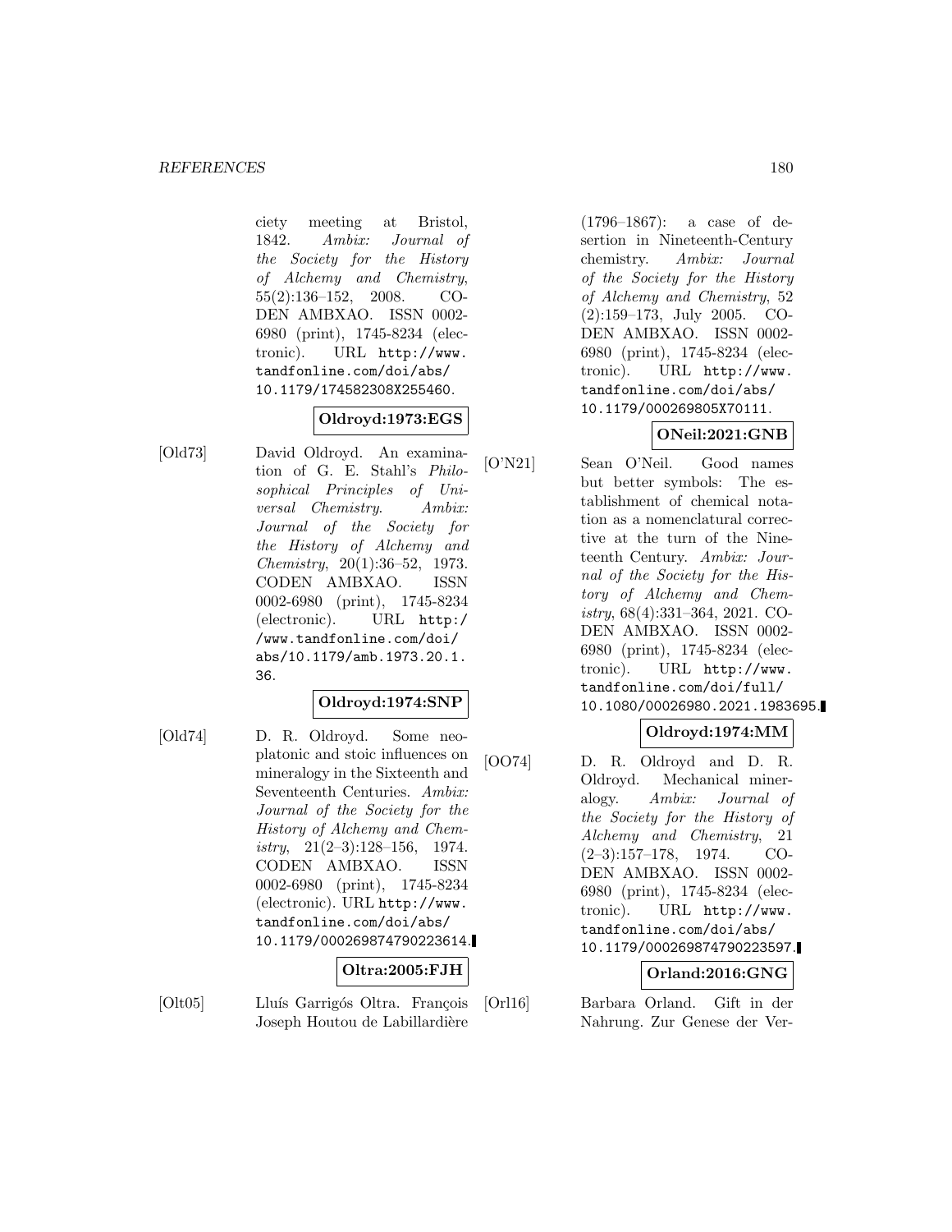ciety meeting at Bristol, 1842. *Ambix: Journal of the Society for the History of Alchemy and Chemistry*, 55(2):136–152, 2008. CODEN AMBXAO. ISSN 0002-6980 (print), 1745-8234 (electronic). URL http://www.tandfonline.com/doi/abs/10.1179/174582308X255460.

**Oldroyd:1973:EGS**

[Old73] David Oldroyd. An examination of G. E. Stahl's *Philosophical Principles of Universal Chemistry*. *Ambix: Journal of the Society for the History of Alchemy and Chemistry*, 20(1):36–52, 1973. CODEN AMBXAO. ISSN 0002-6980 (print), 1745-8234 (electronic). URL http://www.tandfonline.com/doi/abs/10.1179/amb.1973.20.1.36.

**Oldroyd:1974:SNP**

[Old74] D. R. Oldroyd. Some neoplatonic and stoic influences on mineralogy in the Sixteenth and Seventeenth Centuries. *Ambix: Journal of the Society for the History of Alchemy and Chemistry*, 21(2–3):128–156, 1974. CODEN AMBXAO. ISSN 0002-6980 (print), 1745-8234 (electronic). URL http://www.tandfonline.com/doi/abs/10.1179/000269874790223614.

**Oltra:2005:FJH**

[Olt05] Lluís Garrigós Oltra. François Joseph Houtou de Labillardière (1796–1867): a case of desertion in Nineteenth-Century chemistry. *Ambix: Journal of the Society for the History of Alchemy and Chemistry*, 52(2):159–173, July 2005. CODEN AMBXAO. ISSN 0002-6980 (print), 1745-8234 (electronic). URL http://www.tandfonline.com/doi/abs/10.1179/000269805X70111.

**ONeil:2021:GNB**

[O'N21] Sean O'Neil. Good names but better symbols: The establishment of chemical notation as a nomenclatural corrective at the turn of the Nineteenth Century. *Ambix: Journal of the Society for the History of Alchemy and Chemistry*, 68(4):331–364, 2021. CODEN AMBXAO. ISSN 0002-6980 (print), 1745-8234 (electronic). URL http://www.tandfonline.com/doi/full/10.1080/00026980.2021.1983695.

**Oldroyd:1974:MM**

[OO74] D. R. Oldroyd and D. R. Oldroyd. Mechanical mineralogy. *Ambix: Journal of the Society for the History of Alchemy and Chemistry*, 21(2–3):157–178, 1974. CODEN AMBXAO. ISSN 0002-6980 (print), 1745-8234 (electronic). URL http://www.tandfonline.com/doi/abs/10.1179/000269874790223597.

**Orland:2016:GNG**

[Orl16] Barbara Orland. Gift in der Nahrung. Zur Genese der Ver-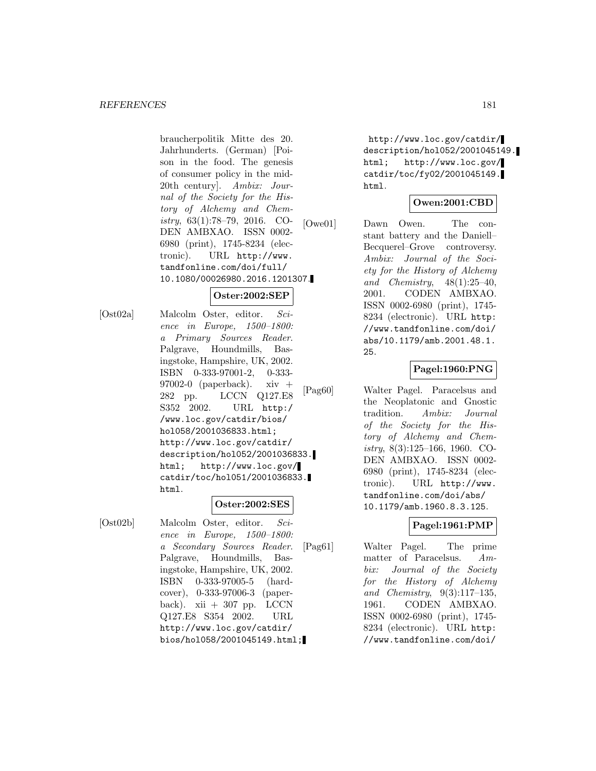braucherpolitik Mitte des 20. Jahrhunderts. (German) [Poison in the food. The genesis of consumer policy in the mid-20th century]. *Ambix: Journal of the Society for the History of Alchemy and Chemistry*, 63(1):78–79, 2016. CODEN AMBXAO. ISSN 0002-6980 (print), 1745-8234 (electronic). URL http://www.tandfonline.com/doi/full/10.1080/00026980.2016.1201307.

**Oster:2002:SEP**

[Ost02a] Malcolm Oster, editor. *Science in Europe, 1500–1800: a Primary Sources Reader*. Palgrave, Houndmills, Basingstoke, Hampshire, UK, 2002. ISBN 0-333-97001-2, 0-333-97002-0 (paperback). xiv + 282 pp. LCCN Q127.E8 S352 2002. URL http://www.loc.gov/catdir/bios/hol058/2001036833.html; http://www.loc.gov/catdir/description/hol052/2001036833.html; http://www.loc.gov/catdir/toc/hol051/2001036833.html.

**Oster:2002:SES**

[Ost02b] Malcolm Oster, editor. *Science in Europe, 1500–1800: a Secondary Sources Reader*. Palgrave, Houndmills, Basingstoke, Hampshire, UK, 2002. ISBN 0-333-97005-5 (hardcover), 0-333-97006-3 (paperback). xii + 307 pp. LCCN Q127.E8 S354 2002. URL http://www.loc.gov/catdir/bios/hol058/2001045149.html; http://www.loc.gov/catdir/description/hol052/2001045149.html; http://www.loc.gov/catdir/toc/fy02/2001045149.html.

**Owen:2001:CBD**

[Owe01] Dawn Owen. The constant battery and the Daniell–Becquerel–Grove controversy. *Ambix: Journal of the Society for the History of Alchemy and Chemistry*, 48(1):25–40, 2001. CODEN AMBXAO. ISSN 0002-6980 (print), 1745-8234 (electronic). URL http://www.tandfonline.com/doi/abs/10.1179/amb.2001.48.1.25.

**Pagel:1960:PNG**

[Pag60] Walter Pagel. Paracelsus and the Neoplatonic and Gnostic tradition. *Ambix: Journal of the Society for the History of Alchemy and Chemistry*, 8(3):125–166, 1960. CODEN AMBXAO. ISSN 0002-6980 (print), 1745-8234 (electronic). URL http://www.tandfonline.com/doi/abs/10.1179/amb.1960.8.3.125.

**Pagel:1961:PMP**

[Pag61] Walter Pagel. The prime matter of Paracelsus. *Ambix: Journal of the Society for the History of Alchemy and Chemistry*, 9(3):117–135, 1961. CODEN AMBXAO. ISSN 0002-6980 (print), 1745-8234 (electronic). URL http://www.tandfonline.com/doi/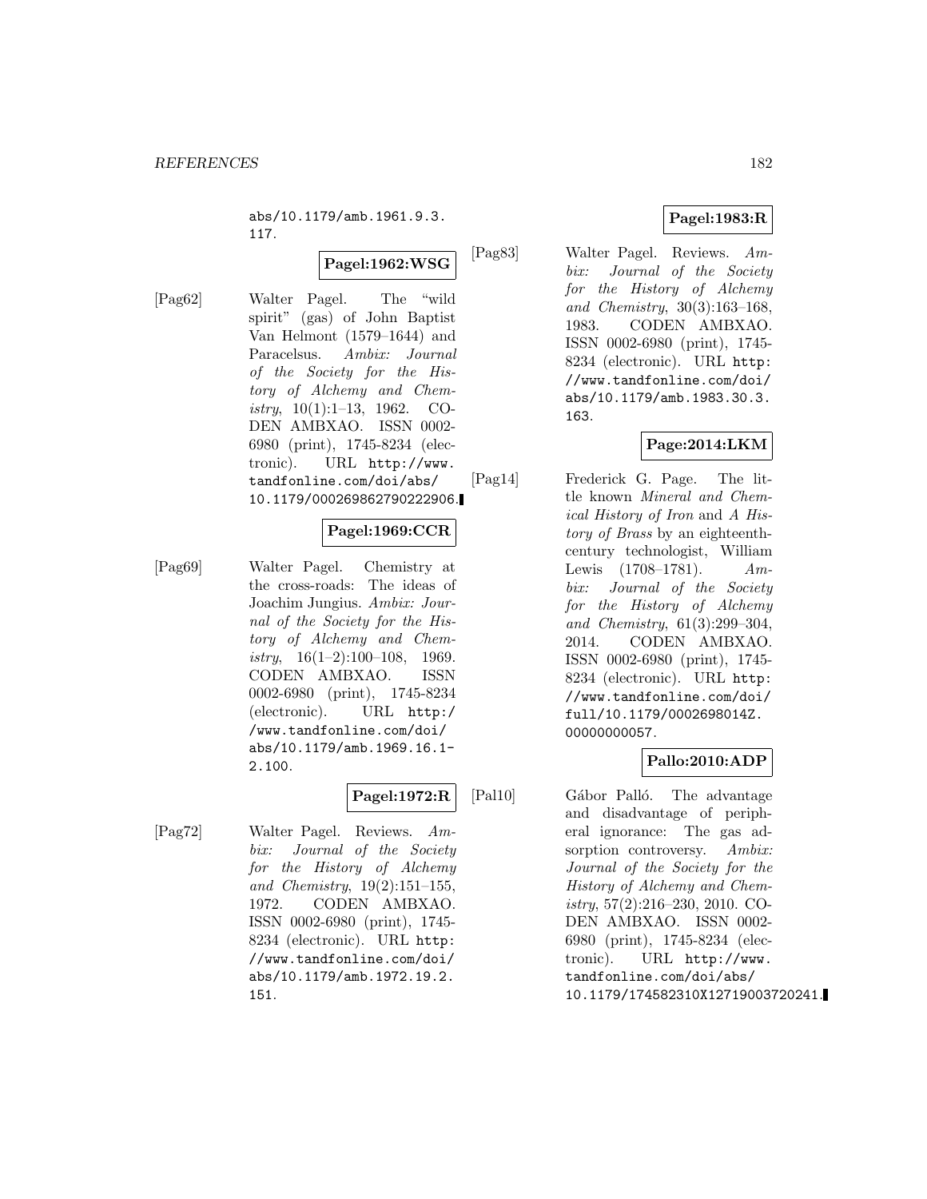abs/10.1179/amb.1961.9.3.117.

**Pagel:1962:WSG**

[Pag62] Walter Pagel. The "wild spirit" (gas) of John Baptist Van Helmont (1579–1644) and Paracelsus. *Ambix: Journal of the Society for the History of Alchemy and Chemistry*, 10(1):1–13, 1962. CODEN AMBXAO. ISSN 0002-6980 (print), 1745-8234 (electronic). URL http://www.tandfonline.com/doi/abs/10.1179/000269862790222906.

**Pagel:1969:CCR**

[Pag69] Walter Pagel. Chemistry at the cross-roads: The ideas of Joachim Jungius. *Ambix: Journal of the Society for the History of Alchemy and Chemistry*, 16(1–2):100–108, 1969. CODEN AMBXAO. ISSN 0002-6980 (print), 1745-8234 (electronic). URL http://www.tandfonline.com/doi/abs/10.1179/amb.1969.16.1-2.100.

**Pagel:1972:R**

[Pag72] Walter Pagel. Reviews. *Ambix: Journal of the Society for the History of Alchemy and Chemistry*, 19(2):151–155, 1972. CODEN AMBXAO. ISSN 0002-6980 (print), 1745-8234 (electronic). URL http://www.tandfonline.com/doi/abs/10.1179/amb.1972.19.2.151.

**Pagel:1983:R**

[Pag83] Walter Pagel. Reviews. *Ambix: Journal of the Society for the History of Alchemy and Chemistry*, 30(3):163–168, 1983. CODEN AMBXAO. ISSN 0002-6980 (print), 1745-8234 (electronic). URL http://www.tandfonline.com/doi/abs/10.1179/amb.1983.30.3.163.

**Page:2014:LKM**

[Pag14] Frederick G. Page. The little known *Mineral and Chemical History of Iron* and *A History of Brass* by an eighteenth-century technologist, William Lewis (1708–1781). *Ambix: Journal of the Society for the History of Alchemy and Chemistry*, 61(3):299–304, 2014. CODEN AMBXAO. ISSN 0002-6980 (print), 1745-8234 (electronic). URL http://www.tandfonline.com/doi/full/10.1179/0002698014Z.00000000057.

**Pallo:2010:ADP**

[Pal10] Gábor Palló. The advantage and disadvantage of peripheral ignorance: The gas adsorption controversy. *Ambix: Journal of the Society for the History of Alchemy and Chemistry*, 57(2):216–230, 2010. CODEN AMBXAO. ISSN 0002-6980 (print), 1745-8234 (electronic). URL http://www.tandfonline.com/doi/abs/10.1179/174582310X12719003720241.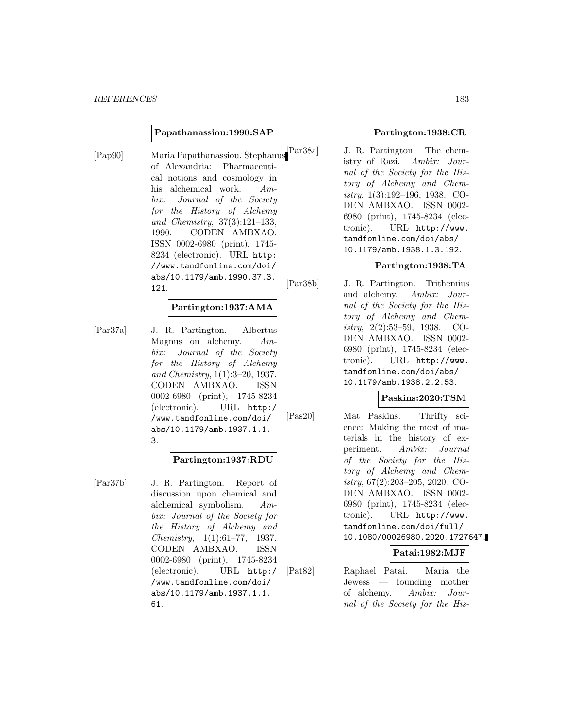**Papathanassiou:1990:SAP**

[Pap90] Maria Papathanassiou. Stephanus of Alexandria: Pharmaceutical notions and cosmology in his alchemical work. *Ambix: Journal of the Society for the History of Alchemy and Chemistry*, 37(3):121–133, 1990. CODEN AMBXAO. ISSN 0002-6980 (print), 1745-8234 (electronic). URL http://www.tandfonline.com/doi/abs/10.1179/amb.1990.37.3.121.

**Partington:1937:AMA**

[Par37a] J. R. Partington. Albertus Magnus on alchemy. *Ambix: Journal of the Society for the History of Alchemy and Chemistry*, 1(1):3–20, 1937. CODEN AMBXAO. ISSN 0002-6980 (print), 1745-8234 (electronic). URL http://www.tandfonline.com/doi/abs/10.1179/amb.1937.1.1.3.

**Partington:1937:RDU**

[Par37b] J. R. Partington. Report of discussion upon chemical and alchemical symbolism. *Ambix: Journal of the Society for the History of Alchemy and Chemistry*, 1(1):61–77, 1937. CODEN AMBXAO. ISSN 0002-6980 (print), 1745-8234 (electronic). URL http://www.tandfonline.com/doi/abs/10.1179/amb.1937.1.1.61.

**Partington:1938:CR**

[Par38a] J. R. Partington. The chemistry of Razi. *Ambix: Journal of the Society for the History of Alchemy and Chemistry*, 1(3):192–196, 1938. CODEN AMBXAO. ISSN 0002-6980 (print), 1745-8234 (electronic). URL http://www.tandfonline.com/doi/abs/10.1179/amb.1938.1.3.192.

**Partington:1938:TA**

[Par38b] J. R. Partington. Trithemius and alchemy. *Ambix: Journal of the Society for the History of Alchemy and Chemistry*, 2(2):53–59, 1938. CODEN AMBXAO. ISSN 0002-6980 (print), 1745-8234 (electronic). URL http://www.tandfonline.com/doi/abs/10.1179/amb.1938.2.2.53.

**Paskins:2020:TSM**

[Pas20] Mat Paskins. Thrifty science: Making the most of materials in the history of experiment. *Ambix: Journal of the Society for the History of Alchemy and Chemistry*, 67(2):203–205, 2020. CODEN AMBXAO. ISSN 0002-6980 (print), 1745-8234 (electronic). URL http://www.tandfonline.com/doi/full/10.1080/00026980.2020.1727647.

**Patai:1982:MJF**

[Pat82] Raphael Patai. Maria the Jewess — founding mother of alchemy. *Ambix: Journal of the Society for the His-*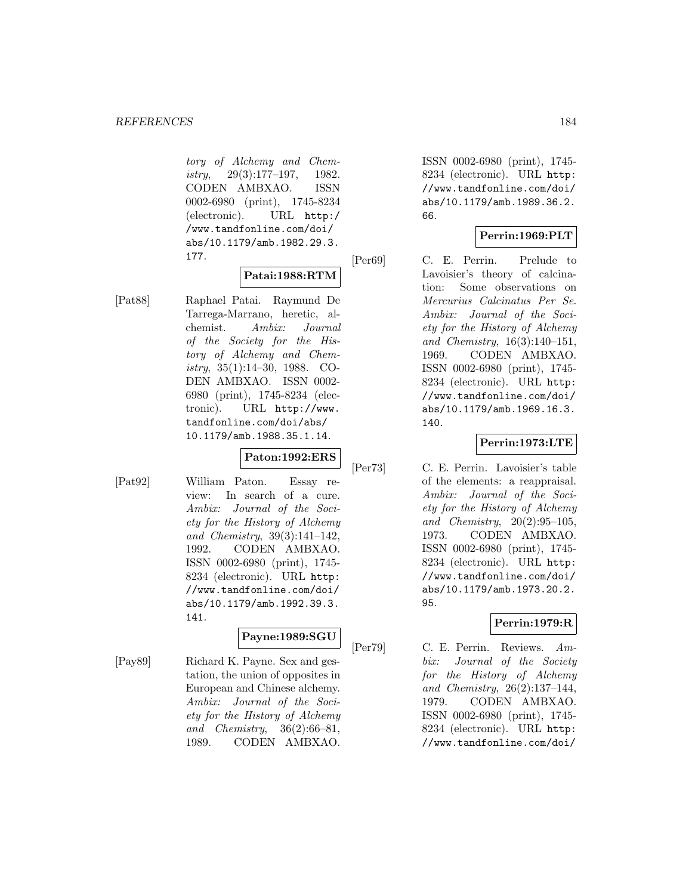tory of Alchemy and Chemistry, 29(3):177–197, 1982. CODEN AMBXAO. ISSN 0002-6980 (print), 1745-8234 (electronic). URL http://www.tandfonline.com/doi/abs/10.1179/amb.1982.29.3.177.

**Patai:1988:RTM**

[Pat88] Raphael Patai. Raymund De Tarrega-Marrano, heretic, alchemist. *Ambix: Journal of the Society for the History of Alchemy and Chemistry*, 35(1):14–30, 1988. CODEN AMBXAO. ISSN 0002-6980 (print), 1745-8234 (electronic). URL http://www.tandfonline.com/doi/abs/10.1179/amb.1988.35.1.14.

**Paton:1992:ERS**

[Pat92] William Paton. Essay review: In search of a cure. *Ambix: Journal of the Society for the History of Alchemy and Chemistry*, 39(3):141–142, 1992. CODEN AMBXAO. ISSN 0002-6980 (print), 1745-8234 (electronic). URL http://www.tandfonline.com/doi/abs/10.1179/amb.1992.39.3.141.

**Payne:1989:SGU**

[Pay89] Richard K. Payne. Sex and gestation, the union of opposites in European and Chinese alchemy. *Ambix: Journal of the Society for the History of Alchemy and Chemistry*, 36(2):66–81, 1989. CODEN AMBXAO. ISSN 0002-6980 (print), 1745-8234 (electronic). URL http://www.tandfonline.com/doi/abs/10.1179/amb.1989.36.2.66.

**Perrin:1969:PLT**

[Per69] C. E. Perrin. Prelude to Lavoisier's theory of calcination: Some observations on *Mercurius Calcinatus Per Se*. *Ambix: Journal of the Society for the History of Alchemy and Chemistry*, 16(3):140–151, 1969. CODEN AMBXAO. ISSN 0002-6980 (print), 1745-8234 (electronic). URL http://www.tandfonline.com/doi/abs/10.1179/amb.1969.16.3.140.

**Perrin:1973:LTE**

[Per73] C. E. Perrin. Lavoisier's table of the elements: a reappraisal. *Ambix: Journal of the Society for the History of Alchemy and Chemistry*, 20(2):95–105, 1973. CODEN AMBXAO. ISSN 0002-6980 (print), 1745-8234 (electronic). URL http://www.tandfonline.com/doi/abs/10.1179/amb.1973.20.2.95.

**Perrin:1979:R**

[Per79] C. E. Perrin. Reviews. *Ambix: Journal of the Society for the History of Alchemy and Chemistry*, 26(2):137–144, 1979. CODEN AMBXAO. ISSN 0002-6980 (print), 1745-8234 (electronic). URL http://www.tandfonline.com/doi/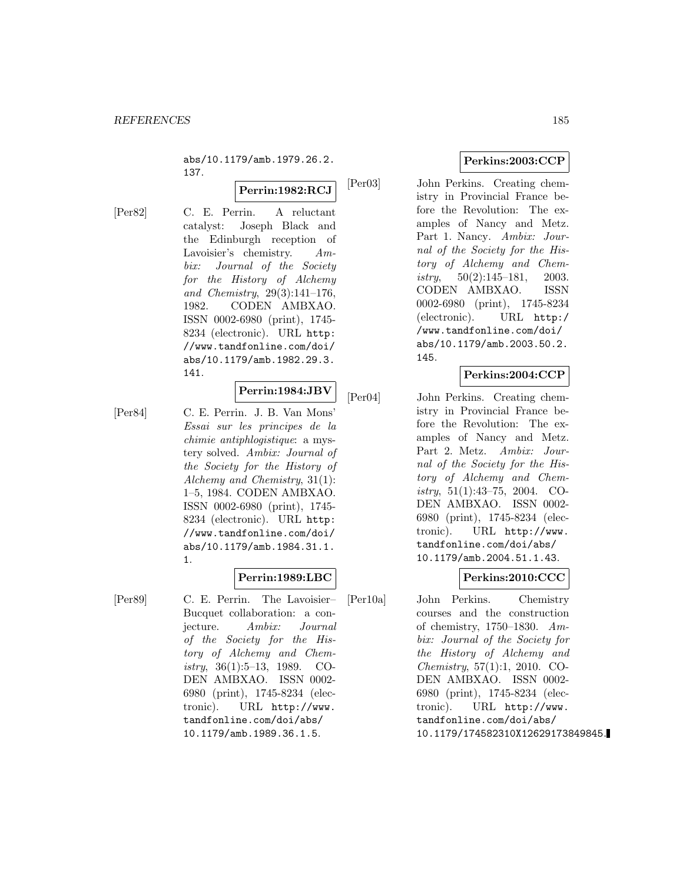abs/10.1179/amb.1979.26.2.137.

**Perrin:1982:RCJ**

[Per82] C. E. Perrin. A reluctant catalyst: Joseph Black and the Edinburgh reception of Lavoisier's chemistry. *Ambix: Journal of the Society for the History of Alchemy and Chemistry*, 29(3):141–176, 1982. CODEN AMBXAO. ISSN 0002-6980 (print), 1745-8234 (electronic). URL http://www.tandfonline.com/doi/abs/10.1179/amb.1982.29.3.141.

**Perrin:1984:JBV**

[Per84] C. E. Perrin. J. B. Van Mons' *Essai sur les principes de la chimie antiphlogistique*: a mystery solved. *Ambix: Journal of the Society for the History of Alchemy and Chemistry*, 31(1):1–5, 1984. CODEN AMBXAO. ISSN 0002-6980 (print), 1745-8234 (electronic). URL http://www.tandfonline.com/doi/abs/10.1179/amb.1984.31.1.1.

**Perrin:1989:LBC**

[Per89] C. E. Perrin. The Lavoisier–Bucquet collaboration: a conjecture. *Ambix: Journal of the Society for the History of Alchemy and Chemistry*, 36(1):5–13, 1989. CODEN AMBXAO. ISSN 0002-6980 (print), 1745-8234 (electronic). URL http://www.tandfonline.com/doi/abs/10.1179/amb.1989.36.1.5.

**Perkins:2003:CCP**

[Per03] John Perkins. Creating chemistry in Provincial France before the Revolution: The examples of Nancy and Metz. Part 1. Nancy. *Ambix: Journal of the Society for the History of Alchemy and Chemistry*, 50(2):145–181, 2003. CODEN AMBXAO. ISSN 0002-6980 (print), 1745-8234 (electronic). URL http://www.tandfonline.com/doi/abs/10.1179/amb.2003.50.2.145.

**Perkins:2004:CCP**

[Per04] John Perkins. Creating chemistry in Provincial France before the Revolution: The examples of Nancy and Metz. Part 2. Metz. *Ambix: Journal of the Society for the History of Alchemy and Chemistry*, 51(1):43–75, 2004. CODEN AMBXAO. ISSN 0002-6980 (print), 1745-8234 (electronic). URL http://www.tandfonline.com/doi/abs/10.1179/amb.2004.51.1.43.

**Perkins:2010:CCC**

[Per10a] John Perkins. Chemistry courses and the construction of chemistry, 1750–1830. *Ambix: Journal of the Society for the History of Alchemy and Chemistry*, 57(1):1, 2010. CODEN AMBXAO. ISSN 0002-6980 (print), 1745-8234 (electronic). URL http://www.tandfonline.com/doi/abs/10.1179/174582310X12629173849845.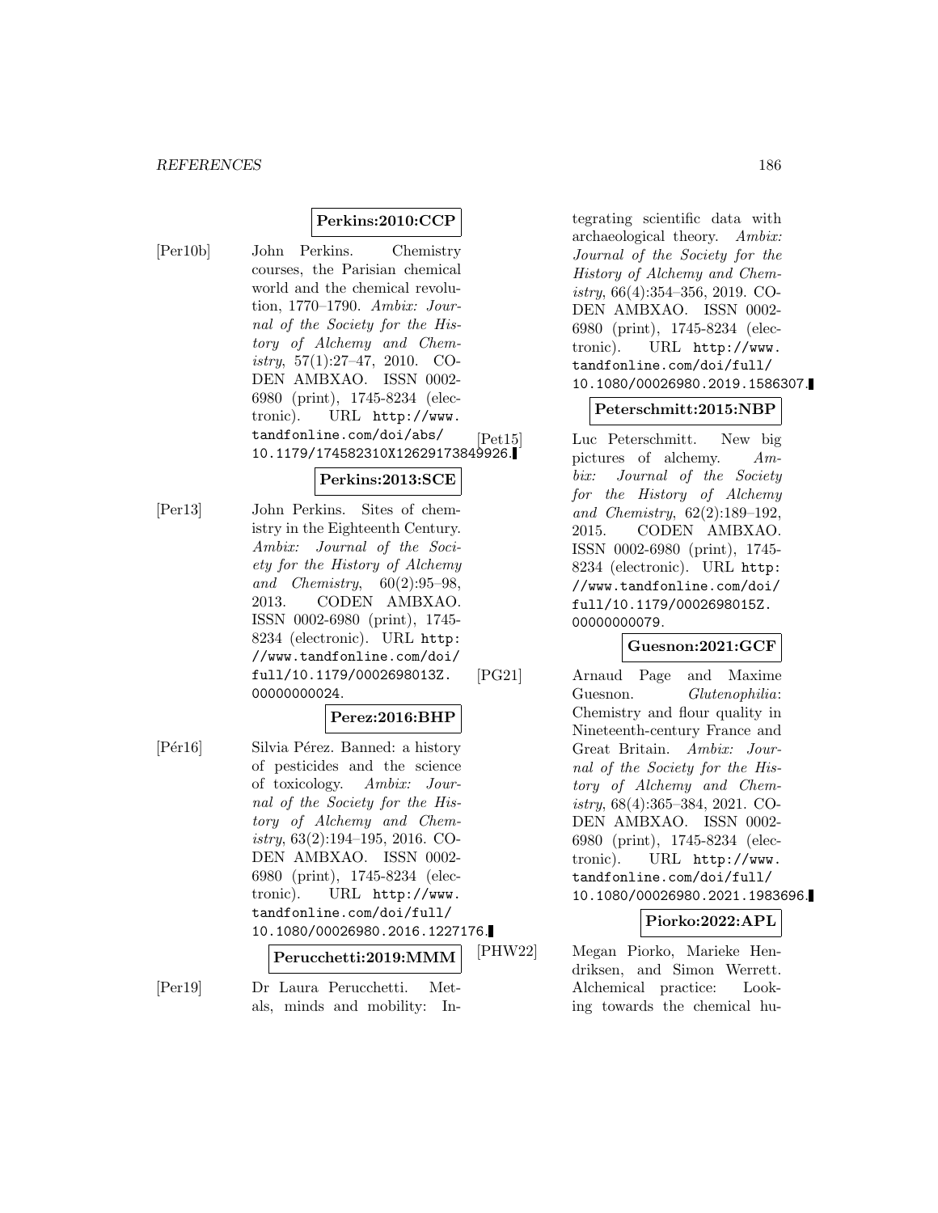**Perkins:2010:CCP**

[Per10b] John Perkins. Chemistry courses, the Parisian chemical world and the chemical revolution, 1770–1790. *Ambix: Journal of the Society for the History of Alchemy and Chemistry*, 57(1):27–47, 2010. CODEN AMBXAO. ISSN 0002-6980 (print), 1745-8234 (electronic). URL http://www.tandfonline.com/doi/abs/10.1179/174582310X12629173849926.

**Perkins:2013:SCE**

[Per13] John Perkins. Sites of chemistry in the Eighteenth Century. *Ambix: Journal of the Society for the History of Alchemy and Chemistry*, 60(2):95–98, 2013. CODEN AMBXAO. ISSN 0002-6980 (print), 1745-8234 (electronic). URL http://www.tandfonline.com/doi/full/10.1179/0002698013Z.00000000024.

**Perez:2016:BHP**

[Pér16] Silvia Pérez. Banned: a history of pesticides and the science of toxicology. *Ambix: Journal of the Society for the History of Alchemy and Chemistry*, 63(2):194–195, 2016. CODEN AMBXAO. ISSN 0002-6980 (print), 1745-8234 (electronic). URL http://www.tandfonline.com/doi/full/10.1080/00026980.2016.1227176.

**Perucchetti:2019:MMM**

[Per19] Dr Laura Perucchetti. Metals, minds and mobility: Integrating scientific data with archaeological theory. *Ambix: Journal of the Society for the History of Alchemy and Chemistry*, 66(4):354–356, 2019. CODEN AMBXAO. ISSN 0002-6980 (print), 1745-8234 (electronic). URL http://www.tandfonline.com/doi/full/10.1080/00026980.2019.1586307.

**Peterschmitt:2015:NBP**

[Pet15] Luc Peterschmitt. New big pictures of alchemy. *Ambix: Journal of the Society for the History of Alchemy and Chemistry*, 62(2):189–192, 2015. CODEN AMBXAO. ISSN 0002-6980 (print), 1745-8234 (electronic). URL http://www.tandfonline.com/doi/full/10.1179/0002698015Z.00000000079.

**Guesnon:2021:GCF**

[PG21] Arnaud Page and Maxime Guesnon. *Glutenophilia*: Chemistry and flour quality in Nineteenth-century France and Great Britain. *Ambix: Journal of the Society for the History of Alchemy and Chemistry*, 68(4):365–384, 2021. CODEN AMBXAO. ISSN 0002-6980 (print), 1745-8234 (electronic). URL http://www.tandfonline.com/doi/full/10.1080/00026980.2021.1983696.

**Piorko:2022:APL**

[PHW22] Megan Piorko, Marieke Hendriksen, and Simon Werrett. Alchemical practice: Looking towards the chemical hu-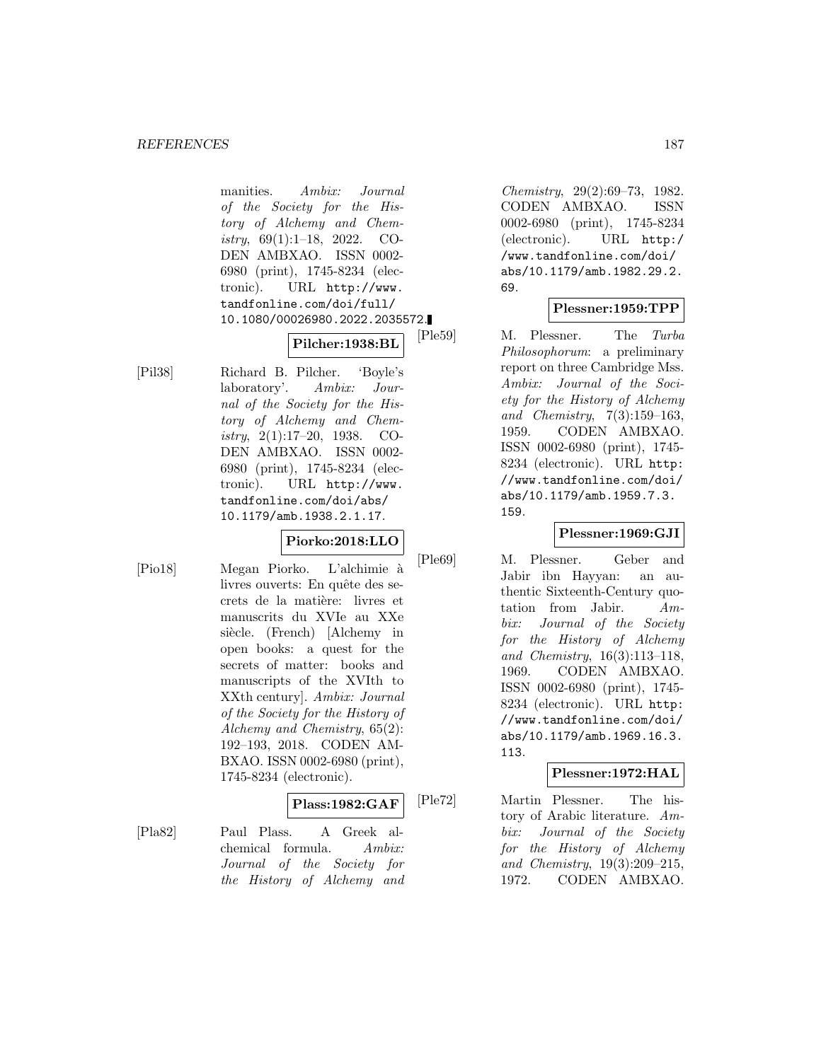manities. *Ambix: Journal of the Society for the History of Alchemy and Chemistry*, 69(1):1–18, 2022. CODEN AMBXAO. ISSN 0002-6980 (print), 1745-8234 (electronic). URL http://www.tandfonline.com/doi/full/10.1080/00026980.2022.2035572.

**Pilcher:1938:BL**

[Pil38] Richard B. Pilcher. 'Boyle's laboratory'. *Ambix: Journal of the Society for the History of Alchemy and Chemistry*, 2(1):17–20, 1938. CODEN AMBXAO. ISSN 0002-6980 (print), 1745-8234 (electronic). URL http://www.tandfonline.com/doi/abs/10.1179/amb.1938.2.1.17.

**Piorko:2018:LLO**

[Pio18] Megan Piorko. L'alchimie à livres ouverts: En quête des secrets de la matière: livres et manuscrits du XVIe au XXe siècle. (French) [Alchemy in open books: a quest for the secrets of matter: books and manuscripts of the XVIth to XXth century]. *Ambix: Journal of the Society for the History of Alchemy and Chemistry*, 65(2): 192–193, 2018. CODEN AMBXAO. ISSN 0002-6980 (print), 1745-8234 (electronic).

**Plass:1982:GAF**

[Pla82] Paul Plass. A Greek alchemical formula. *Ambix: Journal of the Society for the History of Alchemy and Chemistry*, 29(2):69–73, 1982. CODEN AMBXAO. ISSN 0002-6980 (print), 1745-8234 (electronic). URL http://www.tandfonline.com/doi/abs/10.1179/amb.1982.29.2.69.

**Plessner:1959:TPP**

[Ple59] M. Plessner. The *Turba Philosophorum*: a preliminary report on three Cambridge Mss. *Ambix: Journal of the Society for the History of Alchemy and Chemistry*, 7(3):159–163, 1959. CODEN AMBXAO. ISSN 0002-6980 (print), 1745-8234 (electronic). URL http://www.tandfonline.com/doi/abs/10.1179/amb.1959.7.3.159.

**Plessner:1969:GJI**

[Ple69] M. Plessner. Geber and Jabir ibn Hayyan: an authentic Sixteenth-Century quotation from Jabir. *Ambix: Journal of the Society for the History of Alchemy and Chemistry*, 16(3):113–118, 1969. CODEN AMBXAO. ISSN 0002-6980 (print), 1745-8234 (electronic). URL http://www.tandfonline.com/doi/abs/10.1179/amb.1969.16.3.113.

**Plessner:1972:HAL**

[Ple72] Martin Plessner. The history of Arabic literature. *Ambix: Journal of the Society for the History of Alchemy and Chemistry*, 19(3):209–215, 1972. CODEN AMBXAO.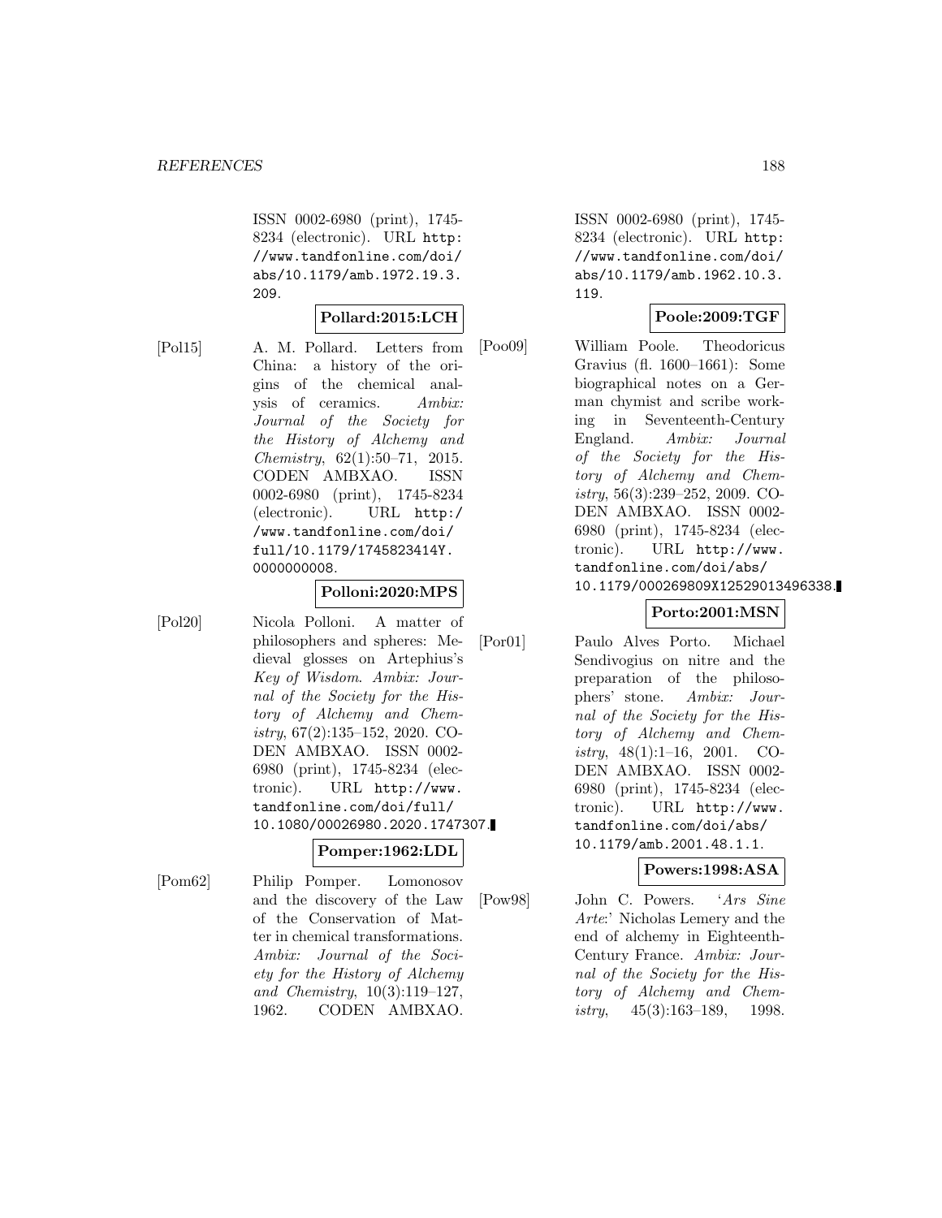ISSN 0002-6980 (print), 1745-8234 (electronic). URL http://www.tandfonline.com/doi/abs/10.1179/amb.1972.19.3.209.

**Pollard:2015:LCH**

[Pol15] A. M. Pollard. Letters from China: a history of the origins of the chemical analysis of ceramics. *Ambix: Journal of the Society for the History of Alchemy and Chemistry*, 62(1):50–71, 2015. CODEN AMBXAO. ISSN 0002-6980 (print), 1745-8234 (electronic). URL http://www.tandfonline.com/doi/full/10.1179/1745823414Y.0000000008.

**Polloni:2020:MPS**

[Pol20] Nicola Polloni. A matter of philosophers and spheres: Medieval glosses on Artephius's *Key of Wisdom*. *Ambix: Journal of the Society for the History of Alchemy and Chemistry*, 67(2):135–152, 2020. CODEN AMBXAO. ISSN 0002-6980 (print), 1745-8234 (electronic). URL http://www.tandfonline.com/doi/full/10.1080/00026980.2020.1747307.

**Pomper:1962:LDL**

[Pom62] Philip Pomper. Lomonosov and the discovery of the Law of the Conservation of Matter in chemical transformations. *Ambix: Journal of the Society for the History of Alchemy and Chemistry*, 10(3):119–127, 1962. CODEN AMBXAO. ISSN 0002-6980 (print), 1745-8234 (electronic). URL http://www.tandfonline.com/doi/abs/10.1179/amb.1962.10.3.119.

**Poole:2009:TGF**

[Poo09] William Poole. Theodoricus Gravius (fl. 1600–1661): Some biographical notes on a German chymist and scribe working in Seventeenth-Century England. *Ambix: Journal of the Society for the History of Alchemy and Chemistry*, 56(3):239–252, 2009. CODEN AMBXAO. ISSN 0002-6980 (print), 1745-8234 (electronic). URL http://www.tandfonline.com/doi/abs/10.1179/000269809X12529013496338.

**Porto:2001:MSN**

[Por01] Paulo Alves Porto. Michael Sendivogius on nitre and the preparation of the philosophers' stone. *Ambix: Journal of the Society for the History of Alchemy and Chemistry*, 48(1):1–16, 2001. CODEN AMBXAO. ISSN 0002-6980 (print), 1745-8234 (electronic). URL http://www.tandfonline.com/doi/abs/10.1179/amb.2001.48.1.1.

**Powers:1998:ASA**

[Pow98] John C. Powers. '*Ars Sine Arte*:' Nicholas Lemery and the end of alchemy in Eighteenth-Century France. *Ambix: Journal of the Society for the History of Alchemy and Chemistry*, 45(3):163–189, 1998.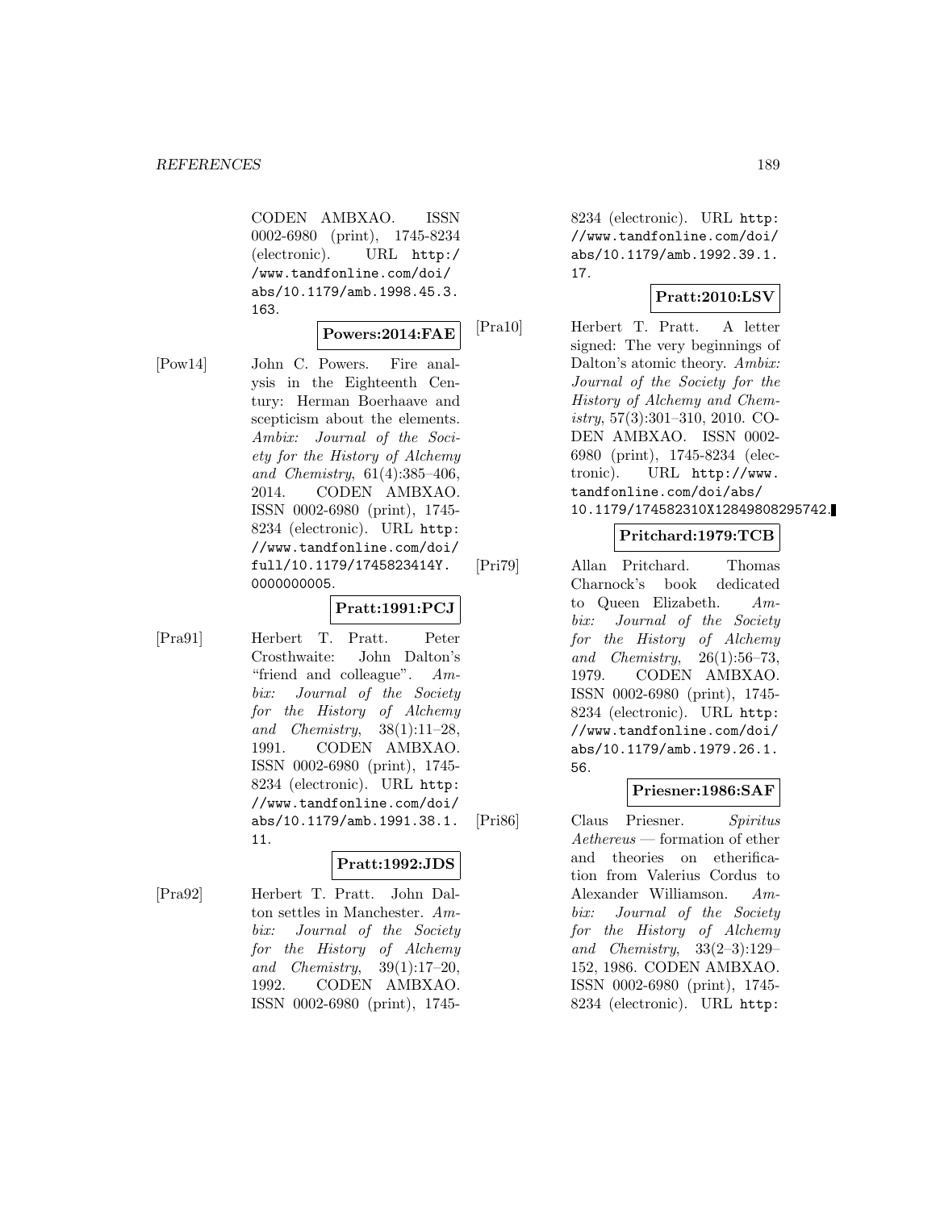CODEN AMBXAO. ISSN 0002-6980 (print), 1745-8234 (electronic). URL http://www.tandfonline.com/doi/abs/10.1179/amb.1998.45.3.163.

**Powers:2014:FAE**

[Pow14] John C. Powers. Fire analysis in the Eighteenth Century: Herman Boerhaave and scepticism about the elements. *Ambix: Journal of the Society for the History of Alchemy and Chemistry*, 61(4):385–406, 2014. CODEN AMBXAO. ISSN 0002-6980 (print), 1745-8234 (electronic). URL http://www.tandfonline.com/doi/full/10.1179/1745823414Y.0000000005.

**Pratt:1991:PCJ**

[Pra91] Herbert T. Pratt. Peter Crosthwaite: John Dalton's "friend and colleague". *Ambix: Journal of the Society for the History of Alchemy and Chemistry*, 38(1):11–28, 1991. CODEN AMBXAO. ISSN 0002-6980 (print), 1745-8234 (electronic). URL http://www.tandfonline.com/doi/abs/10.1179/amb.1991.38.1.11.

**Pratt:1992:JDS**

[Pra92] Herbert T. Pratt. John Dalton settles in Manchester. *Ambix: Journal of the Society for the History of Alchemy and Chemistry*, 39(1):17–20, 1992. CODEN AMBXAO. ISSN 0002-6980 (print), 1745-8234 (electronic). URL http://www.tandfonline.com/doi/abs/10.1179/amb.1992.39.1.17.

**Pratt:2010:LSV**

[Pra10] Herbert T. Pratt. A letter signed: The very beginnings of Dalton's atomic theory. *Ambix: Journal of the Society for the History of Alchemy and Chemistry*, 57(3):301–310, 2010. CODEN AMBXAO. ISSN 0002-6980 (print), 1745-8234 (electronic). URL http://www.tandfonline.com/doi/abs/10.1179/174582310X12849808295742.

**Pritchard:1979:TCB**

[Pri79] Allan Pritchard. Thomas Charnock's book dedicated to Queen Elizabeth. *Ambix: Journal of the Society for the History of Alchemy and Chemistry*, 26(1):56–73, 1979. CODEN AMBXAO. ISSN 0002-6980 (print), 1745-8234 (electronic). URL http://www.tandfonline.com/doi/abs/10.1179/amb.1979.26.1.56.

**Priesner:1986:SAF**

[Pri86] Claus Priesner. *Spiritus Aethereus* — formation of ether and theories on etherification from Valerius Cordus to Alexander Williamson. *Ambix: Journal of the Society for the History of Alchemy and Chemistry*, 33(2–3):129–152, 1986. CODEN AMBXAO. ISSN 0002-6980 (print), 1745-8234 (electronic). URL http: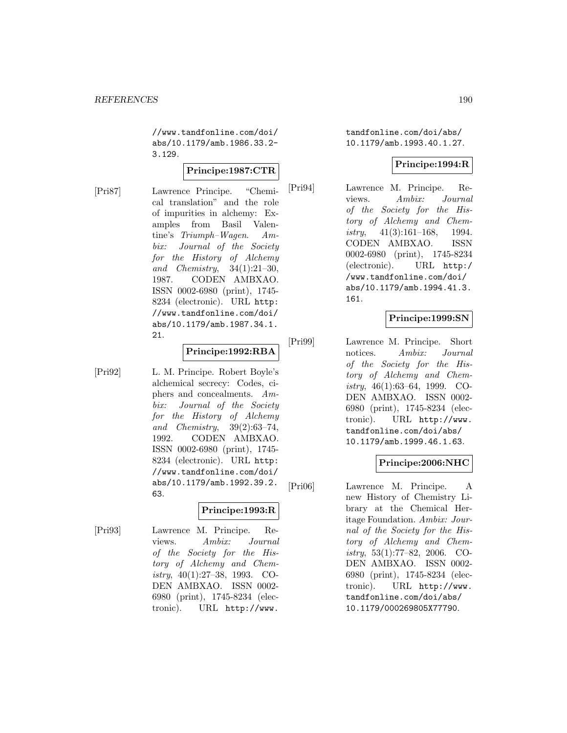//www.tandfonline.com/doi/abs/10.1179/amb.1986.33.2-3.129.

**Principe:1987:CTR**

[Pri87] Lawrence Principe. "Chemical translation" and the role of impurities in alchemy: Examples from Basil Valentine's *Triumph–Wagen*. *Ambix: Journal of the Society for the History of Alchemy and Chemistry*, 34(1):21–30, 1987. CODEN AMBXAO. ISSN 0002-6980 (print), 1745-8234 (electronic). URL http://www.tandfonline.com/doi/abs/10.1179/amb.1987.34.1.21.

**Principe:1992:RBA**

[Pri92] L. M. Principe. Robert Boyle's alchemical secrecy: Codes, ciphers and concealments. *Ambix: Journal of the Society for the History of Alchemy and Chemistry*, 39(2):63–74, 1992. CODEN AMBXAO. ISSN 0002-6980 (print), 1745-8234 (electronic). URL http://www.tandfonline.com/doi/abs/10.1179/amb.1992.39.2.63.

**Principe:1993:R**

[Pri93] Lawrence M. Principe. Reviews. *Ambix: Journal of the Society for the History of Alchemy and Chemistry*, 40(1):27–38, 1993. CODEN AMBXAO. ISSN 0002-6980 (print), 1745-8234 (electronic). URL http://www.tandfonline.com/doi/abs/10.1179/amb.1993.40.1.27.

**Principe:1994:R**

[Pri94] Lawrence M. Principe. Reviews. *Ambix: Journal of the Society for the History of Alchemy and Chemistry*, 41(3):161–168, 1994. CODEN AMBXAO. ISSN 0002-6980 (print), 1745-8234 (electronic). URL http://www.tandfonline.com/doi/abs/10.1179/amb.1994.41.3.161.

**Principe:1999:SN**

[Pri99] Lawrence M. Principe. Short notices. *Ambix: Journal of the Society for the History of Alchemy and Chemistry*, 46(1):63–64, 1999. CODEN AMBXAO. ISSN 0002-6980 (print), 1745-8234 (electronic). URL http://www.tandfonline.com/doi/abs/10.1179/amb.1999.46.1.63.

**Principe:2006:NHC**

[Pri06] Lawrence M. Principe. A new History of Chemistry Library at the Chemical Heritage Foundation. *Ambix: Journal of the Society for the History of Alchemy and Chemistry*, 53(1):77–82, 2006. CODEN AMBXAO. ISSN 0002-6980 (print), 1745-8234 (electronic). URL http://www.tandfonline.com/doi/abs/10.1179/000269805X77790.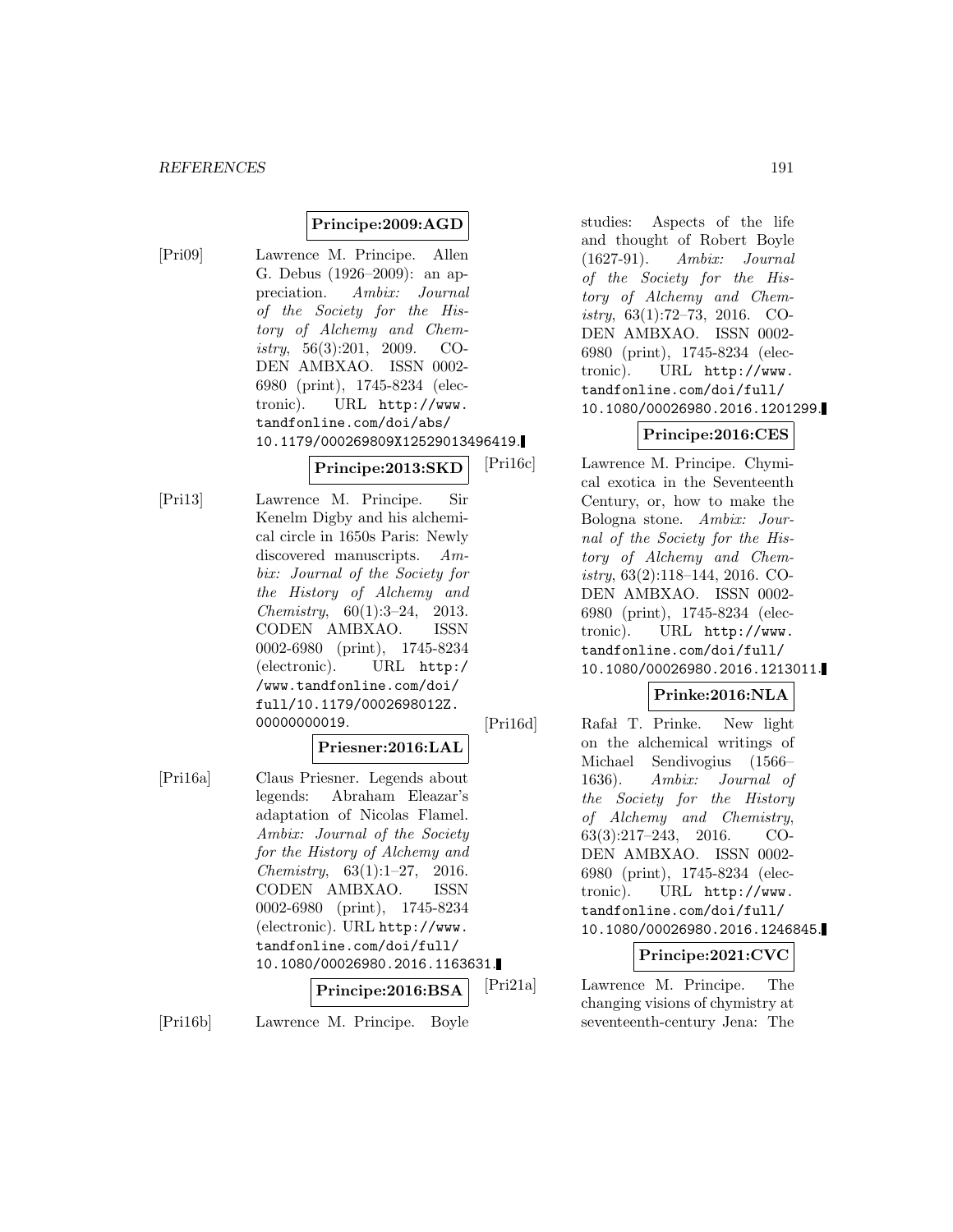**Principe:2009:AGD**

[Pri09] Lawrence M. Principe. Allen G. Debus (1926–2009): an appreciation. *Ambix: Journal of the Society for the History of Alchemy and Chemistry*, 56(3):201, 2009. CODEN AMBXAO. ISSN 0002-6980 (print), 1745-8234 (electronic). URL http://www.tandfonline.com/doi/abs/10.1179/000269809X12529013496419.

**Principe:2013:SKD**

[Pri13] Lawrence M. Principe. Sir Kenelm Digby and his alchemical circle in 1650s Paris: Newly discovered manuscripts. *Ambix: Journal of the Society for the History of Alchemy and Chemistry*, 60(1):3–24, 2013. CODEN AMBXAO. ISSN 0002-6980 (print), 1745-8234 (electronic). URL http://www.tandfonline.com/doi/full/10.1179/0002698012Z.00000000019.

**Priesner:2016:LAL**

[Pri16a] Claus Priesner. Legends about legends: Abraham Eleazar's adaptation of Nicolas Flamel. *Ambix: Journal of the Society for the History of Alchemy and Chemistry*, 63(1):1–27, 2016. CODEN AMBXAO. ISSN 0002-6980 (print), 1745-8234 (electronic). URL http://www.tandfonline.com/doi/full/10.1080/00026980.2016.1163631.

**Principe:2016:BSA**

[Pri16b] Lawrence M. Principe. Boyle studies: Aspects of the life and thought of Robert Boyle (1627-91). *Ambix: Journal of the Society for the History of Alchemy and Chemistry*, 63(1):72–73, 2016. CODEN AMBXAO. ISSN 0002-6980 (print), 1745-8234 (electronic). URL http://www.tandfonline.com/doi/full/10.1080/00026980.2016.1201299.

**Principe:2016:CES**

[Pri16c] Lawrence M. Principe. Chymical exotica in the Seventeenth Century, or, how to make the Bologna stone. *Ambix: Journal of the Society for the History of Alchemy and Chemistry*, 63(2):118–144, 2016. CODEN AMBXAO. ISSN 0002-6980 (print), 1745-8234 (electronic). URL http://www.tandfonline.com/doi/full/10.1080/00026980.2016.1213011.

**Prinke:2016:NLA**

[Pri16d] Rafał T. Prinke. New light on the alchemical writings of Michael Sendivogius (1566–1636). *Ambix: Journal of the Society for the History of Alchemy and Chemistry*, 63(3):217–243, 2016. CODEN AMBXAO. ISSN 0002-6980 (print), 1745-8234 (electronic). URL http://www.tandfonline.com/doi/full/10.1080/00026980.2016.1246845.

**Principe:2021:CVC**

[Pri21a] Lawrence M. Principe. The changing visions of chymistry at seventeenth-century Jena: The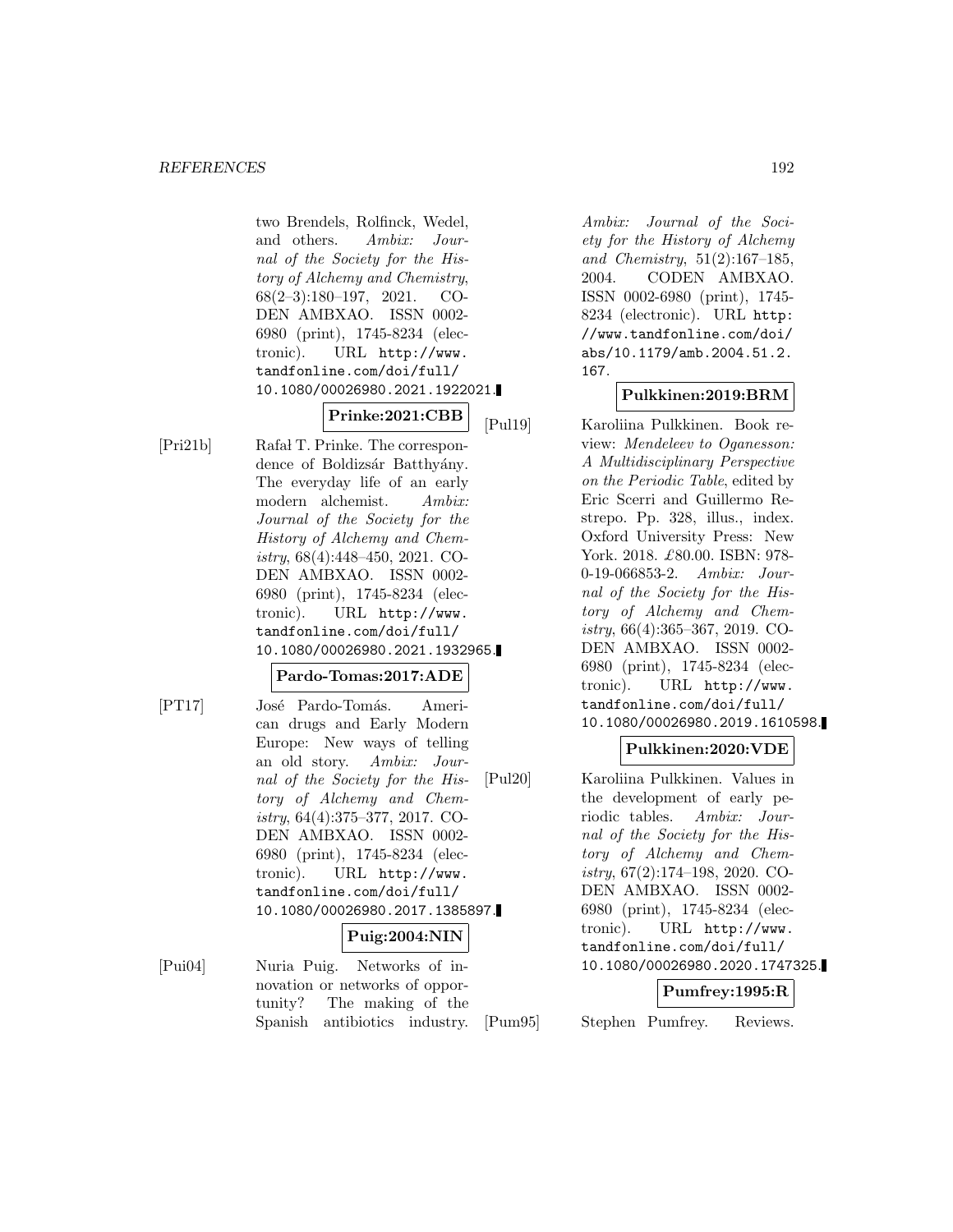two Brendels, Rolfinck, Wedel, and others. *Ambix: Journal of the Society for the History of Alchemy and Chemistry*, 68(2–3):180–197, 2021. CODEN AMBXAO. ISSN 0002-6980 (print), 1745-8234 (electronic). URL http://www.tandfonline.com/doi/full/10.1080/00026980.2021.1922021.

**Prinke:2021:CBB**

[Pri21b] Rafał T. Prinke. The correspondence of Boldizsár Batthyány. The everyday life of an early modern alchemist. *Ambix: Journal of the Society for the History of Alchemy and Chemistry*, 68(4):448–450, 2021. CODEN AMBXAO. ISSN 0002-6980 (print), 1745-8234 (electronic). URL http://www.tandfonline.com/doi/full/10.1080/00026980.2021.1932965.

**Pardo-Tomas:2017:ADE**

[PT17] José Pardo-Tomás. American drugs and Early Modern Europe: New ways of telling an old story. *Ambix: Journal of the Society for the History of Alchemy and Chemistry*, 64(4):375–377, 2017. CODEN AMBXAO. ISSN 0002-6980 (print), 1745-8234 (electronic). URL http://www.tandfonline.com/doi/full/10.1080/00026980.2017.1385897.

**Puig:2004:NIN**

[Pui04] Nuria Puig. Networks of innovation or networks of opportunity? The making of the Spanish antibiotics industry. *Ambix: Journal of the Society for the History of Alchemy and Chemistry*, 51(2):167–185, 2004. CODEN AMBXAO. ISSN 0002-6980 (print), 1745-8234 (electronic). URL http://www.tandfonline.com/doi/abs/10.1179/amb.2004.51.2.167.

**Pulkkinen:2019:BRM**

[Pul19] Karoliina Pulkkinen. Book review: *Mendeleev to Oganesson: A Multidisciplinary Perspective on the Periodic Table*, edited by Eric Scerri and Guillermo Restrepo. Pp. 328, illus., index. Oxford University Press: New York. 2018. £80.00. ISBN: 978-0-19-066853-2. *Ambix: Journal of the Society for the History of Alchemy and Chemistry*, 66(4):365–367, 2019. CODEN AMBXAO. ISSN 0002-6980 (print), 1745-8234 (electronic). URL http://www.tandfonline.com/doi/full/10.1080/00026980.2019.1610598.

**Pulkkinen:2020:VDE**

[Pul20] Karoliina Pulkkinen. Values in the development of early periodic tables. *Ambix: Journal of the Society for the History of Alchemy and Chemistry*, 67(2):174–198, 2020. CODEN AMBXAO. ISSN 0002-6980 (print), 1745-8234 (electronic). URL http://www.tandfonline.com/doi/full/10.1080/00026980.2020.1747325.

**Pumfrey:1995:R**

[Pum95] Stephen Pumfrey. Reviews.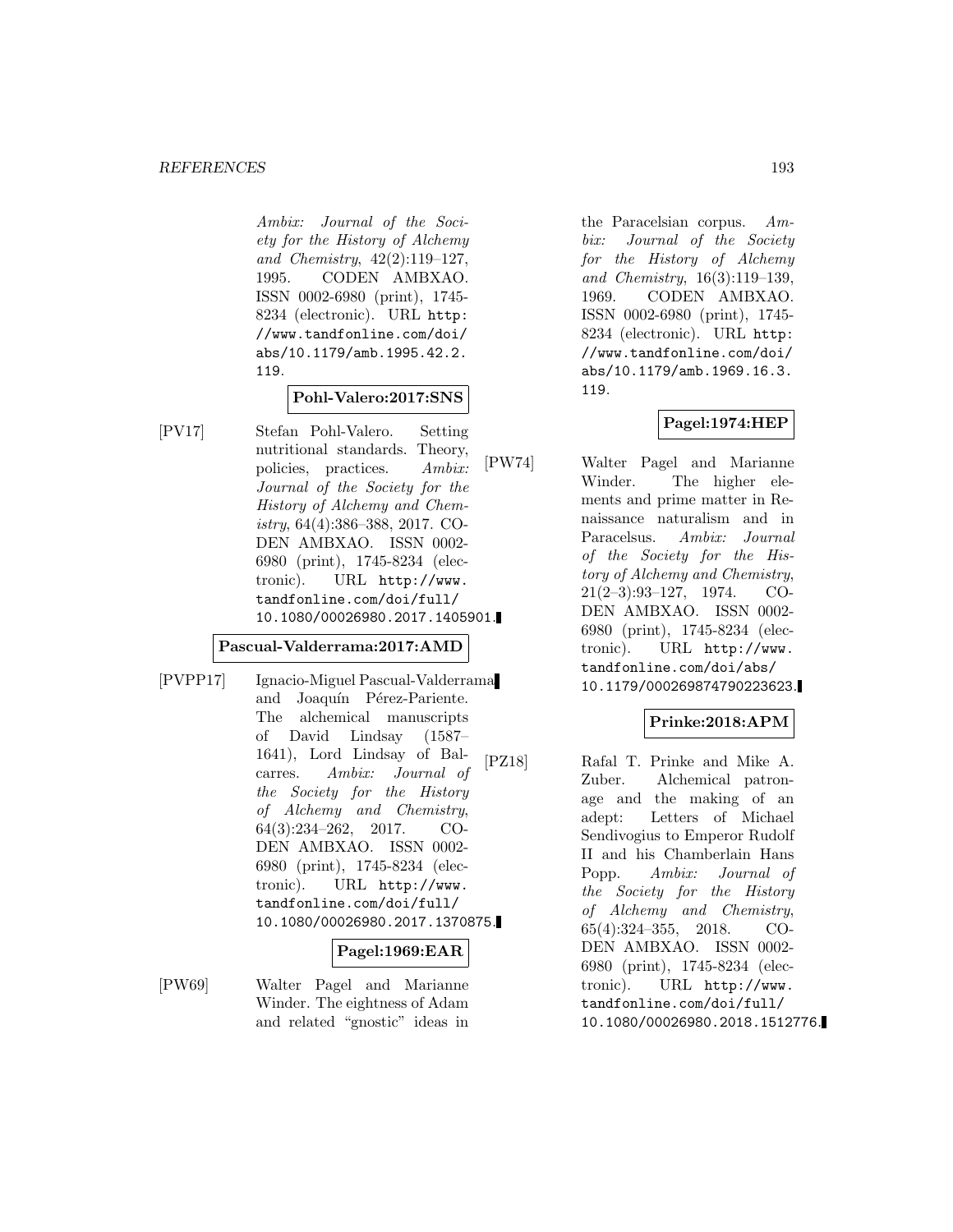*Ambix: Journal of the Society for the History of Alchemy and Chemistry*, 42(2):119–127, 1995. CODEN AMBXAO. ISSN 0002-6980 (print), 1745-8234 (electronic). URL http://www.tandfonline.com/doi/abs/10.1179/amb.1995.42.2.119.

**Pohl-Valero:2017:SNS**

[PV17] Stefan Pohl-Valero. Setting nutritional standards. Theory, policies, practices. *Ambix: Journal of the Society for the History of Alchemy and Chemistry*, 64(4):386–388, 2017. CODEN AMBXAO. ISSN 0002-6980 (print), 1745-8234 (electronic). URL http://www.tandfonline.com/doi/full/10.1080/00026980.2017.1405901.

**Pascual-Valderrama:2017:AMD**

[PVPP17] Ignacio-Miguel Pascual-Valderrama and Joaquín Pérez-Pariente. The alchemical manuscripts of David Lindsay (1587–1641), Lord Lindsay of Balcarres. *Ambix: Journal of the Society for the History of Alchemy and Chemistry*, 64(3):234–262, 2017. CODEN AMBXAO. ISSN 0002-6980 (print), 1745-8234 (electronic). URL http://www.tandfonline.com/doi/full/10.1080/00026980.2017.1370875.

**Pagel:1969:EAR**

[PW69] Walter Pagel and Marianne Winder. The eightness of Adam and related "gnostic" ideas in the Paracelsian corpus. *Ambix: Journal of the Society for the History of Alchemy and Chemistry*, 16(3):119–139, 1969. CODEN AMBXAO. ISSN 0002-6980 (print), 1745-8234 (electronic). URL http://www.tandfonline.com/doi/abs/10.1179/amb.1969.16.3.119.

**Pagel:1974:HEP**

[PW74] Walter Pagel and Marianne Winder. The higher elements and prime matter in Renaissance naturalism and in Paracelsus. *Ambix: Journal of the Society for the History of Alchemy and Chemistry*, 21(2–3):93–127, 1974. CODEN AMBXAO. ISSN 0002-6980 (print), 1745-8234 (electronic). URL http://www.tandfonline.com/doi/abs/10.1179/000269874790223623.

**Prinke:2018:APM**

[PZ18] Rafal T. Prinke and Mike A. Zuber. Alchemical patronage and the making of an adept: Letters of Michael Sendivogius to Emperor Rudolf II and his Chamberlain Hans Popp. *Ambix: Journal of the Society for the History of Alchemy and Chemistry*, 65(4):324–355, 2018. CODEN AMBXAO. ISSN 0002-6980 (print), 1745-8234 (electronic). URL http://www.tandfonline.com/doi/full/10.1080/00026980.2018.1512776.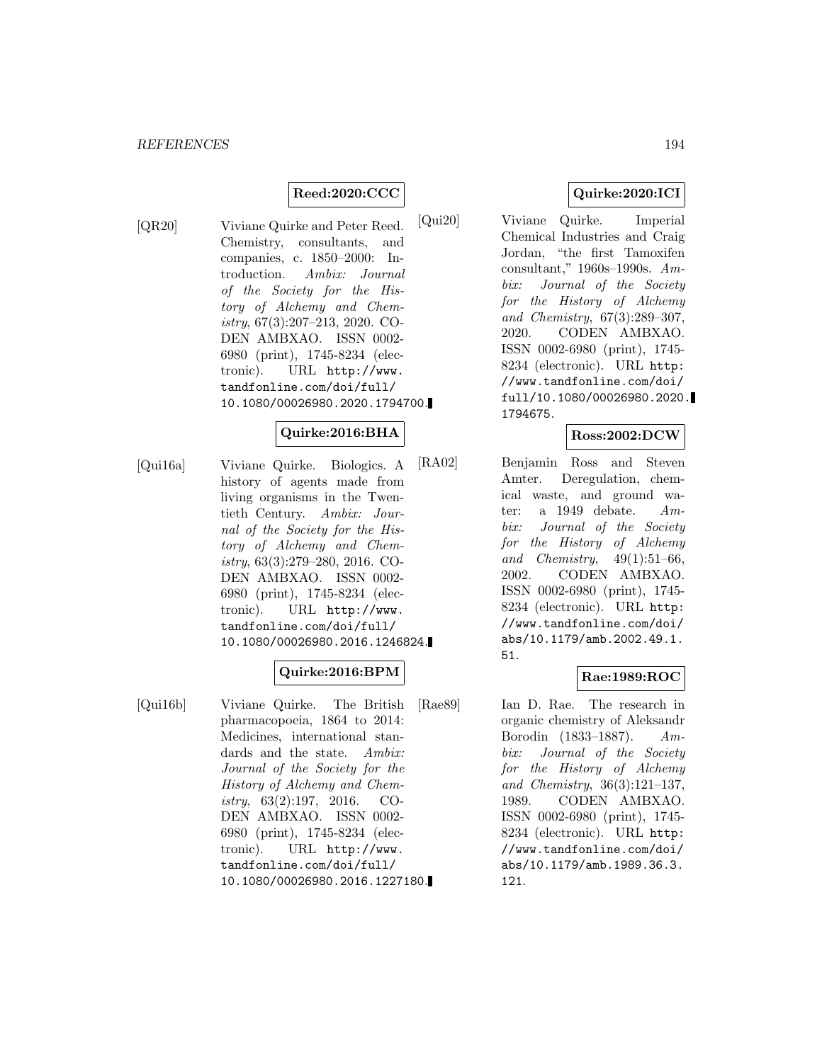**Reed:2020:CCC**

[QR20] Viviane Quirke and Peter Reed. Chemistry, consultants, and companies, c. 1850–2000: Introduction. *Ambix: Journal of the Society for the History of Alchemy and Chemistry*, 67(3):207–213, 2020. CODEN AMBXAO. ISSN 0002-6980 (print), 1745-8234 (electronic). URL http://www.tandfonline.com/doi/full/10.1080/00026980.2020.1794700.

**Quirke:2016:BHA**

[Qui16a] Viviane Quirke. Biologics. A history of agents made from living organisms in the Twentieth Century. *Ambix: Journal of the Society for the History of Alchemy and Chemistry*, 63(3):279–280, 2016. CODEN AMBXAO. ISSN 0002-6980 (print), 1745-8234 (electronic). URL http://www.tandfonline.com/doi/full/10.1080/00026980.2016.1246824.

**Quirke:2016:BPM**

[Qui16b] Viviane Quirke. The British pharmacopoeia, 1864 to 2014: Medicines, international standards and the state. *Ambix: Journal of the Society for the History of Alchemy and Chemistry*, 63(2):197, 2016. CODEN AMBXAO. ISSN 0002-6980 (print), 1745-8234 (electronic). URL http://www.tandfonline.com/doi/full/10.1080/00026980.2016.1227180.

**Quirke:2020:ICI**

[Qui20] Viviane Quirke. Imperial Chemical Industries and Craig Jordan, "the first Tamoxifen consultant," 1960s–1990s. *Ambix: Journal of the Society for the History of Alchemy and Chemistry*, 67(3):289–307, 2020. CODEN AMBXAO. ISSN 0002-6980 (print), 1745-8234 (electronic). URL http://www.tandfonline.com/doi/full/10.1080/00026980.2020.1794675.

**Ross:2002:DCW**

[RA02] Benjamin Ross and Steven Amter. Deregulation, chemical waste, and ground water: a 1949 debate. *Ambix: Journal of the Society for the History of Alchemy and Chemistry*, 49(1):51–66, 2002. CODEN AMBXAO. ISSN 0002-6980 (print), 1745-8234 (electronic). URL http://www.tandfonline.com/doi/abs/10.1179/amb.2002.49.1.51.

**Rae:1989:ROC**

[Rae89] Ian D. Rae. The research in organic chemistry of Aleksandr Borodin (1833–1887). *Ambix: Journal of the Society for the History of Alchemy and Chemistry*, 36(3):121–137, 1989. CODEN AMBXAO. ISSN 0002-6980 (print), 1745-8234 (electronic). URL http://www.tandfonline.com/doi/abs/10.1179/amb.1989.36.3.121.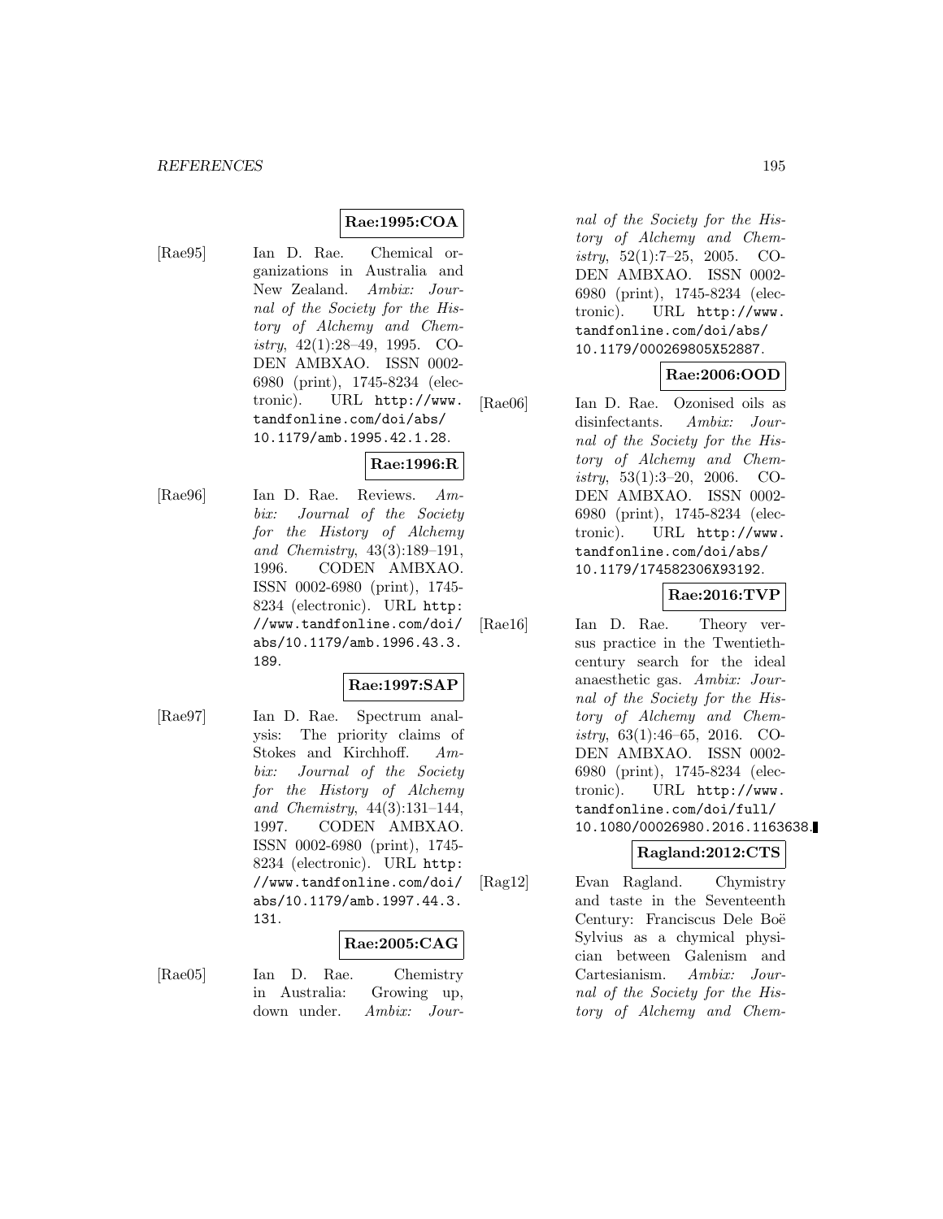**Rae:1995:COA**

[Rae95] Ian D. Rae. Chemical organizations in Australia and New Zealand. *Ambix: Journal of the Society for the History of Alchemy and Chemistry*, 42(1):28–49, 1995. CODEN AMBXAO. ISSN 0002-6980 (print), 1745-8234 (electronic). URL http://www.tandfonline.com/doi/abs/10.1179/amb.1995.42.1.28.

**Rae:1996:R**

[Rae96] Ian D. Rae. Reviews. *Ambix: Journal of the Society for the History of Alchemy and Chemistry*, 43(3):189–191, 1996. CODEN AMBXAO. ISSN 0002-6980 (print), 1745-8234 (electronic). URL http://www.tandfonline.com/doi/abs/10.1179/amb.1996.43.3.189.

**Rae:1997:SAP**

[Rae97] Ian D. Rae. Spectrum analysis: The priority claims of Stokes and Kirchhoff. *Ambix: Journal of the Society for the History of Alchemy and Chemistry*, 44(3):131–144, 1997. CODEN AMBXAO. ISSN 0002-6980 (print), 1745-8234 (electronic). URL http://www.tandfonline.com/doi/abs/10.1179/amb.1997.44.3.131.

**Rae:2005:CAG**

[Rae05] Ian D. Rae. Chemistry in Australia: Growing up, down under. *Ambix: Journal of the Society for the History of Alchemy and Chemistry*, 52(1):7–25, 2005. CODEN AMBXAO. ISSN 0002-6980 (print), 1745-8234 (electronic). URL http://www.tandfonline.com/doi/abs/10.1179/000269805X52887.

**Rae:2006:OOD**

[Rae06] Ian D. Rae. Ozonised oils as disinfectants. *Ambix: Journal of the Society for the History of Alchemy and Chemistry*, 53(1):3–20, 2006. CODEN AMBXAO. ISSN 0002-6980 (print), 1745-8234 (electronic). URL http://www.tandfonline.com/doi/abs/10.1179/174582306X93192.

**Rae:2016:TVP**

[Rae16] Ian D. Rae. Theory versus practice in the Twentieth-century search for the ideal anaesthetic gas. *Ambix: Journal of the Society for the History of Alchemy and Chemistry*, 63(1):46–65, 2016. CODEN AMBXAO. ISSN 0002-6980 (print), 1745-8234 (electronic). URL http://www.tandfonline.com/doi/full/10.1080/00026980.2016.1163638.

**Ragland:2012:CTS**

[Rag12] Evan Ragland. Chymistry and taste in the Seventeenth Century: Franciscus Dele Boë Sylvius as a chymical physician between Galenism and Cartesianism. *Ambix: Journal of the Society for the History of Alchemy and Chem-*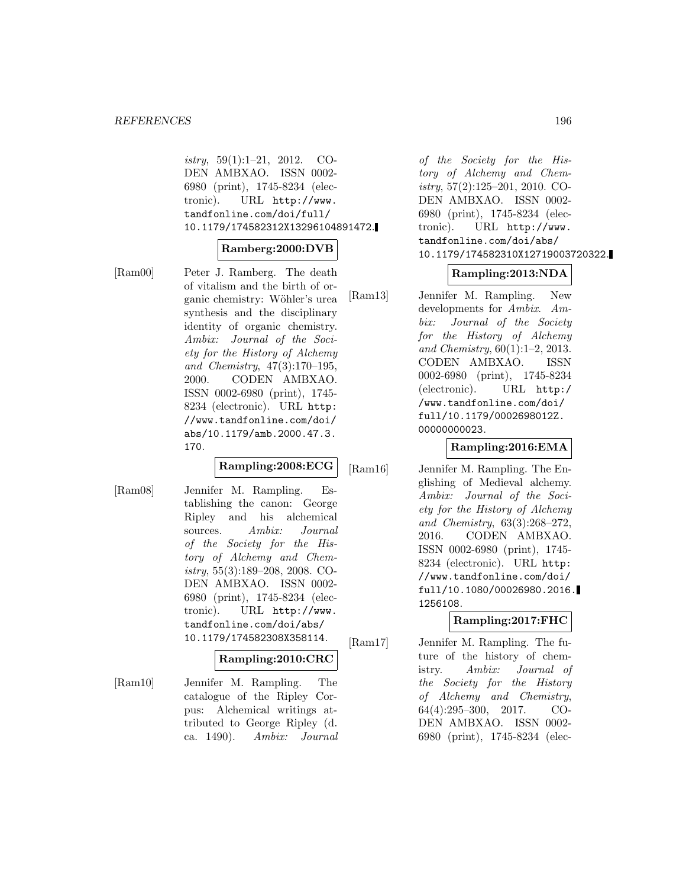*istry*, 59(1):1–21, 2012. CODEN AMBXAO. ISSN 0002-6980 (print), 1745-8234 (electronic). URL http://www.tandfonline.com/doi/full/10.1179/174582312X13296104891472.

**Ramberg:2000:DVB**

[Ram00] Peter J. Ramberg. The death of vitalism and the birth of organic chemistry: Wöhler's urea synthesis and the disciplinary identity of organic chemistry. *Ambix: Journal of the Society for the History of Alchemy and Chemistry*, 47(3):170–195, 2000. CODEN AMBXAO. ISSN 0002-6980 (print), 1745-8234 (electronic). URL http://www.tandfonline.com/doi/abs/10.1179/amb.2000.47.3.170.

**Rampling:2008:ECG**

[Ram08] Jennifer M. Rampling. Establishing the canon: George Ripley and his alchemical sources. *Ambix: Journal of the Society for the History of Alchemy and Chemistry*, 55(3):189–208, 2008. CODEN AMBXAO. ISSN 0002-6980 (print), 1745-8234 (electronic). URL http://www.tandfonline.com/doi/abs/10.1179/174582308X358114.

**Rampling:2010:CRC**

[Ram10] Jennifer M. Rampling. The catalogue of the Ripley Corpus: Alchemical writings attributed to George Ripley (d. ca. 1490). *Ambix: Journal of the Society for the History of Alchemy and Chemistry*, 57(2):125–201, 2010. CODEN AMBXAO. ISSN 0002-6980 (print), 1745-8234 (electronic). URL http://www.tandfonline.com/doi/abs/10.1179/174582310X12719003720322.

**Rampling:2013:NDA**

[Ram13] Jennifer M. Rampling. New developments for *Ambix*. *Ambix: Journal of the Society for the History of Alchemy and Chemistry*, 60(1):1–2, 2013. CODEN AMBXAO. ISSN 0002-6980 (print), 1745-8234 (electronic). URL http://www.tandfonline.com/doi/full/10.1179/0002698012Z.00000000023.

**Rampling:2016:EMA**

[Ram16] Jennifer M. Rampling. The Englishing of Medieval alchemy. *Ambix: Journal of the Society for the History of Alchemy and Chemistry*, 63(3):268–272, 2016. CODEN AMBXAO. ISSN 0002-6980 (print), 1745-8234 (electronic). URL http://www.tandfonline.com/doi/full/10.1080/00026980.2016.1256108.

**Rampling:2017:FHC**

[Ram17] Jennifer M. Rampling. The future of the history of chemistry. *Ambix: Journal of the Society for the History of Alchemy and Chemistry*, 64(4):295–300, 2017. CODEN AMBXAO. ISSN 0002-6980 (print), 1745-8234 (elec-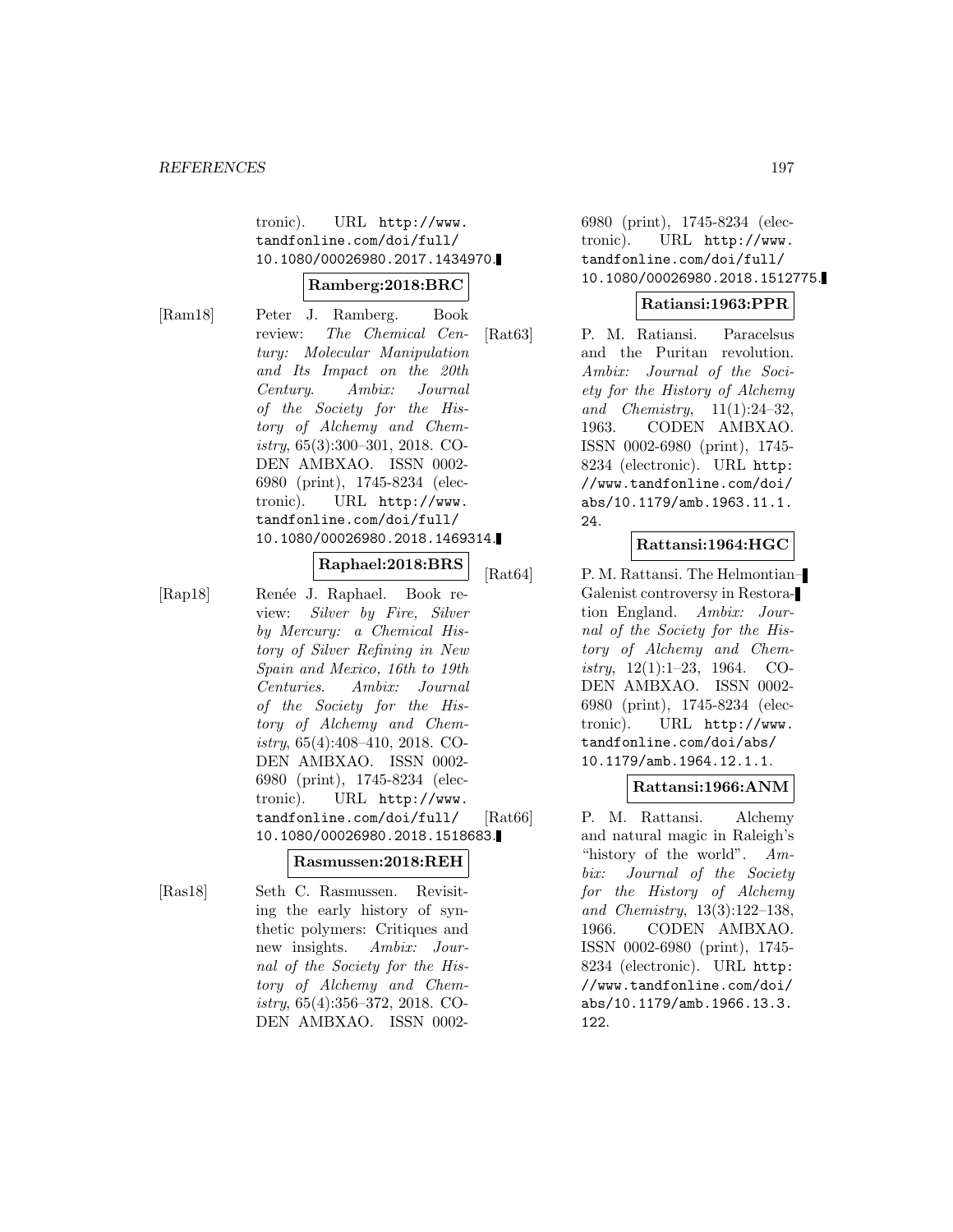tronic). URL http://www.tandfonline.com/doi/full/10.1080/00026980.2017.1434970.

**Ramberg:2018:BRC**

[Ram18] Peter J. Ramberg. Book review: *The Chemical Century: Molecular Manipulation and Its Impact on the 20th Century*. *Ambix: Journal of the Society for the History of Alchemy and Chemistry*, 65(3):300–301, 2018. CODEN AMBXAO. ISSN 0002-6980 (print), 1745-8234 (electronic). URL http://www.tandfonline.com/doi/full/10.1080/00026980.2018.1469314.

**Raphael:2018:BRS**

[Rap18] Renée J. Raphael. Book review: *Silver by Fire, Silver by Mercury: a Chemical History of Silver Refining in New Spain and Mexico, 16th to 19th Centuries*. *Ambix: Journal of the Society for the History of Alchemy and Chemistry*, 65(4):408–410, 2018. CODEN AMBXAO. ISSN 0002-6980 (print), 1745-8234 (electronic). URL http://www.tandfonline.com/doi/full/10.1080/00026980.2018.1518683.

**Rasmussen:2018:REH**

[Ras18] Seth C. Rasmussen. Revisiting the early history of synthetic polymers: Critiques and new insights. *Ambix: Journal of the Society for the History of Alchemy and Chemistry*, 65(4):356–372, 2018. CODEN AMBXAO. ISSN 0002-6980 (print), 1745-8234 (electronic). URL http://www.tandfonline.com/doi/full/10.1080/00026980.2018.1512775.

**Ratiansi:1963:PPR**

[Rat63] P. M. Ratiansi. Paracelsus and the Puritan revolution. *Ambix: Journal of the Society for the History of Alchemy and Chemistry*, 11(1):24–32, 1963. CODEN AMBXAO. ISSN 0002-6980 (print), 1745-8234 (electronic). URL http://www.tandfonline.com/doi/abs/10.1179/amb.1963.11.1.24.

**Rattansi:1964:HGC**

[Rat64] P. M. Rattansi. The Helmontian–Galenist controversy in Restoration England. *Ambix: Journal of the Society for the History of Alchemy and Chemistry*, 12(1):1–23, 1964. CODEN AMBXAO. ISSN 0002-6980 (print), 1745-8234 (electronic). URL http://www.tandfonline.com/doi/abs/10.1179/amb.1964.12.1.1.

**Rattansi:1966:ANM**

[Rat66] P. M. Rattansi. Alchemy and natural magic in Raleigh's "history of the world". *Ambix: Journal of the Society for the History of Alchemy and Chemistry*, 13(3):122–138, 1966. CODEN AMBXAO. ISSN 0002-6980 (print), 1745-8234 (electronic). URL http://www.tandfonline.com/doi/abs/10.1179/amb.1966.13.3.122.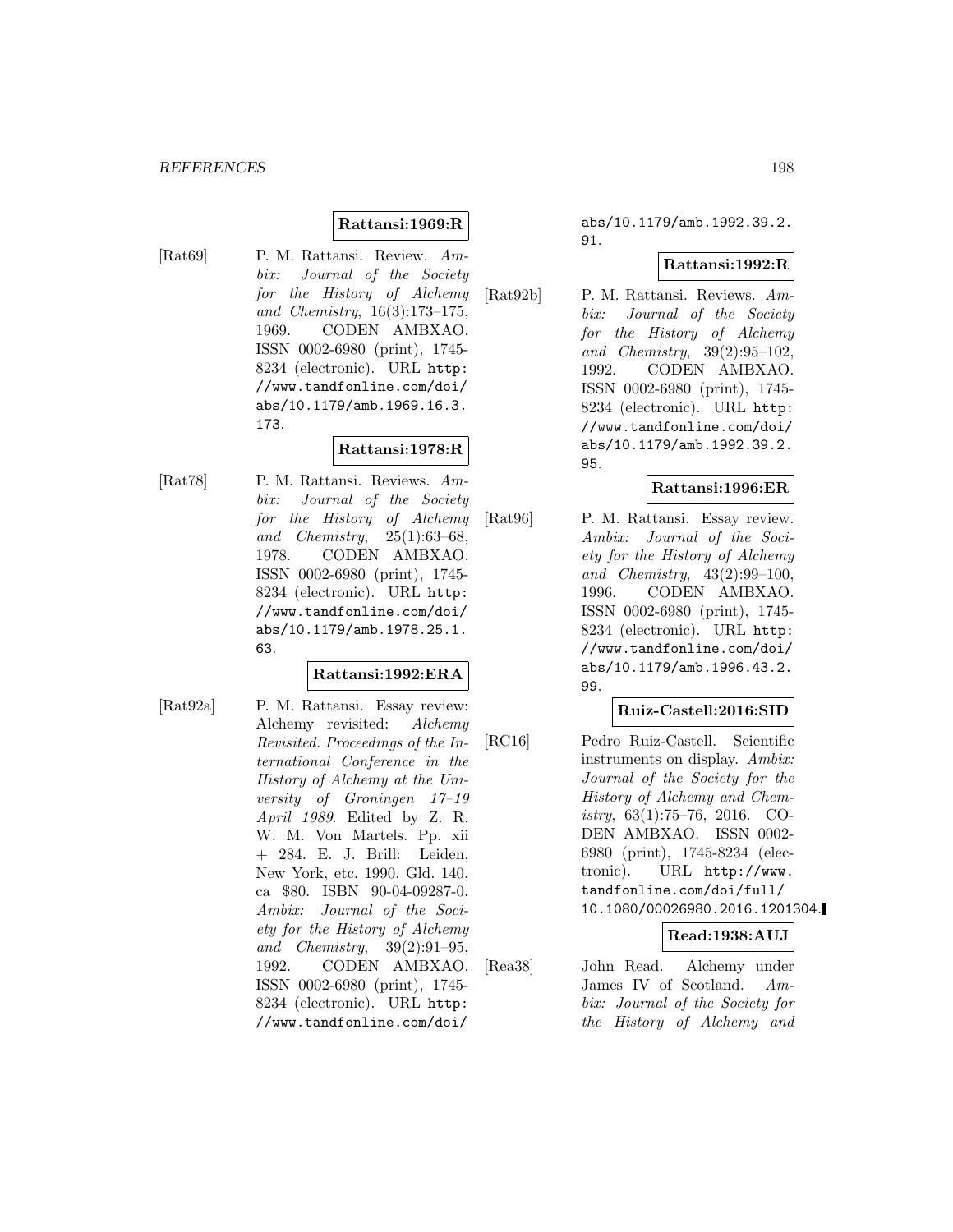**Rattansi:1969:R**

[Rat69] P. M. Rattansi. Review. *Ambix: Journal of the Society for the History of Alchemy and Chemistry*, 16(3):173–175, 1969. CODEN AMBXAO. ISSN 0002-6980 (print), 1745-8234 (electronic). URL http://www.tandfonline.com/doi/abs/10.1179/amb.1969.16.3.173.

**Rattansi:1978:R**

[Rat78] P. M. Rattansi. Reviews. *Ambix: Journal of the Society for the History of Alchemy and Chemistry*, 25(1):63–68, 1978. CODEN AMBXAO. ISSN 0002-6980 (print), 1745-8234 (electronic). URL http://www.tandfonline.com/doi/abs/10.1179/amb.1978.25.1.63.

**Rattansi:1992:ERA**

[Rat92a] P. M. Rattansi. Essay review: Alchemy revisited: *Alchemy Revisited. Proceedings of the International Conference in the History of Alchemy at the University of Groningen 17–19 April 1989*. Edited by Z. R. W. M. Von Martels. Pp. xii + 284. E. J. Brill: Leiden, New York, etc. 1990. Gld. 140, ca $80. ISBN 90-04-09287-0. *Ambix: Journal of the Society for the History of Alchemy and Chemistry*, 39(2):91–95, 1992. CODEN AMBXAO. ISSN 0002-6980 (print), 1745-8234 (electronic). URL http://www.tandfonline.com/doi/abs/10.1179/amb.1992.39.2.91.

**Rattansi:1992:R**

[Rat92b] P. M. Rattansi. Reviews. *Ambix: Journal of the Society for the History of Alchemy and Chemistry*, 39(2):95–102, 1992. CODEN AMBXAO. ISSN 0002-6980 (print), 1745-8234 (electronic). URL http://www.tandfonline.com/doi/abs/10.1179/amb.1992.39.2.95.

**Rattansi:1996:ER**

[Rat96] P. M. Rattansi. Essay review. *Ambix: Journal of the Society for the History of Alchemy and Chemistry*, 43(2):99–100, 1996. CODEN AMBXAO. ISSN 0002-6980 (print), 1745-8234 (electronic). URL http://www.tandfonline.com/doi/abs/10.1179/amb.1996.43.2.99.

**Ruiz-Castell:2016:SID**

[RC16] Pedro Ruiz-Castell. Scientific instruments on display. *Ambix: Journal of the Society for the History of Alchemy and Chemistry*, 63(1):75–76, 2016. CODEN AMBXAO. ISSN 0002-6980 (print), 1745-8234 (electronic). URL http://www.tandfonline.com/doi/full/10.1080/00026980.2016.1201304.

**Read:1938:AUJ**

[Rea38] John Read. Alchemy under James IV of Scotland. *Ambix: Journal of the Society for the History of Alchemy and*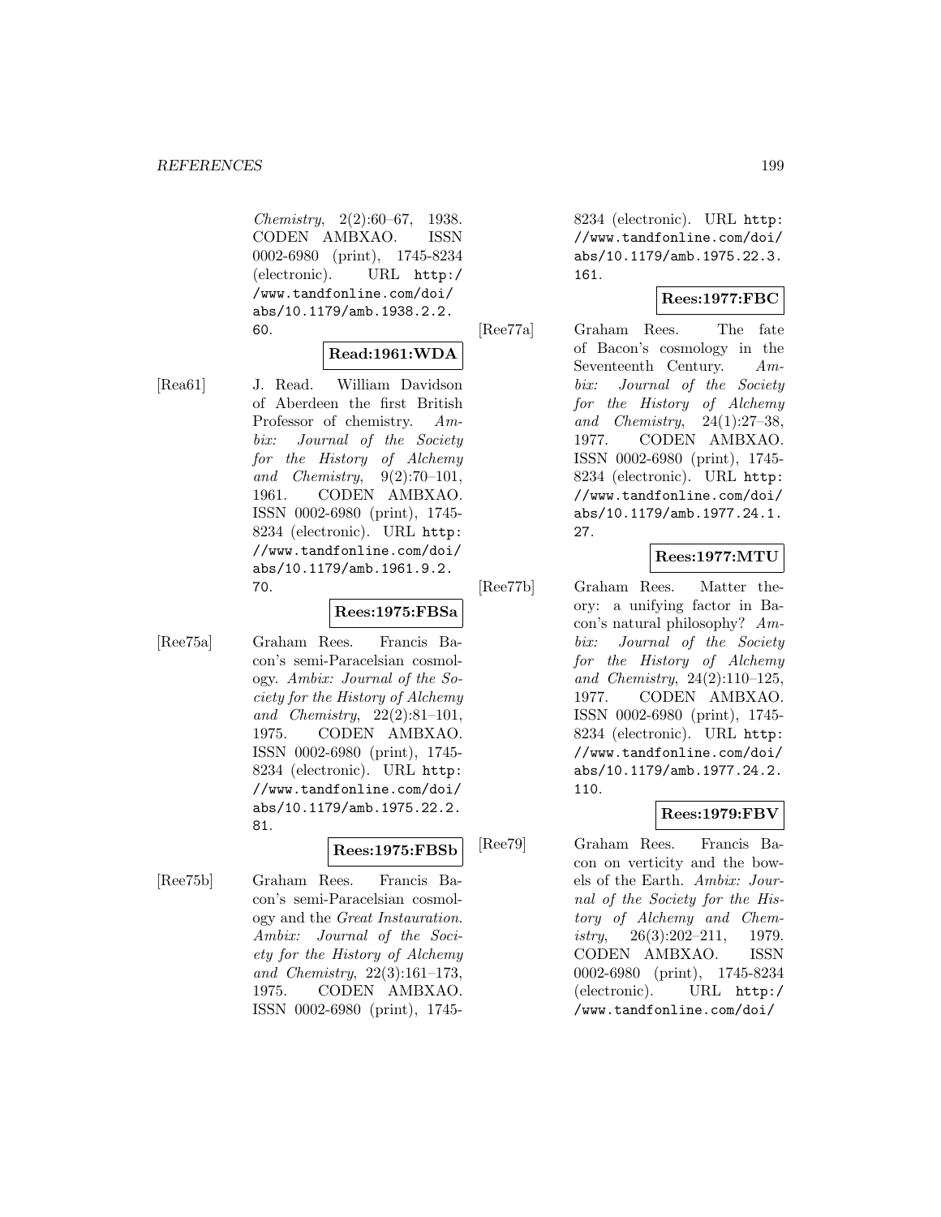*Chemistry*, 2(2):60–67, 1938. CODEN AMBXAO. ISSN 0002-6980 (print), 1745-8234 (electronic). URL http://www.tandfonline.com/doi/abs/10.1179/amb.1938.2.2.60.

**Read:1961:WDA**

[Rea61] J. Read. William Davidson of Aberdeen the first British Professor of chemistry. *Ambix: Journal of the Society for the History of Alchemy and Chemistry*, 9(2):70–101, 1961. CODEN AMBXAO. ISSN 0002-6980 (print), 1745-8234 (electronic). URL http://www.tandfonline.com/doi/abs/10.1179/amb.1961.9.2.70.

**Rees:1975:FBSa**

[Ree75a] Graham Rees. Francis Bacon's semi-Paracelsian cosmology. *Ambix: Journal of the Society for the History of Alchemy and Chemistry*, 22(2):81–101, 1975. CODEN AMBXAO. ISSN 0002-6980 (print), 1745-8234 (electronic). URL http://www.tandfonline.com/doi/abs/10.1179/amb.1975.22.2.81.

**Rees:1975:FBSb**

[Ree75b] Graham Rees. Francis Bacon's semi-Paracelsian cosmology and the *Great Instauration*. *Ambix: Journal of the Society for the History of Alchemy and Chemistry*, 22(3):161–173, 1975. CODEN AMBXAO. ISSN 0002-6980 (print), 1745-8234 (electronic). URL http://www.tandfonline.com/doi/abs/10.1179/amb.1975.22.3.161.

**Rees:1977:FBC**

[Ree77a] Graham Rees. The fate of Bacon's cosmology in the Seventeenth Century. *Ambix: Journal of the Society for the History of Alchemy and Chemistry*, 24(1):27–38, 1977. CODEN AMBXAO. ISSN 0002-6980 (print), 1745-8234 (electronic). URL http://www.tandfonline.com/doi/abs/10.1179/amb.1977.24.1.27.

**Rees:1977:MTU**

[Ree77b] Graham Rees. Matter theory: a unifying factor in Bacon's natural philosophy? *Ambix: Journal of the Society for the History of Alchemy and Chemistry*, 24(2):110–125, 1977. CODEN AMBXAO. ISSN 0002-6980 (print), 1745-8234 (electronic). URL http://www.tandfonline.com/doi/abs/10.1179/amb.1977.24.2.110.

**Rees:1979:FBV**

[Ree79] Graham Rees. Francis Bacon on verticity and the bowels of the Earth. *Ambix: Journal of the Society for the History of Alchemy and Chemistry*, 26(3):202–211, 1979. CODEN AMBXAO. ISSN 0002-6980 (print), 1745-8234 (electronic). URL http://www.tandfonline.com/doi/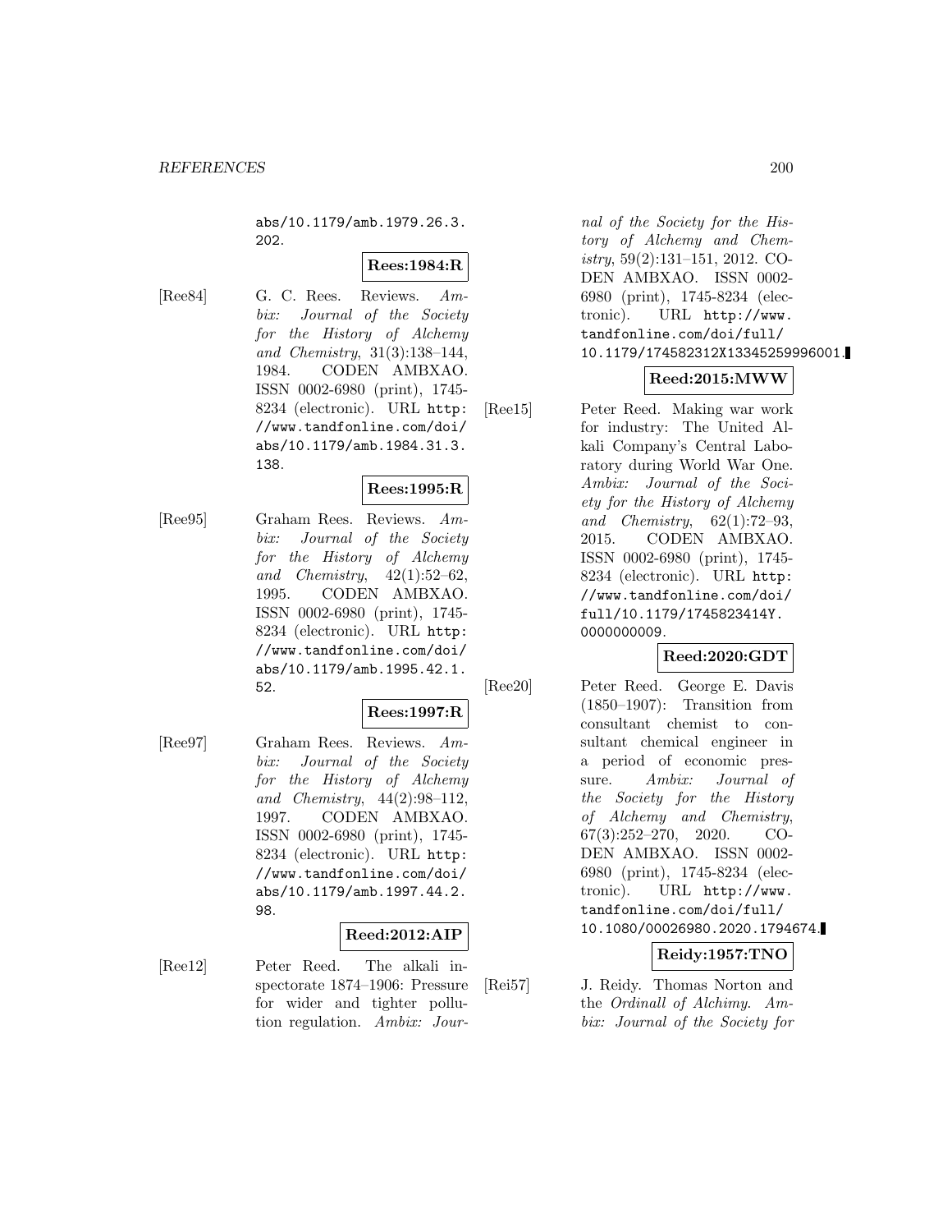abs/10.1179/amb.1979.26.3.202.

**Rees:1984:R**

[Ree84] G. C. Rees. Reviews. *Ambix: Journal of the Society for the History of Alchemy and Chemistry*, 31(3):138–144, 1984. CODEN AMBXAO. ISSN 0002-6980 (print), 1745-8234 (electronic). URL http://www.tandfonline.com/doi/abs/10.1179/amb.1984.31.3.138.

**Rees:1995:R**

[Ree95] Graham Rees. Reviews. *Ambix: Journal of the Society for the History of Alchemy and Chemistry*, 42(1):52–62, 1995. CODEN AMBXAO. ISSN 0002-6980 (print), 1745-8234 (electronic). URL http://www.tandfonline.com/doi/abs/10.1179/amb.1995.42.1.52.

**Rees:1997:R**

[Ree97] Graham Rees. Reviews. *Ambix: Journal of the Society for the History of Alchemy and Chemistry*, 44(2):98–112, 1997. CODEN AMBXAO. ISSN 0002-6980 (print), 1745-8234 (electronic). URL http://www.tandfonline.com/doi/abs/10.1179/amb.1997.44.2.98.

**Reed:2012:AIP**

[Ree12] Peter Reed. The alkali inspectorate 1874–1906: Pressure for wider and tighter pollution regulation. *Ambix: Journal of the Society for the History of Alchemy and Chemistry*, 59(2):131–151, 2012. CODEN AMBXAO. ISSN 0002-6980 (print), 1745-8234 (electronic). URL http://www.tandfonline.com/doi/full/10.1179/174582312X13345259996001.

**Reed:2015:MWW**

[Ree15] Peter Reed. Making war work for industry: The United Alkali Company's Central Laboratory during World War One. *Ambix: Journal of the Society for the History of Alchemy and Chemistry*, 62(1):72–93, 2015. CODEN AMBXAO. ISSN 0002-6980 (print), 1745-8234 (electronic). URL http://www.tandfonline.com/doi/full/10.1179/1745823414Y.0000000009.

**Reed:2020:GDT**

[Ree20] Peter Reed. George E. Davis (1850–1907): Transition from consultant chemist to consultant chemical engineer in a period of economic pressure. *Ambix: Journal of the Society for the History of Alchemy and Chemistry*, 67(3):252–270, 2020. CODEN AMBXAO. ISSN 0002-6980 (print), 1745-8234 (electronic). URL http://www.tandfonline.com/doi/full/10.1080/00026980.2020.1794674.

**Reidy:1957:TNO**

[Rei57] J. Reidy. Thomas Norton and the *Ordinall of Alchimy*. *Ambix: Journal of the Society for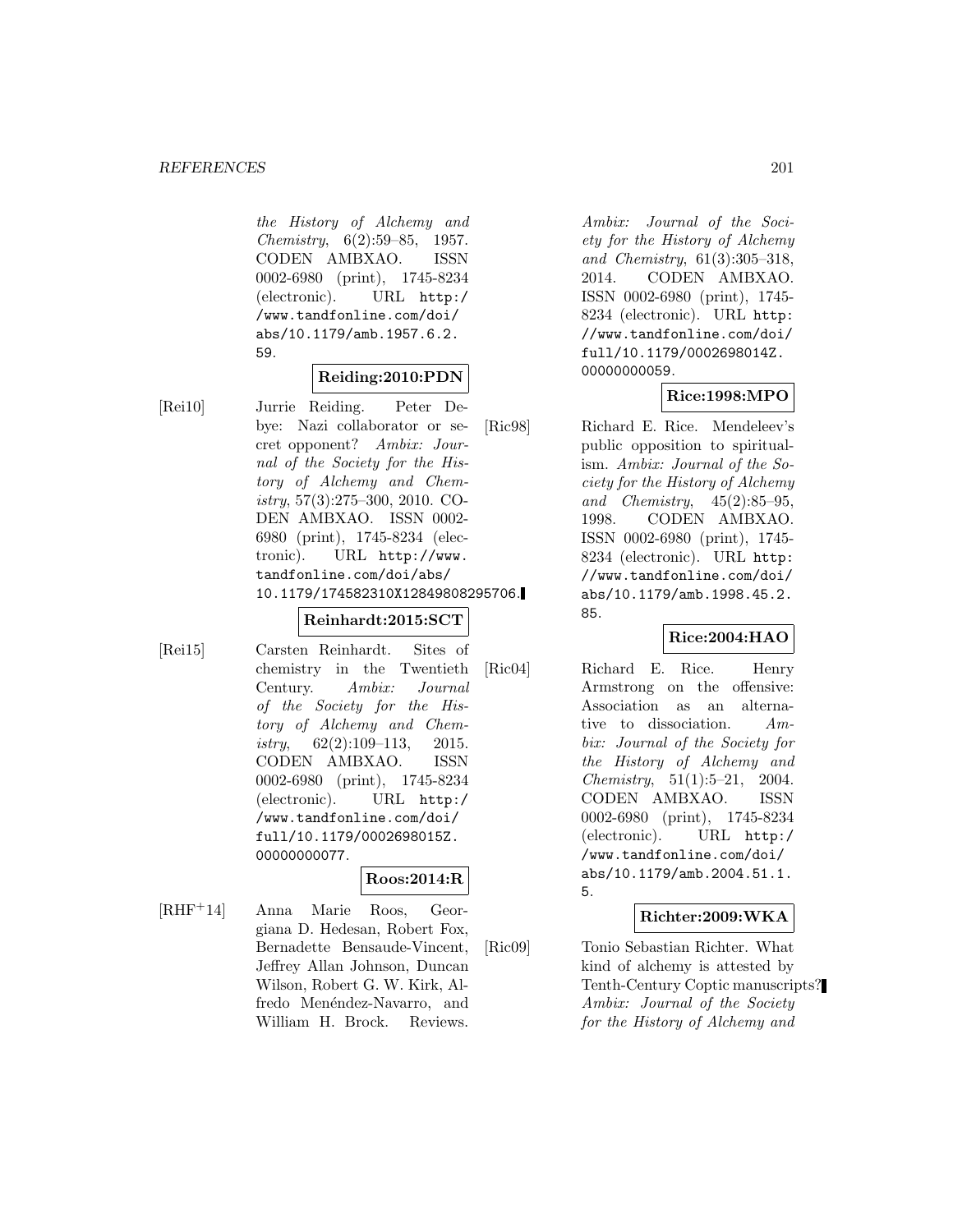the History of Alchemy and Chemistry, 6(2):59–85, 1957. CODEN AMBXAO. ISSN 0002-6980 (print), 1745-8234 (electronic). URL http://www.tandfonline.com/doi/abs/10.1179/amb.1957.6.2.59.

**Reiding:2010:PDN**

[Rei10] Jurrie Reiding. Peter Debye: Nazi collaborator or secret opponent? *Ambix: Journal of the Society for the History of Alchemy and Chemistry*, 57(3):275–300, 2010. CODEN AMBXAO. ISSN 0002-6980 (print), 1745-8234 (electronic). URL http://www.tandfonline.com/doi/abs/10.1179/174582310X12849808295706.

**Reinhardt:2015:SCT**

[Rei15] Carsten Reinhardt. Sites of chemistry in the Twentieth Century. *Ambix: Journal of the Society for the History of Alchemy and Chemistry*, 62(2):109–113, 2015. CODEN AMBXAO. ISSN 0002-6980 (print), 1745-8234 (electronic). URL http://www.tandfonline.com/doi/full/10.1179/0002698015Z.00000000077.

**Roos:2014:R**

[RHF+14] Anna Marie Roos, Georgiana D. Hedesan, Robert Fox, Bernadette Bensaude-Vincent, Jeffrey Allan Johnson, Duncan Wilson, Robert G. W. Kirk, Alfredo Menéndez-Navarro, and William H. Brock. Reviews. *Ambix: Journal of the Society for the History of Alchemy and Chemistry*, 61(3):305–318, 2014. CODEN AMBXAO. ISSN 0002-6980 (print), 1745-8234 (electronic). URL http://www.tandfonline.com/doi/full/10.1179/0002698014Z.00000000059.

**Rice:1998:MPO**

[Ric98] Richard E. Rice. Mendeleev's public opposition to spiritualism. *Ambix: Journal of the Society for the History of Alchemy and Chemistry*, 45(2):85–95, 1998. CODEN AMBXAO. ISSN 0002-6980 (print), 1745-8234 (electronic). URL http://www.tandfonline.com/doi/abs/10.1179/amb.1998.45.2.85.

**Rice:2004:HAO**

[Ric04] Richard E. Rice. Henry Armstrong on the offensive: Association as an alternative to dissociation. *Ambix: Journal of the Society for the History of Alchemy and Chemistry*, 51(1):5–21, 2004. CODEN AMBXAO. ISSN 0002-6980 (print), 1745-8234 (electronic). URL http://www.tandfonline.com/doi/abs/10.1179/amb.2004.51.1.5.

**Richter:2009:WKA**

[Ric09] Tonio Sebastian Richter. What kind of alchemy is attested by Tenth-Century Coptic manuscripts? *Ambix: Journal of the Society for the History of Alchemy and*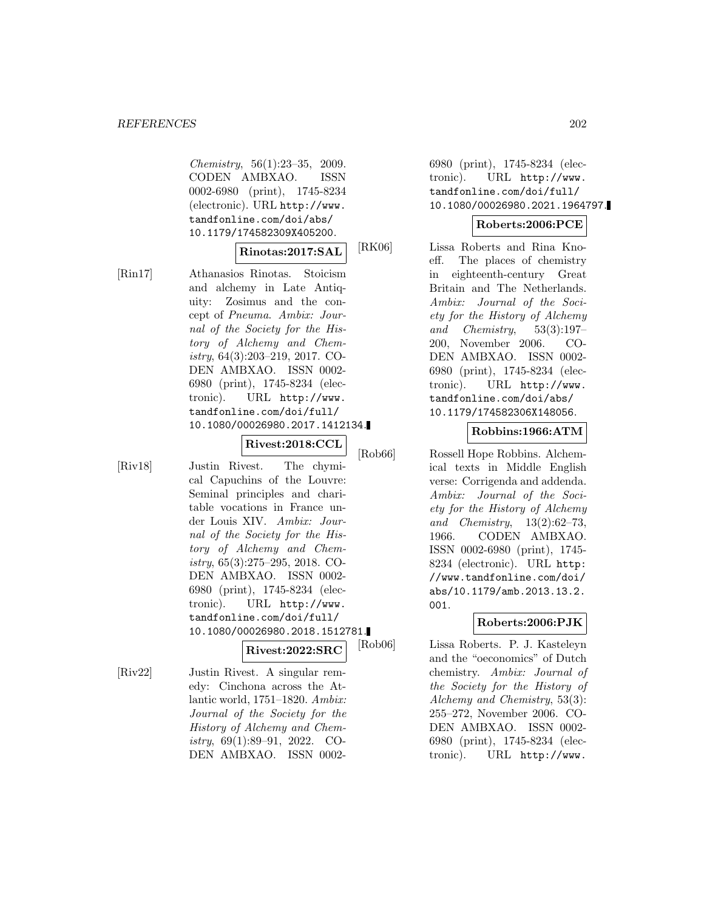*Chemistry*, 56(1):23–35, 2009. CODEN AMBXAO. ISSN 0002-6980 (print), 1745-8234 (electronic). URL http://www.tandfonline.com/doi/abs/10.1179/174582309X405200.

**Rinotas:2017:SAL**

[Rin17] Athanasios Rinotas. Stoicism and alchemy in Late Antiquity: Zosimus and the concept of *Pneuma*. *Ambix: Journal of the Society for the History of Alchemy and Chemistry*, 64(3):203–219, 2017. CODEN AMBXAO. ISSN 0002-6980 (print), 1745-8234 (electronic). URL http://www.tandfonline.com/doi/full/10.1080/00026980.2017.1412134.

**Rivest:2018:CCL**

[Riv18] Justin Rivest. The chymical Capuchins of the Louvre: Seminal principles and charitable vocations in France under Louis XIV. *Ambix: Journal of the Society for the History of Alchemy and Chemistry*, 65(3):275–295, 2018. CODEN AMBXAO. ISSN 0002-6980 (print), 1745-8234 (electronic). URL http://www.tandfonline.com/doi/full/10.1080/00026980.2018.1512781.

**Rivest:2022:SRC**

[Riv22] Justin Rivest. A singular remedy: Cinchona across the Atlantic world, 1751–1820. *Ambix: Journal of the Society for the History of Alchemy and Chemistry*, 69(1):89–91, 2022. CODEN AMBXAO. ISSN 0002-6980 (print), 1745-8234 (electronic). URL http://www.tandfonline.com/doi/full/10.1080/00026980.2021.1964797.

**Roberts:2006:PCE**

[RK06] Lissa Roberts and Rina Knoeff. The places of chemistry in eighteenth-century Great Britain and The Netherlands. *Ambix: Journal of the Society for the History of Alchemy and Chemistry*, 53(3):197–200, November 2006. CODEN AMBXAO. ISSN 0002-6980 (print), 1745-8234 (electronic). URL http://www.tandfonline.com/doi/abs/10.1179/174582306X148056.

**Robbins:1966:ATM**

[Rob66] Rossell Hope Robbins. Alchemical texts in Middle English verse: Corrigenda and addenda. *Ambix: Journal of the Society for the History of Alchemy and Chemistry*, 13(2):62–73, 1966. CODEN AMBXAO. ISSN 0002-6980 (print), 1745-8234 (electronic). URL http://www.tandfonline.com/doi/abs/10.1179/amb.2013.13.2.001.

**Roberts:2006:PJK**

[Rob06] Lissa Roberts. P. J. Kasteleyn and the "oeconomics" of Dutch chemistry. *Ambix: Journal of the Society for the History of Alchemy and Chemistry*, 53(3):255–272, November 2006. CODEN AMBXAO. ISSN 0002-6980 (print), 1745-8234 (electronic). URL http://www.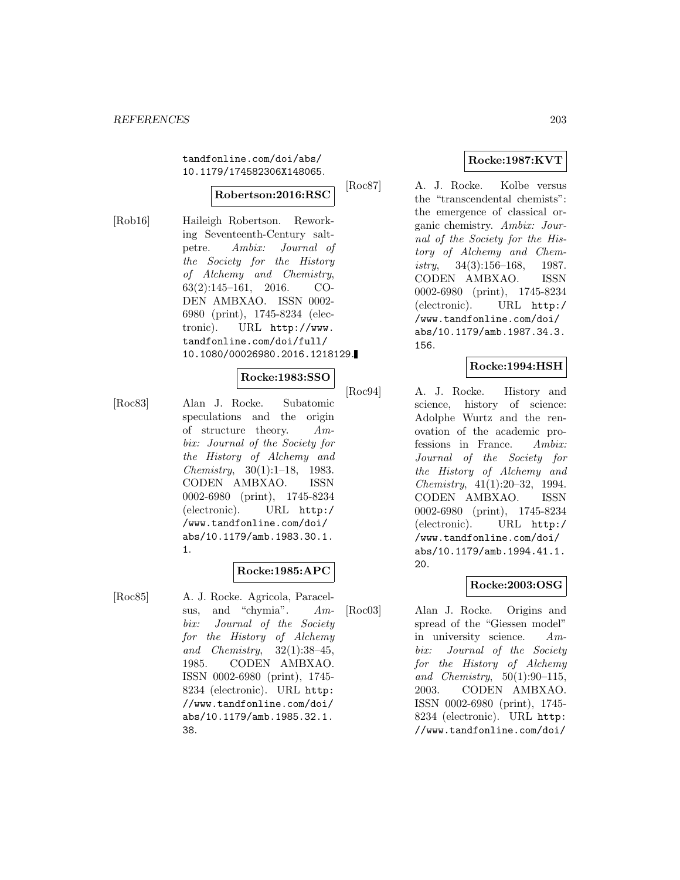tandfonline.com/doi/abs/10.1179/174582306X148065.

**Robertson:2016:RSC**

[Rob16] Haileigh Robertson. Reworking Seventeenth-Century saltpetre. *Ambix: Journal of the Society for the History of Alchemy and Chemistry*, 63(2):145–161, 2016. CODEN AMBXAO. ISSN 0002-6980 (print), 1745-8234 (electronic). URL http://www.tandfonline.com/doi/full/10.1080/00026980.2016.1218129.

**Rocke:1983:SSO**

[Roc83] Alan J. Rocke. Subatomic speculations and the origin of structure theory. *Ambix: Journal of the Society for the History of Alchemy and Chemistry*, 30(1):1–18, 1983. CODEN AMBXAO. ISSN 0002-6980 (print), 1745-8234 (electronic). URL http://www.tandfonline.com/doi/abs/10.1179/amb.1983.30.1.1.

**Rocke:1985:APC**

[Roc85] A. J. Rocke. Agricola, Paracelsus, and "chymia". *Ambix: Journal of the Society for the History of Alchemy and Chemistry*, 32(1):38–45, 1985. CODEN AMBXAO. ISSN 0002-6980 (print), 1745-8234 (electronic). URL http://www.tandfonline.com/doi/abs/10.1179/amb.1985.32.1.38.

**Rocke:1987:KVT**

[Roc87] A. J. Rocke. Kolbe versus the "transcendental chemists": the emergence of classical organic chemistry. *Ambix: Journal of the Society for the History of Alchemy and Chemistry*, 34(3):156–168, 1987. CODEN AMBXAO. ISSN 0002-6980 (print), 1745-8234 (electronic). URL http://www.tandfonline.com/doi/abs/10.1179/amb.1987.34.3.156.

**Rocke:1994:HSH**

[Roc94] A. J. Rocke. History and science, history of science: Adolphe Wurtz and the renovation of the academic professions in France. *Ambix: Journal of the Society for the History of Alchemy and Chemistry*, 41(1):20–32, 1994. CODEN AMBXAO. ISSN 0002-6980 (print), 1745-8234 (electronic). URL http://www.tandfonline.com/doi/abs/10.1179/amb.1994.41.1.20.

**Rocke:2003:OSG**

[Roc03] Alan J. Rocke. Origins and spread of the "Giessen model" in university science. *Ambix: Journal of the Society for the History of Alchemy and Chemistry*, 50(1):90–115, 2003. CODEN AMBXAO. ISSN 0002-6980 (print), 1745-8234 (electronic). URL http://www.tandfonline.com/doi/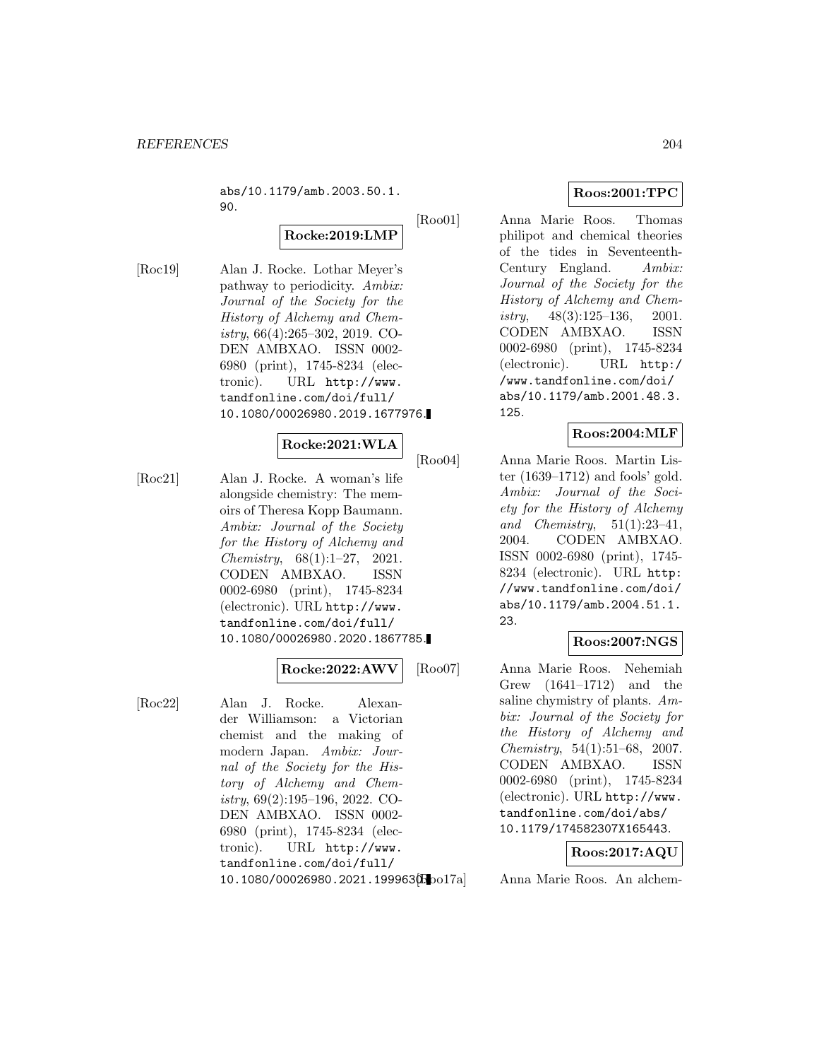abs/10.1179/amb.2003.50.1.90.

**Rocke:2019:LMP**

[Roc19] Alan J. Rocke. Lothar Meyer's pathway to periodicity. *Ambix: Journal of the Society for the History of Alchemy and Chemistry*, 66(4):265–302, 2019. CODEN AMBXAO. ISSN 0002-6980 (print), 1745-8234 (electronic). URL http://www.tandfonline.com/doi/full/10.1080/00026980.2019.1677976.

**Rocke:2021:WLA**

[Roc21] Alan J. Rocke. A woman's life alongside chemistry: The memoirs of Theresa Kopp Baumann. *Ambix: Journal of the Society for the History of Alchemy and Chemistry*, 68(1):1–27, 2021. CODEN AMBXAO. ISSN 0002-6980 (print), 1745-8234 (electronic). URL http://www.tandfonline.com/doi/full/10.1080/00026980.2020.1867785.

**Rocke:2022:AWV**

[Roc22] Alan J. Rocke. Alexander Williamson: a Victorian chemist and the making of modern Japan. *Ambix: Journal of the Society for the History of Alchemy and Chemistry*, 69(2):195–196, 2022. CODEN AMBXAO. ISSN 0002-6980 (print), 1745-8234 (electronic). URL http://www.tandfonline.com/doi/full/10.1080/00026980.2021.1999630.

**Roos:2001:TPC**

[Roo01] Anna Marie Roos. Thomas philipot and chemical theories of the tides in Seventeenth-Century England. *Ambix: Journal of the Society for the History of Alchemy and Chemistry*, 48(3):125–136, 2001. CODEN AMBXAO. ISSN 0002-6980 (print), 1745-8234 (electronic). URL http://www.tandfonline.com/doi/abs/10.1179/amb.2001.48.3.125.

**Roos:2004:MLF**

[Roo04] Anna Marie Roos. Martin Lister (1639–1712) and fools' gold. *Ambix: Journal of the Society for the History of Alchemy and Chemistry*, 51(1):23–41, 2004. CODEN AMBXAO. ISSN 0002-6980 (print), 1745-8234 (electronic). URL http://www.tandfonline.com/doi/abs/10.1179/amb.2004.51.1.23.

**Roos:2007:NGS**

[Roo07] Anna Marie Roos. Nehemiah Grew (1641–1712) and the saline chymistry of plants. *Ambix: Journal of the Society for the History of Alchemy and Chemistry*, 54(1):51–68, 2007. CODEN AMBXAO. ISSN 0002-6980 (print), 1745-8234 (electronic). URL http://www.tandfonline.com/doi/abs/10.1179/174582307X165443.

**Roos:2017:AQU**

[Roo17a] Anna Marie Roos. An alchem-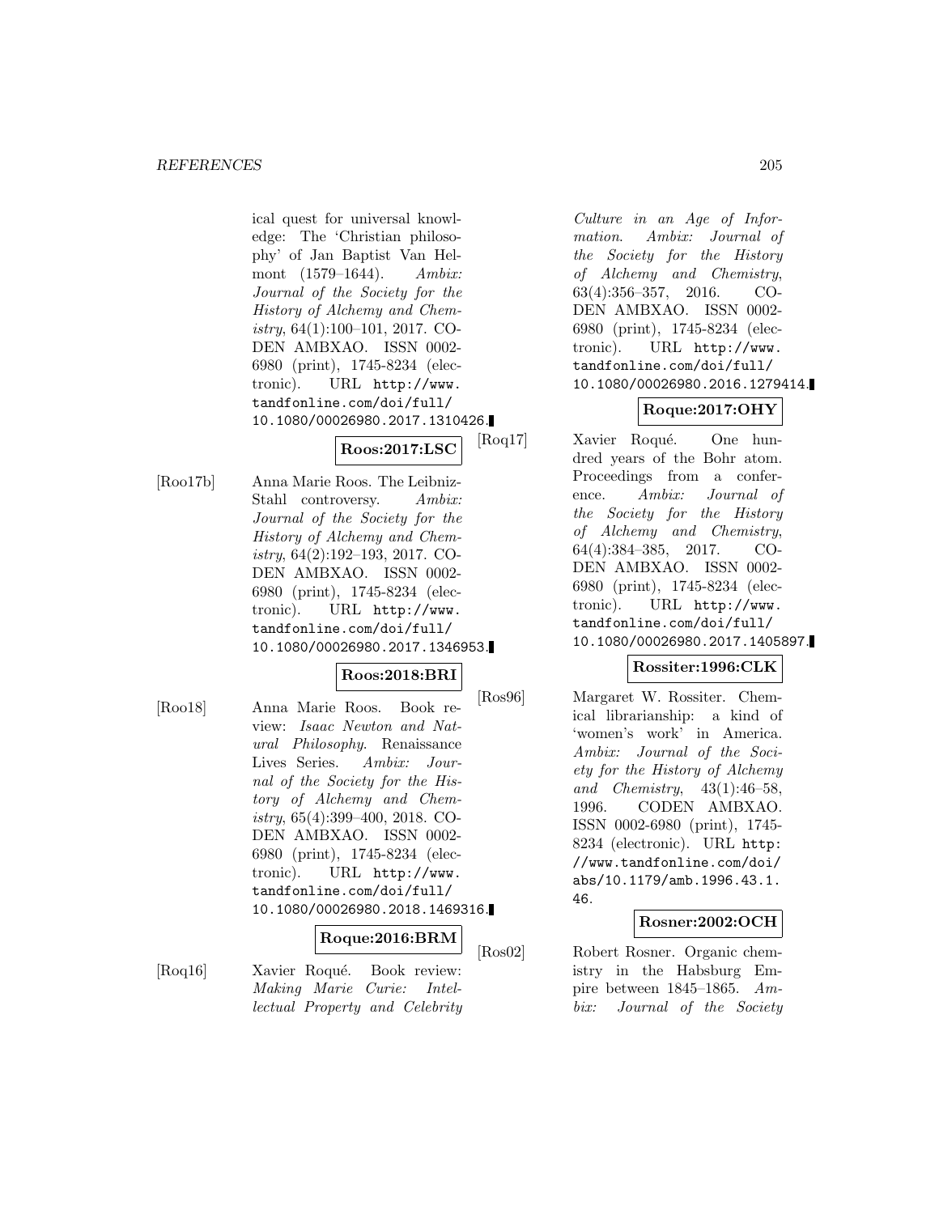ical quest for universal knowledge: The 'Christian philosophy' of Jan Baptist Van Helmont (1579–1644). *Ambix: Journal of the Society for the History of Alchemy and Chemistry*, 64(1):100–101, 2017. CODEN AMBXAO. ISSN 0002-6980 (print), 1745-8234 (electronic). URL http://www.tandfonline.com/doi/full/10.1080/00026980.2017.1310426.

**Roos:2017:LSC**

[Roo17b] Anna Marie Roos. The Leibniz-Stahl controversy. *Ambix: Journal of the Society for the History of Alchemy and Chemistry*, 64(2):192–193, 2017. CODEN AMBXAO. ISSN 0002-6980 (print), 1745-8234 (electronic). URL http://www.tandfonline.com/doi/full/10.1080/00026980.2017.1346953.

**Roos:2018:BRI**

[Roo18] Anna Marie Roos. Book review: *Isaac Newton and Natural Philosophy*. Renaissance Lives Series. *Ambix: Journal of the Society for the History of Alchemy and Chemistry*, 65(4):399–400, 2018. CODEN AMBXAO. ISSN 0002-6980 (print), 1745-8234 (electronic). URL http://www.tandfonline.com/doi/full/10.1080/00026980.2018.1469316.

**Roque:2016:BRM**

[Roq16] Xavier Roqué. Book review: *Making Marie Curie: Intellectual Property and Celebrity Culture in an Age of Information*. *Ambix: Journal of the Society for the History of Alchemy and Chemistry*, 63(4):356–357, 2016. CODEN AMBXAO. ISSN 0002-6980 (print), 1745-8234 (electronic). URL http://www.tandfonline.com/doi/full/10.1080/00026980.2016.1279414.

**Roque:2017:OHY**

[Roq17] Xavier Roqué. One hundred years of the Bohr atom. Proceedings from a conference. *Ambix: Journal of the Society for the History of Alchemy and Chemistry*, 64(4):384–385, 2017. CODEN AMBXAO. ISSN 0002-6980 (print), 1745-8234 (electronic). URL http://www.tandfonline.com/doi/full/10.1080/00026980.2017.1405897.

**Rossiter:1996:CLK**

[Ros96] Margaret W. Rossiter. Chemical librarianship: a kind of 'women's work' in America. *Ambix: Journal of the Society for the History of Alchemy and Chemistry*, 43(1):46–58, 1996. CODEN AMBXAO. ISSN 0002-6980 (print), 1745-8234 (electronic). URL http://www.tandfonline.com/doi/abs/10.1179/amb.1996.43.1.46.

**Rosner:2002:OCH**

[Ros02] Robert Rosner. Organic chemistry in the Habsburg Empire between 1845–1865. *Ambix: Journal of the Society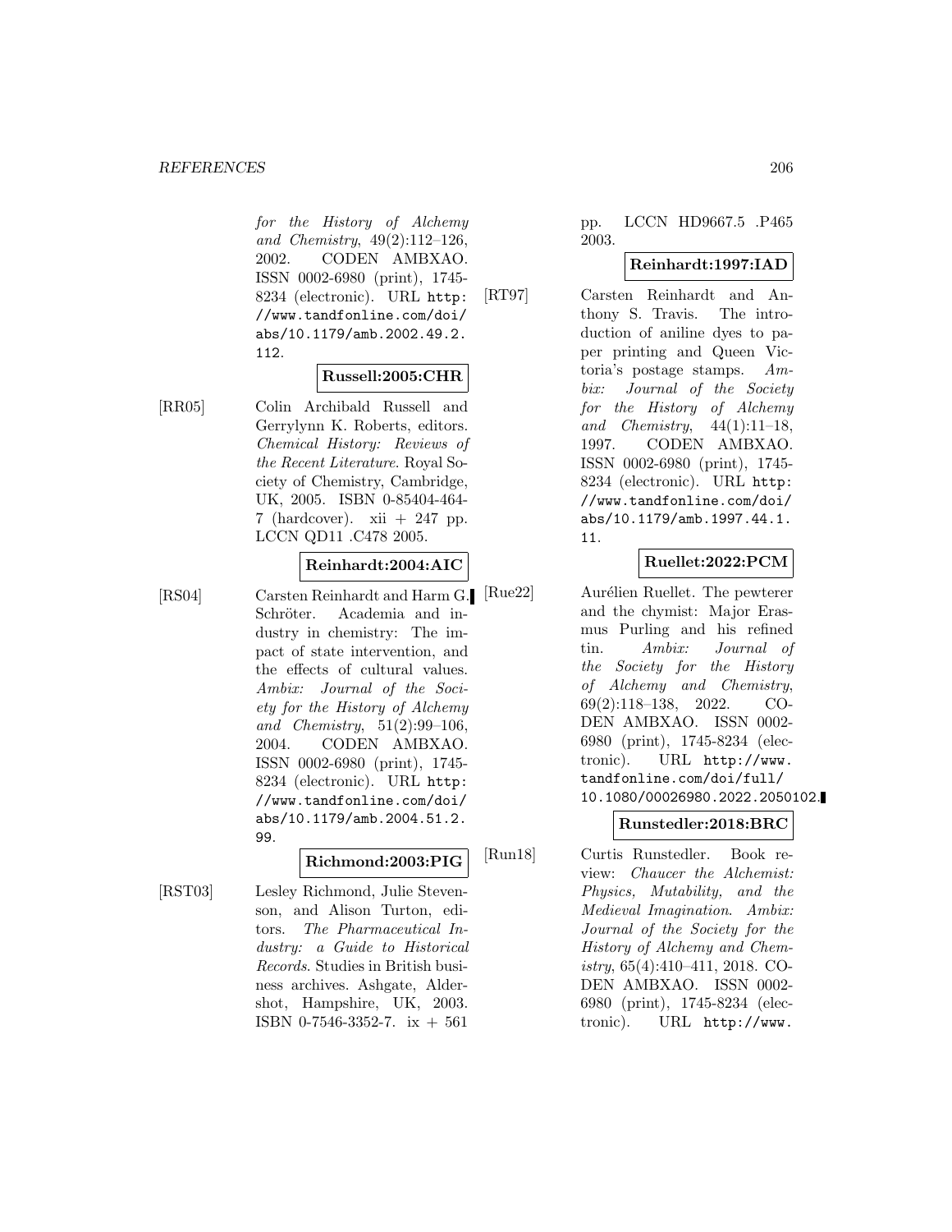*for the History of Alchemy and Chemistry*, 49(2):112–126, 2002. CODEN AMBXAO. ISSN 0002-6980 (print), 1745-8234 (electronic). URL http://www.tandfonline.com/doi/abs/10.1179/amb.2002.49.2.112.

**Russell:2005:CHR**

[RR05] Colin Archibald Russell and Gerrylynn K. Roberts, editors. *Chemical History: Reviews of the Recent Literature*. Royal Society of Chemistry, Cambridge, UK, 2005. ISBN 0-85404-464-7 (hardcover). xii + 247 pp. LCCN QD11 .C478 2005.

**Reinhardt:2004:AIC**

[RS04] Carsten Reinhardt and Harm G. Schröter. Academia and industry in chemistry: The impact of state intervention, and the effects of cultural values. *Ambix: Journal of the Society for the History of Alchemy and Chemistry*, 51(2):99–106, 2004. CODEN AMBXAO. ISSN 0002-6980 (print), 1745-8234 (electronic). URL http://www.tandfonline.com/doi/abs/10.1179/amb.2004.51.2.99.

**Richmond:2003:PIG**

[RST03] Lesley Richmond, Julie Stevenson, and Alison Turton, editors. *The Pharmaceutical Industry: a Guide to Historical Records*. Studies in British business archives. Ashgate, Aldershot, Hampshire, UK, 2003. ISBN 0-7546-3352-7. ix + 561 pp. LCCN HD9667.5 .P465 2003.

**Reinhardt:1997:IAD**

[RT97] Carsten Reinhardt and Anthony S. Travis. The introduction of aniline dyes to paper printing and Queen Victoria's postage stamps. *Ambix: Journal of the Society for the History of Alchemy and Chemistry*, 44(1):11–18, 1997. CODEN AMBXAO. ISSN 0002-6980 (print), 1745-8234 (electronic). URL http://www.tandfonline.com/doi/abs/10.1179/amb.1997.44.1.11.

**Ruellet:2022:PCM**

[Rue22] Aurélien Ruellet. The pewterer and the chymist: Major Erasmus Purling and his refined tin. *Ambix: Journal of the Society for the History of Alchemy and Chemistry*, 69(2):118–138, 2022. CODEN AMBXAO. ISSN 0002-6980 (print), 1745-8234 (electronic). URL http://www.tandfonline.com/doi/full/10.1080/00026980.2022.2050102.

**Runstedler:2018:BRC**

[Run18] Curtis Runstedler. Book review: *Chaucer the Alchemist: Physics, Mutability, and the Medieval Imagination*. *Ambix: Journal of the Society for the History of Alchemy and Chemistry*, 65(4):410–411, 2018. CODEN AMBXAO. ISSN 0002-6980 (print), 1745-8234 (electronic). URL http://www.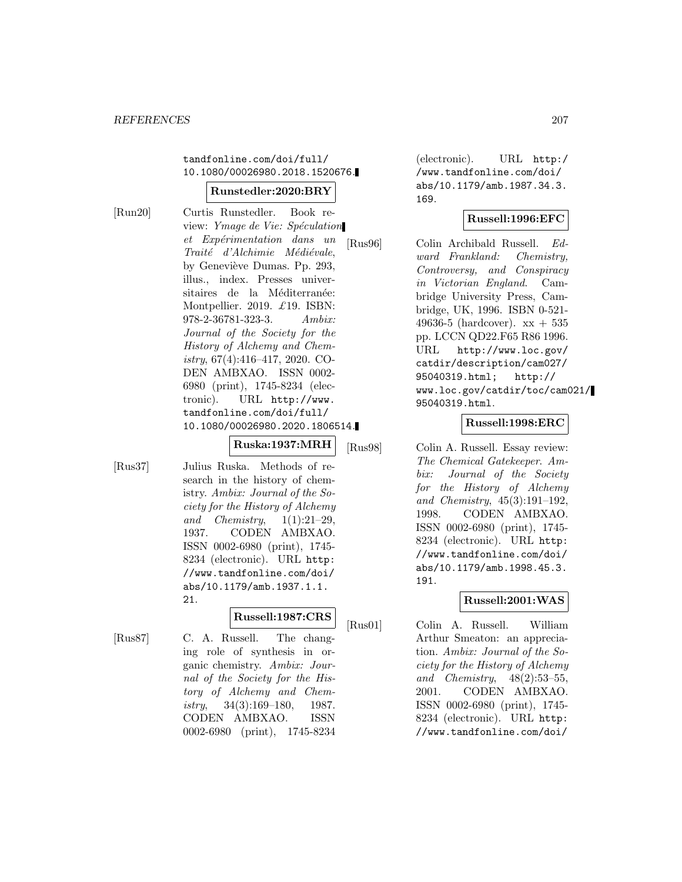tandfonline.com/doi/full/10.1080/00026980.2018.1520676.

**Runstedler:2020:BRY**

[Run20] Curtis Runstedler. Book review: *Ymage de Vie: Spéculation et Expérimentation dans un Traité d'Alchimie Médiévale*, by Geneviève Dumas. Pp. 293, illus., index. Presses universitaires de la Méditerranée: Montpellier. 2019. £19. ISBN: 978-2-36781-323-3. *Ambix: Journal of the Society for the History of Alchemy and Chemistry*, 67(4):416–417, 2020. CODEN AMBXAO. ISSN 0002-6980 (print), 1745-8234 (electronic). URL http://www.tandfonline.com/doi/full/10.1080/00026980.2020.1806514.

**Ruska:1937:MRH**

[Rus37] Julius Ruska. Methods of research in the history of chemistry. *Ambix: Journal of the Society for the History of Alchemy and Chemistry*, 1(1):21–29, 1937. CODEN AMBXAO. ISSN 0002-6980 (print), 1745-8234 (electronic). URL http://www.tandfonline.com/doi/abs/10.1179/amb.1937.1.1.21.

**Russell:1987:CRS**

[Rus87] C. A. Russell. The changing role of synthesis in organic chemistry. *Ambix: Journal of the Society for the History of Alchemy and Chemistry*, 34(3):169–180, 1987. CODEN AMBXAO. ISSN 0002-6980 (print), 1745-8234 (electronic). URL http://www.tandfonline.com/doi/abs/10.1179/amb.1987.34.3.169.

**Russell:1996:EFC**

[Rus96] Colin Archibald Russell. *Edward Frankland: Chemistry, Controversy, and Conspiracy in Victorian England*. Cambridge University Press, Cambridge, UK, 1996. ISBN 0-521-49636-5 (hardcover). xx + 535 pp. LCCN QD22.F65 R86 1996. URL http://www.loc.gov/catdir/description/cam027/95040319.html; http://www.loc.gov/catdir/toc/cam021/95040319.html.

**Russell:1998:ERC**

[Rus98] Colin A. Russell. Essay review: *The Chemical Gatekeeper*. *Ambix: Journal of the Society for the History of Alchemy and Chemistry*, 45(3):191–192, 1998. CODEN AMBXAO. ISSN 0002-6980 (print), 1745-8234 (electronic). URL http://www.tandfonline.com/doi/abs/10.1179/amb.1998.45.3.191.

**Russell:2001:WAS**

[Rus01] Colin A. Russell. William Arthur Smeaton: an appreciation. *Ambix: Journal of the Society for the History of Alchemy and Chemistry*, 48(2):53–55, 2001. CODEN AMBXAO. ISSN 0002-6980 (print), 1745-8234 (electronic). URL http://www.tandfonline.com/doi/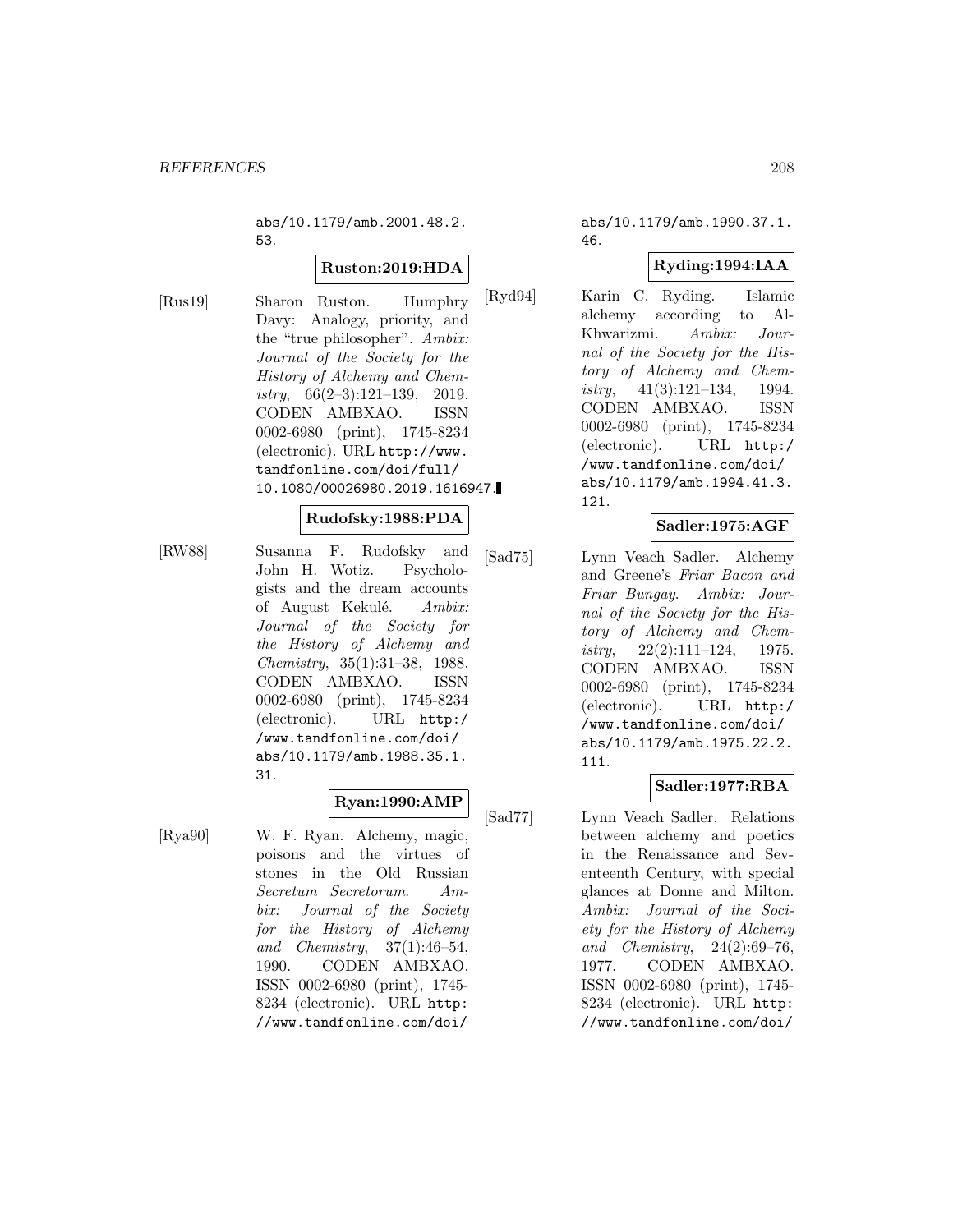abs/10.1179/amb.2001.48.2.53.

**Ruston:2019:HDA**

[Rus19] Sharon Ruston. Humphry Davy: Analogy, priority, and the "true philosopher". *Ambix: Journal of the Society for the History of Alchemy and Chemistry*, 66(2–3):121–139, 2019. CODEN AMBXAO. ISSN 0002-6980 (print), 1745-8234 (electronic). URL http://www.tandfonline.com/doi/full/10.1080/00026980.2019.1616947.

**Rudofsky:1988:PDA**

[RW88] Susanna F. Rudofsky and John H. Wotiz. Psychologists and the dream accounts of August Kekulé. *Ambix: Journal of the Society for the History of Alchemy and Chemistry*, 35(1):31–38, 1988. CODEN AMBXAO. ISSN 0002-6980 (print), 1745-8234 (electronic). URL http://www.tandfonline.com/doi/abs/10.1179/amb.1988.35.1.31.

**Ryan:1990:AMP**

[Rya90] W. F. Ryan. Alchemy, magic, poisons and the virtues of stones in the Old Russian *Secretum Secretorum*. *Ambix: Journal of the Society for the History of Alchemy and Chemistry*, 37(1):46–54, 1990. CODEN AMBXAO. ISSN 0002-6980 (print), 1745-8234 (electronic). URL http://www.tandfonline.com/doi/abs/10.1179/amb.1990.37.1.46.

**Ryding:1994:IAA**

[Ryd94] Karin C. Ryding. Islamic alchemy according to Al-Khwarizmi. *Ambix: Journal of the Society for the History of Alchemy and Chemistry*, 41(3):121–134, 1994. CODEN AMBXAO. ISSN 0002-6980 (print), 1745-8234 (electronic). URL http://www.tandfonline.com/doi/abs/10.1179/amb.1994.41.3.121.

**Sadler:1975:AGF**

[Sad75] Lynn Veach Sadler. Alchemy and Greene's *Friar Bacon and Friar Bungay*. *Ambix: Journal of the Society for the History of Alchemy and Chemistry*, 22(2):111–124, 1975. CODEN AMBXAO. ISSN 0002-6980 (print), 1745-8234 (electronic). URL http://www.tandfonline.com/doi/abs/10.1179/amb.1975.22.2.111.

**Sadler:1977:RBA**

[Sad77] Lynn Veach Sadler. Relations between alchemy and poetics in the Renaissance and Seventeenth Century, with special glances at Donne and Milton. *Ambix: Journal of the Society for the History of Alchemy and Chemistry*, 24(2):69–76, 1977. CODEN AMBXAO. ISSN 0002-6980 (print), 1745-8234 (electronic). URL http://www.tandfonline.com/doi/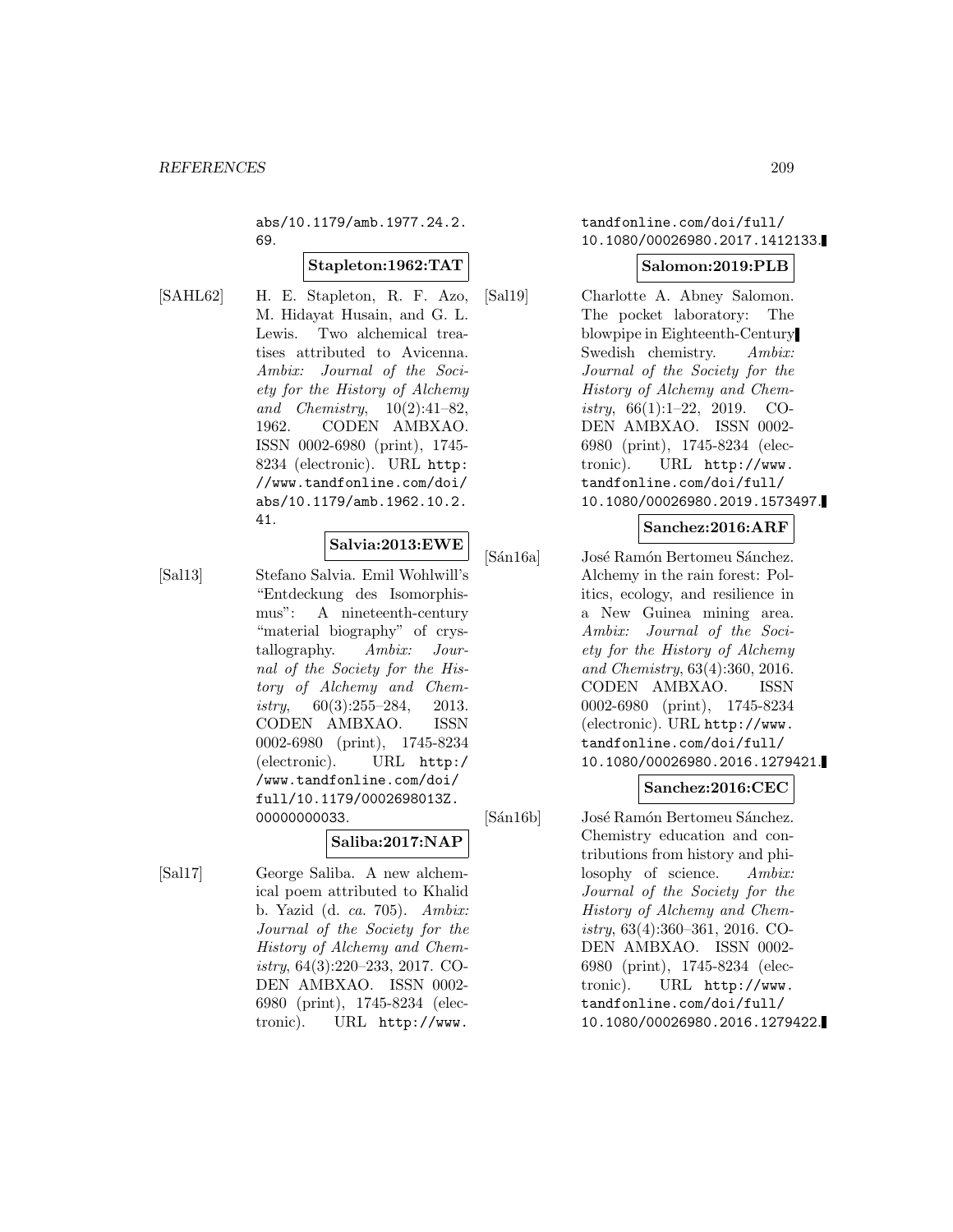abs/10.1179/amb.1977.24.2.69.

**Stapleton:1962:TAT**

[SAHL62] H. E. Stapleton, R. F. Azo, M. Hidayat Husain, and G. L. Lewis. Two alchemical treatises attributed to Avicenna. *Ambix: Journal of the Society for the History of Alchemy and Chemistry*, 10(2):41–82, 1962. CODEN AMBXAO. ISSN 0002-6980 (print), 1745-8234 (electronic). URL http://www.tandfonline.com/doi/abs/10.1179/amb.1962.10.2.41.

**Salvia:2013:EWE**

[Sal13] Stefano Salvia. Emil Wohlwill's "Entdeckung des Isomorphismus": A nineteenth-century "material biography" of crystallography. *Ambix: Journal of the Society for the History of Alchemy and Chemistry*, 60(3):255–284, 2013. CODEN AMBXAO. ISSN 0002-6980 (print), 1745-8234 (electronic). URL http://www.tandfonline.com/doi/full/10.1179/0002698013Z.00000000033.

**Saliba:2017:NAP**

[Sal17] George Saliba. A new alchemical poem attributed to Khalid b. Yazid (d. *ca.* 705). *Ambix: Journal of the Society for the History of Alchemy and Chemistry*, 64(3):220–233, 2017. CODEN AMBXAO. ISSN 0002-6980 (print), 1745-8234 (electronic). URL http://www.tandfonline.com/doi/full/10.1080/00026980.2017.1412133.

**Salomon:2019:PLB**

[Sal19] Charlotte A. Abney Salomon. The pocket laboratory: The blowpipe in Eighteenth-Century Swedish chemistry. *Ambix: Journal of the Society for the History of Alchemy and Chemistry*, 66(1):1–22, 2019. CODEN AMBXAO. ISSN 0002-6980 (print), 1745-8234 (electronic). URL http://www.tandfonline.com/doi/full/10.1080/00026980.2019.1573497.

**Sanchez:2016:ARF**

[Sán16a] José Ramón Bertomeu Sánchez. Alchemy in the rain forest: Politics, ecology, and resilience in a New Guinea mining area. *Ambix: Journal of the Society for the History of Alchemy and Chemistry*, 63(4):360, 2016. CODEN AMBXAO. ISSN 0002-6980 (print), 1745-8234 (electronic). URL http://www.tandfonline.com/doi/full/10.1080/00026980.2016.1279421.

**Sanchez:2016:CEC**

[Sán16b] José Ramón Bertomeu Sánchez. Chemistry education and contributions from history and philosophy of science. *Ambix: Journal of the Society for the History of Alchemy and Chemistry*, 63(4):360–361, 2016. CODEN AMBXAO. ISSN 0002-6980 (print), 1745-8234 (electronic). URL http://www.tandfonline.com/doi/full/10.1080/00026980.2016.1279422.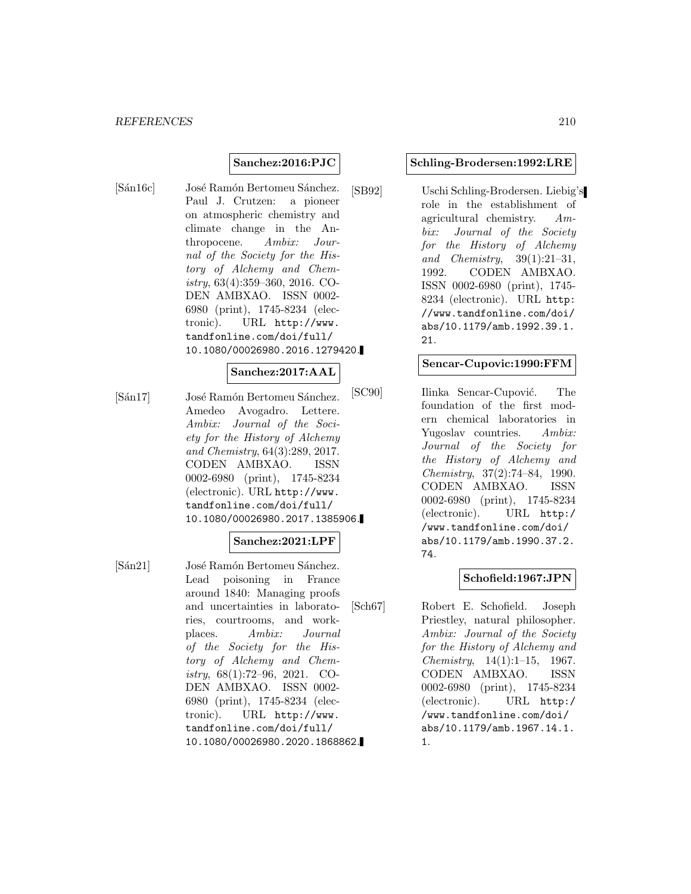**Sanchez:2016:PJC**

[Sán16c] José Ramón Bertomeu Sánchez. Paul J. Crutzen: a pioneer on atmospheric chemistry and climate change in the Anthropocene. *Ambix: Journal of the Society for the History of Alchemy and Chemistry*, 63(4):359–360, 2016. CODEN AMBXAO. ISSN 0002-6980 (print), 1745-8234 (electronic). URL http://www.tandfonline.com/doi/full/10.1080/00026980.2016.1279420.

**Sanchez:2017:AAL**

[Sán17] José Ramón Bertomeu Sánchez. Amedeo Avogadro. Lettere. *Ambix: Journal of the Society for the History of Alchemy and Chemistry*, 64(3):289, 2017. CODEN AMBXAO. ISSN 0002-6980 (print), 1745-8234 (electronic). URL http://www.tandfonline.com/doi/full/10.1080/00026980.2017.1385906.

**Sanchez:2021:LPF**

[Sán21] José Ramón Bertomeu Sánchez. Lead poisoning in France around 1840: Managing proofs and uncertainties in laboratories, courtrooms, and workplaces. *Ambix: Journal of the Society for the History of Alchemy and Chemistry*, 68(1):72–96, 2021. CODEN AMBXAO. ISSN 0002-6980 (print), 1745-8234 (electronic). URL http://www.tandfonline.com/doi/full/10.1080/00026980.2020.1868862.

**Schling-Brodersen:1992:LRE**

[SB92] Uschi Schling-Brodersen. Liebig's role in the establishment of agricultural chemistry. *Ambix: Journal of the Society for the History of Alchemy and Chemistry*, 39(1):21–31, 1992. CODEN AMBXAO. ISSN 0002-6980 (print), 1745-8234 (electronic). URL http://www.tandfonline.com/doi/abs/10.1179/amb.1992.39.1.21.

**Sencar-Cupovic:1990:FFM**

[SC90] Ilinka Sencar-Cupović. The foundation of the first modern chemical laboratories in Yugoslav countries. *Ambix: Journal of the Society for the History of Alchemy and Chemistry*, 37(2):74–84, 1990. CODEN AMBXAO. ISSN 0002-6980 (print), 1745-8234 (electronic). URL http://www.tandfonline.com/doi/abs/10.1179/amb.1990.37.2.74.

**Schofield:1967:JPN**

[Sch67] Robert E. Schofield. Joseph Priestley, natural philosopher. *Ambix: Journal of the Society for the History of Alchemy and Chemistry*, 14(1):1–15, 1967. CODEN AMBXAO. ISSN 0002-6980 (print), 1745-8234 (electronic). URL http://www.tandfonline.com/doi/abs/10.1179/amb.1967.14.1.1.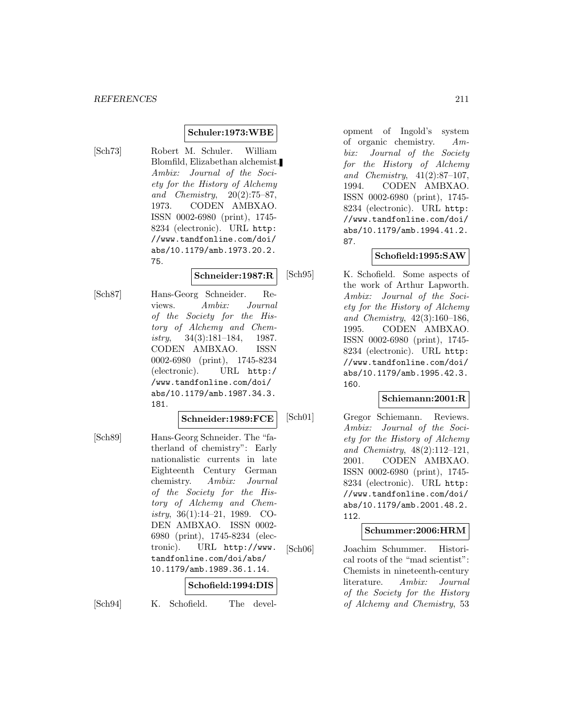**Schuler:1973:WBE**

[Sch73] Robert M. Schuler. William Blomfild, Elizabethan alchemist. *Ambix: Journal of the Society for the History of Alchemy and Chemistry*, 20(2):75–87, 1973. CODEN AMBXAO. ISSN 0002-6980 (print), 1745-8234 (electronic). URL http://www.tandfonline.com/doi/abs/10.1179/amb.1973.20.2.75.

**Schneider:1987:R**

[Sch87] Hans-Georg Schneider. Reviews. *Ambix: Journal of the Society for the History of Alchemy and Chemistry*, 34(3):181–184, 1987. CODEN AMBXAO. ISSN 0002-6980 (print), 1745-8234 (electronic). URL http://www.tandfonline.com/doi/abs/10.1179/amb.1987.34.3.181.

**Schneider:1989:FCE**

[Sch89] Hans-Georg Schneider. The "fatherland of chemistry": Early nationalistic currents in late Eighteenth Century German chemistry. *Ambix: Journal of the Society for the History of Alchemy and Chemistry*, 36(1):14–21, 1989. CODEN AMBXAO. ISSN 0002-6980 (print), 1745-8234 (electronic). URL http://www.tandfonline.com/doi/abs/10.1179/amb.1989.36.1.14.

**Schofield:1994:DIS**

[Sch94] K. Schofield. The development of Ingold's system of organic chemistry. *Ambix: Journal of the Society for the History of Alchemy and Chemistry*, 41(2):87–107, 1994. CODEN AMBXAO. ISSN 0002-6980 (print), 1745-8234 (electronic). URL http://www.tandfonline.com/doi/abs/10.1179/amb.1994.41.2.87.

**Schofield:1995:SAW**

[Sch95] K. Schofield. Some aspects of the work of Arthur Lapworth. *Ambix: Journal of the Society for the History of Alchemy and Chemistry*, 42(3):160–186, 1995. CODEN AMBXAO. ISSN 0002-6980 (print), 1745-8234 (electronic). URL http://www.tandfonline.com/doi/abs/10.1179/amb.1995.42.3.160.

**Schiemann:2001:R**

[Sch01] Gregor Schiemann. Reviews. *Ambix: Journal of the Society for the History of Alchemy and Chemistry*, 48(2):112–121, 2001. CODEN AMBXAO. ISSN 0002-6980 (print), 1745-8234 (electronic). URL http://www.tandfonline.com/doi/abs/10.1179/amb.2001.48.2.112.

**Schummer:2006:HRM**

[Sch06] Joachim Schummer. Historical roots of the "mad scientist": Chemists in nineteenth-century literature. *Ambix: Journal of the Society for the History of Alchemy and Chemistry*, 53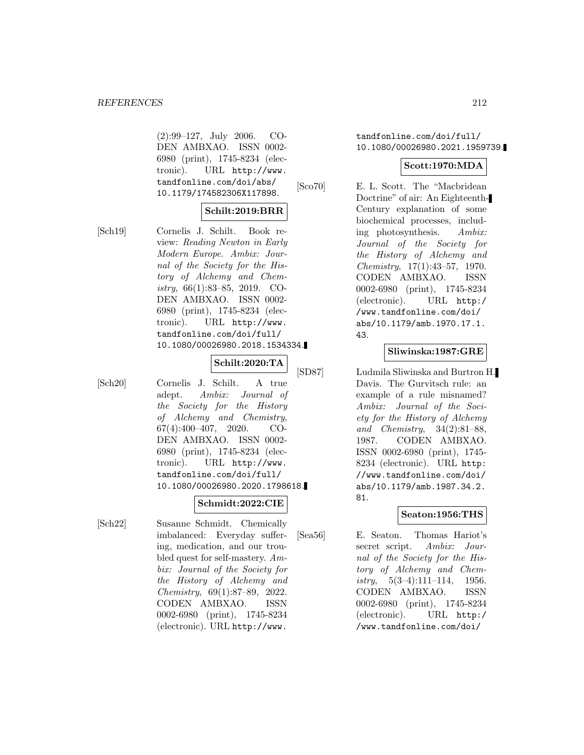(2):99–127, July 2006. CODEN AMBXAO. ISSN 0002-6980 (print), 1745-8234 (electronic). URL http://www.tandfonline.com/doi/abs/10.1179/174582306X117898.

**Schilt:2019:BRR**

[Sch19] Cornelis J. Schilt. Book review: *Reading Newton in Early Modern Europe*. *Ambix: Journal of the Society for the History of Alchemy and Chemistry*, 66(1):83–85, 2019. CODEN AMBXAO. ISSN 0002-6980 (print), 1745-8234 (electronic). URL http://www.tandfonline.com/doi/full/10.1080/00026980.2018.1534334.

**Schilt:2020:TA**

[Sch20] Cornelis J. Schilt. A true adept. *Ambix: Journal of the Society for the History of Alchemy and Chemistry*, 67(4):400–407, 2020. CODEN AMBXAO. ISSN 0002-6980 (print), 1745-8234 (electronic). URL http://www.tandfonline.com/doi/full/10.1080/00026980.2020.1798618.

**Schmidt:2022:CIE**

[Sch22] Susanne Schmidt. Chemically imbalanced: Everyday suffering, medication, and our troubled quest for self-mastery. *Ambix: Journal of the Society for the History of Alchemy and Chemistry*, 69(1):87–89, 2022. CODEN AMBXAO. ISSN 0002-6980 (print), 1745-8234 (electronic). URL http://www.tandfonline.com/doi/full/10.1080/00026980.2021.1959739.

**Scott:1970:MDA**

[Sco70] E. L. Scott. The "Macbridean Doctrine" of air: An Eighteenth-Century explanation of some biochemical processes, including photosynthesis. *Ambix: Journal of the Society for the History of Alchemy and Chemistry*, 17(1):43–57, 1970. CODEN AMBXAO. ISSN 0002-6980 (print), 1745-8234 (electronic). URL http://www.tandfonline.com/doi/abs/10.1179/amb.1970.17.1.43.

**Sliwinska:1987:GRE**

[SD87] Ludmila Sliwinska and Burtron H. Davis. The Gurvitsch rule: an example of a rule misnamed? *Ambix: Journal of the Society for the History of Alchemy and Chemistry*, 34(2):81–88, 1987. CODEN AMBXAO. ISSN 0002-6980 (print), 1745-8234 (electronic). URL http://www.tandfonline.com/doi/abs/10.1179/amb.1987.34.2.81.

**Seaton:1956:THS**

[Sea56] E. Seaton. Thomas Hariot's secret script. *Ambix: Journal of the Society for the History of Alchemy and Chemistry*, 5(3–4):111–114, 1956. CODEN AMBXAO. ISSN 0002-6980 (print), 1745-8234 (electronic). URL http://www.tandfonline.com/doi/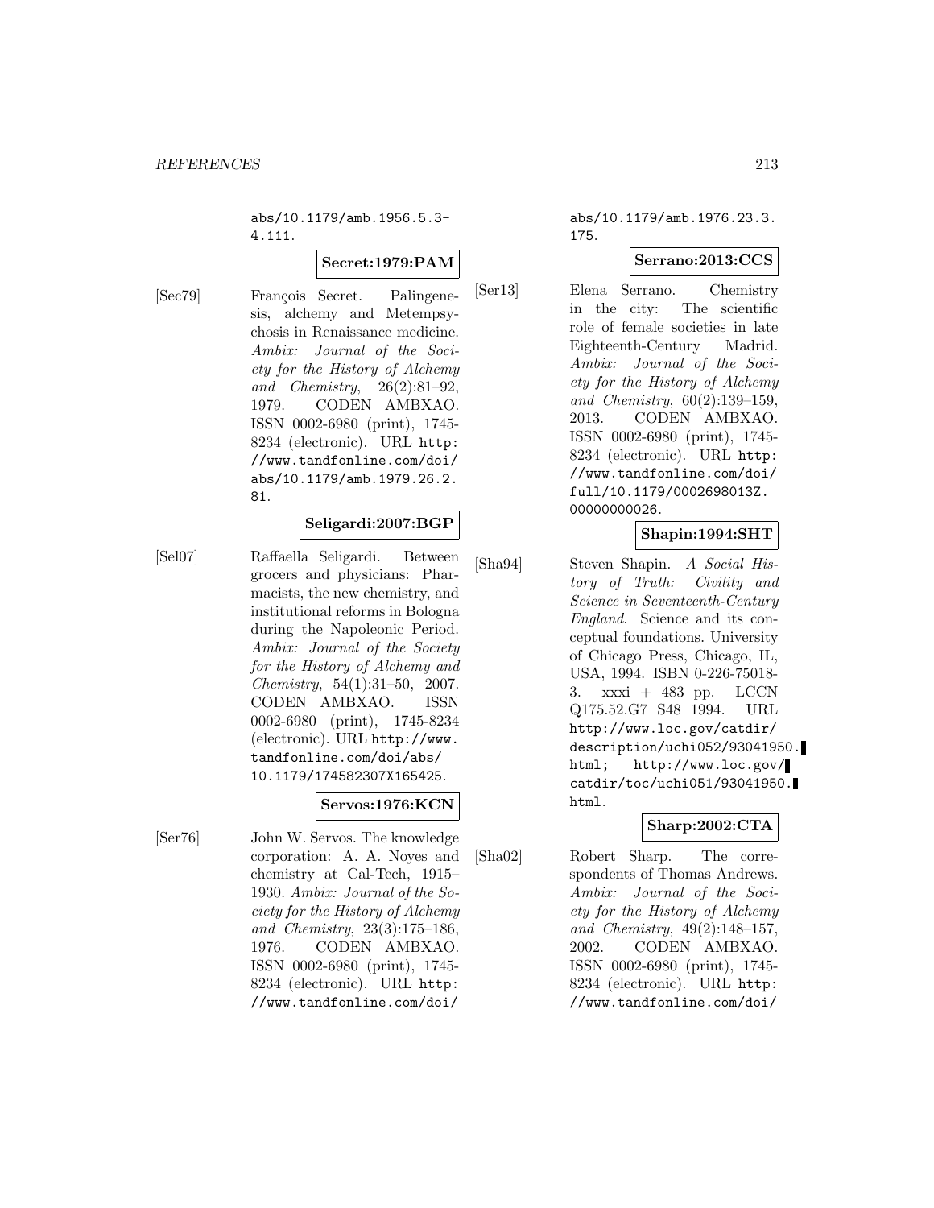abs/10.1179/amb.1956.5.3-4.111.

**Secret:1979:PAM**

[Sec79] François Secret. Palingenesis, alchemy and Metempsychosis in Renaissance medicine. *Ambix: Journal of the Society for the History of Alchemy and Chemistry*, 26(2):81–92, 1979. CODEN AMBXAO. ISSN 0002-6980 (print), 1745-8234 (electronic). URL http://www.tandfonline.com/doi/abs/10.1179/amb.1979.26.2.81.

**Seligardi:2007:BGP**

[Sel07] Raffaella Seligardi. Between grocers and physicians: Pharmacists, the new chemistry, and institutional reforms in Bologna during the Napoleonic Period. *Ambix: Journal of the Society for the History of Alchemy and Chemistry*, 54(1):31–50, 2007. CODEN AMBXAO. ISSN 0002-6980 (print), 1745-8234 (electronic). URL http://www.tandfonline.com/doi/abs/10.1179/174582307X165425.

**Servos:1976:KCN**

[Ser76] John W. Servos. The knowledge corporation: A. A. Noyes and chemistry at Cal-Tech, 1915–1930. *Ambix: Journal of the Society for the History of Alchemy and Chemistry*, 23(3):175–186, 1976. CODEN AMBXAO. ISSN 0002-6980 (print), 1745-8234 (electronic). URL http://www.tandfonline.com/doi/abs/10.1179/amb.1976.23.3.175.

**Serrano:2013:CCS**

[Ser13] Elena Serrano. Chemistry in the city: The scientific role of female societies in late Eighteenth-Century Madrid. *Ambix: Journal of the Society for the History of Alchemy and Chemistry*, 60(2):139–159, 2013. CODEN AMBXAO. ISSN 0002-6980 (print), 1745-8234 (electronic). URL http://www.tandfonline.com/doi/full/10.1179/0002698013Z.00000000026.

**Shapin:1994:SHT**

[Sha94] Steven Shapin. *A Social History of Truth: Civility and Science in Seventeenth-Century England*. Science and its conceptual foundations. University of Chicago Press, Chicago, IL, USA, 1994. ISBN 0-226-75018-3. xxxi + 483 pp. LCCN Q175.52.G7 S48 1994. URL http://www.loc.gov/catdir/description/uchi052/93041950.html; http://www.loc.gov/catdir/toc/uchi051/93041950.html.

**Sharp:2002:CTA**

[Sha02] Robert Sharp. The correspondents of Thomas Andrews. *Ambix: Journal of the Society for the History of Alchemy and Chemistry*, 49(2):148–157, 2002. CODEN AMBXAO. ISSN 0002-6980 (print), 1745-8234 (electronic). URL http://www.tandfonline.com/doi/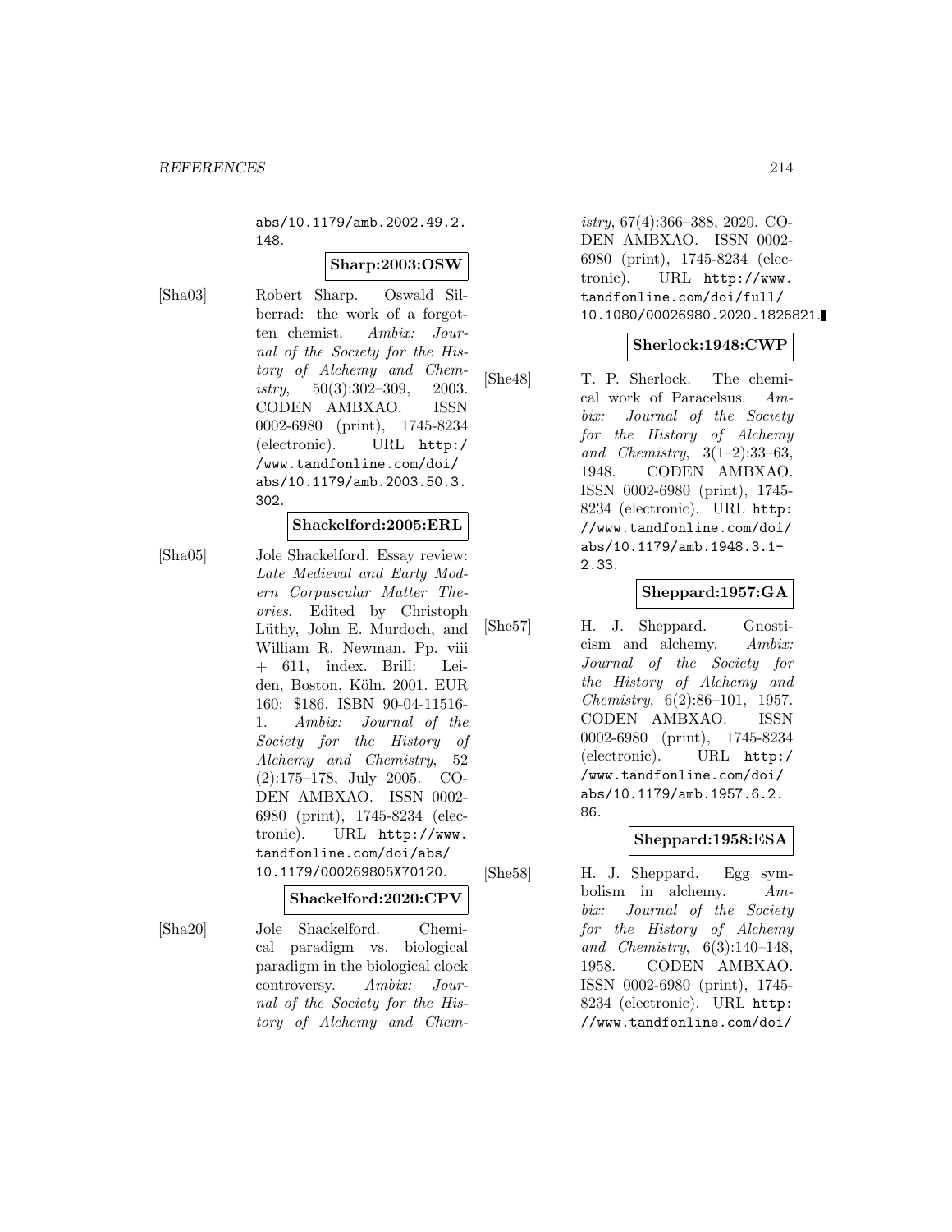abs/10.1179/amb.2002.49.2.148.

**Sharp:2003:OSW**

[Sha03] Robert Sharp. Oswald Silberrad: the work of a forgotten chemist. *Ambix: Journal of the Society for the History of Alchemy and Chemistry*, 50(3):302–309, 2003. CODEN AMBXAO. ISSN 0002-6980 (print), 1745-8234 (electronic). URL http://www.tandfonline.com/doi/abs/10.1179/amb.2003.50.3.302.

**Shackelford:2005:ERL**

[Sha05] Jole Shackelford. Essay review: *Late Medieval and Early Modern Corpuscular Matter Theories*, Edited by Christoph Lüthy, John E. Murdoch, and William R. Newman. Pp. viii + 611, index. Brill: Leiden, Boston, Köln. 2001. EUR 160; $186. ISBN 90-04-11516-1. *Ambix: Journal of the Society for the History of Alchemy and Chemistry*, 52 (2):175–178, July 2005. CODEN AMBXAO. ISSN 0002-6980 (print), 1745-8234 (electronic). URL http://www.tandfonline.com/doi/abs/10.1179/000269805X70120.

**Shackelford:2020:CPV**

[Sha20] Jole Shackelford. Chemical paradigm vs. biological paradigm in the biological clock controversy. *Ambix: Journal of the Society for the History of Alchemy and Chemistry*, 67(4):366–388, 2020. CODEN AMBXAO. ISSN 0002-6980 (print), 1745-8234 (electronic). URL http://www.tandfonline.com/doi/full/10.1080/00026980.2020.1826821.

**Sherlock:1948:CWP**

[She48] T. P. Sherlock. The chemical work of Paracelsus. *Ambix: Journal of the Society for the History of Alchemy and Chemistry*, 3(1–2):33–63, 1948. CODEN AMBXAO. ISSN 0002-6980 (print), 1745-8234 (electronic). URL http://www.tandfonline.com/doi/abs/10.1179/amb.1948.3.1-2.33.

**Sheppard:1957:GA**

[She57] H. J. Sheppard. Gnosticism and alchemy. *Ambix: Journal of the Society for the History of Alchemy and Chemistry*, 6(2):86–101, 1957. CODEN AMBXAO. ISSN 0002-6980 (print), 1745-8234 (electronic). URL http://www.tandfonline.com/doi/abs/10.1179/amb.1957.6.2.86.

**Sheppard:1958:ESA**

[She58] H. J. Sheppard. Egg symbolism in alchemy. *Ambix: Journal of the Society for the History of Alchemy and Chemistry*, 6(3):140–148, 1958. CODEN AMBXAO. ISSN 0002-6980 (print), 1745-8234 (electronic). URL http://www.tandfonline.com/doi/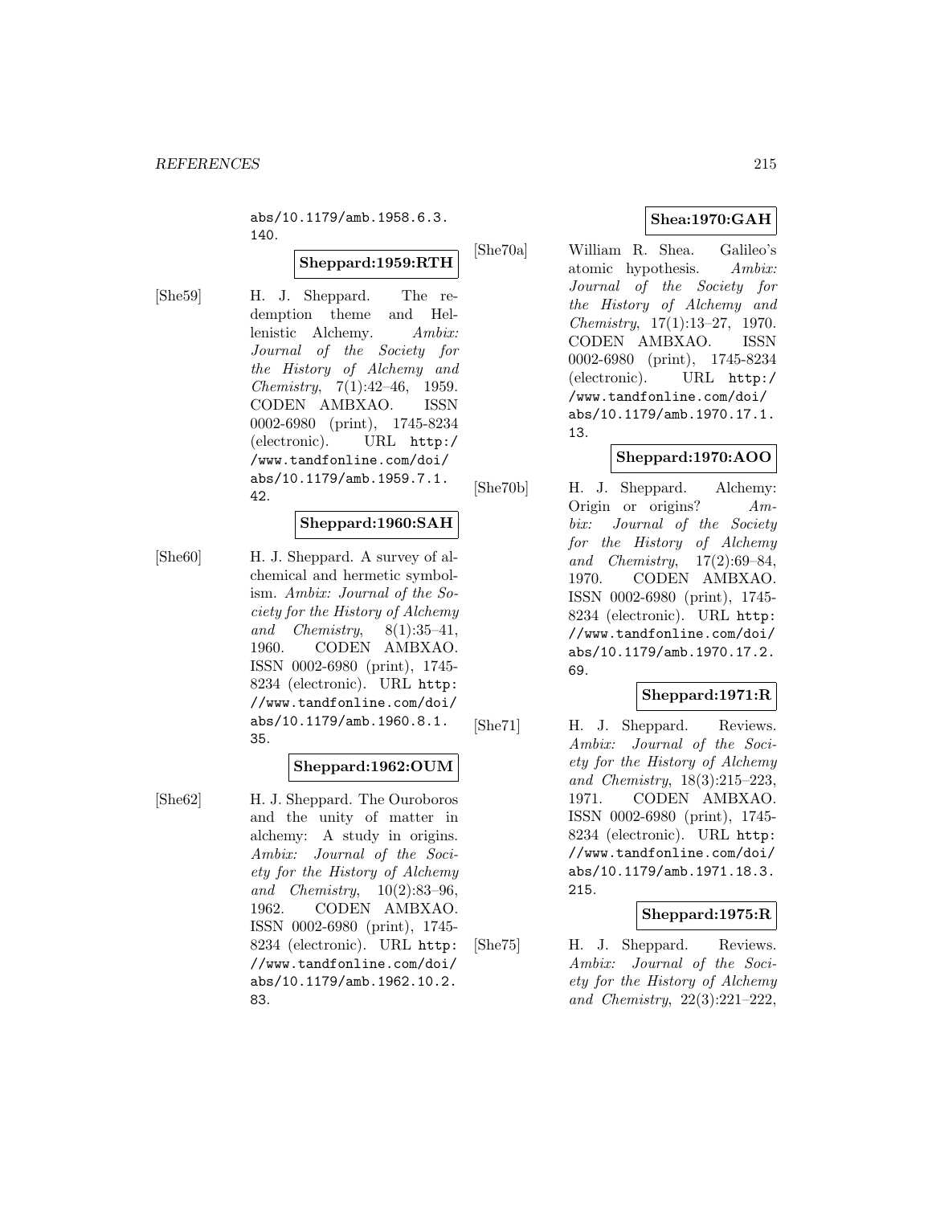abs/10.1179/amb.1958.6.3.140.

**Sheppard:1959:RTH**

[She59] H. J. Sheppard. The redemption theme and Hellenistic Alchemy. *Ambix: Journal of the Society for the History of Alchemy and Chemistry*, 7(1):42–46, 1959. CODEN AMBXAO. ISSN 0002-6980 (print), 1745-8234 (electronic). URL http://www.tandfonline.com/doi/abs/10.1179/amb.1959.7.1.42.

**Sheppard:1960:SAH**

[She60] H. J. Sheppard. A survey of alchemical and hermetic symbolism. *Ambix: Journal of the Society for the History of Alchemy and Chemistry*, 8(1):35–41, 1960. CODEN AMBXAO. ISSN 0002-6980 (print), 1745-8234 (electronic). URL http://www.tandfonline.com/doi/abs/10.1179/amb.1960.8.1.35.

**Sheppard:1962:OUM**

[She62] H. J. Sheppard. The Ouroboros and the unity of matter in alchemy: A study in origins. *Ambix: Journal of the Society for the History of Alchemy and Chemistry*, 10(2):83–96, 1962. CODEN AMBXAO. ISSN 0002-6980 (print), 1745-8234 (electronic). URL http://www.tandfonline.com/doi/abs/10.1179/amb.1962.10.2.83.

**Shea:1970:GAH**

[She70a] William R. Shea. Galileo's atomic hypothesis. *Ambix: Journal of the Society for the History of Alchemy and Chemistry*, 17(1):13–27, 1970. CODEN AMBXAO. ISSN 0002-6980 (print), 1745-8234 (electronic). URL http://www.tandfonline.com/doi/abs/10.1179/amb.1970.17.1.13.

**Sheppard:1970:AOO**

[She70b] H. J. Sheppard. Alchemy: Origin or origins? *Ambix: Journal of the Society for the History of Alchemy and Chemistry*, 17(2):69–84, 1970. CODEN AMBXAO. ISSN 0002-6980 (print), 1745-8234 (electronic). URL http://www.tandfonline.com/doi/abs/10.1179/amb.1970.17.2.69.

**Sheppard:1971:R**

[She71] H. J. Sheppard. Reviews. *Ambix: Journal of the Society for the History of Alchemy and Chemistry*, 18(3):215–223, 1971. CODEN AMBXAO. ISSN 0002-6980 (print), 1745-8234 (electronic). URL http://www.tandfonline.com/doi/abs/10.1179/amb.1971.18.3.215.

**Sheppard:1975:R**

[She75] H. J. Sheppard. Reviews. *Ambix: Journal of the Society for the History of Alchemy and Chemistry*, 22(3):221–222,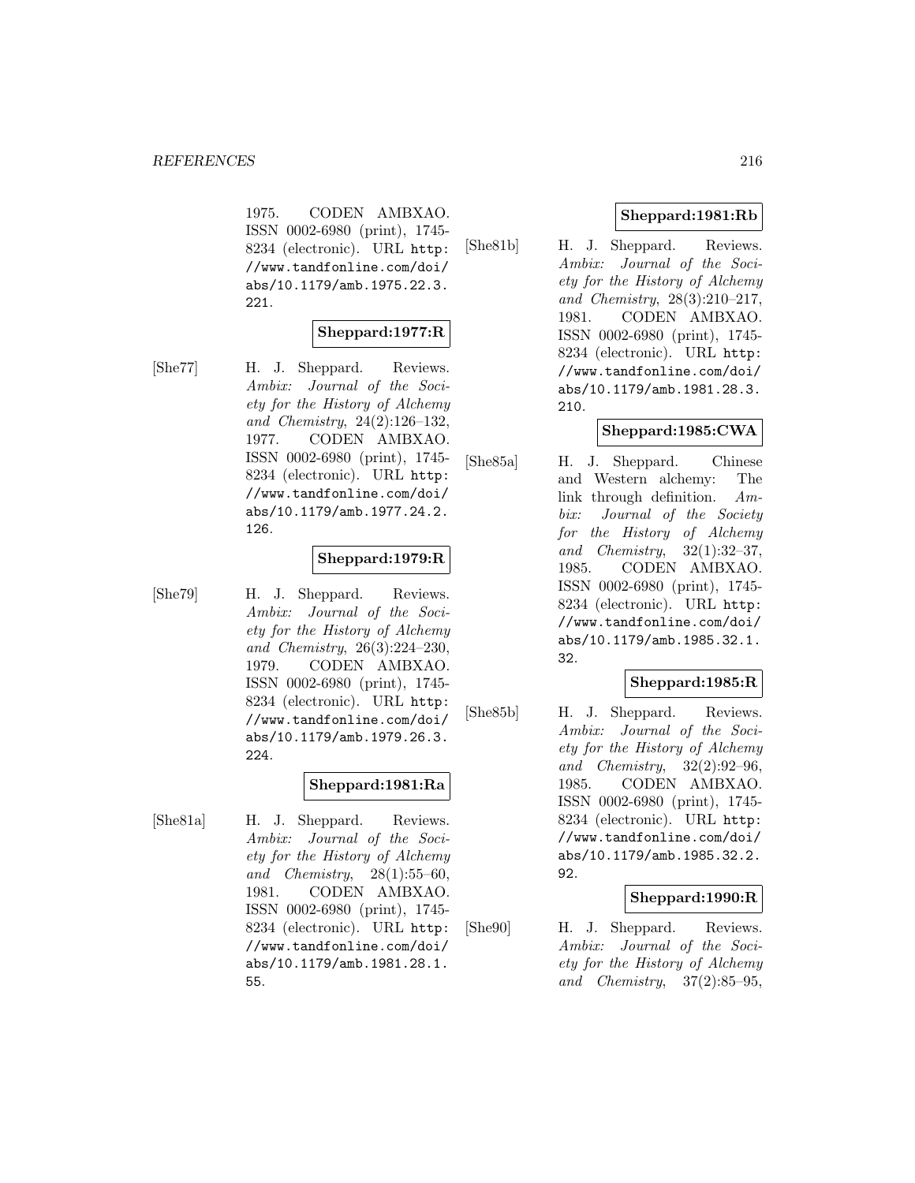1975. CODEN AMBXAO. ISSN 0002-6980 (print), 1745-8234 (electronic). URL http://www.tandfonline.com/doi/abs/10.1179/amb.1975.22.3.221.

**Sheppard:1977:R**

[She77] H. J. Sheppard. Reviews. *Ambix: Journal of the Society for the History of Alchemy and Chemistry*, 24(2):126–132, 1977. CODEN AMBXAO. ISSN 0002-6980 (print), 1745-8234 (electronic). URL http://www.tandfonline.com/doi/abs/10.1179/amb.1977.24.2.126.

**Sheppard:1979:R**

[She79] H. J. Sheppard. Reviews. *Ambix: Journal of the Society for the History of Alchemy and Chemistry*, 26(3):224–230, 1979. CODEN AMBXAO. ISSN 0002-6980 (print), 1745-8234 (electronic). URL http://www.tandfonline.com/doi/abs/10.1179/amb.1979.26.3.224.

**Sheppard:1981:Ra**

[She81a] H. J. Sheppard. Reviews. *Ambix: Journal of the Society for the History of Alchemy and Chemistry*, 28(1):55–60, 1981. CODEN AMBXAO. ISSN 0002-6980 (print), 1745-8234 (electronic). URL http://www.tandfonline.com/doi/abs/10.1179/amb.1981.28.1.55.

**Sheppard:1981:Rb**

[She81b] H. J. Sheppard. Reviews. *Ambix: Journal of the Society for the History of Alchemy and Chemistry*, 28(3):210–217, 1981. CODEN AMBXAO. ISSN 0002-6980 (print), 1745-8234 (electronic). URL http://www.tandfonline.com/doi/abs/10.1179/amb.1981.28.3.210.

**Sheppard:1985:CWA**

[She85a] H. J. Sheppard. Chinese and Western alchemy: The link through definition. *Ambix: Journal of the Society for the History of Alchemy and Chemistry*, 32(1):32–37, 1985. CODEN AMBXAO. ISSN 0002-6980 (print), 1745-8234 (electronic). URL http://www.tandfonline.com/doi/abs/10.1179/amb.1985.32.1.32.

**Sheppard:1985:R**

[She85b] H. J. Sheppard. Reviews. *Ambix: Journal of the Society for the History of Alchemy and Chemistry*, 32(2):92–96, 1985. CODEN AMBXAO. ISSN 0002-6980 (print), 1745-8234 (electronic). URL http://www.tandfonline.com/doi/abs/10.1179/amb.1985.32.2.92.

**Sheppard:1990:R**

[She90] H. J. Sheppard. Reviews. *Ambix: Journal of the Society for the History of Alchemy and Chemistry*, 37(2):85–95,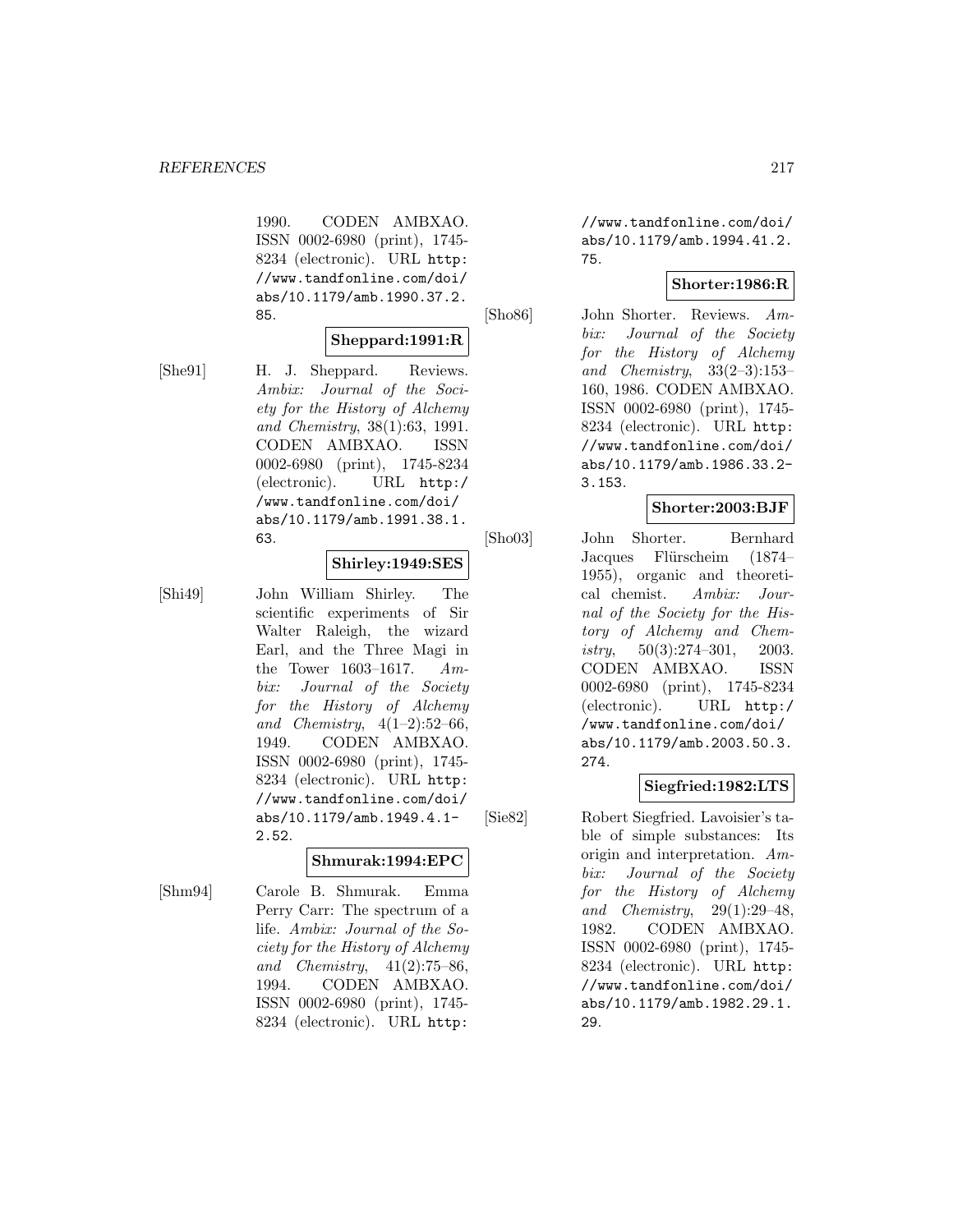1990. CODEN AMBXAO. ISSN 0002-6980 (print), 1745-8234 (electronic). URL http://www.tandfonline.com/doi/abs/10.1179/amb.1990.37.2.85.

**Sheppard:1991:R**

[She91] H. J. Sheppard. Reviews. *Ambix: Journal of the Society for the History of Alchemy and Chemistry*, 38(1):63, 1991. CODEN AMBXAO. ISSN 0002-6980 (print), 1745-8234 (electronic). URL http://www.tandfonline.com/doi/abs/10.1179/amb.1991.38.1.63.

**Shirley:1949:SES**

[Shi49] John William Shirley. The scientific experiments of Sir Walter Raleigh, the wizard Earl, and the Three Magi in the Tower 1603–1617. *Ambix: Journal of the Society for the History of Alchemy and Chemistry*, 4(1–2):52–66, 1949. CODEN AMBXAO. ISSN 0002-6980 (print), 1745-8234 (electronic). URL http://www.tandfonline.com/doi/abs/10.1179/amb.1949.4.1-2.52.

**Shmurak:1994:EPC**

[Shm94] Carole B. Shmurak. Emma Perry Carr: The spectrum of a life. *Ambix: Journal of the Society for the History of Alchemy and Chemistry*, 41(2):75–86, 1994. CODEN AMBXAO. ISSN 0002-6980 (print), 1745-8234 (electronic). URL http://www.tandfonline.com/doi/abs/10.1179/amb.1994.41.2.75.

**Shorter:1986:R**

[Sho86] John Shorter. Reviews. *Ambix: Journal of the Society for the History of Alchemy and Chemistry*, 33(2–3):153–160, 1986. CODEN AMBXAO. ISSN 0002-6980 (print), 1745-8234 (electronic). URL http://www.tandfonline.com/doi/abs/10.1179/amb.1986.33.2-3.153.

**Shorter:2003:BJF**

[Sho03] John Shorter. Bernhard Jacques Flürscheim (1874–1955), organic and theoretical chemist. *Ambix: Journal of the Society for the History of Alchemy and Chemistry*, 50(3):274–301, 2003. CODEN AMBXAO. ISSN 0002-6980 (print), 1745-8234 (electronic). URL http://www.tandfonline.com/doi/abs/10.1179/amb.2003.50.3.274.

**Siegfried:1982:LTS**

[Sie82] Robert Siegfried. Lavoisier's table of simple substances: Its origin and interpretation. *Ambix: Journal of the Society for the History of Alchemy and Chemistry*, 29(1):29–48, 1982. CODEN AMBXAO. ISSN 0002-6980 (print), 1745-8234 (electronic). URL http://www.tandfonline.com/doi/abs/10.1179/amb.1982.29.1.29.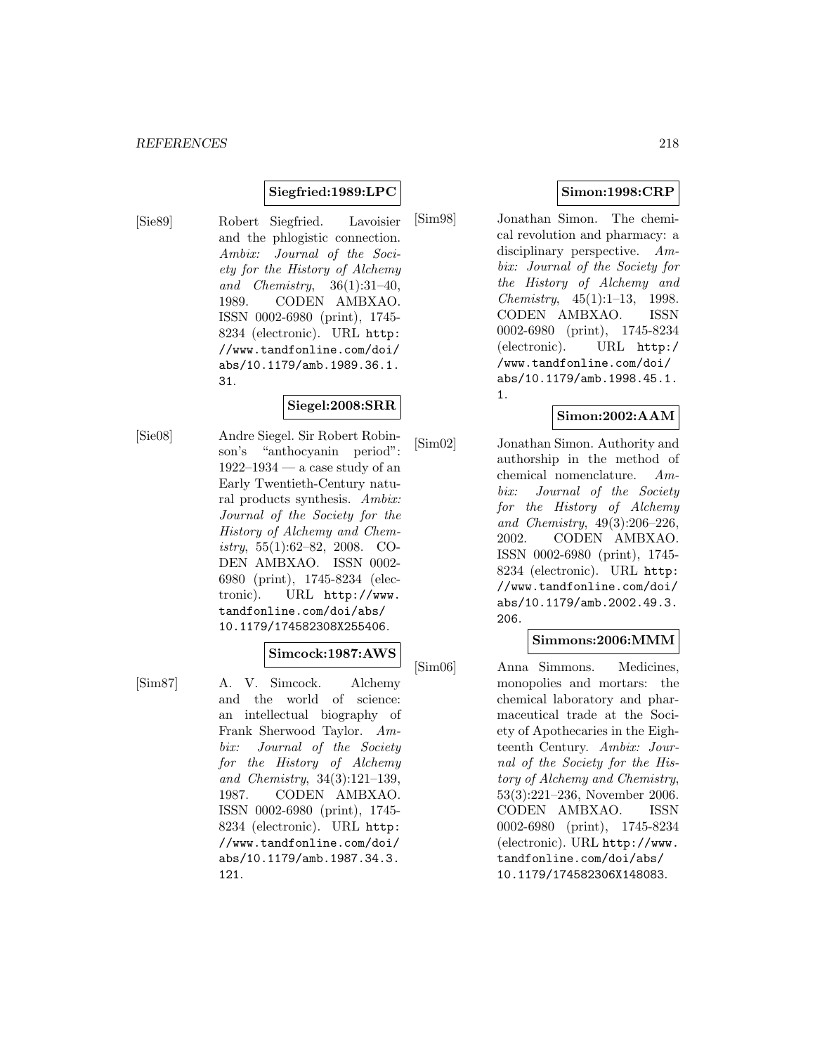**Siegfried:1989:LPC**

[Sie89] Robert Siegfried. Lavoisier and the phlogistic connection. *Ambix: Journal of the Society for the History of Alchemy and Chemistry*, 36(1):31–40, 1989. CODEN AMBXAO. ISSN 0002-6980 (print), 1745-8234 (electronic). URL http://www.tandfonline.com/doi/abs/10.1179/amb.1989.36.1.31.

**Siegel:2008:SRR**

[Sie08] Andre Siegel. Sir Robert Robinson's "anthocyanin period": 1922–1934 — a case study of an Early Twentieth-Century natural products synthesis. *Ambix: Journal of the Society for the History of Alchemy and Chemistry*, 55(1):62–82, 2008. CODEN AMBXAO. ISSN 0002-6980 (print), 1745-8234 (electronic). URL http://www.tandfonline.com/doi/abs/10.1179/174582308X255406.

**Simcock:1987:AWS**

[Sim87] A. V. Simcock. Alchemy and the world of science: an intellectual biography of Frank Sherwood Taylor. *Ambix: Journal of the Society for the History of Alchemy and Chemistry*, 34(3):121–139, 1987. CODEN AMBXAO. ISSN 0002-6980 (print), 1745-8234 (electronic). URL http://www.tandfonline.com/doi/abs/10.1179/amb.1987.34.3.121.

**Simon:1998:CRP**

[Sim98] Jonathan Simon. The chemical revolution and pharmacy: a disciplinary perspective. *Ambix: Journal of the Society for the History of Alchemy and Chemistry*, 45(1):1–13, 1998. CODEN AMBXAO. ISSN 0002-6980 (print), 1745-8234 (electronic). URL http://www.tandfonline.com/doi/abs/10.1179/amb.1998.45.1.1.

**Simon:2002:AAM**

[Sim02] Jonathan Simon. Authority and authorship in the method of chemical nomenclature. *Ambix: Journal of the Society for the History of Alchemy and Chemistry*, 49(3):206–226, 2002. CODEN AMBXAO. ISSN 0002-6980 (print), 1745-8234 (electronic). URL http://www.tandfonline.com/doi/abs/10.1179/amb.2002.49.3.206.

**Simmons:2006:MMM**

[Sim06] Anna Simmons. Medicines, monopolies and mortars: the chemical laboratory and pharmaceutical trade at the Society of Apothecaries in the Eighteenth Century. *Ambix: Journal of the Society for the History of Alchemy and Chemistry*, 53(3):221–236, November 2006. CODEN AMBXAO. ISSN 0002-6980 (print), 1745-8234 (electronic). URL http://www.tandfonline.com/doi/abs/10.1179/174582306X148083.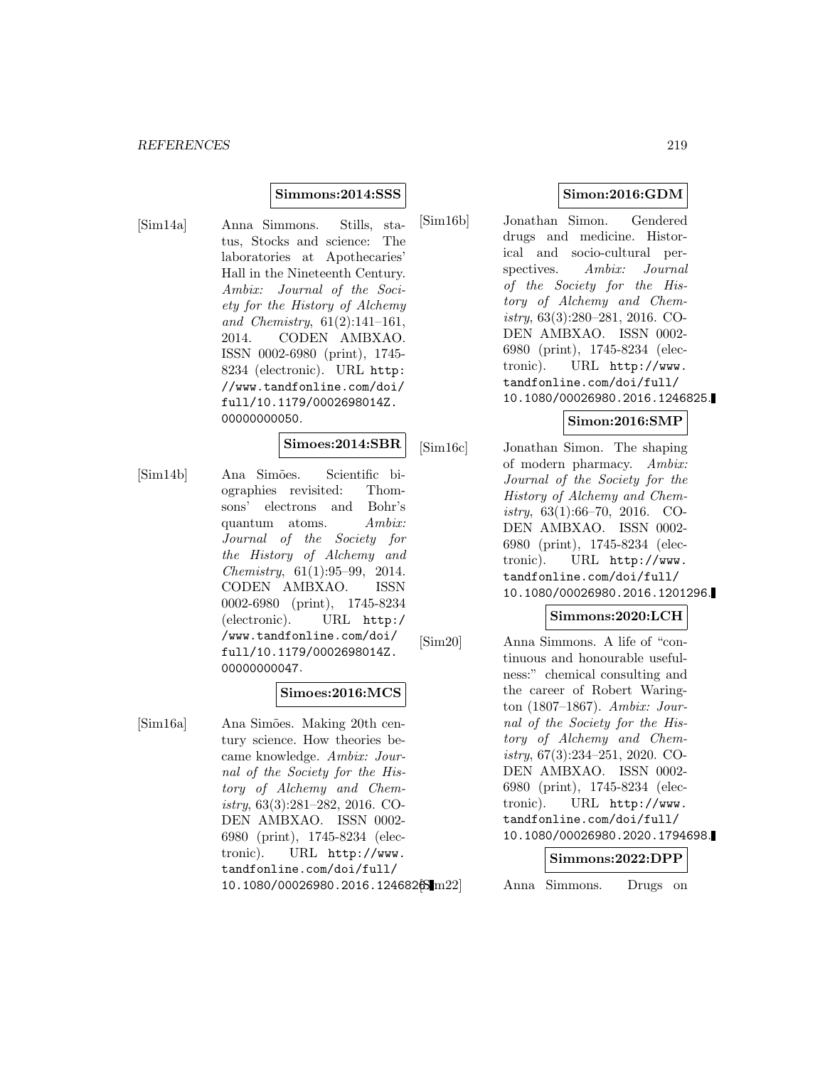**Simmons:2014:SSS**

[Sim14a] Anna Simmons. Stills, status, Stocks and science: The laboratories at Apothecaries' Hall in the Nineteenth Century. *Ambix: Journal of the Society for the History of Alchemy and Chemistry*, 61(2):141–161, 2014. CODEN AMBXAO. ISSN 0002-6980 (print), 1745-8234 (electronic). URL `http://www.tandfonline.com/doi/full/10.1179/0002698014Z.00000000050`.

**Simoes:2014:SBR**

[Sim14b] Ana Simões. Scientific biographies revisited: Thomsons' electrons and Bohr's quantum atoms. *Ambix: Journal of the Society for the History of Alchemy and Chemistry*, 61(1):95–99, 2014. CODEN AMBXAO. ISSN 0002-6980 (print), 1745-8234 (electronic). URL `http://www.tandfonline.com/doi/full/10.1179/0002698014Z.00000000047`.

**Simoes:2016:MCS**

[Sim16a] Ana Simões. Making 20th century science. How theories became knowledge. *Ambix: Journal of the Society for the History of Alchemy and Chemistry*, 63(3):281–282, 2016. CODEN AMBXAO. ISSN 0002-6980 (print), 1745-8234 (electronic). URL `http://www.tandfonline.com/doi/full/10.1080/00026980.2016.1246826`.

**Simon:2016:GDM**

[Sim16b] Jonathan Simon. Gendered drugs and medicine. Historical and socio-cultural perspectives. *Ambix: Journal of the Society for the History of Alchemy and Chemistry*, 63(3):280–281, 2016. CODEN AMBXAO. ISSN 0002-6980 (print), 1745-8234 (electronic). URL `http://www.tandfonline.com/doi/full/10.1080/00026980.2016.1246825`.

**Simon:2016:SMP**

[Sim16c] Jonathan Simon. The shaping of modern pharmacy. *Ambix: Journal of the Society for the History of Alchemy and Chemistry*, 63(1):66–70, 2016. CODEN AMBXAO. ISSN 0002-6980 (print), 1745-8234 (electronic). URL `http://www.tandfonline.com/doi/full/10.1080/00026980.2016.1201296`.

**Simmons:2020:LCH**

[Sim20] Anna Simmons. A life of "continuous and honourable usefulness:" chemical consulting and the career of Robert Warington (1807–1867). *Ambix: Journal of the Society for the History of Alchemy and Chemistry*, 67(3):234–251, 2020. CODEN AMBXAO. ISSN 0002-6980 (print), 1745-8234 (electronic). URL `http://www.tandfonline.com/doi/full/10.1080/00026980.2020.1794698`.

**Simmons:2022:DPP**

[Sim22] Anna Simmons. Drugs on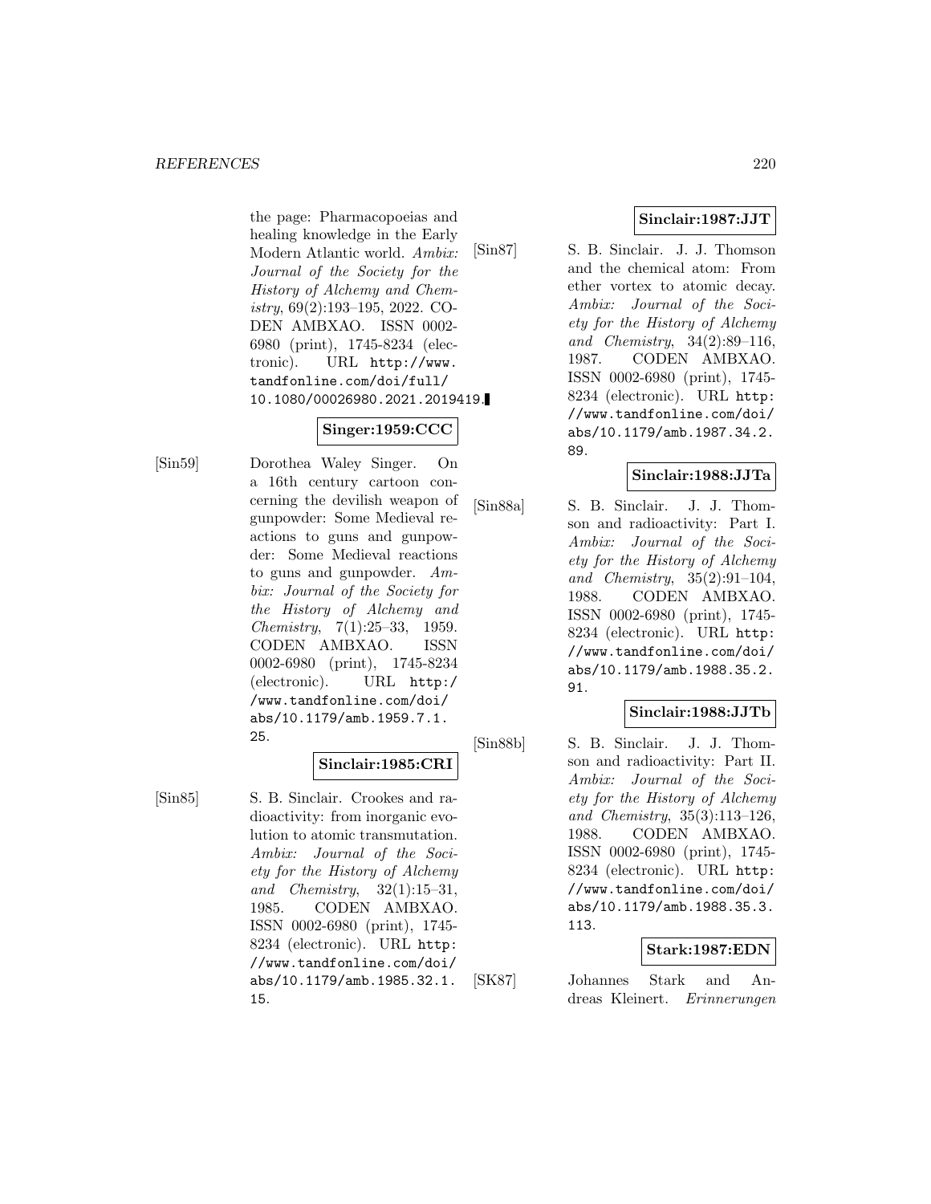the page: Pharmacopoeias and healing knowledge in the Early Modern Atlantic world. *Ambix: Journal of the Society for the History of Alchemy and Chemistry*, 69(2):193–195, 2022. CODEN AMBXAO. ISSN 0002-6980 (print), 1745-8234 (electronic). URL http://www.tandfonline.com/doi/full/10.1080/00026980.2021.2019419.

**Singer:1959:CCC**

[Sin59] Dorothea Waley Singer. On a 16th century cartoon concerning the devilish weapon of gunpowder: Some Medieval reactions to guns and gunpowder: Some Medieval reactions to guns and gunpowder. *Ambix: Journal of the Society for the History of Alchemy and Chemistry*, 7(1):25–33, 1959. CODEN AMBXAO. ISSN 0002-6980 (print), 1745-8234 (electronic). URL http://www.tandfonline.com/doi/abs/10.1179/amb.1959.7.1.25.

**Sinclair:1985:CRI**

[Sin85] S. B. Sinclair. Crookes and radioactivity: from inorganic evolution to atomic transmutation. *Ambix: Journal of the Society for the History of Alchemy and Chemistry*, 32(1):15–31, 1985. CODEN AMBXAO. ISSN 0002-6980 (print), 1745-8234 (electronic). URL http://www.tandfonline.com/doi/abs/10.1179/amb.1985.32.1.15.

**Sinclair:1987:JJT**

[Sin87] S. B. Sinclair. J. J. Thomson and the chemical atom: From ether vortex to atomic decay. *Ambix: Journal of the Society for the History of Alchemy and Chemistry*, 34(2):89–116, 1987. CODEN AMBXAO. ISSN 0002-6980 (print), 1745-8234 (electronic). URL http://www.tandfonline.com/doi/abs/10.1179/amb.1987.34.2.89.

**Sinclair:1988:JJTa**

[Sin88a] S. B. Sinclair. J. J. Thomson and radioactivity: Part I. *Ambix: Journal of the Society for the History of Alchemy and Chemistry*, 35(2):91–104, 1988. CODEN AMBXAO. ISSN 0002-6980 (print), 1745-8234 (electronic). URL http://www.tandfonline.com/doi/abs/10.1179/amb.1988.35.2.91.

**Sinclair:1988:JJTb**

[Sin88b] S. B. Sinclair. J. J. Thomson and radioactivity: Part II. *Ambix: Journal of the Society for the History of Alchemy and Chemistry*, 35(3):113–126, 1988. CODEN AMBXAO. ISSN 0002-6980 (print), 1745-8234 (electronic). URL http://www.tandfonline.com/doi/abs/10.1179/amb.1988.35.3.113.

**Stark:1987:EDN**

[SK87] Johannes Stark and Andreas Kleinert. *Erinnerungen*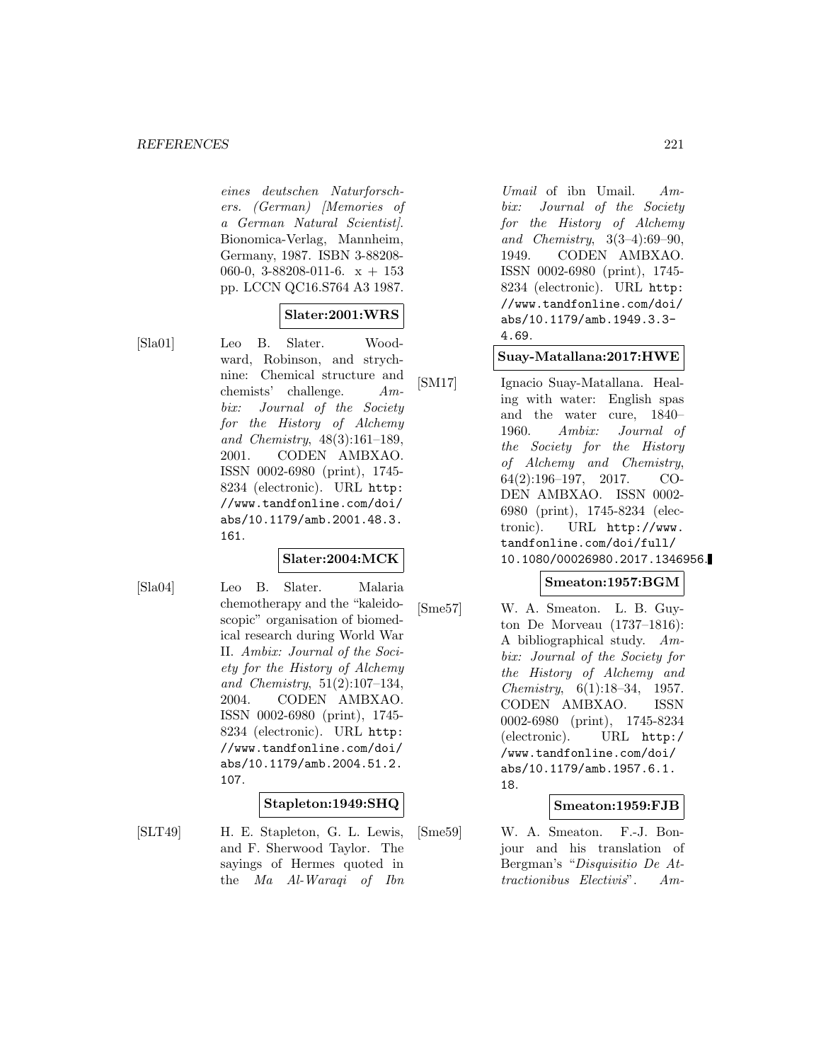*eines deutschen Naturforschers. (German) [Memories of a German Natural Scientist]*. Bionomica-Verlag, Mannheim, Germany, 1987. ISBN 3-88208-060-0, 3-88208-011-6. x + 153 pp. LCCN QC16.S764 A3 1987.

**Slater:2001:WRS**

[Sla01] Leo B. Slater. Woodward, Robinson, and strychnine: Chemical structure and chemists' challenge. *Ambix: Journal of the Society for the History of Alchemy and Chemistry*, 48(3):161–189, 2001. CODEN AMBXAO. ISSN 0002-6980 (print), 1745-8234 (electronic). URL http://www.tandfonline.com/doi/abs/10.1179/amb.2001.48.3.161.

**Slater:2004:MCK**

[Sla04] Leo B. Slater. Malaria chemotherapy and the "kaleidoscopic" organisation of biomedical research during World War II. *Ambix: Journal of the Society for the History of Alchemy and Chemistry*, 51(2):107–134, 2004. CODEN AMBXAO. ISSN 0002-6980 (print), 1745-8234 (electronic). URL http://www.tandfonline.com/doi/abs/10.1179/amb.2004.51.2.107.

**Stapleton:1949:SHQ**

[SLT49] H. E. Stapleton, G. L. Lewis, and F. Sherwood Taylor. The sayings of Hermes quoted in the *Ma Al-Waraqi of Ibn Umail* of ibn Umail. *Ambix: Journal of the Society for the History of Alchemy and Chemistry*, 3(3–4):69–90, 1949. CODEN AMBXAO. ISSN 0002-6980 (print), 1745-8234 (electronic). URL http://www.tandfonline.com/doi/abs/10.1179/amb.1949.3.3-4.69.

**Suay-Matallana:2017:HWE**

[SM17] Ignacio Suay-Matallana. Healing with water: English spas and the water cure, 1840–1960. *Ambix: Journal of the Society for the History of Alchemy and Chemistry*, 64(2):196–197, 2017. CODEN AMBXAO. ISSN 0002-6980 (print), 1745-8234 (electronic). URL http://www.tandfonline.com/doi/full/10.1080/00026980.2017.1346956.

**Smeaton:1957:BGM**

[Sme57] W. A. Smeaton. L. B. Guyton De Morveau (1737–1816): A bibliographical study. *Ambix: Journal of the Society for the History of Alchemy and Chemistry*, 6(1):18–34, 1957. CODEN AMBXAO. ISSN 0002-6980 (print), 1745-8234 (electronic). URL http://www.tandfonline.com/doi/abs/10.1179/amb.1957.6.1.18.

**Smeaton:1959:FJB**

[Sme59] W. A. Smeaton. F.-J. Bonjour and his translation of Bergman's "*Disquisitio De Attractionibus Electivis*". *Am-*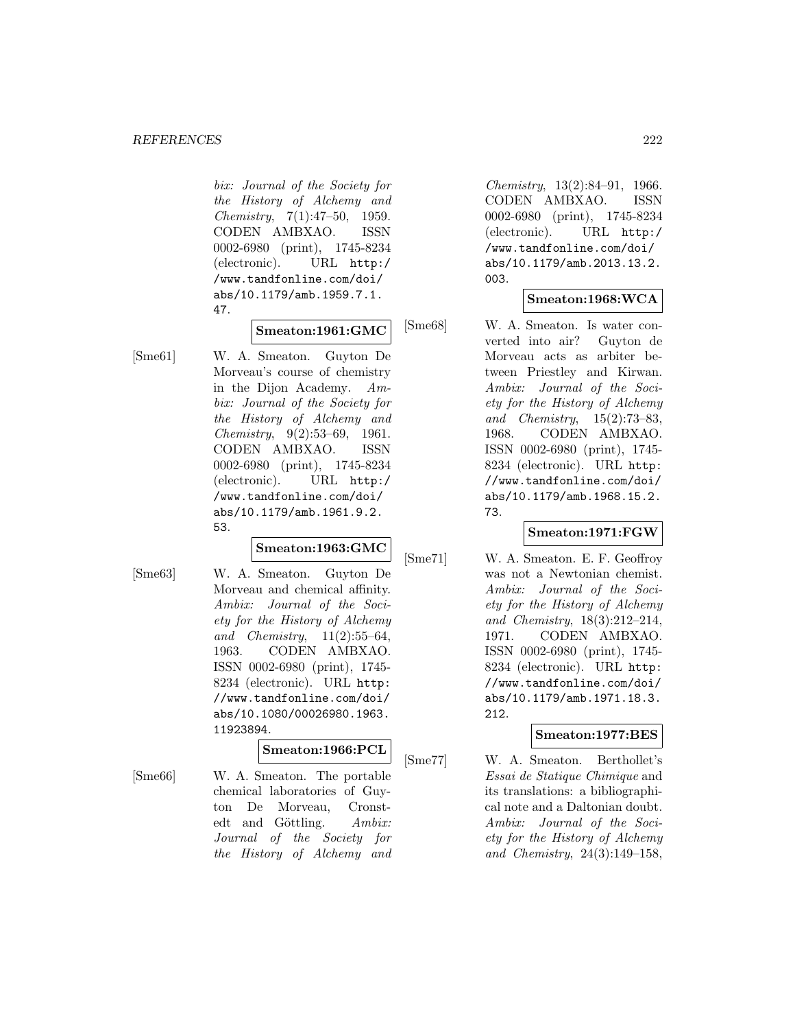bix: Journal of the Society for the History of Alchemy and Chemistry, 7(1):47–50, 1959. CODEN AMBXAO. ISSN 0002-6980 (print), 1745-8234 (electronic). URL http://www.tandfonline.com/doi/abs/10.1179/amb.1959.7.1.47.

**Smeaton:1961:GMC**

[Sme61] W. A. Smeaton. Guyton De Morveau's course of chemistry in the Dijon Academy. *Ambix: Journal of the Society for the History of Alchemy and Chemistry*, 9(2):53–69, 1961. CODEN AMBXAO. ISSN 0002-6980 (print), 1745-8234 (electronic). URL http://www.tandfonline.com/doi/abs/10.1179/amb.1961.9.2.53.

**Smeaton:1963:GMC**

[Sme63] W. A. Smeaton. Guyton De Morveau and chemical affinity. *Ambix: Journal of the Society for the History of Alchemy and Chemistry*, 11(2):55–64, 1963. CODEN AMBXAO. ISSN 0002-6980 (print), 1745-8234 (electronic). URL http://www.tandfonline.com/doi/abs/10.1080/00026980.1963.11923894.

**Smeaton:1966:PCL**

[Sme66] W. A. Smeaton. The portable chemical laboratories of Guyton De Morveau, Cronstedt and Göttling. *Ambix: Journal of the Society for the History of Alchemy and Chemistry*, 13(2):84–91, 1966. CODEN AMBXAO. ISSN 0002-6980 (print), 1745-8234 (electronic). URL http://www.tandfonline.com/doi/abs/10.1179/amb.2013.13.2.003.

**Smeaton:1968:WCA**

[Sme68] W. A. Smeaton. Is water converted into air? Guyton de Morveau acts as arbiter between Priestley and Kirwan. *Ambix: Journal of the Society for the History of Alchemy and Chemistry*, 15(2):73–83, 1968. CODEN AMBXAO. ISSN 0002-6980 (print), 1745-8234 (electronic). URL http://www.tandfonline.com/doi/abs/10.1179/amb.1968.15.2.73.

**Smeaton:1971:FGW**

[Sme71] W. A. Smeaton. E. F. Geoffroy was not a Newtonian chemist. *Ambix: Journal of the Society for the History of Alchemy and Chemistry*, 18(3):212–214, 1971. CODEN AMBXAO. ISSN 0002-6980 (print), 1745-8234 (electronic). URL http://www.tandfonline.com/doi/abs/10.1179/amb.1971.18.3.212.

**Smeaton:1977:BES**

[Sme77] W. A. Smeaton. Berthollet's *Essai de Statique Chimique* and its translations: a bibliographical note and a Daltonian doubt. *Ambix: Journal of the Society for the History of Alchemy and Chemistry*, 24(3):149–158,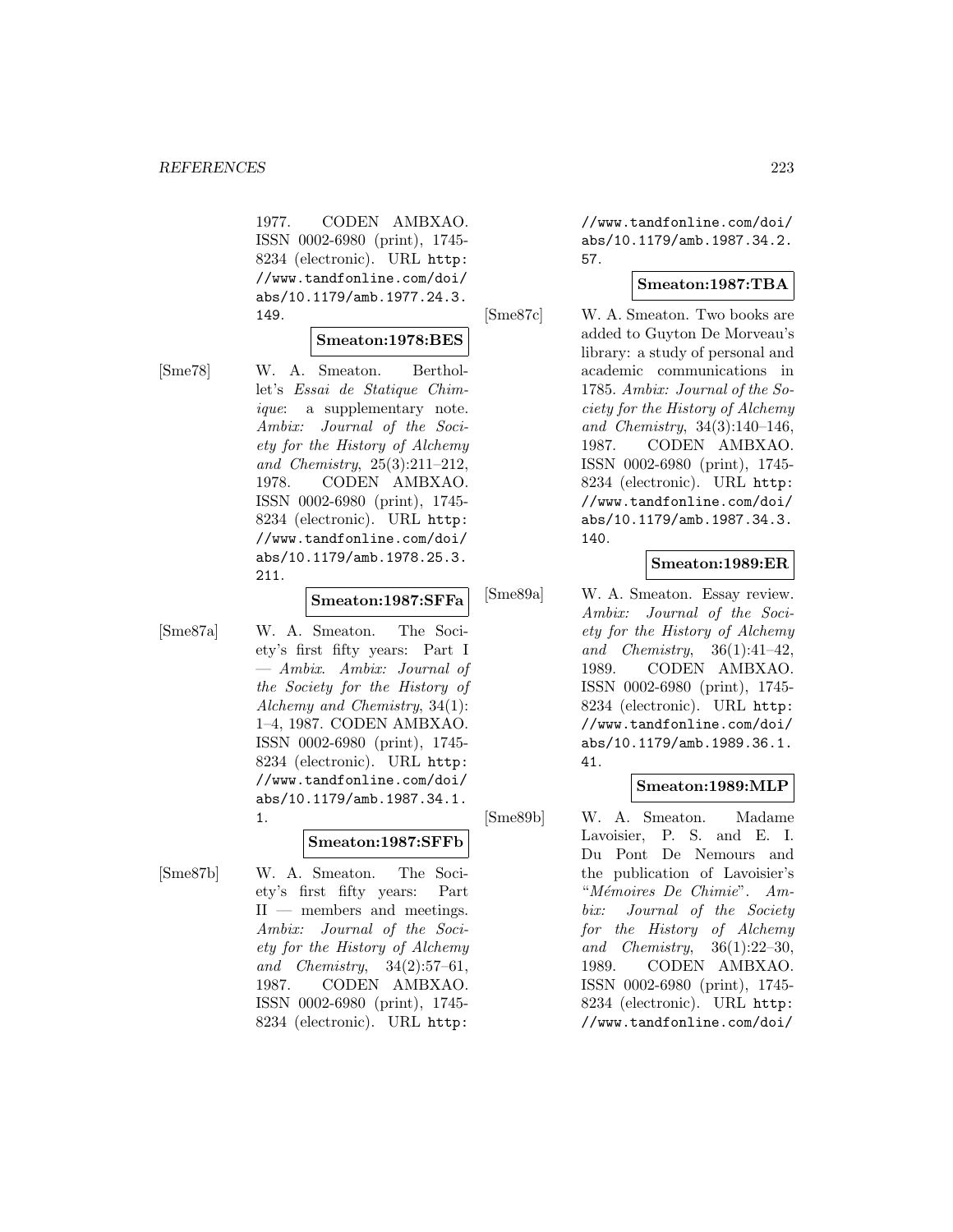1977. CODEN AMBXAO. ISSN 0002-6980 (print), 1745-8234 (electronic). URL http://www.tandfonline.com/doi/abs/10.1179/amb.1977.24.3.149.

**Smeaton:1978:BES**

[Sme78] W. A. Smeaton. Berthollet's *Essai de Statique Chimique*: a supplementary note. *Ambix: Journal of the Society for the History of Alchemy and Chemistry*, 25(3):211–212, 1978. CODEN AMBXAO. ISSN 0002-6980 (print), 1745-8234 (electronic). URL http://www.tandfonline.com/doi/abs/10.1179/amb.1978.25.3.211.

**Smeaton:1987:SFFa**

[Sme87a] W. A. Smeaton. The Society's first fifty years: Part I — *Ambix*. *Ambix: Journal of the Society for the History of Alchemy and Chemistry*, 34(1):1–4, 1987. CODEN AMBXAO. ISSN 0002-6980 (print), 1745-8234 (electronic). URL http://www.tandfonline.com/doi/abs/10.1179/amb.1987.34.1.1.

**Smeaton:1987:SFFb**

[Sme87b] W. A. Smeaton. The Society's first fifty years: Part II — members and meetings. *Ambix: Journal of the Society for the History of Alchemy and Chemistry*, 34(2):57–61, 1987. CODEN AMBXAO. ISSN 0002-6980 (print), 1745-8234 (electronic). URL http://www.tandfonline.com/doi/abs/10.1179/amb.1987.34.2.57.

**Smeaton:1987:TBA**

[Sme87c] W. A. Smeaton. Two books are added to Guyton De Morveau's library: a study of personal and academic communications in 1785. *Ambix: Journal of the Society for the History of Alchemy and Chemistry*, 34(3):140–146, 1987. CODEN AMBXAO. ISSN 0002-6980 (print), 1745-8234 (electronic). URL http://www.tandfonline.com/doi/abs/10.1179/amb.1987.34.3.140.

**Smeaton:1989:ER**

[Sme89a] W. A. Smeaton. Essay review. *Ambix: Journal of the Society for the History of Alchemy and Chemistry*, 36(1):41–42, 1989. CODEN AMBXAO. ISSN 0002-6980 (print), 1745-8234 (electronic). URL http://www.tandfonline.com/doi/abs/10.1179/amb.1989.36.1.41.

**Smeaton:1989:MLP**

[Sme89b] W. A. Smeaton. Madame Lavoisier, P. S. and E. I. Du Pont De Nemours and the publication of Lavoisier's "*Mémoires De Chimie*". *Ambix: Journal of the Society for the History of Alchemy and Chemistry*, 36(1):22–30, 1989. CODEN AMBXAO. ISSN 0002-6980 (print), 1745-8234 (electronic). URL http://www.tandfonline.com/doi/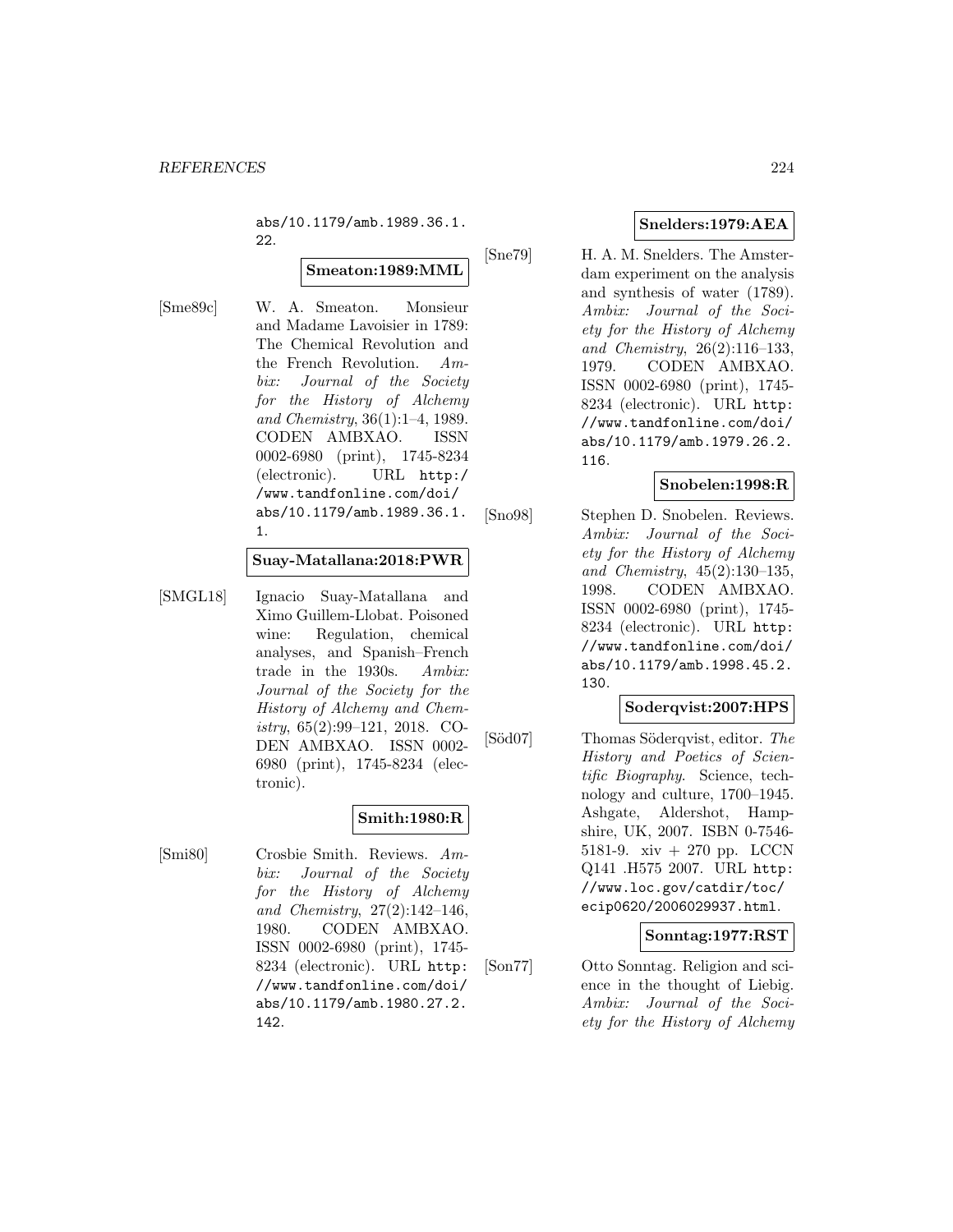abs/10.1179/amb.1989.36.1.22.

**Smeaton:1989:MML**

[Sme89c] W. A. Smeaton. Monsieur and Madame Lavoisier in 1789: The Chemical Revolution and the French Revolution. *Ambix: Journal of the Society for the History of Alchemy and Chemistry*, 36(1):1–4, 1989. CODEN AMBXAO. ISSN 0002-6980 (print), 1745-8234 (electronic). URL http://www.tandfonline.com/doi/abs/10.1179/amb.1989.36.1.1.

**Suay-Matallana:2018:PWR**

[SMGL18] Ignacio Suay-Matallana and Ximo Guillem-Llobat. Poisoned wine: Regulation, chemical analyses, and Spanish–French trade in the 1930s. *Ambix: Journal of the Society for the History of Alchemy and Chemistry*, 65(2):99–121, 2018. CODEN AMBXAO. ISSN 0002-6980 (print), 1745-8234 (electronic).

**Smith:1980:R**

[Smi80] Crosbie Smith. Reviews. *Ambix: Journal of the Society for the History of Alchemy and Chemistry*, 27(2):142–146, 1980. CODEN AMBXAO. ISSN 0002-6980 (print), 1745-8234 (electronic). URL http://www.tandfonline.com/doi/abs/10.1179/amb.1980.27.2.142.

**Snelders:1979:AEA**

[Sne79] H. A. M. Snelders. The Amsterdam experiment on the analysis and synthesis of water (1789). *Ambix: Journal of the Society for the History of Alchemy and Chemistry*, 26(2):116–133, 1979. CODEN AMBXAO. ISSN 0002-6980 (print), 1745-8234 (electronic). URL http://www.tandfonline.com/doi/abs/10.1179/amb.1979.26.2.116.

**Snobelen:1998:R**

[Sno98] Stephen D. Snobelen. Reviews. *Ambix: Journal of the Society for the History of Alchemy and Chemistry*, 45(2):130–135, 1998. CODEN AMBXAO. ISSN 0002-6980 (print), 1745-8234 (electronic). URL http://www.tandfonline.com/doi/abs/10.1179/amb.1998.45.2.130.

**Soderqvist:2007:HPS**

[Söd07] Thomas Söderqvist, editor. *The History and Poetics of Scientific Biography*. Science, technology and culture, 1700–1945. Ashgate, Aldershot, Hampshire, UK, 2007. ISBN 0-7546-5181-9. xiv + 270 pp. LCCN Q141 .H575 2007. URL http://www.loc.gov/catdir/toc/ecip0620/2006029937.html.

**Sonntag:1977:RST**

[Son77] Otto Sonntag. Religion and science in the thought of Liebig. *Ambix: Journal of the Society for the History of Alchemy*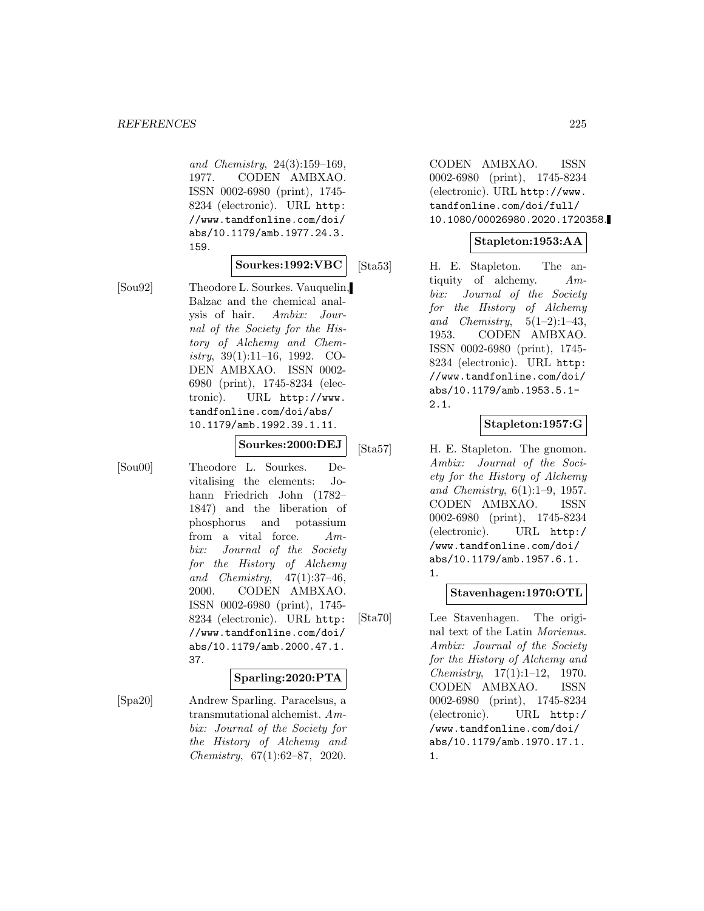*and Chemistry*, 24(3):159–169, 1977. CODEN AMBXAO. ISSN 0002-6980 (print), 1745-8234 (electronic). URL http://www.tandfonline.com/doi/abs/10.1179/amb.1977.24.3.159.

**Sourkes:1992:VBC**

[Sou92] Theodore L. Sourkes. Vauquelin, Balzac and the chemical analysis of hair. *Ambix: Journal of the Society for the History of Alchemy and Chemistry*, 39(1):11–16, 1992. CODEN AMBXAO. ISSN 0002-6980 (print), 1745-8234 (electronic). URL http://www.tandfonline.com/doi/abs/10.1179/amb.1992.39.1.11.

**Sourkes:2000:DEJ**

[Sou00] Theodore L. Sourkes. Devitalising the elements: Johann Friedrich John (1782–1847) and the liberation of phosphorus and potassium from a vital force. *Ambix: Journal of the Society for the History of Alchemy and Chemistry*, 47(1):37–46, 2000. CODEN AMBXAO. ISSN 0002-6980 (print), 1745-8234 (electronic). URL http://www.tandfonline.com/doi/abs/10.1179/amb.2000.47.1.37.

**Sparling:2020:PTA**

[Spa20] Andrew Sparling. Paracelsus, a transmutational alchemist. *Ambix: Journal of the Society for the History of Alchemy and Chemistry*, 67(1):62–87, 2020. CODEN AMBXAO. ISSN 0002-6980 (print), 1745-8234 (electronic). URL http://www.tandfonline.com/doi/full/10.1080/00026980.2020.1720358.

**Stapleton:1953:AA**

[Sta53] H. E. Stapleton. The antiquity of alchemy. *Ambix: Journal of the Society for the History of Alchemy and Chemistry*, 5(1–2):1–43, 1953. CODEN AMBXAO. ISSN 0002-6980 (print), 1745-8234 (electronic). URL http://www.tandfonline.com/doi/abs/10.1179/amb.1953.5.1-2.1.

**Stapleton:1957:G**

[Sta57] H. E. Stapleton. The gnomon. *Ambix: Journal of the Society for the History of Alchemy and Chemistry*, 6(1):1–9, 1957. CODEN AMBXAO. ISSN 0002-6980 (print), 1745-8234 (electronic). URL http://www.tandfonline.com/doi/abs/10.1179/amb.1957.6.1.1.

**Stavenhagen:1970:OTL**

[Sta70] Lee Stavenhagen. The original text of the Latin *Morienus*. *Ambix: Journal of the Society for the History of Alchemy and Chemistry*, 17(1):1–12, 1970. CODEN AMBXAO. ISSN 0002-6980 (print), 1745-8234 (electronic). URL http://www.tandfonline.com/doi/abs/10.1179/amb.1970.17.1.1.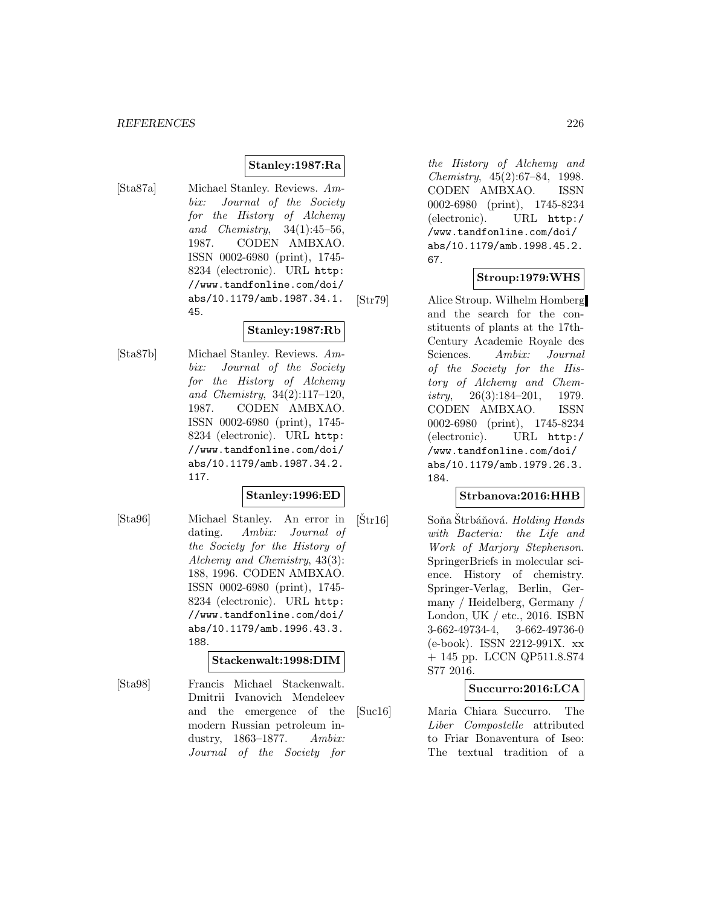**Stanley:1987:Ra**

[Sta87a] Michael Stanley. Reviews. *Ambix: Journal of the Society for the History of Alchemy and Chemistry*, 34(1):45–56, 1987. CODEN AMBXAO. ISSN 0002-6980 (print), 1745-8234 (electronic). URL http://www.tandfonline.com/doi/abs/10.1179/amb.1987.34.1.45.

**Stanley:1987:Rb**

[Sta87b] Michael Stanley. Reviews. *Ambix: Journal of the Society for the History of Alchemy and Chemistry*, 34(2):117–120, 1987. CODEN AMBXAO. ISSN 0002-6980 (print), 1745-8234 (electronic). URL http://www.tandfonline.com/doi/abs/10.1179/amb.1987.34.2.117.

**Stanley:1996:ED**

[Sta96] Michael Stanley. An error in dating. *Ambix: Journal of the Society for the History of Alchemy and Chemistry*, 43(3):188, 1996. CODEN AMBXAO. ISSN 0002-6980 (print), 1745-8234 (electronic). URL http://www.tandfonline.com/doi/abs/10.1179/amb.1996.43.3.188.

**Stackenwalt:1998:DIM**

[Sta98] Francis Michael Stackenwalt. Dmitrii Ivanovich Mendeleev and the emergence of the modern Russian petroleum industry, 1863–1877. *Ambix: Journal of the Society for the History of Alchemy and Chemistry*, 45(2):67–84, 1998. CODEN AMBXAO. ISSN 0002-6980 (print), 1745-8234 (electronic). URL http://www.tandfonline.com/doi/abs/10.1179/amb.1998.45.2.67.

**Stroup:1979:WHS**

[Str79] Alice Stroup. Wilhelm Homberg and the search for the constituents of plants at the 17th-Century Academie Royale des Sciences. *Ambix: Journal of the Society for the History of Alchemy and Chemistry*, 26(3):184–201, 1979. CODEN AMBXAO. ISSN 0002-6980 (print), 1745-8234 (electronic). URL http://www.tandfonline.com/doi/abs/10.1179/amb.1979.26.3.184.

**Strbanova:2016:HHB**

[Štr16] Soňa Štrbáňová. *Holding Hands with Bacteria: the Life and Work of Marjory Stephenson*. SpringerBriefs in molecular science. History of chemistry. Springer-Verlag, Berlin, Germany / Heidelberg, Germany / London, UK / etc., 2016. ISBN 3-662-49734-4, 3-662-49736-0 (e-book). ISSN 2212-991X. xx + 145 pp. LCCN QP511.8.S74 S77 2016.

**Succurro:2016:LCA**

[Suc16] Maria Chiara Succurro. The *Liber Compostelle* attributed to Friar Bonaventura of Iseo: The textual tradition of a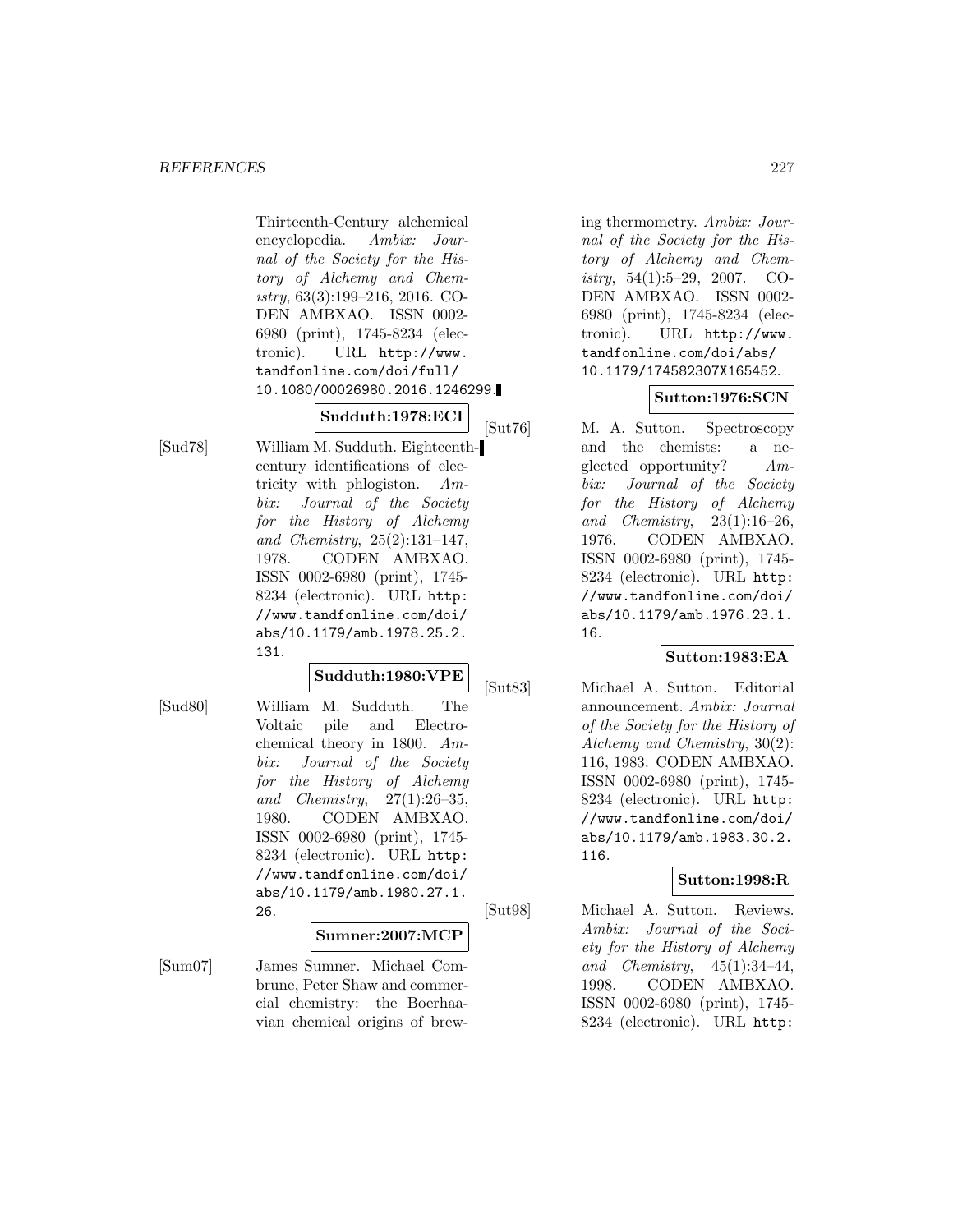Thirteenth-Century alchemical encyclopedia. *Ambix: Journal of the Society for the History of Alchemy and Chemistry*, 63(3):199–216, 2016. CODEN AMBXAO. ISSN 0002-6980 (print), 1745-8234 (electronic). URL http://www.tandfonline.com/doi/full/10.1080/00026980.2016.1246299.

**Sudduth:1978:ECI**

[Sud78] William M. Sudduth. Eighteenth-century identifications of electricity with phlogiston. *Ambix: Journal of the Society for the History of Alchemy and Chemistry*, 25(2):131–147, 1978. CODEN AMBXAO. ISSN 0002-6980 (print), 1745-8234 (electronic). URL http://www.tandfonline.com/doi/abs/10.1179/amb.1978.25.2.131.

**Sudduth:1980:VPE**

[Sud80] William M. Sudduth. The Voltaic pile and Electrochemical theory in 1800. *Ambix: Journal of the Society for the History of Alchemy and Chemistry*, 27(1):26–35, 1980. CODEN AMBXAO. ISSN 0002-6980 (print), 1745-8234 (electronic). URL http://www.tandfonline.com/doi/abs/10.1179/amb.1980.27.1.26.

**Sumner:2007:MCP**

[Sum07] James Sumner. Michael Combrune, Peter Shaw and commercial chemistry: the Boerhaavian chemical origins of brewing thermometry. *Ambix: Journal of the Society for the History of Alchemy and Chemistry*, 54(1):5–29, 2007. CODEN AMBXAO. ISSN 0002-6980 (print), 1745-8234 (electronic). URL http://www.tandfonline.com/doi/abs/10.1179/174582307X165452.

**Sutton:1976:SCN**

[Sut76] M. A. Sutton. Spectroscopy and the chemists: a neglected opportunity? *Ambix: Journal of the Society for the History of Alchemy and Chemistry*, 23(1):16–26, 1976. CODEN AMBXAO. ISSN 0002-6980 (print), 1745-8234 (electronic). URL http://www.tandfonline.com/doi/abs/10.1179/amb.1976.23.1.16.

**Sutton:1983:EA**

[Sut83] Michael A. Sutton. Editorial announcement. *Ambix: Journal of the Society for the History of Alchemy and Chemistry*, 30(2):116, 1983. CODEN AMBXAO. ISSN 0002-6980 (print), 1745-8234 (electronic). URL http://www.tandfonline.com/doi/abs/10.1179/amb.1983.30.2.116.

**Sutton:1998:R**

[Sut98] Michael A. Sutton. Reviews. *Ambix: Journal of the Society for the History of Alchemy and Chemistry*, 45(1):34–44, 1998. CODEN AMBXAO. ISSN 0002-6980 (print), 1745-8234 (electronic). URL http: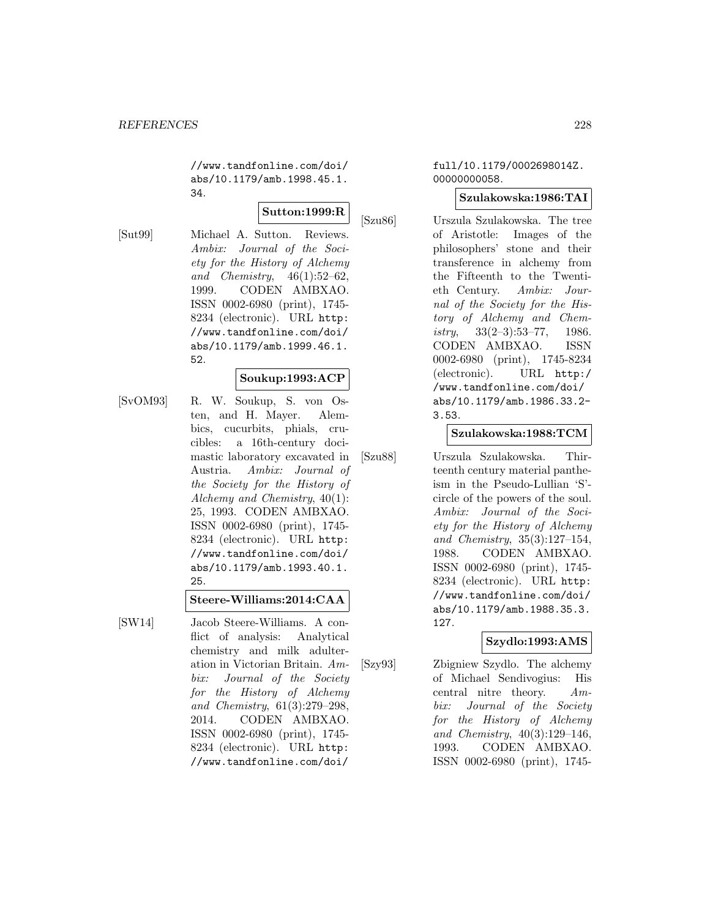//www.tandfonline.com/doi/abs/10.1179/amb.1998.45.1.34.

**Sutton:1999:R**

[Sut99] Michael A. Sutton. Reviews. *Ambix: Journal of the Society for the History of Alchemy and Chemistry*, 46(1):52–62, 1999. CODEN AMBXAO. ISSN 0002-6980 (print), 1745-8234 (electronic). URL http://www.tandfonline.com/doi/abs/10.1179/amb.1999.46.1.52.

**Soukup:1993:ACP**

[SvOM93] R. W. Soukup, S. von Osten, and H. Mayer. Alembics, cucurbits, phials, crucibles: a 16th-century docimastic laboratory excavated in Austria. *Ambix: Journal of the Society for the History of Alchemy and Chemistry*, 40(1):25, 1993. CODEN AMBXAO. ISSN 0002-6980 (print), 1745-8234 (electronic). URL http://www.tandfonline.com/doi/abs/10.1179/amb.1993.40.1.25.

**Steere-Williams:2014:CAA**

[SW14] Jacob Steere-Williams. A conflict of analysis: Analytical chemistry and milk adulteration in Victorian Britain. *Ambix: Journal of the Society for the History of Alchemy and Chemistry*, 61(3):279–298, 2014. CODEN AMBXAO. ISSN 0002-6980 (print), 1745-8234 (electronic). URL http://www.tandfonline.com/doi/full/10.1179/0002698014Z.00000000058.

**Szulakowska:1986:TAI**

[Szu86] Urszula Szulakowska. The tree of Aristotle: Images of the philosophers' stone and their transference in alchemy from the Fifteenth to the Twentieth Century. *Ambix: Journal of the Society for the History of Alchemy and Chemistry*, 33(2–3):53–77, 1986. CODEN AMBXAO. ISSN 0002-6980 (print), 1745-8234 (electronic). URL http://www.tandfonline.com/doi/abs/10.1179/amb.1986.33.2-3.53.

**Szulakowska:1988:TCM**

[Szu88] Urszula Szulakowska. Thirteenth century material pantheism in the Pseudo-Lullian 'S'-circle of the powers of the soul. *Ambix: Journal of the Society for the History of Alchemy and Chemistry*, 35(3):127–154, 1988. CODEN AMBXAO. ISSN 0002-6980 (print), 1745-8234 (electronic). URL http://www.tandfonline.com/doi/abs/10.1179/amb.1988.35.3.127.

**Szydlo:1993:AMS**

[Szy93] Zbigniew Szydlo. The alchemy of Michael Sendivogius: His central nitre theory. *Ambix: Journal of the Society for the History of Alchemy and Chemistry*, 40(3):129–146, 1993. CODEN AMBXAO. ISSN 0002-6980 (print), 1745-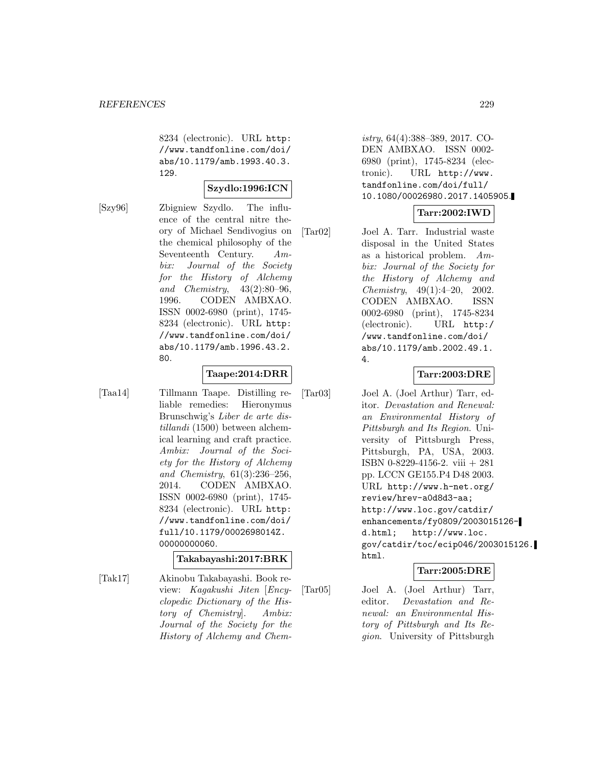8234 (electronic). URL http://www.tandfonline.com/doi/abs/10.1179/amb.1993.40.3.129.

**Szydlo:1996:ICN**

[Szy96] Zbigniew Szydlo. The influence of the central nitre theory of Michael Sendivogius on the chemical philosophy of the Seventeenth Century. *Ambix: Journal of the Society for the History of Alchemy and Chemistry*, 43(2):80–96, 1996. CODEN AMBXAO. ISSN 0002-6980 (print), 1745-8234 (electronic). URL http://www.tandfonline.com/doi/abs/10.1179/amb.1996.43.2.80.

**Taape:2014:DRR**

[Taa14] Tillmann Taape. Distilling reliable remedies: Hieronymus Brunschwig's *Liber de arte distillandi* (1500) between alchemical learning and craft practice. *Ambix: Journal of the Society for the History of Alchemy and Chemistry*, 61(3):236–256, 2014. CODEN AMBXAO. ISSN 0002-6980 (print), 1745-8234 (electronic). URL http://www.tandfonline.com/doi/full/10.1179/0002698014Z.00000000060.

**Takabayashi:2017:BRK**

[Tak17] Akinobu Takabayashi. Book review: *Kagakushi Jiten* [*Encyclopedic Dictionary of the History of Chemistry*]. *Ambix: Journal of the Society for the History of Alchemy and Chemistry*, 64(4):388–389, 2017. CODEN AMBXAO. ISSN 0002-6980 (print), 1745-8234 (electronic). URL http://www.tandfonline.com/doi/full/10.1080/00026980.2017.1405905.

**Tarr:2002:IWD**

[Tar02] Joel A. Tarr. Industrial waste disposal in the United States as a historical problem. *Ambix: Journal of the Society for the History of Alchemy and Chemistry*, 49(1):4–20, 2002. CODEN AMBXAO. ISSN 0002-6980 (print), 1745-8234 (electronic). URL http://www.tandfonline.com/doi/abs/10.1179/amb.2002.49.1.4.

**Tarr:2003:DRE**

[Tar03] Joel A. (Joel Arthur) Tarr, editor. *Devastation and Renewal: an Environmental History of Pittsburgh and Its Region*. University of Pittsburgh Press, Pittsburgh, PA, USA, 2003. ISBN 0-8229-4156-2. viii + 281 pp. LCCN GE155.P4 D48 2003. URL http://www.h-net.org/review/hrev-a0d8d3-aa; http://www.loc.gov/catdir/enhancements/fy0809/2003015126-d.html; http://www.loc.gov/catdir/toc/ecip046/2003015126.html.

**Tarr:2005:DRE**

[Tar05] Joel A. (Joel Arthur) Tarr, editor. *Devastation and Renewal: an Environmental History of Pittsburgh and Its Region*. University of Pittsburgh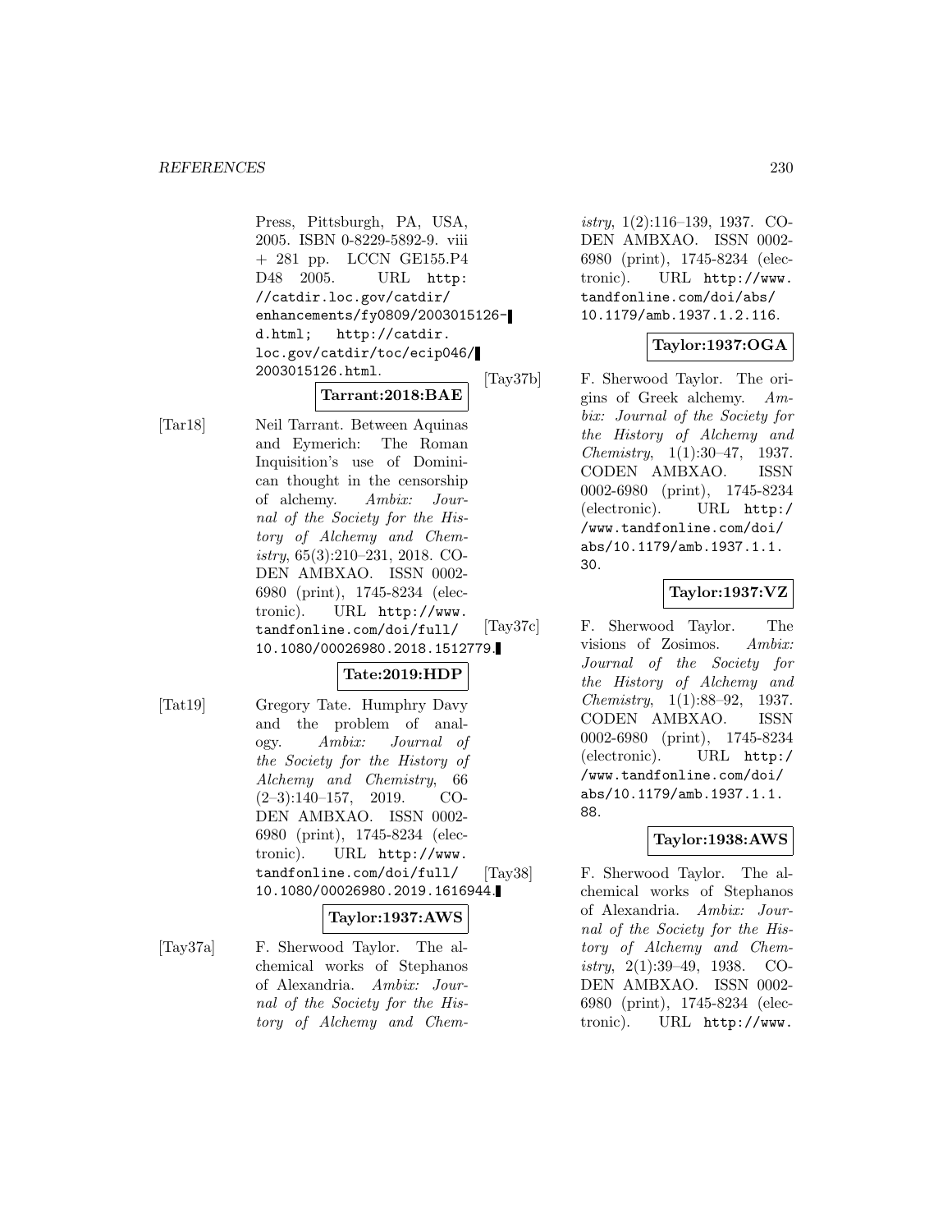Press, Pittsburgh, PA, USA, 2005. ISBN 0-8229-5892-9. viii + 281 pp. LCCN GE155.P4 D48 2005. URL http://catdir.loc.gov/catdir/enhancements/fy0809/2003015126-d.html; http://catdir.loc.gov/catdir/toc/ecip046/2003015126.html.

**Tarrant:2018:BAE**

[Tar18] Neil Tarrant. Between Aquinas and Eymerich: The Roman Inquisition's use of Dominican thought in the censorship of alchemy. *Ambix: Journal of the Society for the History of Alchemy and Chemistry*, 65(3):210–231, 2018. CODEN AMBXAO. ISSN 0002-6980 (print), 1745-8234 (electronic). URL http://www.tandfonline.com/doi/full/10.1080/00026980.2018.1512779.

**Tate:2019:HDP**

[Tat19] Gregory Tate. Humphry Davy and the problem of analogy. *Ambix: Journal of the Society for the History of Alchemy and Chemistry*, 66 (2–3):140–157, 2019. CODEN AMBXAO. ISSN 0002-6980 (print), 1745-8234 (electronic). URL http://www.tandfonline.com/doi/full/10.1080/00026980.2019.1616944.

**Taylor:1937:AWS**

[Tay37a] F. Sherwood Taylor. The alchemical works of Stephanos of Alexandria. *Ambix: Journal of the Society for the History of Alchemy and Chemistry*, 1(2):116–139, 1937. CODEN AMBXAO. ISSN 0002-6980 (print), 1745-8234 (electronic). URL http://www.tandfonline.com/doi/abs/10.1179/amb.1937.1.2.116.

**Taylor:1937:OGA**

[Tay37b] F. Sherwood Taylor. The origins of Greek alchemy. *Ambix: Journal of the Society for the History of Alchemy and Chemistry*, 1(1):30–47, 1937. CODEN AMBXAO. ISSN 0002-6980 (print), 1745-8234 (electronic). URL http://www.tandfonline.com/doi/abs/10.1179/amb.1937.1.1.30.

**Taylor:1937:VZ**

[Tay37c] F. Sherwood Taylor. The visions of Zosimos. *Ambix: Journal of the Society for the History of Alchemy and Chemistry*, 1(1):88–92, 1937. CODEN AMBXAO. ISSN 0002-6980 (print), 1745-8234 (electronic). URL http://www.tandfonline.com/doi/abs/10.1179/amb.1937.1.1.88.

**Taylor:1938:AWS**

[Tay38] F. Sherwood Taylor. The alchemical works of Stephanos of Alexandria. *Ambix: Journal of the Society for the History of Alchemy and Chemistry*, 2(1):39–49, 1938. CODEN AMBXAO. ISSN 0002-6980 (print), 1745-8234 (electronic). URL http://www.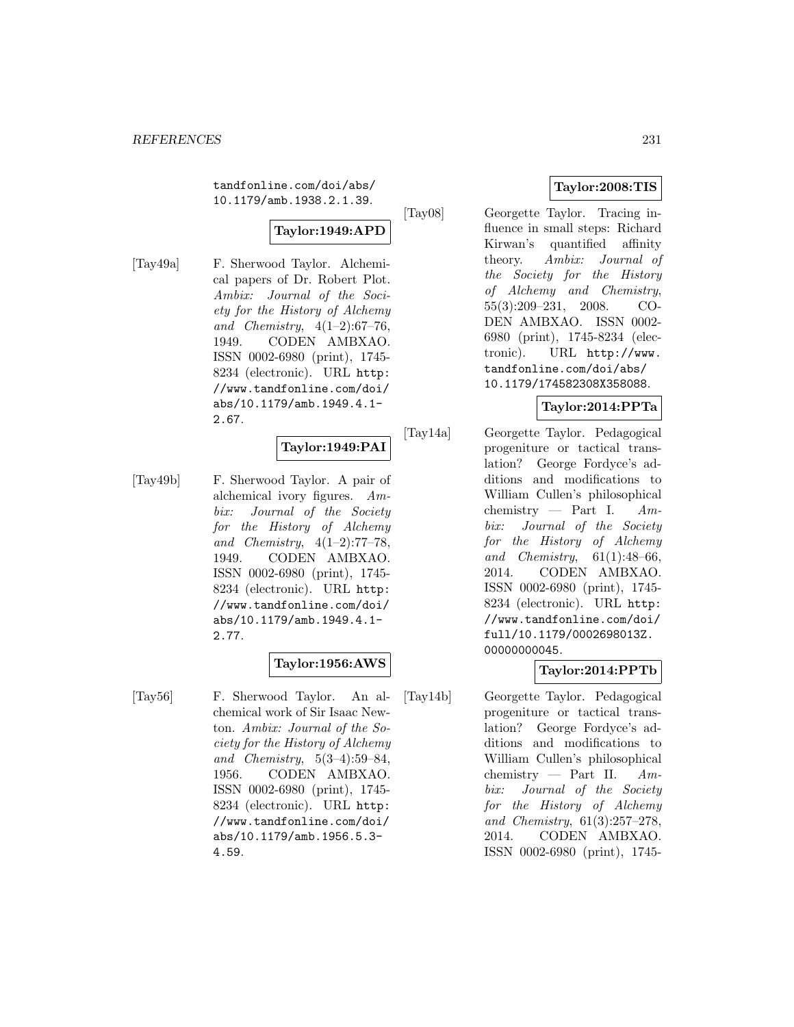tandfonline.com/doi/abs/10.1179/amb.1938.2.1.39.

**Taylor:1949:APD**

[Tay49a] F. Sherwood Taylor. Alchemical papers of Dr. Robert Plot. *Ambix: Journal of the Society for the History of Alchemy and Chemistry*, 4(1–2):67–76, 1949. CODEN AMBXAO. ISSN 0002-6980 (print), 1745-8234 (electronic). URL http://www.tandfonline.com/doi/abs/10.1179/amb.1949.4.1-2.67.

**Taylor:1949:PAI**

[Tay49b] F. Sherwood Taylor. A pair of alchemical ivory figures. *Ambix: Journal of the Society for the History of Alchemy and Chemistry*, 4(1–2):77–78, 1949. CODEN AMBXAO. ISSN 0002-6980 (print), 1745-8234 (electronic). URL http://www.tandfonline.com/doi/abs/10.1179/amb.1949.4.1-2.77.

**Taylor:1956:AWS**

[Tay56] F. Sherwood Taylor. An alchemical work of Sir Isaac Newton. *Ambix: Journal of the Society for the History of Alchemy and Chemistry*, 5(3–4):59–84, 1956. CODEN AMBXAO. ISSN 0002-6980 (print), 1745-8234 (electronic). URL http://www.tandfonline.com/doi/abs/10.1179/amb.1956.5.3-4.59.

**Taylor:2008:TIS**

[Tay08] Georgette Taylor. Tracing influence in small steps: Richard Kirwan's quantified affinity theory. *Ambix: Journal of the Society for the History of Alchemy and Chemistry*, 55(3):209–231, 2008. CODEN AMBXAO. ISSN 0002-6980 (print), 1745-8234 (electronic). URL http://www.tandfonline.com/doi/abs/10.1179/174582308X358088.

**Taylor:2014:PPTa**

[Tay14a] Georgette Taylor. Pedagogical progeniture or tactical translation? George Fordyce's additions and modifications to William Cullen's philosophical chemistry — Part I. *Ambix: Journal of the Society for the History of Alchemy and Chemistry*, 61(1):48–66, 2014. CODEN AMBXAO. ISSN 0002-6980 (print), 1745-8234 (electronic). URL http://www.tandfonline.com/doi/full/10.1179/0002698013Z.00000000045.

**Taylor:2014:PPTb**

[Tay14b] Georgette Taylor. Pedagogical progeniture or tactical translation? George Fordyce's additions and modifications to William Cullen's philosophical chemistry — Part II. *Ambix: Journal of the Society for the History of Alchemy and Chemistry*, 61(3):257–278, 2014. CODEN AMBXAO. ISSN 0002-6980 (print), 1745-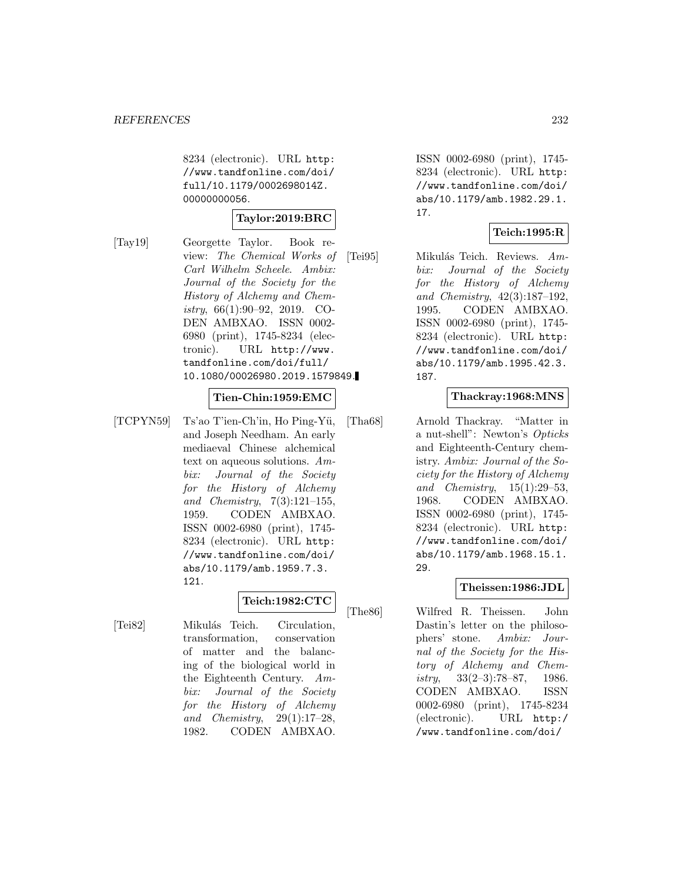8234 (electronic). URL http://www.tandfonline.com/doi/full/10.1179/0002698014Z.00000000056.

**Taylor:2019:BRC**

[Tay19] Georgette Taylor. Book review: *The Chemical Works of Carl Wilhelm Scheele*. *Ambix: Journal of the Society for the History of Alchemy and Chemistry*, 66(1):90–92, 2019. CODEN AMBXAO. ISSN 0002-6980 (print), 1745-8234 (electronic). URL http://www.tandfonline.com/doi/full/10.1080/00026980.2019.1579849.

**Tien-Chin:1959:EMC**

[TCPYN59] Ts'ao T'ien-Ch'in, Ho Ping-Yü, and Joseph Needham. An early mediaeval Chinese alchemical text on aqueous solutions. *Ambix: Journal of the Society for the History of Alchemy and Chemistry*, 7(3):121–155, 1959. CODEN AMBXAO. ISSN 0002-6980 (print), 1745-8234 (electronic). URL http://www.tandfonline.com/doi/abs/10.1179/amb.1959.7.3.121.

**Teich:1982:CTC**

[Tei82] Mikulás Teich. Circulation, transformation, conservation of matter and the balancing of the biological world in the Eighteenth Century. *Ambix: Journal of the Society for the History of Alchemy and Chemistry*, 29(1):17–28, 1982. CODEN AMBXAO. ISSN 0002-6980 (print), 1745-8234 (electronic). URL http://www.tandfonline.com/doi/abs/10.1179/amb.1982.29.1.17.

**Teich:1995:R**

[Tei95] Mikulás Teich. Reviews. *Ambix: Journal of the Society for the History of Alchemy and Chemistry*, 42(3):187–192, 1995. CODEN AMBXAO. ISSN 0002-6980 (print), 1745-8234 (electronic). URL http://www.tandfonline.com/doi/abs/10.1179/amb.1995.42.3.187.

**Thackray:1968:MNS**

[Tha68] Arnold Thackray. "Matter in a nut-shell": Newton's *Opticks* and Eighteenth-Century chemistry. *Ambix: Journal of the Society for the History of Alchemy and Chemistry*, 15(1):29–53, 1968. CODEN AMBXAO. ISSN 0002-6980 (print), 1745-8234 (electronic). URL http://www.tandfonline.com/doi/abs/10.1179/amb.1968.15.1.29.

**Theissen:1986:JDL**

[The86] Wilfred R. Theissen. John Dastin's letter on the philosophers' stone. *Ambix: Journal of the Society for the History of Alchemy and Chemistry*, 33(2–3):78–87, 1986. CODEN AMBXAO. ISSN 0002-6980 (print), 1745-8234 (electronic). URL http://www.tandfonline.com/doi/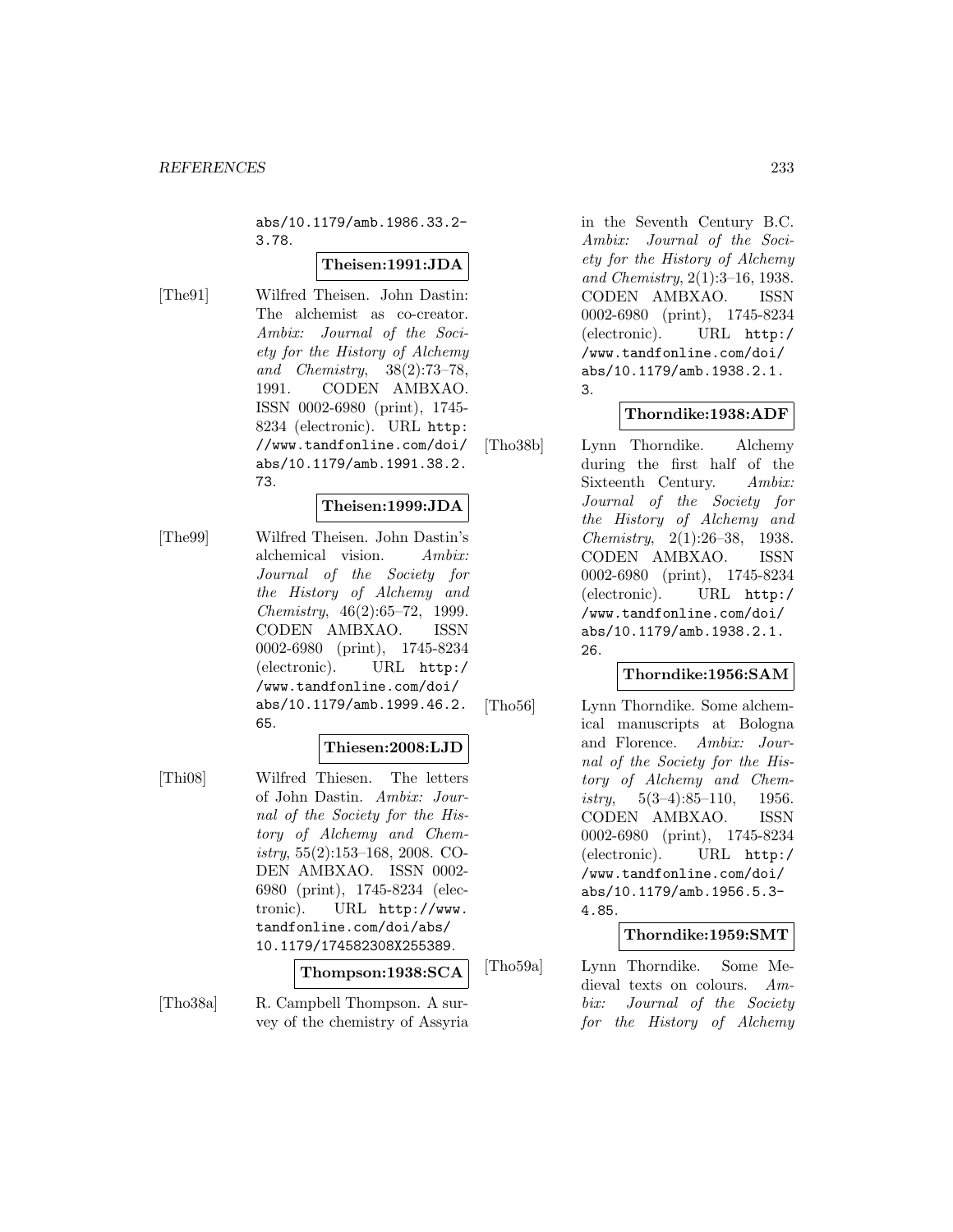abs/10.1179/amb.1986.33.2-3.78.

**Theisen:1991:JDA**

[The91] Wilfred Theisen. John Dastin: The alchemist as co-creator. *Ambix: Journal of the Society for the History of Alchemy and Chemistry*, 38(2):73–78, 1991. CODEN AMBXAO. ISSN 0002-6980 (print), 1745-8234 (electronic). URL http://www.tandfonline.com/doi/abs/10.1179/amb.1991.38.2.73.

**Theisen:1999:JDA**

[The99] Wilfred Theisen. John Dastin's alchemical vision. *Ambix: Journal of the Society for the History of Alchemy and Chemistry*, 46(2):65–72, 1999. CODEN AMBXAO. ISSN 0002-6980 (print), 1745-8234 (electronic). URL http://www.tandfonline.com/doi/abs/10.1179/amb.1999.46.2.65.

**Thiesen:2008:LJD**

[Thi08] Wilfred Thiesen. The letters of John Dastin. *Ambix: Journal of the Society for the History of Alchemy and Chemistry*, 55(2):153–168, 2008. CODEN AMBXAO. ISSN 0002-6980 (print), 1745-8234 (electronic). URL http://www.tandfonline.com/doi/abs/10.1179/174582308X255389.

**Thompson:1938:SCA**

[Tho38a] R. Campbell Thompson. A survey of the chemistry of Assyria in the Seventh Century B.C. *Ambix: Journal of the Society for the History of Alchemy and Chemistry*, 2(1):3–16, 1938. CODEN AMBXAO. ISSN 0002-6980 (print), 1745-8234 (electronic). URL http://www.tandfonline.com/doi/abs/10.1179/amb.1938.2.1.3.

**Thorndike:1938:ADF**

[Tho38b] Lynn Thorndike. Alchemy during the first half of the Sixteenth Century. *Ambix: Journal of the Society for the History of Alchemy and Chemistry*, 2(1):26–38, 1938. CODEN AMBXAO. ISSN 0002-6980 (print), 1745-8234 (electronic). URL http://www.tandfonline.com/doi/abs/10.1179/amb.1938.2.1.26.

**Thorndike:1956:SAM**

[Tho56] Lynn Thorndike. Some alchemical manuscripts at Bologna and Florence. *Ambix: Journal of the Society for the History of Alchemy and Chemistry*, 5(3–4):85–110, 1956. CODEN AMBXAO. ISSN 0002-6980 (print), 1745-8234 (electronic). URL http://www.tandfonline.com/doi/abs/10.1179/amb.1956.5.3-4.85.

**Thorndike:1959:SMT**

[Tho59a] Lynn Thorndike. Some Medieval texts on colours. *Ambix: Journal of the Society for the History of Alchemy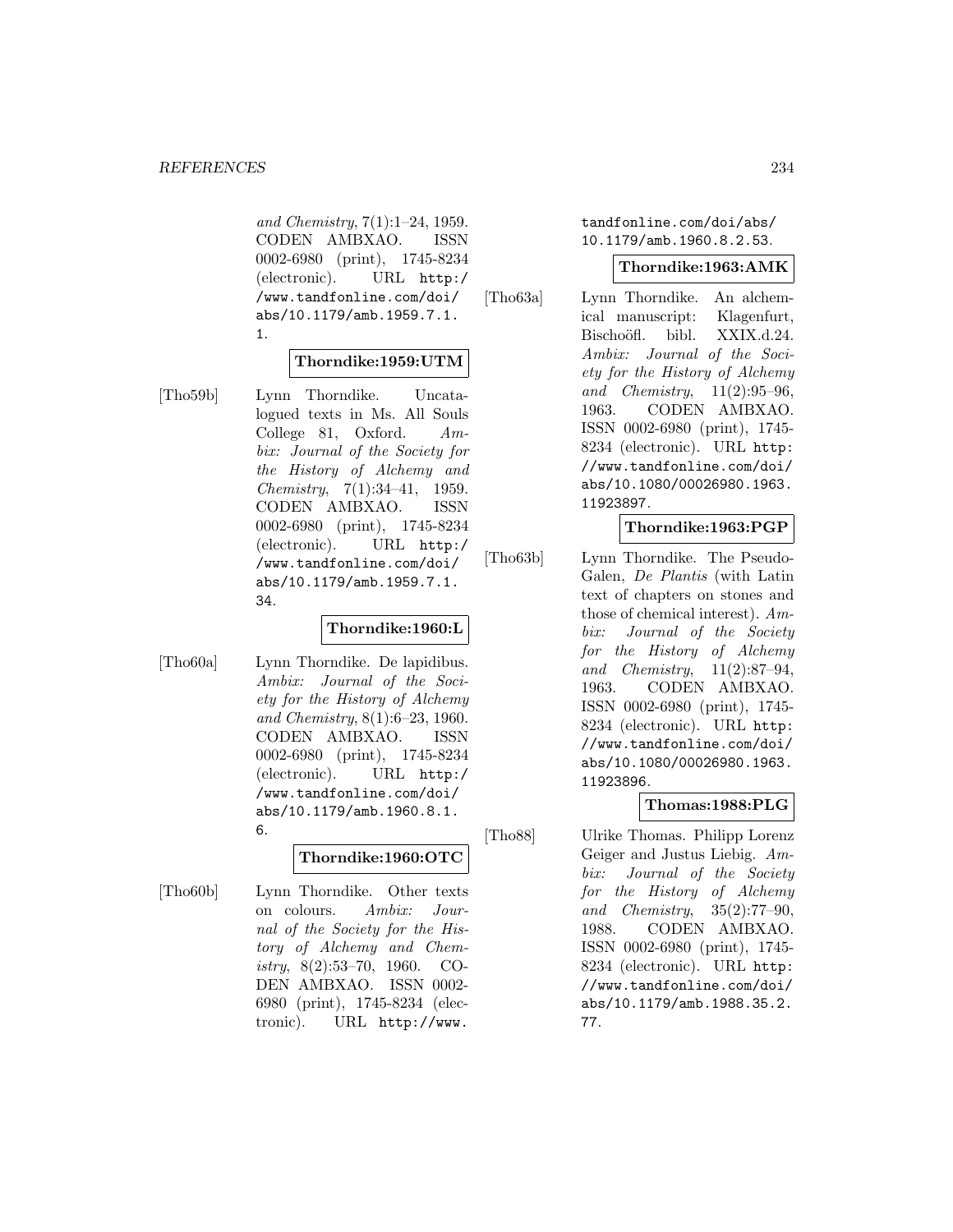*and Chemistry*, 7(1):1–24, 1959. CODEN AMBXAO. ISSN 0002-6980 (print), 1745-8234 (electronic). URL http://www.tandfonline.com/doi/abs/10.1179/amb.1959.7.1.1.

**Thorndike:1959:UTM**

[Tho59b] Lynn Thorndike. Uncatalogued texts in Ms. All Souls College 81, Oxford. *Ambix: Journal of the Society for the History of Alchemy and Chemistry*, 7(1):34–41, 1959. CODEN AMBXAO. ISSN 0002-6980 (print), 1745-8234 (electronic). URL http://www.tandfonline.com/doi/abs/10.1179/amb.1959.7.1.34.

**Thorndike:1960:L**

[Tho60a] Lynn Thorndike. De lapidibus. *Ambix: Journal of the Society for the History of Alchemy and Chemistry*, 8(1):6–23, 1960. CODEN AMBXAO. ISSN 0002-6980 (print), 1745-8234 (electronic). URL http://www.tandfonline.com/doi/abs/10.1179/amb.1960.8.1.6.

**Thorndike:1960:OTC**

[Tho60b] Lynn Thorndike. Other texts on colours. *Ambix: Journal of the Society for the History of Alchemy and Chemistry*, 8(2):53–70, 1960. CODEN AMBXAO. ISSN 0002-6980 (print), 1745-8234 (electronic). URL http://www.tandfonline.com/doi/abs/10.1179/amb.1960.8.2.53.

**Thorndike:1963:AMK**

[Tho63a] Lynn Thorndike. An alchemical manuscript: Klagenfurt, Bischoöfl. bibl. XXIX.d.24. *Ambix: Journal of the Society for the History of Alchemy and Chemistry*, 11(2):95–96, 1963. CODEN AMBXAO. ISSN 0002-6980 (print), 1745-8234 (electronic). URL http://www.tandfonline.com/doi/abs/10.1080/00026980.1963.11923897.

**Thorndike:1963:PGP**

[Tho63b] Lynn Thorndike. The Pseudo-Galen, *De Plantis* (with Latin text of chapters on stones and those of chemical interest). *Ambix: Journal of the Society for the History of Alchemy and Chemistry*, 11(2):87–94, 1963. CODEN AMBXAO. ISSN 0002-6980 (print), 1745-8234 (electronic). URL http://www.tandfonline.com/doi/abs/10.1080/00026980.1963.11923896.

**Thomas:1988:PLG**

[Tho88] Ulrike Thomas. Philipp Lorenz Geiger and Justus Liebig. *Ambix: Journal of the Society for the History of Alchemy and Chemistry*, 35(2):77–90, 1988. CODEN AMBXAO. ISSN 0002-6980 (print), 1745-8234 (electronic). URL http://www.tandfonline.com/doi/abs/10.1179/amb.1988.35.2.77.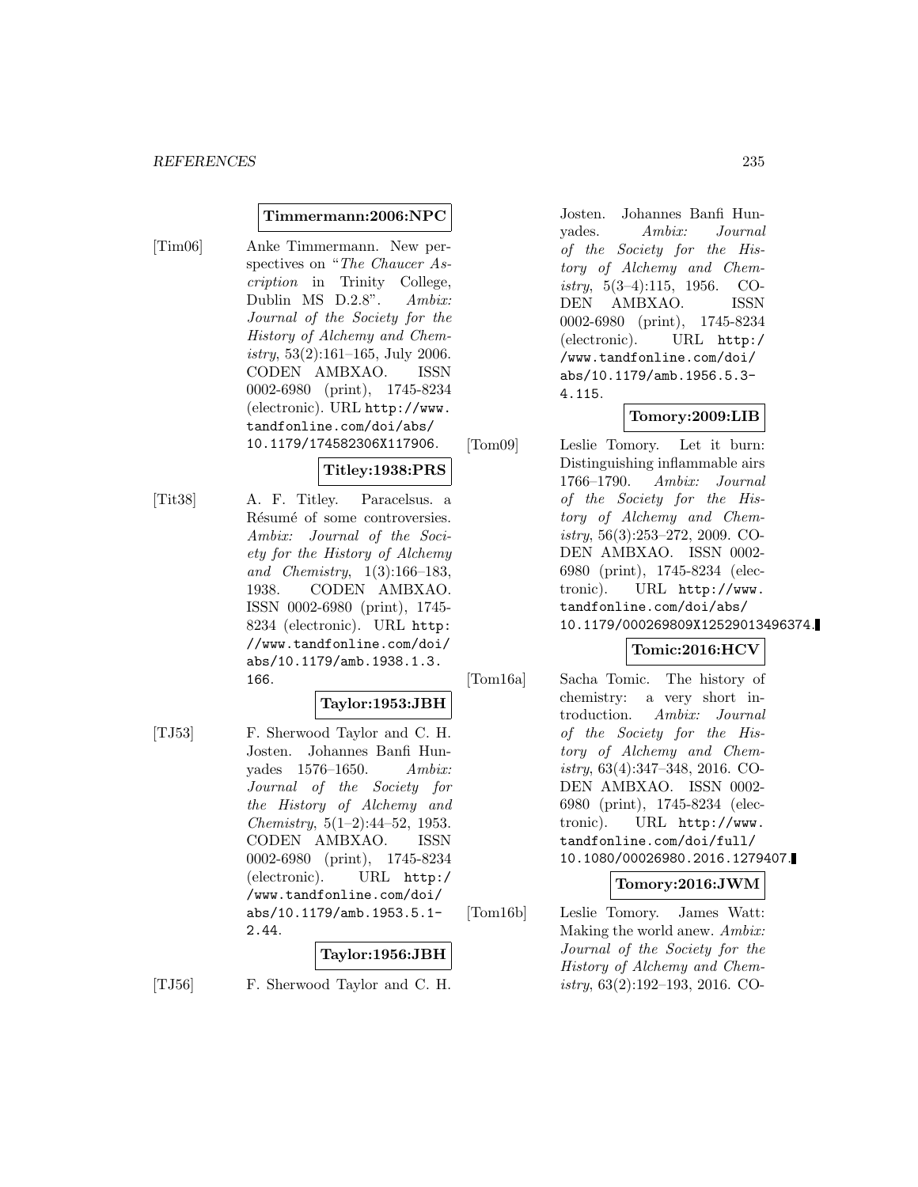**Timmermann:2006:NPC**

[Tim06] Anke Timmermann. New perspectives on "*The Chaucer Ascription* in Trinity College, Dublin MS D.2.8". *Ambix: Journal of the Society for the History of Alchemy and Chemistry*, 53(2):161–165, July 2006. CODEN AMBXAO. ISSN 0002-6980 (print), 1745-8234 (electronic). URL http://www.tandfonline.com/doi/abs/10.1179/174582306X117906.

**Titley:1938:PRS**

[Tit38] A. F. Titley. Paracelsus. a Résumé of some controversies. *Ambix: Journal of the Society for the History of Alchemy and Chemistry*, 1(3):166–183, 1938. CODEN AMBXAO. ISSN 0002-6980 (print), 1745-8234 (electronic). URL http://www.tandfonline.com/doi/abs/10.1179/amb.1938.1.3.166.

**Taylor:1953:JBH**

[TJ53] F. Sherwood Taylor and C. H. Josten. Johannes Banfi Hunyades 1576–1650. *Ambix: Journal of the Society for the History of Alchemy and Chemistry*, 5(1–2):44–52, 1953. CODEN AMBXAO. ISSN 0002-6980 (print), 1745-8234 (electronic). URL http://www.tandfonline.com/doi/abs/10.1179/amb.1953.5.1-2.44.

**Taylor:1956:JBH**

[TJ56] F. Sherwood Taylor and C. H. Josten. Johannes Banfi Hunyades. *Ambix: Journal of the Society for the History of Alchemy and Chemistry*, 5(3–4):115, 1956. CODEN AMBXAO. ISSN 0002-6980 (print), 1745-8234 (electronic). URL http://www.tandfonline.com/doi/abs/10.1179/amb.1956.5.3-4.115.

**Tomory:2009:LIB**

[Tom09] Leslie Tomory. Let it burn: Distinguishing inflammable airs 1766–1790. *Ambix: Journal of the Society for the History of Alchemy and Chemistry*, 56(3):253–272, 2009. CODEN AMBXAO. ISSN 0002-6980 (print), 1745-8234 (electronic). URL http://www.tandfonline.com/doi/abs/10.1179/000269809X12529013496374.

**Tomic:2016:HCV**

[Tom16a] Sacha Tomic. The history of chemistry: a very short introduction. *Ambix: Journal of the Society for the History of Alchemy and Chemistry*, 63(4):347–348, 2016. CODEN AMBXAO. ISSN 0002-6980 (print), 1745-8234 (electronic). URL http://www.tandfonline.com/doi/full/10.1080/00026980.2016.1279407.

**Tomory:2016:JWM**

[Tom16b] Leslie Tomory. James Watt: Making the world anew. *Ambix: Journal of the Society for the History of Alchemy and Chemistry*, 63(2):192–193, 2016. CO-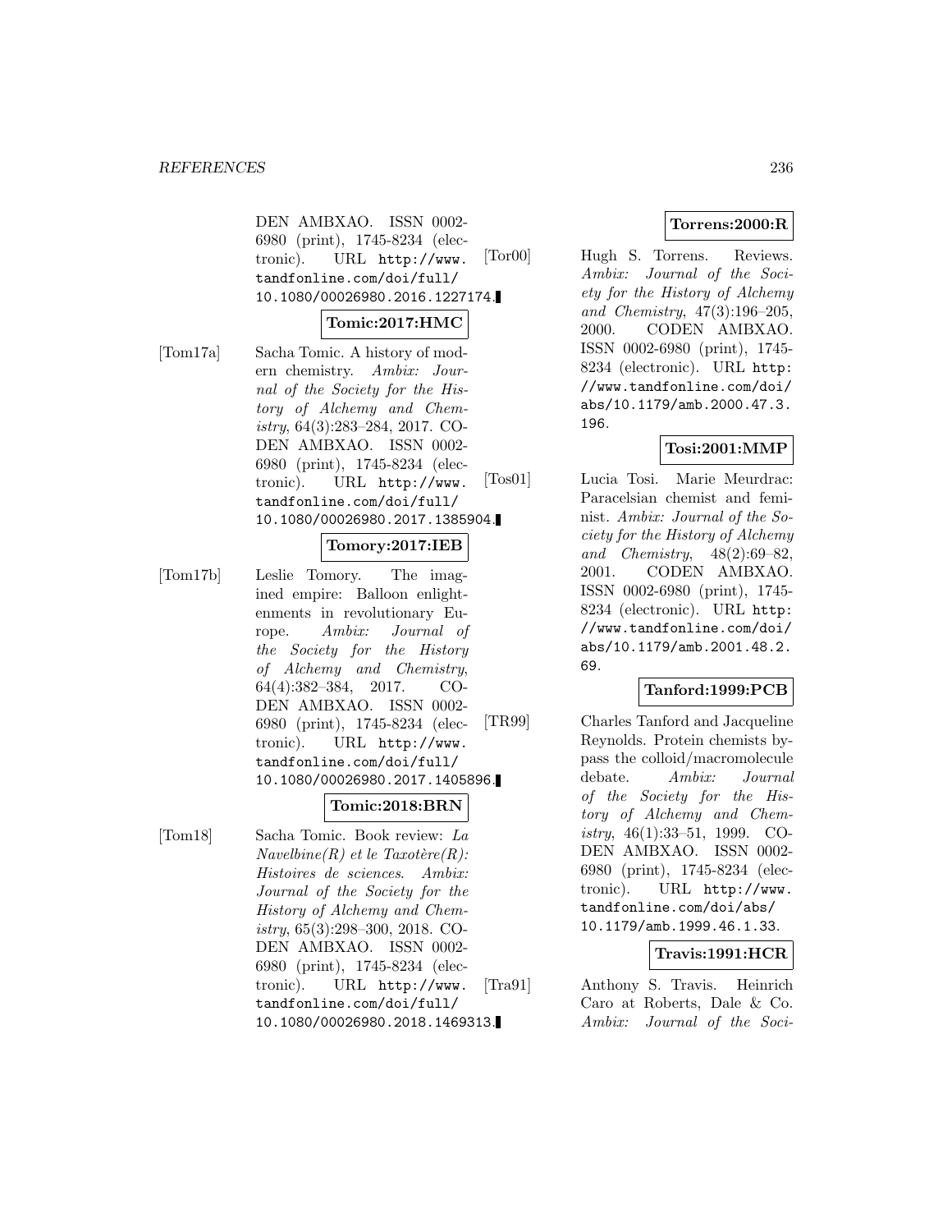DEN AMBXAO. ISSN 0002-6980 (print), 1745-8234 (electronic). URL http://www.tandfonline.com/doi/full/10.1080/00026980.2016.1227174.

**Tomic:2017:HMC**

[Tom17a] Sacha Tomic. A history of modern chemistry. *Ambix: Journal of the Society for the History of Alchemy and Chemistry*, 64(3):283–284, 2017. CODEN AMBXAO. ISSN 0002-6980 (print), 1745-8234 (electronic). URL http://www.tandfonline.com/doi/full/10.1080/00026980.2017.1385904.

**Tomory:2017:IEB**

[Tom17b] Leslie Tomory. The imagined empire: Balloon enlightenments in revolutionary Europe. *Ambix: Journal of the Society for the History of Alchemy and Chemistry*, 64(4):382–384, 2017. CODEN AMBXAO. ISSN 0002-6980 (print), 1745-8234 (electronic). URL http://www.tandfonline.com/doi/full/10.1080/00026980.2017.1405896.

**Tomic:2018:BRN**

[Tom18] Sacha Tomic. Book review: *La Navelbine(R) et le Taxotère(R): Histoires de sciences*. *Ambix: Journal of the Society for the History of Alchemy and Chemistry*, 65(3):298–300, 2018. CODEN AMBXAO. ISSN 0002-6980 (print), 1745-8234 (electronic). URL http://www.tandfonline.com/doi/full/10.1080/00026980.2018.1469313.

**Torrens:2000:R**

[Tor00] Hugh S. Torrens. Reviews. *Ambix: Journal of the Society for the History of Alchemy and Chemistry*, 47(3):196–205, 2000. CODEN AMBXAO. ISSN 0002-6980 (print), 1745-8234 (electronic). URL http://www.tandfonline.com/doi/abs/10.1179/amb.2000.47.3.196.

**Tosi:2001:MMP**

[Tos01] Lucia Tosi. Marie Meurdrac: Paracelsian chemist and feminist. *Ambix: Journal of the Society for the History of Alchemy and Chemistry*, 48(2):69–82, 2001. CODEN AMBXAO. ISSN 0002-6980 (print), 1745-8234 (electronic). URL http://www.tandfonline.com/doi/abs/10.1179/amb.2001.48.2.69.

**Tanford:1999:PCB**

[TR99] Charles Tanford and Jacqueline Reynolds. Protein chemists bypass the colloid/macromolecule debate. *Ambix: Journal of the Society for the History of Alchemy and Chemistry*, 46(1):33–51, 1999. CODEN AMBXAO. ISSN 0002-6980 (print), 1745-8234 (electronic). URL http://www.tandfonline.com/doi/abs/10.1179/amb.1999.46.1.33.

**Travis:1991:HCR**

[Tra91] Anthony S. Travis. Heinrich Caro at Roberts, Dale & Co. *Ambix: Journal of the Soci-*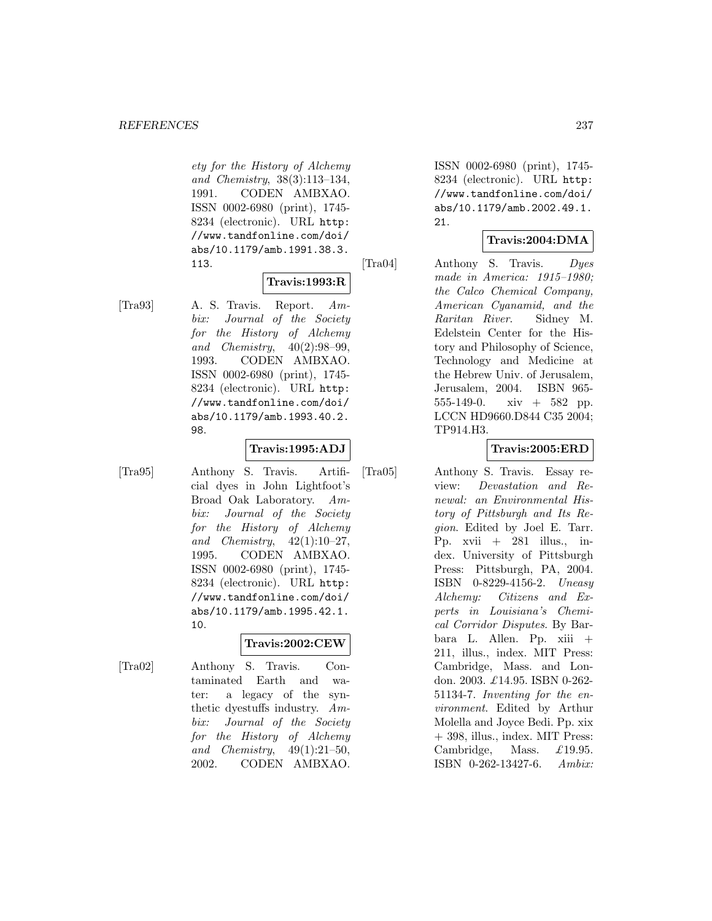ety for the History of Alchemy and Chemistry, 38(3):113–134, 1991. CODEN AMBXAO. ISSN 0002-6980 (print), 1745-8234 (electronic). URL http://www.tandfonline.com/doi/abs/10.1179/amb.1991.38.3.113.

**Travis:1993:R**

[Tra93] A. S. Travis. Report. *Ambix: Journal of the Society for the History of Alchemy and Chemistry*, 40(2):98–99, 1993. CODEN AMBXAO. ISSN 0002-6980 (print), 1745-8234 (electronic). URL http://www.tandfonline.com/doi/abs/10.1179/amb.1993.40.2.98.

**Travis:1995:ADJ**

[Tra95] Anthony S. Travis. Artificial dyes in John Lightfoot's Broad Oak Laboratory. *Ambix: Journal of the Society for the History of Alchemy and Chemistry*, 42(1):10–27, 1995. CODEN AMBXAO. ISSN 0002-6980 (print), 1745-8234 (electronic). URL http://www.tandfonline.com/doi/abs/10.1179/amb.1995.42.1.10.

**Travis:2002:CEW**

[Tra02] Anthony S. Travis. Contaminated Earth and water: a legacy of the synthetic dyestuffs industry. *Ambix: Journal of the Society for the History of Alchemy and Chemistry*, 49(1):21–50, 2002. CODEN AMBXAO. ISSN 0002-6980 (print), 1745-8234 (electronic). URL http://www.tandfonline.com/doi/abs/10.1179/amb.2002.49.1.21.

**Travis:2004:DMA**

[Tra04] Anthony S. Travis. *Dyes made in America: 1915–1980; the Calco Chemical Company, American Cyanamid, and the Raritan River*. Sidney M. Edelstein Center for the History and Philosophy of Science, Technology and Medicine at the Hebrew Univ. of Jerusalem, Jerusalem, 2004. ISBN 965-555-149-0. xiv + 582 pp. LCCN HD9660.D844 C35 2004; TP914.H3.

**Travis:2005:ERD**

[Tra05] Anthony S. Travis. Essay review: *Devastation and Renewal: an Environmental History of Pittsburgh and Its Region*. Edited by Joel E. Tarr. Pp. xvii + 281 illus., index. University of Pittsburgh Press: Pittsburgh, PA, 2004. ISBN 0-8229-4156-2. *Uneasy Alchemy: Citizens and Experts in Louisiana's Chemical Corridor Disputes*. By Barbara L. Allen. Pp. xiii + 211, illus., index. MIT Press: Cambridge, Mass. and London. 2003. £14.95. ISBN 0-262-51134-7. *Inventing for the environment*. Edited by Arthur Molella and Joyce Bedi. Pp. xix + 398, illus., index. MIT Press: Cambridge, Mass. £19.95. ISBN 0-262-13427-6. *Ambix:*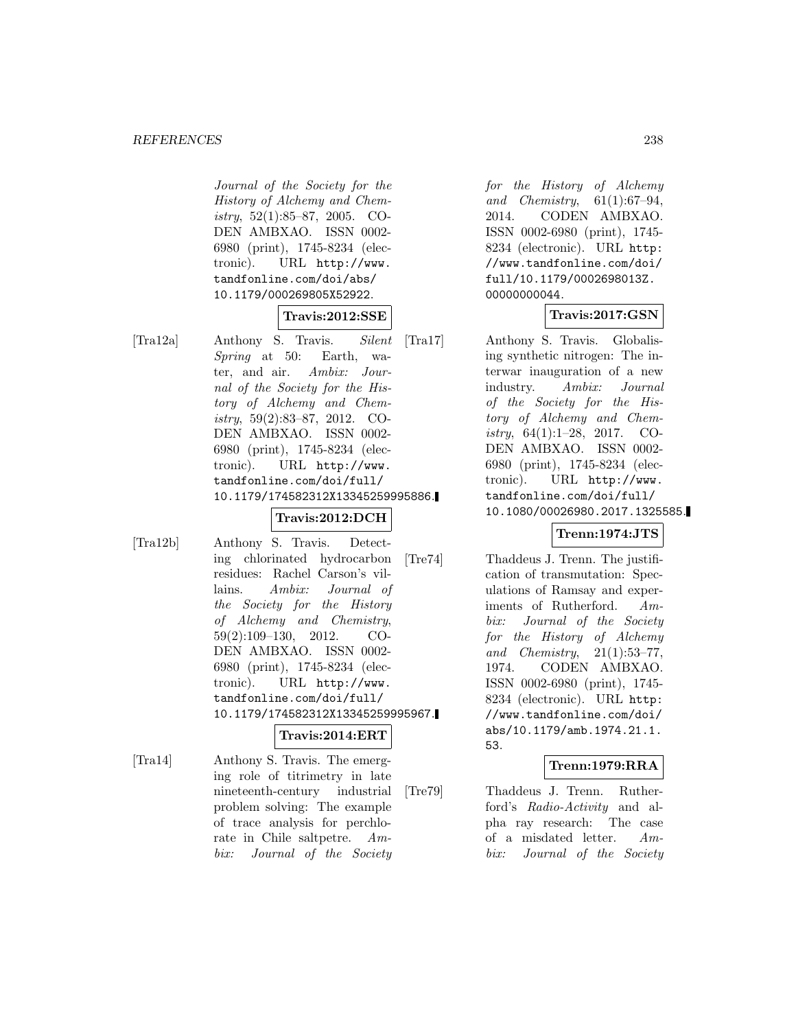Journal of the Society for the History of Alchemy and Chemistry*, 52(1):85–87, 2005. CODEN AMBXAO. ISSN 0002-6980 (print), 1745-8234 (electronic). URL http://www.tandfonline.com/doi/abs/10.1179/000269805X52922.

**Travis:2012:SSE**

[Tra12a] Anthony S. Travis. *Silent Spring* at 50: Earth, water, and air. *Ambix: Journal of the Society for the History of Alchemy and Chemistry*, 59(2):83–87, 2012. CODEN AMBXAO. ISSN 0002-6980 (print), 1745-8234 (electronic). URL http://www.tandfonline.com/doi/full/10.1179/174582312X13345259995886.

**Travis:2012:DCH**

[Tra12b] Anthony S. Travis. Detecting chlorinated hydrocarbon residues: Rachel Carson's villains. *Ambix: Journal of the Society for the History of Alchemy and Chemistry*, 59(2):109–130, 2012. CODEN AMBXAO. ISSN 0002-6980 (print), 1745-8234 (electronic). URL http://www.tandfonline.com/doi/full/10.1179/174582312X13345259995967.

**Travis:2014:ERT**

[Tra14] Anthony S. Travis. The emerging role of titrimetry in late nineteenth-century industrial problem solving: The example of trace analysis for perchlorate in Chile saltpetre. *Ambix: Journal of the Society for the History of Alchemy and Chemistry*, 61(1):67–94, 2014. CODEN AMBXAO. ISSN 0002-6980 (print), 1745-8234 (electronic). URL http://www.tandfonline.com/doi/full/10.1179/0002698013Z.00000000044.

**Travis:2017:GSN**

[Tra17] Anthony S. Travis. Globalising synthetic nitrogen: The interwar inauguration of a new industry. *Ambix: Journal of the Society for the History of Alchemy and Chemistry*, 64(1):1–28, 2017. CODEN AMBXAO. ISSN 0002-6980 (print), 1745-8234 (electronic). URL http://www.tandfonline.com/doi/full/10.1080/00026980.2017.1325585.

**Trenn:1974:JTS**

[Tre74] Thaddeus J. Trenn. The justification of transmutation: Speculations of Ramsay and experiments of Rutherford. *Ambix: Journal of the Society for the History of Alchemy and Chemistry*, 21(1):53–77, 1974. CODEN AMBXAO. ISSN 0002-6980 (print), 1745-8234 (electronic). URL http://www.tandfonline.com/doi/abs/10.1179/amb.1974.21.1.53.

**Trenn:1979:RRA**

[Tre79] Thaddeus J. Trenn. Rutherford's *Radio-Activity* and alpha ray research: The case of a misdated letter. *Ambix: Journal of the Society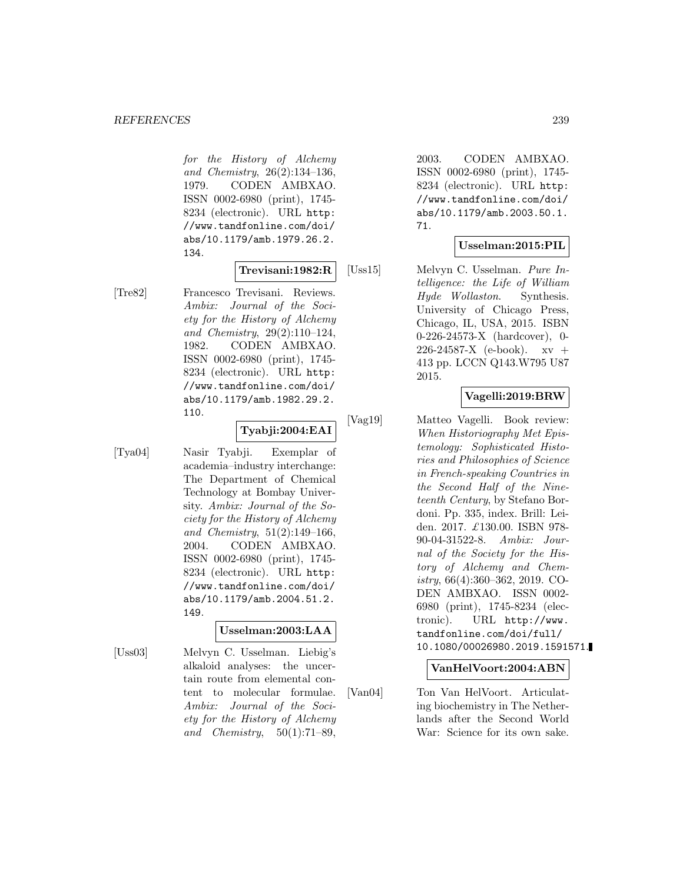for the History of Alchemy and Chemistry, 26(2):134–136, 1979. CODEN AMBXAO. ISSN 0002-6980 (print), 1745-8234 (electronic). URL http://www.tandfonline.com/doi/abs/10.1179/amb.1979.26.2.134.

**Trevisani:1982:R**

[Tre82] Francesco Trevisani. Reviews. *Ambix: Journal of the Society for the History of Alchemy and Chemistry*, 29(2):110–124, 1982. CODEN AMBXAO. ISSN 0002-6980 (print), 1745-8234 (electronic). URL http://www.tandfonline.com/doi/abs/10.1179/amb.1982.29.2.110.

**Tyabji:2004:EAI**

[Tya04] Nasir Tyabji. Exemplar of academia–industry interchange: The Department of Chemical Technology at Bombay University. *Ambix: Journal of the Society for the History of Alchemy and Chemistry*, 51(2):149–166, 2004. CODEN AMBXAO. ISSN 0002-6980 (print), 1745-8234 (electronic). URL http://www.tandfonline.com/doi/abs/10.1179/amb.2004.51.2.149.

**Usselman:2003:LAA**

[Uss03] Melvyn C. Usselman. Liebig's alkaloid analyses: the uncertain route from elemental content to molecular formulae. *Ambix: Journal of the Society for the History of Alchemy and Chemistry*, 50(1):71–89, 2003. CODEN AMBXAO. ISSN 0002-6980 (print), 1745-8234 (electronic). URL http://www.tandfonline.com/doi/abs/10.1179/amb.2003.50.1.71.

**Usselman:2015:PIL**

[Uss15] Melvyn C. Usselman. *Pure Intelligence: the Life of William Hyde Wollaston*. Synthesis. University of Chicago Press, Chicago, IL, USA, 2015. ISBN 0-226-24573-X (hardcover), 0-226-24587-X (e-book). xv + 413 pp. LCCN Q143.W795 U87 2015.

**Vagelli:2019:BRW**

[Vag19] Matteo Vagelli. Book review: *When Historiography Met Epistemology: Sophisticated Histories and Philosophies of Science in French-speaking Countries in the Second Half of the Nineteenth Century*, by Stefano Bordoni. Pp. 335, index. Brill: Leiden. 2017. £130.00. ISBN 978-90-04-31522-8. *Ambix: Journal of the Society for the History of Alchemy and Chemistry*, 66(4):360–362, 2019. CODEN AMBXAO. ISSN 0002-6980 (print), 1745-8234 (electronic). URL http://www.tandfonline.com/doi/full/10.1080/00026980.2019.1591571.

**VanHelVoort:2004:ABN**

[Van04] Ton Van HelVoort. Articulating biochemistry in The Netherlands after the Second World War: Science for its own sake.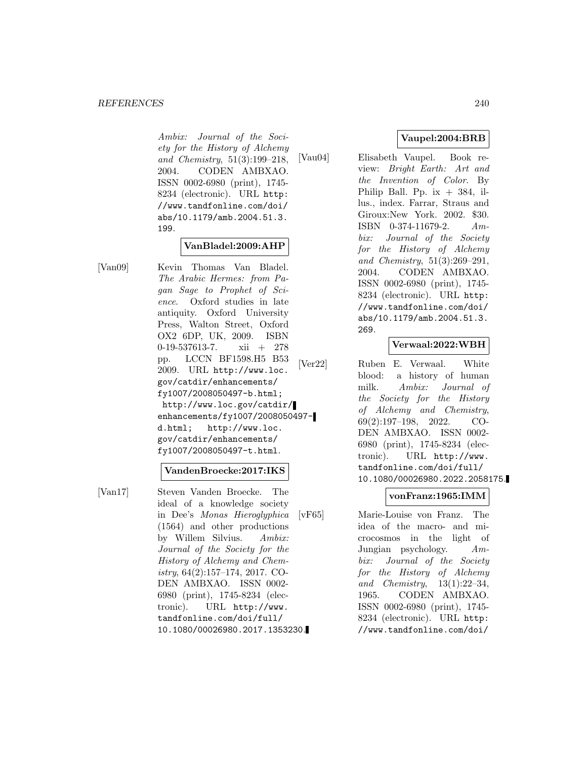*Ambix: Journal of the Society for the History of Alchemy and Chemistry*, 51(3):199–218, 2004. CODEN AMBXAO. ISSN 0002-6980 (print), 1745-8234 (electronic). URL http://www.tandfonline.com/doi/abs/10.1179/amb.2004.51.3.199.

**VanBladel:2009:AHP**

[Van09] Kevin Thomas Van Bladel. *The Arabic Hermes: from Pagan Sage to Prophet of Science*. Oxford studies in late antiquity. Oxford University Press, Walton Street, Oxford OX2 6DP, UK, 2009. ISBN 0-19-537613-7. xii + 278 pp. LCCN BF1598.H5 B53 2009. URL http://www.loc.gov/catdir/enhancements/fy1007/2008050497-b.html; http://www.loc.gov/catdir/enhancements/fy1007/2008050497-d.html; http://www.loc.gov/catdir/enhancements/fy1007/2008050497-t.html.

**VandenBroecke:2017:IKS**

[Van17] Steven Vanden Broecke. The ideal of a knowledge society in Dee's *Monas Hieroglyphica* (1564) and other productions by Willem Silvius. *Ambix: Journal of the Society for the History of Alchemy and Chemistry*, 64(2):157–174, 2017. CODEN AMBXAO. ISSN 0002-6980 (print), 1745-8234 (electronic). URL http://www.tandfonline.com/doi/full/10.1080/00026980.2017.1353230.

**Vaupel:2004:BRB**

[Vau04] Elisabeth Vaupel. Book review: *Bright Earth: Art and the Invention of Color*. By Philip Ball. Pp. ix + 384, illus., index. Farrar, Straus and Giroux:New York. 2002. $30. ISBN 0-374-11679-2. *Ambix: Journal of the Society for the History of Alchemy and Chemistry*, 51(3):269–291, 2004. CODEN AMBXAO. ISSN 0002-6980 (print), 1745-8234 (electronic). URL http://www.tandfonline.com/doi/abs/10.1179/amb.2004.51.3.269.

**Verwaal:2022:WBH**

[Ver22] Ruben E. Verwaal. White blood: a history of human milk. *Ambix: Journal of the Society for the History of Alchemy and Chemistry*, 69(2):197–198, 2022. CODEN AMBXAO. ISSN 0002-6980 (print), 1745-8234 (electronic). URL http://www.tandfonline.com/doi/full/10.1080/00026980.2022.2058175.

**vonFranz:1965:IMM**

[vF65] Marie-Louise von Franz. The idea of the macro- and microcosmos in the light of Jungian psychology. *Ambix: Journal of the Society for the History of Alchemy and Chemistry*, 13(1):22–34, 1965. CODEN AMBXAO. ISSN 0002-6980 (print), 1745-8234 (electronic). URL http://www.tandfonline.com/doi/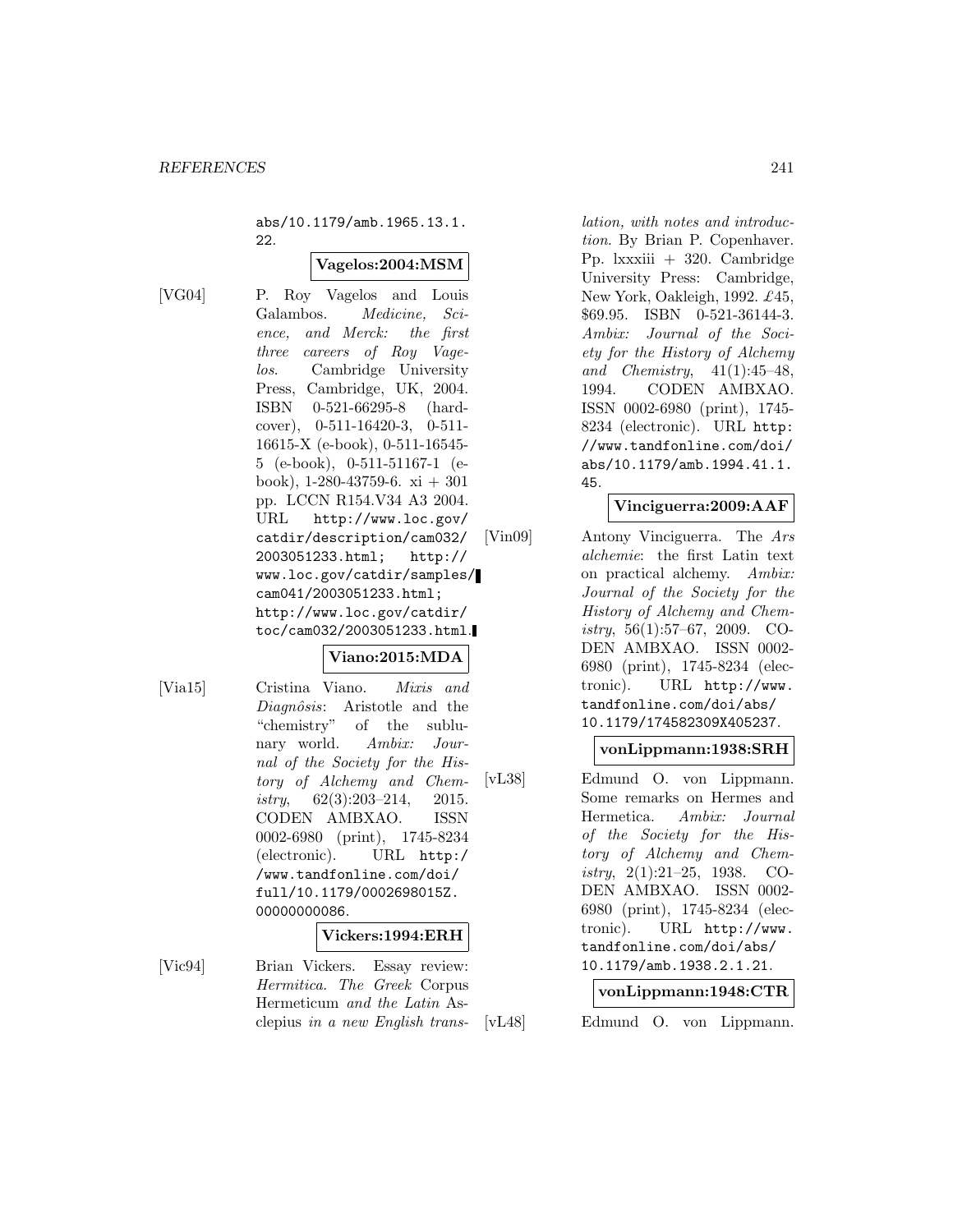abs/10.1179/amb.1965.13.1.22.

**Vagelos:2004:MSM**

[VG04] P. Roy Vagelos and Louis Galambos. *Medicine, Science, and Merck: the first three careers of Roy Vagelos*. Cambridge University Press, Cambridge, UK, 2004. ISBN 0-521-66295-8 (hardcover), 0-511-16420-3, 0-511-16615-X (e-book), 0-511-16545-5 (e-book), 0-511-51167-1 (e-book), 1-280-43759-6. xi + 301 pp. LCCN R154.V34 A3 2004. URL http://www.loc.gov/catdir/description/cam032/2003051233.html; http://www.loc.gov/catdir/samples/cam041/2003051233.html; http://www.loc.gov/catdir/toc/cam032/2003051233.html.

**Viano:2015:MDA**

[Via15] Cristina Viano. *Mixis* and *Diagnôsis*: Aristotle and the "chemistry" of the sublunary world. *Ambix: Journal of the Society for the History of Alchemy and Chemistry*, 62(3):203–214, 2015. CODEN AMBXAO. ISSN 0002-6980 (print), 1745-8234 (electronic). URL http://www.tandfonline.com/doi/full/10.1179/0002698015Z.00000000086.

**Vickers:1994:ERH**

[Vic94] Brian Vickers. Essay review: *Hermitica. The Greek* Corpus Hermeticum *and the Latin* Asclepius *in a new English translation, with notes and introduction*. By Brian P. Copenhaver. Pp. lxxxiii + 320. Cambridge University Press: Cambridge, New York, Oakleigh, 1992. £45, $69.95. ISBN 0-521-36144-3. *Ambix: Journal of the Society for the History of Alchemy and Chemistry*, 41(1):45–48, 1994. CODEN AMBXAO. ISSN 0002-6980 (print), 1745-8234 (electronic). URL http://www.tandfonline.com/doi/abs/10.1179/amb.1994.41.1.45.

**Vinciguerra:2009:AAF**

[Vin09] Antony Vinciguerra. The *Ars alchemie*: the first Latin text on practical alchemy. *Ambix: Journal of the Society for the History of Alchemy and Chemistry*, 56(1):57–67, 2009. CODEN AMBXAO. ISSN 0002-6980 (print), 1745-8234 (electronic). URL http://www.tandfonline.com/doi/abs/10.1179/174582309X405237.

**vonLippmann:1938:SRH**

[vL38] Edmund O. von Lippmann. Some remarks on Hermes and Hermetica. *Ambix: Journal of the Society for the History of Alchemy and Chemistry*, 2(1):21–25, 1938. CODEN AMBXAO. ISSN 0002-6980 (print), 1745-8234 (electronic). URL http://www.tandfonline.com/doi/abs/10.1179/amb.1938.2.1.21.

**vonLippmann:1948:CTR**

[vL48] Edmund O. von Lippmann.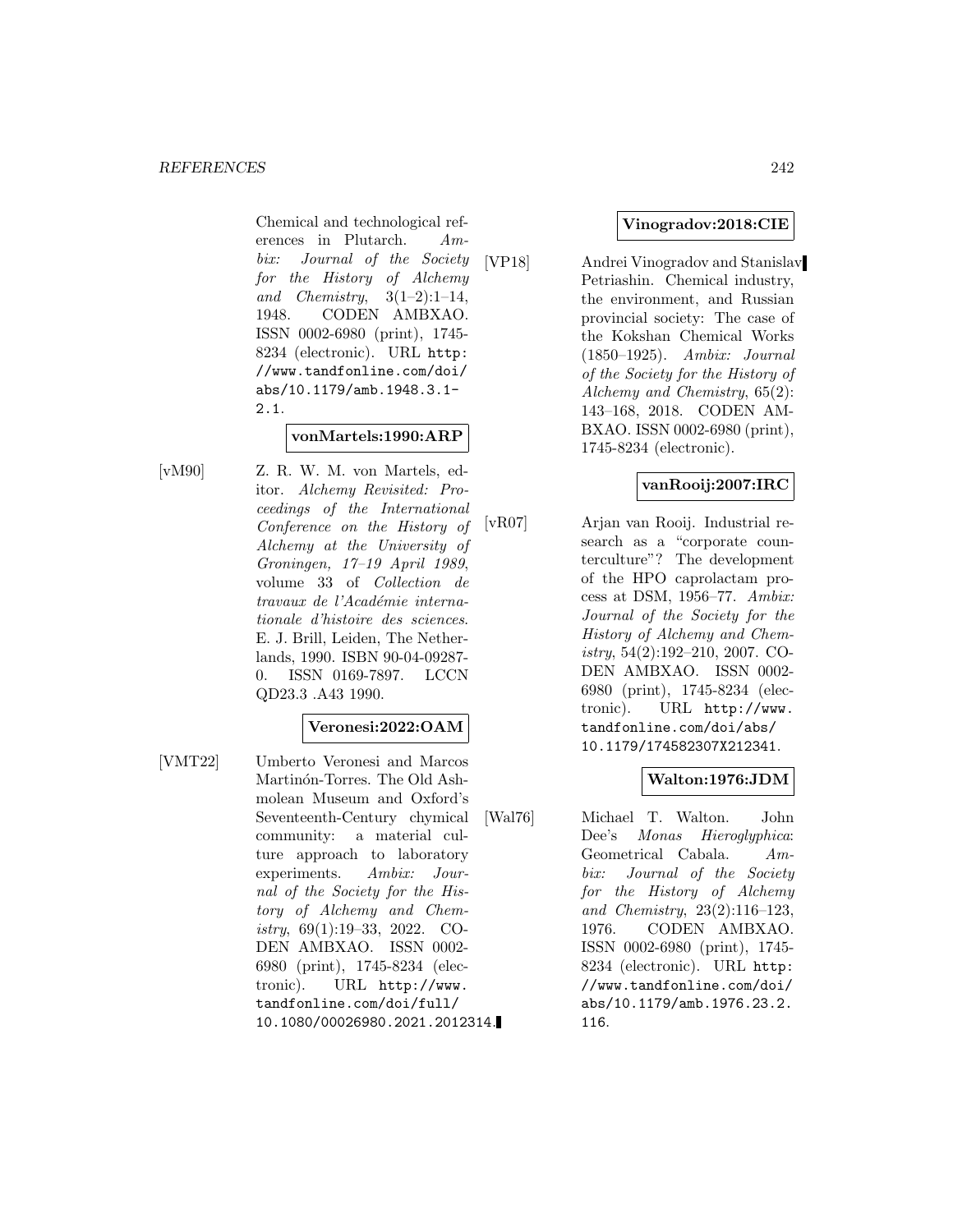Chemical and technological references in Plutarch. *Ambix: Journal of the Society for the History of Alchemy and Chemistry*, 3(1–2):1–14, 1948. CODEN AMBXAO. ISSN 0002-6980 (print), 1745-8234 (electronic). URL http://www.tandfonline.com/doi/abs/10.1179/amb.1948.3.1-2.1.

**vonMartels:1990:ARP**

[vM90] Z. R. W. M. von Martels, editor. *Alchemy Revisited: Proceedings of the International Conference on the History of Alchemy at the University of Groningen, 17–19 April 1989*, volume 33 of *Collection de travaux de l'Académie internationale d'histoire des sciences*. E. J. Brill, Leiden, The Netherlands, 1990. ISBN 90-04-09287-0. ISSN 0169-7897. LCCN QD23.3 .A43 1990.

**Veronesi:2022:OAM**

[VMT22] Umberto Veronesi and Marcos Martinón-Torres. The Old Ashmolean Museum and Oxford's Seventeenth-Century chymical community: a material culture approach to laboratory experiments. *Ambix: Journal of the Society for the History of Alchemy and Chemistry*, 69(1):19–33, 2022. CODEN AMBXAO. ISSN 0002-6980 (print), 1745-8234 (electronic). URL http://www.tandfonline.com/doi/full/10.1080/00026980.2021.2012314.

**Vinogradov:2018:CIE**

[VP18] Andrei Vinogradov and Stanislav Petriashin. Chemical industry, the environment, and Russian provincial society: The case of the Kokshan Chemical Works (1850–1925). *Ambix: Journal of the Society for the History of Alchemy and Chemistry*, 65(2):143–168, 2018. CODEN AMBXAO. ISSN 0002-6980 (print), 1745-8234 (electronic).

**vanRooij:2007:IRC**

[vR07] Arjan van Rooij. Industrial research as a "corporate counterculture"? The development of the HPO caprolactam process at DSM, 1956–77. *Ambix: Journal of the Society for the History of Alchemy and Chemistry*, 54(2):192–210, 2007. CODEN AMBXAO. ISSN 0002-6980 (print), 1745-8234 (electronic). URL http://www.tandfonline.com/doi/abs/10.1179/174582307X212341.

**Walton:1976:JDM**

[Wal76] Michael T. Walton. John Dee's *Monas Hieroglyphica*: Geometrical Cabala. *Ambix: Journal of the Society for the History of Alchemy and Chemistry*, 23(2):116–123, 1976. CODEN AMBXAO. ISSN 0002-6980 (print), 1745-8234 (electronic). URL http://www.tandfonline.com/doi/abs/10.1179/amb.1976.23.2.116.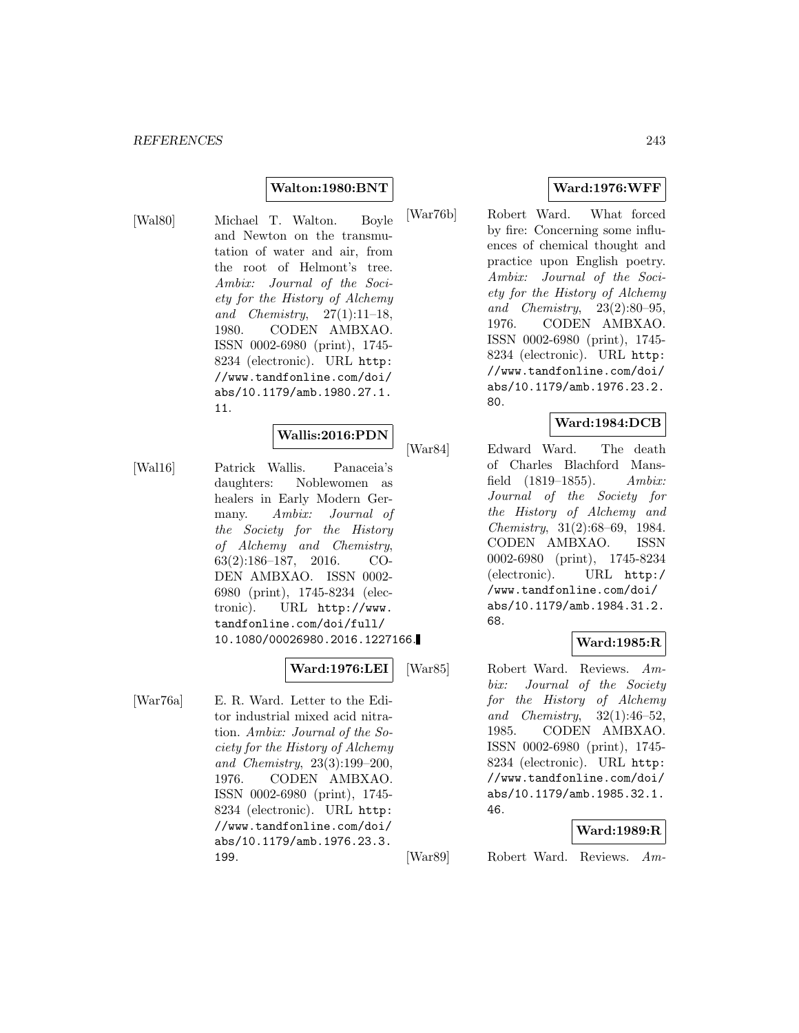**Walton:1980:BNT**

[Wal80] Michael T. Walton. Boyle and Newton on the transmutation of water and air, from the root of Helmont's tree. *Ambix: Journal of the Society for the History of Alchemy and Chemistry*, 27(1):11–18, 1980. CODEN AMBXAO. ISSN 0002-6980 (print), 1745-8234 (electronic). URL http://www.tandfonline.com/doi/abs/10.1179/amb.1980.27.1.11.

**Wallis:2016:PDN**

[Wal16] Patrick Wallis. Panaceia's daughters: Noblewomen as healers in Early Modern Germany. *Ambix: Journal of the Society for the History of Alchemy and Chemistry*, 63(2):186–187, 2016. CODEN AMBXAO. ISSN 0002-6980 (print), 1745-8234 (electronic). URL http://www.tandfonline.com/doi/full/10.1080/00026980.2016.1227166.

**Ward:1976:LEI**

[War76a] E. R. Ward. Letter to the Editor industrial mixed acid nitration. *Ambix: Journal of the Society for the History of Alchemy and Chemistry*, 23(3):199–200, 1976. CODEN AMBXAO. ISSN 0002-6980 (print), 1745-8234 (electronic). URL http://www.tandfonline.com/doi/abs/10.1179/amb.1976.23.3.199.

**Ward:1976:WFF**

[War76b] Robert Ward. What forced by fire: Concerning some influences of chemical thought and practice upon English poetry. *Ambix: Journal of the Society for the History of Alchemy and Chemistry*, 23(2):80–95, 1976. CODEN AMBXAO. ISSN 0002-6980 (print), 1745-8234 (electronic). URL http://www.tandfonline.com/doi/abs/10.1179/amb.1976.23.2.80.

**Ward:1984:DCB**

[War84] Edward Ward. The death of Charles Blachford Mansfield (1819–1855). *Ambix: Journal of the Society for the History of Alchemy and Chemistry*, 31(2):68–69, 1984. CODEN AMBXAO. ISSN 0002-6980 (print), 1745-8234 (electronic). URL http://www.tandfonline.com/doi/abs/10.1179/amb.1984.31.2.68.

**Ward:1985:R**

[War85] Robert Ward. Reviews. *Ambix: Journal of the Society for the History of Alchemy and Chemistry*, 32(1):46–52, 1985. CODEN AMBXAO. ISSN 0002-6980 (print), 1745-8234 (electronic). URL http://www.tandfonline.com/doi/abs/10.1179/amb.1985.32.1.46.

**Ward:1989:R**

[War89] Robert Ward. Reviews. *Am-*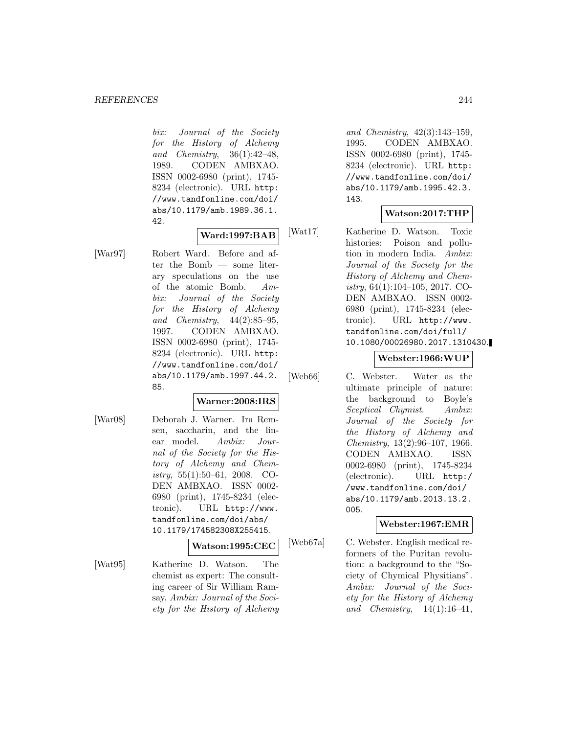*bix: Journal of the Society for the History of Alchemy and Chemistry*, 36(1):42–48, 1989. CODEN AMBXAO. ISSN 0002-6980 (print), 1745-8234 (electronic). URL http://www.tandfonline.com/doi/abs/10.1179/amb.1989.36.1.42.

**Ward:1997:BAB**

[War97] Robert Ward. Before and after the Bomb — some literary speculations on the use of the atomic Bomb. *Ambix: Journal of the Society for the History of Alchemy and Chemistry*, 44(2):85–95, 1997. CODEN AMBXAO. ISSN 0002-6980 (print), 1745-8234 (electronic). URL http://www.tandfonline.com/doi/abs/10.1179/amb.1997.44.2.85.

**Warner:2008:IRS**

[War08] Deborah J. Warner. Ira Remsen, saccharin, and the linear model. *Ambix: Journal of the Society for the History of Alchemy and Chemistry*, 55(1):50–61, 2008. CODEN AMBXAO. ISSN 0002-6980 (print), 1745-8234 (electronic). URL http://www.tandfonline.com/doi/abs/10.1179/174582308X255415.

**Watson:1995:CEC**

[Wat95] Katherine D. Watson. The chemist as expert: The consulting career of Sir William Ramsay. *Ambix: Journal of the Society for the History of Alchemy and Chemistry*, 42(3):143–159, 1995. CODEN AMBXAO. ISSN 0002-6980 (print), 1745-8234 (electronic). URL http://www.tandfonline.com/doi/abs/10.1179/amb.1995.42.3.143.

**Watson:2017:THP**

[Wat17] Katherine D. Watson. Toxic histories: Poison and pollution in modern India. *Ambix: Journal of the Society for the History of Alchemy and Chemistry*, 64(1):104–105, 2017. CODEN AMBXAO. ISSN 0002-6980 (print), 1745-8234 (electronic). URL http://www.tandfonline.com/doi/full/10.1080/00026980.2017.1310430.

**Webster:1966:WUP**

[Web66] C. Webster. Water as the ultimate principle of nature: the background to Boyle's *Sceptical Chymist*. *Ambix: Journal of the Society for the History of Alchemy and Chemistry*, 13(2):96–107, 1966. CODEN AMBXAO. ISSN 0002-6980 (print), 1745-8234 (electronic). URL http://www.tandfonline.com/doi/abs/10.1179/amb.2013.13.2.005.

**Webster:1967:EMR**

[Web67a] C. Webster. English medical reformers of the Puritan revolution: a background to the "Society of Chymical Physitians". *Ambix: Journal of the Society for the History of Alchemy and Chemistry*, 14(1):16–41,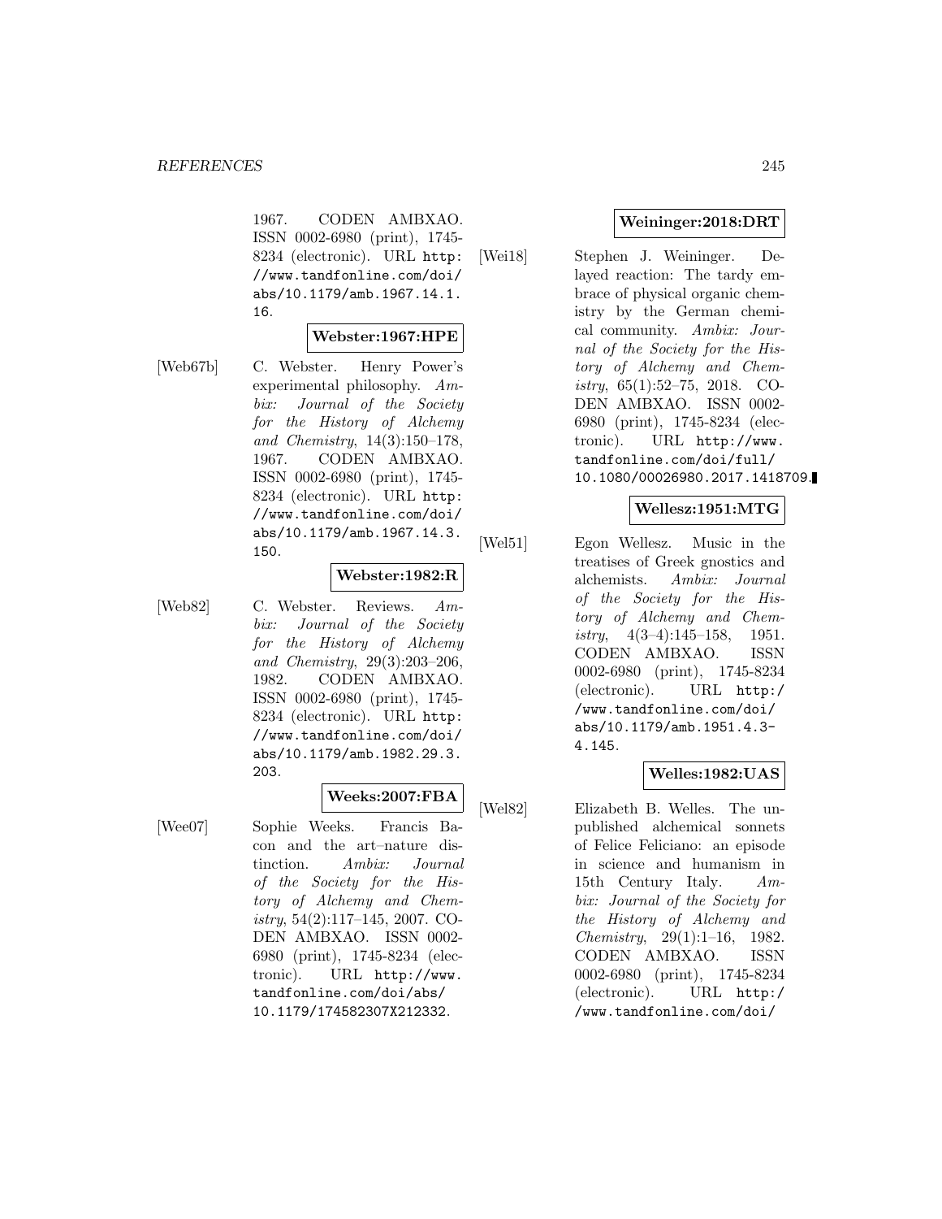1967. CODEN AMBXAO. ISSN 0002-6980 (print), 1745-8234 (electronic). URL http://www.tandfonline.com/doi/abs/10.1179/amb.1967.14.1.16.

**Webster:1967:HPE**

[Web67b] C. Webster. Henry Power's experimental philosophy. *Ambix: Journal of the Society for the History of Alchemy and Chemistry*, 14(3):150–178, 1967. CODEN AMBXAO. ISSN 0002-6980 (print), 1745-8234 (electronic). URL http://www.tandfonline.com/doi/abs/10.1179/amb.1967.14.3.150.

**Webster:1982:R**

[Web82] C. Webster. Reviews. *Ambix: Journal of the Society for the History of Alchemy and Chemistry*, 29(3):203–206, 1982. CODEN AMBXAO. ISSN 0002-6980 (print), 1745-8234 (electronic). URL http://www.tandfonline.com/doi/abs/10.1179/amb.1982.29.3.203.

**Weeks:2007:FBA**

[Wee07] Sophie Weeks. Francis Bacon and the art–nature distinction. *Ambix: Journal of the Society for the History of Alchemy and Chemistry*, 54(2):117–145, 2007. CODEN AMBXAO. ISSN 0002-6980 (print), 1745-8234 (electronic). URL http://www.tandfonline.com/doi/abs/10.1179/174582307X212332.

**Weininger:2018:DRT**

[Wei18] Stephen J. Weininger. Delayed reaction: The tardy embrace of physical organic chemistry by the German chemical community. *Ambix: Journal of the Society for the History of Alchemy and Chemistry*, 65(1):52–75, 2018. CODEN AMBXAO. ISSN 0002-6980 (print), 1745-8234 (electronic). URL http://www.tandfonline.com/doi/full/10.1080/00026980.2017.1418709.

**Wellesz:1951:MTG**

[Wel51] Egon Wellesz. Music in the treatises of Greek gnostics and alchemists. *Ambix: Journal of the Society for the History of Alchemy and Chemistry*, 4(3–4):145–158, 1951. CODEN AMBXAO. ISSN 0002-6980 (print), 1745-8234 (electronic). URL http://www.tandfonline.com/doi/abs/10.1179/amb.1951.4.3-4.145.

**Welles:1982:UAS**

[Wel82] Elizabeth B. Welles. The unpublished alchemical sonnets of Felice Feliciano: an episode in science and humanism in 15th Century Italy. *Ambix: Journal of the Society for the History of Alchemy and Chemistry*, 29(1):1–16, 1982. CODEN AMBXAO. ISSN 0002-6980 (print), 1745-8234 (electronic). URL http://www.tandfonline.com/doi/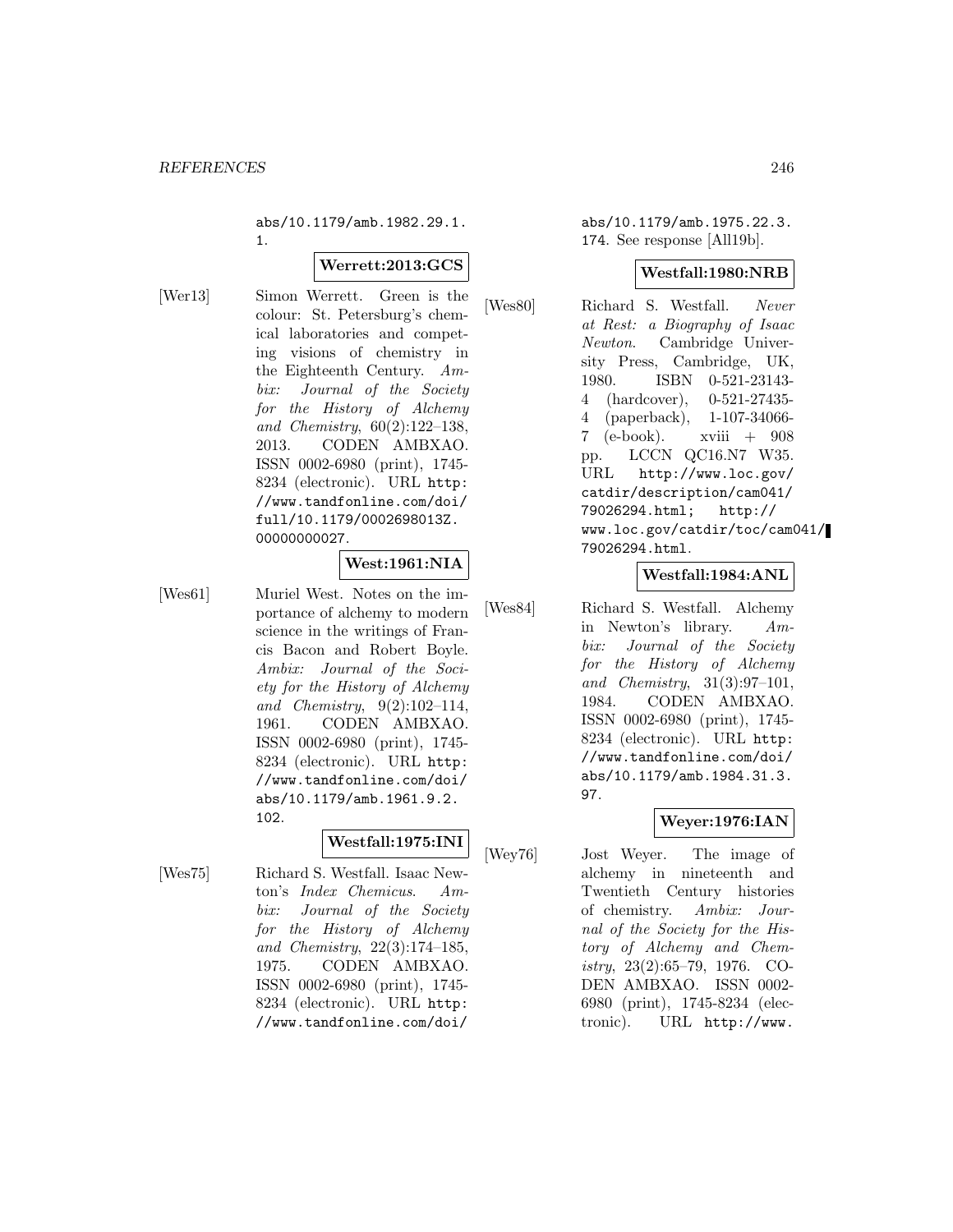abs/10.1179/amb.1982.29.1.1.

**Werrett:2013:GCS**

[Wer13] Simon Werrett. Green is the colour: St. Petersburg's chemical laboratories and competing visions of chemistry in the Eighteenth Century. *Ambix: Journal of the Society for the History of Alchemy and Chemistry*, 60(2):122–138, 2013. CODEN AMBXAO. ISSN 0002-6980 (print), 1745-8234 (electronic). URL http://www.tandfonline.com/doi/full/10.1179/0002698013Z.00000000027.

**West:1961:NIA**

[Wes61] Muriel West. Notes on the importance of alchemy to modern science in the writings of Francis Bacon and Robert Boyle. *Ambix: Journal of the Society for the History of Alchemy and Chemistry*, 9(2):102–114, 1961. CODEN AMBXAO. ISSN 0002-6980 (print), 1745-8234 (electronic). URL http://www.tandfonline.com/doi/abs/10.1179/amb.1961.9.2.102.

**Westfall:1975:INI**

[Wes75] Richard S. Westfall. Isaac Newton's *Index Chemicus*. *Ambix: Journal of the Society for the History of Alchemy and Chemistry*, 22(3):174–185, 1975. CODEN AMBXAO. ISSN 0002-6980 (print), 1745-8234 (electronic). URL http://www.tandfonline.com/doi/abs/10.1179/amb.1975.22.3.174. See response [All19b].

**Westfall:1980:NRB**

[Wes80] Richard S. Westfall. *Never at Rest: a Biography of Isaac Newton*. Cambridge University Press, Cambridge, UK, 1980. ISBN 0-521-23143-4 (hardcover), 0-521-27435-4 (paperback), 1-107-34066-7 (e-book). xviii + 908 pp. LCCN QC16.N7 W35. URL http://www.loc.gov/catdir/description/cam041/79026294.html; http://www.loc.gov/catdir/toc/cam041/79026294.html.

**Westfall:1984:ANL**

[Wes84] Richard S. Westfall. Alchemy in Newton's library. *Ambix: Journal of the Society for the History of Alchemy and Chemistry*, 31(3):97–101, 1984. CODEN AMBXAO. ISSN 0002-6980 (print), 1745-8234 (electronic). URL http://www.tandfonline.com/doi/abs/10.1179/amb.1984.31.3.97.

**Weyer:1976:IAN**

[Wey76] Jost Weyer. The image of alchemy in nineteenth and Twentieth Century histories of chemistry. *Ambix: Journal of the Society for the History of Alchemy and Chemistry*, 23(2):65–79, 1976. CODEN AMBXAO. ISSN 0002-6980 (print), 1745-8234 (electronic). URL http://www.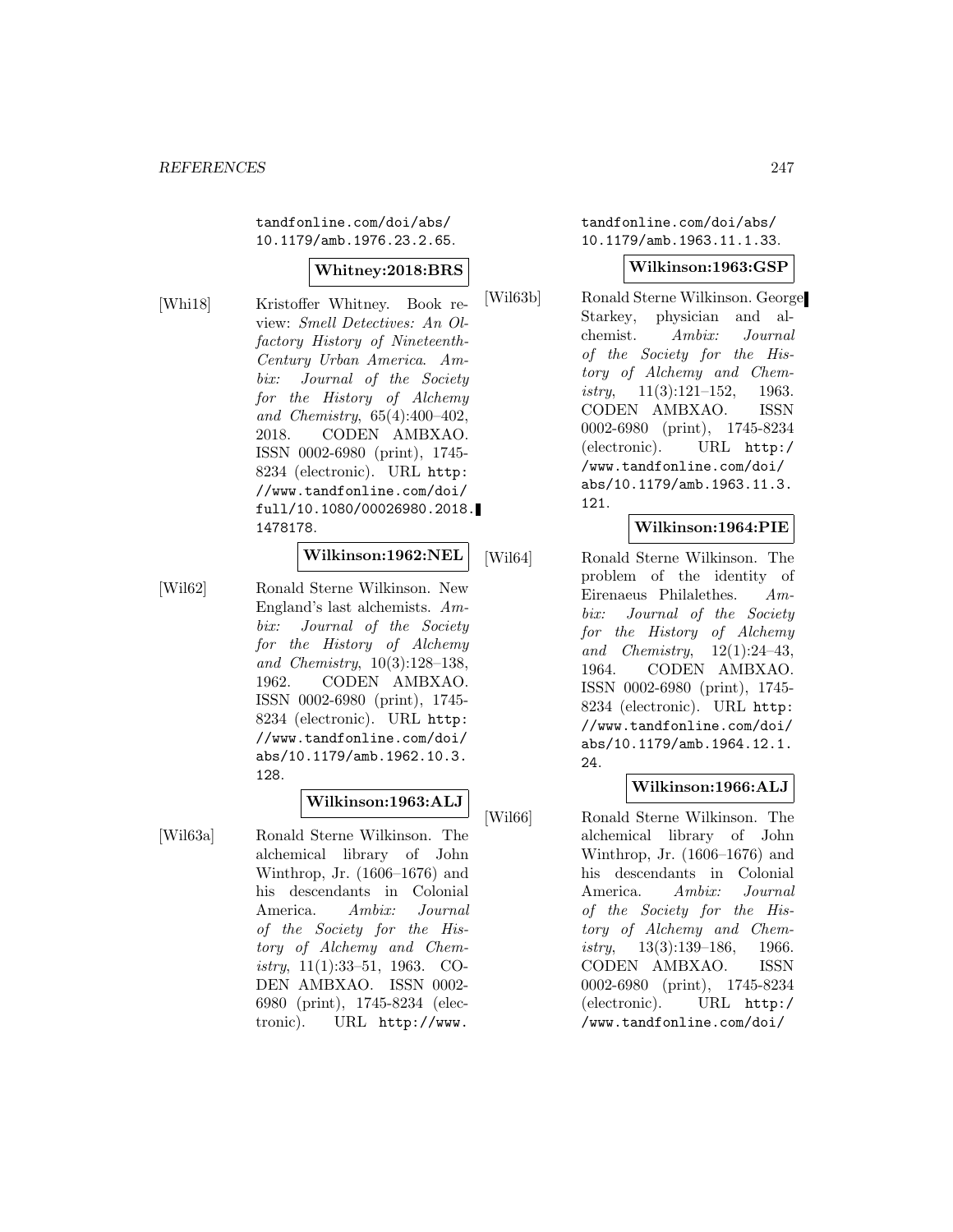tandfonline.com/doi/abs/10.1179/amb.1976.23.2.65.

**Whitney:2018:BRS**

[Whi18] Kristoffer Whitney. Book review: *Smell Detectives: An Olfactory History of Nineteenth-Century Urban America*. *Ambix: Journal of the Society for the History of Alchemy and Chemistry*, 65(4):400–402, 2018. CODEN AMBXAO. ISSN 0002-6980 (print), 1745-8234 (electronic). URL http://www.tandfonline.com/doi/full/10.1080/00026980.2018.1478178.

**Wilkinson:1962:NEL**

[Wil62] Ronald Sterne Wilkinson. New England's last alchemists. *Ambix: Journal of the Society for the History of Alchemy and Chemistry*, 10(3):128–138, 1962. CODEN AMBXAO. ISSN 0002-6980 (print), 1745-8234 (electronic). URL http://www.tandfonline.com/doi/abs/10.1179/amb.1962.10.3.128.

**Wilkinson:1963:ALJ**

[Wil63a] Ronald Sterne Wilkinson. The alchemical library of John Winthrop, Jr. (1606–1676) and his descendants in Colonial America. *Ambix: Journal of the Society for the History of Alchemy and Chemistry*, 11(1):33–51, 1963. CODEN AMBXAO. ISSN 0002-6980 (print), 1745-8234 (electronic). URL http://www.tandfonline.com/doi/abs/10.1179/amb.1963.11.1.33.

**Wilkinson:1963:GSP**

[Wil63b] Ronald Sterne Wilkinson. George Starkey, physician and alchemist. *Ambix: Journal of the Society for the History of Alchemy and Chemistry*, 11(3):121–152, 1963. CODEN AMBXAO. ISSN 0002-6980 (print), 1745-8234 (electronic). URL http://www.tandfonline.com/doi/abs/10.1179/amb.1963.11.3.121.

**Wilkinson:1964:PIE**

[Wil64] Ronald Sterne Wilkinson. The problem of the identity of Eirenaeus Philalethes. *Ambix: Journal of the Society for the History of Alchemy and Chemistry*, 12(1):24–43, 1964. CODEN AMBXAO. ISSN 0002-6980 (print), 1745-8234 (electronic). URL http://www.tandfonline.com/doi/abs/10.1179/amb.1964.12.1.24.

**Wilkinson:1966:ALJ**

[Wil66] Ronald Sterne Wilkinson. The alchemical library of John Winthrop, Jr. (1606–1676) and his descendants in Colonial America. *Ambix: Journal of the Society for the History of Alchemy and Chemistry*, 13(3):139–186, 1966. CODEN AMBXAO. ISSN 0002-6980 (print), 1745-8234 (electronic). URL http://www.tandfonline.com/doi/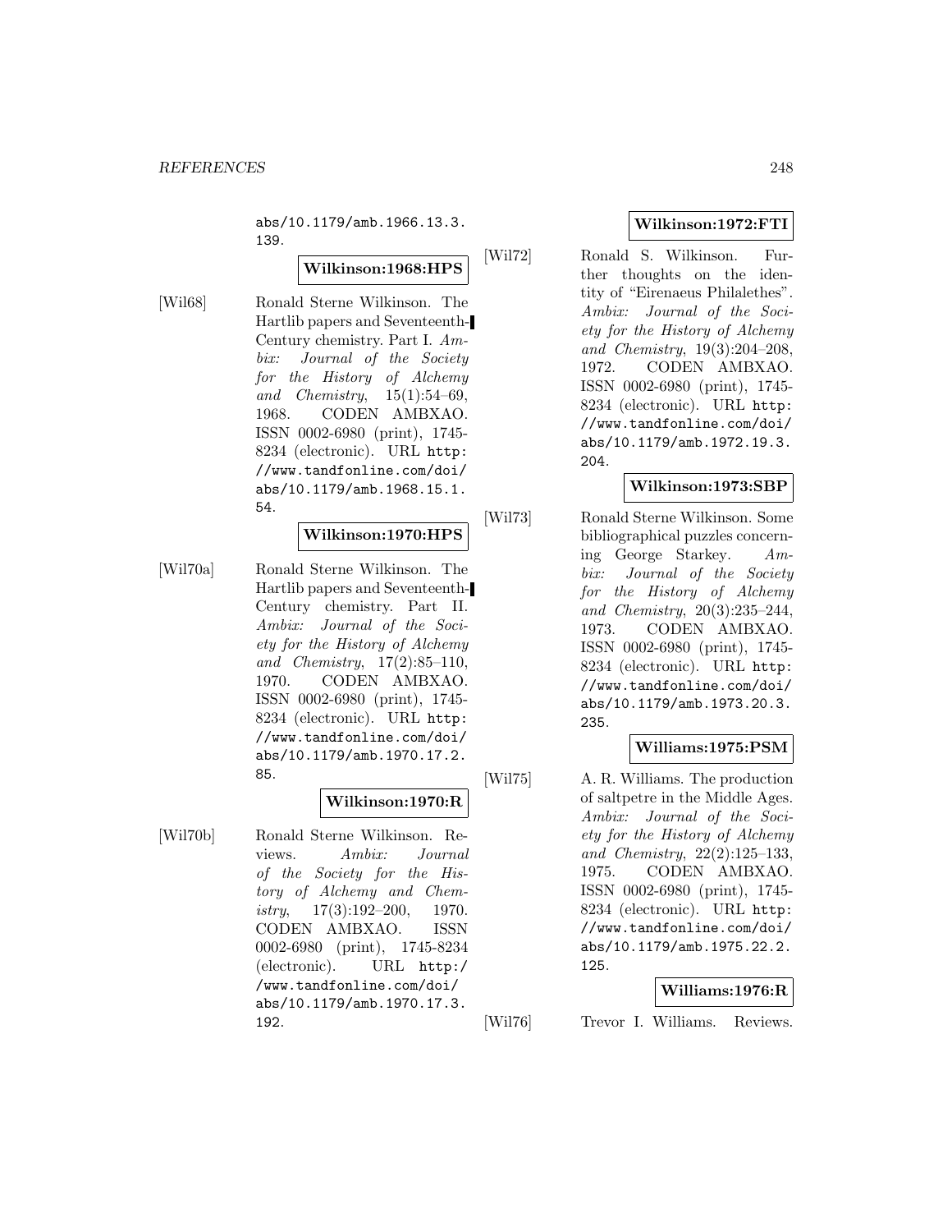abs/10.1179/amb.1966.13.3.139.

**Wilkinson:1968:HPS**

[Wil68] Ronald Sterne Wilkinson. The Hartlib papers and Seventeenth-Century chemistry. Part I. *Ambix: Journal of the Society for the History of Alchemy and Chemistry*, 15(1):54–69, 1968. CODEN AMBXAO. ISSN 0002-6980 (print), 1745-8234 (electronic). URL http://www.tandfonline.com/doi/abs/10.1179/amb.1968.15.1.54.

**Wilkinson:1970:HPS**

[Wil70a] Ronald Sterne Wilkinson. The Hartlib papers and Seventeenth-Century chemistry. Part II. *Ambix: Journal of the Society for the History of Alchemy and Chemistry*, 17(2):85–110, 1970. CODEN AMBXAO. ISSN 0002-6980 (print), 1745-8234 (electronic). URL http://www.tandfonline.com/doi/abs/10.1179/amb.1970.17.2.85.

**Wilkinson:1970:R**

[Wil70b] Ronald Sterne Wilkinson. Reviews. *Ambix: Journal of the Society for the History of Alchemy and Chemistry*, 17(3):192–200, 1970. CODEN AMBXAO. ISSN 0002-6980 (print), 1745-8234 (electronic). URL http://www.tandfonline.com/doi/abs/10.1179/amb.1970.17.3.192.

**Wilkinson:1972:FTI**

[Wil72] Ronald S. Wilkinson. Further thoughts on the identity of "Eirenaeus Philalethes". *Ambix: Journal of the Society for the History of Alchemy and Chemistry*, 19(3):204–208, 1972. CODEN AMBXAO. ISSN 0002-6980 (print), 1745-8234 (electronic). URL http://www.tandfonline.com/doi/abs/10.1179/amb.1972.19.3.204.

**Wilkinson:1973:SBP**

[Wil73] Ronald Sterne Wilkinson. Some bibliographical puzzles concerning George Starkey. *Ambix: Journal of the Society for the History of Alchemy and Chemistry*, 20(3):235–244, 1973. CODEN AMBXAO. ISSN 0002-6980 (print), 1745-8234 (electronic). URL http://www.tandfonline.com/doi/abs/10.1179/amb.1973.20.3.235.

**Williams:1975:PSM**

[Wil75] A. R. Williams. The production of saltpetre in the Middle Ages. *Ambix: Journal of the Society for the History of Alchemy and Chemistry*, 22(2):125–133, 1975. CODEN AMBXAO. ISSN 0002-6980 (print), 1745-8234 (electronic). URL http://www.tandfonline.com/doi/abs/10.1179/amb.1975.22.2.125.

**Williams:1976:R**

[Wil76] Trevor I. Williams. Reviews.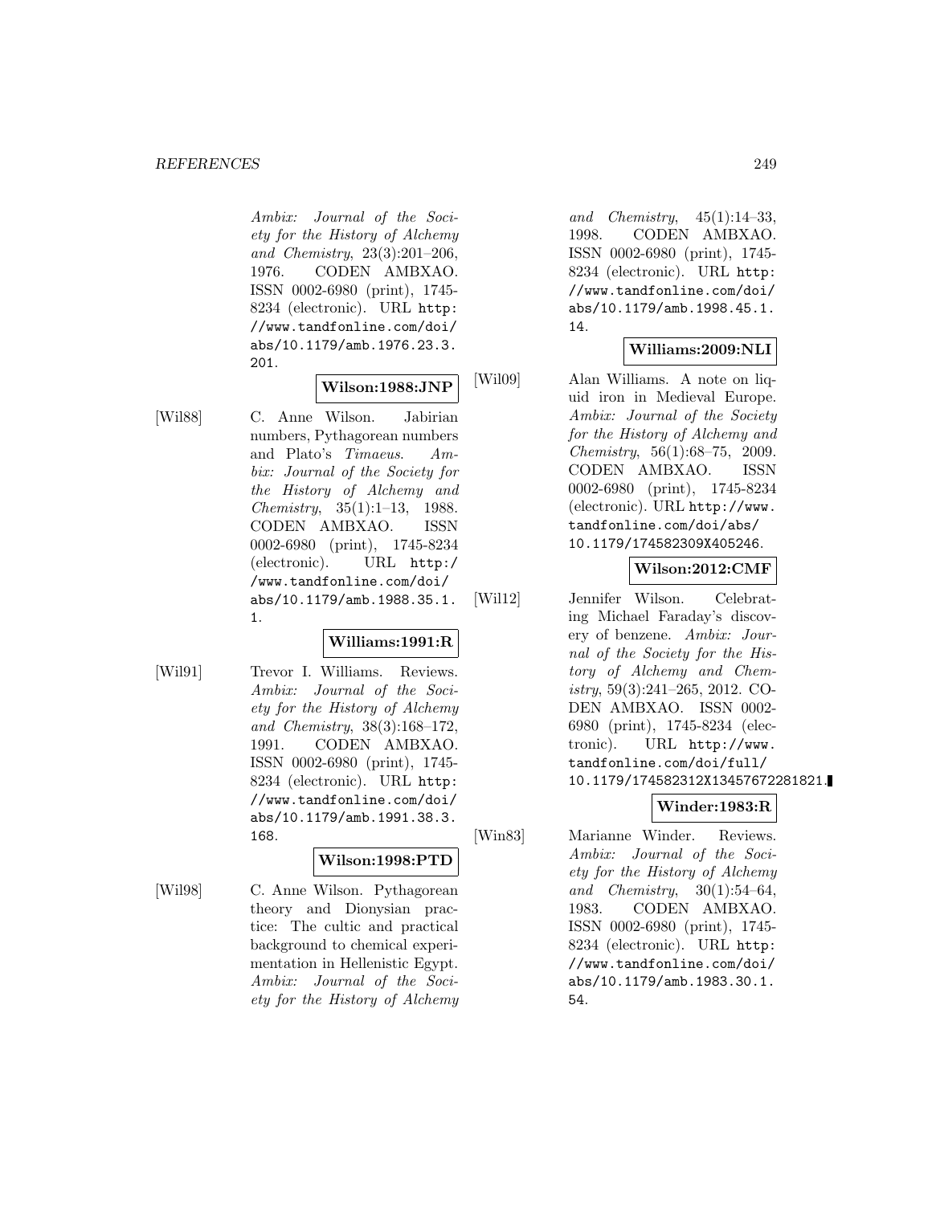Ambix: Journal of the Society for the History of Alchemy and Chemistry, 23(3):201–206, 1976. CODEN AMBXAO. ISSN 0002-6980 (print), 1745-8234 (electronic). URL http://www.tandfonline.com/doi/abs/10.1179/amb.1976.23.3.201.

**Wilson:1988:JNP**

[Wil88] C. Anne Wilson. Jabirian numbers, Pythagorean numbers and Plato's *Timaeus*. *Ambix: Journal of the Society for the History of Alchemy and Chemistry*, 35(1):1–13, 1988. CODEN AMBXAO. ISSN 0002-6980 (print), 1745-8234 (electronic). URL http://www.tandfonline.com/doi/abs/10.1179/amb.1988.35.1.1.

**Williams:1991:R**

[Wil91] Trevor I. Williams. Reviews. *Ambix: Journal of the Society for the History of Alchemy and Chemistry*, 38(3):168–172, 1991. CODEN AMBXAO. ISSN 0002-6980 (print), 1745-8234 (electronic). URL http://www.tandfonline.com/doi/abs/10.1179/amb.1991.38.3.168.

**Wilson:1998:PTD**

[Wil98] C. Anne Wilson. Pythagorean theory and Dionysian practice: The cultic and practical background to chemical experimentation in Hellenistic Egypt. *Ambix: Journal of the Society for the History of Alchemy and Chemistry*, 45(1):14–33, 1998. CODEN AMBXAO. ISSN 0002-6980 (print), 1745-8234 (electronic). URL http://www.tandfonline.com/doi/abs/10.1179/amb.1998.45.1.14.

**Williams:2009:NLI**

[Wil09] Alan Williams. A note on liquid iron in Medieval Europe. *Ambix: Journal of the Society for the History of Alchemy and Chemistry*, 56(1):68–75, 2009. CODEN AMBXAO. ISSN 0002-6980 (print), 1745-8234 (electronic). URL http://www.tandfonline.com/doi/abs/10.1179/174582309X405246.

**Wilson:2012:CMF**

[Wil12] Jennifer Wilson. Celebrating Michael Faraday's discovery of benzene. *Ambix: Journal of the Society for the History of Alchemy and Chemistry*, 59(3):241–265, 2012. CODEN AMBXAO. ISSN 0002-6980 (print), 1745-8234 (electronic). URL http://www.tandfonline.com/doi/full/10.1179/174582312X13457672281821.

**Winder:1983:R**

[Win83] Marianne Winder. Reviews. *Ambix: Journal of the Society for the History of Alchemy and Chemistry*, 30(1):54–64, 1983. CODEN AMBXAO. ISSN 0002-6980 (print), 1745-8234 (electronic). URL http://www.tandfonline.com/doi/abs/10.1179/amb.1983.30.1.54.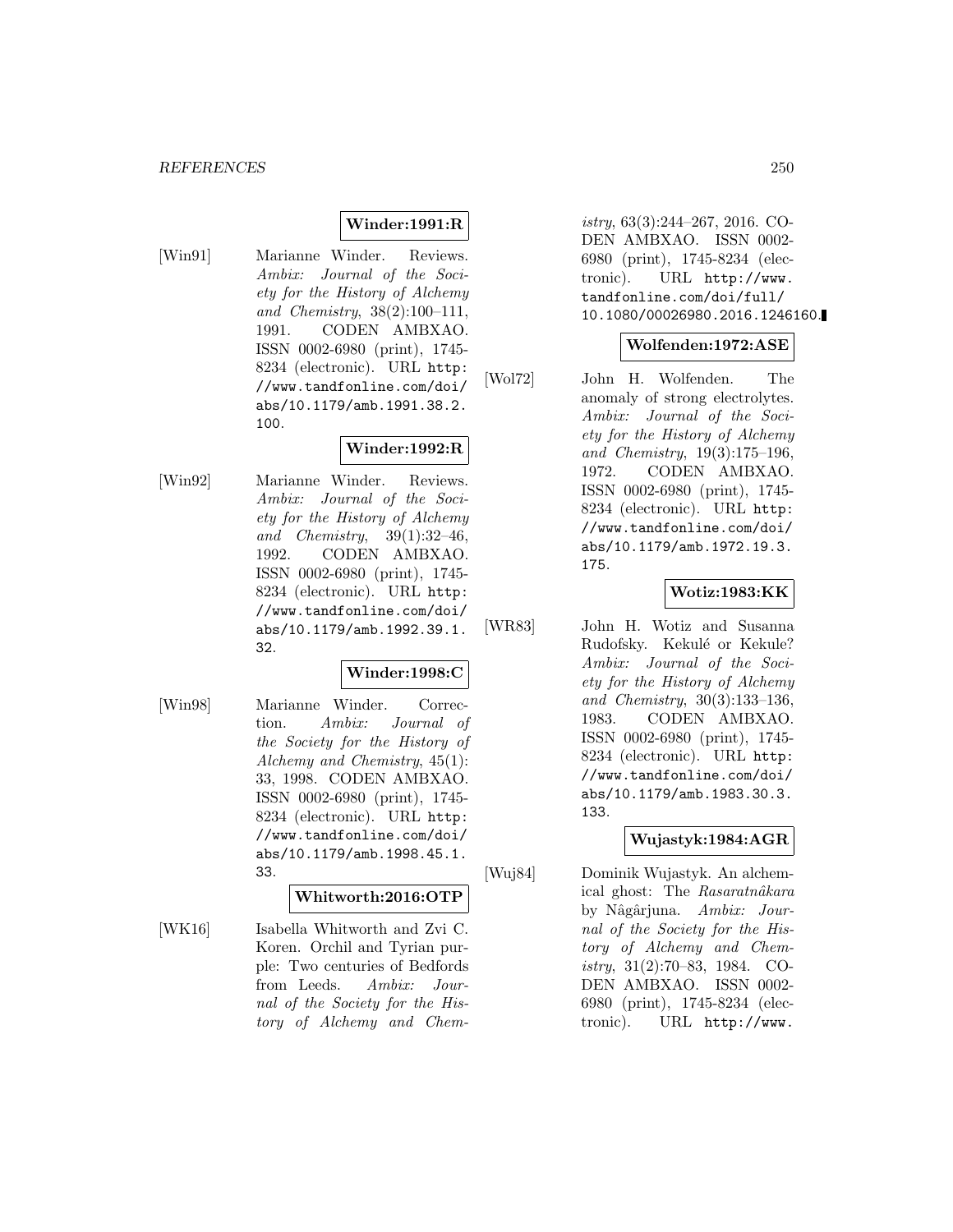**Winder:1991:R**

[Win91] Marianne Winder. Reviews. *Ambix: Journal of the Society for the History of Alchemy and Chemistry*, 38(2):100–111, 1991. CODEN AMBXAO. ISSN 0002-6980 (print), 1745-8234 (electronic). URL http://www.tandfonline.com/doi/abs/10.1179/amb.1991.38.2.100.

**Winder:1992:R**

[Win92] Marianne Winder. Reviews. *Ambix: Journal of the Society for the History of Alchemy and Chemistry*, 39(1):32–46, 1992. CODEN AMBXAO. ISSN 0002-6980 (print), 1745-8234 (electronic). URL http://www.tandfonline.com/doi/abs/10.1179/amb.1992.39.1.32.

**Winder:1998:C**

[Win98] Marianne Winder. Correction. *Ambix: Journal of the Society for the History of Alchemy and Chemistry*, 45(1):33, 1998. CODEN AMBXAO. ISSN 0002-6980 (print), 1745-8234 (electronic). URL http://www.tandfonline.com/doi/abs/10.1179/amb.1998.45.1.33.

**Whitworth:2016:OTP**

[WK16] Isabella Whitworth and Zvi C. Koren. Orchil and Tyrian purple: Two centuries of Bedfords from Leeds. *Ambix: Journal of the Society for the History of Alchemy and Chemistry*, 63(3):244–267, 2016. CODEN AMBXAO. ISSN 0002-6980 (print), 1745-8234 (electronic). URL http://www.tandfonline.com/doi/full/10.1080/00026980.2016.1246160.

**Wolfenden:1972:ASE**

[Wol72] John H. Wolfenden. The anomaly of strong electrolytes. *Ambix: Journal of the Society for the History of Alchemy and Chemistry*, 19(3):175–196, 1972. CODEN AMBXAO. ISSN 0002-6980 (print), 1745-8234 (electronic). URL http://www.tandfonline.com/doi/abs/10.1179/amb.1972.19.3.175.

**Wotiz:1983:KK**

[WR83] John H. Wotiz and Susanna Rudofsky. Kekulé or Kekule? *Ambix: Journal of the Society for the History of Alchemy and Chemistry*, 30(3):133–136, 1983. CODEN AMBXAO. ISSN 0002-6980 (print), 1745-8234 (electronic). URL http://www.tandfonline.com/doi/abs/10.1179/amb.1983.30.3.133.

**Wujastyk:1984:AGR**

[Wuj84] Dominik Wujastyk. An alchemical ghost: The *Rasaratnâkara* by Nâgârjuna. *Ambix: Journal of the Society for the History of Alchemy and Chemistry*, 31(2):70–83, 1984. CODEN AMBXAO. ISSN 0002-6980 (print), 1745-8234 (electronic). URL http://www.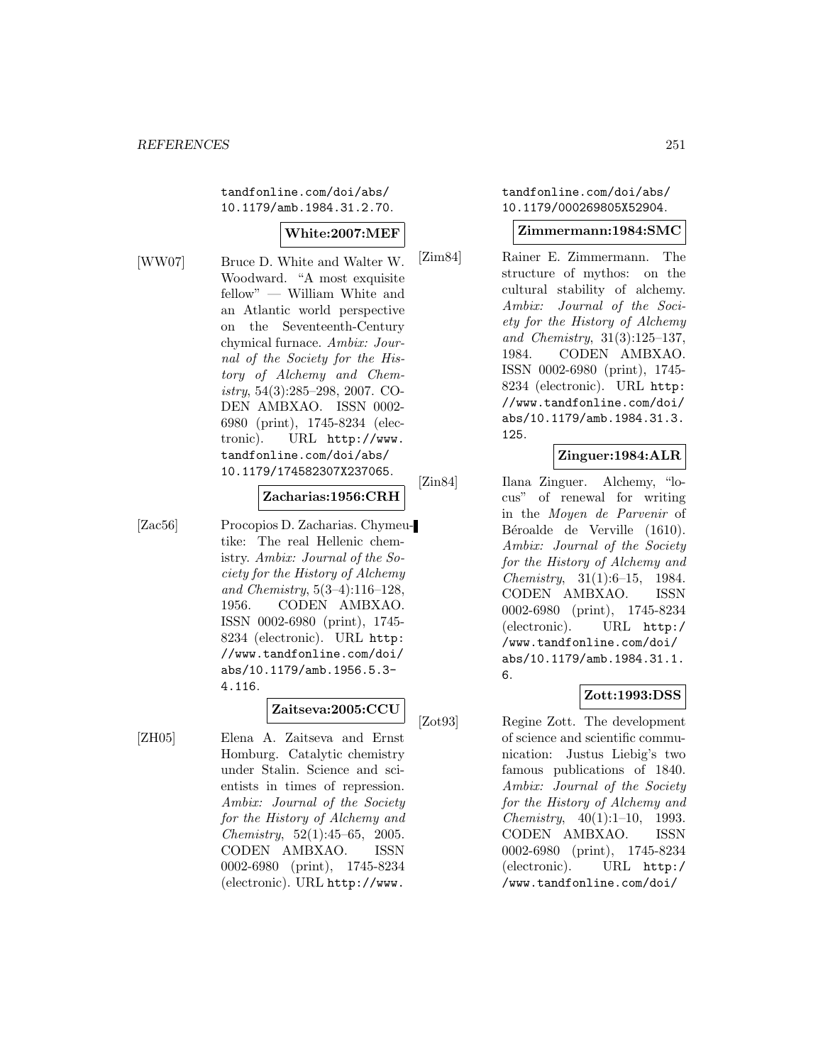tandfonline.com/doi/abs/10.1179/amb.1984.31.2.70.

**White:2007:MEF**

[WW07] Bruce D. White and Walter W. Woodward. "A most exquisite fellow" — William White and an Atlantic world perspective on the Seventeenth-Century chymical furnace. *Ambix: Journal of the Society for the History of Alchemy and Chemistry*, 54(3):285–298, 2007. CODEN AMBXAO. ISSN 0002-6980 (print), 1745-8234 (electronic). URL http://www.tandfonline.com/doi/abs/10.1179/174582307X237065.

**Zacharias:1956:CRH**

[Zac56] Procopios D. Zacharias. Chymeutike: The real Hellenic chemistry. *Ambix: Journal of the Society for the History of Alchemy and Chemistry*, 5(3–4):116–128, 1956. CODEN AMBXAO. ISSN 0002-6980 (print), 1745-8234 (electronic). URL http://www.tandfonline.com/doi/abs/10.1179/amb.1956.5.3-4.116.

**Zaitseva:2005:CCU**

[ZH05] Elena A. Zaitseva and Ernst Homburg. Catalytic chemistry under Stalin. Science and scientists in times of repression. *Ambix: Journal of the Society for the History of Alchemy and Chemistry*, 52(1):45–65, 2005. CODEN AMBXAO. ISSN 0002-6980 (print), 1745-8234 (electronic). URL http://www.tandfonline.com/doi/abs/10.1179/000269805X52904.

**Zimmermann:1984:SMC**

[Zim84] Rainer E. Zimmermann. The structure of mythos: on the cultural stability of alchemy. *Ambix: Journal of the Society for the History of Alchemy and Chemistry*, 31(3):125–137, 1984. CODEN AMBXAO. ISSN 0002-6980 (print), 1745-8234 (electronic). URL http://www.tandfonline.com/doi/abs/10.1179/amb.1984.31.3.125.

**Zinguer:1984:ALR**

[Zin84] Ilana Zinguer. Alchemy, "locus" of renewal for writing in the *Moyen de Parvenir* of Béroalde de Verville (1610). *Ambix: Journal of the Society for the History of Alchemy and Chemistry*, 31(1):6–15, 1984. CODEN AMBXAO. ISSN 0002-6980 (print), 1745-8234 (electronic). URL http://www.tandfonline.com/doi/abs/10.1179/amb.1984.31.1.6.

**Zott:1993:DSS**

[Zot93] Regine Zott. The development of science and scientific communication: Justus Liebig's two famous publications of 1840. *Ambix: Journal of the Society for the History of Alchemy and Chemistry*, 40(1):1–10, 1993. CODEN AMBXAO. ISSN 0002-6980 (print), 1745-8234 (electronic). URL http://www.tandfonline.com/doi/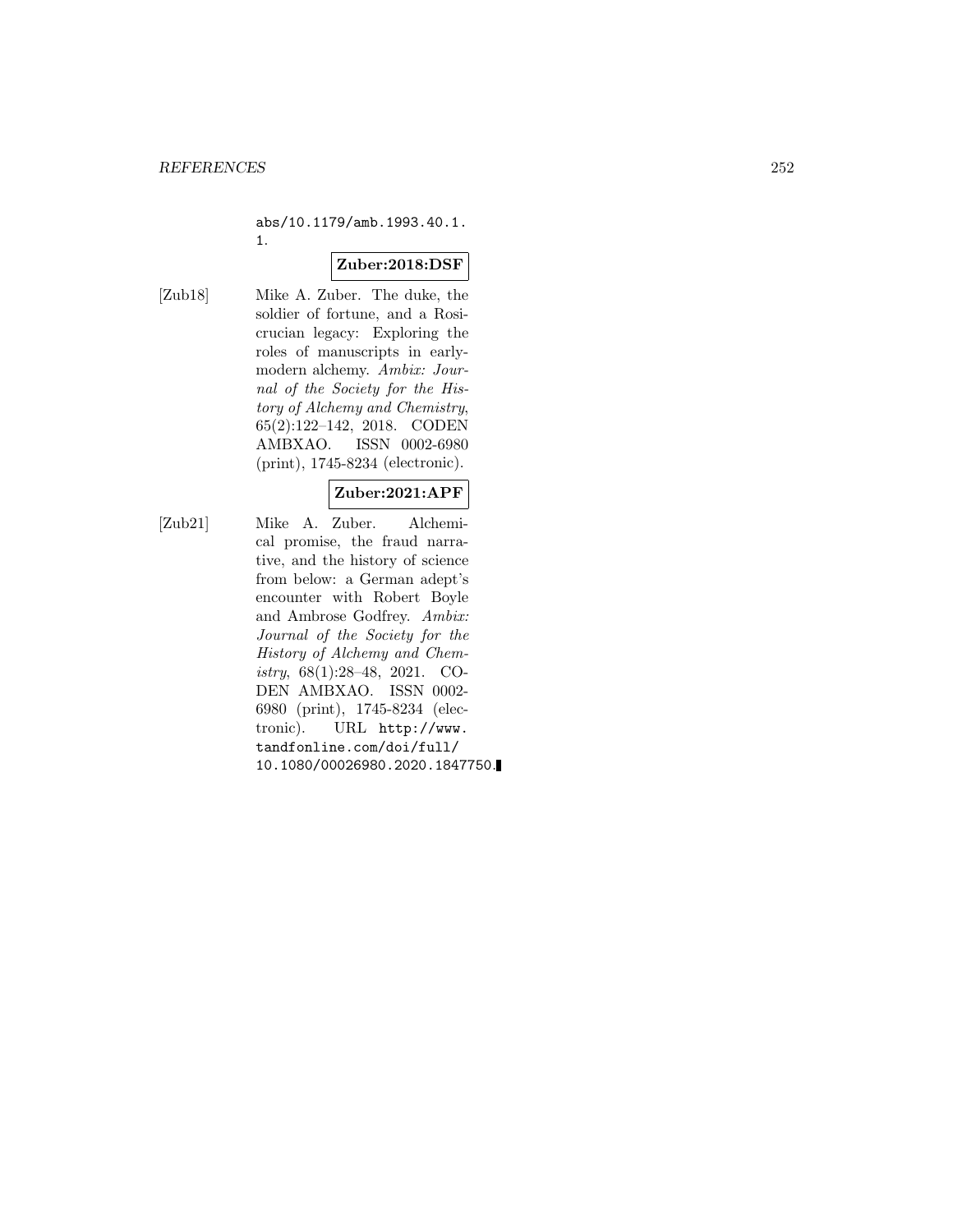abs/10.1179/amb.1993.40.1.1.

**Zuber:2018:DSF**

[Zub18] Mike A. Zuber. The duke, the soldier of fortune, and a Rosicrucian legacy: Exploring the roles of manuscripts in early-modern alchemy. *Ambix: Journal of the Society for the History of Alchemy and Chemistry*, 65(2):122–142, 2018. CODEN AMBXAO. ISSN 0002-6980 (print), 1745-8234 (electronic).

**Zuber:2021:APF**

[Zub21] Mike A. Zuber. Alchemical promise, the fraud narrative, and the history of science from below: a German adept's encounter with Robert Boyle and Ambrose Godfrey. *Ambix: Journal of the Society for the History of Alchemy and Chemistry*, 68(1):28–48, 2021. CODEN AMBXAO. ISSN 0002-6980 (print), 1745-8234 (electronic). URL http://www.tandfonline.com/doi/full/10.1080/00026980.2020.1847750.